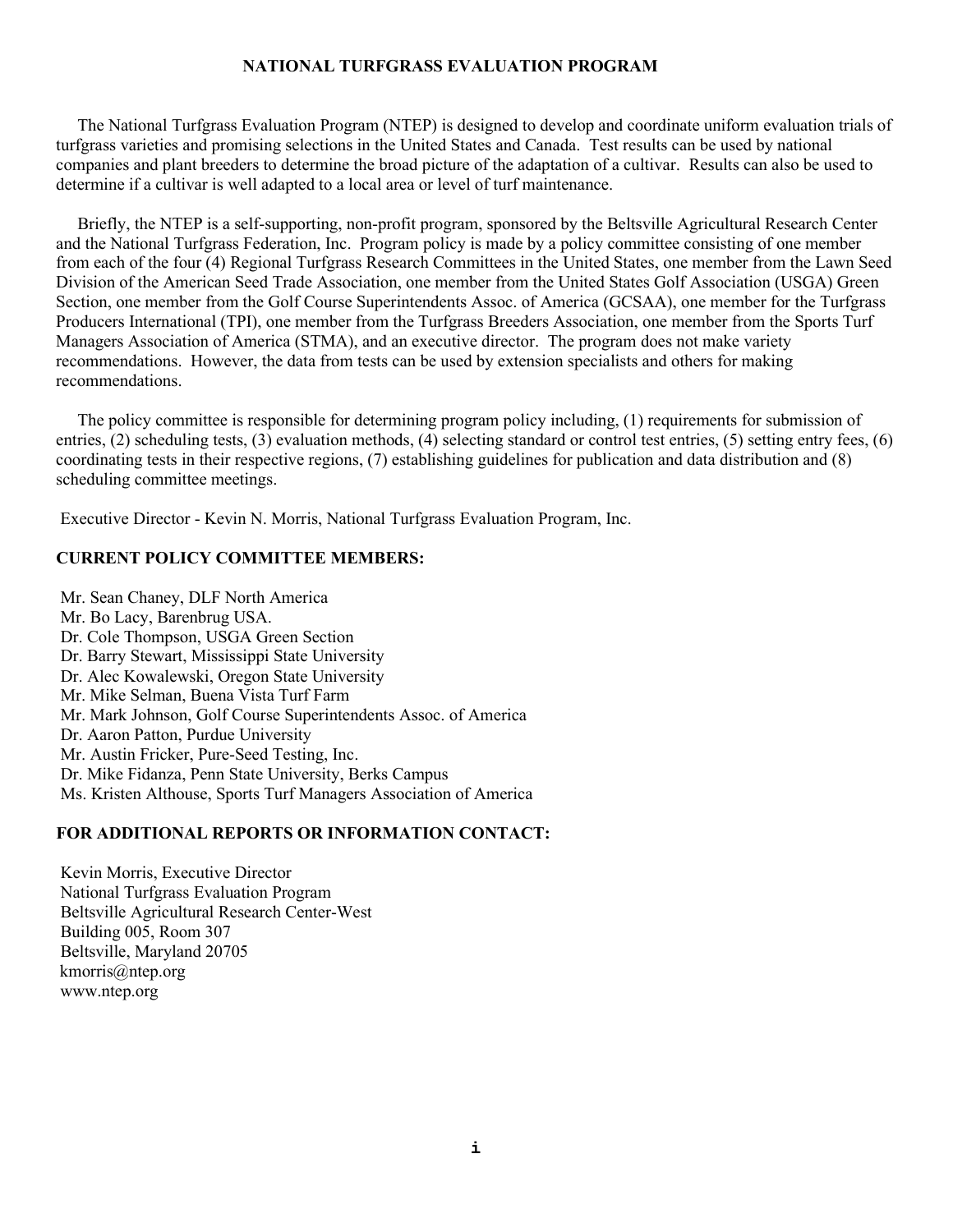# NATIONAL TURFGRASS EVALUATION PROGRAM

The National Turfgrass Evaluation Program (NTEP) is designed to develop and coordinate uniform evaluation trials of turfgrass varieties and promising selections in the United States and Canada. Test results can be used by national companies and plant breeders to determine the broad picture of the adaptation of a cultivar. Results can also be used to determine if a cultivar is well adapted to a local area or level of turf maintenance.

Briefly, the NTEP is a self-supporting, non-profit program, sponsored by the Beltsville Agricultural Research Center and the National Turfgrass Federation, Inc. Program policy is made by a policy committee consisting of one member from each of the four (4) Regional Turfgrass Research Committees in the United States, one member from the Lawn Seed Division of the American Seed Trade Association, one member from the United States Golf Association (USGA) Green Section, one member from the Golf Course Superintendents Assoc. of America (GCSAA), one member for the Turfgrass Producers International (TPI), one member from the Turfgrass Breeders Association, one member from the Sports Turf Managers Association of America (STMA), and an executive director. The program does not make variety recommendations. However, the data from tests can be used by extension specialists and others for making recommendations.

The policy committee is responsible for determining program policy including, (1) requirements for submission of entries, (2) scheduling tests, (3) evaluation methods, (4) selecting standard or control test entries, (5) setting entry fees, (6) coordinating tests in their respective regions, (7) establishing guidelines for publication and data distribution and (8) scheduling committee meetings.

Executive Director - Kevin N. Morris, National Turfgrass Evaluation Program, Inc.

## CURRENT POLICY COMMITTEE MEMBERS:

Mr. Sean Chaney, DLF North America
Mr. Bo Lacy, Barenbrug USA.
Dr. Cole Thompson, USGA Green Section
Dr. Barry Stewart, Mississippi State University
Dr. Alec Kowalewski, Oregon State University
Mr. Mike Selman, Buena Vista Turf Farm
Mr. Mark Johnson, Golf Course Superintendents Assoc. of America
Dr. Aaron Patton, Purdue University
Mr. Austin Fricker, Pure-Seed Testing, Inc.
Dr. Mike Fidanza, Penn State University, Berks Campus
Ms. Kristen Althouse, Sports Turf Managers Association of America

## FOR ADDITIONAL REPORTS OR INFORMATION CONTACT:

Kevin Morris, Executive Director
National Turfgrass Evaluation Program
Beltsville Agricultural Research Center-West
Building 005, Room 307
Beltsville, Maryland 20705
kmorris@ntep.org
www.ntep.org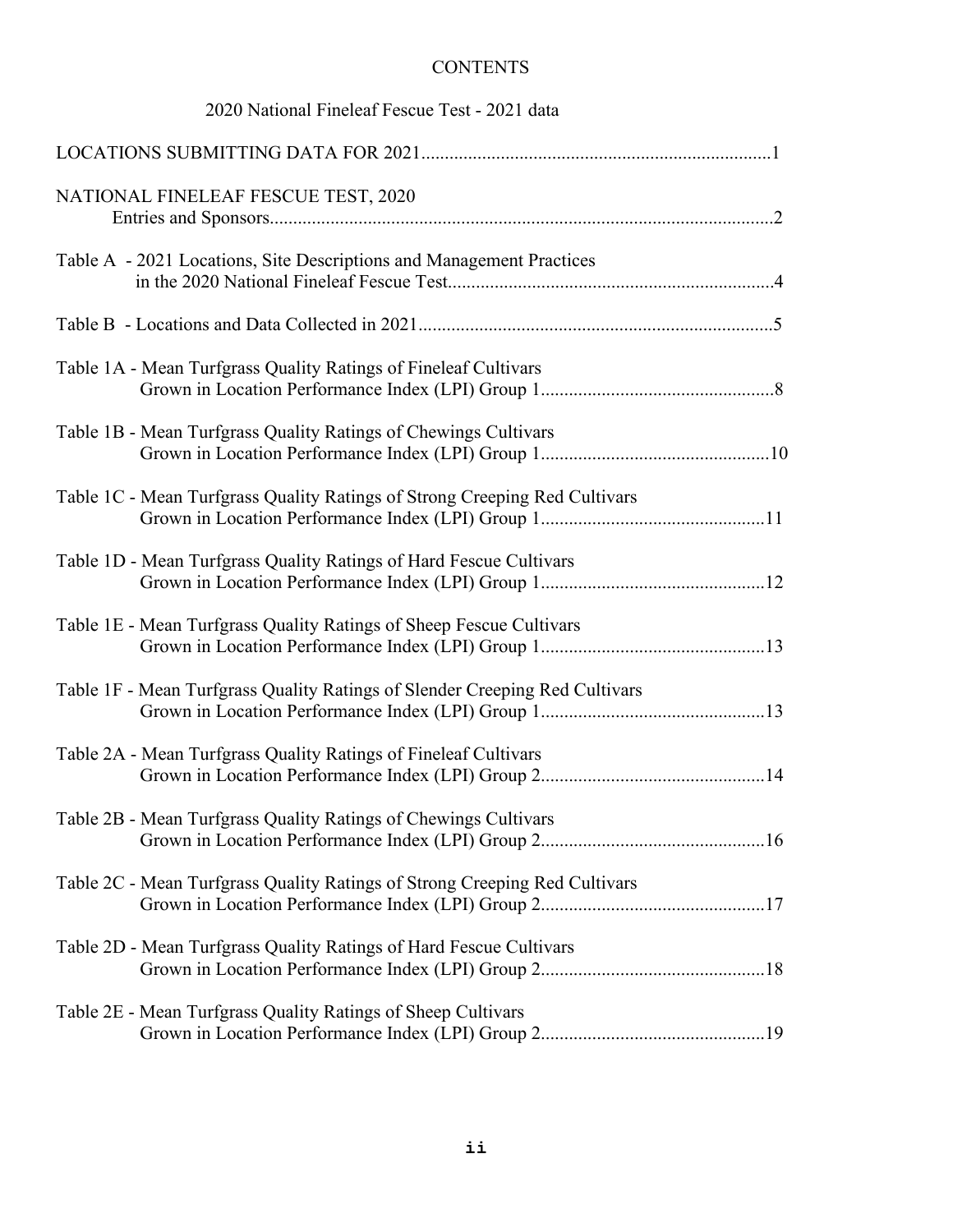# CONTENTS

2020 National Fineleaf Fescue Test - 2021 data

LOCATIONS SUBMITTING DATA FOR 2021..........................................................................1

NATIONAL FINELEAF FESCUE TEST, 2020
Entries and Sponsors..........................................................................................................2

Table A - 2021 Locations, Site Descriptions and Management Practices
in the 2020 National Fineleaf Fescue Test.....................................................................4

Table B - Locations and Data Collected in 2021...........................................................................5

Table 1A - Mean Turfgrass Quality Ratings of Fineleaf Cultivars
Grown in Location Performance Index (LPI) Group 1.................................................8

Table 1B - Mean Turfgrass Quality Ratings of Chewings Cultivars
Grown in Location Performance Index (LPI) Group 1.................................................10

Table 1C - Mean Turfgrass Quality Ratings of Strong Creeping Red Cultivars
Grown in Location Performance Index (LPI) Group 1................................................11

Table 1D - Mean Turfgrass Quality Ratings of Hard Fescue Cultivars
Grown in Location Performance Index (LPI) Group 1................................................12

Table 1E - Mean Turfgrass Quality Ratings of Sheep Fescue Cultivars
Grown in Location Performance Index (LPI) Group 1................................................13

Table 1F - Mean Turfgrass Quality Ratings of Slender Creeping Red Cultivars
Grown in Location Performance Index (LPI) Group 1................................................13

Table 2A - Mean Turfgrass Quality Ratings of Fineleaf Cultivars
Grown in Location Performance Index (LPI) Group 2................................................14

Table 2B - Mean Turfgrass Quality Ratings of Chewings Cultivars
Grown in Location Performance Index (LPI) Group 2................................................16

Table 2C - Mean Turfgrass Quality Ratings of Strong Creeping Red Cultivars
Grown in Location Performance Index (LPI) Group 2................................................17

Table 2D - Mean Turfgrass Quality Ratings of Hard Fescue Cultivars
Grown in Location Performance Index (LPI) Group 2................................................18

Table 2E - Mean Turfgrass Quality Ratings of Sheep Cultivars
Grown in Location Performance Index (LPI) Group 2................................................19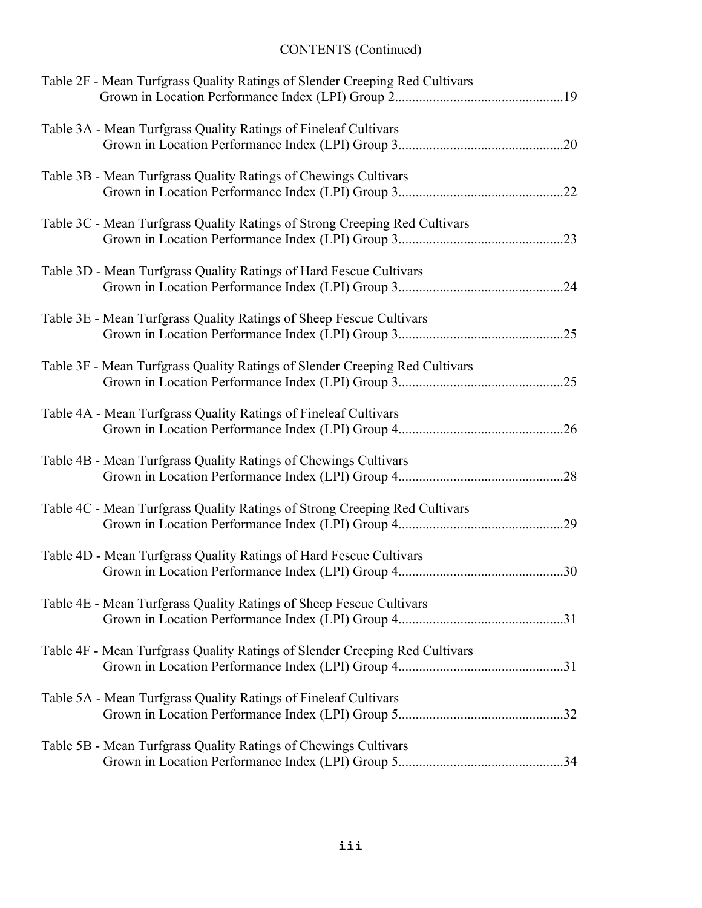CONTENTS (Continued)

Table 2F - Mean Turfgrass Quality Ratings of Slender Creeping Red Cultivars Grown in Location Performance Index (LPI) Group 2................................................19

Table 3A - Mean Turfgrass Quality Ratings of Fineleaf Cultivars Grown in Location Performance Index (LPI) Group 3................................................20

Table 3B - Mean Turfgrass Quality Ratings of Chewings Cultivars Grown in Location Performance Index (LPI) Group 3................................................22

Table 3C - Mean Turfgrass Quality Ratings of Strong Creeping Red Cultivars Grown in Location Performance Index (LPI) Group 3................................................23

Table 3D - Mean Turfgrass Quality Ratings of Hard Fescue Cultivars Grown in Location Performance Index (LPI) Group 3................................................24

Table 3E - Mean Turfgrass Quality Ratings of Sheep Fescue Cultivars Grown in Location Performance Index (LPI) Group 3................................................25

Table 3F - Mean Turfgrass Quality Ratings of Slender Creeping Red Cultivars Grown in Location Performance Index (LPI) Group 3................................................25

Table 4A - Mean Turfgrass Quality Ratings of Fineleaf Cultivars Grown in Location Performance Index (LPI) Group 4................................................26

Table 4B - Mean Turfgrass Quality Ratings of Chewings Cultivars Grown in Location Performance Index (LPI) Group 4................................................28

Table 4C - Mean Turfgrass Quality Ratings of Strong Creeping Red Cultivars Grown in Location Performance Index (LPI) Group 4................................................29

Table 4D - Mean Turfgrass Quality Ratings of Hard Fescue Cultivars Grown in Location Performance Index (LPI) Group 4................................................30

Table 4E - Mean Turfgrass Quality Ratings of Sheep Fescue Cultivars Grown in Location Performance Index (LPI) Group 4................................................31

Table 4F - Mean Turfgrass Quality Ratings of Slender Creeping Red Cultivars Grown in Location Performance Index (LPI) Group 4................................................31

Table 5A - Mean Turfgrass Quality Ratings of Fineleaf Cultivars Grown in Location Performance Index (LPI) Group 5................................................32

Table 5B - Mean Turfgrass Quality Ratings of Chewings Cultivars Grown in Location Performance Index (LPI) Group 5................................................34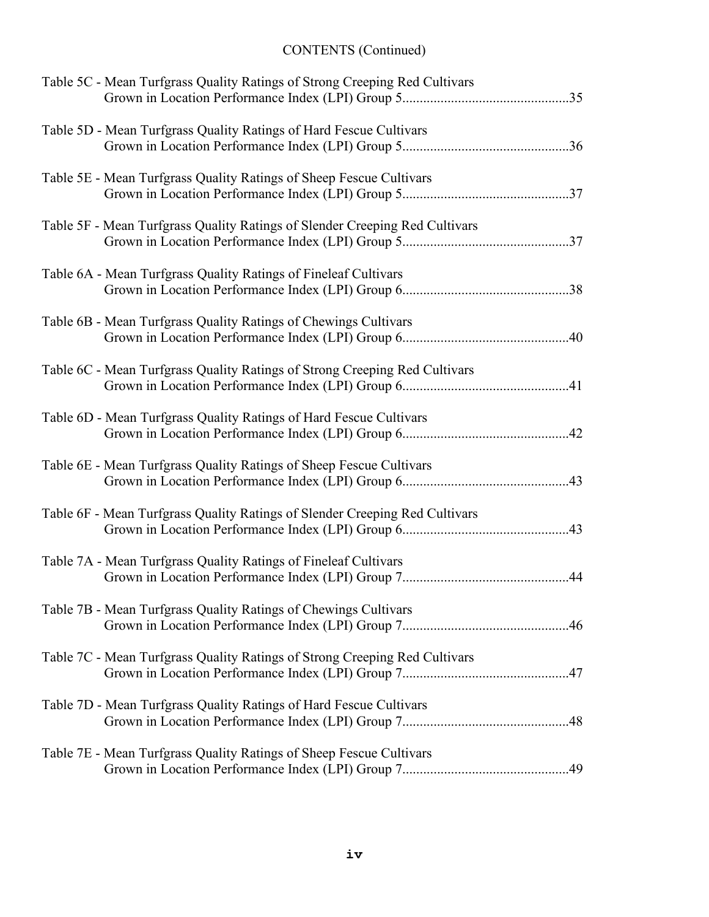CONTENTS (Continued)

Table 5C - Mean Turfgrass Quality Ratings of Strong Creeping Red Cultivars
Grown in Location Performance Index (LPI) Group 5................................................35

Table 5D - Mean Turfgrass Quality Ratings of Hard Fescue Cultivars
Grown in Location Performance Index (LPI) Group 5................................................36

Table 5E - Mean Turfgrass Quality Ratings of Sheep Fescue Cultivars
Grown in Location Performance Index (LPI) Group 5................................................37

Table 5F - Mean Turfgrass Quality Ratings of Slender Creeping Red Cultivars
Grown in Location Performance Index (LPI) Group 5................................................37

Table 6A - Mean Turfgrass Quality Ratings of Fineleaf Cultivars
Grown in Location Performance Index (LPI) Group 6................................................38

Table 6B - Mean Turfgrass Quality Ratings of Chewings Cultivars
Grown in Location Performance Index (LPI) Group 6................................................40

Table 6C - Mean Turfgrass Quality Ratings of Strong Creeping Red Cultivars
Grown in Location Performance Index (LPI) Group 6................................................41

Table 6D - Mean Turfgrass Quality Ratings of Hard Fescue Cultivars
Grown in Location Performance Index (LPI) Group 6................................................42

Table 6E - Mean Turfgrass Quality Ratings of Sheep Fescue Cultivars
Grown in Location Performance Index (LPI) Group 6................................................43

Table 6F - Mean Turfgrass Quality Ratings of Slender Creeping Red Cultivars
Grown in Location Performance Index (LPI) Group 6................................................43

Table 7A - Mean Turfgrass Quality Ratings of Fineleaf Cultivars
Grown in Location Performance Index (LPI) Group 7................................................44

Table 7B - Mean Turfgrass Quality Ratings of Chewings Cultivars
Grown in Location Performance Index (LPI) Group 7................................................46

Table 7C - Mean Turfgrass Quality Ratings of Strong Creeping Red Cultivars
Grown in Location Performance Index (LPI) Group 7................................................47

Table 7D - Mean Turfgrass Quality Ratings of Hard Fescue Cultivars
Grown in Location Performance Index (LPI) Group 7................................................48

Table 7E - Mean Turfgrass Quality Ratings of Sheep Fescue Cultivars
Grown in Location Performance Index (LPI) Group 7................................................49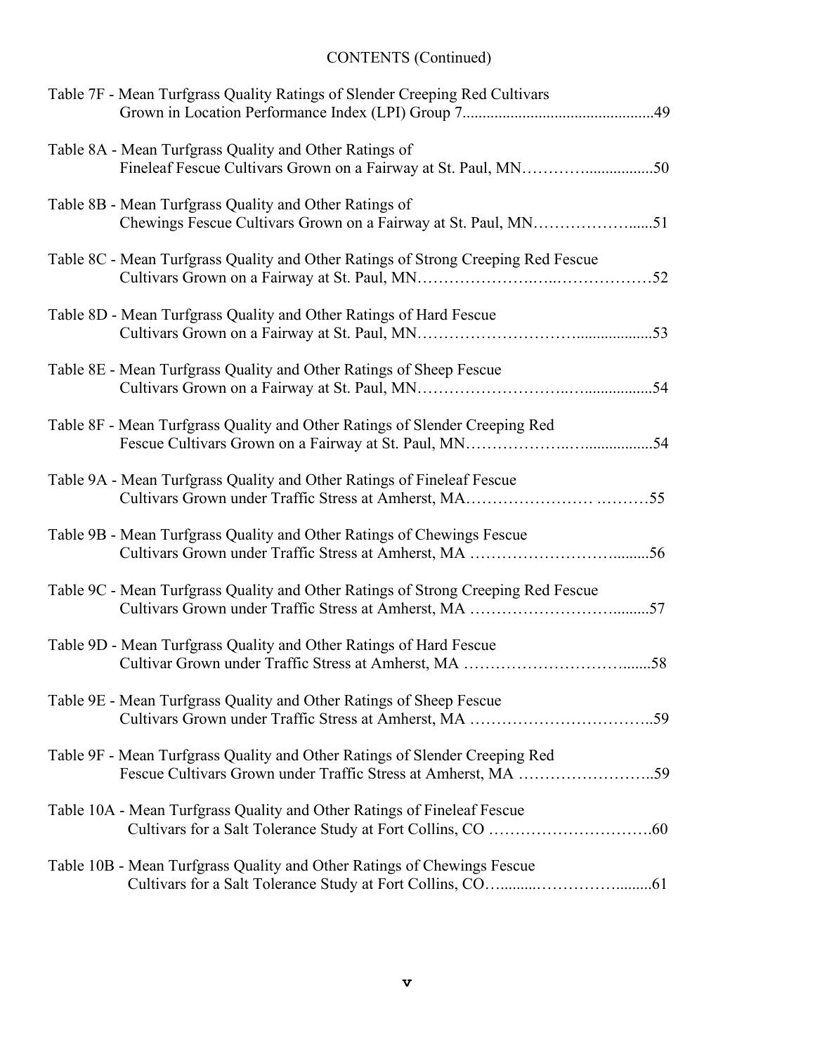CONTENTS (Continued)

Table 7F - Mean Turfgrass Quality Ratings of Slender Creeping Red Cultivars Grown in Location Performance Index (LPI) Group 7 ....... 49

Table 8A - Mean Turfgrass Quality and Other Ratings of Fineleaf Fescue Cultivars Grown on a Fairway at St. Paul, MN ....... 50

Table 8B - Mean Turfgrass Quality and Other Ratings of Chewings Fescue Cultivars Grown on a Fairway at St. Paul, MN ....... 51

Table 8C - Mean Turfgrass Quality and Other Ratings of Strong Creeping Red Fescue Cultivars Grown on a Fairway at St. Paul, MN ....... 52

Table 8D - Mean Turfgrass Quality and Other Ratings of Hard Fescue Cultivars Grown on a Fairway at St. Paul, MN ....... 53

Table 8E - Mean Turfgrass Quality and Other Ratings of Sheep Fescue Cultivars Grown on a Fairway at St. Paul, MN ....... 54

Table 8F - Mean Turfgrass Quality and Other Ratings of Slender Creeping Red Fescue Cultivars Grown on a Fairway at St. Paul, MN ....... 54

Table 9A - Mean Turfgrass Quality and Other Ratings of Fineleaf Fescue Cultivars Grown under Traffic Stress at Amherst, MA ....... 55

Table 9B - Mean Turfgrass Quality and Other Ratings of Chewings Fescue Cultivars Grown under Traffic Stress at Amherst, MA ....... 56

Table 9C - Mean Turfgrass Quality and Other Ratings of Strong Creeping Red Fescue Cultivars Grown under Traffic Stress at Amherst, MA ....... 57

Table 9D - Mean Turfgrass Quality and Other Ratings of Hard Fescue Cultivar Grown under Traffic Stress at Amherst, MA ....... 58

Table 9E - Mean Turfgrass Quality and Other Ratings of Sheep Fescue Cultivars Grown under Traffic Stress at Amherst, MA ....... 59

Table 9F - Mean Turfgrass Quality and Other Ratings of Slender Creeping Red Fescue Cultivars Grown under Traffic Stress at Amherst, MA ....... 59

Table 10A - Mean Turfgrass Quality and Other Ratings of Fineleaf Fescue Cultivars for a Salt Tolerance Study at Fort Collins, CO ....... 60

Table 10B - Mean Turfgrass Quality and Other Ratings of Chewings Fescue Cultivars for a Salt Tolerance Study at Fort Collins, CO ....... 61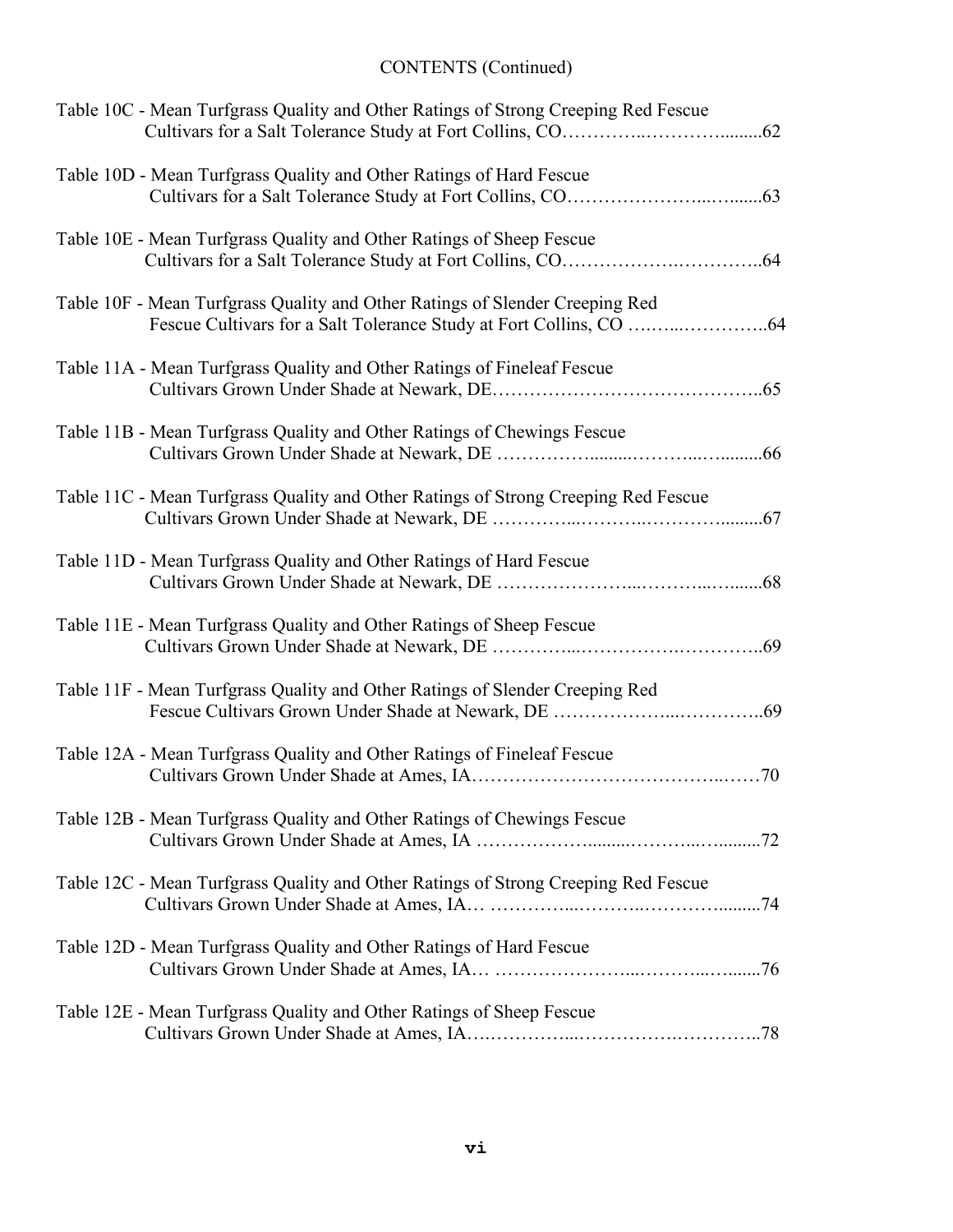CONTENTS (Continued)

Table 10C - Mean Turfgrass Quality and Other Ratings of Strong Creeping Red Fescue Cultivars for a Salt Tolerance Study at Fort Collins, CO……………………………62

Table 10D - Mean Turfgrass Quality and Other Ratings of Hard Fescue Cultivars for a Salt Tolerance Study at Fort Collins, CO……………………………63

Table 10E - Mean Turfgrass Quality and Other Ratings of Sheep Fescue Cultivars for a Salt Tolerance Study at Fort Collins, CO……………………………64

Table 10F - Mean Turfgrass Quality and Other Ratings of Slender Creeping Red Fescue Cultivars for a Salt Tolerance Study at Fort Collins, CO ……………………64

Table 11A - Mean Turfgrass Quality and Other Ratings of Fineleaf Fescue Cultivars Grown Under Shade at Newark, DE……………………………………65

Table 11B - Mean Turfgrass Quality and Other Ratings of Chewings Fescue Cultivars Grown Under Shade at Newark, DE ……………………………………66

Table 11C - Mean Turfgrass Quality and Other Ratings of Strong Creeping Red Fescue Cultivars Grown Under Shade at Newark, DE ……………………………………67

Table 11D - Mean Turfgrass Quality and Other Ratings of Hard Fescue Cultivars Grown Under Shade at Newark, DE ……………………………………68

Table 11E - Mean Turfgrass Quality and Other Ratings of Sheep Fescue Cultivars Grown Under Shade at Newark, DE ……………………………………69

Table 11F - Mean Turfgrass Quality and Other Ratings of Slender Creeping Red Fescue Cultivars Grown Under Shade at Newark, DE ……………………………69

Table 12A - Mean Turfgrass Quality and Other Ratings of Fineleaf Fescue Cultivars Grown Under Shade at Ames, IA……………………………………70

Table 12B - Mean Turfgrass Quality and Other Ratings of Chewings Fescue Cultivars Grown Under Shade at Ames, IA ……………………………………72

Table 12C - Mean Turfgrass Quality and Other Ratings of Strong Creeping Red Fescue Cultivars Grown Under Shade at Ames, IA… ……………………………………74

Table 12D - Mean Turfgrass Quality and Other Ratings of Hard Fescue Cultivars Grown Under Shade at Ames, IA… ……………………………………76

Table 12E - Mean Turfgrass Quality and Other Ratings of Sheep Fescue Cultivars Grown Under Shade at Ames, IA……………………………………78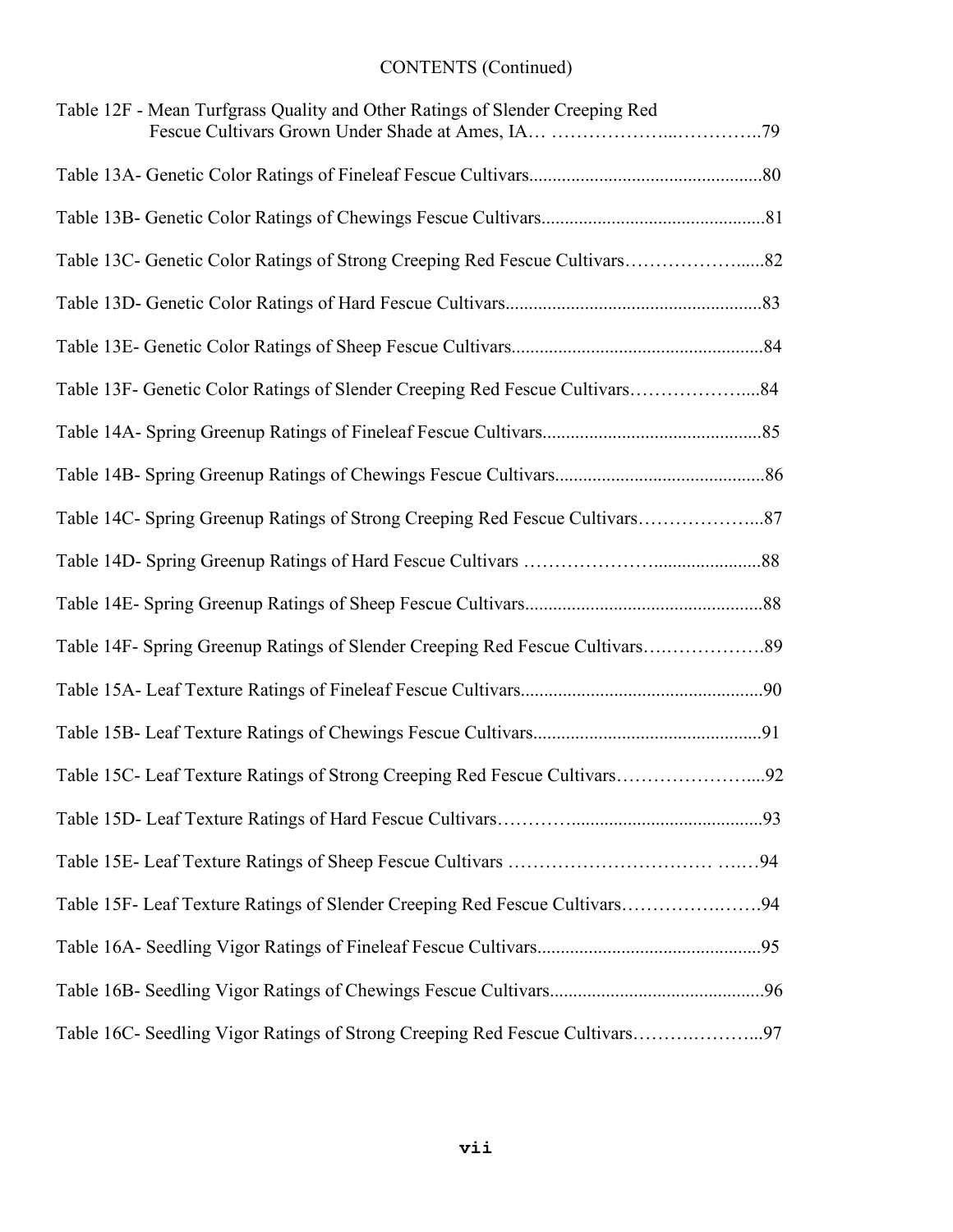CONTENTS (Continued)

Table 12F - Mean Turfgrass Quality and Other Ratings of Slender Creeping Red Fescue Cultivars Grown Under Shade at Ames, IA… ………………...…………..79

Table 13A- Genetic Color Ratings of Fineleaf Fescue Cultivars..................................................80

Table 13B- Genetic Color Ratings of Chewings Fescue Cultivars................................................81

Table 13C- Genetic Color Ratings of Strong Creeping Red Fescue Cultivars………………......82

Table 13D- Genetic Color Ratings of Hard Fescue Cultivars.......................................................83

Table 13E- Genetic Color Ratings of Sheep Fescue Cultivars......................................................84

Table 13F- Genetic Color Ratings of Slender Creeping Red Fescue Cultivars………………....84

Table 14A- Spring Greenup Ratings of Fineleaf Fescue Cultivars...............................................85

Table 14B- Spring Greenup Ratings of Chewings Fescue Cultivars.............................................86

Table 14C- Spring Greenup Ratings of Strong Creeping Red Fescue Cultivars………………...87

Table 14D- Spring Greenup Ratings of Hard Fescue Cultivars ………………….......................88

Table 14E- Spring Greenup Ratings of Sheep Fescue Cultivars...................................................88

Table 14F- Spring Greenup Ratings of Slender Creeping Red Fescue Cultivars….…………….89

Table 15A- Leaf Texture Ratings of Fineleaf Fescue Cultivars....................................................90

Table 15B- Leaf Texture Ratings of Chewings Fescue Cultivars.................................................91

Table 15C- Leaf Texture Ratings of Strong Creeping Red Fescue Cultivars…………………....92

Table 15D- Leaf Texture Ratings of Hard Fescue Cultivars………….........................................93

Table 15E- Leaf Texture Ratings of Sheep Fescue Cultivars …………………………… ….…94

Table 15F- Leaf Texture Ratings of Slender Creeping Red Fescue Cultivars…………….…….94

Table 16A- Seedling Vigor Ratings of Fineleaf Fescue Cultivars................................................95

Table 16B- Seedling Vigor Ratings of Chewings Fescue Cultivars..............................................96

Table 16C- Seedling Vigor Ratings of Strong Creeping Red Fescue Cultivars……….………...97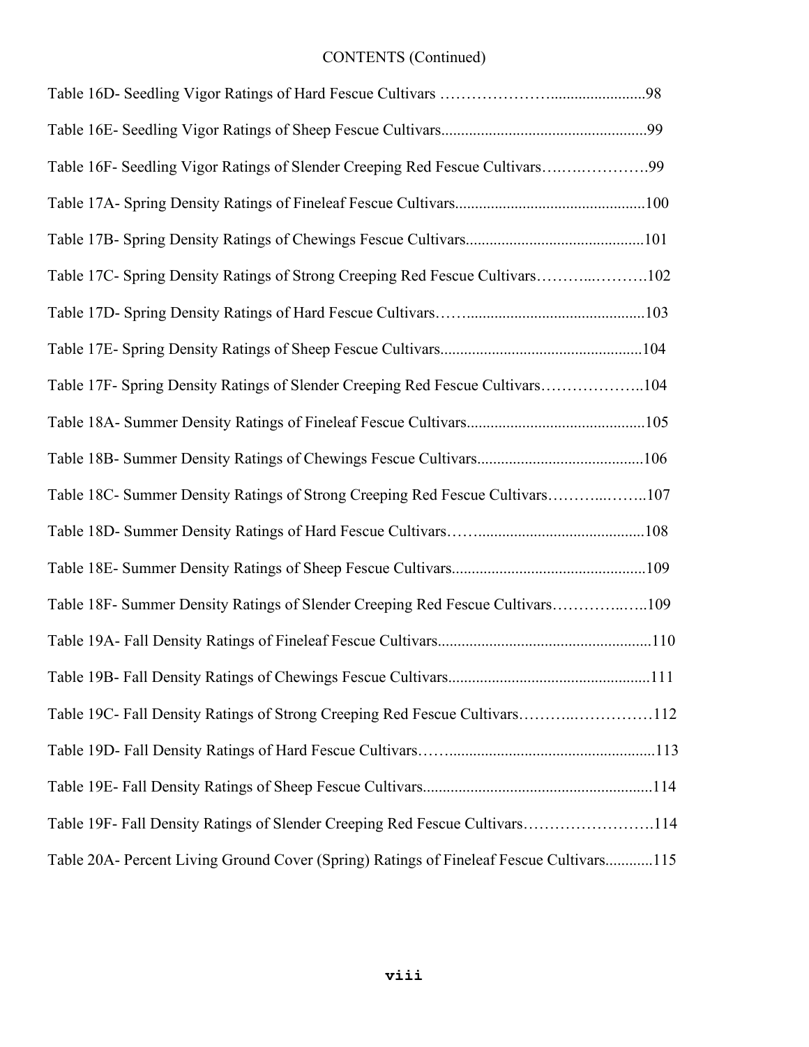CONTENTS (Continued)

Table 16D- Seedling Vigor Ratings of Hard Fescue Cultivars ……………………........................98

Table 16E- Seedling Vigor Ratings of Sheep Fescue Cultivars...................................................99

Table 16F- Seedling Vigor Ratings of Slender Creeping Red Fescue Cultivars……….………….99

Table 17A- Spring Density Ratings of Fineleaf Fescue Cultivars...............................................100

Table 17B- Spring Density Ratings of Chewings Fescue Cultivars............................................101

Table 17C- Spring Density Ratings of Strong Creeping Red Fescue Cultivars………...……….102

Table 17D- Spring Density Ratings of Hard Fescue Cultivars……............................................103

Table 17E- Spring Density Ratings of Sheep Fescue Cultivars..................................................104

Table 17F- Spring Density Ratings of Slender Creeping Red Fescue Cultivars………………..104

Table 18A- Summer Density Ratings of Fineleaf Fescue Cultivars............................................105

Table 18B- Summer Density Ratings of Chewings Fescue Cultivars..........................................106

Table 18C- Summer Density Ratings of Strong Creeping Red Fescue Cultivars………...……..107

Table 18D- Summer Density Ratings of Hard Fescue Cultivars……..........................................108

Table 18E- Summer Density Ratings of Sheep Fescue Cultivars................................................109

Table 18F- Summer Density Ratings of Slender Creeping Red Fescue Cultivars…………..…..109

Table 19A- Fall Density Ratings of Fineleaf Fescue Cultivars.....................................................110

Table 19B- Fall Density Ratings of Chewings Fescue Cultivars..................................................111

Table 19C- Fall Density Ratings of Strong Creeping Red Fescue Cultivars………..……………112

Table 19D- Fall Density Ratings of Hard Fescue Cultivars……...................................................113

Table 19E- Fall Density Ratings of Sheep Fescue Cultivars.........................................................114

Table 19F- Fall Density Ratings of Slender Creeping Red Fescue Cultivars…………………….114

Table 20A- Percent Living Ground Cover (Spring) Ratings of Fineleaf Fescue Cultivars............115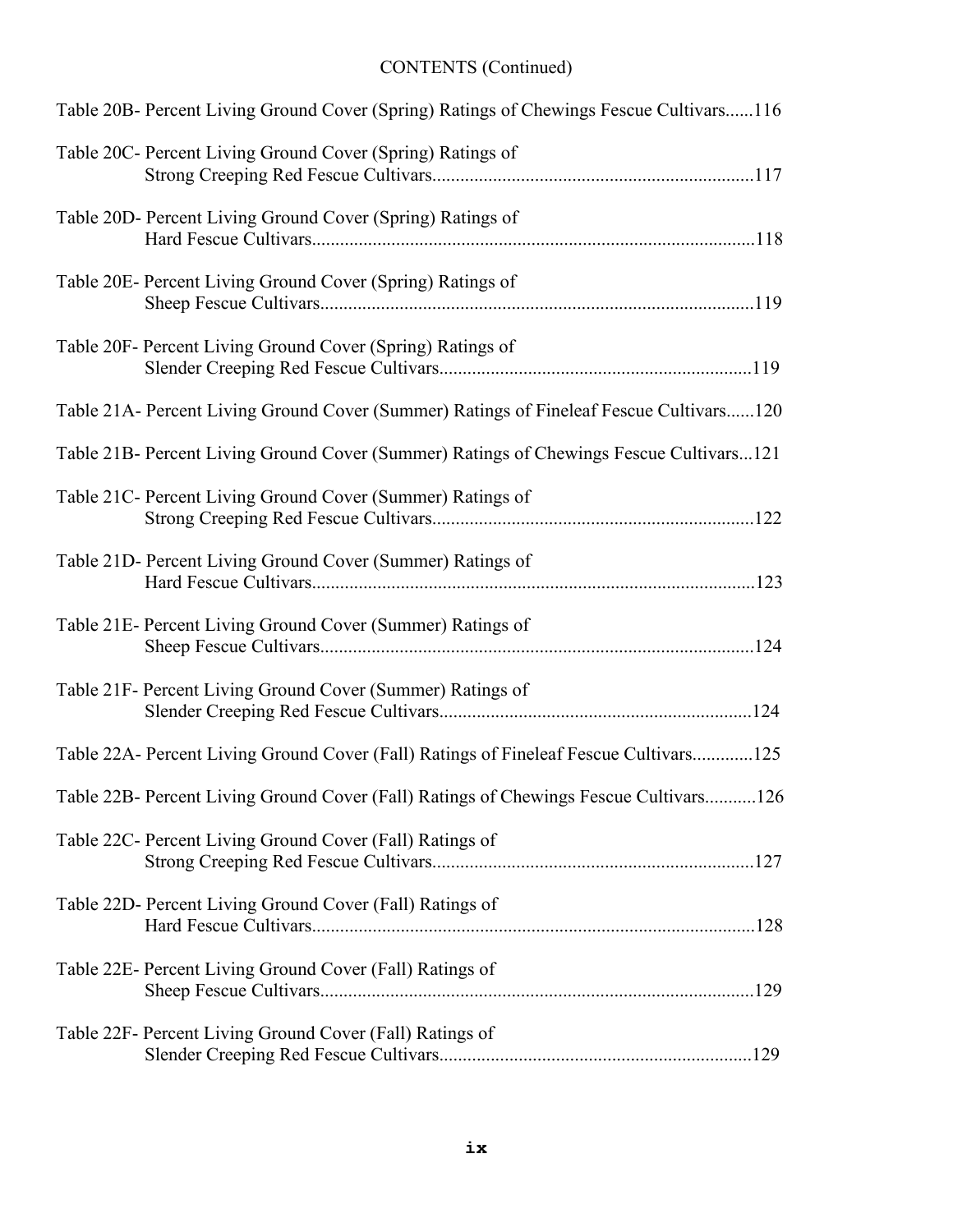CONTENTS (Continued)

Table 20B- Percent Living Ground Cover (Spring) Ratings of Chewings Fescue Cultivars......116

Table 20C- Percent Living Ground Cover (Spring) Ratings of Strong Creeping Red Fescue Cultivars....................................................................117

Table 20D- Percent Living Ground Cover (Spring) Ratings of Hard Fescue Cultivars..............................................................................................118

Table 20E- Percent Living Ground Cover (Spring) Ratings of Sheep Fescue Cultivars............................................................................................119

Table 20F- Percent Living Ground Cover (Spring) Ratings of Slender Creeping Red Fescue Cultivars..................................................................119

Table 21A- Percent Living Ground Cover (Summer) Ratings of Fineleaf Fescue Cultivars......120

Table 21B- Percent Living Ground Cover (Summer) Ratings of Chewings Fescue Cultivars...121

Table 21C- Percent Living Ground Cover (Summer) Ratings of Strong Creeping Red Fescue Cultivars....................................................................122

Table 21D- Percent Living Ground Cover (Summer) Ratings of Hard Fescue Cultivars..............................................................................................123

Table 21E- Percent Living Ground Cover (Summer) Ratings of Sheep Fescue Cultivars............................................................................................124

Table 21F- Percent Living Ground Cover (Summer) Ratings of Slender Creeping Red Fescue Cultivars..................................................................124

Table 22A- Percent Living Ground Cover (Fall) Ratings of Fineleaf Fescue Cultivars.............125

Table 22B- Percent Living Ground Cover (Fall) Ratings of Chewings Fescue Cultivars...........126

Table 22C- Percent Living Ground Cover (Fall) Ratings of Strong Creeping Red Fescue Cultivars....................................................................127

Table 22D- Percent Living Ground Cover (Fall) Ratings of Hard Fescue Cultivars..............................................................................................128

Table 22E- Percent Living Ground Cover (Fall) Ratings of Sheep Fescue Cultivars............................................................................................129

Table 22F- Percent Living Ground Cover (Fall) Ratings of Slender Creeping Red Fescue Cultivars..................................................................129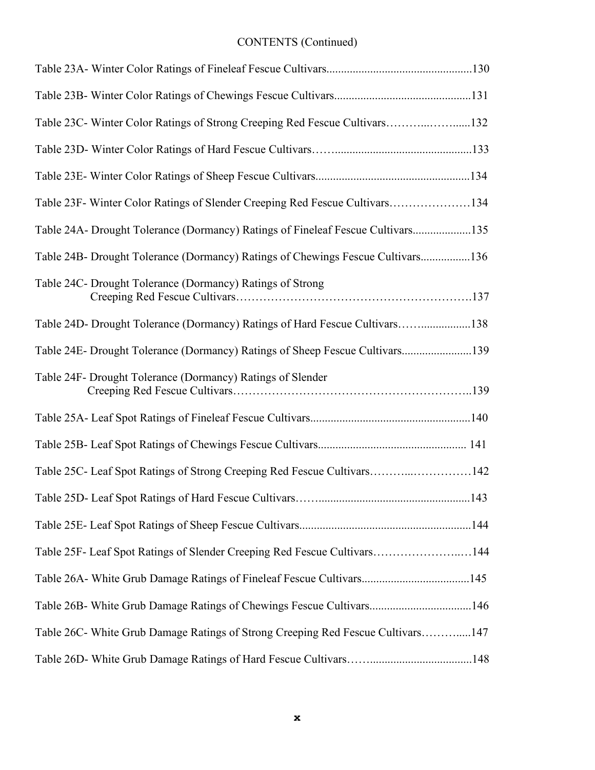CONTENTS (Continued)

Table 23A- Winter Color Ratings of Fineleaf Fescue Cultivars..................................................130

Table 23B- Winter Color Ratings of Chewings Fescue Cultivars...............................................131

Table 23C- Winter Color Ratings of Strong Creeping Red Fescue Cultivars………..……......132

Table 23D- Winter Color Ratings of Hard Fescue Cultivars……...............................................133

Table 23E- Winter Color Ratings of Sheep Fescue Cultivars.....................................................134

Table 23F- Winter Color Ratings of Slender Creeping Red Fescue Cultivars…………………134

Table 24A- Drought Tolerance (Dormancy) Ratings of Fineleaf Fescue Cultivars....................135

Table 24B- Drought Tolerance (Dormancy) Ratings of Chewings Fescue Cultivars.................136

Table 24C- Drought Tolerance (Dormancy) Ratings of Strong Creeping Red Fescue Cultivars………………………………………………….137

Table 24D- Drought Tolerance (Dormancy) Ratings of Hard Fescue Cultivars……..................138

Table 24E- Drought Tolerance (Dormancy) Ratings of Sheep Fescue Cultivars........................139

Table 24F- Drought Tolerance (Dormancy) Ratings of Slender Creeping Red Fescue Cultivars…………………………………………………..139

Table 25A- Leaf Spot Ratings of Fineleaf Fescue Cultivars.......................................................140

Table 25B- Leaf Spot Ratings of Chewings Fescue Cultivars.................................................. 141

Table 25C- Leaf Spot Ratings of Strong Creeping Red Fescue Cultivars………..……………142

Table 25D- Leaf Spot Ratings of Hard Fescue Cultivars……....................................................143

Table 25E- Leaf Spot Ratings of Sheep Fescue Cultivars...........................................................144

Table 25F- Leaf Spot Ratings of Slender Creeping Red Fescue Cultivars…………………..…144

Table 26A- White Grub Damage Ratings of Fineleaf Fescue Cultivars.....................................145

Table 26B- White Grub Damage Ratings of Chewings Fescue Cultivars...................................146

Table 26C- White Grub Damage Ratings of Strong Creeping Red Fescue Cultivars……….....147

Table 26D- White Grub Damage Ratings of Hard Fescue Cultivars……...................................148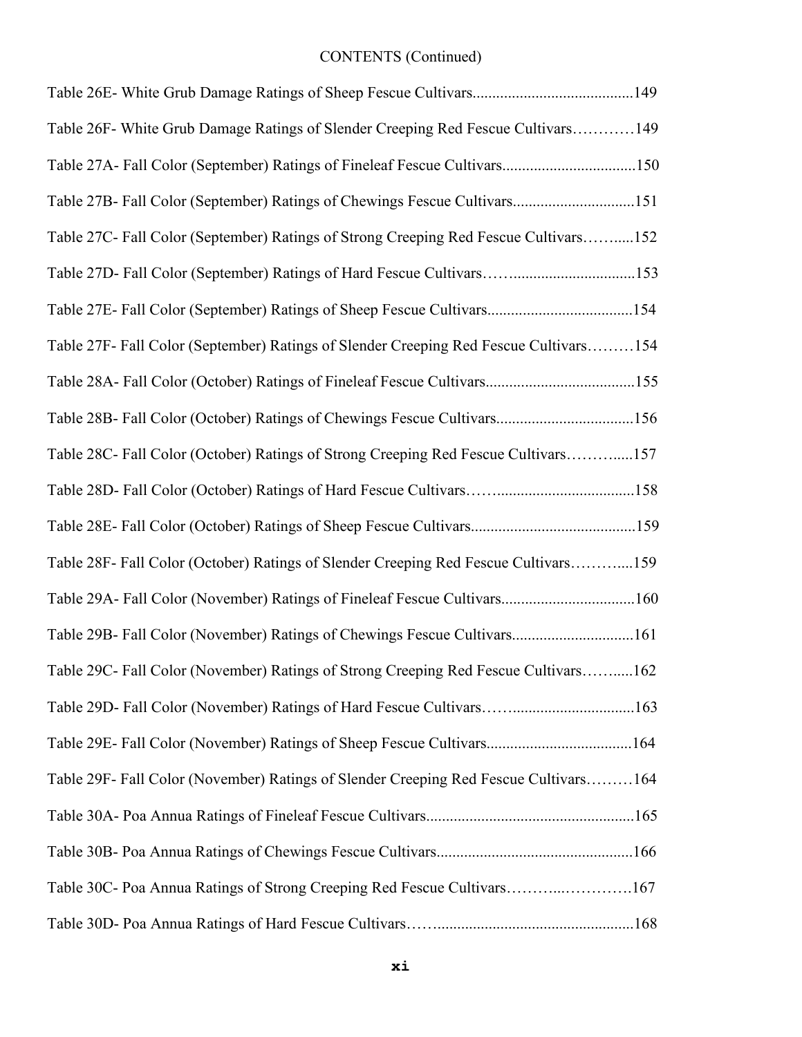CONTENTS (Continued)

Table 26E- White Grub Damage Ratings of Sheep Fescue Cultivars.........................................149

Table 26F- White Grub Damage Ratings of Slender Creeping Red Fescue Cultivars…………149

Table 27A- Fall Color (September) Ratings of Fineleaf Fescue Cultivars..................................150

Table 27B- Fall Color (September) Ratings of Chewings Fescue Cultivars...............................151

Table 27C- Fall Color (September) Ratings of Strong Creeping Red Fescue Cultivars……......152

Table 27D- Fall Color (September) Ratings of Hard Fescue Cultivars……...............................153

Table 27E- Fall Color (September) Ratings of Sheep Fescue Cultivars.....................................154

Table 27F- Fall Color (September) Ratings of Slender Creeping Red Fescue Cultivars………154

Table 28A- Fall Color (October) Ratings of Fineleaf Fescue Cultivars......................................155

Table 28B- Fall Color (October) Ratings of Chewings Fescue Cultivars...................................156

Table 28C- Fall Color (October) Ratings of Strong Creeping Red Fescue Cultivars……….....157

Table 28D- Fall Color (October) Ratings of Hard Fescue Cultivars……...................................158

Table 28E- Fall Color (October) Ratings of Sheep Fescue Cultivars..........................................159

Table 28F- Fall Color (October) Ratings of Slender Creeping Red Fescue Cultivars……….....159

Table 29A- Fall Color (November) Ratings of Fineleaf Fescue Cultivars..................................160

Table 29B- Fall Color (November) Ratings of Chewings Fescue Cultivars...............................161

Table 29C- Fall Color (November) Ratings of Strong Creeping Red Fescue Cultivars……......162

Table 29D- Fall Color (November) Ratings of Hard Fescue Cultivars……...............................163

Table 29E- Fall Color (November) Ratings of Sheep Fescue Cultivars.....................................164

Table 29F- Fall Color (November) Ratings of Slender Creeping Red Fescue Cultivars………164

Table 30A- Poa Annua Ratings of Fineleaf Fescue Cultivars.....................................................165

Table 30B- Poa Annua Ratings of Chewings Fescue Cultivars..................................................166

Table 30C- Poa Annua Ratings of Strong Creeping Red Fescue Cultivars………...………….167

Table 30D- Poa Annua Ratings of Hard Fescue Cultivars……..................................................168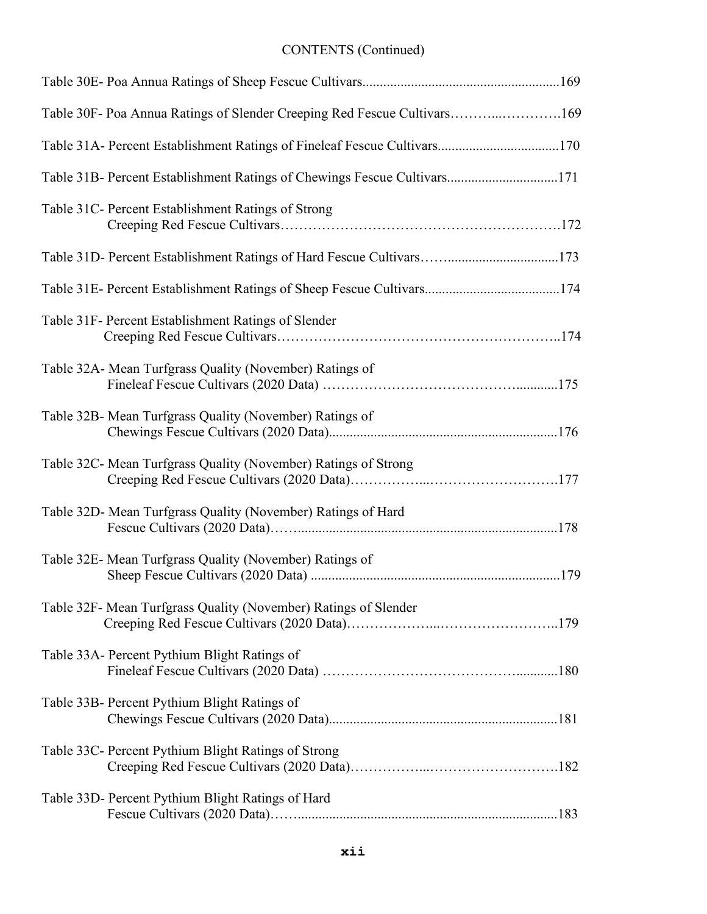CONTENTS (Continued)

Table 30E- Poa Annua Ratings of Sheep Fescue Cultivars.........................................................169

Table 30F- Poa Annua Ratings of Slender Creeping Red Fescue Cultivars………..………….169

Table 31A- Percent Establishment Ratings of Fineleaf Fescue Cultivars..................................170

Table 31B- Percent Establishment Ratings of Chewings Fescue Cultivars...............................171

Table 31C- Percent Establishment Ratings of Strong Creeping Red Fescue Cultivars…………………………………………………….172

Table 31D- Percent Establishment Ratings of Hard Fescue Cultivars……...............................173

Table 31E- Percent Establishment Ratings of Sheep Fescue Cultivars......................................174

Table 31F- Percent Establishment Ratings of Slender Creeping Red Fescue Cultivars……………………………………………………..174

Table 32A- Mean Turfgrass Quality (November) Ratings of Fineleaf Fescue Cultivars (2020 Data) ……………………………………...........175

Table 32B- Mean Turfgrass Quality (November) Ratings of Chewings Fescue Cultivars (2020 Data)..................................................................176

Table 32C- Mean Turfgrass Quality (November) Ratings of Strong Creeping Red Fescue Cultivars (2020 Data)……………..……………………….177

Table 32D- Mean Turfgrass Quality (November) Ratings of Hard Fescue Cultivars (2020 Data)……...........................................................................178

Table 32E- Mean Turfgrass Quality (November) Ratings of Sheep Fescue Cultivars (2020 Data) .......................................................................179

Table 32F- Mean Turfgrass Quality (November) Ratings of Slender Creeping Red Fescue Cultivars (2020 Data)………………..……………………..179

Table 33A- Percent Pythium Blight Ratings of Fineleaf Fescue Cultivars (2020 Data) ……………………………………...........180

Table 33B- Percent Pythium Blight Ratings of Chewings Fescue Cultivars (2020 Data)..................................................................181

Table 33C- Percent Pythium Blight Ratings of Strong Creeping Red Fescue Cultivars (2020 Data)……………..……………………….182

Table 33D- Percent Pythium Blight Ratings of Hard Fescue Cultivars (2020 Data)……...........................................................................183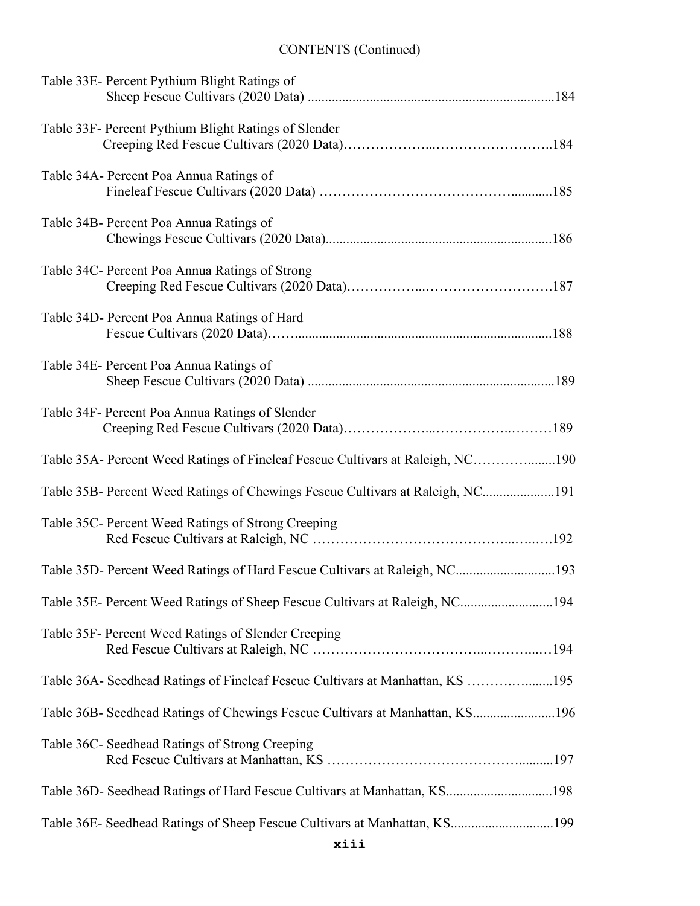CONTENTS (Continued)

Table 33E- Percent Pythium Blight Ratings of Sheep Fescue Cultivars (2020 Data) ........................................................................184

Table 33F- Percent Pythium Blight Ratings of Slender Creeping Red Fescue Cultivars (2020 Data)………………...……………………..184

Table 34A- Percent Poa Annua Ratings of Fineleaf Fescue Cultivars (2020 Data) ……………………………………............185

Table 34B- Percent Poa Annua Ratings of Chewings Fescue Cultivars (2020 Data)..................................................................186

Table 34C- Percent Poa Annua Ratings of Strong Creeping Red Fescue Cultivars (2020 Data)……………...……………………….187

Table 34D- Percent Poa Annua Ratings of Hard Fescue Cultivars (2020 Data)……............................................................................188

Table 34E- Percent Poa Annua Ratings of Sheep Fescue Cultivars (2020 Data) ........................................................................189

Table 34F- Percent Poa Annua Ratings of Slender Creeping Red Fescue Cultivars (2020 Data)………………...……………..………189

Table 35A- Percent Weed Ratings of Fineleaf Fescue Cultivars at Raleigh, NC…………........190

Table 35B- Percent Weed Ratings of Chewings Fescue Cultivars at Raleigh, NC.....................191

Table 35C- Percent Weed Ratings of Strong Creeping Red Fescue Cultivars at Raleigh, NC ……………………………………...…..…192

Table 35D- Percent Weed Ratings of Hard Fescue Cultivars at Raleigh, NC.............................193

Table 35E- Percent Weed Ratings of Sheep Fescue Cultivars at Raleigh, NC...........................194

Table 35F- Percent Weed Ratings of Slender Creeping Red Fescue Cultivars at Raleigh, NC ………………………………...………...…194

Table 36A- Seedhead Ratings of Fineleaf Fescue Cultivars at Manhattan, KS ………..…........195

Table 36B- Seedhead Ratings of Chewings Fescue Cultivars at Manhattan, KS........................196

Table 36C- Seedhead Ratings of Strong Creeping Red Fescue Cultivars at Manhattan, KS ……………………………………..........197

Table 36D- Seedhead Ratings of Hard Fescue Cultivars at Manhattan, KS...............................198

Table 36E- Seedhead Ratings of Sheep Fescue Cultivars at Manhattan, KS.............................199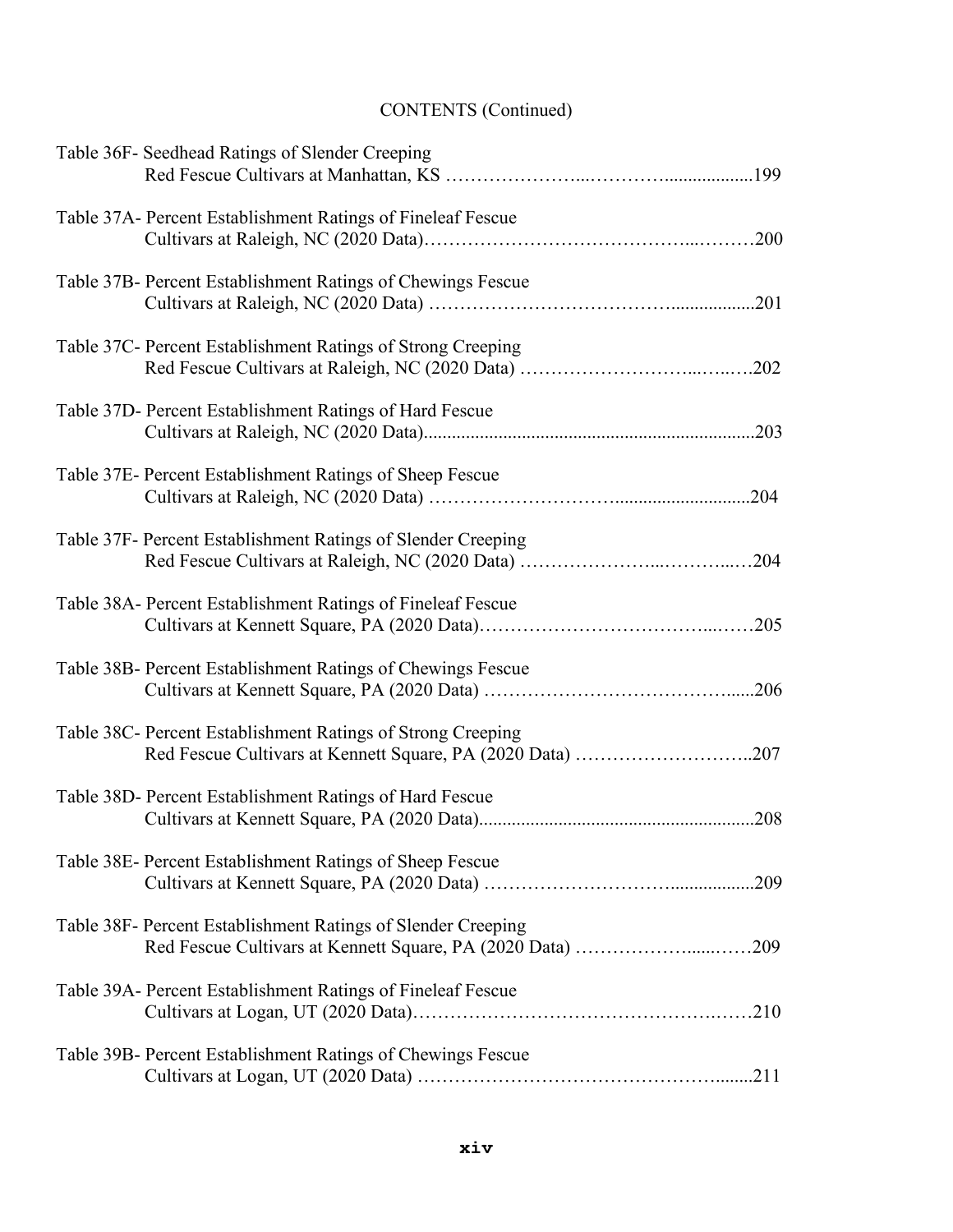CONTENTS (Continued)

Table 36F- Seedhead Ratings of Slender Creeping Red Fescue Cultivars at Manhattan, KS ....................................................199

Table 37A- Percent Establishment Ratings of Fineleaf Fescue Cultivars at Raleigh, NC (2020 Data)....................................................200

Table 37B- Percent Establishment Ratings of Chewings Fescue Cultivars at Raleigh, NC (2020 Data) ....................................................201

Table 37C- Percent Establishment Ratings of Strong Creeping Red Fescue Cultivars at Raleigh, NC (2020 Data) ....................................................202

Table 37D- Percent Establishment Ratings of Hard Fescue Cultivars at Raleigh, NC (2020 Data)....................................................203

Table 37E- Percent Establishment Ratings of Sheep Fescue Cultivars at Raleigh, NC (2020 Data) ....................................................204

Table 37F- Percent Establishment Ratings of Slender Creeping Red Fescue Cultivars at Raleigh, NC (2020 Data) ....................................................204

Table 38A- Percent Establishment Ratings of Fineleaf Fescue Cultivars at Kennett Square, PA (2020 Data)....................................................205

Table 38B- Percent Establishment Ratings of Chewings Fescue Cultivars at Kennett Square, PA (2020 Data) ....................................................206

Table 38C- Percent Establishment Ratings of Strong Creeping Red Fescue Cultivars at Kennett Square, PA (2020 Data) ....................................................207

Table 38D- Percent Establishment Ratings of Hard Fescue Cultivars at Kennett Square, PA (2020 Data)....................................................208

Table 38E- Percent Establishment Ratings of Sheep Fescue Cultivars at Kennett Square, PA (2020 Data) ....................................................209

Table 38F- Percent Establishment Ratings of Slender Creeping Red Fescue Cultivars at Kennett Square, PA (2020 Data) ....................................................209

Table 39A- Percent Establishment Ratings of Fineleaf Fescue Cultivars at Logan, UT (2020 Data)....................................................210

Table 39B- Percent Establishment Ratings of Chewings Fescue Cultivars at Logan, UT (2020 Data) ....................................................211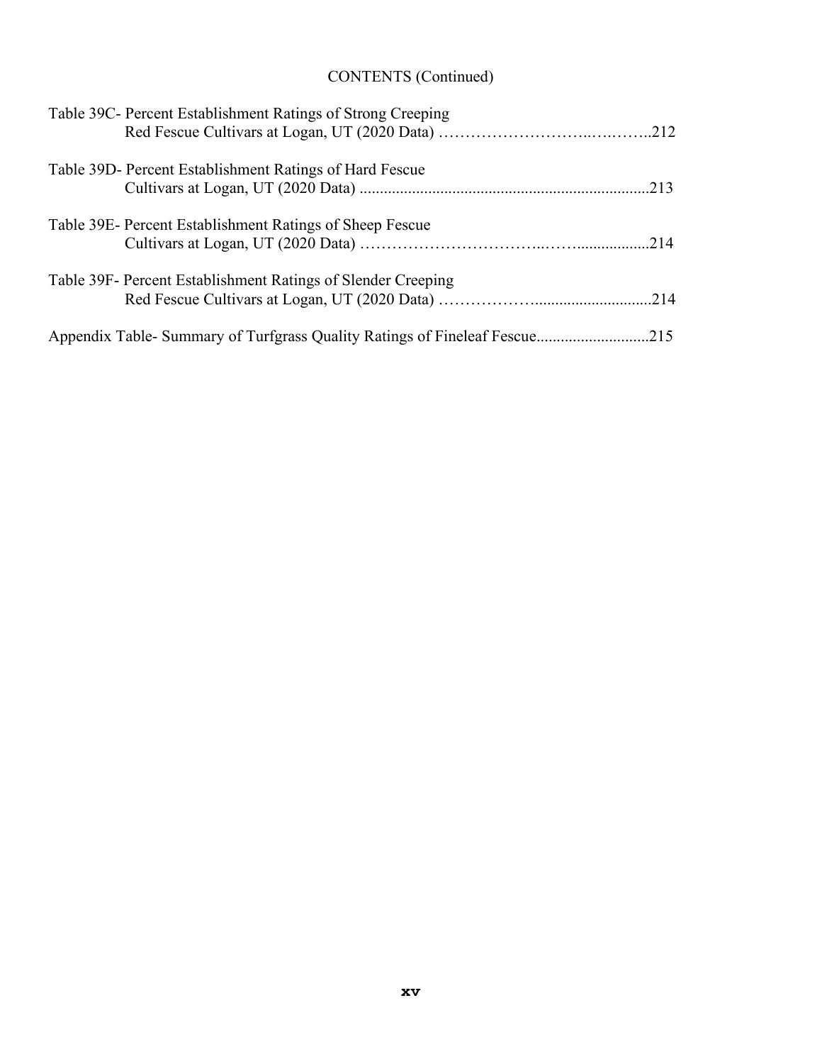CONTENTS (Continued)

Table 39C- Percent Establishment Ratings of Strong Creeping Red Fescue Cultivars at Logan, UT (2020 Data) ……………………..…..……..212

Table 39D- Percent Establishment Ratings of Hard Fescue Cultivars at Logan, UT (2020 Data) .......................................................................213

Table 39E- Percent Establishment Ratings of Sheep Fescue Cultivars at Logan, UT (2020 Data) …………………………..……..................214

Table 39F- Percent Establishment Ratings of Slender Creeping Red Fescue Cultivars at Logan, UT (2020 Data) ……………….............................214

Appendix Table- Summary of Turfgrass Quality Ratings of Fineleaf Fescue...........................215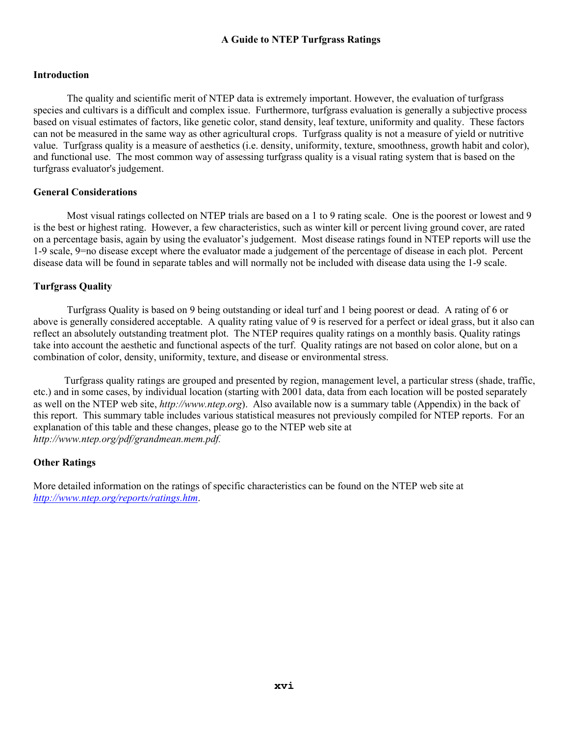# A Guide to NTEP Turfgrass Ratings

## Introduction

The quality and scientific merit of NTEP data is extremely important. However, the evaluation of turfgrass species and cultivars is a difficult and complex issue. Furthermore, turfgrass evaluation is generally a subjective process based on visual estimates of factors, like genetic color, stand density, leaf texture, uniformity and quality. These factors can not be measured in the same way as other agricultural crops. Turfgrass quality is not a measure of yield or nutritive value. Turfgrass quality is a measure of aesthetics (i.e. density, uniformity, texture, smoothness, growth habit and color), and functional use. The most common way of assessing turfgrass quality is a visual rating system that is based on the turfgrass evaluator's judgement.

## General Considerations

Most visual ratings collected on NTEP trials are based on a 1 to 9 rating scale. One is the poorest or lowest and 9 is the best or highest rating. However, a few characteristics, such as winter kill or percent living ground cover, are rated on a percentage basis, again by using the evaluator's judgement. Most disease ratings found in NTEP reports will use the 1-9 scale, 9=no disease except where the evaluator made a judgement of the percentage of disease in each plot. Percent disease data will be found in separate tables and will normally not be included with disease data using the 1-9 scale.

## Turfgrass Quality

Turfgrass Quality is based on 9 being outstanding or ideal turf and 1 being poorest or dead. A rating of 6 or above is generally considered acceptable. A quality rating value of 9 is reserved for a perfect or ideal grass, but it also can reflect an absolutely outstanding treatment plot. The NTEP requires quality ratings on a monthly basis. Quality ratings take into account the aesthetic and functional aspects of the turf. Quality ratings are not based on color alone, but on a combination of color, density, uniformity, texture, and disease or environmental stress.

Turfgrass quality ratings are grouped and presented by region, management level, a particular stress (shade, traffic, etc.) and in some cases, by individual location (starting with 2001 data, data from each location will be posted separately as well on the NTEP web site, *http://www.ntep.org*). Also available now is a summary table (Appendix) in the back of this report. This summary table includes various statistical measures not previously compiled for NTEP reports. For an explanation of this table and these changes, please go to the NTEP web site at *http://www.ntep.org/pdf/grandmean.mem.pdf.*

## Other Ratings

More detailed information on the ratings of specific characteristics can be found on the NTEP web site at *http://www.ntep.org/reports/ratings.htm*.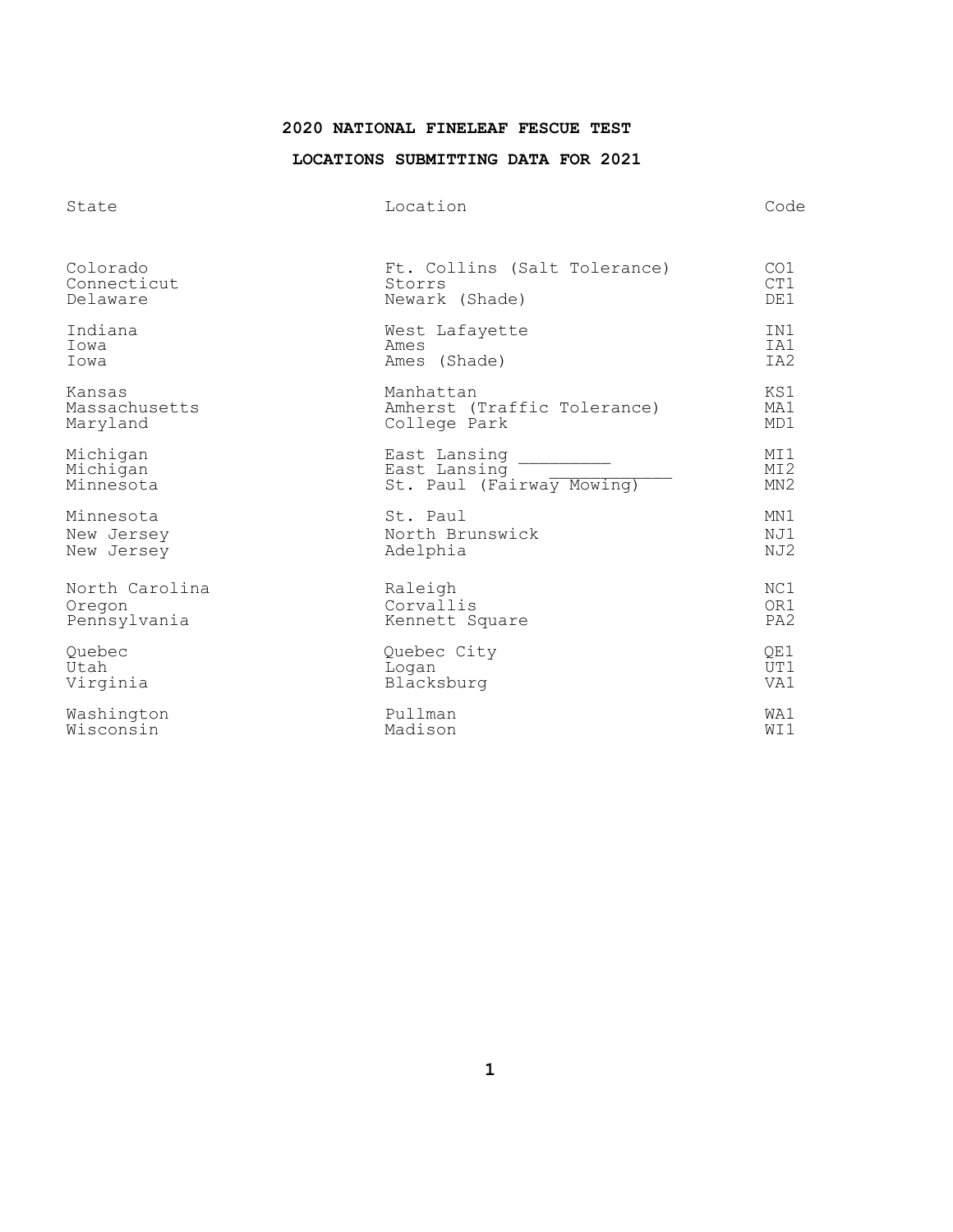## 2020 NATIONAL FINELEAF FESCUE TEST

## LOCATIONS SUBMITTING DATA FOR 2021

| State | Location | Code |
|---|---|---|
| Colorado | Ft. Collins (Salt Tolerance) | CO1 |
| Connecticut | Storrs | CT1 |
| Delaware | Newark (Shade) | DE1 |
| Indiana | West Lafayette | IN1 |
| Iowa | Ames | IA1 |
| Iowa | Ames (Shade) | IA2 |
| Kansas | Manhattan | KS1 |
| Massachusetts | Amherst (Traffic Tolerance) | MA1 |
| Maryland | College Park | MD1 |
| Michigan | East Lansing _________ | MI1 |
| Michigan | East Lansing ____________ | MI2 |
| Minnesota | St. Paul (Fairway Mowing) | MN2 |
| Minnesota | St. Paul | MN1 |
| New Jersey | North Brunswick | NJ1 |
| New Jersey | Adelphia | NJ2 |
| North Carolina | Raleigh | NC1 |
| Oregon | Corvallis | OR1 |
| Pennsylvania | Kennett Square | PA2 |
| Quebec | Quebec City | QE1 |
| Utah | Logan | UT1 |
| Virginia | Blacksburg | VA1 |
| Washington | Pullman | WA1 |
| Wisconsin | Madison | WI1 |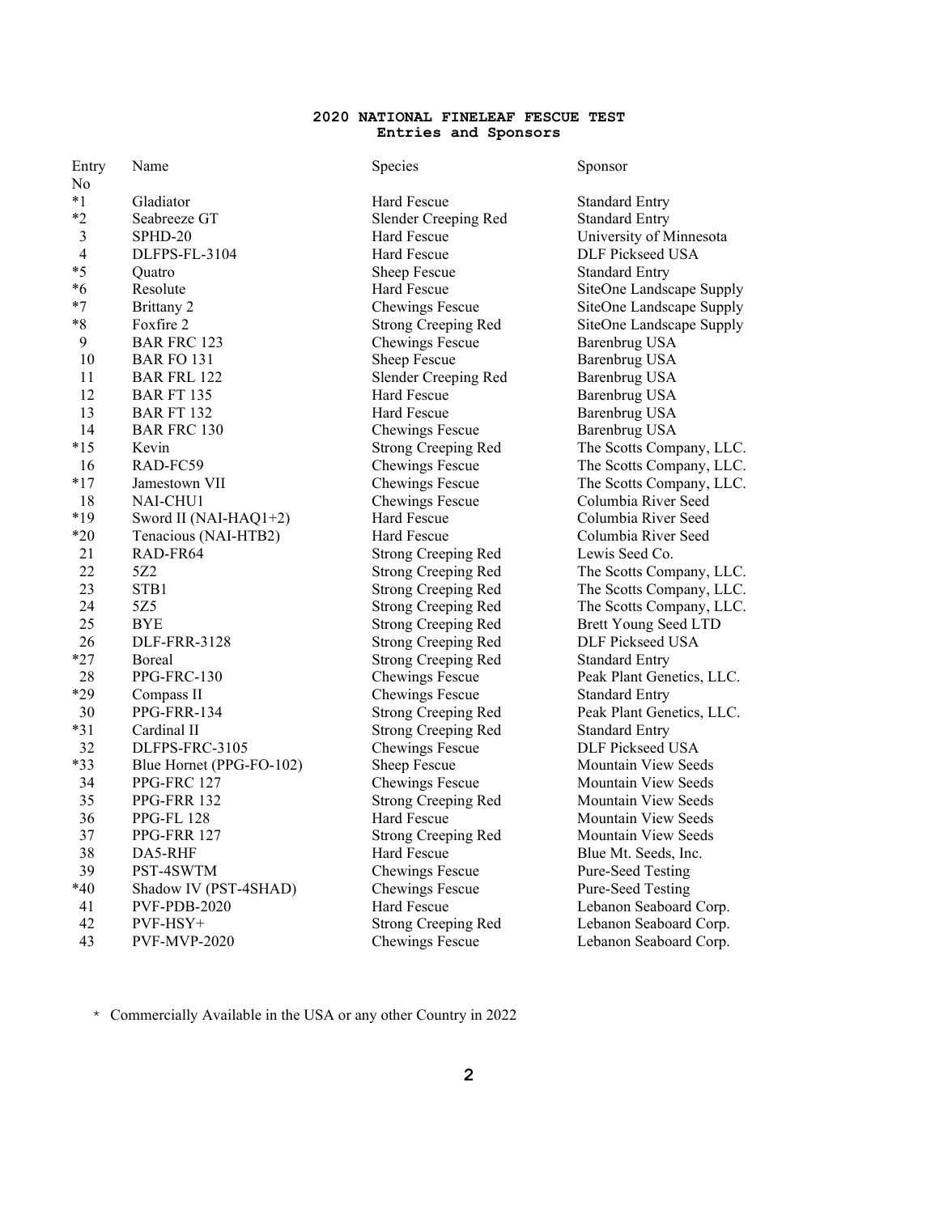# 2020 NATIONAL FINELEAF FESCUE TEST
## Entries and Sponsors

| Entry No | Name | Species | Sponsor |
|---|---|---|---|
| *1 | Gladiator | Hard Fescue | Standard Entry |
| *2 | Seabreeze GT | Slender Creeping Red | Standard Entry |
| 3 | SPHD-20 | Hard Fescue | University of Minnesota |
| 4 | DLFPS-FL-3104 | Hard Fescue | DLF Pickseed USA |
| *5 | Quatro | Sheep Fescue | Standard Entry |
| *6 | Resolute | Hard Fescue | SiteOne Landscape Supply |
| *7 | Brittany 2 | Chewings Fescue | SiteOne Landscape Supply |
| *8 | Foxfire 2 | Strong Creeping Red | SiteOne Landscape Supply |
| 9 | BAR FRC 123 | Chewings Fescue | Barenbrug USA |
| 10 | BAR FO 131 | Sheep Fescue | Barenbrug USA |
| 11 | BAR FRL 122 | Slender Creeping Red | Barenbrug USA |
| 12 | BAR FT 135 | Hard Fescue | Barenbrug USA |
| 13 | BAR FT 132 | Hard Fescue | Barenbrug USA |
| 14 | BAR FRC 130 | Chewings Fescue | Barenbrug USA |
| *15 | Kevin | Strong Creeping Red | The Scotts Company, LLC. |
| 16 | RAD-FC59 | Chewings Fescue | The Scotts Company, LLC. |
| *17 | Jamestown VII | Chewings Fescue | The Scotts Company, LLC. |
| 18 | NAI-CHU1 | Chewings Fescue | Columbia River Seed |
| *19 | Sword II (NAI-HAQ1+2) | Hard Fescue | Columbia River Seed |
| *20 | Tenacious (NAI-HTB2) | Hard Fescue | Columbia River Seed |
| 21 | RAD-FR64 | Strong Creeping Red | Lewis Seed Co. |
| 22 | 5Z2 | Strong Creeping Red | The Scotts Company, LLC. |
| 23 | STB1 | Strong Creeping Red | The Scotts Company, LLC. |
| 24 | 5Z5 | Strong Creeping Red | The Scotts Company, LLC. |
| 25 | BYE | Strong Creeping Red | Brett Young Seed LTD |
| 26 | DLF-FRR-3128 | Strong Creeping Red | DLF Pickseed USA |
| *27 | Boreal | Strong Creeping Red | Standard Entry |
| 28 | PPG-FRC-130 | Chewings Fescue | Peak Plant Genetics, LLC. |
| *29 | Compass II | Chewings Fescue | Standard Entry |
| 30 | PPG-FRR-134 | Strong Creeping Red | Peak Plant Genetics, LLC. |
| *31 | Cardinal II | Strong Creeping Red | Standard Entry |
| 32 | DLFPS-FRC-3105 | Chewings Fescue | DLF Pickseed USA |
| *33 | Blue Hornet (PPG-FO-102) | Sheep Fescue | Mountain View Seeds |
| 34 | PPG-FRC 127 | Chewings Fescue | Mountain View Seeds |
| 35 | PPG-FRR 132 | Strong Creeping Red | Mountain View Seeds |
| 36 | PPG-FL 128 | Hard Fescue | Mountain View Seeds |
| 37 | PPG-FRR 127 | Strong Creeping Red | Mountain View Seeds |
| 38 | DA5-RHF | Hard Fescue | Blue Mt. Seeds, Inc. |
| 39 | PST-4SWTM | Chewings Fescue | Pure-Seed Testing |
| *40 | Shadow IV (PST-4SHAD) | Chewings Fescue | Pure-Seed Testing |
| 41 | PVF-PDB-2020 | Hard Fescue | Lebanon Seaboard Corp. |
| 42 | PVF-HSY+ | Strong Creeping Red | Lebanon Seaboard Corp. |
| 43 | PVF-MVP-2020 | Chewings Fescue | Lebanon Seaboard Corp. |

* Commercially Available in the USA or any other Country in 2022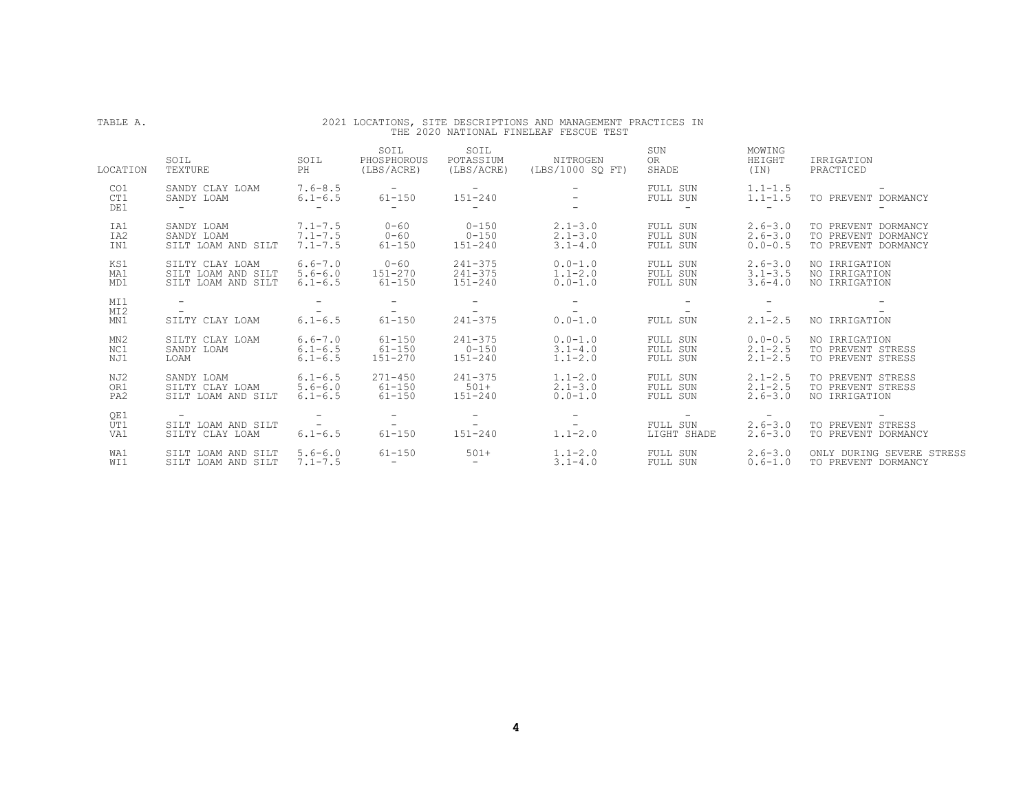TABLE A. 2021 LOCATIONS, SITE DESCRIPTIONS AND MANAGEMENT PRACTICES IN THE 2020 NATIONAL FINELEAF FESCUE TEST

| LOCATION | SOIL TEXTURE | SOIL PH | SOIL PHOSPHOROUS (LBS/ACRE) | SOIL POTASSIUM (LBS/ACRE) | NITROGEN (LBS/1000 SQ FT) | SUN OR SHADE | MOWING HEIGHT (IN) | IRRIGATION PRACTICED |
|---|---|---|---|---|---|---|---|---|
| CO1 | SANDY CLAY LOAM | 7.6-8.5 | - | - | - | FULL SUN | 1.1-1.5 | - |
| CT1 | SANDY LOAM | 6.1-6.5 | 61-150 | 151-240 | - | FULL SUN | 1.1-1.5 | TO PREVENT DORMANCY |
| DE1 | - | - | - | - | - | - | - | - |
| IA1 | SANDY LOAM | 7.1-7.5 | 0-60 | 0-150 | 2.1-3.0 | FULL SUN | 2.6-3.0 | TO PREVENT DORMANCY |
| IA2 | SANDY LOAM | 7.1-7.5 | 0-60 | 0-150 | 2.1-3.0 | FULL SUN | 2.6-3.0 | TO PREVENT DORMANCY |
| IN1 | SILT LOAM AND SILT | 7.1-7.5 | 61-150 | 151-240 | 3.1-4.0 | FULL SUN | 0.0-0.5 | TO PREVENT DORMANCY |
| KS1 | SILTY CLAY LOAM | 6.6-7.0 | 0-60 | 241-375 | 0.0-1.0 | FULL SUN | 2.6-3.0 | NO IRRIGATION |
| MA1 | SILT LOAM AND SILT | 5.6-6.0 | 151-270 | 241-375 | 1.1-2.0 | FULL SUN | 3.1-3.5 | NO IRRIGATION |
| MD1 | SILT LOAM AND SILT | 6.1-6.5 | 61-150 | 151-240 | 0.0-1.0 | FULL SUN | 3.6-4.0 | NO IRRIGATION |
| MI1 | - | - | - | - | - | - | - | - |
| MI2 | - | - | - | - | - | - | - | - |
| MN1 | SILTY CLAY LOAM | 6.1-6.5 | 61-150 | 241-375 | 0.0-1.0 | FULL SUN | 2.1-2.5 | NO IRRIGATION |
| MN2 | SILTY CLAY LOAM | 6.6-7.0 | 61-150 | 241-375 | 0.0-1.0 | FULL SUN | 0.0-0.5 | NO IRRIGATION |
| NC1 | SANDY LOAM | 6.1-6.5 | 61-150 | 0-150 | 3.1-4.0 | FULL SUN | 2.1-2.5 | TO PREVENT STRESS |
| NJ1 | LOAM | 6.1-6.5 | 151-270 | 151-240 | 1.1-2.0 | FULL SUN | 2.1-2.5 | TO PREVENT STRESS |
| NJ2 | SANDY LOAM | 6.1-6.5 | 271-450 | 241-375 | 1.1-2.0 | FULL SUN | 2.1-2.5 | TO PREVENT STRESS |
| OR1 | SILTY CLAY LOAM | 5.6-6.0 | 61-150 | 501+ | 2.1-3.0 | FULL SUN | 2.1-2.5 | TO PREVENT STRESS |
| PA2 | SILT LOAM AND SILT | 6.1-6.5 | 61-150 | 151-240 | 0.0-1.0 | FULL SUN | 2.6-3.0 | NO IRRIGATION |
| QE1 | - | - | - | - | - | - | - | - |
| UT1 | SILT LOAM AND SILT | - | - | - | - | FULL SUN | 2.6-3.0 | TO PREVENT STRESS |
| VA1 | SILTY CLAY LOAM | 6.1-6.5 | 61-150 | 151-240 | 1.1-2.0 | LIGHT SHADE | 2.6-3.0 | TO PREVENT DORMANCY |
| WA1 | SILT LOAM AND SILT | 5.6-6.0 | 61-150 | 501+ | 1.1-2.0 | FULL SUN | 2.6-3.0 | ONLY DURING SEVERE STRESS |
| WI1 | SILT LOAM AND SILT | 7.1-7.5 | - | - | 3.1-4.0 | FULL SUN | 0.6-1.0 | TO PREVENT DORMANCY |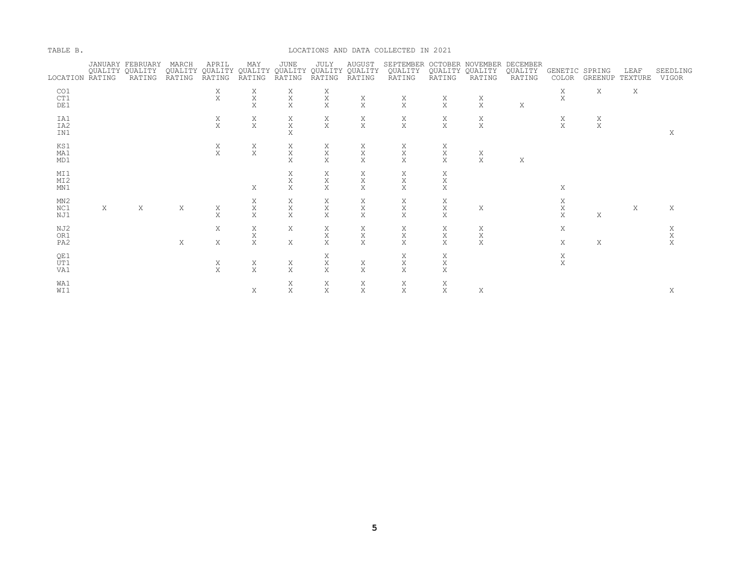TABLE B.

LOCATIONS AND DATA COLLECTED IN 2021

| LOCATION | JANUARY QUALITY RATING | FEBRUARY QUALITY RATING | MARCH QUALITY RATING | APRIL QUALITY RATING | MAY QUALITY RATING | JUNE QUALITY RATING | JULY QUALITY RATING | AUGUST QUALITY RATING | SEPTEMBER QUALITY RATING | OCTOBER QUALITY RATING | NOVEMBER QUALITY RATING | DECEMBER QUALITY RATING | GENETIC COLOR | SPRING GREENUP | LEAF TEXTURE | SEEDLING VIGOR |
|---|---|---|---|---|---|---|---|---|---|---|---|---|---|---|---|---|
| CO1 | | | | X | X | X | X | | | | | | X | X | X | |
| CT1 | | | | X | X | X | X | X | X | X | X | | X | | | |
| DE1 | | | | | X | X | X | X | X | X | X | X | | | | |
| IA1 | | | | X | X | X | X | X | X | X | X | | X | X | | |
| IA2 | | | | X | X | X | X | X | X | X | X | | X | X | | |
| IN1 | | | | | | X | | | | | | | | | | X |
| KS1 | | | | X | X | X | X | X | X | X | | | | | | |
| MA1 | | | | X | X | X | X | X | X | X | X | | | | | |
| MD1 | | | | | | X | X | X | X | X | X | X | | | | |
| MI1 | | | | | | X | X | X | X | X | | | | | | |
| MI2 | | | | | | X | X | X | X | X | | | | | | |
| MN1 | | | | | X | X | X | X | X | X | | | X | | | |
| MN2 | | | | | X | X | X | X | X | X | | | X | | | |
| NC1 | X | X | X | X | X | X | X | X | X | X | X | | X | | X | X |
| NJ1 | | | | X | X | X | X | X | X | X | | | X | X | | |
| NJ2 | | | | X | X | X | X | X | X | X | X | | X | | | X |
| OR1 | | | | | X | | X | X | X | X | X | | | | | X |
| PA2 | | | X | X | X | X | X | X | X | X | X | | X | X | | X |
| QE1 | | | | | | | X | | X | X | | | X | | | |
| UT1 | | | | X | X | X | X | X | X | X | | | X | | | |
| VA1 | | | | X | X | X | X | X | X | X | | | | | | |
| WA1 | | | | | | X | X | X | X | X | | | | | | |
| WI1 | | | | | X | X | X | X | X | X | X | | | | | X |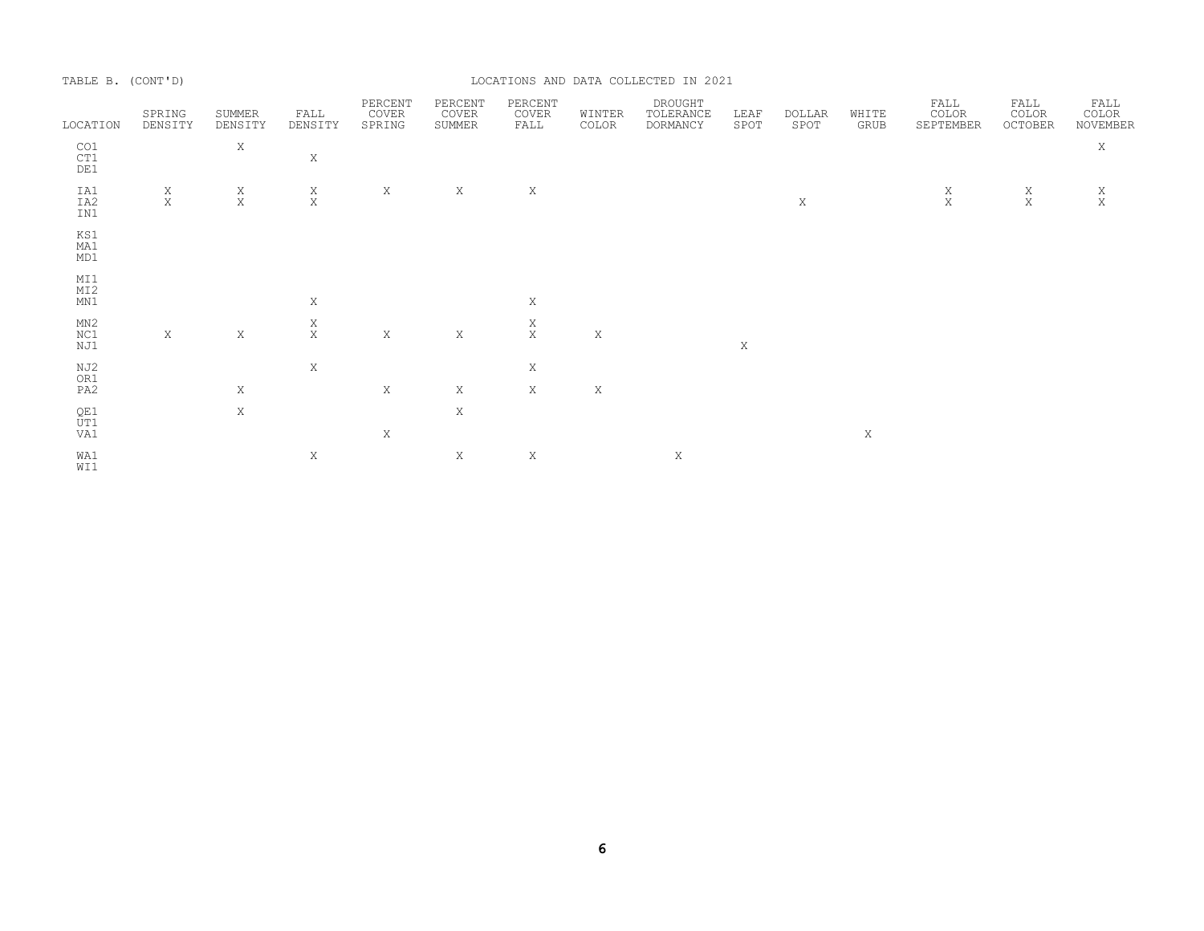TABLE B. (CONT'D) LOCATIONS AND DATA COLLECTED IN 2021

| LOCATION | SPRING DENSITY | SUMMER DENSITY | FALL DENSITY | PERCENT COVER SPRING | PERCENT COVER SUMMER | PERCENT COVER FALL | WINTER COLOR | DROUGHT TOLERANCE DORMANCY | LEAF SPOT | DOLLAR SPOT | WHITE GRUB | FALL COLOR SEPTEMBER | FALL COLOR OCTOBER | FALL COLOR NOVEMBER |
|---|---|---|---|---|---|---|---|---|---|---|---|---|---|---|
| CO1 | | X | | | | | | | | | | | | X |
| CT1 | | | X | | | | | | | | | | | |
| DE1 | | | | | | | | | | | | | | |
| IA1 | X | X | X | X | X | X | | | | | | X | X | X |
| IA2 | X | X | X | | | | | | | X | | X | X | X |
| IN1 | | | | | | | | | | | | | | |
| KS1 | | | | | | | | | | | | | | |
| MA1 | | | | | | | | | | | | | | |
| MD1 | | | | | | | | | | | | | | |
| MI1 | | | | | | | | | | | | | | |
| MI2 | | | | | | | | | | | | | | |
| MN1 | | | X | | | X | | | | | | | | |
| MN2 | | | X | | | X | | | | | | | | |
| NC1 | X | X | X | X | X | X | X | | | | | | | |
| NJ1 | | | | | | | | | X | | | | | |
| NJ2 | | | X | | | X | | | | | | | | |
| OR1 | | | | | | | | | | | | | | |
| PA2 | | X | | X | X | X | X | | | | | | | |
| QE1 | | X | | | X | | | | | | | | | |
| UT1 | | | | | | | | | | | | | | |
| VA1 | | | | X | | | | | | | X | | | |
| WA1 | | | X | | X | X | | X | | | | | | |
| WI1 | | | | | | | | | | | | | | |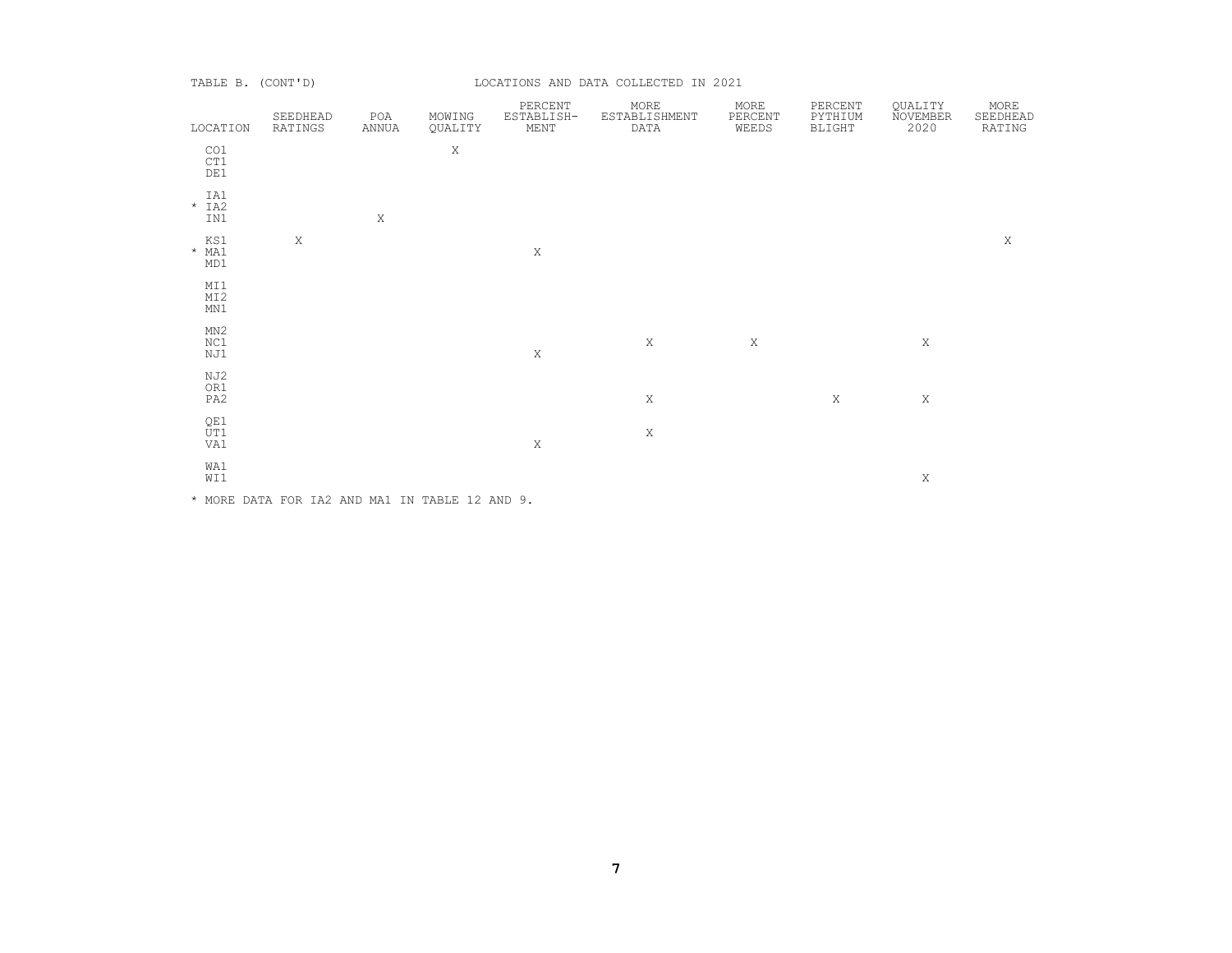TABLE B. (CONT'D) LOCATIONS AND DATA COLLECTED IN 2021

| LOCATION | SEEDHEAD RATINGS | POA ANNUA | MOWING QUALITY | PERCENT ESTABLISH-MENT | MORE ESTABLISHMENT DATA | MORE PERCENT WEEDS | PERCENT PYTHIUM BLIGHT | QUALITY NOVEMBER 2020 | MORE SEEDHEAD RATING |
|---|---|---|---|---|---|---|---|---|---|
| CO1 | | | X | | | | | | |
| CT1 | | | | | | | | | |
| DE1 | | | | | | | | | |
| IA1 | | | | | | | | | |
| * IA2 | | | | | | | | | |
| IN1 | | X | | | | | | | |
| KS1 | X | | | | | | | | X |
| * MA1 | | | | X | | | | | |
| MD1 | | | | | | | | | |
| MI1 | | | | | | | | | |
| MI2 | | | | | | | | | |
| MN1 | | | | | | | | | |
| MN2 | | | | | | | | | |
| NC1 | | | | | X | X | | X | |
| NJ1 | | | | X | | | | | |
| NJ2 | | | | | | | | | |
| OR1 | | | | | | | | | |
| PA2 | | | | | X | | X | X | |
| QE1 | | | | | | | | | |
| UT1 | | | | | X | | | | |
| VA1 | | | | X | | | | | |
| WA1 | | | | | | | | | |
| WI1 | | | | | | | | X | |

* MORE DATA FOR IA2 AND MA1 IN TABLE 12 AND 9.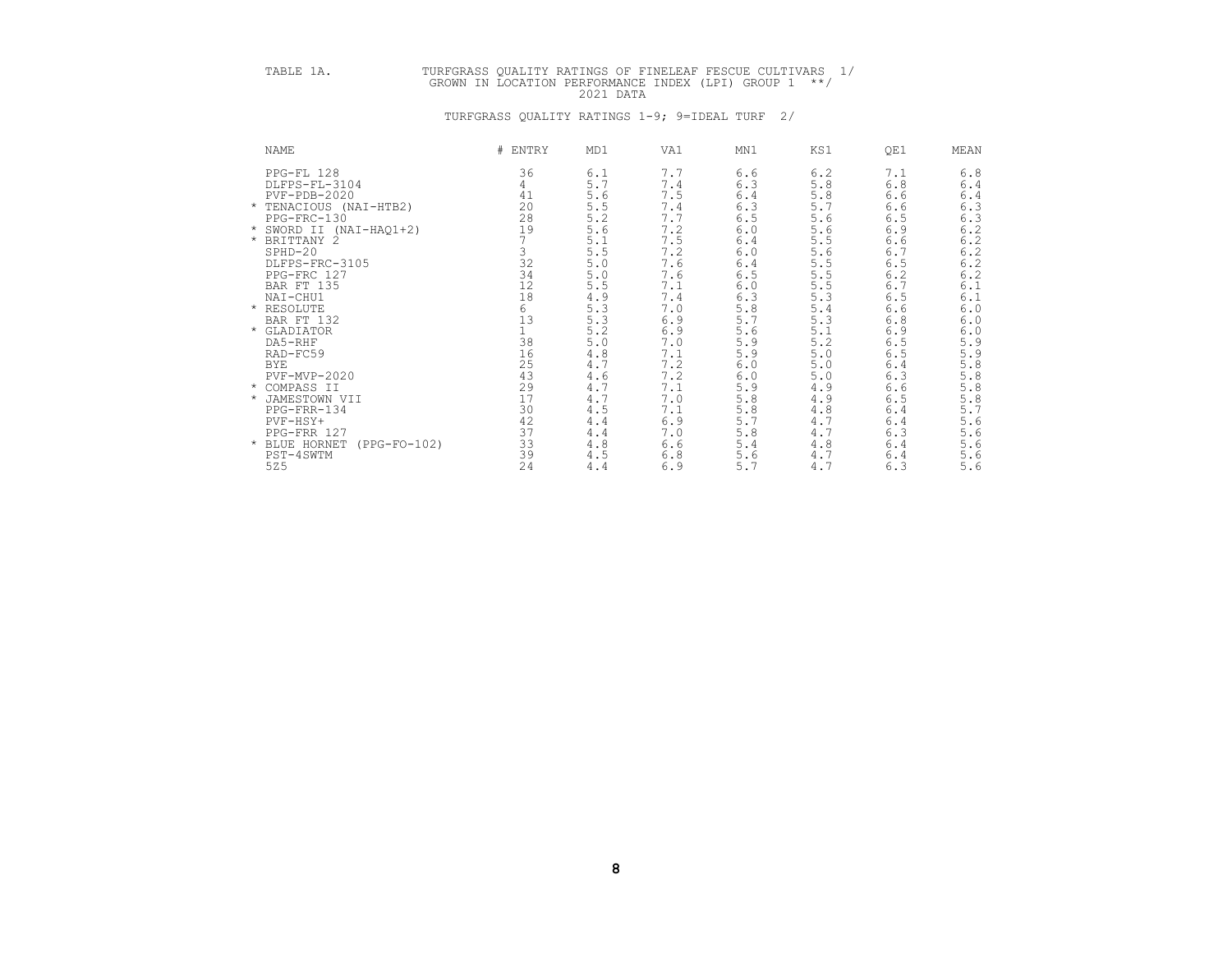TABLE 1A. TURFGRASS QUALITY RATINGS OF FINELEAF FESCUE CULTIVARS 1/
GROWN IN LOCATION PERFORMANCE INDEX (LPI) GROUP 1 **/
2021 DATA

TURFGRASS QUALITY RATINGS 1-9; 9=IDEAL TURF 2/

| NAME | # ENTRY | MD1 | VA1 | MN1 | KS1 | QE1 | MEAN |
|---|---|---|---|---|---|---|---|
| PPG-FL 128 | 36 | 6.1 | 7.7 | 6.6 | 6.2 | 7.1 | 6.8 |
| DLFPS-FL-3104 | 4 | 5.7 | 7.4 | 6.3 | 5.8 | 6.8 | 6.4 |
| PVF-PDB-2020 | 41 | 5.6 | 7.5 | 6.4 | 5.8 | 6.6 | 6.4 |
| * TENACIOUS (NAI-HTB2) | 20 | 5.5 | 7.4 | 6.3 | 5.7 | 6.6 | 6.3 |
| PPG-FRC-130 | 28 | 5.2 | 7.7 | 6.5 | 5.6 | 6.5 | 6.3 |
| * SWORD II (NAI-HAQ1+2) | 19 | 5.6 | 7.2 | 6.0 | 5.6 | 6.9 | 6.2 |
| * BRITTANY 2 | 7 | 5.1 | 7.5 | 6.4 | 5.5 | 6.6 | 6.2 |
| SPHD-20 | 3 | 5.5 | 7.2 | 6.0 | 5.6 | 6.7 | 6.2 |
| DLFPS-FRC-3105 | 32 | 5.0 | 7.6 | 6.4 | 5.5 | 6.5 | 6.2 |
| PPG-FRC 127 | 34 | 5.0 | 7.6 | 6.5 | 5.5 | 6.2 | 6.2 |
| BAR FT 135 | 12 | 5.5 | 7.1 | 6.0 | 5.5 | 6.7 | 6.1 |
| NAI-CHU1 | 18 | 4.9 | 7.4 | 6.3 | 5.3 | 6.5 | 6.1 |
| * RESOLUTE | 6 | 5.3 | 7.0 | 5.8 | 5.4 | 6.6 | 6.0 |
| BAR FT 132 | 13 | 5.3 | 6.9 | 5.7 | 5.3 | 6.8 | 6.0 |
| * GLADIATOR | 1 | 5.2 | 6.9 | 5.6 | 5.1 | 6.9 | 6.0 |
| DA5-RHF | 38 | 5.0 | 7.0 | 5.9 | 5.2 | 6.5 | 5.9 |
| RAD-FC59 | 16 | 4.8 | 7.1 | 5.9 | 5.0 | 6.5 | 5.9 |
| BYE | 25 | 4.7 | 7.2 | 6.0 | 5.0 | 6.4 | 5.8 |
| PVF-MVP-2020 | 43 | 4.6 | 7.2 | 6.0 | 5.0 | 6.3 | 5.8 |
| * COMPASS II | 29 | 4.7 | 7.1 | 5.9 | 4.9 | 6.6 | 5.8 |
| * JAMESTOWN VII | 17 | 4.7 | 7.0 | 5.8 | 4.9 | 6.5 | 5.8 |
| PPG-FRR-134 | 30 | 4.5 | 7.1 | 5.8 | 4.8 | 6.4 | 5.7 |
| PVF-HSY+ | 42 | 4.4 | 6.9 | 5.7 | 4.7 | 6.4 | 5.6 |
| PPG-FRR 127 | 37 | 4.4 | 7.0 | 5.8 | 4.7 | 6.3 | 5.6 |
| * BLUE HORNET (PPG-FO-102) | 33 | 4.8 | 6.6 | 5.4 | 4.8 | 6.4 | 5.6 |
| PST-4SWTM | 39 | 4.5 | 6.8 | 5.6 | 4.7 | 6.4 | 5.6 |
| 5Z5 | 24 | 4.4 | 6.9 | 5.7 | 4.7 | 6.3 | 5.6 |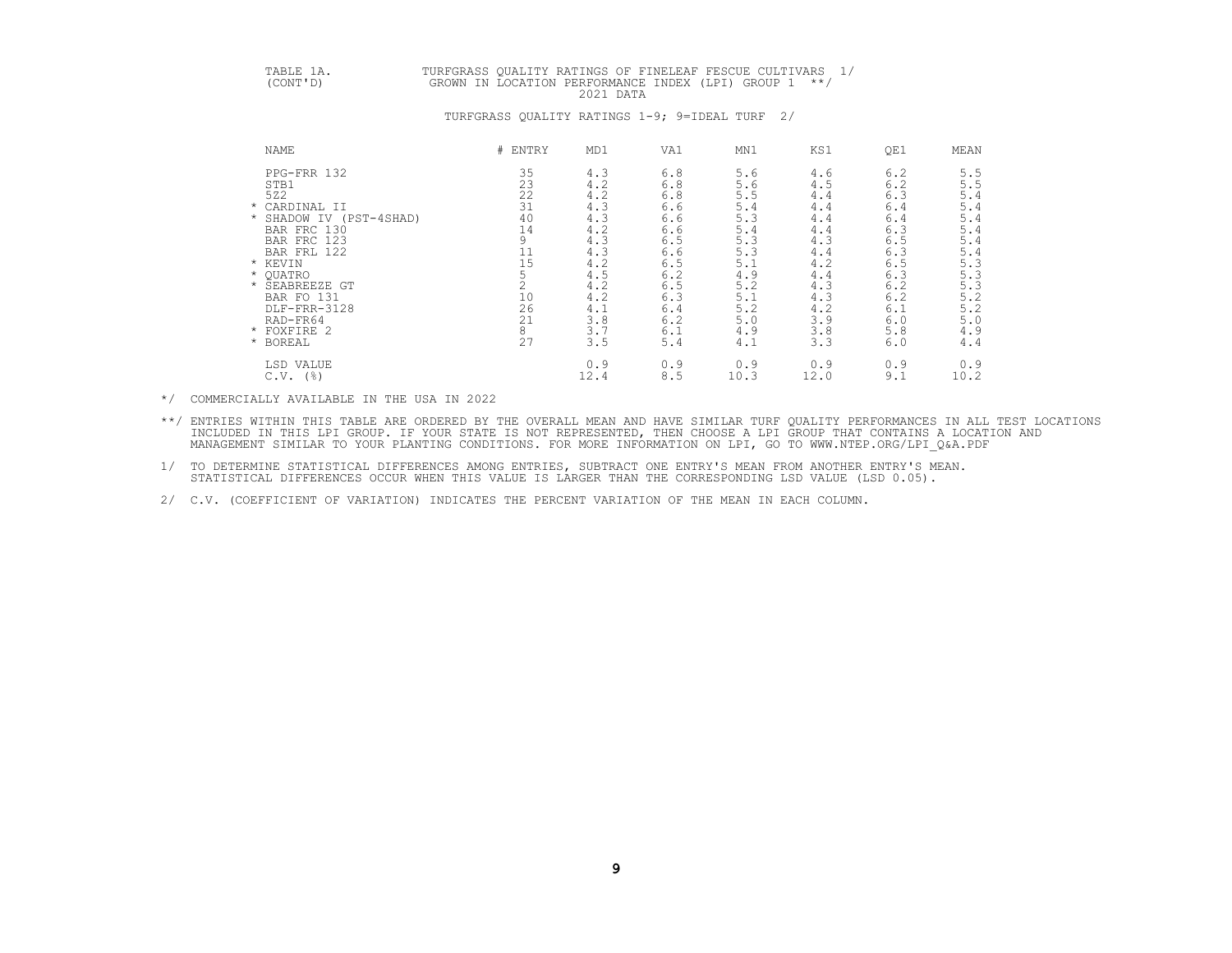TABLE 1A. (CONT'D)

TURFGRASS QUALITY RATINGS OF FINELEAF FESCUE CULTIVARS 1/
GROWN IN LOCATION PERFORMANCE INDEX (LPI) GROUP 1 **/
2021 DATA

TURFGRASS QUALITY RATINGS 1-9; 9=IDEAL TURF 2/

| NAME | # ENTRY | MD1 | VA1 | MN1 | KS1 | OE1 | MEAN |
|---|---|---|---|---|---|---|---|
| PPG-FRR 132 | 35 | 4.3 | 6.8 | 5.6 | 4.6 | 6.2 | 5.5 |
| STB1 | 23 | 4.2 | 6.8 | 5.6 | 4.5 | 6.2 | 5.5 |
| 5Z2 | 22 | 4.2 | 6.8 | 5.5 | 4.4 | 6.3 | 5.4 |
| * CARDINAL II | 31 | 4.3 | 6.6 | 5.4 | 4.4 | 6.4 | 5.4 |
| * SHADOW IV (PST-4SHAD) | 40 | 4.3 | 6.6 | 5.3 | 4.4 | 6.4 | 5.4 |
| BAR FRC 130 | 14 | 4.2 | 6.6 | 5.4 | 4.4 | 6.3 | 5.4 |
| BAR FRC 123 | 9 | 4.3 | 6.5 | 5.3 | 4.3 | 6.5 | 5.4 |
| BAR FRL 122 | 11 | 4.3 | 6.6 | 5.3 | 4.4 | 6.3 | 5.4 |
| * KEVIN | 15 | 4.2 | 6.5 | 5.1 | 4.2 | 6.5 | 5.3 |
| * QUATRO | 5 | 4.5 | 6.2 | 4.9 | 4.4 | 6.3 | 5.3 |
| * SEABREEZE GT | 2 | 4.2 | 6.5 | 5.2 | 4.3 | 6.2 | 5.3 |
| BAR FO 131 | 10 | 4.2 | 6.3 | 5.1 | 4.3 | 6.2 | 5.2 |
| DLF-FRR-3128 | 26 | 4.1 | 6.4 | 5.2 | 4.2 | 6.1 | 5.2 |
| RAD-FR64 | 21 | 3.8 | 6.2 | 5.0 | 3.9 | 6.0 | 5.0 |
| * FOXFIRE 2 | 8 | 3.7 | 6.1 | 4.9 | 3.8 | 5.8 | 4.9 |
| * BOREAL | 27 | 3.5 | 5.4 | 4.1 | 3.3 | 6.0 | 4.4 |
| LSD VALUE | | 0.9 | 0.9 | 0.9 | 0.9 | 0.9 | 0.9 |
| C.V. (%) | | 12.4 | 8.5 | 10.3 | 12.0 | 9.1 | 10.2 |

*/ COMMERCIALLY AVAILABLE IN THE USA IN 2022

**/ ENTRIES WITHIN THIS TABLE ARE ORDERED BY THE OVERALL MEAN AND HAVE SIMILAR TURF QUALITY PERFORMANCES IN ALL TEST LOCATIONS INCLUDED IN THIS LPI GROUP. IF YOUR STATE IS NOT REPRESENTED, THEN CHOOSE A LPI GROUP THAT CONTAINS A LOCATION AND MANAGEMENT SIMILAR TO YOUR PLANTING CONDITIONS. FOR MORE INFORMATION ON LPI, GO TO WWW.NTEP.ORG/LPI_Q&A.PDF

1/ TO DETERMINE STATISTICAL DIFFERENCES AMONG ENTRIES, SUBTRACT ONE ENTRY'S MEAN FROM ANOTHER ENTRY'S MEAN. STATISTICAL DIFFERENCES OCCUR WHEN THIS VALUE IS LARGER THAN THE CORRESPONDING LSD VALUE (LSD 0.05).

2/ C.V. (COEFFICIENT OF VARIATION) INDICATES THE PERCENT VARIATION OF THE MEAN IN EACH COLUMN.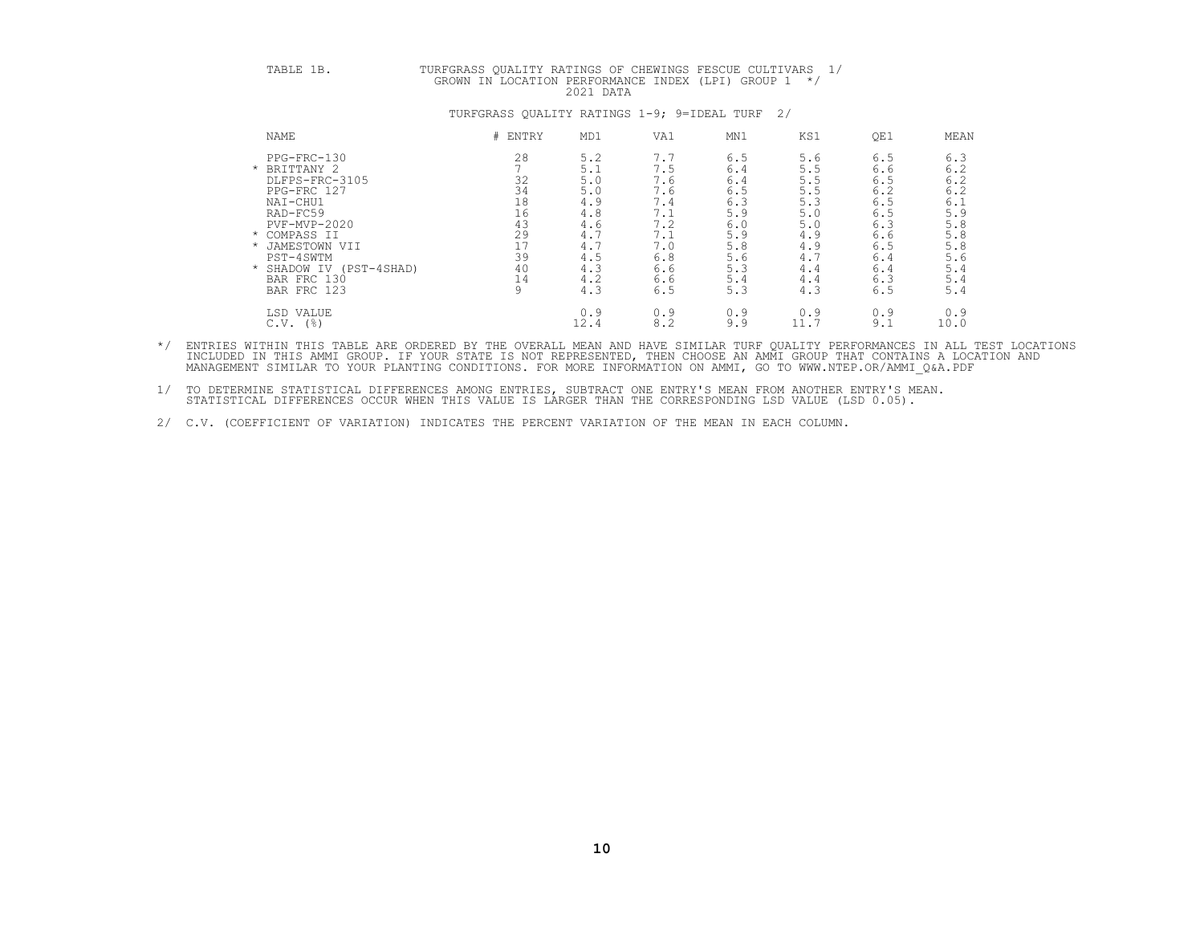TABLE 1B. TURFGRASS QUALITY RATINGS OF CHEWINGS FESCUE CULTIVARS 1/
GROWN IN LOCATION PERFORMANCE INDEX (LPI) GROUP 1 */
2021 DATA

TURFGRASS QUALITY RATINGS 1-9; 9=IDEAL TURF 2/

| NAME | # ENTRY | MD1 | VA1 | MN1 | KS1 | QE1 | MEAN |
|---|---|---|---|---|---|---|---|
| PPG-FRC-130 | 28 | 5.2 | 7.7 | 6.5 | 5.6 | 6.5 | 6.3 |
| * BRITTANY 2 | 7 | 5.1 | 7.5 | 6.4 | 5.5 | 6.6 | 6.2 |
| DLFPS-FRC-3105 | 32 | 5.0 | 7.6 | 6.4 | 5.5 | 6.5 | 6.2 |
| PPG-FRC 127 | 34 | 5.0 | 7.6 | 6.5 | 5.5 | 6.2 | 6.2 |
| NAI-CHU1 | 18 | 4.9 | 7.4 | 6.3 | 5.3 | 6.5 | 6.1 |
| RAD-FC59 | 16 | 4.8 | 7.1 | 5.9 | 5.0 | 6.5 | 5.9 |
| PVF-MVP-2020 | 43 | 4.6 | 7.2 | 6.0 | 5.0 | 6.3 | 5.8 |
| * COMPASS II | 29 | 4.7 | 7.1 | 5.9 | 4.9 | 6.6 | 5.8 |
| * JAMESTOWN VII | 17 | 4.7 | 7.0 | 5.8 | 4.9 | 6.5 | 5.8 |
| PST-4SWTM | 39 | 4.5 | 6.8 | 5.6 | 4.7 | 6.4 | 5.6 |
| * SHADOW IV (PST-4SHAD) | 40 | 4.3 | 6.6 | 5.3 | 4.4 | 6.4 | 5.4 |
| BAR FRC 130 | 14 | 4.2 | 6.6 | 5.4 | 4.4 | 6.3 | 5.4 |
| BAR FRC 123 | 9 | 4.3 | 6.5 | 5.3 | 4.3 | 6.5 | 5.4 |
| LSD VALUE | | 0.9 | 0.9 | 0.9 | 0.9 | 0.9 | 0.9 |
| C.V. (%) | | 12.4 | 8.2 | 9.9 | 11.7 | 9.1 | 10.0 |

*/ ENTRIES WITHIN THIS TABLE ARE ORDERED BY THE OVERALL MEAN AND HAVE SIMILAR TURF QUALITY PERFORMANCES IN ALL TEST LOCATIONS INCLUDED IN THIS AMMI GROUP. IF YOUR STATE IS NOT REPRESENTED, THEN CHOOSE AN AMMI GROUP THAT CONTAINS A LOCATION AND MANAGEMENT SIMILAR TO YOUR PLANTING CONDITIONS. FOR MORE INFORMATION ON AMMI, GO TO WWW.NTEP.OR/AMMI_Q&A.PDF

1/ TO DETERMINE STATISTICAL DIFFERENCES AMONG ENTRIES, SUBTRACT ONE ENTRY'S MEAN FROM ANOTHER ENTRY'S MEAN. STATISTICAL DIFFERENCES OCCUR WHEN THIS VALUE IS LARGER THAN THE CORRESPONDING LSD VALUE (LSD 0.05).

2/ C.V. (COEFFICIENT OF VARIATION) INDICATES THE PERCENT VARIATION OF THE MEAN IN EACH COLUMN.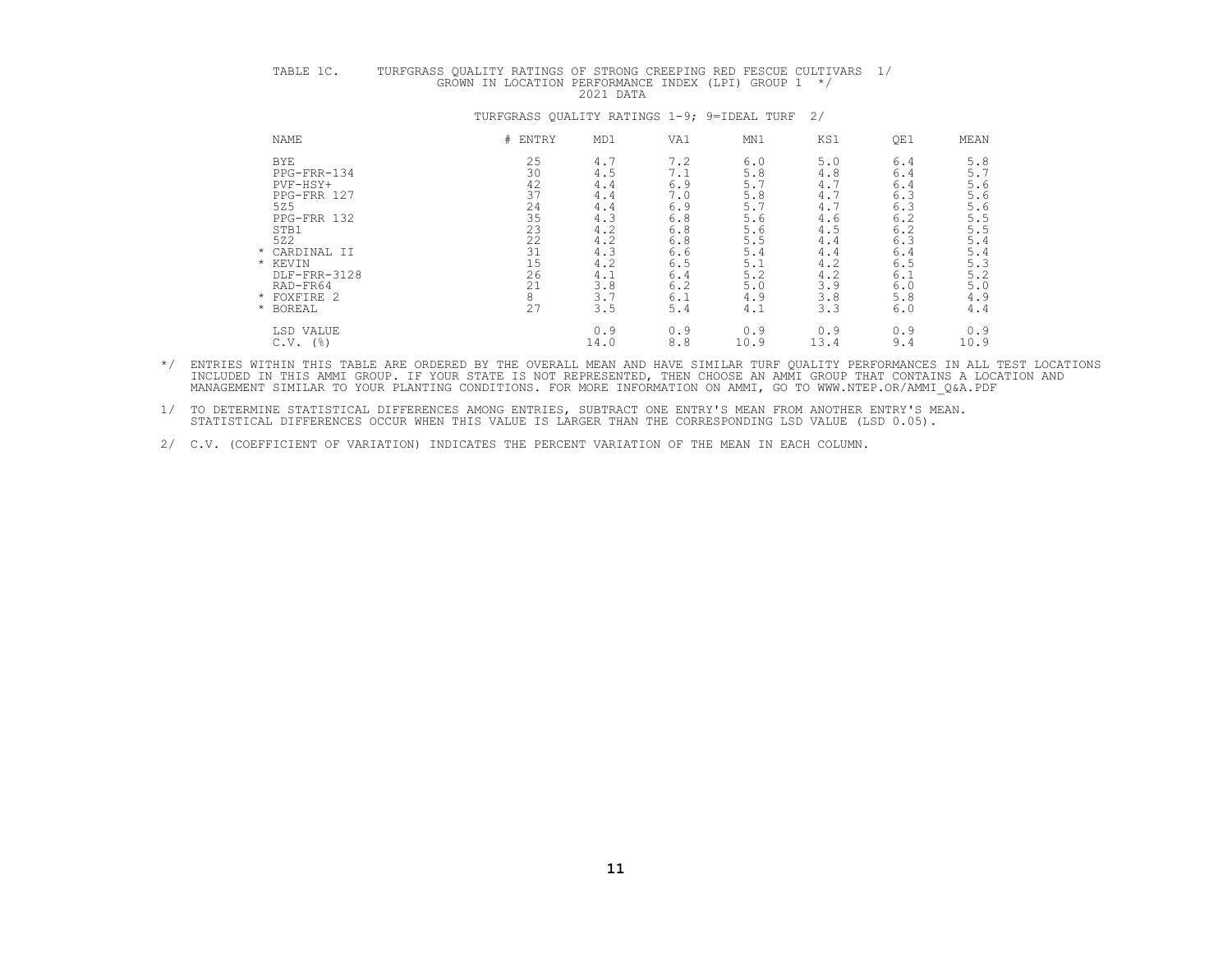TABLE 1C. TURFGRASS QUALITY RATINGS OF STRONG CREEPING RED FESCUE CULTIVARS 1/
GROWN IN LOCATION PERFORMANCE INDEX (LPI) GROUP 1 */
2021 DATA

TURFGRASS QUALITY RATINGS 1-9; 9=IDEAL TURF 2/

| NAME | # ENTRY | MD1 | VA1 | MN1 | KS1 | QE1 | MEAN |
|---|---|---|---|---|---|---|---|
| BYE | 25 | 4.7 | 7.2 | 6.0 | 5.0 | 6.4 | 5.8 |
| PPG-FRR-134 | 30 | 4.5 | 7.1 | 5.8 | 4.8 | 6.4 | 5.7 |
| PVF-HSY+ | 42 | 4.4 | 6.9 | 5.7 | 4.7 | 6.4 | 5.6 |
| PPG-FRR 127 | 37 | 4.4 | 7.0 | 5.8 | 4.7 | 6.3 | 5.6 |
| 5Z5 | 24 | 4.4 | 6.9 | 5.7 | 4.7 | 6.3 | 5.6 |
| PPG-FRR 132 | 35 | 4.3 | 6.8 | 5.6 | 4.6 | 6.2 | 5.5 |
| STB1 | 23 | 4.2 | 6.8 | 5.6 | 4.5 | 6.2 | 5.5 |
| 5Z2 | 22 | 4.2 | 6.8 | 5.5 | 4.4 | 6.3 | 5.4 |
| * CARDINAL II | 31 | 4.3 | 6.6 | 5.4 | 4.4 | 6.4 | 5.4 |
| * KEVIN | 15 | 4.2 | 6.5 | 5.1 | 4.2 | 6.5 | 5.3 |
| DLF-FRR-3128 | 26 | 4.1 | 6.4 | 5.2 | 4.2 | 6.1 | 5.2 |
| RAD-FR64 | 21 | 3.8 | 6.2 | 5.0 | 3.9 | 6.0 | 5.0 |
| * FOXFIRE 2 | 8 | 3.7 | 6.1 | 4.9 | 3.8 | 5.8 | 4.9 |
| * BOREAL | 27 | 3.5 | 5.4 | 4.1 | 3.3 | 6.0 | 4.4 |
| LSD VALUE | | 0.9 | 0.9 | 0.9 | 0.9 | 0.9 | 0.9 |
| C.V. (%) | | 14.0 | 8.8 | 10.9 | 13.4 | 9.4 | 10.9 |

*/ ENTRIES WITHIN THIS TABLE ARE ORDERED BY THE OVERALL MEAN AND HAVE SIMILAR TURF QUALITY PERFORMANCES IN ALL TEST LOCATIONS INCLUDED IN THIS AMMI GROUP. IF YOUR STATE IS NOT REPRESENTED, THEN CHOOSE AN AMMI GROUP THAT CONTAINS A LOCATION AND MANAGEMENT SIMILAR TO YOUR PLANTING CONDITIONS. FOR MORE INFORMATION ON AMMI, GO TO WWW.NTEP.OR/AMMI_Q&A.PDF

1/ TO DETERMINE STATISTICAL DIFFERENCES AMONG ENTRIES, SUBTRACT ONE ENTRY'S MEAN FROM ANOTHER ENTRY'S MEAN. STATISTICAL DIFFERENCES OCCUR WHEN THIS VALUE IS LARGER THAN THE CORRESPONDING LSD VALUE (LSD 0.05).

2/ C.V. (COEFFICIENT OF VARIATION) INDICATES THE PERCENT VARIATION OF THE MEAN IN EACH COLUMN.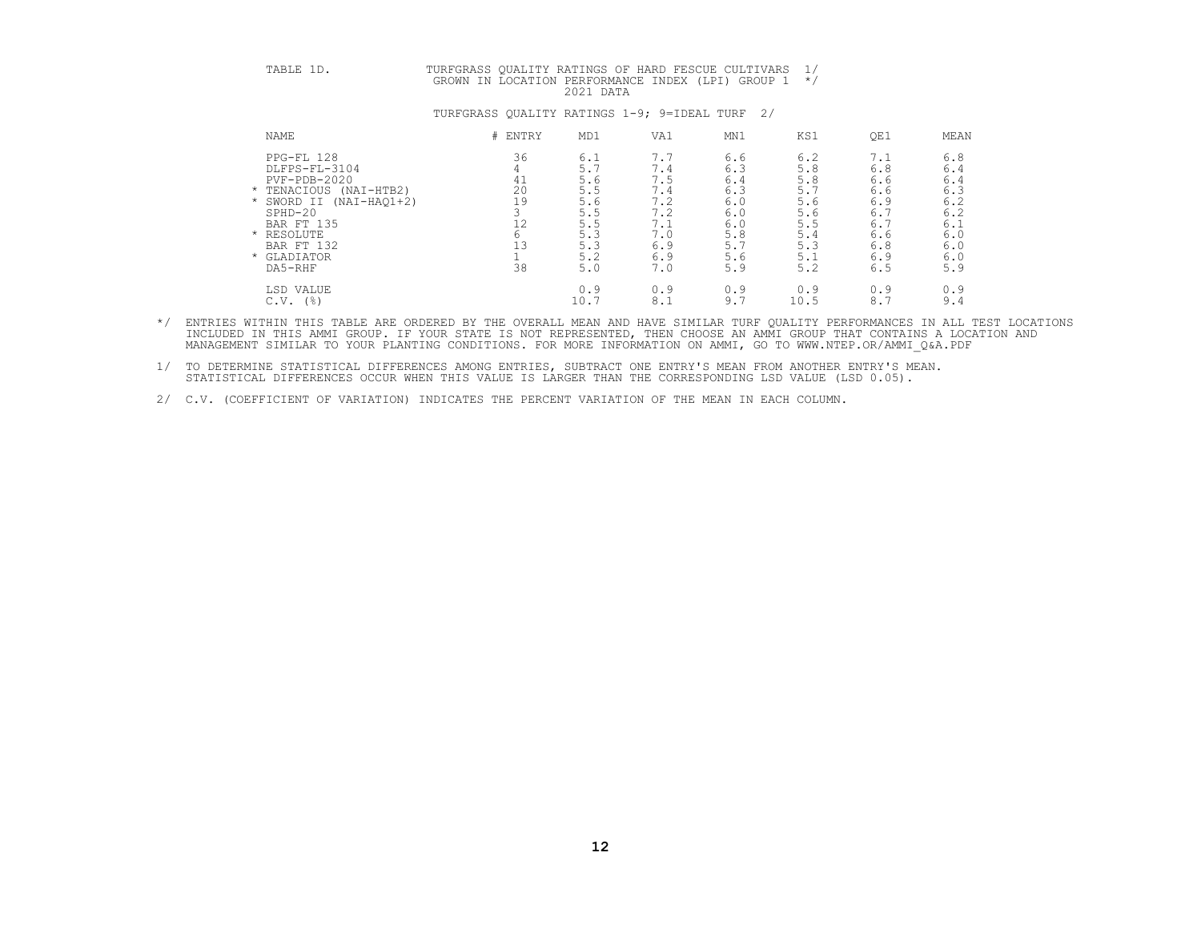TABLE 1D. TURFGRASS QUALITY RATINGS OF HARD FESCUE CULTIVARS 1/
GROWN IN LOCATION PERFORMANCE INDEX (LPI) GROUP 1 */
2021 DATA

TURFGRASS QUALITY RATINGS 1-9; 9=IDEAL TURF 2/

| NAME | # ENTRY | MD1 | VA1 | MN1 | KS1 | QE1 | MEAN |
|---|---|---|---|---|---|---|---|
| PPG-FL 128 | 36 | 6.1 | 7.7 | 6.6 | 6.2 | 7.1 | 6.8 |
| DLFPS-FL-3104 | 4 | 5.7 | 7.4 | 6.3 | 5.8 | 6.8 | 6.4 |
| PVF-PDB-2020 | 41 | 5.6 | 7.5 | 6.4 | 5.8 | 6.6 | 6.4 |
| * TENACIOUS (NAI-HTB2) | 20 | 5.5 | 7.4 | 6.3 | 5.7 | 6.6 | 6.3 |
| * SWORD II (NAI-HAQ1+2) | 19 | 5.6 | 7.2 | 6.0 | 5.6 | 6.9 | 6.2 |
| SPHD-20 | 3 | 5.5 | 7.2 | 6.0 | 5.6 | 6.7 | 6.2 |
| BAR FT 135 | 12 | 5.5 | 7.1 | 6.0 | 5.5 | 6.7 | 6.1 |
| * RESOLUTE | 6 | 5.3 | 7.0 | 5.8 | 5.4 | 6.6 | 6.0 |
| BAR FT 132 | 13 | 5.3 | 6.9 | 5.7 | 5.3 | 6.8 | 6.0 |
| * GLADIATOR | 1 | 5.2 | 6.9 | 5.6 | 5.1 | 6.9 | 6.0 |
| DA5-RHF | 38 | 5.0 | 7.0 | 5.9 | 5.2 | 6.5 | 5.9 |
| LSD VALUE | | 0.9 | 0.9 | 0.9 | 0.9 | 0.9 | 0.9 |
| C.V. (%) | | 10.7 | 8.1 | 9.7 | 10.5 | 8.7 | 9.4 |

*/ ENTRIES WITHIN THIS TABLE ARE ORDERED BY THE OVERALL MEAN AND HAVE SIMILAR TURF QUALITY PERFORMANCES IN ALL TEST LOCATIONS INCLUDED IN THIS AMMI GROUP. IF YOUR STATE IS NOT REPRESENTED, THEN CHOOSE AN AMMI GROUP THAT CONTAINS A LOCATION AND MANAGEMENT SIMILAR TO YOUR PLANTING CONDITIONS. FOR MORE INFORMATION ON AMMI, GO TO WWW.NTEP.OR/AMMI_Q&A.PDF

1/ TO DETERMINE STATISTICAL DIFFERENCES AMONG ENTRIES, SUBTRACT ONE ENTRY'S MEAN FROM ANOTHER ENTRY'S MEAN. STATISTICAL DIFFERENCES OCCUR WHEN THIS VALUE IS LARGER THAN THE CORRESPONDING LSD VALUE (LSD 0.05).

2/ C.V. (COEFFICIENT OF VARIATION) INDICATES THE PERCENT VARIATION OF THE MEAN IN EACH COLUMN.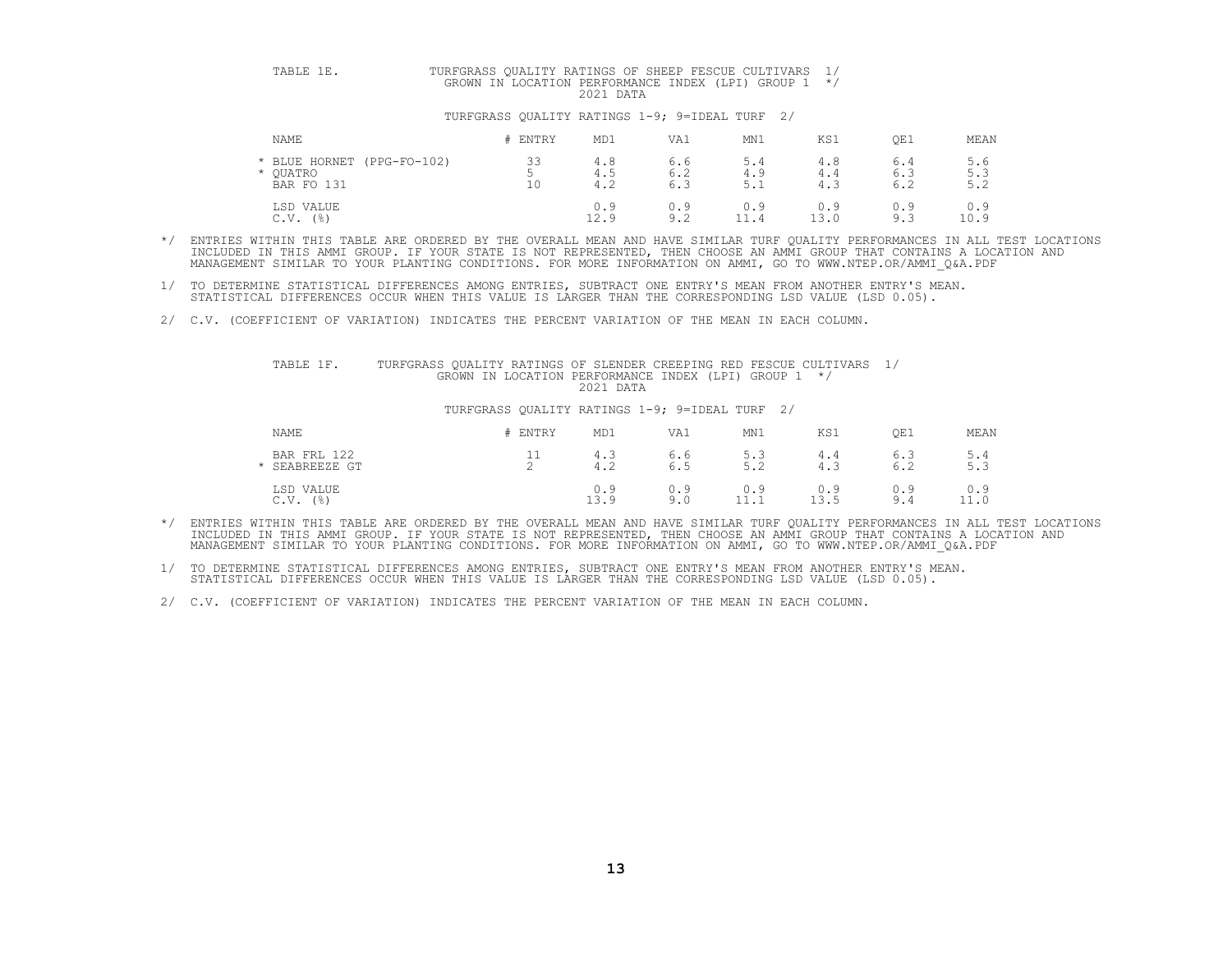TABLE 1E. TURFGRASS QUALITY RATINGS OF SHEEP FESCUE CULTIVARS 1/
GROWN IN LOCATION PERFORMANCE INDEX (LPI) GROUP 1 */
2021 DATA

TURFGRASS QUALITY RATINGS 1-9; 9=IDEAL TURF 2/

| NAME | # ENTRY | MD1 | VA1 | MN1 | KS1 | OE1 | MEAN |
|---|---|---|---|---|---|---|---|
| * BLUE HORNET (PPG-FO-102) | 33 | 4.8 | 6.6 | 5.4 | 4.8 | 6.4 | 5.6 |
| * QUATRO | 5 | 4.5 | 6.2 | 4.9 | 4.4 | 6.3 | 5.3 |
| BAR FO 131 | 10 | 4.2 | 6.3 | 5.1 | 4.3 | 6.2 | 5.2 |
| LSD VALUE | | 0.9 | 0.9 | 0.9 | 0.9 | 0.9 | 0.9 |
| C.V. (%) | | 12.9 | 9.2 | 11.4 | 13.0 | 9.3 | 10.9 |

*/ ENTRIES WITHIN THIS TABLE ARE ORDERED BY THE OVERALL MEAN AND HAVE SIMILAR TURF QUALITY PERFORMANCES IN ALL TEST LOCATIONS INCLUDED IN THIS AMMI GROUP. IF YOUR STATE IS NOT REPRESENTED, THEN CHOOSE AN AMMI GROUP THAT CONTAINS A LOCATION AND MANAGEMENT SIMILAR TO YOUR PLANTING CONDITIONS. FOR MORE INFORMATION ON AMMI, GO TO WWW.NTEP.OR/AMMI_Q&A.PDF

1/ TO DETERMINE STATISTICAL DIFFERENCES AMONG ENTRIES, SUBTRACT ONE ENTRY'S MEAN FROM ANOTHER ENTRY'S MEAN. STATISTICAL DIFFERENCES OCCUR WHEN THIS VALUE IS LARGER THAN THE CORRESPONDING LSD VALUE (LSD 0.05).

2/ C.V. (COEFFICIENT OF VARIATION) INDICATES THE PERCENT VARIATION OF THE MEAN IN EACH COLUMN.

TABLE 1F. TURFGRASS QUALITY RATINGS OF SLENDER CREEPING RED FESCUE CULTIVARS 1/
GROWN IN LOCATION PERFORMANCE INDEX (LPI) GROUP 1 */
2021 DATA

TURFGRASS QUALITY RATINGS 1-9; 9=IDEAL TURF 2/

| NAME | # ENTRY | MD1 | VA1 | MN1 | KS1 | OE1 | MEAN |
|---|---|---|---|---|---|---|---|
| BAR FRL 122 | 11 | 4.3 | 6.6 | 5.3 | 4.4 | 6.3 | 5.4 |
| * SEABREEZE GT | 2 | 4.2 | 6.5 | 5.2 | 4.3 | 6.2 | 5.3 |
| LSD VALUE | | 0.9 | 0.9 | 0.9 | 0.9 | 0.9 | 0.9 |
| C.V. (%) | | 13.9 | 9.0 | 11.1 | 13.5 | 9.4 | 11.0 |

*/ ENTRIES WITHIN THIS TABLE ARE ORDERED BY THE OVERALL MEAN AND HAVE SIMILAR TURF QUALITY PERFORMANCES IN ALL TEST LOCATIONS INCLUDED IN THIS AMMI GROUP. IF YOUR STATE IS NOT REPRESENTED, THEN CHOOSE AN AMMI GROUP THAT CONTAINS A LOCATION AND MANAGEMENT SIMILAR TO YOUR PLANTING CONDITIONS. FOR MORE INFORMATION ON AMMI, GO TO WWW.NTEP.OR/AMMI_Q&A.PDF

1/ TO DETERMINE STATISTICAL DIFFERENCES AMONG ENTRIES, SUBTRACT ONE ENTRY'S MEAN FROM ANOTHER ENTRY'S MEAN. STATISTICAL DIFFERENCES OCCUR WHEN THIS VALUE IS LARGER THAN THE CORRESPONDING LSD VALUE (LSD 0.05).

2/ C.V. (COEFFICIENT OF VARIATION) INDICATES THE PERCENT VARIATION OF THE MEAN IN EACH COLUMN.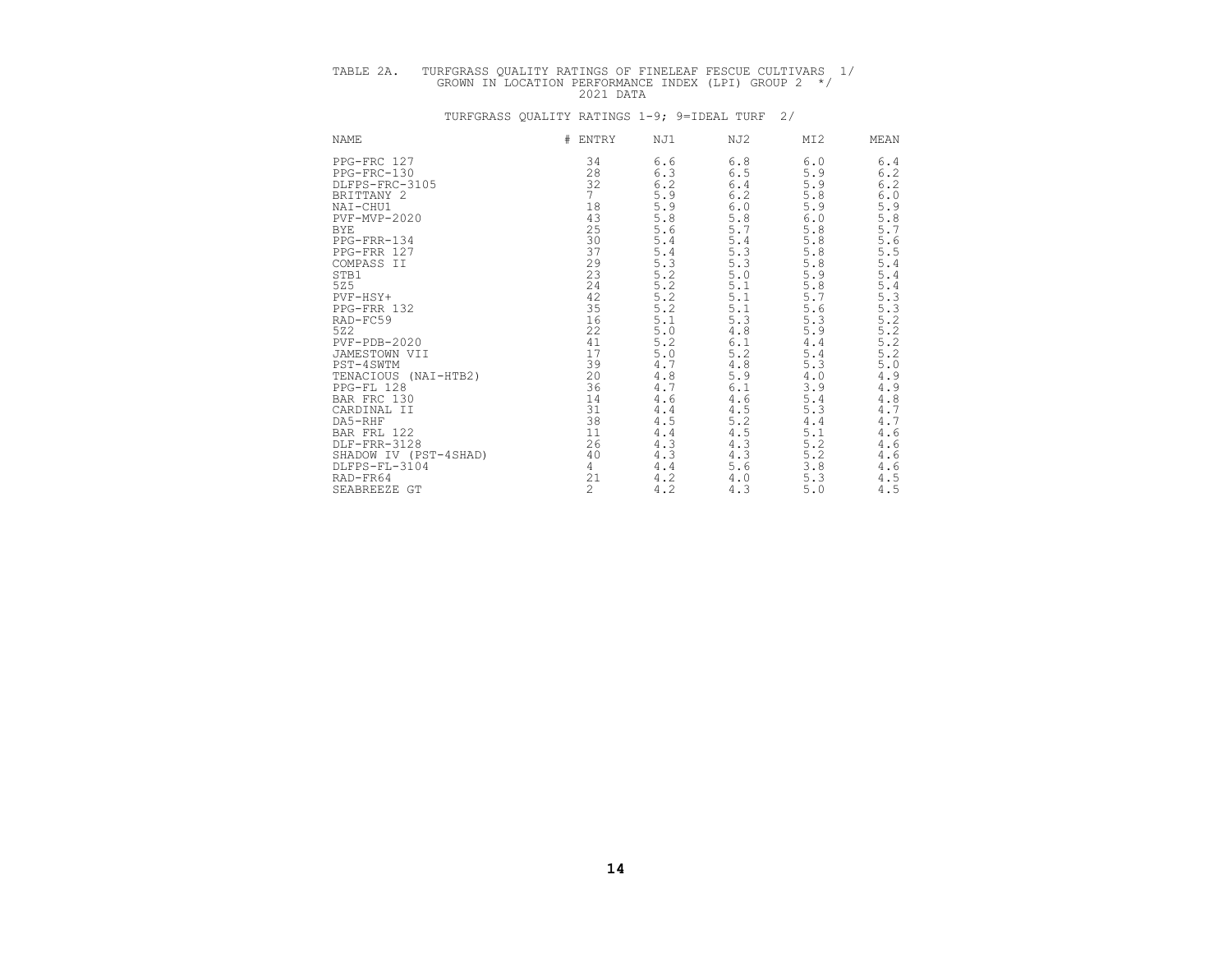TABLE 2A. TURFGRASS QUALITY RATINGS OF FINELEAF FESCUE CULTIVARS 1/
GROWN IN LOCATION PERFORMANCE INDEX (LPI) GROUP 2 */
2021 DATA

TURFGRASS QUALITY RATINGS 1-9; 9=IDEAL TURF 2/

| NAME | # ENTRY | NJ1 | NJ2 | MI2 | MEAN |
|---|---|---|---|---|---|
| PPG-FRC 127 | 34 | 6.6 | 6.8 | 6.0 | 6.4 |
| PPG-FRC-130 | 28 | 6.3 | 6.5 | 5.9 | 6.2 |
| DLFPS-FRC-3105 | 32 | 6.2 | 6.4 | 5.9 | 6.2 |
| BRITTANY 2 | 7 | 5.9 | 6.2 | 5.8 | 6.0 |
| NAI-CHU1 | 18 | 5.9 | 6.0 | 5.9 | 5.9 |
| PVF-MVP-2020 | 43 | 5.8 | 5.8 | 6.0 | 5.8 |
| BYE | 25 | 5.6 | 5.7 | 5.8 | 5.7 |
| PPG-FRR-134 | 30 | 5.4 | 5.4 | 5.8 | 5.6 |
| PPG-FRR 127 | 37 | 5.4 | 5.3 | 5.8 | 5.5 |
| COMPASS II | 29 | 5.3 | 5.3 | 5.8 | 5.4 |
| STB1 | 23 | 5.2 | 5.0 | 5.9 | 5.4 |
| 5Z5 | 24 | 5.2 | 5.1 | 5.8 | 5.4 |
| PVF-HSY+ | 42 | 5.2 | 5.1 | 5.7 | 5.3 |
| PPG-FRR 132 | 35 | 5.2 | 5.1 | 5.6 | 5.3 |
| RAD-FC59 | 16 | 5.1 | 5.3 | 5.3 | 5.2 |
| 5Z2 | 22 | 5.0 | 4.8 | 5.9 | 5.2 |
| PVF-PDB-2020 | 41 | 5.2 | 6.1 | 4.4 | 5.2 |
| JAMESTOWN VII | 17 | 5.0 | 5.2 | 5.4 | 5.2 |
| PST-4SWTM | 39 | 4.7 | 4.8 | 5.3 | 5.0 |
| TENACIOUS (NAI-HTB2) | 20 | 4.8 | 5.9 | 4.0 | 4.9 |
| PPG-FL 128 | 36 | 4.7 | 6.1 | 3.9 | 4.9 |
| BAR FRC 130 | 14 | 4.6 | 4.6 | 5.4 | 4.8 |
| CARDINAL II | 31 | 4.4 | 4.5 | 5.3 | 4.7 |
| DA5-RHF | 38 | 4.5 | 5.2 | 4.4 | 4.7 |
| BAR FRL 122 | 11 | 4.4 | 4.5 | 5.1 | 4.6 |
| DLF-FRR-3128 | 26 | 4.3 | 4.3 | 5.2 | 4.6 |
| SHADOW IV (PST-4SHAD) | 40 | 4.3 | 4.3 | 5.2 | 4.6 |
| DLFPS-FL-3104 | 4 | 4.4 | 5.6 | 3.8 | 4.6 |
| RAD-FR64 | 21 | 4.2 | 4.0 | 5.3 | 4.5 |
| SEABREEZE GT | 2 | 4.2 | 4.3 | 5.0 | 4.5 |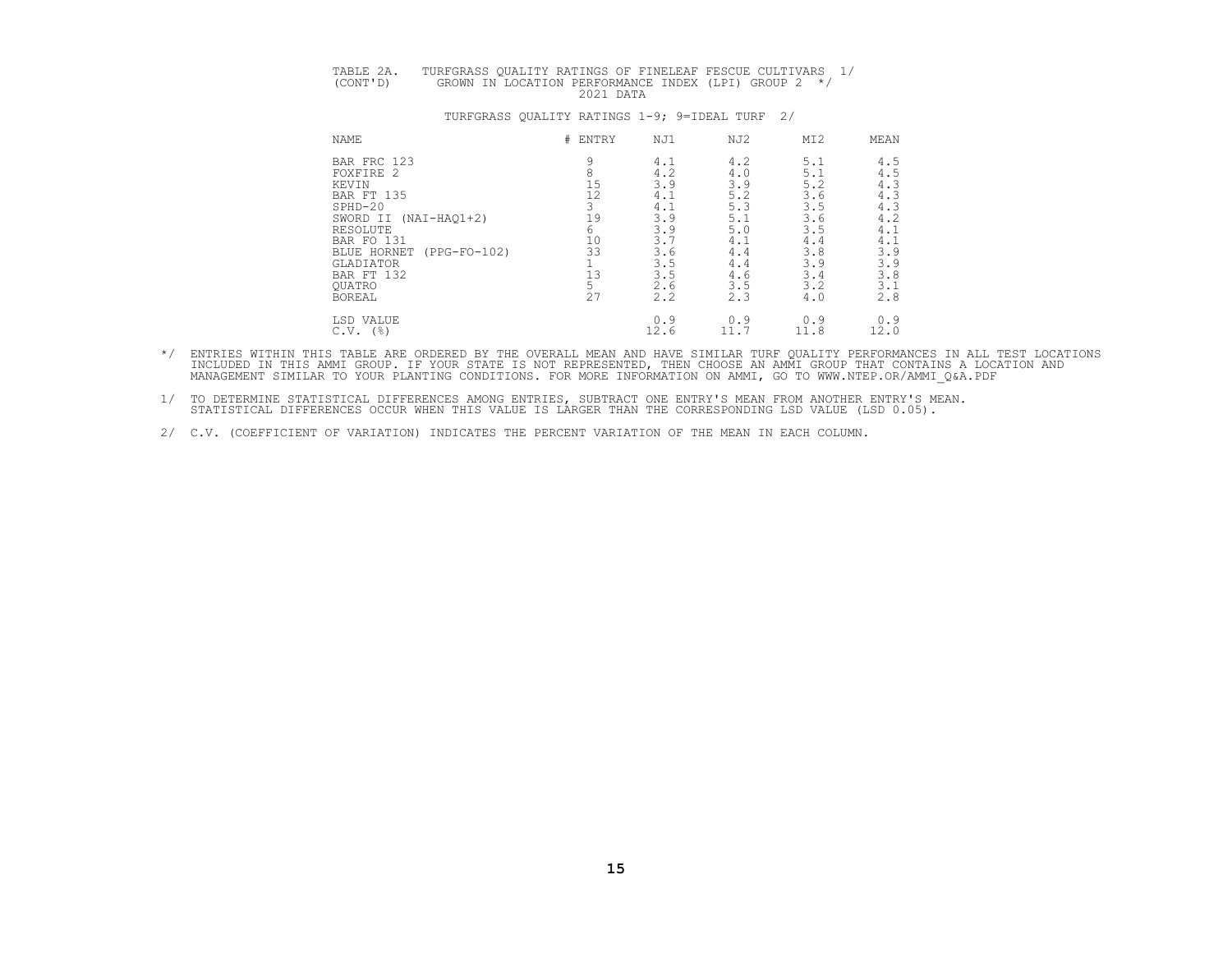TABLE 2A. TURFGRASS QUALITY RATINGS OF FINELEAF FESCUE CULTIVARS 1/
(CONT'D) GROWN IN LOCATION PERFORMANCE INDEX (LPI) GROUP 2 */
2021 DATA

TURFGRASS QUALITY RATINGS 1-9; 9=IDEAL TURF 2/

| NAME | # ENTRY | NJ1 | NJ2 | MI2 | MEAN |
|---|---|---|---|---|---|
| BAR FRC 123 | 9 | 4.1 | 4.2 | 5.1 | 4.5 |
| FOXFIRE 2 | 8 | 4.2 | 4.0 | 5.1 | 4.5 |
| KEVIN | 15 | 3.9 | 3.9 | 5.2 | 4.3 |
| BAR FT 135 | 12 | 4.1 | 5.2 | 3.6 | 4.3 |
| SPHD-20 | 3 | 4.1 | 5.3 | 3.5 | 4.3 |
| SWORD II (NAI-HAQ1+2) | 19 | 3.9 | 5.1 | 3.6 | 4.2 |
| RESOLUTE | 6 | 3.9 | 5.0 | 3.5 | 4.1 |
| BAR FO 131 | 10 | 3.7 | 4.1 | 4.4 | 4.1 |
| BLUE HORNET (PPG-FO-102) | 33 | 3.6 | 4.4 | 3.8 | 3.9 |
| GLADIATOR | 1 | 3.5 | 4.4 | 3.9 | 3.9 |
| BAR FT 132 | 13 | 3.5 | 4.6 | 3.4 | 3.8 |
| QUATRO | 5 | 2.6 | 3.5 | 3.2 | 3.1 |
| BOREAL | 27 | 2.2 | 2.3 | 4.0 | 2.8 |
| LSD VALUE | | 0.9 | 0.9 | 0.9 | 0.9 |
| C.V. (%) | | 12.6 | 11.7 | 11.8 | 12.0 |

*/ ENTRIES WITHIN THIS TABLE ARE ORDERED BY THE OVERALL MEAN AND HAVE SIMILAR TURF QUALITY PERFORMANCES IN ALL TEST LOCATIONS INCLUDED IN THIS AMMI GROUP. IF YOUR STATE IS NOT REPRESENTED, THEN CHOOSE AN AMMI GROUP THAT CONTAINS A LOCATION AND MANAGEMENT SIMILAR TO YOUR PLANTING CONDITIONS. FOR MORE INFORMATION ON AMMI, GO TO WWW.NTEP.OR/AMMI_Q&A.PDF

1/ TO DETERMINE STATISTICAL DIFFERENCES AMONG ENTRIES, SUBTRACT ONE ENTRY'S MEAN FROM ANOTHER ENTRY'S MEAN. STATISTICAL DIFFERENCES OCCUR WHEN THIS VALUE IS LARGER THAN THE CORRESPONDING LSD VALUE (LSD 0.05).

2/ C.V. (COEFFICIENT OF VARIATION) INDICATES THE PERCENT VARIATION OF THE MEAN IN EACH COLUMN.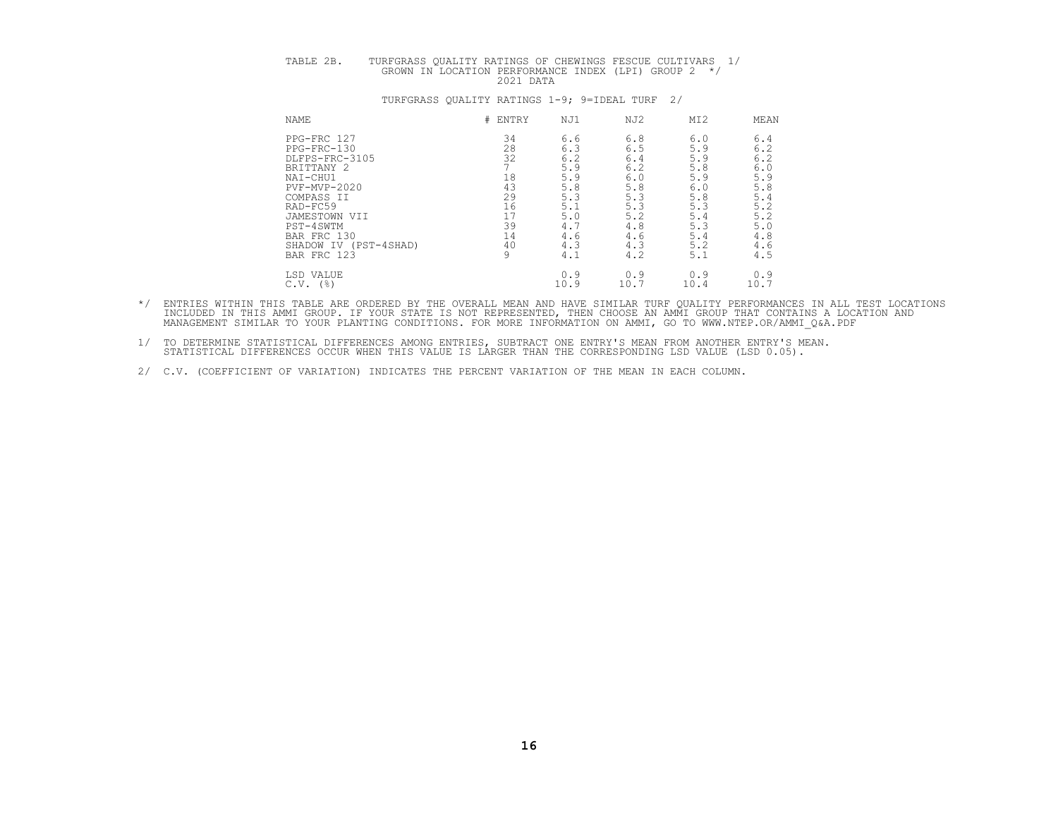TABLE 2B. TURFGRASS QUALITY RATINGS OF CHEWINGS FESCUE CULTIVARS 1/
GROWN IN LOCATION PERFORMANCE INDEX (LPI) GROUP 2 */
2021 DATA

TURFGRASS QUALITY RATINGS 1-9; 9=IDEAL TURF 2/

| NAME | # ENTRY | NJ1 | NJ2 | MI2 | MEAN |
|---|---|---|---|---|---|
| PPG-FRC 127 | 34 | 6.6 | 6.8 | 6.0 | 6.4 |
| PPG-FRC-130 | 28 | 6.3 | 6.5 | 5.9 | 6.2 |
| DLFPS-FRC-3105 | 32 | 6.2 | 6.4 | 5.9 | 6.2 |
| BRITTANY 2 | 7 | 5.9 | 6.2 | 5.8 | 6.0 |
| NAI-CHU1 | 18 | 5.9 | 6.0 | 5.9 | 5.9 |
| PVF-MVP-2020 | 43 | 5.8 | 5.8 | 6.0 | 5.8 |
| COMPASS II | 29 | 5.3 | 5.3 | 5.8 | 5.4 |
| RAD-FC59 | 16 | 5.1 | 5.3 | 5.3 | 5.2 |
| JAMESTOWN VII | 17 | 5.0 | 5.2 | 5.4 | 5.2 |
| PST-4SWTM | 39 | 4.7 | 4.8 | 5.3 | 5.0 |
| BAR FRC 130 | 14 | 4.6 | 4.6 | 5.4 | 4.8 |
| SHADOW IV (PST-4SHAD) | 40 | 4.3 | 4.3 | 5.2 | 4.6 |
| BAR FRC 123 | 9 | 4.1 | 4.2 | 5.1 | 4.5 |
| LSD VALUE | | 0.9 | 0.9 | 0.9 | 0.9 |
| C.V. (%) | | 10.9 | 10.7 | 10.4 | 10.7 |

*/ ENTRIES WITHIN THIS TABLE ARE ORDERED BY THE OVERALL MEAN AND HAVE SIMILAR TURF QUALITY PERFORMANCES IN ALL TEST LOCATIONS INCLUDED IN THIS AMMI GROUP. IF YOUR STATE IS NOT REPRESENTED, THEN CHOOSE AN AMMI GROUP THAT CONTAINS A LOCATION AND MANAGEMENT SIMILAR TO YOUR PLANTING CONDITIONS. FOR MORE INFORMATION ON AMMI, GO TO WWW.NTEP.OR/AMMI_Q&A.PDF

1/ TO DETERMINE STATISTICAL DIFFERENCES AMONG ENTRIES, SUBTRACT ONE ENTRY'S MEAN FROM ANOTHER ENTRY'S MEAN. STATISTICAL DIFFERENCES OCCUR WHEN THIS VALUE IS LARGER THAN THE CORRESPONDING LSD VALUE (LSD 0.05).

2/ C.V. (COEFFICIENT OF VARIATION) INDICATES THE PERCENT VARIATION OF THE MEAN IN EACH COLUMN.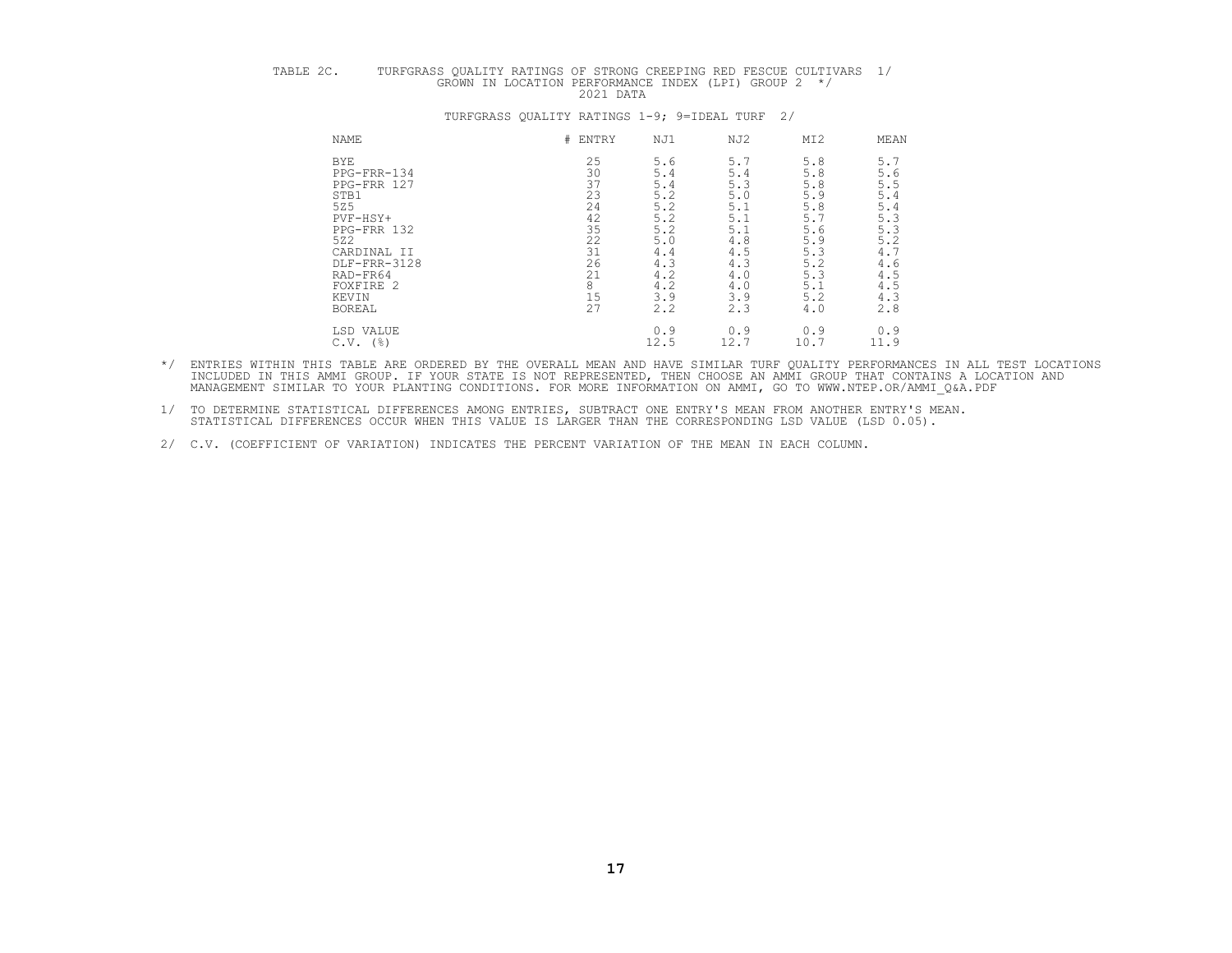TABLE 2C. TURFGRASS QUALITY RATINGS OF STRONG CREEPING RED FESCUE CULTIVARS 1/
GROWN IN LOCATION PERFORMANCE INDEX (LPI) GROUP 2 */
2021 DATA

TURFGRASS QUALITY RATINGS 1-9; 9=IDEAL TURF 2/

| NAME | # ENTRY | NJ1 | NJ2 | MI2 | MEAN |
|---|---|---|---|---|---|
| BYE | 25 | 5.6 | 5.7 | 5.8 | 5.7 |
| PPG-FRR-134 | 30 | 5.4 | 5.4 | 5.8 | 5.6 |
| PPG-FRR 127 | 37 | 5.4 | 5.3 | 5.8 | 5.5 |
| STB1 | 23 | 5.2 | 5.0 | 5.9 | 5.4 |
| 5Z5 | 24 | 5.2 | 5.1 | 5.8 | 5.4 |
| PVF-HSY+ | 42 | 5.2 | 5.1 | 5.7 | 5.3 |
| PPG-FRR 132 | 35 | 5.2 | 5.1 | 5.6 | 5.3 |
| 5Z2 | 22 | 5.0 | 4.8 | 5.9 | 5.2 |
| CARDINAL II | 31 | 4.4 | 4.5 | 5.3 | 4.7 |
| DLF-FRR-3128 | 26 | 4.3 | 4.3 | 5.2 | 4.6 |
| RAD-FR64 | 21 | 4.2 | 4.0 | 5.3 | 4.5 |
| FOXFIRE 2 | 8 | 4.2 | 4.0 | 5.1 | 4.5 |
| KEVIN | 15 | 3.9 | 3.9 | 5.2 | 4.3 |
| BOREAL | 27 | 2.2 | 2.3 | 4.0 | 2.8 |
| LSD VALUE | | 0.9 | 0.9 | 0.9 | 0.9 |
| C.V. (%) | | 12.5 | 12.7 | 10.7 | 11.9 |

*/ ENTRIES WITHIN THIS TABLE ARE ORDERED BY THE OVERALL MEAN AND HAVE SIMILAR TURF QUALITY PERFORMANCES IN ALL TEST LOCATIONS INCLUDED IN THIS AMMI GROUP. IF YOUR STATE IS NOT REPRESENTED, THEN CHOOSE AN AMMI GROUP THAT CONTAINS A LOCATION AND MANAGEMENT SIMILAR TO YOUR PLANTING CONDITIONS. FOR MORE INFORMATION ON AMMI, GO TO WWW.NTEP.OR/AMMI_Q&A.PDF

1/ TO DETERMINE STATISTICAL DIFFERENCES AMONG ENTRIES, SUBTRACT ONE ENTRY'S MEAN FROM ANOTHER ENTRY'S MEAN. STATISTICAL DIFFERENCES OCCUR WHEN THIS VALUE IS LARGER THAN THE CORRESPONDING LSD VALUE (LSD 0.05).

2/ C.V. (COEFFICIENT OF VARIATION) INDICATES THE PERCENT VARIATION OF THE MEAN IN EACH COLUMN.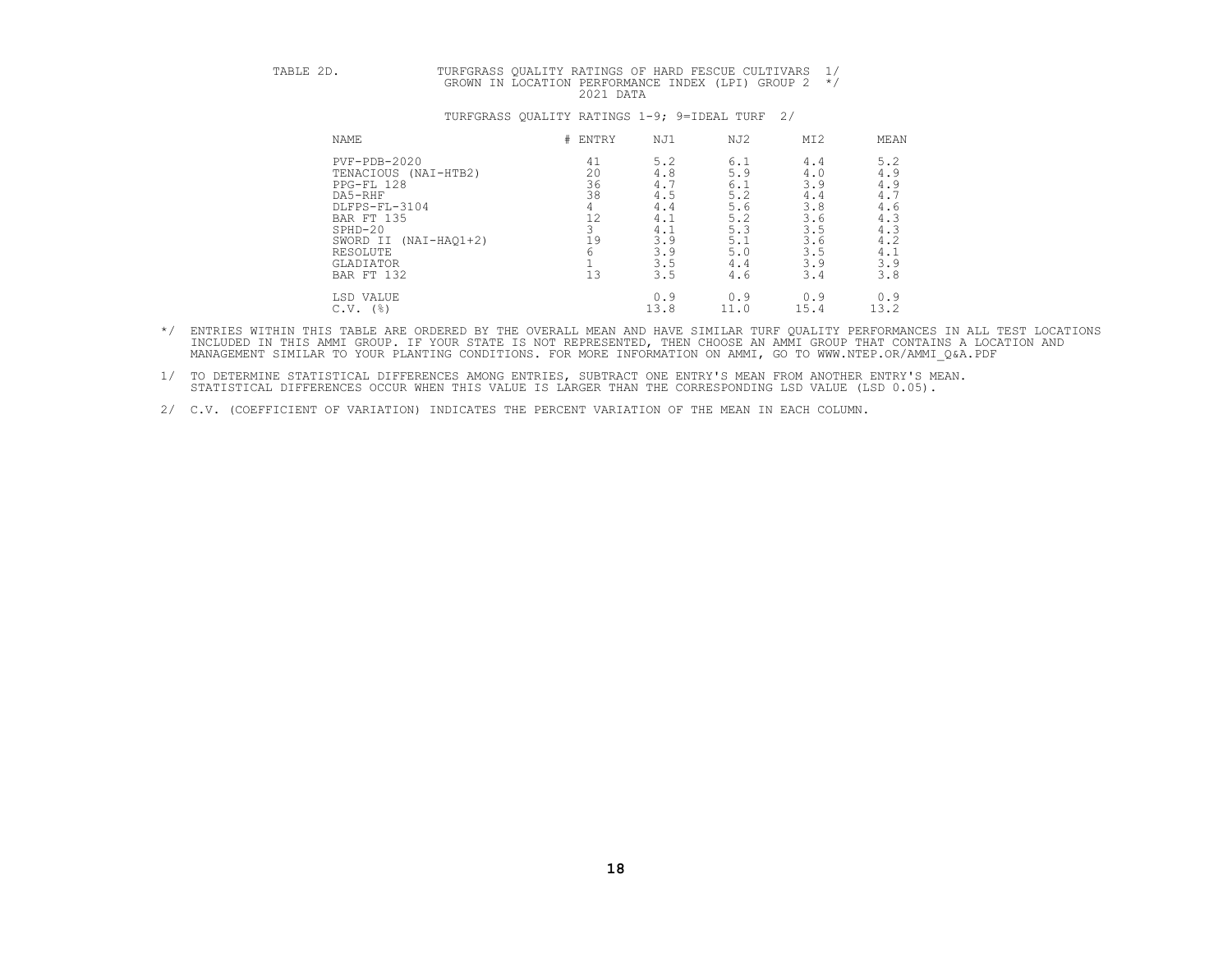TABLE 2D. TURFGRASS QUALITY RATINGS OF HARD FESCUE CULTIVARS 1/
GROWN IN LOCATION PERFORMANCE INDEX (LPI) GROUP 2 */
2021 DATA

TURFGRASS QUALITY RATINGS 1-9; 9=IDEAL TURF 2/

| NAME | # ENTRY | NJ1 | NJ2 | MI2 | MEAN |
|---|---|---|---|---|---|
| PVF-PDB-2020 | 41 | 5.2 | 6.1 | 4.4 | 5.2 |
| TENACIOUS (NAI-HTB2) | 20 | 4.8 | 5.9 | 4.0 | 4.9 |
| PPG-FL 128 | 36 | 4.7 | 6.1 | 3.9 | 4.9 |
| DA5-RHF | 38 | 4.5 | 5.2 | 4.4 | 4.7 |
| DLFPS-FL-3104 | 4 | 4.4 | 5.6 | 3.8 | 4.6 |
| BAR FT 135 | 12 | 4.1 | 5.2 | 3.6 | 4.3 |
| SPHD-20 | 3 | 4.1 | 5.3 | 3.5 | 4.3 |
| SWORD II (NAI-HAQ1+2) | 19 | 3.9 | 5.1 | 3.6 | 4.2 |
| RESOLUTE | 6 | 3.9 | 5.0 | 3.5 | 4.1 |
| GLADIATOR | 1 | 3.5 | 4.4 | 3.9 | 3.9 |
| BAR FT 132 | 13 | 3.5 | 4.6 | 3.4 | 3.8 |
| LSD VALUE | | 0.9 | 0.9 | 0.9 | 0.9 |
| C.V. (%) | | 13.8 | 11.0 | 15.4 | 13.2 |

*/ ENTRIES WITHIN THIS TABLE ARE ORDERED BY THE OVERALL MEAN AND HAVE SIMILAR TURF QUALITY PERFORMANCES IN ALL TEST LOCATIONS INCLUDED IN THIS AMMI GROUP. IF YOUR STATE IS NOT REPRESENTED, THEN CHOOSE AN AMMI GROUP THAT CONTAINS A LOCATION AND MANAGEMENT SIMILAR TO YOUR PLANTING CONDITIONS. FOR MORE INFORMATION ON AMMI, GO TO WWW.NTEP.OR/AMMI_Q&A.PDF

1/ TO DETERMINE STATISTICAL DIFFERENCES AMONG ENTRIES, SUBTRACT ONE ENTRY'S MEAN FROM ANOTHER ENTRY'S MEAN. STATISTICAL DIFFERENCES OCCUR WHEN THIS VALUE IS LARGER THAN THE CORRESPONDING LSD VALUE (LSD 0.05).

2/ C.V. (COEFFICIENT OF VARIATION) INDICATES THE PERCENT VARIATION OF THE MEAN IN EACH COLUMN.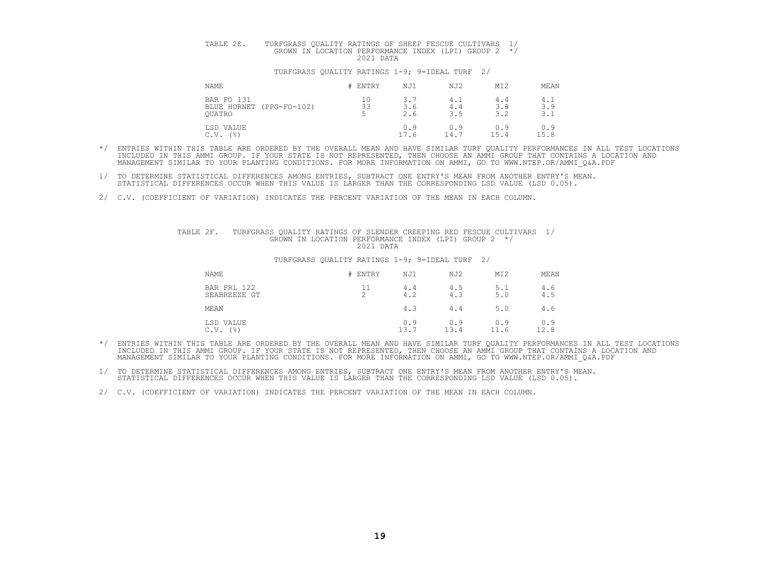TABLE 2E. TURFGRASS QUALITY RATINGS OF SHEEP FESCUE CULTIVARS 1/
GROWN IN LOCATION PERFORMANCE INDEX (LPI) GROUP 2 */
2021 DATA

TURFGRASS QUALITY RATINGS 1-9; 9=IDEAL TURF 2/

| NAME | # ENTRY | NJ1 | NJ2 | MI2 | MEAN |
|---|---|---|---|---|---|
| BAR FO 131 | 10 | 3.7 | 4.1 | 4.4 | 4.1 |
| BLUE HORNET (PPG-FO-102) | 33 | 3.6 | 4.4 | 3.8 | 3.9 |
| QUATRO | 5 | 2.6 | 3.5 | 3.2 | 3.1 |
| LSD VALUE | | 0.9 | 0.9 | 0.9 | 0.9 |
| C.V. (%) | | 17.6 | 14.7 | 15.4 | 15.8 |

*/ ENTRIES WITHIN THIS TABLE ARE ORDERED BY THE OVERALL MEAN AND HAVE SIMILAR TURF QUALITY PERFORMANCES IN ALL TEST LOCATIONS INCLUDED IN THIS AMMI GROUP. IF YOUR STATE IS NOT REPRESENTED, THEN CHOOSE AN AMMI GROUP THAT CONTAINS A LOCATION AND MANAGEMENT SIMILAR TO YOUR PLANTING CONDITIONS. FOR MORE INFORMATION ON AMMI, GO TO WWW.NTEP.OR/AMMI_Q&A.PDF

1/ TO DETERMINE STATISTICAL DIFFERENCES AMONG ENTRIES, SUBTRACT ONE ENTRY'S MEAN FROM ANOTHER ENTRY'S MEAN. STATISTICAL DIFFERENCES OCCUR WHEN THIS VALUE IS LARGER THAN THE CORRESPONDING LSD VALUE (LSD 0.05).

2/ C.V. (COEFFICIENT OF VARIATION) INDICATES THE PERCENT VARIATION OF THE MEAN IN EACH COLUMN.

TABLE 2F. TURFGRASS QUALITY RATINGS OF SLENDER CREEPING RED FESCUE CULTIVARS 1/
GROWN IN LOCATION PERFORMANCE INDEX (LPI) GROUP 2 */
2021 DATA

TURFGRASS QUALITY RATINGS 1-9; 9=IDEAL TURF 2/

| NAME | # ENTRY | NJ1 | NJ2 | MI2 | MEAN |
|---|---|---|---|---|---|
| BAR FRL 122 | 11 | 4.4 | 4.5 | 5.1 | 4.6 |
| SEABREEZE GT | 2 | 4.2 | 4.3 | 5.0 | 4.5 |
| MEAN | | 4.3 | 4.4 | 5.0 | 4.6 |
| LSD VALUE | | 0.9 | 0.9 | 0.9 | 0.9 |
| C.V. (%) | | 13.7 | 13.4 | 11.6 | 12.8 |

*/ ENTRIES WITHIN THIS TABLE ARE ORDERED BY THE OVERALL MEAN AND HAVE SIMILAR TURF QUALITY PERFORMANCES IN ALL TEST LOCATIONS INCLUDED IN THIS AMMI GROUP. IF YOUR STATE IS NOT REPRESENTED, THEN CHOOSE AN AMMI GROUP THAT CONTAINS A LOCATION AND MANAGEMENT SIMILAR TO YOUR PLANTING CONDITIONS. FOR MORE INFORMATION ON AMMI, GO TO WWW.NTEP.OR/AMMI_Q&A.PDF

1/ TO DETERMINE STATISTICAL DIFFERENCES AMONG ENTRIES, SUBTRACT ONE ENTRY'S MEAN FROM ANOTHER ENTRY'S MEAN. STATISTICAL DIFFERENCES OCCUR WHEN THIS VALUE IS LARGER THAN THE CORRESPONDING LSD VALUE (LSD 0.05).

2/ C.V. (COEFFICIENT OF VARIATION) INDICATES THE PERCENT VARIATION OF THE MEAN IN EACH COLUMN.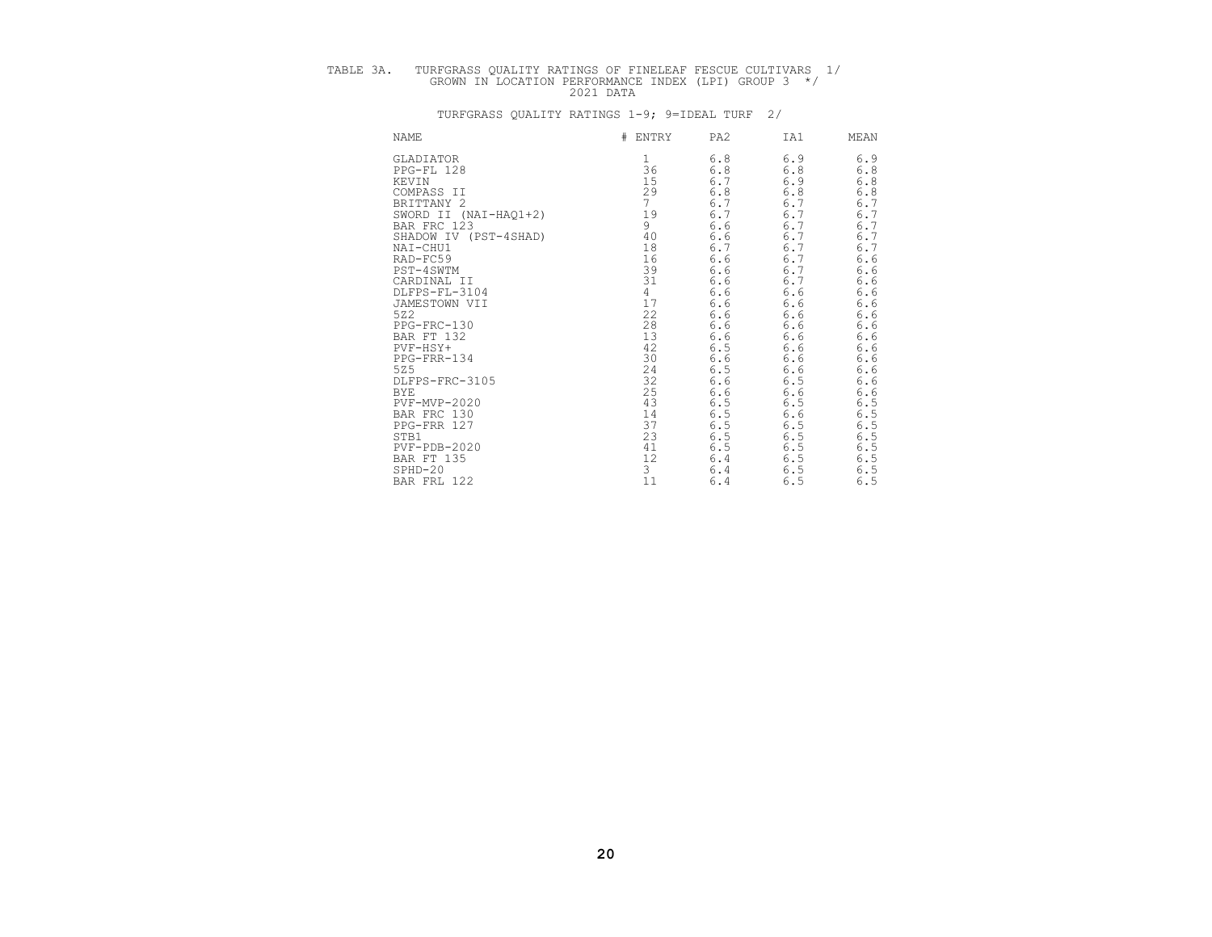TABLE 3A. TURFGRASS QUALITY RATINGS OF FINELEAF FESCUE CULTIVARS 1/
GROWN IN LOCATION PERFORMANCE INDEX (LPI) GROUP 3 */
2021 DATA

TURFGRASS QUALITY RATINGS 1-9; 9=IDEAL TURF 2/

| NAME | # ENTRY | PA2 | IA1 | MEAN |
|---|---|---|---|---|
| GLADIATOR | 1 | 6.8 | 6.9 | 6.9 |
| PPG-FL 128 | 36 | 6.8 | 6.8 | 6.8 |
| KEVIN | 15 | 6.7 | 6.9 | 6.8 |
| COMPASS II | 29 | 6.8 | 6.8 | 6.8 |
| BRITTANY 2 | 7 | 6.7 | 6.7 | 6.7 |
| SWORD II (NAI-HAQ1+2) | 19 | 6.7 | 6.7 | 6.7 |
| BAR FRC 123 | 9 | 6.6 | 6.7 | 6.7 |
| SHADOW IV (PST-4SHAD) | 40 | 6.6 | 6.7 | 6.7 |
| NAI-CHU1 | 18 | 6.7 | 6.7 | 6.7 |
| RAD-FC59 | 16 | 6.6 | 6.7 | 6.6 |
| PST-4SWTM | 39 | 6.6 | 6.7 | 6.6 |
| CARDINAL II | 31 | 6.6 | 6.7 | 6.6 |
| DLFPS-FL-3104 | 4 | 6.6 | 6.6 | 6.6 |
| JAMESTOWN VII | 17 | 6.6 | 6.6 | 6.6 |
| 5Z2 | 22 | 6.6 | 6.6 | 6.6 |
| PPG-FRC-130 | 28 | 6.6 | 6.6 | 6.6 |
| BAR FT 132 | 13 | 6.6 | 6.6 | 6.6 |
| PVF-HSY+ | 42 | 6.5 | 6.6 | 6.6 |
| PPG-FRR-134 | 30 | 6.6 | 6.6 | 6.6 |
| 5Z5 | 24 | 6.5 | 6.6 | 6.6 |
| DLFPS-FRC-3105 | 32 | 6.6 | 6.5 | 6.6 |
| BYE | 25 | 6.6 | 6.6 | 6.6 |
| PVF-MVP-2020 | 43 | 6.5 | 6.5 | 6.5 |
| BAR FRC 130 | 14 | 6.5 | 6.6 | 6.5 |
| PPG-FRR 127 | 37 | 6.5 | 6.5 | 6.5 |
| STB1 | 23 | 6.5 | 6.5 | 6.5 |
| PVF-PDB-2020 | 41 | 6.5 | 6.5 | 6.5 |
| BAR FT 135 | 12 | 6.4 | 6.5 | 6.5 |
| SPHD-20 | 3 | 6.4 | 6.5 | 6.5 |
| BAR FRL 122 | 11 | 6.4 | 6.5 | 6.5 |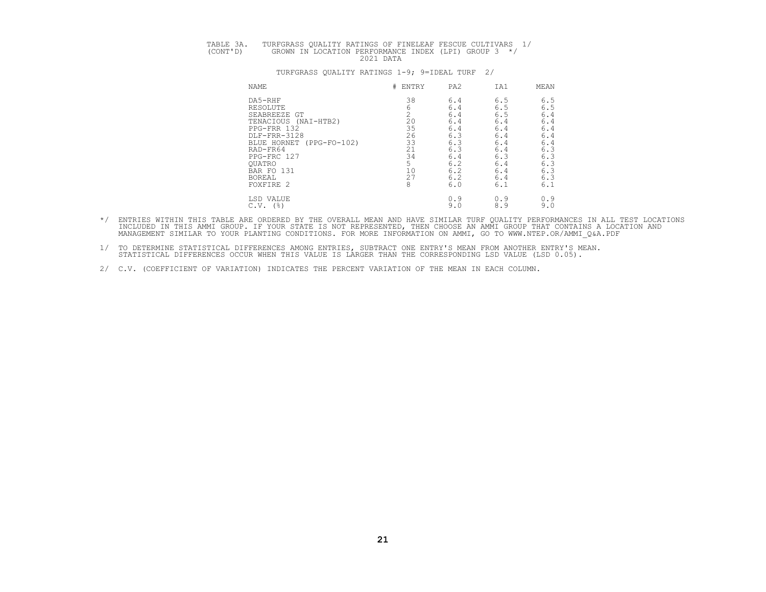TABLE 3A. TURFGRASS QUALITY RATINGS OF FINELEAF FESCUE CULTIVARS 1/
(CONT'D) GROWN IN LOCATION PERFORMANCE INDEX (LPI) GROUP 3 */
2021 DATA

TURFGRASS QUALITY RATINGS 1-9; 9=IDEAL TURF 2/

| NAME | # ENTRY | PA2 | IA1 | MEAN |
|---|---|---|---|---|
| DA5-RHF | 38 | 6.4 | 6.5 | 6.5 |
| RESOLUTE | 6 | 6.4 | 6.5 | 6.5 |
| SEABREEZE GT | 2 | 6.4 | 6.5 | 6.4 |
| TENACIOUS (NAI-HTB2) | 20 | 6.4 | 6.4 | 6.4 |
| PPG-FRR 132 | 35 | 6.4 | 6.4 | 6.4 |
| DLF-FRR-3128 | 26 | 6.3 | 6.4 | 6.4 |
| BLUE HORNET (PPG-FO-102) | 33 | 6.3 | 6.4 | 6.4 |
| RAD-FR64 | 21 | 6.3 | 6.4 | 6.3 |
| PPG-FRC 127 | 34 | 6.4 | 6.3 | 6.3 |
| QUATRO | 5 | 6.2 | 6.4 | 6.3 |
| BAR FO 131 | 10 | 6.2 | 6.4 | 6.3 |
| BOREAL | 27 | 6.2 | 6.4 | 6.3 |
| FOXFIRE 2 | 8 | 6.0 | 6.1 | 6.1 |
| LSD VALUE | | 0.9 | 0.9 | 0.9 |
| C.V. (%) | | 9.0 | 8.9 | 9.0 |

*/ ENTRIES WITHIN THIS TABLE ARE ORDERED BY THE OVERALL MEAN AND HAVE SIMILAR TURF QUALITY PERFORMANCES IN ALL TEST LOCATIONS INCLUDED IN THIS AMMI GROUP. IF YOUR STATE IS NOT REPRESENTED, THEN CHOOSE AN AMMI GROUP THAT CONTAINS A LOCATION AND MANAGEMENT SIMILAR TO YOUR PLANTING CONDITIONS. FOR MORE INFORMATION ON AMMI, GO TO WWW.NTEP.OR/AMMI_Q&A.PDF

1/ TO DETERMINE STATISTICAL DIFFERENCES AMONG ENTRIES, SUBTRACT ONE ENTRY'S MEAN FROM ANOTHER ENTRY'S MEAN. STATISTICAL DIFFERENCES OCCUR WHEN THIS VALUE IS LARGER THAN THE CORRESPONDING LSD VALUE (LSD 0.05).

2/ C.V. (COEFFICIENT OF VARIATION) INDICATES THE PERCENT VARIATION OF THE MEAN IN EACH COLUMN.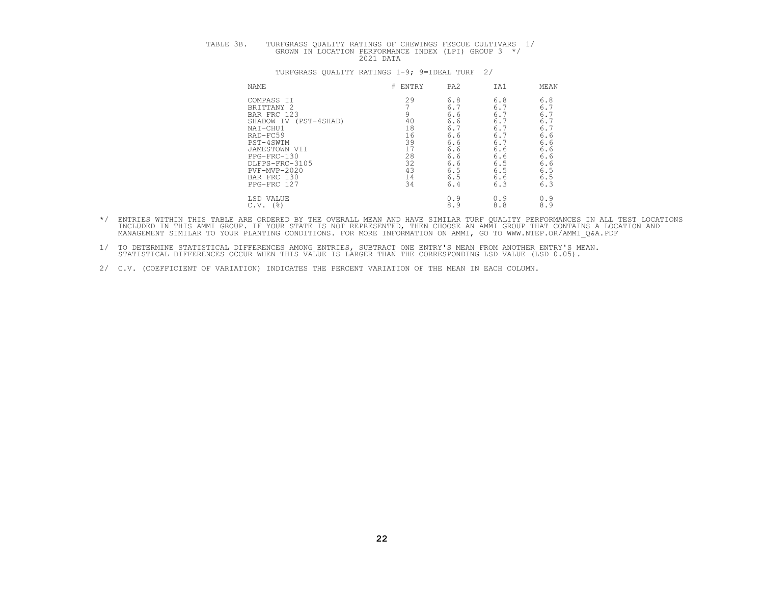TABLE 3B. TURFGRASS QUALITY RATINGS OF CHEWINGS FESCUE CULTIVARS 1/
GROWN IN LOCATION PERFORMANCE INDEX (LPI) GROUP 3 */
2021 DATA

TURFGRASS QUALITY RATINGS 1-9; 9=IDEAL TURF 2/

| NAME | # ENTRY | PA2 | IA1 | MEAN |
|---|---|---|---|---|
| COMPASS II | 29 | 6.8 | 6.8 | 6.8 |
| BRITTANY 2 | 7 | 6.7 | 6.7 | 6.7 |
| BAR FRC 123 | 9 | 6.6 | 6.7 | 6.7 |
| SHADOW IV (PST-4SHAD) | 40 | 6.6 | 6.7 | 6.7 |
| NAI-CHU1 | 18 | 6.7 | 6.7 | 6.7 |
| RAD-FC59 | 16 | 6.6 | 6.7 | 6.6 |
| PST-4SWTM | 39 | 6.6 | 6.7 | 6.6 |
| JAMESTOWN VII | 17 | 6.6 | 6.6 | 6.6 |
| PPG-FRC-130 | 28 | 6.6 | 6.6 | 6.6 |
| DLFPS-FRC-3105 | 32 | 6.6 | 6.5 | 6.6 |
| PVF-MVP-2020 | 43 | 6.5 | 6.5 | 6.5 |
| BAR FRC 130 | 14 | 6.5 | 6.6 | 6.5 |
| PPG-FRC 127 | 34 | 6.4 | 6.3 | 6.3 |
| LSD VALUE | | 0.9 | 0.9 | 0.9 |
| C.V. (%) | | 8.9 | 8.8 | 8.9 |

*/ ENTRIES WITHIN THIS TABLE ARE ORDERED BY THE OVERALL MEAN AND HAVE SIMILAR TURF QUALITY PERFORMANCES IN ALL TEST LOCATIONS INCLUDED IN THIS AMMI GROUP. IF YOUR STATE IS NOT REPRESENTED, THEN CHOOSE AN AMMI GROUP THAT CONTAINS A LOCATION AND MANAGEMENT SIMILAR TO YOUR PLANTING CONDITIONS. FOR MORE INFORMATION ON AMMI, GO TO WWW.NTEP.OR/AMMI_Q&A.PDF

1/ TO DETERMINE STATISTICAL DIFFERENCES AMONG ENTRIES, SUBTRACT ONE ENTRY'S MEAN FROM ANOTHER ENTRY'S MEAN. STATISTICAL DIFFERENCES OCCUR WHEN THIS VALUE IS LARGER THAN THE CORRESPONDING LSD VALUE (LSD 0.05).

2/ C.V. (COEFFICIENT OF VARIATION) INDICATES THE PERCENT VARIATION OF THE MEAN IN EACH COLUMN.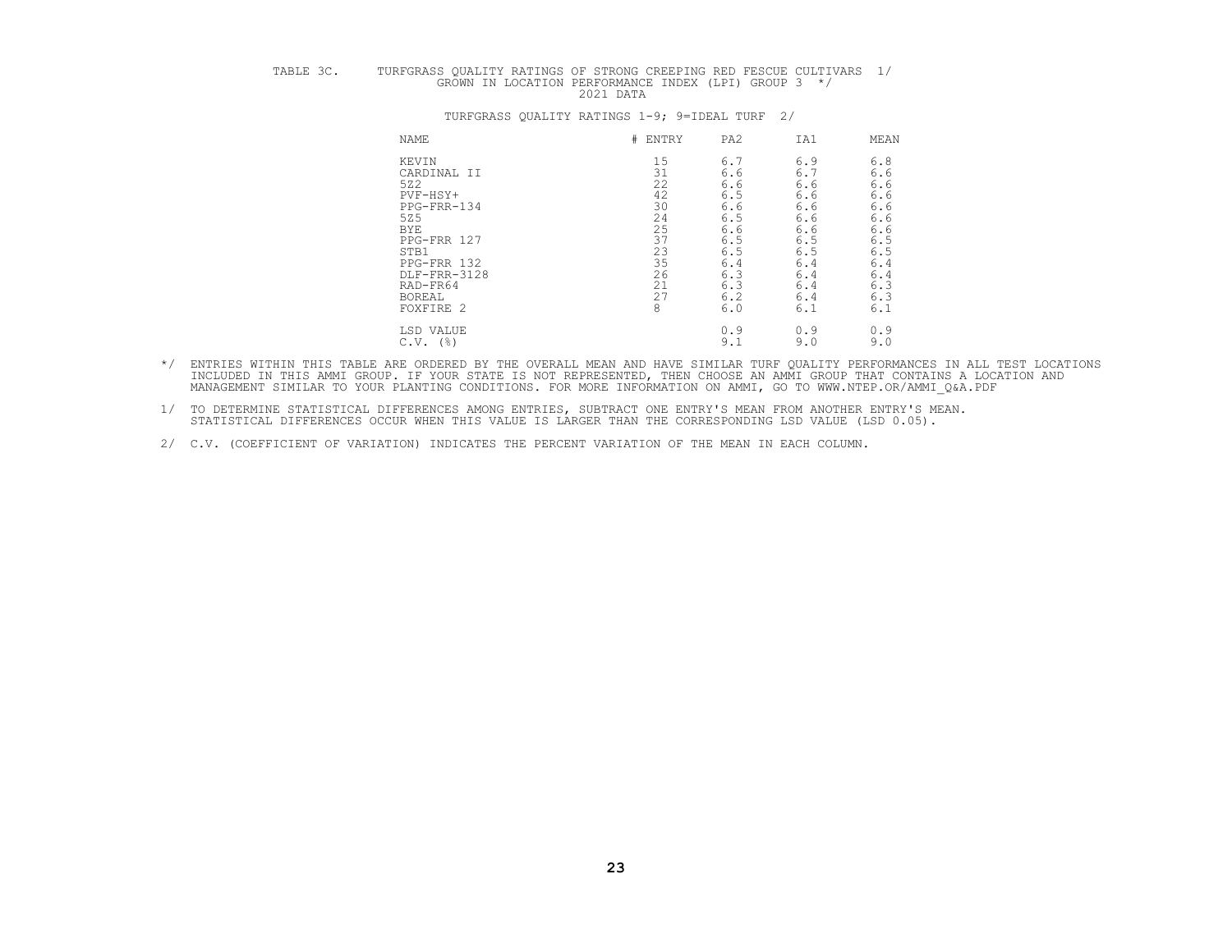TABLE 3C. TURFGRASS QUALITY RATINGS OF STRONG CREEPING RED FESCUE CULTIVARS 1/
GROWN IN LOCATION PERFORMANCE INDEX (LPI) GROUP 3 */
2021 DATA

TURFGRASS QUALITY RATINGS 1-9; 9=IDEAL TURF 2/

| NAME | # ENTRY | PA2 | IA1 | MEAN |
|---|---|---|---|---|
| KEVIN | 15 | 6.7 | 6.9 | 6.8 |
| CARDINAL II | 31 | 6.6 | 6.7 | 6.6 |
| 5Z2 | 22 | 6.6 | 6.6 | 6.6 |
| PVF-HSY+ | 42 | 6.5 | 6.6 | 6.6 |
| PPG-FRR-134 | 30 | 6.6 | 6.6 | 6.6 |
| 5Z5 | 24 | 6.5 | 6.6 | 6.6 |
| BYE | 25 | 6.6 | 6.6 | 6.6 |
| PPG-FRR 127 | 37 | 6.5 | 6.5 | 6.5 |
| STB1 | 23 | 6.5 | 6.5 | 6.5 |
| PPG-FRR 132 | 35 | 6.4 | 6.4 | 6.4 |
| DLF-FRR-3128 | 26 | 6.3 | 6.4 | 6.4 |
| RAD-FR64 | 21 | 6.3 | 6.4 | 6.3 |
| BOREAL | 27 | 6.2 | 6.4 | 6.3 |
| FOXFIRE 2 | 8 | 6.0 | 6.1 | 6.1 |
| LSD VALUE | | 0.9 | 0.9 | 0.9 |
| C.V. (%) | | 9.1 | 9.0 | 9.0 |

*/ ENTRIES WITHIN THIS TABLE ARE ORDERED BY THE OVERALL MEAN AND HAVE SIMILAR TURF QUALITY PERFORMANCES IN ALL TEST LOCATIONS INCLUDED IN THIS AMMI GROUP. IF YOUR STATE IS NOT REPRESENTED, THEN CHOOSE AN AMMI GROUP THAT CONTAINS A LOCATION AND MANAGEMENT SIMILAR TO YOUR PLANTING CONDITIONS. FOR MORE INFORMATION ON AMMI, GO TO WWW.NTEP.OR/AMMI_Q&A.PDF

1/ TO DETERMINE STATISTICAL DIFFERENCES AMONG ENTRIES, SUBTRACT ONE ENTRY'S MEAN FROM ANOTHER ENTRY'S MEAN. STATISTICAL DIFFERENCES OCCUR WHEN THIS VALUE IS LARGER THAN THE CORRESPONDING LSD VALUE (LSD 0.05).

2/ C.V. (COEFFICIENT OF VARIATION) INDICATES THE PERCENT VARIATION OF THE MEAN IN EACH COLUMN.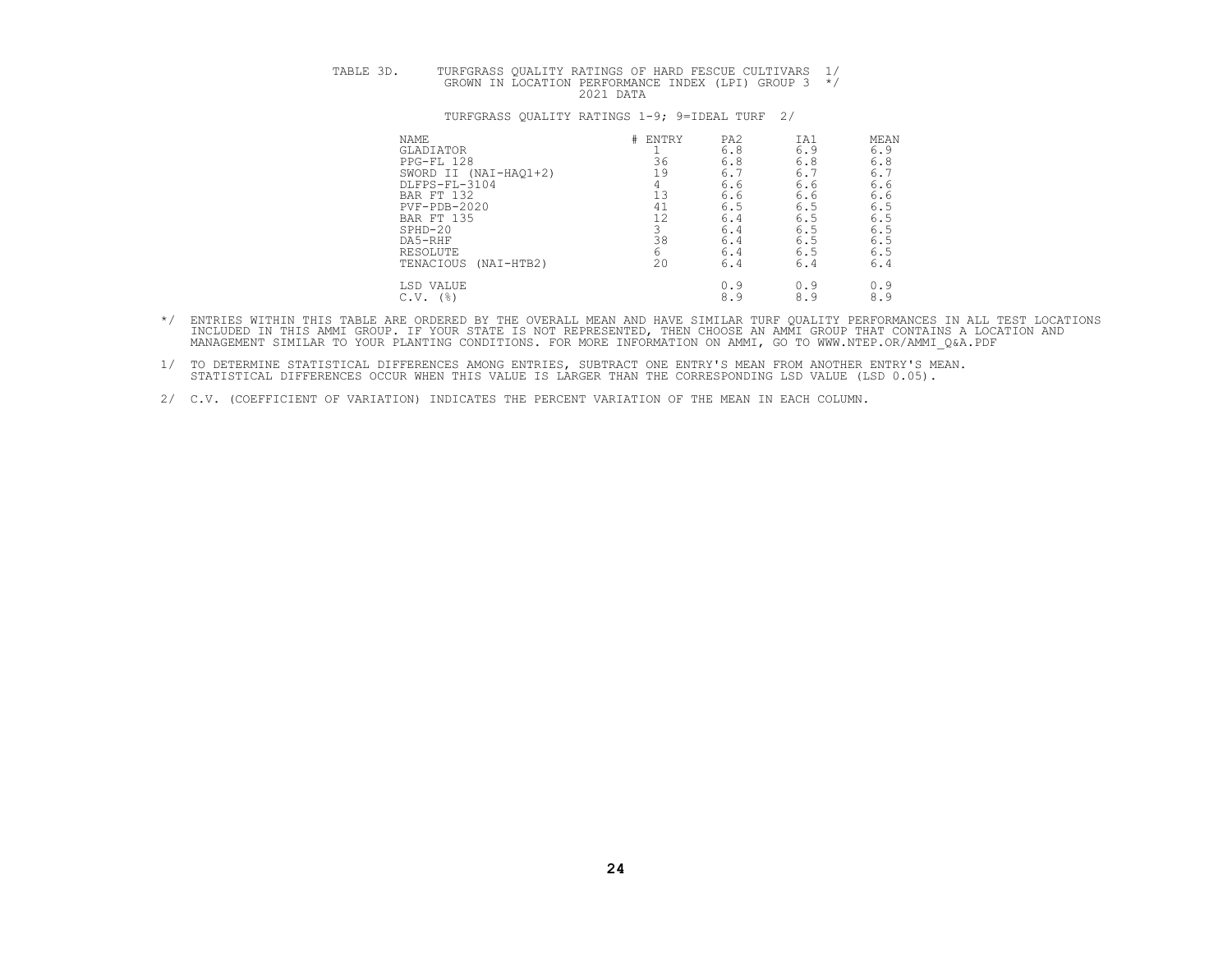TABLE 3D. TURFGRASS QUALITY RATINGS OF HARD FESCUE CULTIVARS 1/
GROWN IN LOCATION PERFORMANCE INDEX (LPI) GROUP 3 */
2021 DATA

TURFGRASS QUALITY RATINGS 1-9; 9=IDEAL TURF 2/

| NAME | # ENTRY | PA2 | IA1 | MEAN |
|---|---|---|---|---|
| GLADIATOR | 1 | 6.8 | 6.9 | 6.9 |
| PPG-FL 128 | 36 | 6.8 | 6.8 | 6.8 |
| SWORD II (NAI-HAQ1+2) | 19 | 6.7 | 6.7 | 6.7 |
| DLFPS-FL-3104 | 4 | 6.6 | 6.6 | 6.6 |
| BAR FT 132 | 13 | 6.6 | 6.6 | 6.6 |
| PVF-PDB-2020 | 41 | 6.5 | 6.5 | 6.5 |
| BAR FT 135 | 12 | 6.4 | 6.5 | 6.5 |
| SPHD-20 | 3 | 6.4 | 6.5 | 6.5 |
| DA5-RHF | 38 | 6.4 | 6.5 | 6.5 |
| RESOLUTE | 6 | 6.4 | 6.5 | 6.5 |
| TENACIOUS (NAI-HTB2) | 20 | 6.4 | 6.4 | 6.4 |
| LSD VALUE | | 0.9 | 0.9 | 0.9 |
| C.V. (%) | | 8.9 | 8.9 | 8.9 |

*/ ENTRIES WITHIN THIS TABLE ARE ORDERED BY THE OVERALL MEAN AND HAVE SIMILAR TURF QUALITY PERFORMANCES IN ALL TEST LOCATIONS INCLUDED IN THIS AMMI GROUP. IF YOUR STATE IS NOT REPRESENTED, THEN CHOOSE AN AMMI GROUP THAT CONTAINS A LOCATION AND MANAGEMENT SIMILAR TO YOUR PLANTING CONDITIONS. FOR MORE INFORMATION ON AMMI, GO TO WWW.NTEP.OR/AMMI_Q&A.PDF

1/ TO DETERMINE STATISTICAL DIFFERENCES AMONG ENTRIES, SUBTRACT ONE ENTRY'S MEAN FROM ANOTHER ENTRY'S MEAN. STATISTICAL DIFFERENCES OCCUR WHEN THIS VALUE IS LARGER THAN THE CORRESPONDING LSD VALUE (LSD 0.05).

2/ C.V. (COEFFICIENT OF VARIATION) INDICATES THE PERCENT VARIATION OF THE MEAN IN EACH COLUMN.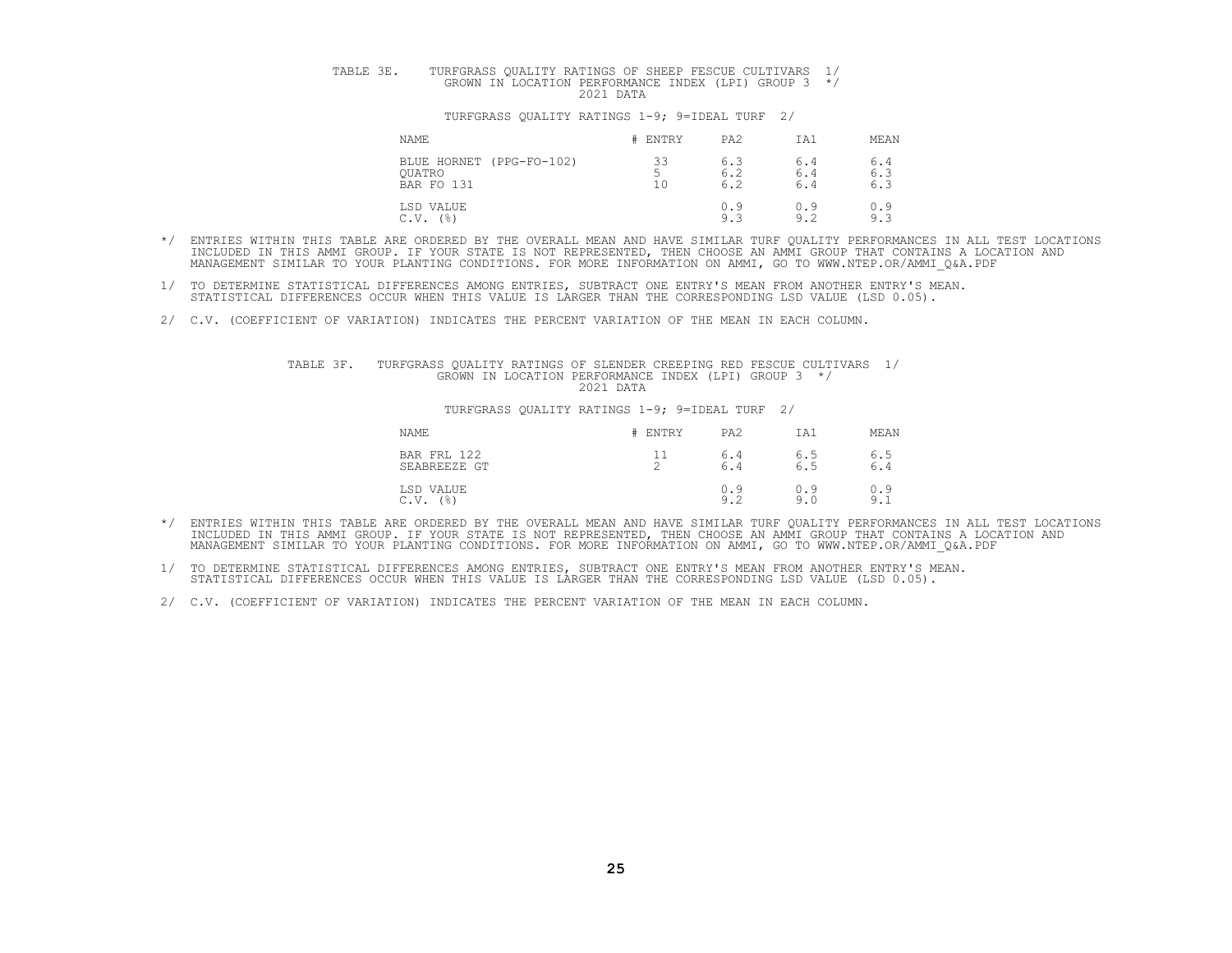TABLE 3E. TURFGRASS QUALITY RATINGS OF SHEEP FESCUE CULTIVARS 1/
GROWN IN LOCATION PERFORMANCE INDEX (LPI) GROUP 3 */
2021 DATA

TURFGRASS QUALITY RATINGS 1-9; 9=IDEAL TURF 2/

| NAME | # ENTRY | PA2 | IA1 | MEAN |
|---|---|---|---|---|
| BLUE HORNET (PPG-FO-102) | 33 | 6.3 | 6.4 | 6.4 |
| QUATRO | 5 | 6.2 | 6.4 | 6.3 |
| BAR FO 131 | 10 | 6.2 | 6.4 | 6.3 |
| LSD VALUE | | 0.9 | 0.9 | 0.9 |
| C.V. (%) | | 9.3 | 9.2 | 9.3 |

*/ ENTRIES WITHIN THIS TABLE ARE ORDERED BY THE OVERALL MEAN AND HAVE SIMILAR TURF QUALITY PERFORMANCES IN ALL TEST LOCATIONS INCLUDED IN THIS AMMI GROUP. IF YOUR STATE IS NOT REPRESENTED, THEN CHOOSE AN AMMI GROUP THAT CONTAINS A LOCATION AND MANAGEMENT SIMILAR TO YOUR PLANTING CONDITIONS. FOR MORE INFORMATION ON AMMI, GO TO WWW.NTEP.OR/AMMI_Q&A.PDF

1/ TO DETERMINE STATISTICAL DIFFERENCES AMONG ENTRIES, SUBTRACT ONE ENTRY'S MEAN FROM ANOTHER ENTRY'S MEAN. STATISTICAL DIFFERENCES OCCUR WHEN THIS VALUE IS LARGER THAN THE CORRESPONDING LSD VALUE (LSD 0.05).

2/ C.V. (COEFFICIENT OF VARIATION) INDICATES THE PERCENT VARIATION OF THE MEAN IN EACH COLUMN.

TABLE 3F. TURFGRASS QUALITY RATINGS OF SLENDER CREEPING RED FESCUE CULTIVARS 1/
GROWN IN LOCATION PERFORMANCE INDEX (LPI) GROUP 3 */
2021 DATA

TURFGRASS QUALITY RATINGS 1-9; 9=IDEAL TURF 2/

| NAME | # ENTRY | PA2 | IA1 | MEAN |
|---|---|---|---|---|
| BAR FRL 122 | 11 | 6.4 | 6.5 | 6.5 |
| SEABREEZE GT | 2 | 6.4 | 6.5 | 6.4 |
| LSD VALUE | | 0.9 | 0.9 | 0.9 |
| C.V. (%) | | 9.2 | 9.0 | 9.1 |

*/ ENTRIES WITHIN THIS TABLE ARE ORDERED BY THE OVERALL MEAN AND HAVE SIMILAR TURF QUALITY PERFORMANCES IN ALL TEST LOCATIONS INCLUDED IN THIS AMMI GROUP. IF YOUR STATE IS NOT REPRESENTED, THEN CHOOSE AN AMMI GROUP THAT CONTAINS A LOCATION AND MANAGEMENT SIMILAR TO YOUR PLANTING CONDITIONS. FOR MORE INFORMATION ON AMMI, GO TO WWW.NTEP.OR/AMMI_Q&A.PDF

1/ TO DETERMINE STATISTICAL DIFFERENCES AMONG ENTRIES, SUBTRACT ONE ENTRY'S MEAN FROM ANOTHER ENTRY'S MEAN. STATISTICAL DIFFERENCES OCCUR WHEN THIS VALUE IS LARGER THAN THE CORRESPONDING LSD VALUE (LSD 0.05).

2/ C.V. (COEFFICIENT OF VARIATION) INDICATES THE PERCENT VARIATION OF THE MEAN IN EACH COLUMN.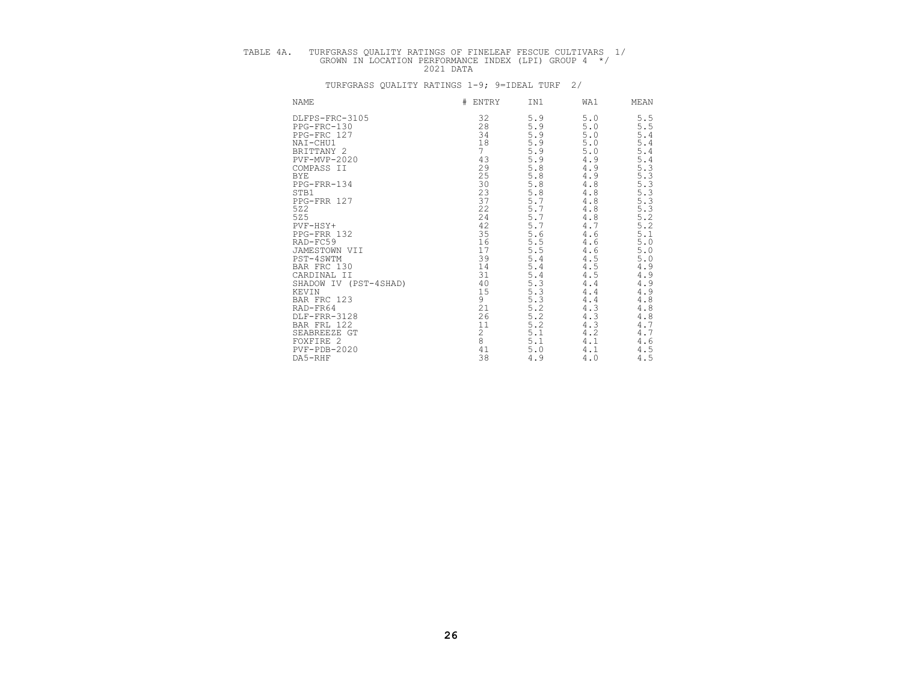TABLE 4A. TURFGRASS QUALITY RATINGS OF FINELEAF FESCUE CULTIVARS 1/
GROWN IN LOCATION PERFORMANCE INDEX (LPI) GROUP 4 */
2021 DATA

TURFGRASS QUALITY RATINGS 1-9; 9=IDEAL TURF 2/

| NAME | # ENTRY | IN1 | WA1 | MEAN |
|---|---|---|---|---|
| DLFPS-FRC-3105 | 32 | 5.9 | 5.0 | 5.5 |
| PPG-FRC-130 | 28 | 5.9 | 5.0 | 5.5 |
| PPG-FRC 127 | 34 | 5.9 | 5.0 | 5.4 |
| NAI-CHU1 | 18 | 5.9 | 5.0 | 5.4 |
| BRITTANY 2 | 7 | 5.9 | 5.0 | 5.4 |
| PVF-MVP-2020 | 43 | 5.9 | 4.9 | 5.4 |
| COMPASS II | 29 | 5.8 | 4.9 | 5.3 |
| BYE | 25 | 5.8 | 4.9 | 5.3 |
| PPG-FRR-134 | 30 | 5.8 | 4.8 | 5.3 |
| STB1 | 23 | 5.8 | 4.8 | 5.3 |
| PPG-FRR 127 | 37 | 5.7 | 4.8 | 5.3 |
| 5Z2 | 22 | 5.7 | 4.8 | 5.3 |
| 5Z5 | 24 | 5.7 | 4.8 | 5.2 |
| PVF-HSY+ | 42 | 5.7 | 4.7 | 5.2 |
| PPG-FRR 132 | 35 | 5.6 | 4.6 | 5.1 |
| RAD-FC59 | 16 | 5.5 | 4.6 | 5.0 |
| JAMESTOWN VII | 17 | 5.5 | 4.6 | 5.0 |
| PST-4SWTM | 39 | 5.4 | 4.5 | 5.0 |
| BAR FRC 130 | 14 | 5.4 | 4.5 | 4.9 |
| CARDINAL II | 31 | 5.4 | 4.5 | 4.9 |
| SHADOW IV (PST-4SHAD) | 40 | 5.3 | 4.4 | 4.9 |
| KEVIN | 15 | 5.3 | 4.4 | 4.9 |
| BAR FRC 123 | 9 | 5.3 | 4.4 | 4.8 |
| RAD-FR64 | 21 | 5.2 | 4.3 | 4.8 |
| DLF-FRR-3128 | 26 | 5.2 | 4.3 | 4.8 |
| BAR FRL 122 | 11 | 5.2 | 4.3 | 4.7 |
| SEABREEZE GT | 2 | 5.1 | 4.2 | 4.7 |
| FOXFIRE 2 | 8 | 5.1 | 4.1 | 4.6 |
| PVF-PDB-2020 | 41 | 5.0 | 4.1 | 4.5 |
| DA5-RHF | 38 | 4.9 | 4.0 | 4.5 |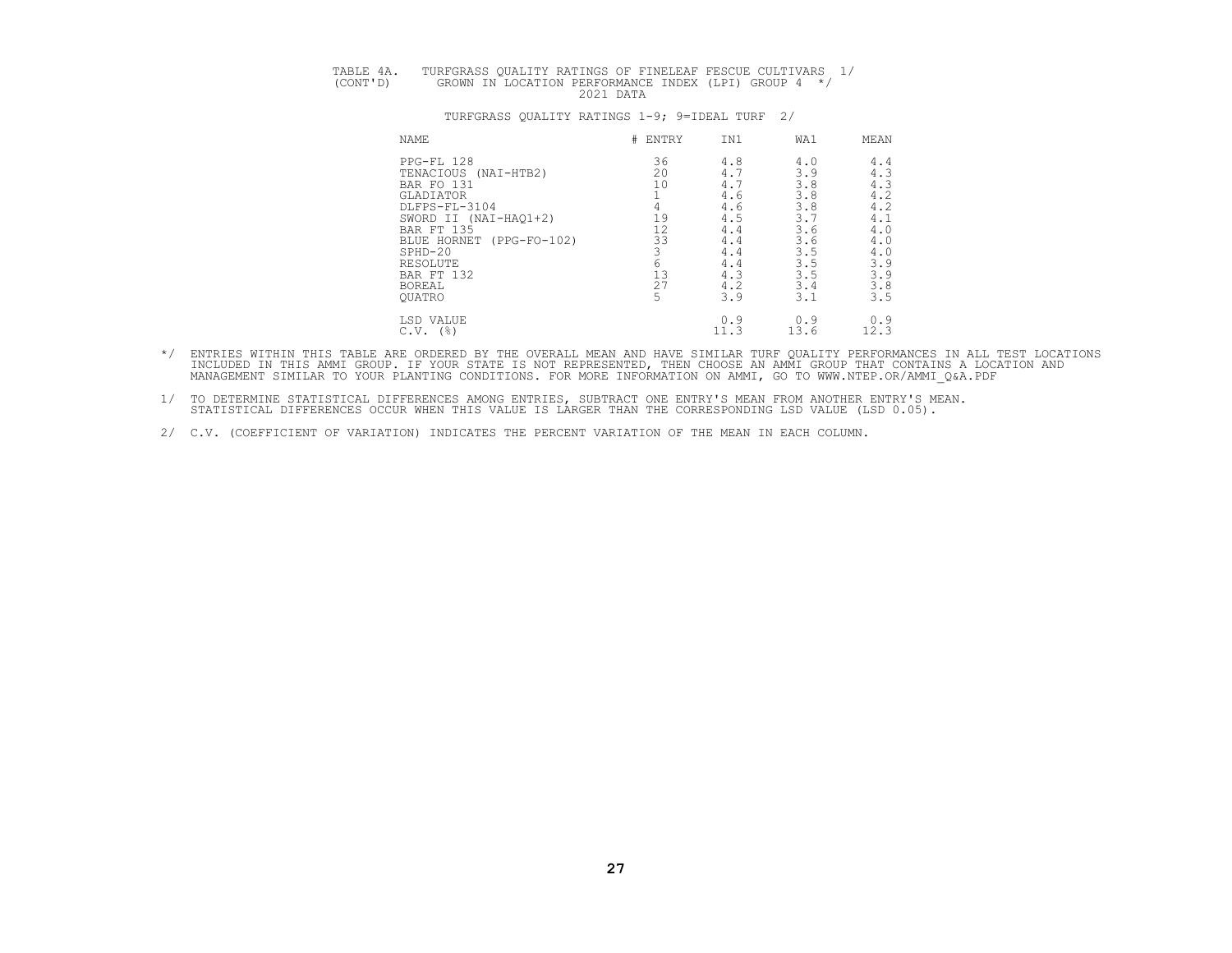TABLE 4A. TURFGRASS QUALITY RATINGS OF FINELEAF FESCUE CULTIVARS 1/
(CONT'D) GROWN IN LOCATION PERFORMANCE INDEX (LPI) GROUP 4 */
2021 DATA

TURFGRASS QUALITY RATINGS 1-9; 9=IDEAL TURF 2/

| NAME | # ENTRY | IN1 | WA1 | MEAN |
|---|---|---|---|---|
| PPG-FL 128 | 36 | 4.8 | 4.0 | 4.4 |
| TENACIOUS (NAI-HTB2) | 20 | 4.7 | 3.9 | 4.3 |
| BAR FO 131 | 10 | 4.7 | 3.8 | 4.3 |
| GLADIATOR | 1 | 4.6 | 3.8 | 4.2 |
| DLFPS-FL-3104 | 4 | 4.6 | 3.8 | 4.2 |
| SWORD II (NAI-HAQ1+2) | 19 | 4.5 | 3.7 | 4.1 |
| BAR FT 135 | 12 | 4.4 | 3.6 | 4.0 |
| BLUE HORNET (PPG-FO-102) | 33 | 4.4 | 3.6 | 4.0 |
| SPHD-20 | 3 | 4.4 | 3.5 | 4.0 |
| RESOLUTE | 6 | 4.4 | 3.5 | 3.9 |
| BAR FT 132 | 13 | 4.3 | 3.5 | 3.9 |
| BOREAL | 27 | 4.2 | 3.4 | 3.8 |
| QUATRO | 5 | 3.9 | 3.1 | 3.5 |
| LSD VALUE | | 0.9 | 0.9 | 0.9 |
| C.V. (%) | | 11.3 | 13.6 | 12.3 |

*/ ENTRIES WITHIN THIS TABLE ARE ORDERED BY THE OVERALL MEAN AND HAVE SIMILAR TURF QUALITY PERFORMANCES IN ALL TEST LOCATIONS INCLUDED IN THIS AMMI GROUP. IF YOUR STATE IS NOT REPRESENTED, THEN CHOOSE AN AMMI GROUP THAT CONTAINS A LOCATION AND MANAGEMENT SIMILAR TO YOUR PLANTING CONDITIONS. FOR MORE INFORMATION ON AMMI, GO TO WWW.NTEP.OR/AMMI_Q&A.PDF

1/ TO DETERMINE STATISTICAL DIFFERENCES AMONG ENTRIES, SUBTRACT ONE ENTRY'S MEAN FROM ANOTHER ENTRY'S MEAN. STATISTICAL DIFFERENCES OCCUR WHEN THIS VALUE IS LARGER THAN THE CORRESPONDING LSD VALUE (LSD 0.05).

2/ C.V. (COEFFICIENT OF VARIATION) INDICATES THE PERCENT VARIATION OF THE MEAN IN EACH COLUMN.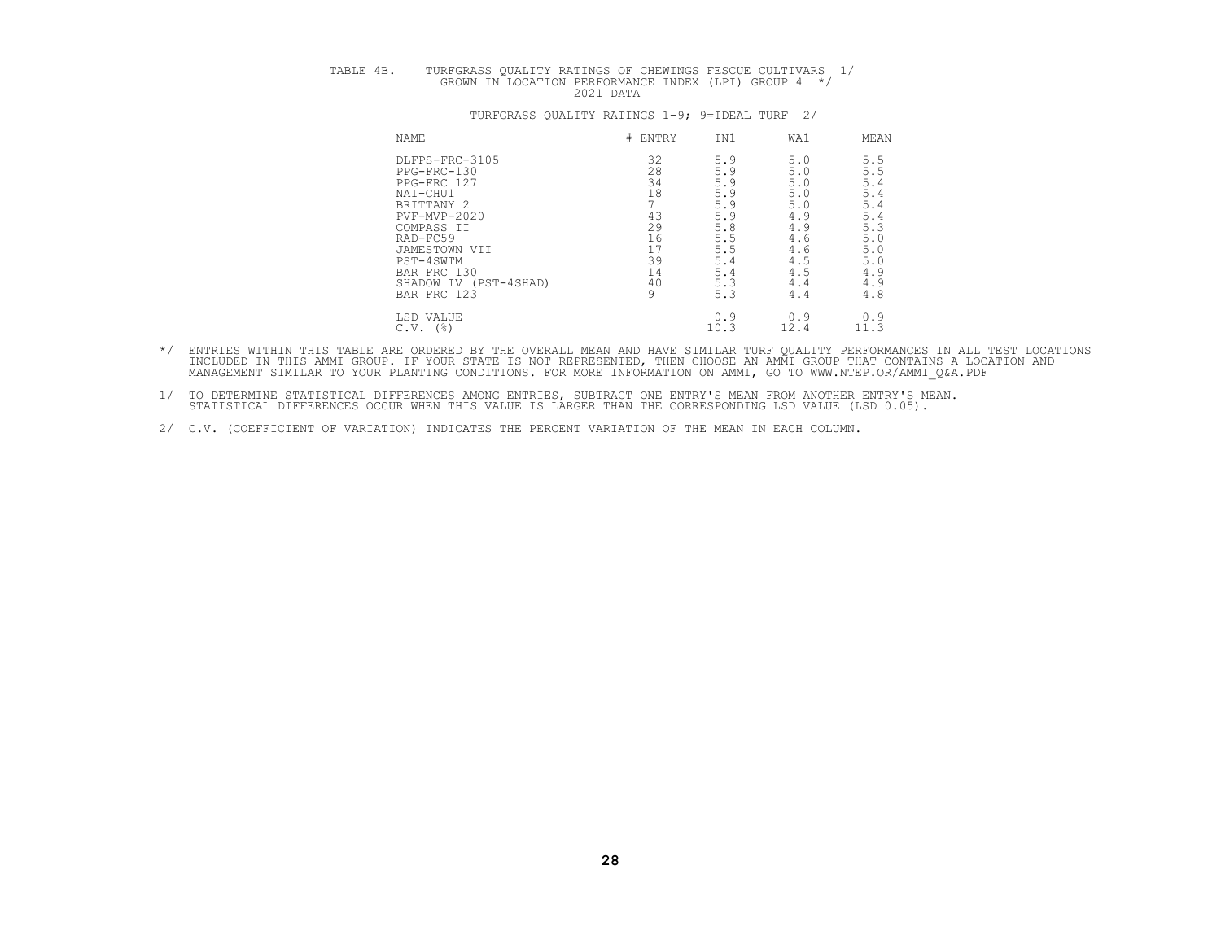TABLE 4B. TURFGRASS QUALITY RATINGS OF CHEWINGS FESCUE CULTIVARS 1/
GROWN IN LOCATION PERFORMANCE INDEX (LPI) GROUP 4 */
2021 DATA

TURFGRASS QUALITY RATINGS 1-9; 9=IDEAL TURF 2/

| NAME | # ENTRY | IN1 | WA1 | MEAN |
|---|---|---|---|---|
| DLFPS-FRC-3105 | 32 | 5.9 | 5.0 | 5.5 |
| PPG-FRC-130 | 28 | 5.9 | 5.0 | 5.5 |
| PPG-FRC 127 | 34 | 5.9 | 5.0 | 5.4 |
| NAI-CHU1 | 18 | 5.9 | 5.0 | 5.4 |
| BRITTANY 2 | 7 | 5.9 | 5.0 | 5.4 |
| PVF-MVP-2020 | 43 | 5.9 | 4.9 | 5.4 |
| COMPASS II | 29 | 5.8 | 4.9 | 5.3 |
| RAD-FC59 | 16 | 5.5 | 4.6 | 5.0 |
| JAMESTOWN VII | 17 | 5.5 | 4.6 | 5.0 |
| PST-4SWTM | 39 | 5.4 | 4.5 | 5.0 |
| BAR FRC 130 | 14 | 5.4 | 4.5 | 4.9 |
| SHADOW IV (PST-4SHAD) | 40 | 5.3 | 4.4 | 4.9 |
| BAR FRC 123 | 9 | 5.3 | 4.4 | 4.8 |
| LSD VALUE | | 0.9 | 0.9 | 0.9 |
| C.V. (%) | | 10.3 | 12.4 | 11.3 |

*/ ENTRIES WITHIN THIS TABLE ARE ORDERED BY THE OVERALL MEAN AND HAVE SIMILAR TURF QUALITY PERFORMANCES IN ALL TEST LOCATIONS INCLUDED IN THIS AMMI GROUP. IF YOUR STATE IS NOT REPRESENTED, THEN CHOOSE AN AMMI GROUP THAT CONTAINS A LOCATION AND MANAGEMENT SIMILAR TO YOUR PLANTING CONDITIONS. FOR MORE INFORMATION ON AMMI, GO TO WWW.NTEP.OR/AMMI_Q&A.PDF

1/ TO DETERMINE STATISTICAL DIFFERENCES AMONG ENTRIES, SUBTRACT ONE ENTRY'S MEAN FROM ANOTHER ENTRY'S MEAN. STATISTICAL DIFFERENCES OCCUR WHEN THIS VALUE IS LARGER THAN THE CORRESPONDING LSD VALUE (LSD 0.05).

2/ C.V. (COEFFICIENT OF VARIATION) INDICATES THE PERCENT VARIATION OF THE MEAN IN EACH COLUMN.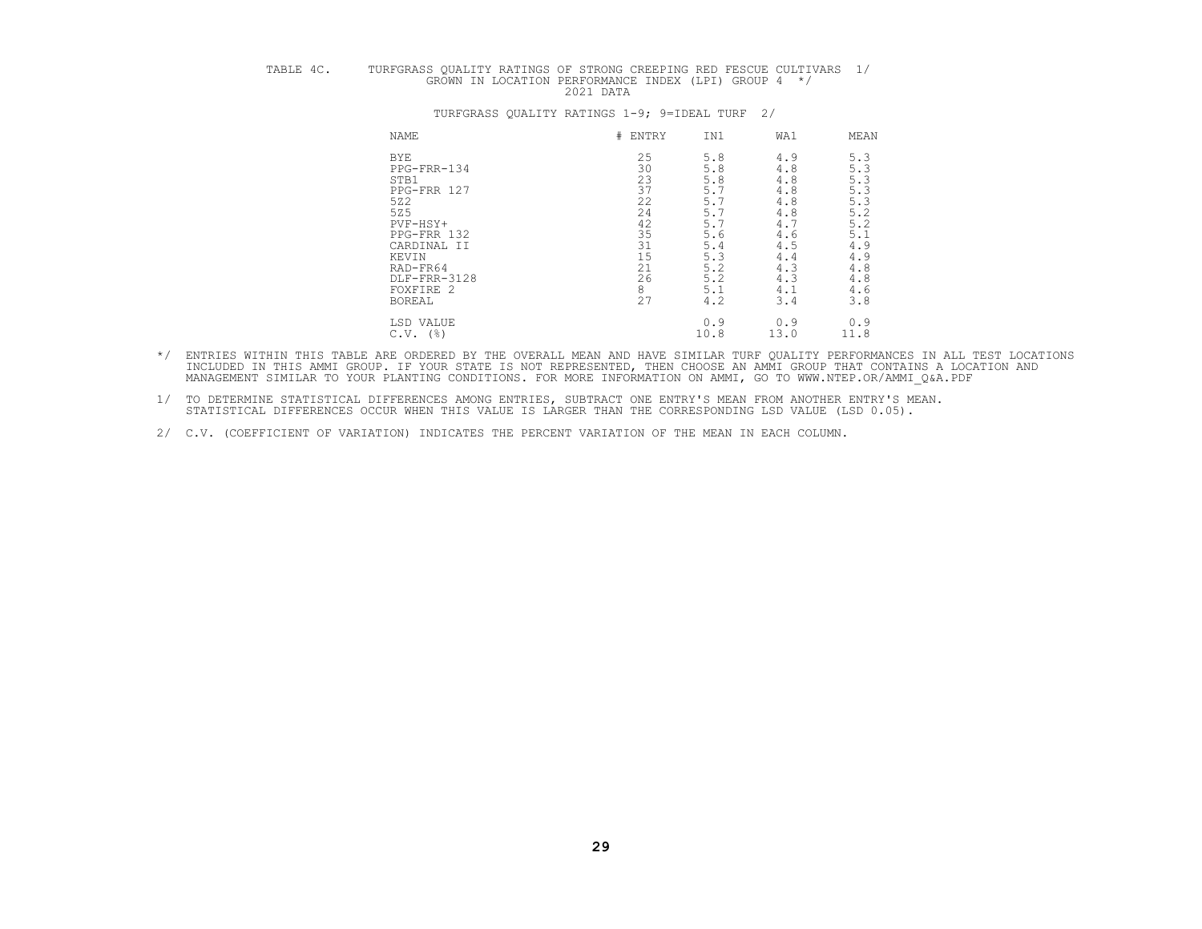TABLE 4C. TURFGRASS QUALITY RATINGS OF STRONG CREEPING RED FESCUE CULTIVARS 1/
GROWN IN LOCATION PERFORMANCE INDEX (LPI) GROUP 4 */
2021 DATA

TURFGRASS QUALITY RATINGS 1-9; 9=IDEAL TURF 2/

| NAME | # ENTRY | IN1 | WA1 | MEAN |
|---|---|---|---|---|
| BYE | 25 | 5.8 | 4.9 | 5.3 |
| PPG-FRR-134 | 30 | 5.8 | 4.8 | 5.3 |
| STB1 | 23 | 5.8 | 4.8 | 5.3 |
| PPG-FRR 127 | 37 | 5.7 | 4.8 | 5.3 |
| 5Z2 | 22 | 5.7 | 4.8 | 5.3 |
| 5Z5 | 24 | 5.7 | 4.8 | 5.2 |
| PVF-HSY+ | 42 | 5.7 | 4.7 | 5.2 |
| PPG-FRR 132 | 35 | 5.6 | 4.6 | 5.1 |
| CARDINAL II | 31 | 5.4 | 4.5 | 4.9 |
| KEVIN | 15 | 5.3 | 4.4 | 4.9 |
| RAD-FR64 | 21 | 5.2 | 4.3 | 4.8 |
| DLF-FRR-3128 | 26 | 5.2 | 4.3 | 4.8 |
| FOXFIRE 2 | 8 | 5.1 | 4.1 | 4.6 |
| BOREAL | 27 | 4.2 | 3.4 | 3.8 |
| LSD VALUE | | 0.9 | 0.9 | 0.9 |
| C.V. (%) | | 10.8 | 13.0 | 11.8 |

*/ ENTRIES WITHIN THIS TABLE ARE ORDERED BY THE OVERALL MEAN AND HAVE SIMILAR TURF QUALITY PERFORMANCES IN ALL TEST LOCATIONS INCLUDED IN THIS AMMI GROUP. IF YOUR STATE IS NOT REPRESENTED, THEN CHOOSE AN AMMI GROUP THAT CONTAINS A LOCATION AND MANAGEMENT SIMILAR TO YOUR PLANTING CONDITIONS. FOR MORE INFORMATION ON AMMI, GO TO WWW.NTEP.OR/AMMI_Q&A.PDF

1/ TO DETERMINE STATISTICAL DIFFERENCES AMONG ENTRIES, SUBTRACT ONE ENTRY'S MEAN FROM ANOTHER ENTRY'S MEAN. STATISTICAL DIFFERENCES OCCUR WHEN THIS VALUE IS LARGER THAN THE CORRESPONDING LSD VALUE (LSD 0.05).

2/ C.V. (COEFFICIENT OF VARIATION) INDICATES THE PERCENT VARIATION OF THE MEAN IN EACH COLUMN.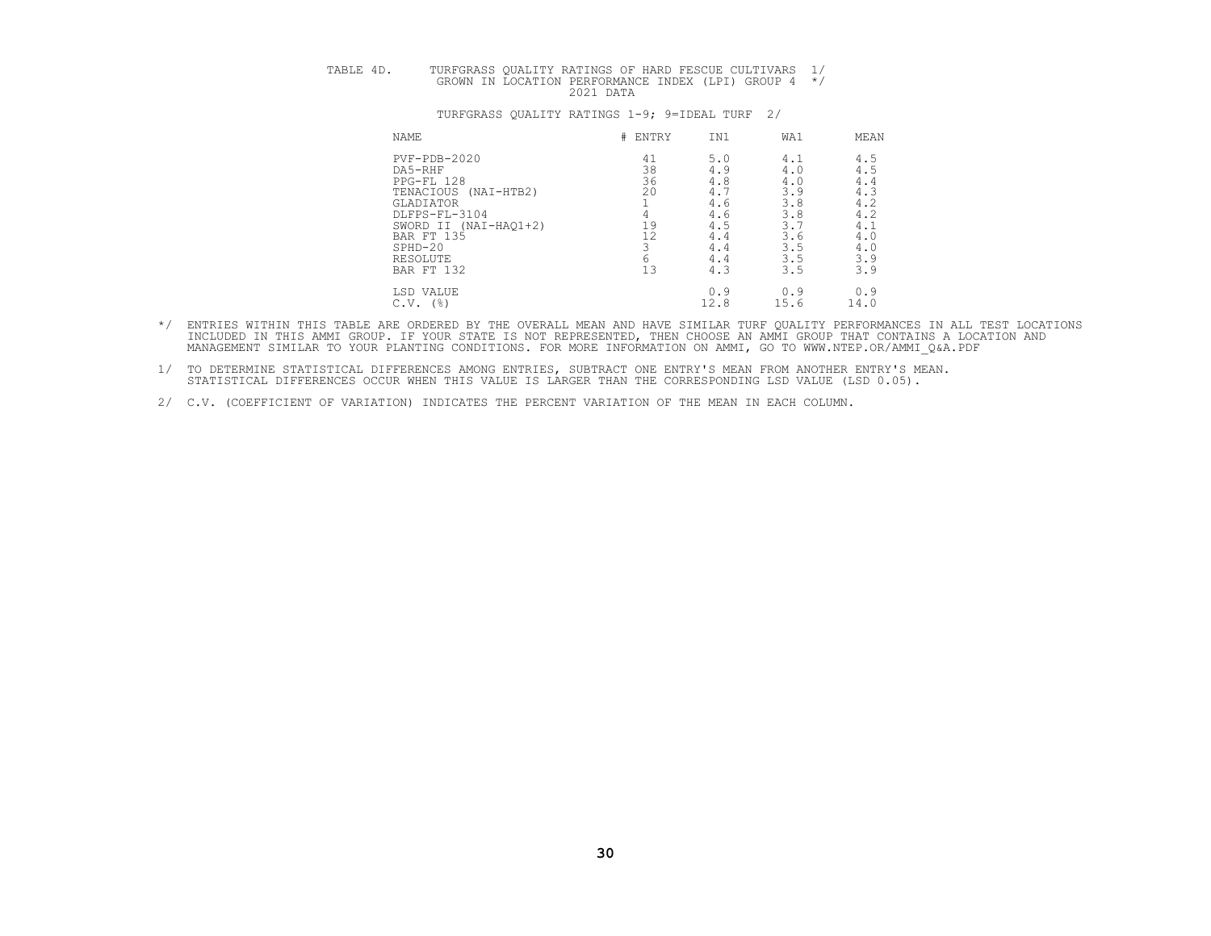TABLE 4D. TURFGRASS QUALITY RATINGS OF HARD FESCUE CULTIVARS 1/
GROWN IN LOCATION PERFORMANCE INDEX (LPI) GROUP 4 */
2021 DATA

TURFGRASS QUALITY RATINGS 1-9; 9=IDEAL TURF 2/

| NAME | # ENTRY | IN1 | WA1 | MEAN |
|---|---|---|---|---|
| PVF-PDB-2020 | 41 | 5.0 | 4.1 | 4.5 |
| DA5-RHF | 38 | 4.9 | 4.0 | 4.5 |
| PPG-FL 128 | 36 | 4.8 | 4.0 | 4.4 |
| TENACIOUS (NAI-HTB2) | 20 | 4.7 | 3.9 | 4.3 |
| GLADIATOR | 1 | 4.6 | 3.8 | 4.2 |
| DLFPS-FL-3104 | 4 | 4.6 | 3.8 | 4.2 |
| SWORD II (NAI-HAQ1+2) | 19 | 4.5 | 3.7 | 4.1 |
| BAR FT 135 | 12 | 4.4 | 3.6 | 4.0 |
| SPHD-20 | 3 | 4.4 | 3.5 | 4.0 |
| RESOLUTE | 6 | 4.4 | 3.5 | 3.9 |
| BAR FT 132 | 13 | 4.3 | 3.5 | 3.9 |
| LSD VALUE | | 0.9 | 0.9 | 0.9 |
| C.V. (%) | | 12.8 | 15.6 | 14.0 |

*/ ENTRIES WITHIN THIS TABLE ARE ORDERED BY THE OVERALL MEAN AND HAVE SIMILAR TURF QUALITY PERFORMANCES IN ALL TEST LOCATIONS INCLUDED IN THIS AMMI GROUP. IF YOUR STATE IS NOT REPRESENTED, THEN CHOOSE AN AMMI GROUP THAT CONTAINS A LOCATION AND MANAGEMENT SIMILAR TO YOUR PLANTING CONDITIONS. FOR MORE INFORMATION ON AMMI, GO TO WWW.NTEP.OR/AMMI_Q&A.PDF

1/ TO DETERMINE STATISTICAL DIFFERENCES AMONG ENTRIES, SUBTRACT ONE ENTRY'S MEAN FROM ANOTHER ENTRY'S MEAN. STATISTICAL DIFFERENCES OCCUR WHEN THIS VALUE IS LARGER THAN THE CORRESPONDING LSD VALUE (LSD 0.05).

2/ C.V. (COEFFICIENT OF VARIATION) INDICATES THE PERCENT VARIATION OF THE MEAN IN EACH COLUMN.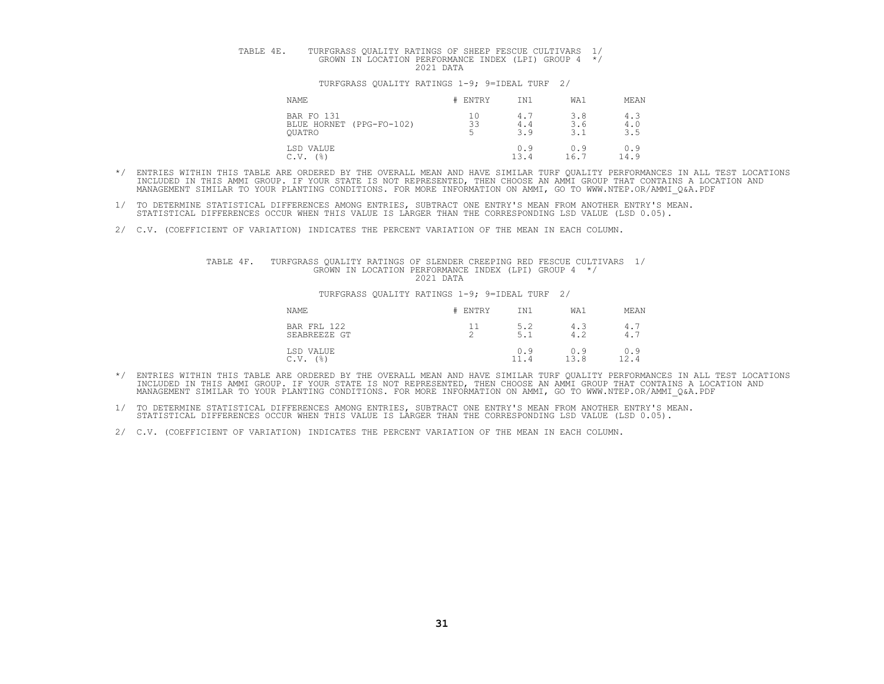TABLE 4E. TURFGRASS QUALITY RATINGS OF SHEEP FESCUE CULTIVARS 1/
GROWN IN LOCATION PERFORMANCE INDEX (LPI) GROUP 4 */
2021 DATA

TURFGRASS QUALITY RATINGS 1-9; 9=IDEAL TURF 2/

| NAME | # ENTRY | IN1 | WA1 | MEAN |
|---|---|---|---|---|
| BAR FO 131 | 10 | 4.7 | 3.8 | 4.3 |
| BLUE HORNET (PPG-FO-102) | 33 | 4.4 | 3.6 | 4.0 |
| QUATRO | 5 | 3.9 | 3.1 | 3.5 |
| LSD VALUE | | 0.9 | 0.9 | 0.9 |
| C.V. (%) | | 13.4 | 16.7 | 14.9 |

*/ ENTRIES WITHIN THIS TABLE ARE ORDERED BY THE OVERALL MEAN AND HAVE SIMILAR TURF QUALITY PERFORMANCES IN ALL TEST LOCATIONS INCLUDED IN THIS AMMI GROUP. IF YOUR STATE IS NOT REPRESENTED, THEN CHOOSE AN AMMI GROUP THAT CONTAINS A LOCATION AND MANAGEMENT SIMILAR TO YOUR PLANTING CONDITIONS. FOR MORE INFORMATION ON AMMI, GO TO WWW.NTEP.OR/AMMI_Q&A.PDF

1/ TO DETERMINE STATISTICAL DIFFERENCES AMONG ENTRIES, SUBTRACT ONE ENTRY'S MEAN FROM ANOTHER ENTRY'S MEAN. STATISTICAL DIFFERENCES OCCUR WHEN THIS VALUE IS LARGER THAN THE CORRESPONDING LSD VALUE (LSD 0.05).

2/ C.V. (COEFFICIENT OF VARIATION) INDICATES THE PERCENT VARIATION OF THE MEAN IN EACH COLUMN.

TABLE 4F. TURFGRASS QUALITY RATINGS OF SLENDER CREEPING RED FESCUE CULTIVARS 1/
GROWN IN LOCATION PERFORMANCE INDEX (LPI) GROUP 4 */
2021 DATA

TURFGRASS QUALITY RATINGS 1-9; 9=IDEAL TURF 2/

| NAME | # ENTRY | IN1 | WA1 | MEAN |
|---|---|---|---|---|
| BAR FRL 122 | 11 | 5.2 | 4.3 | 4.7 |
| SEABREEZE GT | 2 | 5.1 | 4.2 | 4.7 |
| LSD VALUE | | 0.9 | 0.9 | 0.9 |
| C.V. (%) | | 11.4 | 13.8 | 12.4 |

*/ ENTRIES WITHIN THIS TABLE ARE ORDERED BY THE OVERALL MEAN AND HAVE SIMILAR TURF QUALITY PERFORMANCES IN ALL TEST LOCATIONS INCLUDED IN THIS AMMI GROUP. IF YOUR STATE IS NOT REPRESENTED, THEN CHOOSE AN AMMI GROUP THAT CONTAINS A LOCATION AND MANAGEMENT SIMILAR TO YOUR PLANTING CONDITIONS. FOR MORE INFORMATION ON AMMI, GO TO WWW.NTEP.OR/AMMI_Q&A.PDF

1/ TO DETERMINE STATISTICAL DIFFERENCES AMONG ENTRIES, SUBTRACT ONE ENTRY'S MEAN FROM ANOTHER ENTRY'S MEAN. STATISTICAL DIFFERENCES OCCUR WHEN THIS VALUE IS LARGER THAN THE CORRESPONDING LSD VALUE (LSD 0.05).

2/ C.V. (COEFFICIENT OF VARIATION) INDICATES THE PERCENT VARIATION OF THE MEAN IN EACH COLUMN.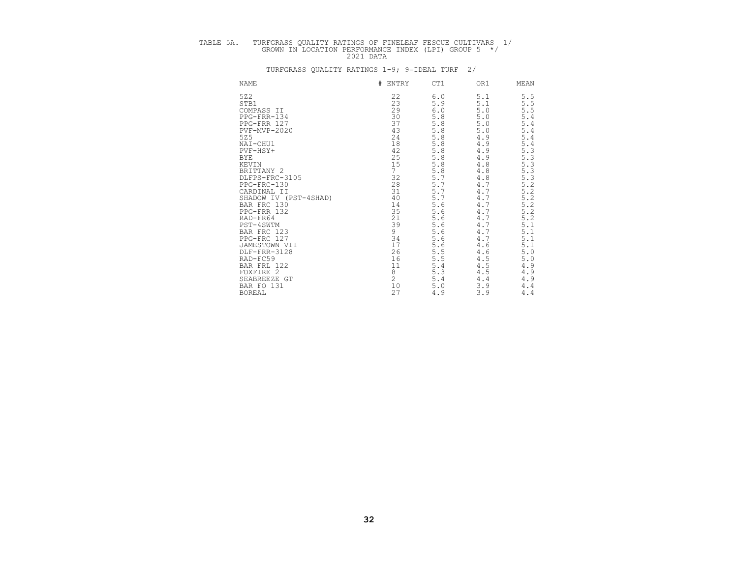TABLE 5A. TURFGRASS QUALITY RATINGS OF FINELEAF FESCUE CULTIVARS 1/
GROWN IN LOCATION PERFORMANCE INDEX (LPI) GROUP 5 */
2021 DATA

TURFGRASS QUALITY RATINGS 1-9; 9=IDEAL TURF 2/

| NAME | # ENTRY | CT1 | OR1 | MEAN |
|---|---|---|---|---|
| 5Z2 | 22 | 6.0 | 5.1 | 5.5 |
| STB1 | 23 | 5.9 | 5.1 | 5.5 |
| COMPASS II | 29 | 6.0 | 5.0 | 5.5 |
| PPG-FRR-134 | 30 | 5.8 | 5.0 | 5.4 |
| PPG-FRR 127 | 37 | 5.8 | 5.0 | 5.4 |
| PVF-MVP-2020 | 43 | 5.8 | 5.0 | 5.4 |
| 5Z5 | 24 | 5.8 | 4.9 | 5.4 |
| NAI-CHU1 | 18 | 5.8 | 4.9 | 5.4 |
| PVF-HSY+ | 42 | 5.8 | 4.9 | 5.3 |
| BYE | 25 | 5.8 | 4.9 | 5.3 |
| KEVIN | 15 | 5.8 | 4.8 | 5.3 |
| BRITTANY 2 | 7 | 5.8 | 4.8 | 5.3 |
| DLFPS-FRC-3105 | 32 | 5.7 | 4.8 | 5.3 |
| PPG-FRC-130 | 28 | 5.7 | 4.7 | 5.2 |
| CARDINAL II | 31 | 5.7 | 4.7 | 5.2 |
| SHADOW IV (PST-4SHAD) | 40 | 5.7 | 4.7 | 5.2 |
| BAR FRC 130 | 14 | 5.6 | 4.7 | 5.2 |
| PPG-FRR 132 | 35 | 5.6 | 4.7 | 5.2 |
| RAD-FR64 | 21 | 5.6 | 4.7 | 5.2 |
| PST-4SWTM | 39 | 5.6 | 4.7 | 5.1 |
| BAR FRC 123 | 9 | 5.6 | 4.7 | 5.1 |
| PPG-FRC 127 | 34 | 5.6 | 4.7 | 5.1 |
| JAMESTOWN VII | 17 | 5.6 | 4.6 | 5.1 |
| DLF-FRR-3128 | 26 | 5.5 | 4.6 | 5.0 |
| RAD-FC59 | 16 | 5.5 | 4.5 | 5.0 |
| BAR FRL 122 | 11 | 5.4 | 4.5 | 4.9 |
| FOXFIRE 2 | 8 | 5.3 | 4.5 | 4.9 |
| SEABREEZE GT | 2 | 5.4 | 4.4 | 4.9 |
| BAR FO 131 | 10 | 5.0 | 3.9 | 4.4 |
| BOREAL | 27 | 4.9 | 3.9 | 4.4 |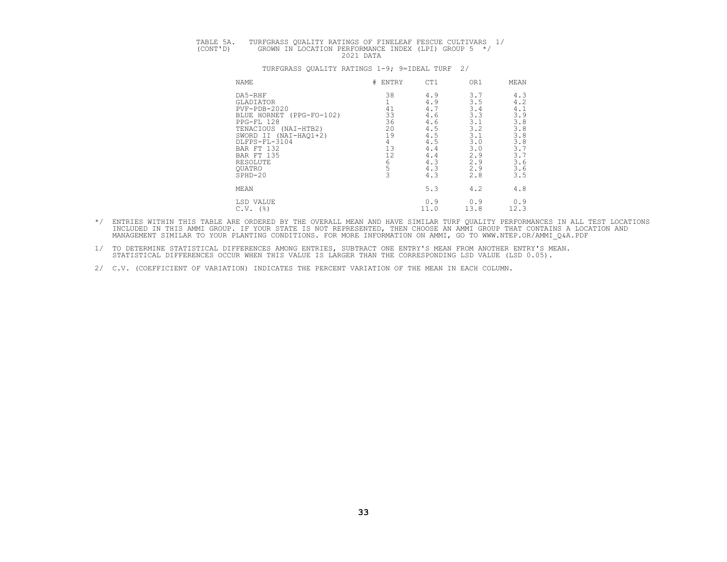TABLE 5A. TURFGRASS QUALITY RATINGS OF FINELEAF FESCUE CULTIVARS 1/
(CONT'D) GROWN IN LOCATION PERFORMANCE INDEX (LPI) GROUP 5 */
2021 DATA

TURFGRASS QUALITY RATINGS 1-9; 9=IDEAL TURF 2/

| NAME | # ENTRY | CT1 | OR1 | MEAN |
|---|---|---|---|---|
| DA5-RHF | 38 | 4.9 | 3.7 | 4.3 |
| GLADIATOR | 1 | 4.9 | 3.5 | 4.2 |
| PVF-PDB-2020 | 41 | 4.7 | 3.4 | 4.1 |
| BLUE HORNET (PPG-FO-102) | 33 | 4.6 | 3.3 | 3.9 |
| PPG-FL 128 | 36 | 4.6 | 3.1 | 3.8 |
| TENACIOUS (NAI-HTB2) | 20 | 4.5 | 3.2 | 3.8 |
| SWORD II (NAI-HAQ1+2) | 19 | 4.5 | 3.1 | 3.8 |
| DLFPS-FL-3104 | 4 | 4.5 | 3.0 | 3.8 |
| BAR FT 132 | 13 | 4.4 | 3.0 | 3.7 |
| BAR FT 135 | 12 | 4.4 | 2.9 | 3.7 |
| RESOLUTE | 6 | 4.3 | 2.9 | 3.6 |
| QUATRO | 5 | 4.3 | 2.9 | 3.6 |
| SPHD-20 | 3 | 4.3 | 2.8 | 3.5 |
| MEAN | | 5.3 | 4.2 | 4.8 |
| LSD VALUE | | 0.9 | 0.9 | 0.9 |
| C.V. (%) | | 11.0 | 13.8 | 12.3 |

*/ ENTRIES WITHIN THIS TABLE ARE ORDERED BY THE OVERALL MEAN AND HAVE SIMILAR TURF QUALITY PERFORMANCES IN ALL TEST LOCATIONS INCLUDED IN THIS AMMI GROUP. IF YOUR STATE IS NOT REPRESENTED, THEN CHOOSE AN AMMI GROUP THAT CONTAINS A LOCATION AND MANAGEMENT SIMILAR TO YOUR PLANTING CONDITIONS. FOR MORE INFORMATION ON AMMI, GO TO WWW.NTEP.OR/AMMI_Q&A.PDF

1/ TO DETERMINE STATISTICAL DIFFERENCES AMONG ENTRIES, SUBTRACT ONE ENTRY'S MEAN FROM ANOTHER ENTRY'S MEAN. STATISTICAL DIFFERENCES OCCUR WHEN THIS VALUE IS LARGER THAN THE CORRESPONDING LSD VALUE (LSD 0.05).

2/ C.V. (COEFFICIENT OF VARIATION) INDICATES THE PERCENT VARIATION OF THE MEAN IN EACH COLUMN.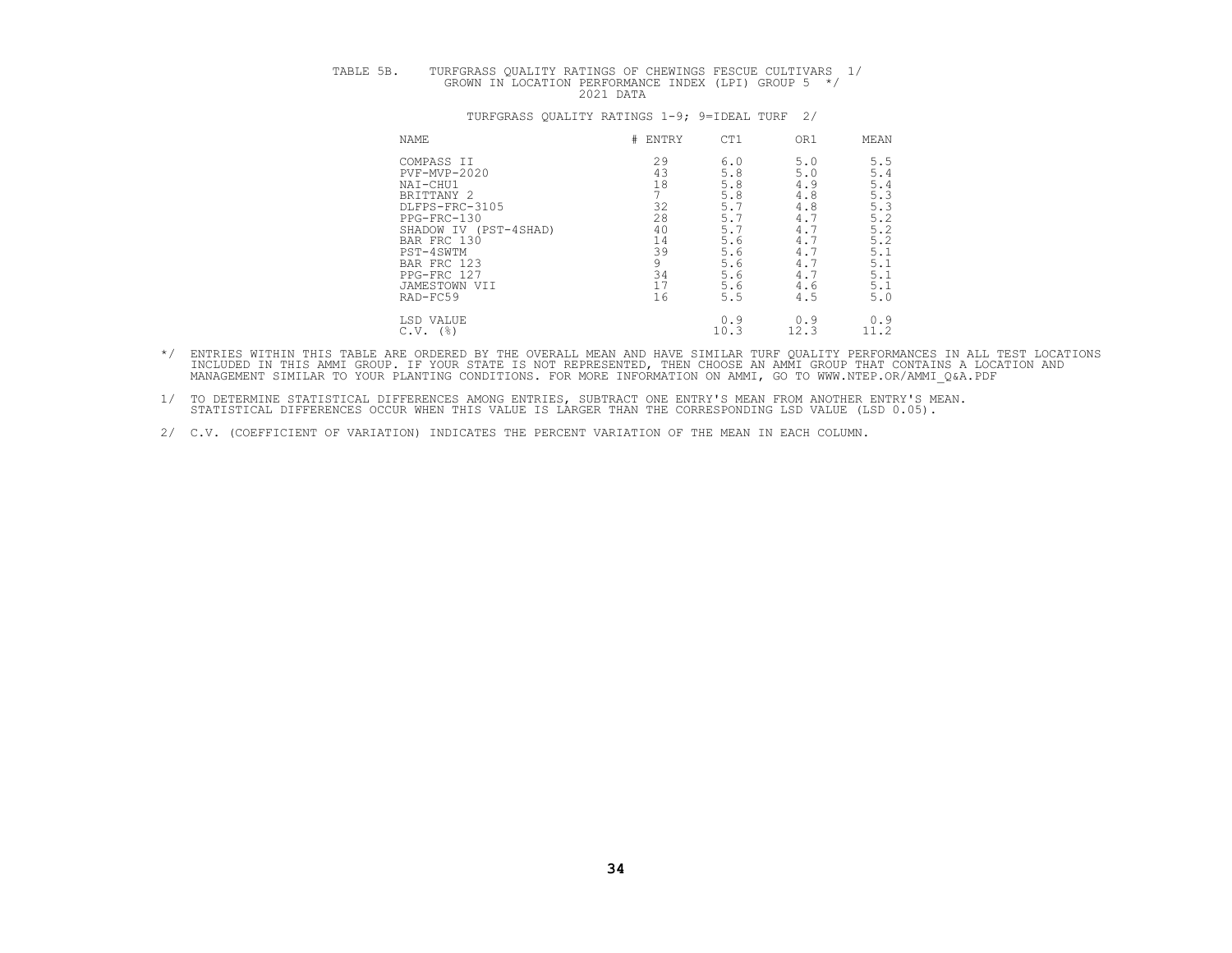TABLE 5B. TURFGRASS QUALITY RATINGS OF CHEWINGS FESCUE CULTIVARS 1/
GROWN IN LOCATION PERFORMANCE INDEX (LPI) GROUP 5 */
2021 DATA

TURFGRASS QUALITY RATINGS 1-9; 9=IDEAL TURF 2/

| NAME | # ENTRY | CT1 | OR1 | MEAN |
|---|---|---|---|---|
| COMPASS II | 29 | 6.0 | 5.0 | 5.5 |
| PVF-MVP-2020 | 43 | 5.8 | 5.0 | 5.4 |
| NAI-CHU1 | 18 | 5.8 | 4.9 | 5.4 |
| BRITTANY 2 | 7 | 5.8 | 4.8 | 5.3 |
| DLFPS-FRC-3105 | 32 | 5.7 | 4.8 | 5.3 |
| PPG-FRC-130 | 28 | 5.7 | 4.7 | 5.2 |
| SHADOW IV (PST-4SHAD) | 40 | 5.7 | 4.7 | 5.2 |
| BAR FRC 130 | 14 | 5.6 | 4.7 | 5.2 |
| PST-4SWTM | 39 | 5.6 | 4.7 | 5.1 |
| BAR FRC 123 | 9 | 5.6 | 4.7 | 5.1 |
| PPG-FRC 127 | 34 | 5.6 | 4.7 | 5.1 |
| JAMESTOWN VII | 17 | 5.6 | 4.6 | 5.1 |
| RAD-FC59 | 16 | 5.5 | 4.5 | 5.0 |
| LSD VALUE | | 0.9 | 0.9 | 0.9 |
| C.V. (%) | | 10.3 | 12.3 | 11.2 |

*/ ENTRIES WITHIN THIS TABLE ARE ORDERED BY THE OVERALL MEAN AND HAVE SIMILAR TURF QUALITY PERFORMANCES IN ALL TEST LOCATIONS INCLUDED IN THIS AMMI GROUP. IF YOUR STATE IS NOT REPRESENTED, THEN CHOOSE AN AMMI GROUP THAT CONTAINS A LOCATION AND MANAGEMENT SIMILAR TO YOUR PLANTING CONDITIONS. FOR MORE INFORMATION ON AMMI, GO TO WWW.NTEP.OR/AMMI_Q&A.PDF

1/ TO DETERMINE STATISTICAL DIFFERENCES AMONG ENTRIES, SUBTRACT ONE ENTRY'S MEAN FROM ANOTHER ENTRY'S MEAN. STATISTICAL DIFFERENCES OCCUR WHEN THIS VALUE IS LARGER THAN THE CORRESPONDING LSD VALUE (LSD 0.05).

2/ C.V. (COEFFICIENT OF VARIATION) INDICATES THE PERCENT VARIATION OF THE MEAN IN EACH COLUMN.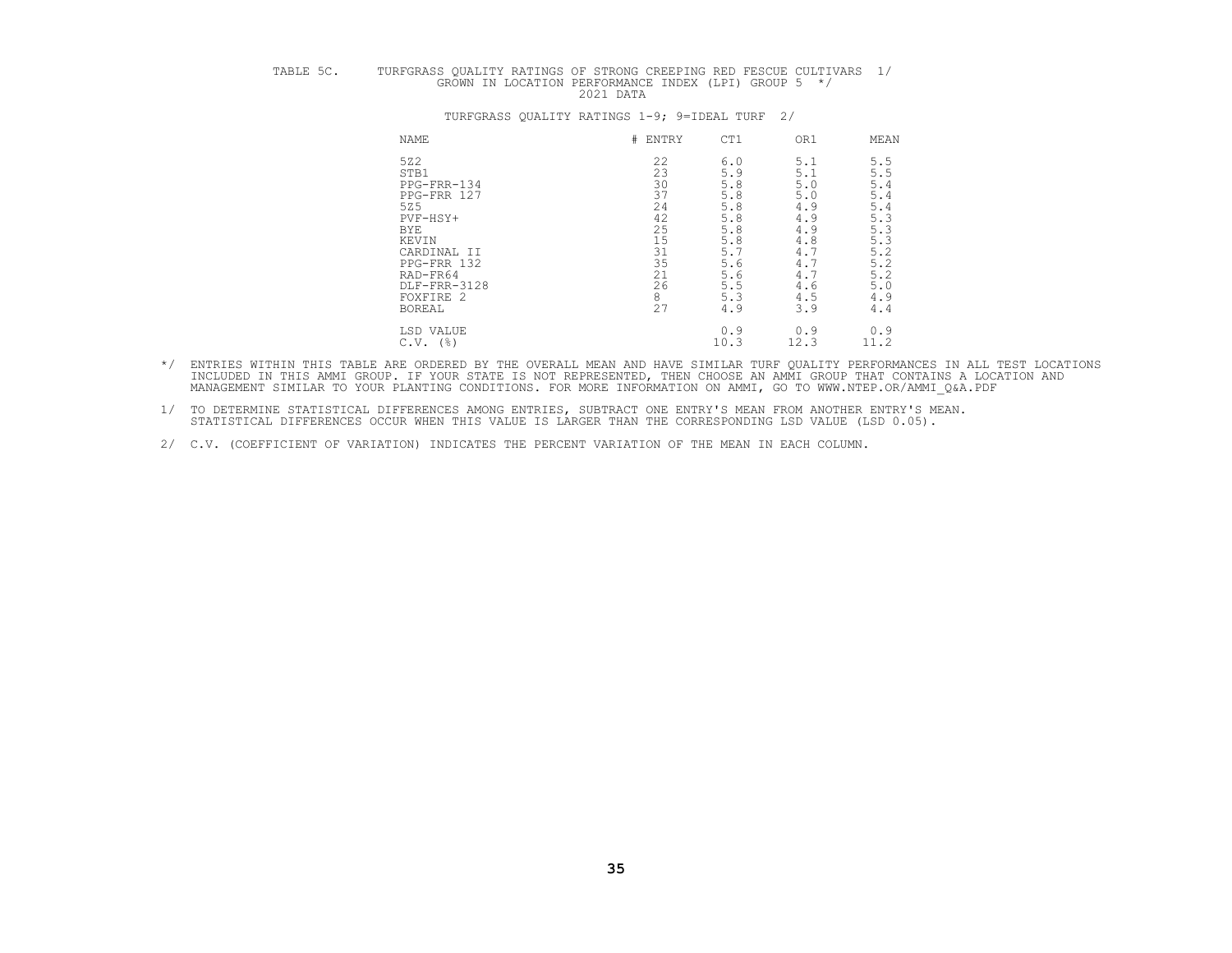TABLE 5C. TURFGRASS QUALITY RATINGS OF STRONG CREEPING RED FESCUE CULTIVARS 1/
GROWN IN LOCATION PERFORMANCE INDEX (LPI) GROUP 5 */
2021 DATA

TURFGRASS QUALITY RATINGS 1-9; 9=IDEAL TURF 2/

| NAME | # ENTRY | CT1 | OR1 | MEAN |
|---|---|---|---|---|
| 5Z2 | 22 | 6.0 | 5.1 | 5.5 |
| STB1 | 23 | 5.9 | 5.1 | 5.5 |
| PPG-FRR-134 | 30 | 5.8 | 5.0 | 5.4 |
| PPG-FRR 127 | 37 | 5.8 | 5.0 | 5.4 |
| 5Z5 | 24 | 5.8 | 4.9 | 5.4 |
| PVF-HSY+ | 42 | 5.8 | 4.9 | 5.3 |
| BYE | 25 | 5.8 | 4.9 | 5.3 |
| KEVIN | 15 | 5.8 | 4.8 | 5.3 |
| CARDINAL II | 31 | 5.7 | 4.7 | 5.2 |
| PPG-FRR 132 | 35 | 5.6 | 4.7 | 5.2 |
| RAD-FR64 | 21 | 5.6 | 4.7 | 5.2 |
| DLF-FRR-3128 | 26 | 5.5 | 4.6 | 5.0 |
| FOXFIRE 2 | 8 | 5.3 | 4.5 | 4.9 |
| BOREAL | 27 | 4.9 | 3.9 | 4.4 |
| LSD VALUE | | 0.9 | 0.9 | 0.9 |
| C.V. (%) | | 10.3 | 12.3 | 11.2 |

*/ ENTRIES WITHIN THIS TABLE ARE ORDERED BY THE OVERALL MEAN AND HAVE SIMILAR TURF QUALITY PERFORMANCES IN ALL TEST LOCATIONS INCLUDED IN THIS AMMI GROUP. IF YOUR STATE IS NOT REPRESENTED, THEN CHOOSE AN AMMI GROUP THAT CONTAINS A LOCATION AND MANAGEMENT SIMILAR TO YOUR PLANTING CONDITIONS. FOR MORE INFORMATION ON AMMI, GO TO WWW.NTEP.OR/AMMI_Q&A.PDF

1/ TO DETERMINE STATISTICAL DIFFERENCES AMONG ENTRIES, SUBTRACT ONE ENTRY'S MEAN FROM ANOTHER ENTRY'S MEAN. STATISTICAL DIFFERENCES OCCUR WHEN THIS VALUE IS LARGER THAN THE CORRESPONDING LSD VALUE (LSD 0.05).

2/ C.V. (COEFFICIENT OF VARIATION) INDICATES THE PERCENT VARIATION OF THE MEAN IN EACH COLUMN.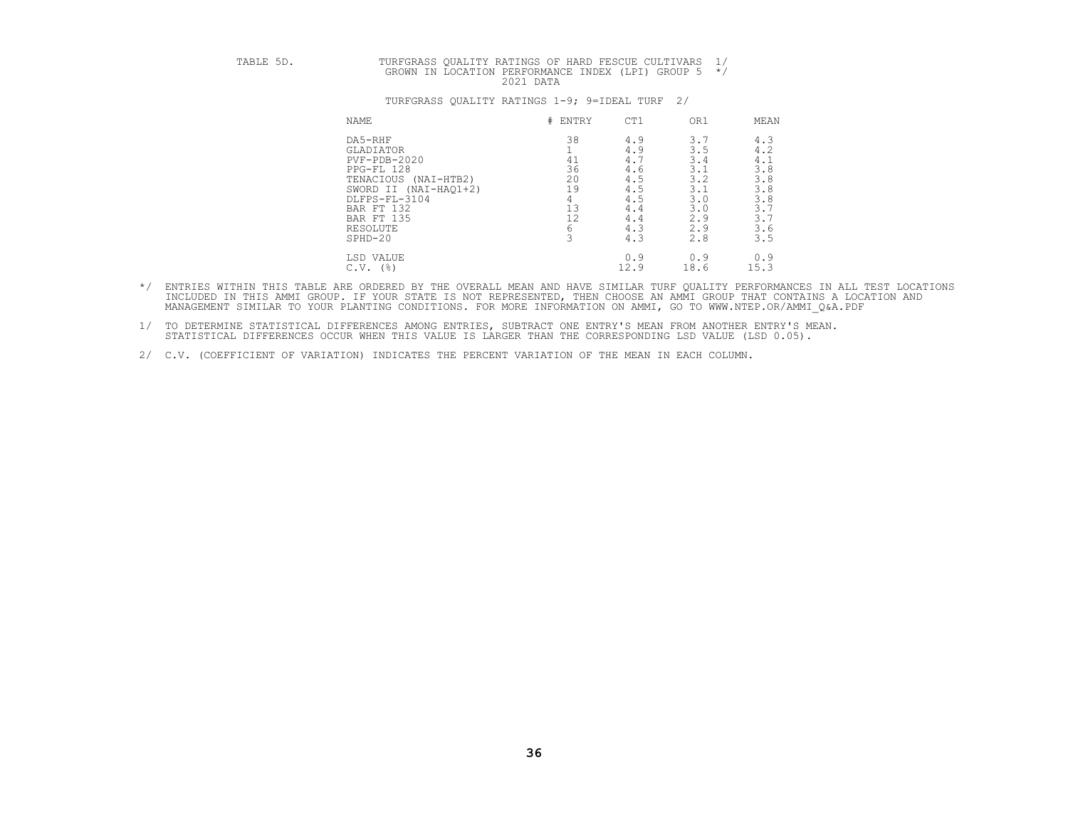TABLE 5D. TURFGRASS QUALITY RATINGS OF HARD FESCUE CULTIVARS 1/
GROWN IN LOCATION PERFORMANCE INDEX (LPI) GROUP 5 */
2021 DATA

TURFGRASS QUALITY RATINGS 1-9; 9=IDEAL TURF 2/

| NAME | # ENTRY | CT1 | OR1 | MEAN |
|---|---|---|---|---|
| DA5-RHF | 38 | 4.9 | 3.7 | 4.3 |
| GLADIATOR | 1 | 4.9 | 3.5 | 4.2 |
| PVF-PDB-2020 | 41 | 4.7 | 3.4 | 4.1 |
| PPG-FL 128 | 36 | 4.6 | 3.1 | 3.8 |
| TENACIOUS (NAI-HTB2) | 20 | 4.5 | 3.2 | 3.8 |
| SWORD II (NAI-HAQ1+2) | 19 | 4.5 | 3.1 | 3.8 |
| DLFPS-FL-3104 | 4 | 4.5 | 3.0 | 3.8 |
| BAR FT 132 | 13 | 4.4 | 3.0 | 3.7 |
| BAR FT 135 | 12 | 4.4 | 2.9 | 3.7 |
| RESOLUTE | 6 | 4.3 | 2.9 | 3.6 |
| SPHD-20 | 3 | 4.3 | 2.8 | 3.5 |
| LSD VALUE | | 0.9 | 0.9 | 0.9 |
| C.V. (%) | | 12.9 | 18.6 | 15.3 |

*/ ENTRIES WITHIN THIS TABLE ARE ORDERED BY THE OVERALL MEAN AND HAVE SIMILAR TURF QUALITY PERFORMANCES IN ALL TEST LOCATIONS INCLUDED IN THIS AMMI GROUP. IF YOUR STATE IS NOT REPRESENTED, THEN CHOOSE AN AMMI GROUP THAT CONTAINS A LOCATION AND MANAGEMENT SIMILAR TO YOUR PLANTING CONDITIONS. FOR MORE INFORMATION ON AMMI, GO TO WWW.NTEP.OR/AMMI_Q&A.PDF

1/ TO DETERMINE STATISTICAL DIFFERENCES AMONG ENTRIES, SUBTRACT ONE ENTRY'S MEAN FROM ANOTHER ENTRY'S MEAN. STATISTICAL DIFFERENCES OCCUR WHEN THIS VALUE IS LARGER THAN THE CORRESPONDING LSD VALUE (LSD 0.05).

2/ C.V. (COEFFICIENT OF VARIATION) INDICATES THE PERCENT VARIATION OF THE MEAN IN EACH COLUMN.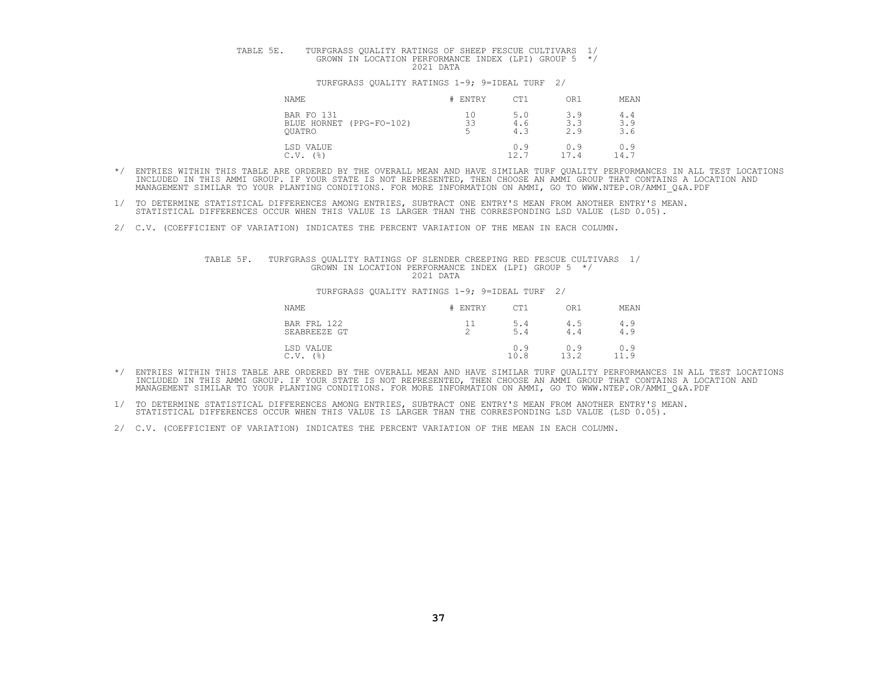TABLE 5E. TURFGRASS QUALITY RATINGS OF SHEEP FESCUE CULTIVARS 1/
GROWN IN LOCATION PERFORMANCE INDEX (LPI) GROUP 5 */
2021 DATA

TURFGRASS QUALITY RATINGS 1-9; 9=IDEAL TURF 2/

| NAME | # ENTRY | CT1 | OR1 | MEAN |
|---|---|---|---|---|
| BAR FO 131 | 10 | 5.0 | 3.9 | 4.4 |
| BLUE HORNET (PPG-FO-102) | 33 | 4.6 | 3.3 | 3.9 |
| QUATRO | 5 | 4.3 | 2.9 | 3.6 |
| LSD VALUE | | 0.9 | 0.9 | 0.9 |
| C.V. (%) | | 12.7 | 17.4 | 14.7 |

*/ ENTRIES WITHIN THIS TABLE ARE ORDERED BY THE OVERALL MEAN AND HAVE SIMILAR TURF QUALITY PERFORMANCES IN ALL TEST LOCATIONS INCLUDED IN THIS AMMI GROUP. IF YOUR STATE IS NOT REPRESENTED, THEN CHOOSE AN AMMI GROUP THAT CONTAINS A LOCATION AND MANAGEMENT SIMILAR TO YOUR PLANTING CONDITIONS. FOR MORE INFORMATION ON AMMI, GO TO WWW.NTEP.OR/AMMI_Q&A.PDF

1/ TO DETERMINE STATISTICAL DIFFERENCES AMONG ENTRIES, SUBTRACT ONE ENTRY'S MEAN FROM ANOTHER ENTRY'S MEAN. STATISTICAL DIFFERENCES OCCUR WHEN THIS VALUE IS LARGER THAN THE CORRESPONDING LSD VALUE (LSD 0.05).

2/ C.V. (COEFFICIENT OF VARIATION) INDICATES THE PERCENT VARIATION OF THE MEAN IN EACH COLUMN.

TABLE 5F. TURFGRASS QUALITY RATINGS OF SLENDER CREEPING RED FESCUE CULTIVARS 1/
GROWN IN LOCATION PERFORMANCE INDEX (LPI) GROUP 5 */
2021 DATA

TURFGRASS QUALITY RATINGS 1-9; 9=IDEAL TURF 2/

| NAME | # ENTRY | CT1 | OR1 | MEAN |
|---|---|---|---|---|
| BAR FRL 122 | 11 | 5.4 | 4.5 | 4.9 |
| SEABREEZE GT | 2 | 5.4 | 4.4 | 4.9 |
| LSD VALUE | | 0.9 | 0.9 | 0.9 |
| C.V. (%) | | 10.8 | 13.2 | 11.9 |

*/ ENTRIES WITHIN THIS TABLE ARE ORDERED BY THE OVERALL MEAN AND HAVE SIMILAR TURF QUALITY PERFORMANCES IN ALL TEST LOCATIONS INCLUDED IN THIS AMMI GROUP. IF YOUR STATE IS NOT REPRESENTED, THEN CHOOSE AN AMMI GROUP THAT CONTAINS A LOCATION AND MANAGEMENT SIMILAR TO YOUR PLANTING CONDITIONS. FOR MORE INFORMATION ON AMMI, GO TO WWW.NTEP.OR/AMMI_Q&A.PDF

1/ TO DETERMINE STATISTICAL DIFFERENCES AMONG ENTRIES, SUBTRACT ONE ENTRY'S MEAN FROM ANOTHER ENTRY'S MEAN. STATISTICAL DIFFERENCES OCCUR WHEN THIS VALUE IS LARGER THAN THE CORRESPONDING LSD VALUE (LSD 0.05).

2/ C.V. (COEFFICIENT OF VARIATION) INDICATES THE PERCENT VARIATION OF THE MEAN IN EACH COLUMN.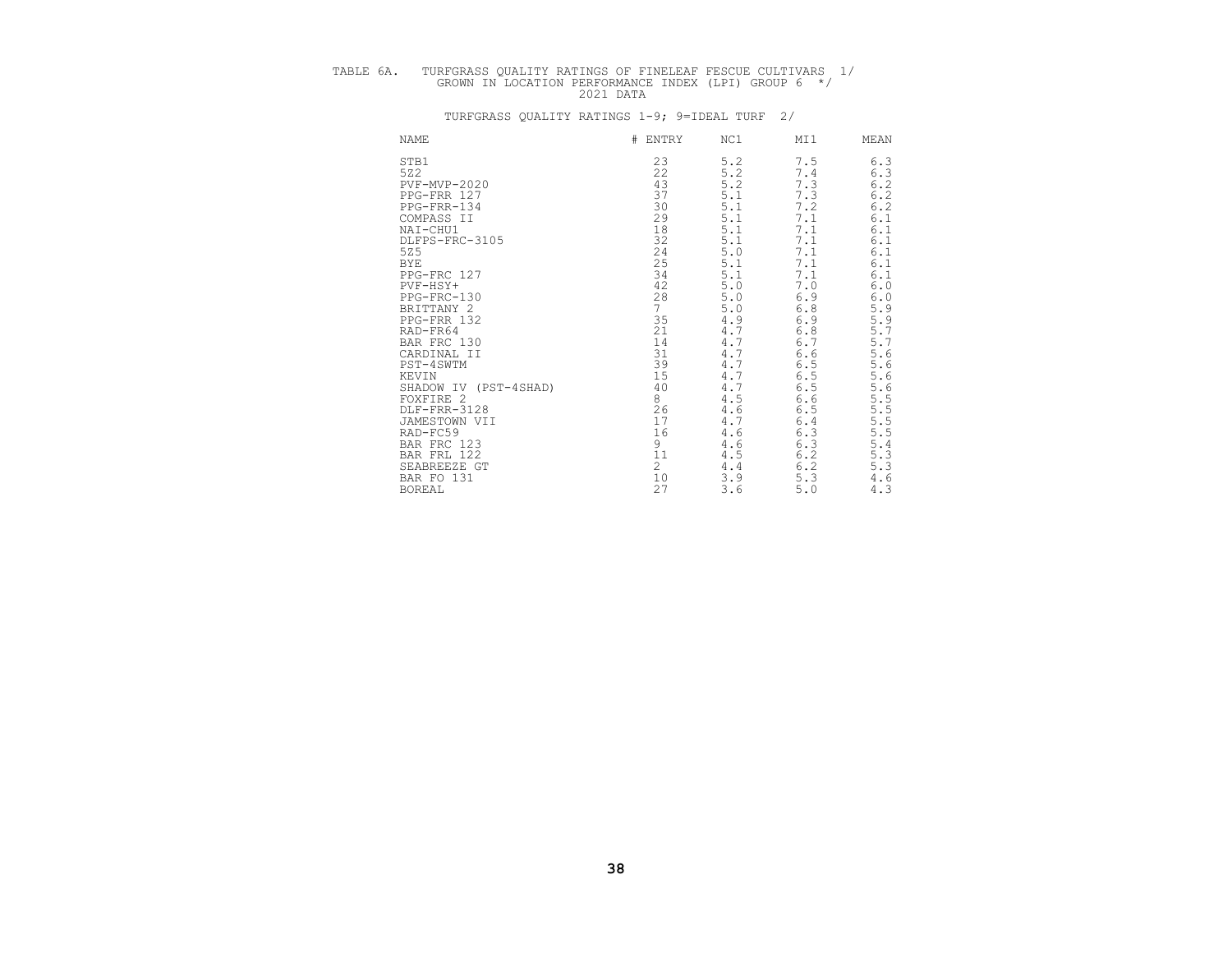TABLE 6A. TURFGRASS QUALITY RATINGS OF FINELEAF FESCUE CULTIVARS 1/
GROWN IN LOCATION PERFORMANCE INDEX (LPI) GROUP 6 */
2021 DATA

TURFGRASS QUALITY RATINGS 1-9; 9=IDEAL TURF 2/

| NAME | # ENTRY | NC1 | MI1 | MEAN |
|---|---|---|---|---|
| STB1 | 23 | 5.2 | 7.5 | 6.3 |
| 5Z2 | 22 | 5.2 | 7.4 | 6.3 |
| PVF-MVP-2020 | 43 | 5.2 | 7.3 | 6.2 |
| PPG-FRR 127 | 37 | 5.1 | 7.3 | 6.2 |
| PPG-FRR-134 | 30 | 5.1 | 7.2 | 6.2 |
| COMPASS II | 29 | 5.1 | 7.1 | 6.1 |
| NAI-CHU1 | 18 | 5.1 | 7.1 | 6.1 |
| DLFPS-FRC-3105 | 32 | 5.1 | 7.1 | 6.1 |
| 5Z5 | 24 | 5.0 | 7.1 | 6.1 |
| BYE | 25 | 5.1 | 7.1 | 6.1 |
| PPG-FRC 127 | 34 | 5.1 | 7.1 | 6.1 |
| PVF-HSY+ | 42 | 5.0 | 7.0 | 6.0 |
| PPG-FRC-130 | 28 | 5.0 | 6.9 | 6.0 |
| BRITTANY 2 | 7 | 5.0 | 6.8 | 5.9 |
| PPG-FRR 132 | 35 | 4.9 | 6.9 | 5.9 |
| RAD-FR64 | 21 | 4.7 | 6.8 | 5.7 |
| BAR FRC 130 | 14 | 4.7 | 6.7 | 5.7 |
| CARDINAL II | 31 | 4.7 | 6.6 | 5.6 |
| PST-4SWTM | 39 | 4.7 | 6.5 | 5.6 |
| KEVIN | 15 | 4.7 | 6.5 | 5.6 |
| SHADOW IV (PST-4SHAD) | 40 | 4.7 | 6.5 | 5.6 |
| FOXFIRE 2 | 8 | 4.5 | 6.6 | 5.5 |
| DLF-FRR-3128 | 26 | 4.6 | 6.5 | 5.5 |
| JAMESTOWN VII | 17 | 4.7 | 6.4 | 5.5 |
| RAD-FC59 | 16 | 4.6 | 6.3 | 5.5 |
| BAR FRC 123 | 9 | 4.6 | 6.3 | 5.4 |
| BAR FRL 122 | 11 | 4.5 | 6.2 | 5.3 |
| SEABREEZE GT | 2 | 4.4 | 6.2 | 5.3 |
| BAR FO 131 | 10 | 3.9 | 5.3 | 4.6 |
| BOREAL | 27 | 3.6 | 5.0 | 4.3 |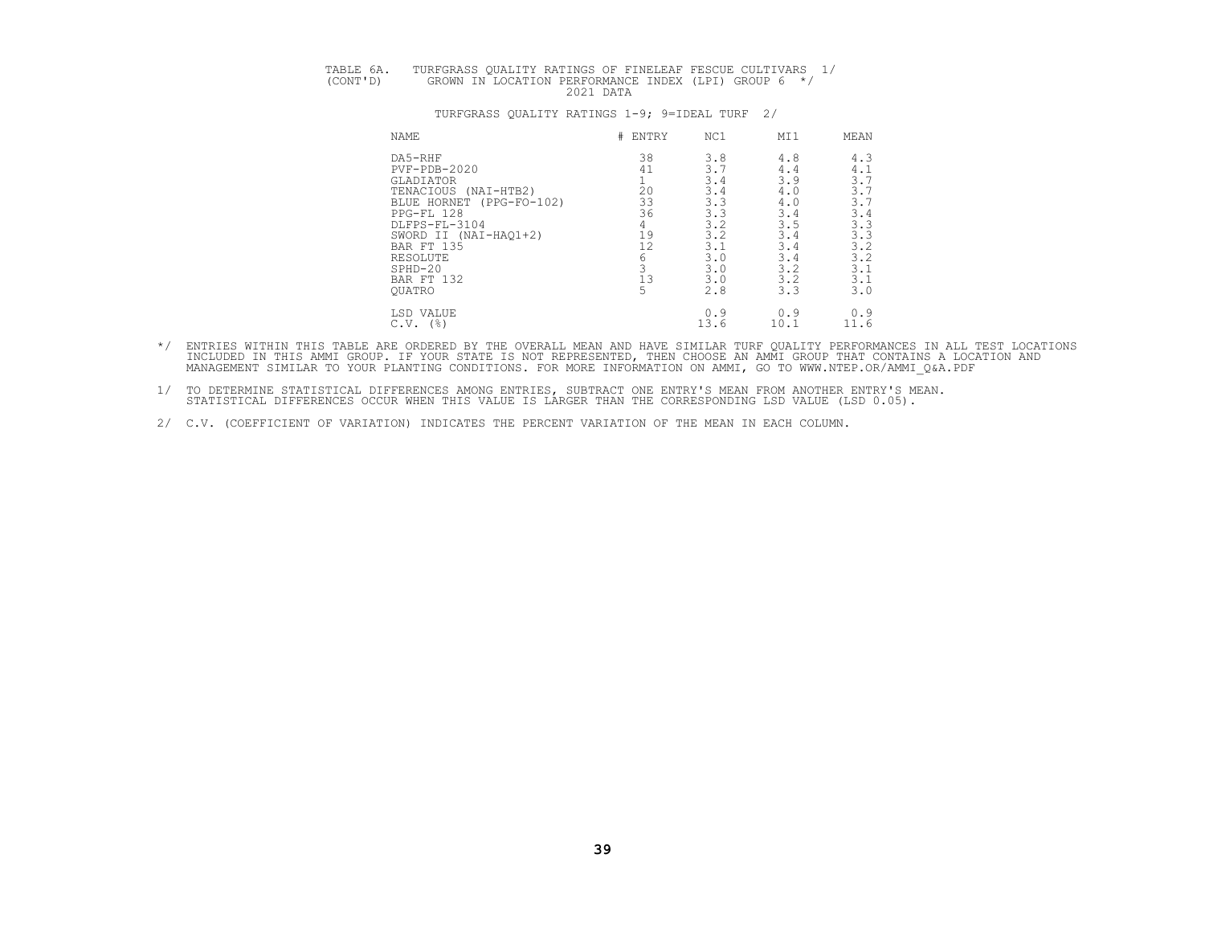TABLE 6A. TURFGRASS QUALITY RATINGS OF FINELEAF FESCUE CULTIVARS 1/
(CONT'D) GROWN IN LOCATION PERFORMANCE INDEX (LPI) GROUP 6 */
2021 DATA

TURFGRASS QUALITY RATINGS 1-9; 9=IDEAL TURF 2/

| NAME | # ENTRY | NC1 | MI1 | MEAN |
|---|---|---|---|---|
| DA5-RHF | 38 | 3.8 | 4.8 | 4.3 |
| PVF-PDB-2020 | 41 | 3.7 | 4.4 | 4.1 |
| GLADIATOR | 1 | 3.4 | 3.9 | 3.7 |
| TENACIOUS (NAI-HTB2) | 20 | 3.4 | 4.0 | 3.7 |
| BLUE HORNET (PPG-FO-102) | 33 | 3.3 | 4.0 | 3.7 |
| PPG-FL 128 | 36 | 3.3 | 3.4 | 3.4 |
| DLFPS-FL-3104 | 4 | 3.2 | 3.5 | 3.3 |
| SWORD II (NAI-HAQ1+2) | 19 | 3.2 | 3.4 | 3.3 |
| BAR FT 135 | 12 | 3.1 | 3.4 | 3.2 |
| RESOLUTE | 6 | 3.0 | 3.4 | 3.2 |
| SPHD-20 | 3 | 3.0 | 3.2 | 3.1 |
| BAR FT 132 | 13 | 3.0 | 3.2 | 3.1 |
| QUATRO | 5 | 2.8 | 3.3 | 3.0 |
| LSD VALUE | | 0.9 | 0.9 | 0.9 |
| C.V. (%) | | 13.6 | 10.1 | 11.6 |

*/ ENTRIES WITHIN THIS TABLE ARE ORDERED BY THE OVERALL MEAN AND HAVE SIMILAR TURF QUALITY PERFORMANCES IN ALL TEST LOCATIONS INCLUDED IN THIS AMMI GROUP. IF YOUR STATE IS NOT REPRESENTED, THEN CHOOSE AN AMMI GROUP THAT CONTAINS A LOCATION AND MANAGEMENT SIMILAR TO YOUR PLANTING CONDITIONS. FOR MORE INFORMATION ON AMMI, GO TO WWW.NTEP.OR/AMMI_Q&A.PDF

1/ TO DETERMINE STATISTICAL DIFFERENCES AMONG ENTRIES, SUBTRACT ONE ENTRY'S MEAN FROM ANOTHER ENTRY'S MEAN. STATISTICAL DIFFERENCES OCCUR WHEN THIS VALUE IS LARGER THAN THE CORRESPONDING LSD VALUE (LSD 0.05).

2/ C.V. (COEFFICIENT OF VARIATION) INDICATES THE PERCENT VARIATION OF THE MEAN IN EACH COLUMN.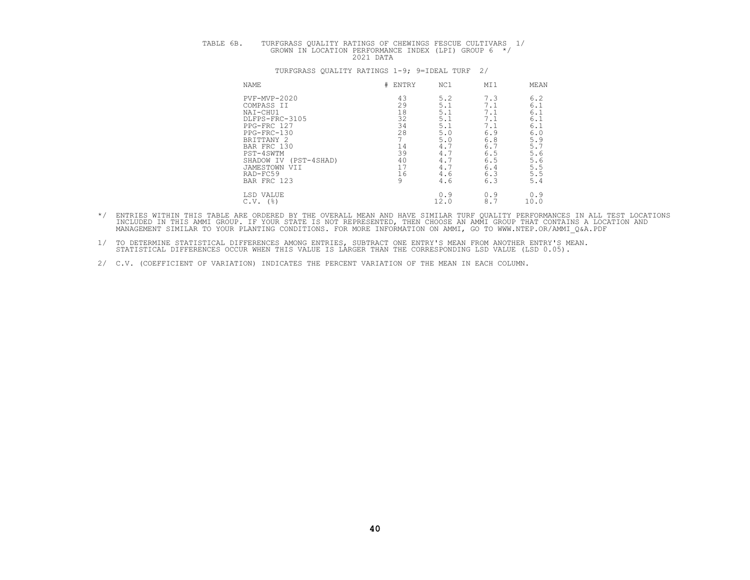TABLE 6B. TURFGRASS QUALITY RATINGS OF CHEWINGS FESCUE CULTIVARS 1/
GROWN IN LOCATION PERFORMANCE INDEX (LPI) GROUP 6 */
2021 DATA

TURFGRASS QUALITY RATINGS 1-9; 9=IDEAL TURF 2/

| NAME | # ENTRY | NC1 | MI1 | MEAN |
|---|---|---|---|---|
| PVF-MVP-2020 | 43 | 5.2 | 7.3 | 6.2 |
| COMPASS II | 29 | 5.1 | 7.1 | 6.1 |
| NAI-CHU1 | 18 | 5.1 | 7.1 | 6.1 |
| DLFPS-FRC-3105 | 32 | 5.1 | 7.1 | 6.1 |
| PPG-FRC 127 | 34 | 5.1 | 7.1 | 6.1 |
| PPG-FRC-130 | 28 | 5.0 | 6.9 | 6.0 |
| BRITTANY 2 | 7 | 5.0 | 6.8 | 5.9 |
| BAR FRC 130 | 14 | 4.7 | 6.7 | 5.7 |
| PST-4SWTM | 39 | 4.7 | 6.5 | 5.6 |
| SHADOW IV (PST-4SHAD) | 40 | 4.7 | 6.5 | 5.6 |
| JAMESTOWN VII | 17 | 4.7 | 6.4 | 5.5 |
| RAD-FC59 | 16 | 4.6 | 6.3 | 5.5 |
| BAR FRC 123 | 9 | 4.6 | 6.3 | 5.4 |
| LSD VALUE | | 0.9 | 0.9 | 0.9 |
| C.V. (%) | | 12.0 | 8.7 | 10.0 |

*/ ENTRIES WITHIN THIS TABLE ARE ORDERED BY THE OVERALL MEAN AND HAVE SIMILAR TURF QUALITY PERFORMANCES IN ALL TEST LOCATIONS INCLUDED IN THIS AMMI GROUP. IF YOUR STATE IS NOT REPRESENTED, THEN CHOOSE AN AMMI GROUP THAT CONTAINS A LOCATION AND MANAGEMENT SIMILAR TO YOUR PLANTING CONDITIONS. FOR MORE INFORMATION ON AMMI, GO TO WWW.NTEP.OR/AMMI_Q&A.PDF

1/ TO DETERMINE STATISTICAL DIFFERENCES AMONG ENTRIES, SUBTRACT ONE ENTRY'S MEAN FROM ANOTHER ENTRY'S MEAN. STATISTICAL DIFFERENCES OCCUR WHEN THIS VALUE IS LARGER THAN THE CORRESPONDING LSD VALUE (LSD 0.05).

2/ C.V. (COEFFICIENT OF VARIATION) INDICATES THE PERCENT VARIATION OF THE MEAN IN EACH COLUMN.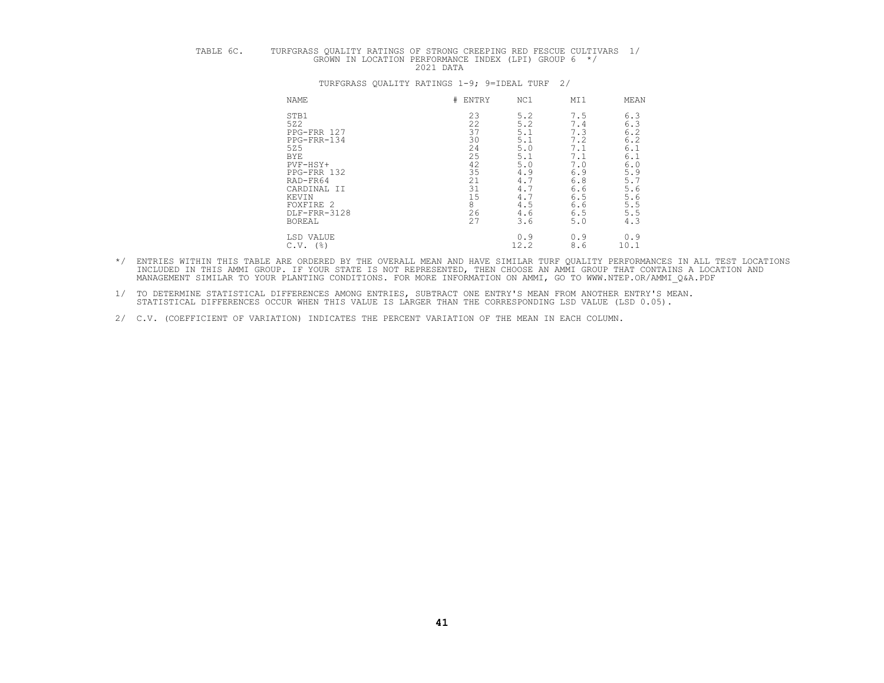TABLE 6C. TURFGRASS QUALITY RATINGS OF STRONG CREEPING RED FESCUE CULTIVARS 1/
GROWN IN LOCATION PERFORMANCE INDEX (LPI) GROUP 6 */
2021 DATA

TURFGRASS QUALITY RATINGS 1-9; 9=IDEAL TURF 2/

| NAME | # ENTRY | NC1 | MI1 | MEAN |
|---|---|---|---|---|
| STB1 | 23 | 5.2 | 7.5 | 6.3 |
| 5Z2 | 22 | 5.2 | 7.4 | 6.3 |
| PPG-FRR 127 | 37 | 5.1 | 7.3 | 6.2 |
| PPG-FRR-134 | 30 | 5.1 | 7.2 | 6.2 |
| 5Z5 | 24 | 5.0 | 7.1 | 6.1 |
| BYE | 25 | 5.1 | 7.1 | 6.1 |
| PVF-HSY+ | 42 | 5.0 | 7.0 | 6.0 |
| PPG-FRR 132 | 35 | 4.9 | 6.9 | 5.9 |
| RAD-FR64 | 21 | 4.7 | 6.8 | 5.7 |
| CARDINAL II | 31 | 4.7 | 6.6 | 5.6 |
| KEVIN | 15 | 4.7 | 6.5 | 5.6 |
| FOXFIRE 2 | 8 | 4.5 | 6.6 | 5.5 |
| DLF-FRR-3128 | 26 | 4.6 | 6.5 | 5.5 |
| BOREAL | 27 | 3.6 | 5.0 | 4.3 |
| LSD VALUE | | 0.9 | 0.9 | 0.9 |
| C.V. (%) | | 12.2 | 8.6 | 10.1 |

*/ ENTRIES WITHIN THIS TABLE ARE ORDERED BY THE OVERALL MEAN AND HAVE SIMILAR TURF QUALITY PERFORMANCES IN ALL TEST LOCATIONS INCLUDED IN THIS AMMI GROUP. IF YOUR STATE IS NOT REPRESENTED, THEN CHOOSE AN AMMI GROUP THAT CONTAINS A LOCATION AND MANAGEMENT SIMILAR TO YOUR PLANTING CONDITIONS. FOR MORE INFORMATION ON AMMI, GO TO WWW.NTEP.ORG/AMMI_Q&A.PDF

1/ TO DETERMINE STATISTICAL DIFFERENCES AMONG ENTRIES, SUBTRACT ONE ENTRY'S MEAN FROM ANOTHER ENTRY'S MEAN. STATISTICAL DIFFERENCES OCCUR WHEN THIS VALUE IS LARGER THAN THE CORRESPONDING LSD VALUE (LSD 0.05).

2/ C.V. (COEFFICIENT OF VARIATION) INDICATES THE PERCENT VARIATION OF THE MEAN IN EACH COLUMN.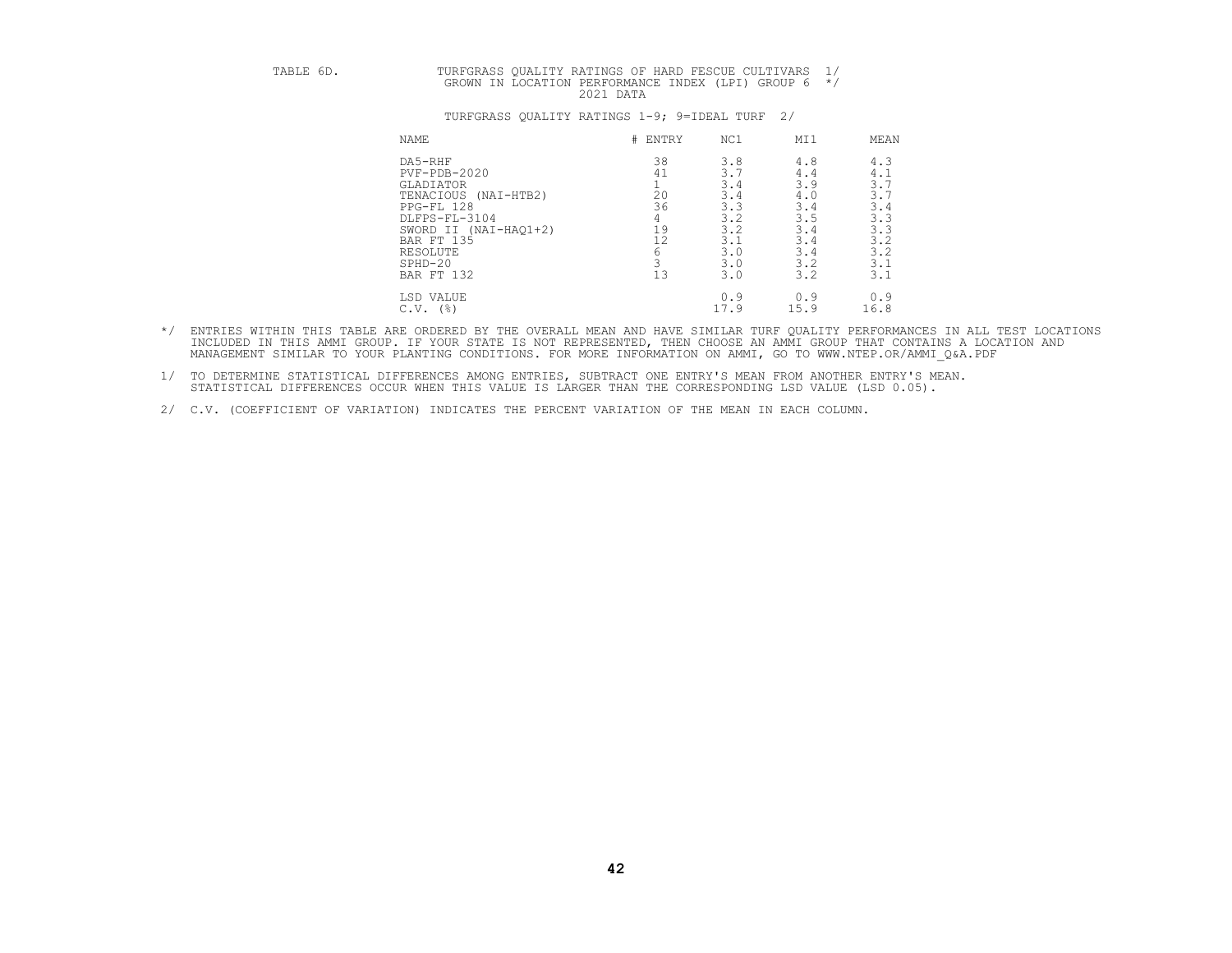TABLE 6D. TURFGRASS QUALITY RATINGS OF HARD FESCUE CULTIVARS 1/
GROWN IN LOCATION PERFORMANCE INDEX (LPI) GROUP 6 */
2021 DATA

TURFGRASS QUALITY RATINGS 1-9; 9=IDEAL TURF 2/

| NAME | # ENTRY | NC1 | MI1 | MEAN |
|---|---|---|---|---|
| DA5-RHF | 38 | 3.8 | 4.8 | 4.3 |
| PVF-PDB-2020 | 41 | 3.7 | 4.4 | 4.1 |
| GLADIATOR | 1 | 3.4 | 3.9 | 3.7 |
| TENACIOUS (NAI-HTB2) | 20 | 3.4 | 4.0 | 3.7 |
| PPG-FL 128 | 36 | 3.3 | 3.4 | 3.4 |
| DLFPS-FL-3104 | 4 | 3.2 | 3.5 | 3.3 |
| SWORD II (NAI-HAQ1+2) | 19 | 3.2 | 3.4 | 3.3 |
| BAR FT 135 | 12 | 3.1 | 3.4 | 3.2 |
| RESOLUTE | 6 | 3.0 | 3.4 | 3.2 |
| SPHD-20 | 3 | 3.0 | 3.2 | 3.1 |
| BAR FT 132 | 13 | 3.0 | 3.2 | 3.1 |
| LSD VALUE | | 0.9 | 0.9 | 0.9 |
| C.V. (%) | | 17.9 | 15.9 | 16.8 |

*/ ENTRIES WITHIN THIS TABLE ARE ORDERED BY THE OVERALL MEAN AND HAVE SIMILAR TURF QUALITY PERFORMANCES IN ALL TEST LOCATIONS INCLUDED IN THIS AMMI GROUP. IF YOUR STATE IS NOT REPRESENTED, THEN CHOOSE AN AMMI GROUP THAT CONTAINS A LOCATION AND MANAGEMENT SIMILAR TO YOUR PLANTING CONDITIONS. FOR MORE INFORMATION ON AMMI, GO TO WWW.NTEP.OR/AMMI_Q&A.PDF

1/ TO DETERMINE STATISTICAL DIFFERENCES AMONG ENTRIES, SUBTRACT ONE ENTRY'S MEAN FROM ANOTHER ENTRY'S MEAN. STATISTICAL DIFFERENCES OCCUR WHEN THIS VALUE IS LARGER THAN THE CORRESPONDING LSD VALUE (LSD 0.05).

2/ C.V. (COEFFICIENT OF VARIATION) INDICATES THE PERCENT VARIATION OF THE MEAN IN EACH COLUMN.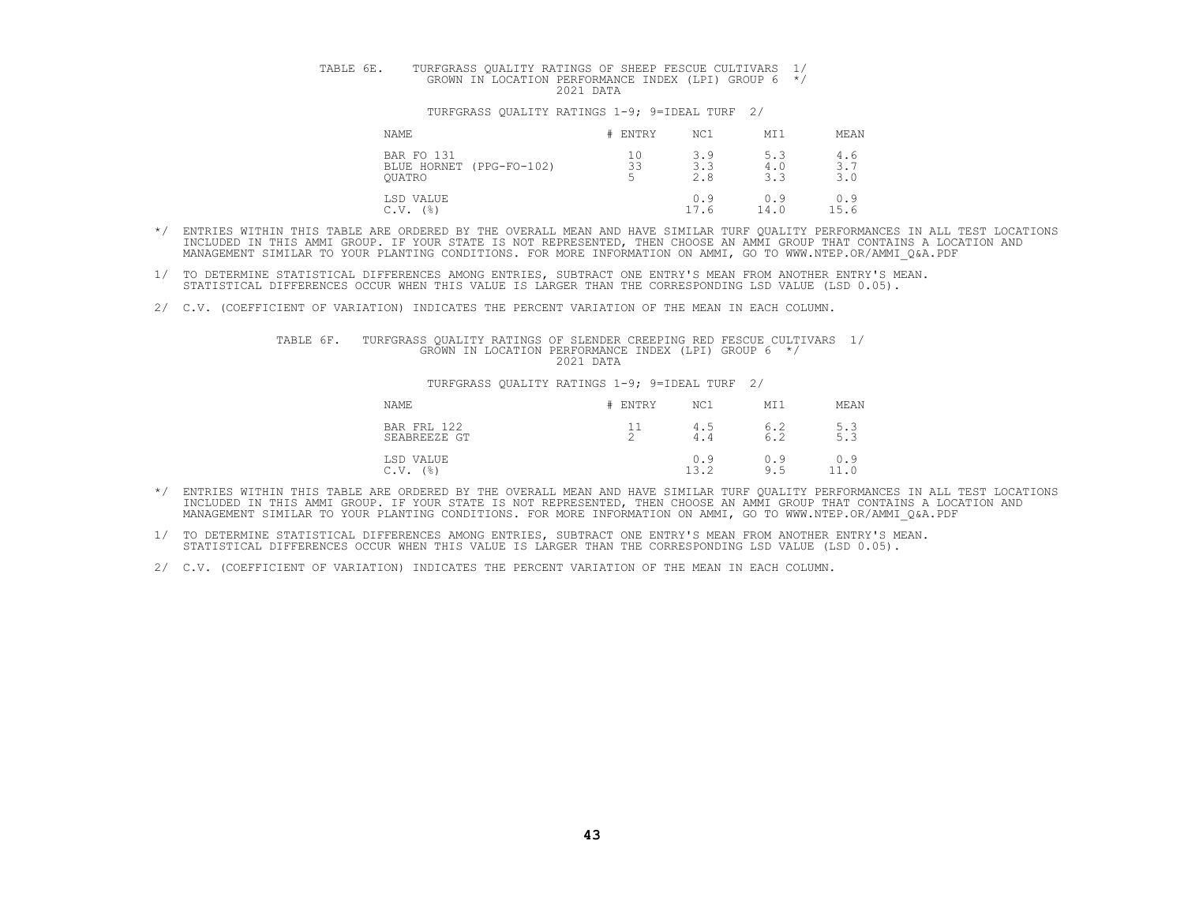TABLE 6E. TURFGRASS QUALITY RATINGS OF SHEEP FESCUE CULTIVARS 1/
GROWN IN LOCATION PERFORMANCE INDEX (LPI) GROUP 6 */
2021 DATA

TURFGRASS QUALITY RATINGS 1-9; 9=IDEAL TURF 2/

| NAME | # ENTRY | NC1 | MI1 | MEAN |
|---|---|---|---|---|
| BAR FO 131 | 10 | 3.9 | 5.3 | 4.6 |
| BLUE HORNET (PPG-FO-102) | 33 | 3.3 | 4.0 | 3.7 |
| QUATRO | 5 | 2.8 | 3.3 | 3.0 |
| LSD VALUE | | 0.9 | 0.9 | 0.9 |
| C.V. (%) | | 17.6 | 14.0 | 15.6 |

*/ ENTRIES WITHIN THIS TABLE ARE ORDERED BY THE OVERALL MEAN AND HAVE SIMILAR TURF QUALITY PERFORMANCES IN ALL TEST LOCATIONS INCLUDED IN THIS AMMI GROUP. IF YOUR STATE IS NOT REPRESENTED, THEN CHOOSE AN AMMI GROUP THAT CONTAINS A LOCATION AND MANAGEMENT SIMILAR TO YOUR PLANTING CONDITIONS. FOR MORE INFORMATION ON AMMI, GO TO WWW.NTEP.OR/AMMI_Q&A.PDF

1/ TO DETERMINE STATISTICAL DIFFERENCES AMONG ENTRIES, SUBTRACT ONE ENTRY'S MEAN FROM ANOTHER ENTRY'S MEAN. STATISTICAL DIFFERENCES OCCUR WHEN THIS VALUE IS LARGER THAN THE CORRESPONDING LSD VALUE (LSD 0.05).

2/ C.V. (COEFFICIENT OF VARIATION) INDICATES THE PERCENT VARIATION OF THE MEAN IN EACH COLUMN.

TABLE 6F. TURFGRASS QUALITY RATINGS OF SLENDER CREEPING RED FESCUE CULTIVARS 1/
GROWN IN LOCATION PERFORMANCE INDEX (LPI) GROUP 6 */
2021 DATA

TURFGRASS QUALITY RATINGS 1-9; 9=IDEAL TURF 2/

| NAME | # ENTRY | NC1 | MI1 | MEAN |
|---|---|---|---|---|
| BAR FRL 122 | 11 | 4.5 | 6.2 | 5.3 |
| SEABREEZE GT | 2 | 4.4 | 6.2 | 5.3 |
| LSD VALUE | | 0.9 | 0.9 | 0.9 |
| C.V. (%) | | 13.2 | 9.5 | 11.0 |

*/ ENTRIES WITHIN THIS TABLE ARE ORDERED BY THE OVERALL MEAN AND HAVE SIMILAR TURF QUALITY PERFORMANCES IN ALL TEST LOCATIONS INCLUDED IN THIS AMMI GROUP. IF YOUR STATE IS NOT REPRESENTED, THEN CHOOSE AN AMMI GROUP THAT CONTAINS A LOCATION AND MANAGEMENT SIMILAR TO YOUR PLANTING CONDITIONS. FOR MORE INFORMATION ON AMMI, GO TO WWW.NTEP.OR/AMMI_Q&A.PDF

1/ TO DETERMINE STATISTICAL DIFFERENCES AMONG ENTRIES, SUBTRACT ONE ENTRY'S MEAN FROM ANOTHER ENTRY'S MEAN. STATISTICAL DIFFERENCES OCCUR WHEN THIS VALUE IS LARGER THAN THE CORRESPONDING LSD VALUE (LSD 0.05).

2/ C.V. (COEFFICIENT OF VARIATION) INDICATES THE PERCENT VARIATION OF THE MEAN IN EACH COLUMN.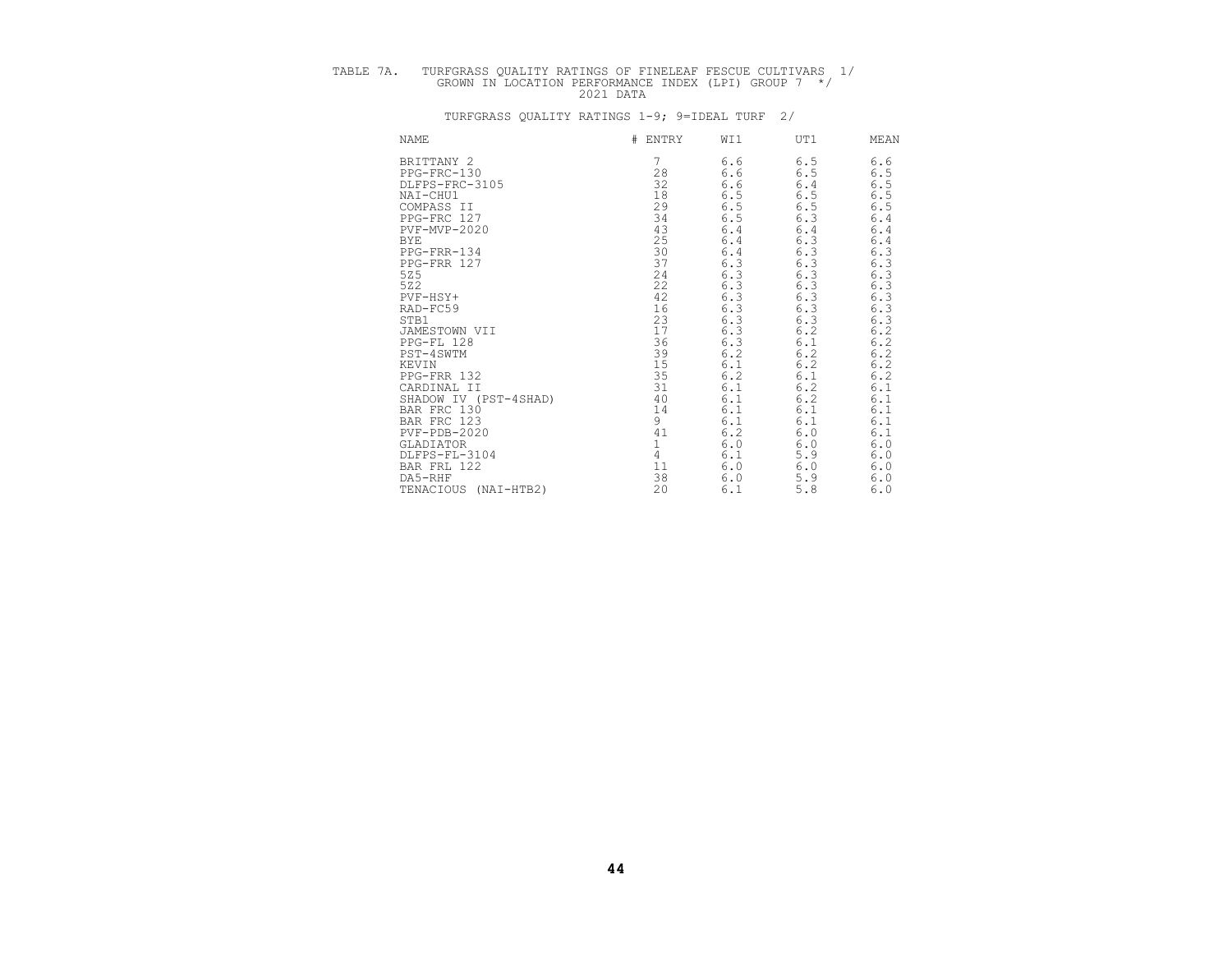TABLE 7A. TURFGRASS QUALITY RATINGS OF FINELEAF FESCUE CULTIVARS 1/
GROWN IN LOCATION PERFORMANCE INDEX (LPI) GROUP 7 */
2021 DATA

TURFGRASS QUALITY RATINGS 1-9; 9=IDEAL TURF 2/

| NAME | # ENTRY | WI1 | UT1 | MEAN |
|---|---|---|---|---|
| BRITTANY 2 | 7 | 6.6 | 6.5 | 6.6 |
| PPG-FRC-130 | 28 | 6.6 | 6.5 | 6.5 |
| DLFPS-FRC-3105 | 32 | 6.6 | 6.4 | 6.5 |
| NAI-CHU1 | 18 | 6.5 | 6.5 | 6.5 |
| COMPASS II | 29 | 6.5 | 6.5 | 6.5 |
| PPG-FRC 127 | 34 | 6.5 | 6.3 | 6.4 |
| PVF-MVP-2020 | 43 | 6.4 | 6.4 | 6.4 |
| BYE | 25 | 6.4 | 6.3 | 6.4 |
| PPG-FRR-134 | 30 | 6.4 | 6.3 | 6.3 |
| PPG-FRR 127 | 37 | 6.3 | 6.3 | 6.3 |
| 5Z5 | 24 | 6.3 | 6.3 | 6.3 |
| 5Z2 | 22 | 6.3 | 6.3 | 6.3 |
| PVF-HSY+ | 42 | 6.3 | 6.3 | 6.3 |
| RAD-FC59 | 16 | 6.3 | 6.3 | 6.3 |
| STB1 | 23 | 6.3 | 6.3 | 6.3 |
| JAMESTOWN VII | 17 | 6.3 | 6.2 | 6.2 |
| PPG-FL 128 | 36 | 6.3 | 6.1 | 6.2 |
| PST-4SWTM | 39 | 6.2 | 6.2 | 6.2 |
| KEVIN | 15 | 6.1 | 6.2 | 6.2 |
| PPG-FRR 132 | 35 | 6.2 | 6.1 | 6.2 |
| CARDINAL II | 31 | 6.1 | 6.2 | 6.1 |
| SHADOW IV (PST-4SHAD) | 40 | 6.1 | 6.2 | 6.1 |
| BAR FRC 130 | 14 | 6.1 | 6.1 | 6.1 |
| BAR FRC 123 | 9 | 6.1 | 6.1 | 6.1 |
| PVF-PDB-2020 | 41 | 6.2 | 6.0 | 6.1 |
| GLADIATOR | 1 | 6.0 | 6.0 | 6.0 |
| DLFPS-FL-3104 | 4 | 6.1 | 5.9 | 6.0 |
| BAR FRL 122 | 11 | 6.0 | 6.0 | 6.0 |
| DA5-RHF | 38 | 6.0 | 5.9 | 6.0 |
| TENACIOUS (NAI-HTB2) | 20 | 6.1 | 5.8 | 6.0 |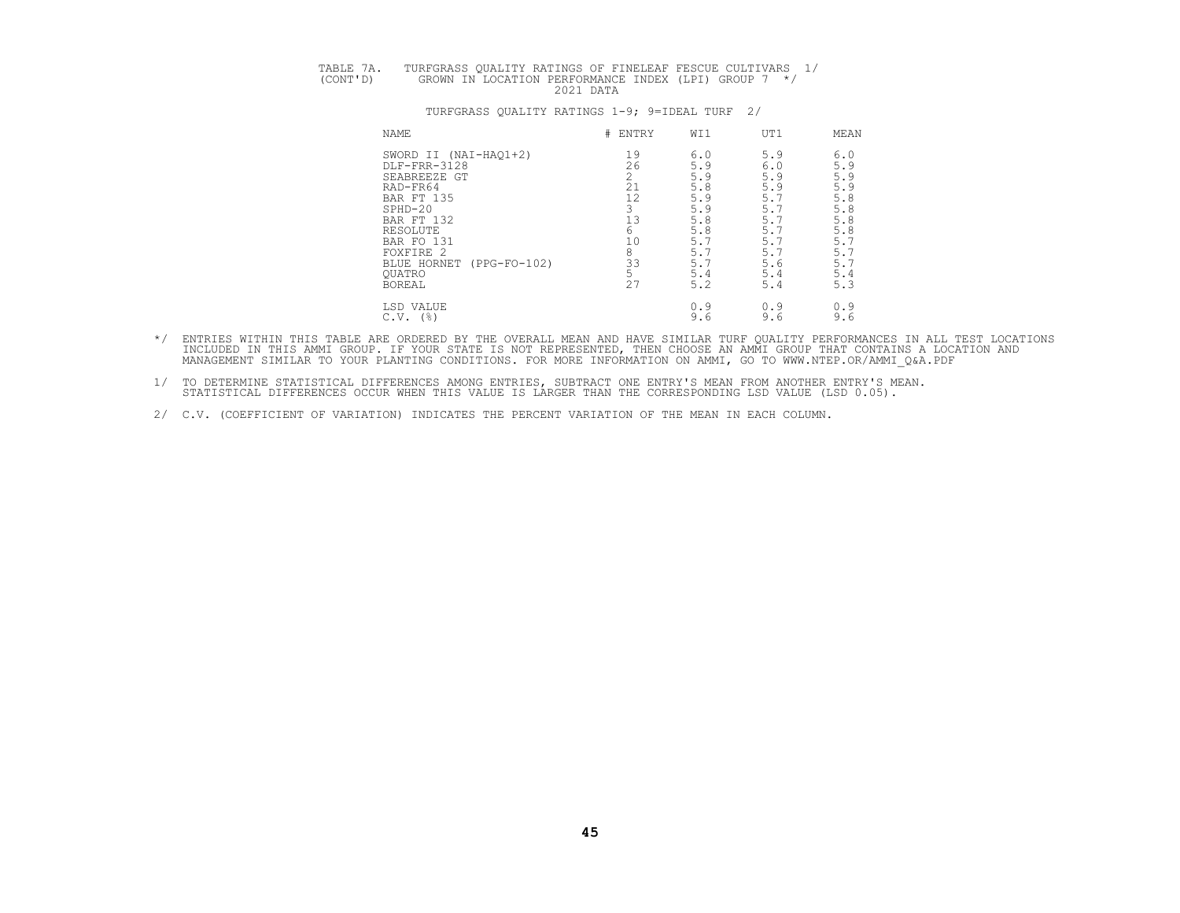TABLE 7A. (CONT'D) TURFGRASS QUALITY RATINGS OF FINELEAF FESCUE CULTIVARS 1/ GROWN IN LOCATION PERFORMANCE INDEX (LPI) GROUP 7 */

2021 DATA

TURFGRASS QUALITY RATINGS 1-9; 9=IDEAL TURF 2/

| NAME | # ENTRY | WI1 | UT1 | MEAN |
|---|---|---|---|---|
| SWORD II (NAI-HAQ1+2) | 19 | 6.0 | 5.9 | 6.0 |
| DLF-FRR-3128 | 26 | 5.9 | 6.0 | 5.9 |
| SEABREEZE GT | 2 | 5.9 | 5.9 | 5.9 |
| RAD-FR64 | 21 | 5.8 | 5.9 | 5.9 |
| BAR FT 135 | 12 | 5.9 | 5.7 | 5.8 |
| SPHD-20 | 3 | 5.9 | 5.7 | 5.8 |
| BAR FT 132 | 13 | 5.8 | 5.7 | 5.8 |
| RESOLUTE | 6 | 5.8 | 5.7 | 5.8 |
| BAR FO 131 | 10 | 5.7 | 5.7 | 5.7 |
| FOXFIRE 2 | 8 | 5.7 | 5.7 | 5.7 |
| BLUE HORNET (PPG-FO-102) | 33 | 5.7 | 5.6 | 5.7 |
| QUATRO | 5 | 5.4 | 5.4 | 5.4 |
| BOREAL | 27 | 5.2 | 5.4 | 5.3 |
| LSD VALUE | | 0.9 | 0.9 | 0.9 |
| C.V. (%) | | 9.6 | 9.6 | 9.6 |

*/ ENTRIES WITHIN THIS TABLE ARE ORDERED BY THE OVERALL MEAN AND HAVE SIMILAR TURF QUALITY PERFORMANCES IN ALL TEST LOCATIONS INCLUDED IN THIS AMMI GROUP. IF YOUR STATE IS NOT REPRESENTED, THEN CHOOSE AN AMMI GROUP THAT CONTAINS A LOCATION AND MANAGEMENT SIMILAR TO YOUR PLANTING CONDITIONS. FOR MORE INFORMATION ON AMMI, GO TO WWW.NTEP.OR/AMMI_Q&A.PDF

1/ TO DETERMINE STATISTICAL DIFFERENCES AMONG ENTRIES, SUBTRACT ONE ENTRY'S MEAN FROM ANOTHER ENTRY'S MEAN. STATISTICAL DIFFERENCES OCCUR WHEN THIS VALUE IS LARGER THAN THE CORRESPONDING LSD VALUE (LSD 0.05).

2/ C.V. (COEFFICIENT OF VARIATION) INDICATES THE PERCENT VARIATION OF THE MEAN IN EACH COLUMN.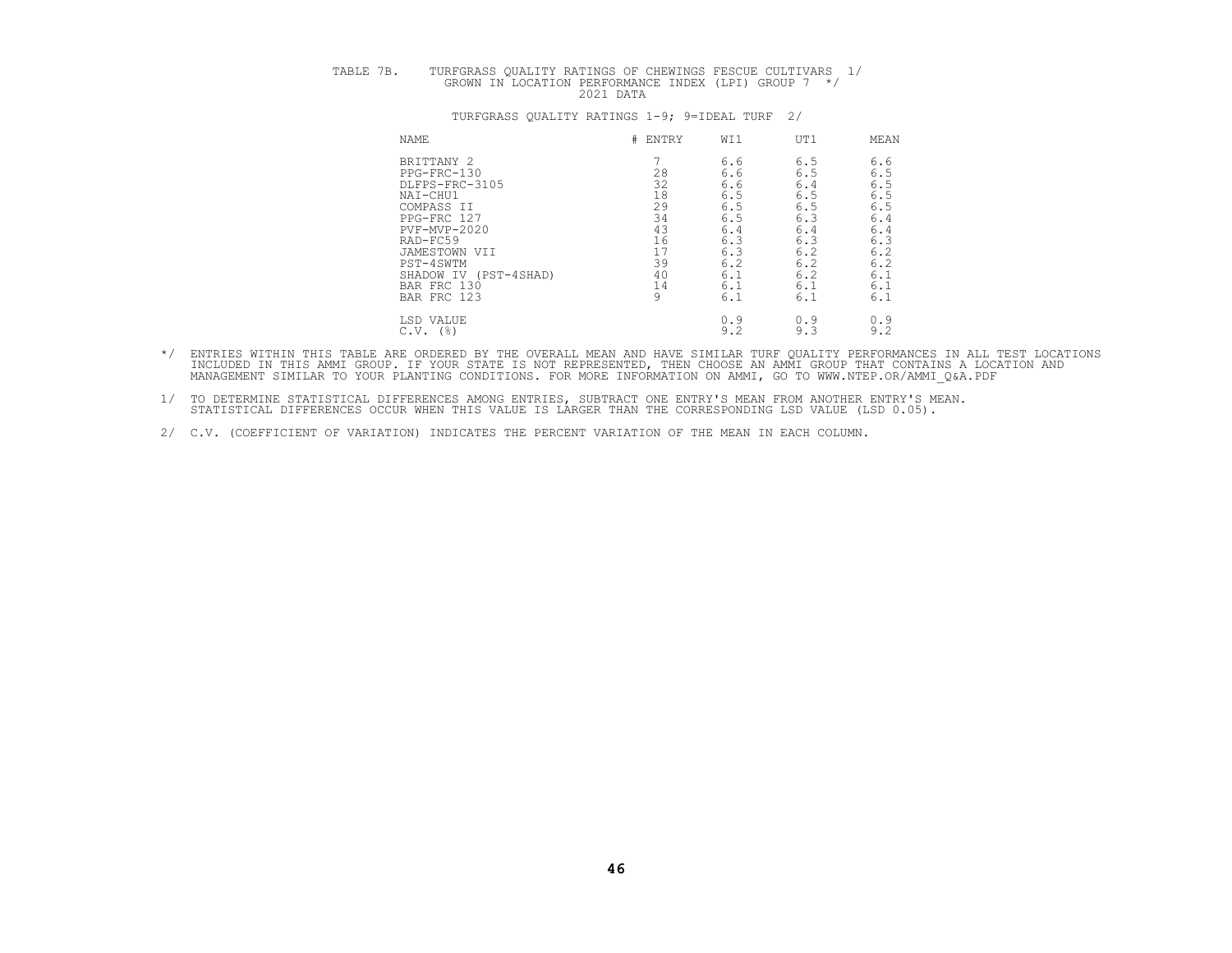TABLE 7B. TURFGRASS QUALITY RATINGS OF CHEWINGS FESCUE CULTIVARS 1/
GROWN IN LOCATION PERFORMANCE INDEX (LPI) GROUP 7 */
2021 DATA

TURFGRASS QUALITY RATINGS 1-9; 9=IDEAL TURF 2/

| NAME | # ENTRY | WI1 | UT1 | MEAN |
|---|---|---|---|---|
| BRITTANY 2 | 7 | 6.6 | 6.5 | 6.6 |
| PPG-FRC-130 | 28 | 6.6 | 6.5 | 6.5 |
| DLFPS-FRC-3105 | 32 | 6.6 | 6.4 | 6.5 |
| NAI-CHU1 | 18 | 6.5 | 6.5 | 6.5 |
| COMPASS II | 29 | 6.5 | 6.5 | 6.5 |
| PPG-FRC 127 | 34 | 6.5 | 6.3 | 6.4 |
| PVF-MVP-2020 | 43 | 6.4 | 6.4 | 6.4 |
| RAD-FC59 | 16 | 6.3 | 6.3 | 6.3 |
| JAMESTOWN VII | 17 | 6.3 | 6.2 | 6.2 |
| PST-4SWTM | 39 | 6.2 | 6.2 | 6.2 |
| SHADOW IV (PST-4SHAD) | 40 | 6.1 | 6.2 | 6.1 |
| BAR FRC 130 | 14 | 6.1 | 6.1 | 6.1 |
| BAR FRC 123 | 9 | 6.1 | 6.1 | 6.1 |
| LSD VALUE | | 0.9 | 0.9 | 0.9 |
| C.V. (%) | | 9.2 | 9.3 | 9.2 |

*/ ENTRIES WITHIN THIS TABLE ARE ORDERED BY THE OVERALL MEAN AND HAVE SIMILAR TURF QUALITY PERFORMANCES IN ALL TEST LOCATIONS INCLUDED IN THIS AMMI GROUP. IF YOUR STATE IS NOT REPRESENTED, THEN CHOOSE AN AMMI GROUP THAT CONTAINS A LOCATION AND MANAGEMENT SIMILAR TO YOUR PLANTING CONDITIONS. FOR MORE INFORMATION ON AMMI, GO TO WWW.NTEP.OR/AMMI_Q&A.PDF

1/ TO DETERMINE STATISTICAL DIFFERENCES AMONG ENTRIES, SUBTRACT ONE ENTRY'S MEAN FROM ANOTHER ENTRY'S MEAN. STATISTICAL DIFFERENCES OCCUR WHEN THIS VALUE IS LARGER THAN THE CORRESPONDING LSD VALUE (LSD 0.05).

2/ C.V. (COEFFICIENT OF VARIATION) INDICATES THE PERCENT VARIATION OF THE MEAN IN EACH COLUMN.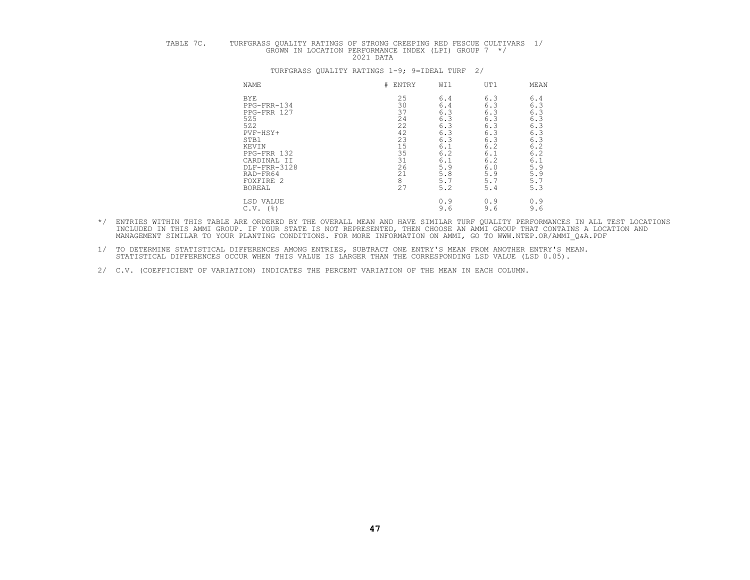TABLE 7C. TURFGRASS QUALITY RATINGS OF STRONG CREEPING RED FESCUE CULTIVARS 1/
GROWN IN LOCATION PERFORMANCE INDEX (LPI) GROUP 7 */
2021 DATA

TURFGRASS QUALITY RATINGS 1-9; 9=IDEAL TURF 2/

| NAME | # ENTRY | WI1 | UT1 | MEAN |
|---|---|---|---|---|
| BYE | 25 | 6.4 | 6.3 | 6.4 |
| PPG-FRR-134 | 30 | 6.4 | 6.3 | 6.3 |
| PPG-FRR 127 | 37 | 6.3 | 6.3 | 6.3 |
| 5Z5 | 24 | 6.3 | 6.3 | 6.3 |
| 5Z2 | 22 | 6.3 | 6.3 | 6.3 |
| PVF-HSY+ | 42 | 6.3 | 6.3 | 6.3 |
| STB1 | 23 | 6.3 | 6.3 | 6.3 |
| KEVIN | 15 | 6.1 | 6.2 | 6.2 |
| PPG-FRR 132 | 35 | 6.2 | 6.1 | 6.2 |
| CARDINAL II | 31 | 6.1 | 6.2 | 6.1 |
| DLF-FRR-3128 | 26 | 5.9 | 6.0 | 5.9 |
| RAD-FR64 | 21 | 5.8 | 5.9 | 5.9 |
| FOXFIRE 2 | 8 | 5.7 | 5.7 | 5.7 |
| BOREAL | 27 | 5.2 | 5.4 | 5.3 |
| LSD VALUE | | 0.9 | 0.9 | 0.9 |
| C.V. (%) | | 9.6 | 9.6 | 9.6 |

*/ ENTRIES WITHIN THIS TABLE ARE ORDERED BY THE OVERALL MEAN AND HAVE SIMILAR TURF QUALITY PERFORMANCES IN ALL TEST LOCATIONS INCLUDED IN THIS AMMI GROUP. IF YOUR STATE IS NOT REPRESENTED, THEN CHOOSE AN AMMI GROUP THAT CONTAINS A LOCATION AND MANAGEMENT SIMILAR TO YOUR PLANTING CONDITIONS. FOR MORE INFORMATION ON AMMI, GO TO WWW.NTEP.OR/AMMI_Q&A.PDF

1/ TO DETERMINE STATISTICAL DIFFERENCES AMONG ENTRIES, SUBTRACT ONE ENTRY'S MEAN FROM ANOTHER ENTRY'S MEAN. STATISTICAL DIFFERENCES OCCUR WHEN THIS VALUE IS LARGER THAN THE CORRESPONDING LSD VALUE (LSD 0.05).

2/ C.V. (COEFFICIENT OF VARIATION) INDICATES THE PERCENT VARIATION OF THE MEAN IN EACH COLUMN.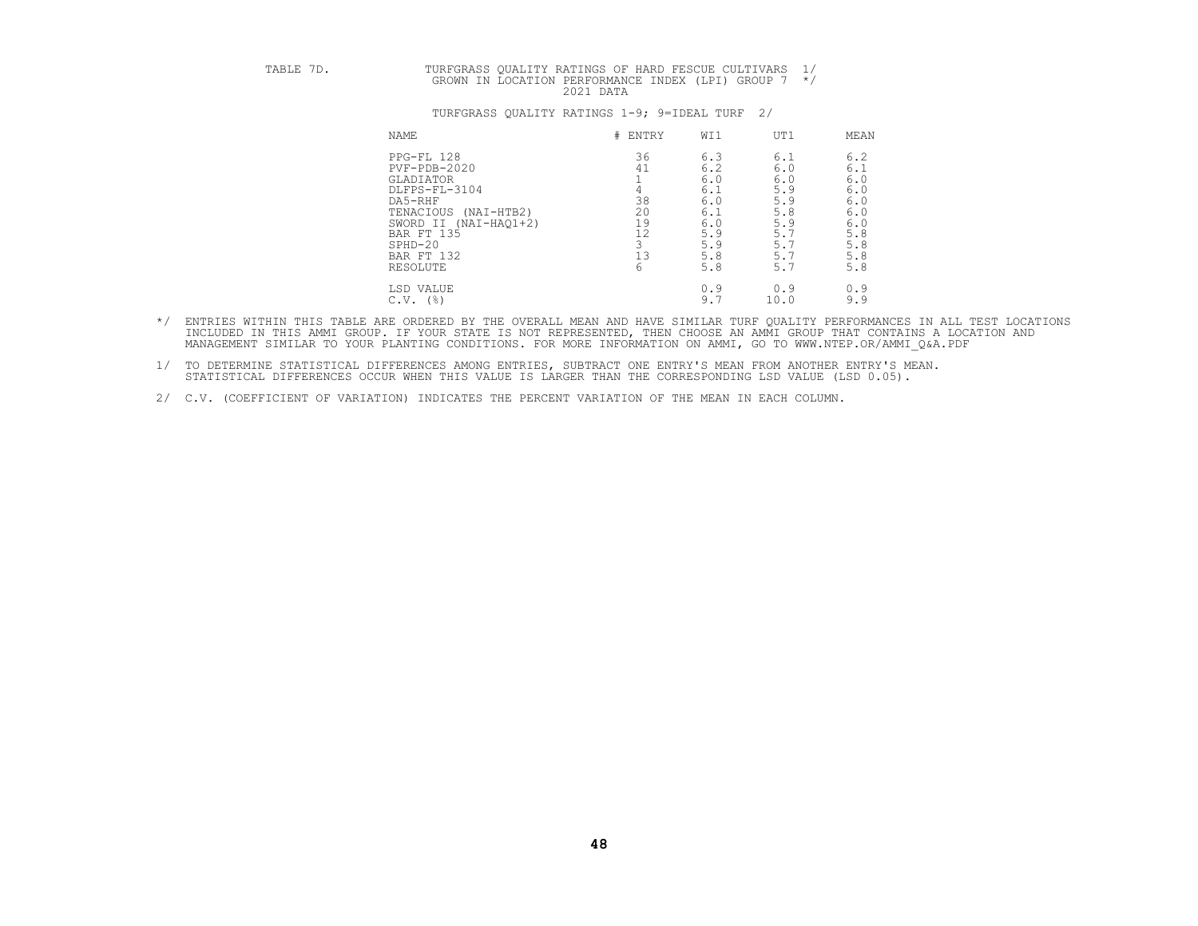TABLE 7D. TURFGRASS QUALITY RATINGS OF HARD FESCUE CULTIVARS 1/
GROWN IN LOCATION PERFORMANCE INDEX (LPI) GROUP 7 */
2021 DATA

TURFGRASS QUALITY RATINGS 1-9; 9=IDEAL TURF 2/

| NAME | # ENTRY | WI1 | UT1 | MEAN |
|---|---|---|---|---|
| PPG-FL 128 | 36 | 6.3 | 6.1 | 6.2 |
| PVF-PDB-2020 | 41 | 6.2 | 6.0 | 6.1 |
| GLADIATOR | 1 | 6.0 | 6.0 | 6.0 |
| DLFPS-FL-3104 | 4 | 6.1 | 5.9 | 6.0 |
| DA5-RHF | 38 | 6.0 | 5.9 | 6.0 |
| TENACIOUS (NAI-HTB2) | 20 | 6.1 | 5.8 | 6.0 |
| SWORD II (NAI-HAQ1+2) | 19 | 6.0 | 5.9 | 6.0 |
| BAR FT 135 | 12 | 5.9 | 5.7 | 5.8 |
| SPHD-20 | 3 | 5.9 | 5.7 | 5.8 |
| BAR FT 132 | 13 | 5.8 | 5.7 | 5.8 |
| RESOLUTE | 6 | 5.8 | 5.7 | 5.8 |
| LSD VALUE | | 0.9 | 0.9 | 0.9 |
| C.V. (%) | | 9.7 | 10.0 | 9.9 |

*/ ENTRIES WITHIN THIS TABLE ARE ORDERED BY THE OVERALL MEAN AND HAVE SIMILAR TURF QUALITY PERFORMANCES IN ALL TEST LOCATIONS INCLUDED IN THIS AMMI GROUP. IF YOUR STATE IS NOT REPRESENTED, THEN CHOOSE AN AMMI GROUP THAT CONTAINS A LOCATION AND MANAGEMENT SIMILAR TO YOUR PLANTING CONDITIONS. FOR MORE INFORMATION ON AMMI, GO TO WWW.NTEP.OR/AMMI_Q&A.PDF

1/ TO DETERMINE STATISTICAL DIFFERENCES AMONG ENTRIES, SUBTRACT ONE ENTRY'S MEAN FROM ANOTHER ENTRY'S MEAN. STATISTICAL DIFFERENCES OCCUR WHEN THIS VALUE IS LARGER THAN THE CORRESPONDING LSD VALUE (LSD 0.05).

2/ C.V. (COEFFICIENT OF VARIATION) INDICATES THE PERCENT VARIATION OF THE MEAN IN EACH COLUMN.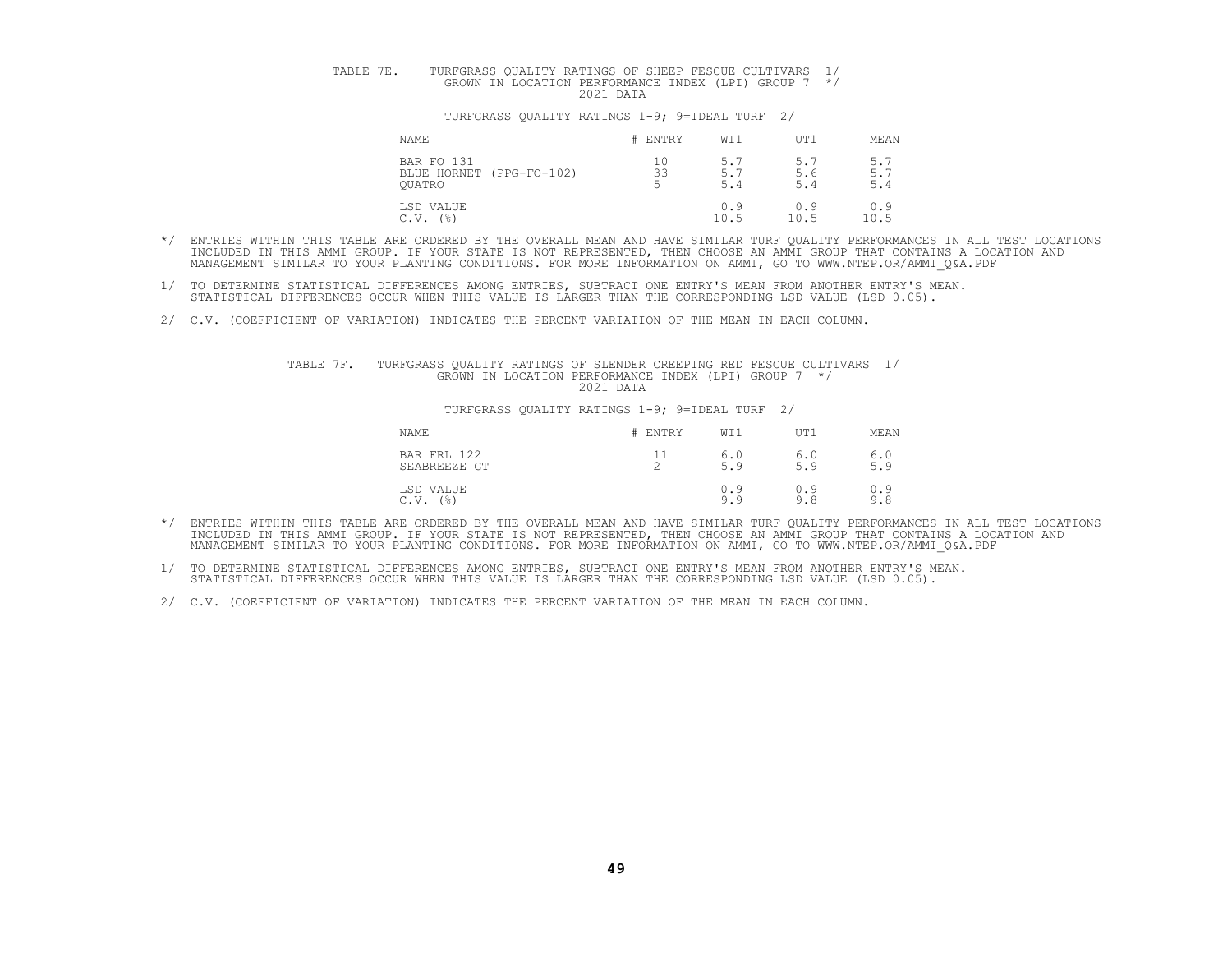TABLE 7E. TURFGRASS QUALITY RATINGS OF SHEEP FESCUE CULTIVARS 1/
GROWN IN LOCATION PERFORMANCE INDEX (LPI) GROUP 7 */
2021 DATA

TURFGRASS QUALITY RATINGS 1-9; 9=IDEAL TURF 2/

| NAME | # ENTRY | WI1 | UT1 | MEAN |
|---|---|---|---|---|
| BAR FO 131 | 10 | 5.7 | 5.7 | 5.7 |
| BLUE HORNET (PPG-FO-102) | 33 | 5.7 | 5.6 | 5.7 |
| QUATRO | 5 | 5.4 | 5.4 | 5.4 |
| LSD VALUE | | 0.9 | 0.9 | 0.9 |
| C.V. (%) | | 10.5 | 10.5 | 10.5 |

*/ ENTRIES WITHIN THIS TABLE ARE ORDERED BY THE OVERALL MEAN AND HAVE SIMILAR TURF QUALITY PERFORMANCES IN ALL TEST LOCATIONS INCLUDED IN THIS AMMI GROUP. IF YOUR STATE IS NOT REPRESENTED, THEN CHOOSE AN AMMI GROUP THAT CONTAINS A LOCATION AND MANAGEMENT SIMILAR TO YOUR PLANTING CONDITIONS. FOR MORE INFORMATION ON AMMI, GO TO WWW.NTEP.OR/AMMI_Q&A.PDF

1/ TO DETERMINE STATISTICAL DIFFERENCES AMONG ENTRIES, SUBTRACT ONE ENTRY'S MEAN FROM ANOTHER ENTRY'S MEAN. STATISTICAL DIFFERENCES OCCUR WHEN THIS VALUE IS LARGER THAN THE CORRESPONDING LSD VALUE (LSD 0.05).

2/ C.V. (COEFFICIENT OF VARIATION) INDICATES THE PERCENT VARIATION OF THE MEAN IN EACH COLUMN.

TABLE 7F. TURFGRASS QUALITY RATINGS OF SLENDER CREEPING RED FESCUE CULTIVARS 1/
GROWN IN LOCATION PERFORMANCE INDEX (LPI) GROUP 7 */
2021 DATA

TURFGRASS QUALITY RATINGS 1-9; 9=IDEAL TURF 2/

| NAME | # ENTRY | WI1 | UT1 | MEAN |
|---|---|---|---|---|
| BAR FRL 122 | 11 | 6.0 | 6.0 | 6.0 |
| SEABREEZE GT | 2 | 5.9 | 5.9 | 5.9 |
| LSD VALUE | | 0.9 | 0.9 | 0.9 |
| C.V. (%) | | 9.9 | 9.8 | 9.8 |

*/ ENTRIES WITHIN THIS TABLE ARE ORDERED BY THE OVERALL MEAN AND HAVE SIMILAR TURF QUALITY PERFORMANCES IN ALL TEST LOCATIONS INCLUDED IN THIS AMMI GROUP. IF YOUR STATE IS NOT REPRESENTED, THEN CHOOSE AN AMMI GROUP THAT CONTAINS A LOCATION AND MANAGEMENT SIMILAR TO YOUR PLANTING CONDITIONS. FOR MORE INFORMATION ON AMMI, GO TO WWW.NTEP.OR/AMMI_Q&A.PDF

1/ TO DETERMINE STATISTICAL DIFFERENCES AMONG ENTRIES, SUBTRACT ONE ENTRY'S MEAN FROM ANOTHER ENTRY'S MEAN. STATISTICAL DIFFERENCES OCCUR WHEN THIS VALUE IS LARGER THAN THE CORRESPONDING LSD VALUE (LSD 0.05).

2/ C.V. (COEFFICIENT OF VARIATION) INDICATES THE PERCENT VARIATION OF THE MEAN IN EACH COLUMN.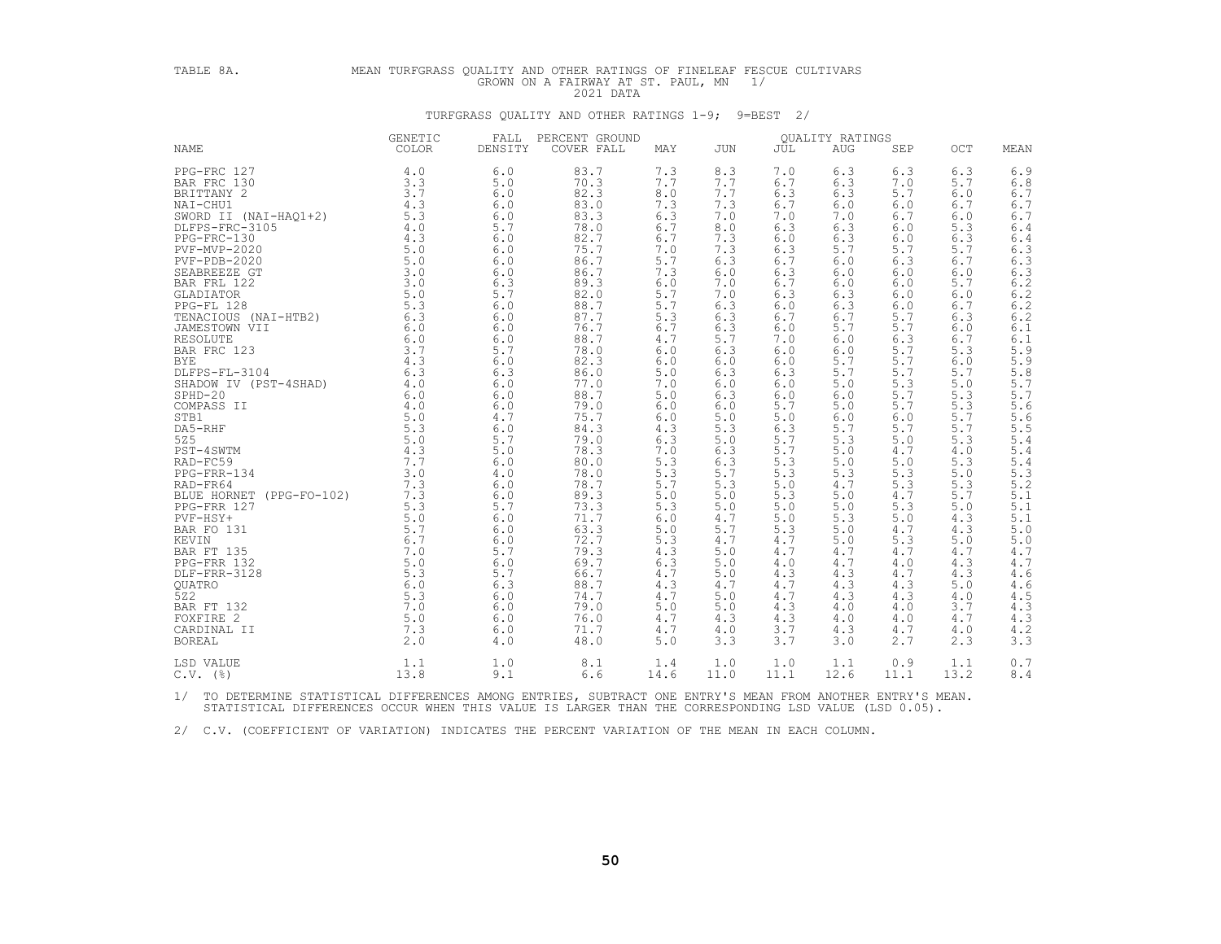TABLE 8A. MEAN TURFGRASS QUALITY AND OTHER RATINGS OF FINELEAF FESCUE CULTIVARS GROWN ON A FAIRWAY AT ST. PAUL, MN 1/
2021 DATA

TURFGRASS QUALITY AND OTHER RATINGS 1-9; 9=BEST 2/

| NAME | GENETIC COLOR | FALL DENSITY | PERCENT GROUND COVER FALL | QUALITY RATINGS MAY | JUN | JUL | AUG | SEP | OCT | MEAN |
|---|---|---|---|---|---|---|---|---|---|---|
| PPG-FRC 127 | 4.0 | 6.0 | 83.7 | 7.3 | 8.3 | 7.0 | 6.3 | 6.3 | 6.3 | 6.9 |
| BAR FRC 130 | 3.3 | 5.0 | 70.3 | 7.7 | 7.7 | 6.7 | 6.3 | 7.0 | 5.7 | 6.8 |
| BRITTANY 2 | 3.7 | 6.0 | 82.3 | 8.0 | 7.7 | 6.3 | 6.3 | 5.7 | 6.0 | 6.7 |
| NAI-CHU1 | 4.3 | 6.0 | 83.0 | 7.3 | 7.3 | 6.7 | 6.0 | 6.0 | 6.7 | 6.7 |
| SWORD II (NAI-HAQ1+2) | 5.3 | 6.0 | 83.3 | 6.3 | 7.0 | 7.0 | 7.0 | 6.7 | 6.0 | 6.7 |
| DLFPS-FRC-3105 | 4.0 | 5.7 | 78.0 | 6.7 | 8.0 | 6.3 | 6.3 | 6.0 | 5.3 | 6.4 |
| PPG-FRC-130 | 4.3 | 6.0 | 82.7 | 6.7 | 7.3 | 6.0 | 6.3 | 6.0 | 6.3 | 6.4 |
| PVF-MVP-2020 | 5.0 | 6.0 | 75.7 | 7.0 | 7.3 | 6.3 | 5.7 | 5.7 | 5.7 | 6.3 |
| PVF-PDB-2020 | 5.0 | 6.0 | 86.7 | 5.7 | 6.3 | 6.7 | 6.0 | 6.3 | 6.7 | 6.3 |
| SEABREEZE GT | 3.0 | 6.0 | 86.7 | 7.3 | 6.0 | 6.3 | 6.0 | 6.0 | 6.0 | 6.3 |
| BAR FRL 122 | 3.0 | 6.3 | 89.3 | 6.0 | 7.0 | 6.7 | 6.0 | 6.0 | 5.7 | 6.2 |
| GLADIATOR | 5.0 | 5.7 | 82.0 | 5.7 | 7.0 | 6.3 | 6.3 | 6.0 | 6.0 | 6.2 |
| PPG-FL 128 | 5.3 | 6.0 | 88.7 | 5.7 | 6.3 | 6.0 | 6.3 | 6.0 | 6.7 | 6.2 |
| TENACIOUS (NAI-HTB2) | 6.3 | 6.0 | 87.7 | 5.3 | 6.3 | 6.7 | 6.7 | 5.7 | 6.3 | 6.2 |
| JAMESTOWN VII | 6.0 | 6.0 | 76.7 | 6.7 | 6.3 | 6.0 | 5.7 | 5.7 | 6.0 | 6.1 |
| RESOLUTE | 6.0 | 6.0 | 88.7 | 4.7 | 5.7 | 7.0 | 6.0 | 6.3 | 6.7 | 6.1 |
| BAR FRC 123 | 3.7 | 5.7 | 78.0 | 6.0 | 6.3 | 6.0 | 6.0 | 5.7 | 5.3 | 5.9 |
| BYE | 4.3 | 6.0 | 82.3 | 6.0 | 6.0 | 6.0 | 5.7 | 5.7 | 6.0 | 5.9 |
| DLFPS-FL-3104 | 6.3 | 6.3 | 86.0 | 5.0 | 6.3 | 6.3 | 5.7 | 5.7 | 5.7 | 5.8 |
| SHADOW IV (PST-4SHAD) | 4.0 | 6.0 | 77.0 | 7.0 | 6.0 | 6.0 | 5.0 | 5.3 | 5.0 | 5.7 |
| SPHD-20 | 6.0 | 6.0 | 88.7 | 5.0 | 6.3 | 6.0 | 6.0 | 5.7 | 5.3 | 5.7 |
| COMPASS II | 4.0 | 6.0 | 79.0 | 6.0 | 6.0 | 5.7 | 5.0 | 5.7 | 5.3 | 5.6 |
| STB1 | 5.0 | 4.7 | 75.7 | 6.0 | 5.0 | 5.0 | 6.0 | 6.0 | 5.7 | 5.6 |
| DA5-RHF | 5.3 | 6.0 | 84.3 | 4.3 | 5.3 | 6.3 | 5.7 | 5.7 | 5.7 | 5.5 |
| 5Z5 | 5.0 | 5.7 | 79.0 | 6.3 | 5.0 | 5.7 | 5.3 | 5.0 | 5.3 | 5.4 |
| PST-4SWTM | 4.3 | 5.0 | 78.3 | 7.0 | 6.3 | 5.7 | 5.0 | 4.7 | 4.0 | 5.4 |
| RAD-FC59 | 7.7 | 6.0 | 80.0 | 5.3 | 6.3 | 5.3 | 5.0 | 5.0 | 5.3 | 5.4 |
| PPG-FRR-134 | 3.0 | 4.0 | 78.0 | 5.3 | 5.7 | 5.3 | 5.3 | 5.3 | 5.0 | 5.3 |
| RAD-FR64 | 7.3 | 6.0 | 78.7 | 5.7 | 5.3 | 5.0 | 4.7 | 5.3 | 5.3 | 5.2 |
| BLUE HORNET (PPG-FO-102) | 7.3 | 6.0 | 89.3 | 5.0 | 5.0 | 5.3 | 5.0 | 4.7 | 5.7 | 5.1 |
| PPG-FRR 127 | 5.3 | 5.7 | 73.3 | 5.3 | 5.0 | 5.0 | 5.0 | 5.3 | 5.0 | 5.1 |
| PVF-HSY+ | 5.0 | 6.0 | 71.7 | 6.0 | 4.7 | 5.0 | 5.3 | 5.0 | 4.3 | 5.1 |
| BAR FO 131 | 5.7 | 6.0 | 63.3 | 5.0 | 5.7 | 5.3 | 5.0 | 4.7 | 4.3 | 5.0 |
| KEVIN | 6.7 | 6.0 | 72.7 | 5.3 | 4.7 | 4.7 | 5.0 | 5.3 | 5.0 | 5.0 |
| BAR FT 135 | 7.0 | 5.7 | 79.3 | 4.3 | 5.0 | 4.7 | 4.7 | 4.7 | 4.7 | 4.7 |
| PPG-FRR 132 | 5.0 | 6.0 | 69.7 | 6.3 | 5.0 | 4.0 | 4.7 | 4.0 | 4.3 | 4.7 |
| DLF-FRR-3128 | 5.3 | 5.7 | 66.7 | 4.7 | 5.0 | 4.3 | 4.3 | 4.7 | 4.3 | 4.6 |
| QUATRO | 6.0 | 6.3 | 88.7 | 4.3 | 4.7 | 4.7 | 4.3 | 4.3 | 5.0 | 4.6 |
| 5Z2 | 5.3 | 6.0 | 74.7 | 4.7 | 5.0 | 4.7 | 4.3 | 4.3 | 4.0 | 4.5 |
| BAR FT 132 | 7.0 | 6.0 | 79.0 | 5.0 | 5.0 | 4.3 | 4.0 | 4.0 | 3.7 | 4.3 |
| FOXFIRE 2 | 5.0 | 6.0 | 76.0 | 4.7 | 4.3 | 4.3 | 4.0 | 4.0 | 4.7 | 4.3 |
| CARDINAL II | 7.3 | 6.0 | 71.7 | 4.7 | 4.0 | 3.7 | 4.3 | 4.7 | 4.0 | 4.2 |
| BOREAL | 2.0 | 4.0 | 48.0 | 5.0 | 3.3 | 3.7 | 3.0 | 2.7 | 2.3 | 3.3 |
| LSD VALUE | 1.1 | 1.0 | 8.1 | 1.4 | 1.0 | 1.0 | 1.1 | 0.9 | 1.1 | 0.7 |
| C.V. (%) | 13.8 | 9.1 | 6.6 | 14.6 | 11.0 | 11.1 | 12.6 | 11.1 | 13.2 | 8.4 |

1/ TO DETERMINE STATISTICAL DIFFERENCES AMONG ENTRIES, SUBTRACT ONE ENTRY'S MEAN FROM ANOTHER ENTRY'S MEAN. STATISTICAL DIFFERENCES OCCUR WHEN THIS VALUE IS LARGER THAN THE CORRESPONDING LSD VALUE (LSD 0.05).

2/ C.V. (COEFFICIENT OF VARIATION) INDICATES THE PERCENT VARIATION OF THE MEAN IN EACH COLUMN.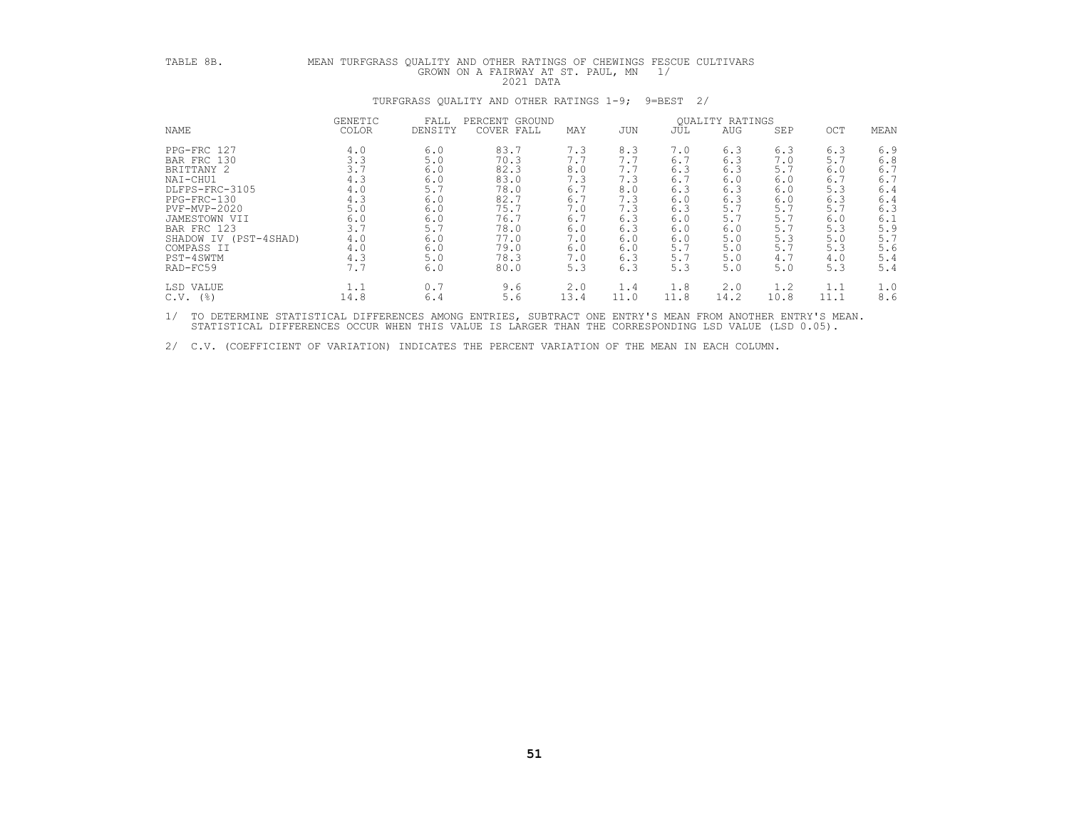TABLE 8B. MEAN TURFGRASS QUALITY AND OTHER RATINGS OF CHEWINGS FESCUE CULTIVARS GROWN ON A FAIRWAY AT ST. PAUL, MN 1/

2021 DATA

TURFGRASS QUALITY AND OTHER RATINGS 1-9; 9=BEST 2/

| NAME | GENETIC COLOR | FALL DENSITY | PERCENT GROUND COVER FALL | QUALITY RATINGS MAY | JUN | JUL | AUG | SEP | OCT | MEAN |
|---|---|---|---|---|---|---|---|---|---|---|
| PPG-FRC 127 | 4.0 | 6.0 | 83.7 | 7.3 | 8.3 | 7.0 | 6.3 | 6.3 | 6.3 | 6.9 |
| BAR FRC 130 | 3.3 | 5.0 | 70.3 | 7.7 | 7.7 | 6.7 | 6.3 | 7.0 | 5.7 | 6.8 |
| BRITTANY 2 | 3.7 | 6.0 | 82.3 | 8.0 | 7.7 | 6.3 | 6.3 | 5.7 | 6.0 | 6.7 |
| NAI-CHU1 | 4.3 | 6.0 | 83.0 | 7.3 | 7.3 | 6.7 | 6.0 | 6.0 | 6.7 | 6.7 |
| DLFPS-FRC-3105 | 4.0 | 5.7 | 78.0 | 6.7 | 8.0 | 6.3 | 6.3 | 6.0 | 5.3 | 6.4 |
| PPG-FRC-130 | 4.3 | 6.0 | 82.7 | 6.7 | 7.3 | 6.0 | 6.3 | 6.0 | 6.3 | 6.4 |
| PVF-MVP-2020 | 5.0 | 6.0 | 75.7 | 7.0 | 7.3 | 6.3 | 5.7 | 5.7 | 5.7 | 6.3 |
| JAMESTOWN VII | 6.0 | 6.0 | 76.7 | 6.7 | 6.3 | 6.0 | 5.7 | 5.7 | 6.0 | 6.1 |
| BAR FRC 123 | 3.7 | 5.7 | 78.0 | 6.0 | 6.3 | 6.0 | 6.0 | 5.7 | 5.3 | 5.9 |
| SHADOW IV (PST-4SHAD) | 4.0 | 6.0 | 77.0 | 7.0 | 6.0 | 6.0 | 5.0 | 5.3 | 5.0 | 5.7 |
| COMPASS II | 4.0 | 6.0 | 79.0 | 6.0 | 6.0 | 5.7 | 5.0 | 5.7 | 5.3 | 5.6 |
| PST-4SWTM | 4.3 | 5.0 | 78.3 | 7.0 | 6.3 | 5.7 | 5.0 | 4.7 | 4.0 | 5.4 |
| RAD-FC59 | 7.7 | 6.0 | 80.0 | 5.3 | 6.3 | 5.3 | 5.0 | 5.0 | 5.3 | 5.4 |
| LSD VALUE | 1.1 | 0.7 | 9.6 | 2.0 | 1.4 | 1.8 | 2.0 | 1.2 | 1.1 | 1.0 |
| C.V. (%) | 14.8 | 6.4 | 5.6 | 13.4 | 11.0 | 11.8 | 14.2 | 10.8 | 11.1 | 8.6 |

1/ TO DETERMINE STATISTICAL DIFFERENCES AMONG ENTRIES, SUBTRACT ONE ENTRY'S MEAN FROM ANOTHER ENTRY'S MEAN. STATISTICAL DIFFERENCES OCCUR WHEN THIS VALUE IS LARGER THAN THE CORRESPONDING LSD VALUE (LSD 0.05).

2/ C.V. (COEFFICIENT OF VARIATION) INDICATES THE PERCENT VARIATION OF THE MEAN IN EACH COLUMN.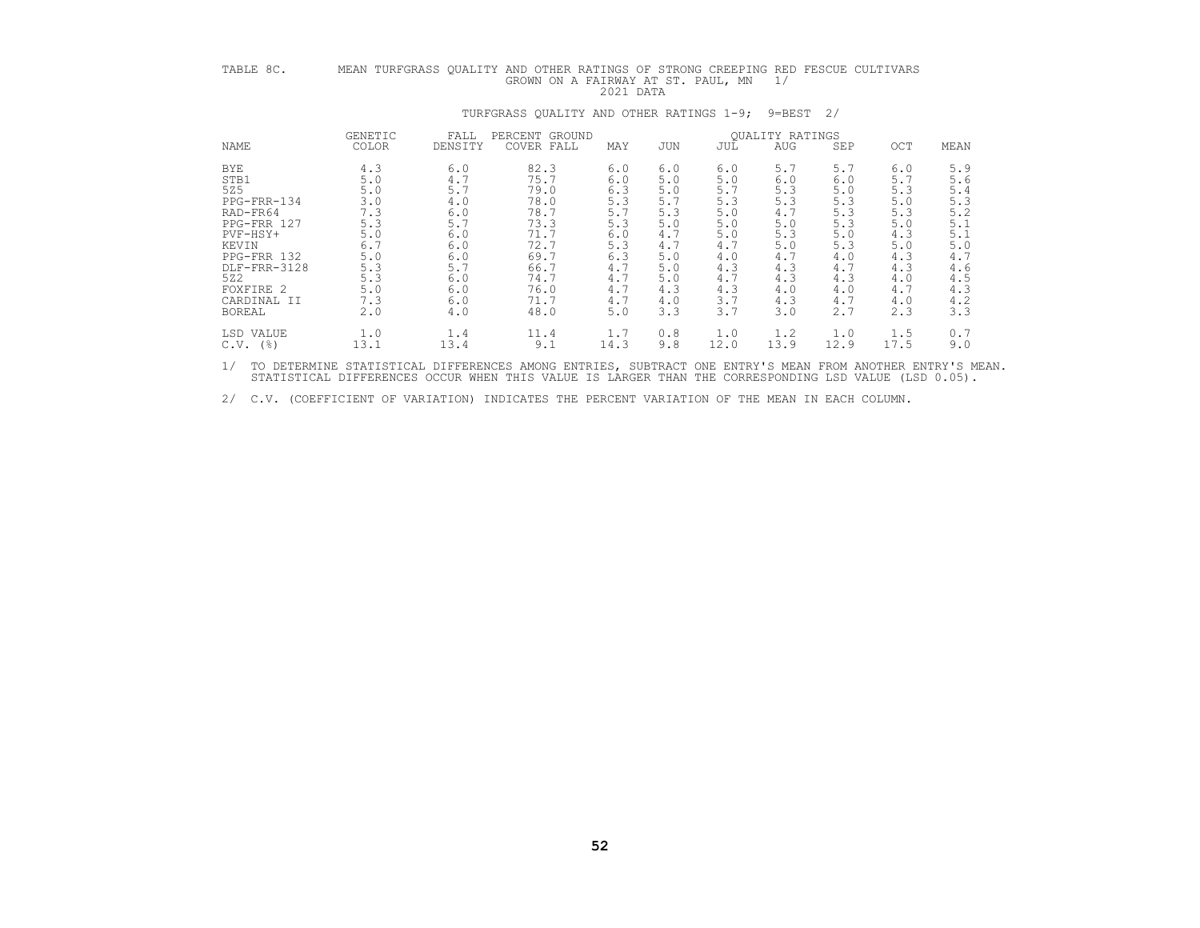TABLE 8C. MEAN TURFGRASS QUALITY AND OTHER RATINGS OF STRONG CREEPING RED FESCUE CULTIVARS GROWN ON A FAIRWAY AT ST. PAUL, MN 1/

2021 DATA

TURFGRASS QUALITY AND OTHER RATINGS 1-9; 9=BEST 2/

| NAME | GENETIC COLOR | FALL DENSITY | PERCENT GROUND COVER FALL | QUALITY RATINGS MAY | JUN | JUL | AUG | SEP | OCT | MEAN |
|---|---|---|---|---|---|---|---|---|---|---|
| BYE | 4.3 | 6.0 | 82.3 | 6.0 | 6.0 | 6.0 | 5.7 | 5.7 | 6.0 | 5.9 |
| STB1 | 5.0 | 4.7 | 75.7 | 6.0 | 5.0 | 5.0 | 6.0 | 6.0 | 5.7 | 5.6 |
| 5Z5 | 5.0 | 5.7 | 79.0 | 6.3 | 5.0 | 5.7 | 5.3 | 5.0 | 5.3 | 5.4 |
| PPG-FRR-134 | 3.0 | 4.0 | 78.0 | 5.3 | 5.7 | 5.3 | 5.3 | 5.3 | 5.0 | 5.3 |
| RAD-FR64 | 7.3 | 6.0 | 78.7 | 5.7 | 5.3 | 5.0 | 4.7 | 5.3 | 5.3 | 5.2 |
| PPG-FRR 127 | 5.3 | 5.7 | 73.3 | 5.3 | 5.0 | 5.0 | 5.0 | 5.3 | 5.0 | 5.1 |
| PVF-HSY+ | 5.0 | 6.0 | 71.7 | 6.0 | 4.7 | 5.0 | 5.3 | 5.0 | 4.3 | 5.1 |
| KEVIN | 6.7 | 6.0 | 72.7 | 5.3 | 4.7 | 4.7 | 5.0 | 5.3 | 5.0 | 5.0 |
| PPG-FRR 132 | 5.0 | 6.0 | 69.7 | 6.3 | 5.0 | 4.0 | 4.7 | 4.0 | 4.3 | 4.7 |
| DLF-FRR-3128 | 5.3 | 5.7 | 66.7 | 4.7 | 5.0 | 4.3 | 4.3 | 4.7 | 4.3 | 4.6 |
| 5Z2 | 5.3 | 6.0 | 74.7 | 4.7 | 5.0 | 4.7 | 4.3 | 4.3 | 4.0 | 4.5 |
| FOXFIRE 2 | 5.0 | 6.0 | 76.0 | 4.7 | 4.3 | 4.3 | 4.0 | 4.0 | 4.7 | 4.3 |
| CARDINAL II | 7.3 | 6.0 | 71.7 | 4.7 | 4.0 | 3.7 | 4.3 | 4.7 | 4.0 | 4.2 |
| BOREAL | 2.0 | 4.0 | 48.0 | 5.0 | 3.3 | 3.7 | 3.0 | 2.7 | 2.3 | 3.3 |
| LSD VALUE | 1.0 | 1.4 | 11.4 | 1.7 | 0.8 | 1.0 | 1.2 | 1.0 | 1.5 | 0.7 |
| C.V. (%) | 13.1 | 13.4 | 9.1 | 14.3 | 9.8 | 12.0 | 13.9 | 12.9 | 17.5 | 9.0 |

1/ TO DETERMINE STATISTICAL DIFFERENCES AMONG ENTRIES, SUBTRACT ONE ENTRY'S MEAN FROM ANOTHER ENTRY'S MEAN. STATISTICAL DIFFERENCES OCCUR WHEN THIS VALUE IS LARGER THAN THE CORRESPONDING LSD VALUE (LSD 0.05).

2/ C.V. (COEFFICIENT OF VARIATION) INDICATES THE PERCENT VARIATION OF THE MEAN IN EACH COLUMN.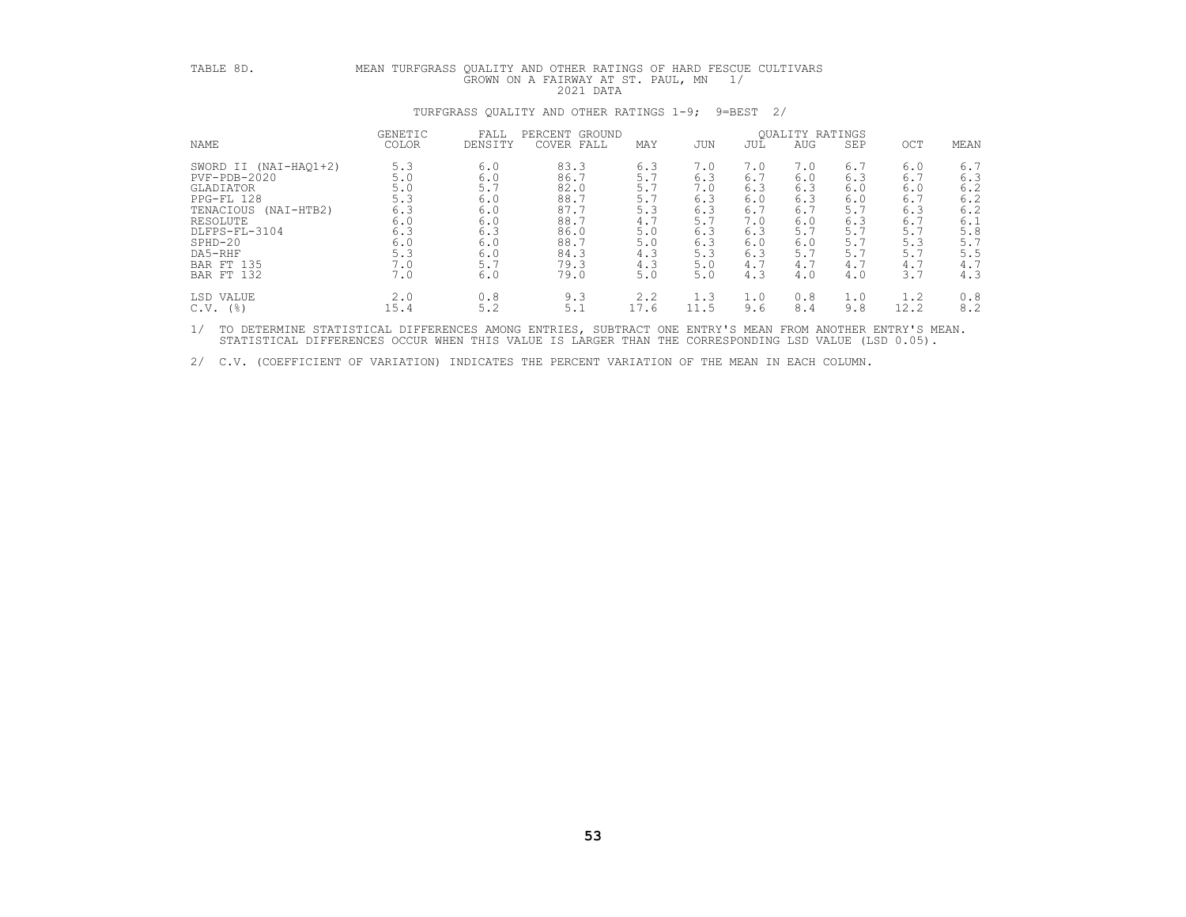TABLE 8D. MEAN TURFGRASS QUALITY AND OTHER RATINGS OF HARD FESCUE CULTIVARS GROWN ON A FAIRWAY AT ST. PAUL, MN 1/

2021 DATA

TURFGRASS QUALITY AND OTHER RATINGS 1-9; 9=BEST 2/

| NAME | GENETIC COLOR | FALL DENSITY | PERCENT GROUND COVER FALL | QUALITY RATINGS MAY | JUN | JUL | AUG | SEP | OCT | MEAN |
|---|---|---|---|---|---|---|---|---|---|---|
| SWORD II (NAI-HAQ1+2) | 5.3 | 6.0 | 83.3 | 6.3 | 7.0 | 7.0 | 7.0 | 6.7 | 6.0 | 6.7 |
| PVF-PDB-2020 | 5.0 | 6.0 | 86.7 | 5.7 | 6.3 | 6.7 | 6.0 | 6.3 | 6.7 | 6.3 |
| GLADIATOR | 5.0 | 5.7 | 82.0 | 5.7 | 7.0 | 6.3 | 6.3 | 6.0 | 6.0 | 6.2 |
| PPG-FL 128 | 5.3 | 6.0 | 88.7 | 5.7 | 6.3 | 6.0 | 6.3 | 6.0 | 6.7 | 6.2 |
| TENACIOUS (NAI-HTB2) | 6.3 | 6.0 | 87.7 | 5.3 | 6.3 | 6.7 | 6.7 | 5.7 | 6.3 | 6.2 |
| RESOLUTE | 6.0 | 6.0 | 88.7 | 4.7 | 5.7 | 7.0 | 6.0 | 6.3 | 6.7 | 6.1 |
| DLFPS-FL-3104 | 6.3 | 6.3 | 86.0 | 5.0 | 6.3 | 6.3 | 5.7 | 5.7 | 5.7 | 5.8 |
| SPHD-20 | 6.0 | 6.0 | 88.7 | 5.0 | 6.3 | 6.0 | 6.0 | 5.7 | 5.3 | 5.7 |
| DA5-RHF | 5.3 | 6.0 | 84.3 | 4.3 | 5.3 | 6.3 | 5.7 | 5.7 | 5.7 | 5.5 |
| BAR FT 135 | 7.0 | 5.7 | 79.3 | 4.3 | 5.0 | 4.7 | 4.7 | 4.7 | 4.7 | 4.7 |
| BAR FT 132 | 7.0 | 6.0 | 79.0 | 5.0 | 5.0 | 4.3 | 4.0 | 4.0 | 3.7 | 4.3 |
| LSD VALUE | 2.0 | 0.8 | 9.3 | 2.2 | 1.3 | 1.0 | 0.8 | 1.0 | 1.2 | 0.8 |
| C.V. (%) | 15.4 | 5.2 | 5.1 | 17.6 | 11.5 | 9.6 | 8.4 | 9.8 | 12.2 | 8.2 |

1/ TO DETERMINE STATISTICAL DIFFERENCES AMONG ENTRIES, SUBTRACT ONE ENTRY'S MEAN FROM ANOTHER ENTRY'S MEAN. STATISTICAL DIFFERENCES OCCUR WHEN THIS VALUE IS LARGER THAN THE CORRESPONDING LSD VALUE (LSD 0.05).

2/ C.V. (COEFFICIENT OF VARIATION) INDICATES THE PERCENT VARIATION OF THE MEAN IN EACH COLUMN.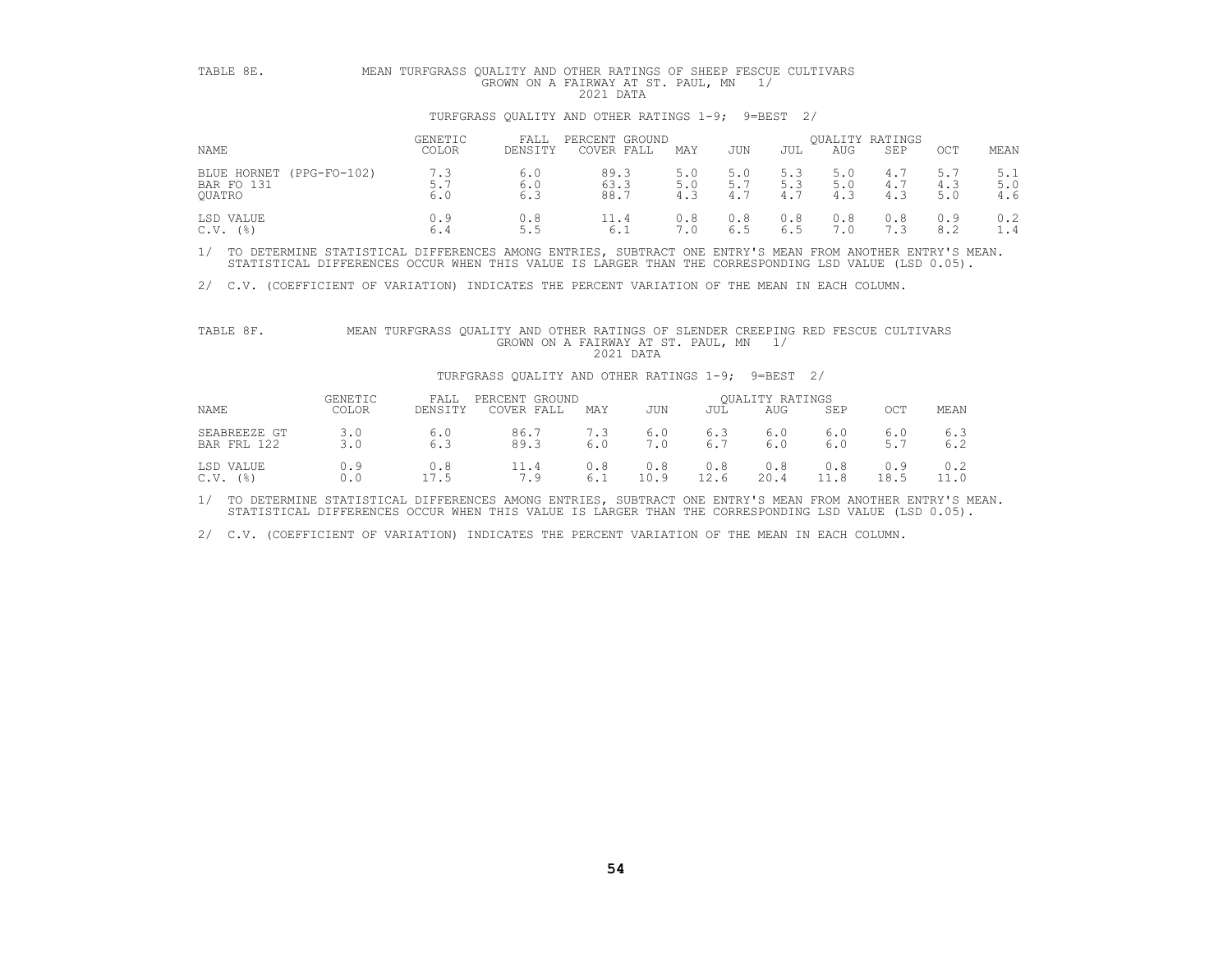TABLE 8E. MEAN TURFGRASS QUALITY AND OTHER RATINGS OF SHEEP FESCUE CULTIVARS GROWN ON A FAIRWAY AT ST. PAUL, MN 1/
2021 DATA

TURFGRASS QUALITY AND OTHER RATINGS 1-9; 9=BEST 2/

| NAME | GENETIC COLOR | FALL DENSITY | PERCENT GROUND COVER FALL | MAY | JUN | JUL | AUG | SEP | OCT | MEAN |
|---|---|---|---|---|---|---|---|---|---|---|
| | | | | QUALITY RATINGS | | | | | | |
| BLUE HORNET (PPG-FO-102) | 7.3 | 6.0 | 89.3 | 5.0 | 5.0 | 5.3 | 5.0 | 4.7 | 5.7 | 5.1 |
| BAR FO 131 | 5.7 | 6.0 | 63.3 | 5.0 | 5.7 | 5.3 | 5.0 | 4.7 | 4.3 | 5.0 |
| QUATRO | 6.0 | 6.3 | 88.7 | 4.3 | 4.7 | 4.7 | 4.3 | 4.3 | 5.0 | 4.6 |
| LSD VALUE | 0.9 | 0.8 | 11.4 | 0.8 | 0.8 | 0.8 | 0.8 | 0.8 | 0.9 | 0.2 |
| C.V. (%) | 6.4 | 5.5 | 6.1 | 7.0 | 6.5 | 6.5 | 7.0 | 7.3 | 8.2 | 1.4 |

1/ TO DETERMINE STATISTICAL DIFFERENCES AMONG ENTRIES, SUBTRACT ONE ENTRY'S MEAN FROM ANOTHER ENTRY'S MEAN. STATISTICAL DIFFERENCES OCCUR WHEN THIS VALUE IS LARGER THAN THE CORRESPONDING LSD VALUE (LSD 0.05).

2/ C.V. (COEFFICIENT OF VARIATION) INDICATES THE PERCENT VARIATION OF THE MEAN IN EACH COLUMN.

TABLE 8F. MEAN TURFGRASS QUALITY AND OTHER RATINGS OF SLENDER CREEPING RED FESCUE CULTIVARS GROWN ON A FAIRWAY AT ST. PAUL, MN 1/
2021 DATA

TURFGRASS QUALITY AND OTHER RATINGS 1-9; 9=BEST 2/

| NAME | GENETIC COLOR | FALL DENSITY | PERCENT GROUND COVER FALL | MAY | JUN | JUL | AUG | SEP | OCT | MEAN |
|---|---|---|---|---|---|---|---|---|---|---|
| | | | | QUALITY RATINGS | | | | | | |
| SEABREEZE GT | 3.0 | 6.0 | 86.7 | 7.3 | 6.0 | 6.3 | 6.0 | 6.0 | 6.0 | 6.3 |
| BAR FRL 122 | 3.0 | 6.3 | 89.3 | 6.0 | 7.0 | 6.7 | 6.0 | 6.0 | 5.7 | 6.2 |
| LSD VALUE | 0.9 | 0.8 | 11.4 | 0.8 | 0.8 | 0.8 | 0.8 | 0.8 | 0.9 | 0.2 |
| C.V. (%) | 0.0 | 17.5 | 7.9 | 6.1 | 10.9 | 12.6 | 20.4 | 11.8 | 18.5 | 11.0 |

1/ TO DETERMINE STATISTICAL DIFFERENCES AMONG ENTRIES, SUBTRACT ONE ENTRY'S MEAN FROM ANOTHER ENTRY'S MEAN. STATISTICAL DIFFERENCES OCCUR WHEN THIS VALUE IS LARGER THAN THE CORRESPONDING LSD VALUE (LSD 0.05).

2/ C.V. (COEFFICIENT OF VARIATION) INDICATES THE PERCENT VARIATION OF THE MEAN IN EACH COLUMN.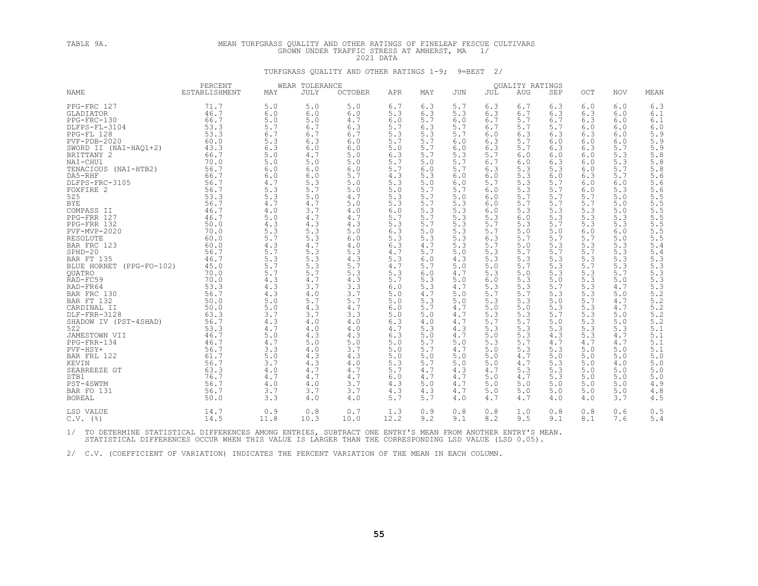TABLE 9A.

MEAN TURFGRASS QUALITY AND OTHER RATINGS OF FINELEAF FESCUE CULTIVARS GROWN UNDER TRAFFIC STRESS AT AMHERST, MA 1/
2021 DATA

TURFGRASS QUALITY AND OTHER RATINGS 1-9; 9=BEST 2/

| NAME | PERCENT ESTABLISHMENT | WEAR TOLERANCE MAY | JULY | OCTOBER | QUALITY RATINGS APR | MAY | JUN | JUL | AUG | SEP | OCT | NOV | MEAN |
|---|---|---|---|---|---|---|---|---|---|---|---|---|---|
| PPG-FRC 127 | 71.7 | 5.0 | 5.0 | 5.0 | 6.7 | 6.3 | 5.7 | 6.3 | 6.7 | 6.3 | 6.0 | 6.0 | 6.3 |
| GLADIATOR | 46.7 | 6.0 | 6.0 | 6.0 | 5.3 | 6.3 | 5.3 | 6.3 | 6.7 | 6.3 | 6.3 | 6.0 | 6.1 |
| PPG-FRC-130 | 66.7 | 5.0 | 5.0 | 4.7 | 6.0 | 5.7 | 6.0 | 6.7 | 5.7 | 6.7 | 6.3 | 6.0 | 6.1 |
| DLFPS-FL-3104 | 53.3 | 5.7 | 6.7 | 6.3 | 5.7 | 6.3 | 5.7 | 6.7 | 5.7 | 5.7 | 6.0 | 6.0 | 6.0 |
| PPG-FL 128 | 53.3 | 6.7 | 6.7 | 6.7 | 5.3 | 5.3 | 5.7 | 6.0 | 6.3 | 6.3 | 6.3 | 6.0 | 5.9 |
| PVF-PDB-2020 | 60.0 | 5.3 | 6.3 | 6.0 | 5.7 | 5.7 | 6.0 | 6.3 | 5.7 | 6.0 | 6.0 | 6.0 | 5.9 |
| SWORD II (NAI-HAQ1+2) | 43.3 | 6.3 | 6.0 | 6.0 | 5.0 | 5.7 | 6.0 | 6.3 | 5.7 | 6.3 | 6.3 | 5.7 | 5.9 |
| BRITTANY 2 | 66.7 | 5.0 | 4.7 | 5.0 | 6.3 | 5.7 | 5.3 | 5.7 | 6.0 | 6.0 | 6.0 | 5.3 | 5.8 |
| NAI-CHU1 | 70.0 | 5.0 | 5.0 | 5.0 | 5.7 | 5.0 | 5.7 | 6.7 | 6.0 | 6.3 | 6.0 | 5.3 | 5.8 |
| TENACIOUS (NAI-HTB2) | 56.7 | 6.0 | 6.0 | 6.0 | 5.7 | 6.0 | 5.7 | 6.3 | 5.3 | 5.3 | 6.0 | 5.7 | 5.8 |
| DA5-RHF | 66.7 | 6.0 | 6.0 | 5.7 | 4.3 | 5.3 | 6.0 | 6.0 | 5.3 | 6.0 | 6.3 | 5.7 | 5.6 |
| DLFPS-FRC-3105 | 56.7 | 4.7 | 5.3 | 5.0 | 5.3 | 5.0 | 6.0 | 5.7 | 5.3 | 5.7 | 6.0 | 6.0 | 5.6 |
| FOXFIRE 2 | 56.7 | 5.3 | 5.7 | 5.0 | 5.0 | 5.7 | 5.7 | 6.0 | 5.3 | 5.7 | 6.0 | 5.3 | 5.6 |
| 5Z5 | 53.3 | 5.3 | 5.0 | 4.7 | 5.3 | 5.7 | 5.0 | 6.0 | 5.7 | 5.7 | 5.7 | 5.0 | 5.5 |
| BYE | 56.7 | 4.7 | 4.7 | 5.0 | 5.3 | 5.7 | 5.3 | 6.0 | 5.7 | 5.7 | 5.7 | 5.0 | 5.5 |
| COMPASS II | 46.7 | 4.0 | 3.7 | 4.0 | 6.0 | 5.3 | 5.3 | 6.0 | 5.3 | 5.3 | 5.3 | 5.0 | 5.5 |
| PPG-FRR 127 | 46.7 | 5.0 | 4.7 | 4.7 | 5.7 | 5.7 | 5.3 | 5.3 | 6.0 | 5.3 | 5.3 | 5.3 | 5.5 |
| PPG-FRR 132 | 50.0 | 4.3 | 4.3 | 4.3 | 5.3 | 5.7 | 5.3 | 5.7 | 5.3 | 5.7 | 5.3 | 5.3 | 5.5 |
| PVF-MVP-2020 | 70.0 | 5.3 | 5.3 | 5.0 | 6.3 | 5.0 | 5.3 | 5.7 | 5.0 | 5.0 | 6.0 | 6.0 | 5.5 |
| RESOLUTE | 60.0 | 5.7 | 5.3 | 6.0 | 5.3 | 5.3 | 5.3 | 6.3 | 5.7 | 5.7 | 5.7 | 5.0 | 5.5 |
| BAR FRC 123 | 60.0 | 4.3 | 4.7 | 4.0 | 6.3 | 4.7 | 5.3 | 5.7 | 5.0 | 5.3 | 5.3 | 5.3 | 5.4 |
| SPHD-20 | 56.7 | 5.7 | 5.3 | 5.3 | 4.7 | 5.7 | 5.0 | 5.3 | 5.7 | 5.7 | 5.7 | 5.3 | 5.4 |
| BAR FT 135 | 46.7 | 5.3 | 5.3 | 4.3 | 5.3 | 6.0 | 4.3 | 5.3 | 5.3 | 5.3 | 5.3 | 5.3 | 5.3 |
| BLUE HORNET (PPG-FO-102) | 45.0 | 5.7 | 5.3 | 5.7 | 4.7 | 5.7 | 5.0 | 5.0 | 5.7 | 5.3 | 5.7 | 5.3 | 5.3 |
| QUATRO | 70.0 | 5.7 | 5.7 | 5.3 | 5.3 | 6.0 | 4.7 | 5.3 | 5.0 | 5.3 | 5.3 | 5.7 | 5.3 |
| RAD-FC59 | 70.0 | 4.3 | 4.7 | 4.3 | 5.7 | 5.3 | 5.0 | 6.0 | 5.3 | 5.0 | 5.3 | 5.0 | 5.3 |
| RAD-FR64 | 53.3 | 4.3 | 3.7 | 3.3 | 6.0 | 5.3 | 4.7 | 5.3 | 5.3 | 5.7 | 5.3 | 4.7 | 5.3 |
| BAR FRC 130 | 56.7 | 4.3 | 4.0 | 3.7 | 5.0 | 4.7 | 5.0 | 5.7 | 5.7 | 5.3 | 5.3 | 5.0 | 5.2 |
| BAR FT 132 | 50.0 | 5.0 | 5.7 | 5.7 | 5.0 | 5.3 | 5.0 | 5.3 | 5.3 | 5.0 | 5.7 | 4.7 | 5.2 |
| CARDINAL II | 50.0 | 5.0 | 4.3 | 4.7 | 6.0 | 5.7 | 4.7 | 5.0 | 5.0 | 5.3 | 5.3 | 4.7 | 5.2 |
| DLF-FRR-3128 | 63.3 | 3.7 | 3.7 | 3.3 | 5.0 | 5.0 | 4.7 | 5.3 | 5.3 | 5.7 | 5.3 | 5.0 | 5.2 |
| SHADOW IV (PST-4SHAD) | 56.7 | 4.3 | 4.0 | 4.0 | 6.3 | 4.0 | 4.7 | 5.7 | 5.7 | 5.0 | 5.3 | 5.0 | 5.2 |
| 5Z2 | 53.3 | 4.7 | 4.0 | 4.0 | 4.7 | 5.3 | 4.3 | 5.3 | 5.3 | 5.3 | 5.3 | 5.3 | 5.1 |
| JAMESTOWN VII | 46.7 | 5.0 | 4.3 | 4.3 | 6.3 | 5.0 | 4.7 | 5.0 | 5.3 | 4.3 | 5.3 | 4.7 | 5.1 |
| PPG-FRR-134 | 46.7 | 4.7 | 5.0 | 5.0 | 5.0 | 5.7 | 5.0 | 5.3 | 5.7 | 4.7 | 4.7 | 4.7 | 5.1 |
| PVF-HSY+ | 56.7 | 3.3 | 4.0 | 3.7 | 5.0 | 5.7 | 4.7 | 5.0 | 5.3 | 5.3 | 5.0 | 5.0 | 5.1 |
| BAR FRL 122 | 61.7 | 5.0 | 4.3 | 4.3 | 5.0 | 5.0 | 5.0 | 5.0 | 4.7 | 5.0 | 5.0 | 5.0 | 5.0 |
| KEVIN | 56.7 | 3.7 | 4.3 | 4.0 | 5.3 | 5.7 | 5.0 | 5.0 | 4.7 | 5.3 | 5.0 | 4.0 | 5.0 |
| SEABREEZE GT | 63.3 | 4.0 | 4.7 | 4.7 | 5.7 | 4.7 | 4.3 | 4.7 | 5.3 | 5.3 | 5.0 | 5.0 | 5.0 |
| STB1 | 76.7 | 4.7 | 4.7 | 4.7 | 6.0 | 4.7 | 4.7 | 5.0 | 4.7 | 5.3 | 5.0 | 5.0 | 5.0 |
| PST-4SWTM | 56.7 | 4.0 | 4.0 | 3.7 | 4.3 | 5.0 | 4.7 | 5.0 | 5.0 | 5.0 | 5.0 | 5.0 | 4.9 |
| BAR FO 131 | 56.7 | 3.7 | 3.7 | 3.7 | 4.3 | 4.3 | 4.7 | 5.0 | 5.0 | 5.0 | 5.0 | 5.0 | 4.8 |
| BOREAL | 50.0 | 3.3 | 4.0 | 4.0 | 5.7 | 5.7 | 4.0 | 4.7 | 4.7 | 4.0 | 4.0 | 3.7 | 4.5 |
| LSD VALUE | 14.7 | 0.9 | 0.8 | 0.7 | 1.3 | 0.9 | 0.8 | 0.8 | 1.0 | 0.8 | 0.8 | 0.6 | 0.5 |
| C.V. (%) | 14.5 | 11.8 | 10.3 | 10.0 | 12.2 | 9.2 | 9.1 | 8.2 | 9.5 | 9.1 | 8.1 | 7.6 | 5.4 |

1/ TO DETERMINE STATISTICAL DIFFERENCES AMONG ENTRIES, SUBTRACT ONE ENTRY'S MEAN FROM ANOTHER ENTRY'S MEAN. STATISTICAL DIFFERENCES OCCUR WHEN THIS VALUE IS LARGER THAN THE CORRESPONDING LSD VALUE (LSD 0.05).

2/ C.V. (COEFFICIENT OF VARIATION) INDICATES THE PERCENT VARIATION OF THE MEAN IN EACH COLUMN.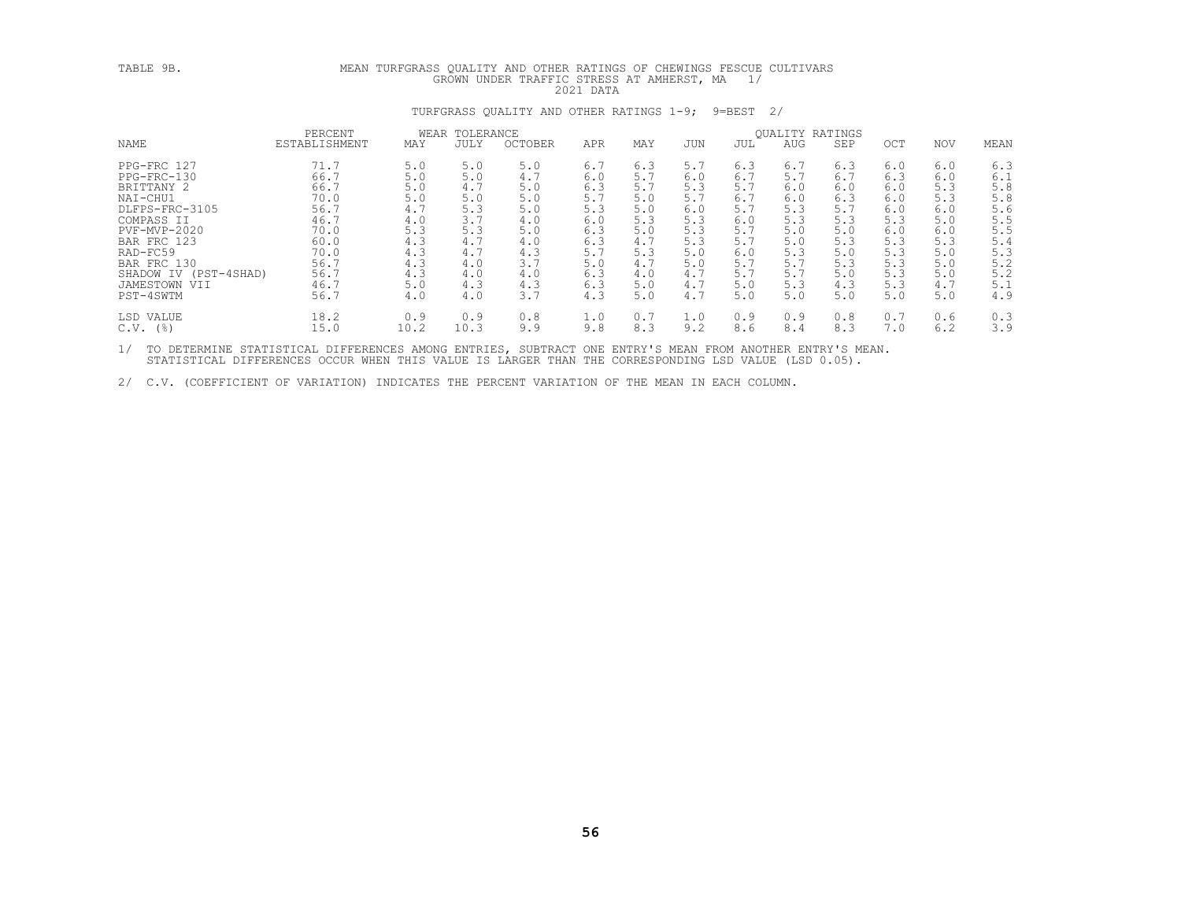TABLE 9B. MEAN TURFGRASS QUALITY AND OTHER RATINGS OF CHEWINGS FESCUE CULTIVARS GROWN UNDER TRAFFIC STRESS AT AMHERST, MA 1/

2021 DATA

TURFGRASS QUALITY AND OTHER RATINGS 1-9; 9=BEST 2/

| NAME | PERCENT ESTABLISHMENT | WEAR TOLERANCE MAY | JULY | OCTOBER | QUALITY RATINGS APR | MAY | JUN | JUL | AUG | SEP | OCT | NOV | MEAN |
|---|---|---|---|---|---|---|---|---|---|---|---|---|---|
| PPG-FRC 127 | 71.7 | 5.0 | 5.0 | 5.0 | 6.7 | 6.3 | 5.7 | 6.3 | 6.7 | 6.3 | 6.0 | 6.0 | 6.3 |
| PPG-FRC-130 | 66.7 | 5.0 | 5.0 | 4.7 | 6.0 | 5.7 | 6.0 | 6.7 | 5.7 | 6.7 | 6.3 | 6.0 | 6.1 |
| BRITTANY 2 | 66.7 | 5.0 | 4.7 | 5.0 | 6.3 | 5.7 | 5.3 | 5.7 | 6.0 | 6.0 | 6.0 | 5.3 | 5.8 |
| NAI-CHU1 | 70.0 | 5.0 | 5.0 | 5.0 | 5.7 | 5.0 | 5.7 | 6.7 | 6.0 | 6.3 | 6.0 | 5.3 | 5.8 |
| DLFPS-FRC-3105 | 56.7 | 4.7 | 5.3 | 5.0 | 5.3 | 5.0 | 6.0 | 5.7 | 5.3 | 5.7 | 6.0 | 6.0 | 5.6 |
| COMPASS II | 46.7 | 4.0 | 3.7 | 4.0 | 6.0 | 5.3 | 5.3 | 6.0 | 5.3 | 5.3 | 5.3 | 5.0 | 5.5 |
| PVF-MVP-2020 | 70.0 | 5.3 | 5.3 | 5.0 | 6.3 | 5.0 | 5.3 | 5.7 | 5.0 | 5.0 | 6.0 | 6.0 | 5.5 |
| BAR FRC 123 | 60.0 | 4.3 | 4.7 | 4.0 | 6.3 | 4.7 | 5.3 | 5.7 | 5.0 | 5.3 | 5.3 | 5.3 | 5.4 |
| RAD-FC59 | 70.0 | 4.3 | 4.7 | 4.3 | 5.7 | 5.3 | 5.0 | 6.0 | 5.3 | 5.0 | 5.3 | 5.0 | 5.3 |
| BAR FRC 130 | 56.7 | 4.3 | 4.0 | 3.7 | 5.0 | 4.7 | 5.0 | 5.7 | 5.7 | 5.3 | 5.3 | 5.0 | 5.2 |
| SHADOW IV (PST-4SHAD) | 56.7 | 4.3 | 4.0 | 4.0 | 6.3 | 4.0 | 4.7 | 5.7 | 5.7 | 5.0 | 5.3 | 5.0 | 5.2 |
| JAMESTOWN VII | 46.7 | 5.0 | 4.3 | 4.3 | 6.3 | 5.0 | 4.7 | 5.0 | 5.3 | 4.3 | 5.3 | 4.7 | 5.1 |
| PST-4SWTM | 56.7 | 4.0 | 4.0 | 3.7 | 4.3 | 5.0 | 4.7 | 5.0 | 5.0 | 5.0 | 5.0 | 5.0 | 4.9 |
| LSD VALUE | 18.2 | 0.9 | 0.9 | 0.8 | 1.0 | 0.7 | 1.0 | 0.9 | 0.9 | 0.8 | 0.7 | 0.6 | 0.3 |
| C.V. (%) | 15.0 | 10.2 | 10.3 | 9.9 | 9.8 | 8.3 | 9.2 | 8.6 | 8.4 | 8.3 | 7.0 | 6.2 | 3.9 |

1/ TO DETERMINE STATISTICAL DIFFERENCES AMONG ENTRIES, SUBTRACT ONE ENTRY'S MEAN FROM ANOTHER ENTRY'S MEAN. STATISTICAL DIFFERENCES OCCUR WHEN THIS VALUE IS LARGER THAN THE CORRESPONDING LSD VALUE (LSD 0.05).

2/ C.V. (COEFFICIENT OF VARIATION) INDICATES THE PERCENT VARIATION OF THE MEAN IN EACH COLUMN.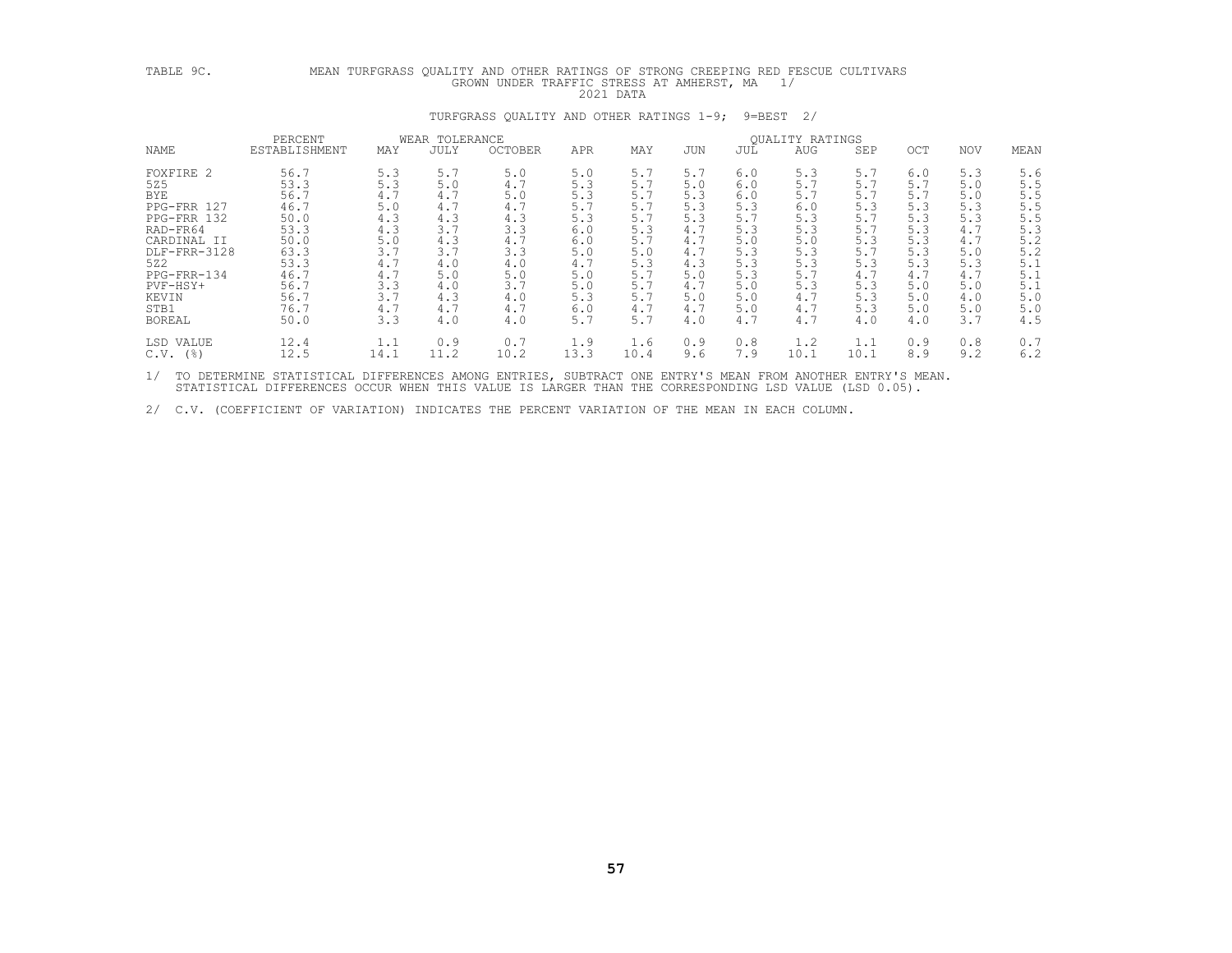TABLE 9C. MEAN TURFGRASS QUALITY AND OTHER RATINGS OF STRONG CREEPING RED FESCUE CULTIVARS GROWN UNDER TRAFFIC STRESS AT AMHERST, MA 1/

2021 DATA

TURFGRASS QUALITY AND OTHER RATINGS 1-9; 9=BEST 2/

| NAME | PERCENT ESTABLISHMENT | WEAR TOLERANCE MAY | JULY | OCTOBER | QUALITY RATINGS APR | MAY | JUN | JUL | AUG | SEP | OCT | NOV | MEAN |
|---|---|---|---|---|---|---|---|---|---|---|---|---|---|
| FOXFIRE 2 | 56.7 | 5.3 | 5.7 | 5.0 | 5.0 | 5.7 | 5.7 | 6.0 | 5.3 | 5.7 | 6.0 | 5.3 | 5.6 |
| 5Z5 | 53.3 | 5.3 | 5.0 | 4.7 | 5.3 | 5.7 | 5.0 | 6.0 | 5.7 | 5.7 | 5.7 | 5.0 | 5.5 |
| BYE | 56.7 | 4.7 | 4.7 | 5.0 | 5.3 | 5.7 | 5.3 | 6.0 | 5.7 | 5.7 | 5.7 | 5.0 | 5.5 |
| PPG-FRR 127 | 46.7 | 5.0 | 4.7 | 4.7 | 5.7 | 5.7 | 5.3 | 5.3 | 6.0 | 5.3 | 5.3 | 5.3 | 5.5 |
| PPG-FRR 132 | 50.0 | 4.3 | 4.3 | 4.3 | 5.3 | 5.7 | 5.3 | 5.7 | 5.3 | 5.7 | 5.3 | 5.3 | 5.5 |
| RAD-FR64 | 53.3 | 4.3 | 3.7 | 3.3 | 6.0 | 5.3 | 4.7 | 5.3 | 5.3 | 5.7 | 5.3 | 4.7 | 5.3 |
| CARDINAL II | 50.0 | 5.0 | 4.3 | 4.7 | 6.0 | 5.7 | 4.7 | 5.0 | 5.0 | 5.3 | 5.3 | 4.7 | 5.2 |
| DLF-FRR-3128 | 63.3 | 3.7 | 3.7 | 3.3 | 5.0 | 5.0 | 4.7 | 5.3 | 5.3 | 5.7 | 5.3 | 5.0 | 5.2 |
| 5Z2 | 53.3 | 4.7 | 4.0 | 4.0 | 4.7 | 5.3 | 4.3 | 5.3 | 5.3 | 5.3 | 5.3 | 5.3 | 5.1 |
| PPG-FRR-134 | 46.7 | 4.7 | 5.0 | 5.0 | 5.0 | 5.7 | 5.0 | 5.3 | 5.7 | 4.7 | 4.7 | 4.7 | 5.1 |
| PVF-HSY+ | 56.7 | 3.3 | 4.0 | 3.7 | 5.0 | 5.7 | 4.7 | 5.0 | 5.3 | 5.3 | 5.0 | 5.0 | 5.1 |
| KEVIN | 56.7 | 3.7 | 4.3 | 4.0 | 5.3 | 5.7 | 5.0 | 5.0 | 4.7 | 5.3 | 5.0 | 4.0 | 5.0 |
| STB1 | 76.7 | 4.7 | 4.7 | 4.7 | 6.0 | 4.7 | 4.7 | 5.0 | 4.7 | 5.3 | 5.0 | 5.0 | 5.0 |
| BOREAL | 50.0 | 3.3 | 4.0 | 4.0 | 5.7 | 5.7 | 4.0 | 4.7 | 4.7 | 4.0 | 4.0 | 3.7 | 4.5 |
| LSD VALUE | 12.4 | 1.1 | 0.9 | 0.7 | 1.9 | 1.6 | 0.9 | 0.8 | 1.2 | 1.1 | 0.9 | 0.8 | 0.7 |
| C.V. (%) | 12.5 | 14.1 | 11.2 | 10.2 | 13.3 | 10.4 | 9.6 | 7.9 | 10.1 | 10.1 | 8.9 | 9.2 | 6.2 |

1/ TO DETERMINE STATISTICAL DIFFERENCES AMONG ENTRIES, SUBTRACT ONE ENTRY'S MEAN FROM ANOTHER ENTRY'S MEAN. STATISTICAL DIFFERENCES OCCUR WHEN THIS VALUE IS LARGER THAN THE CORRESPONDING LSD VALUE (LSD 0.05).

2/ C.V. (COEFFICIENT OF VARIATION) INDICATES THE PERCENT VARIATION OF THE MEAN IN EACH COLUMN.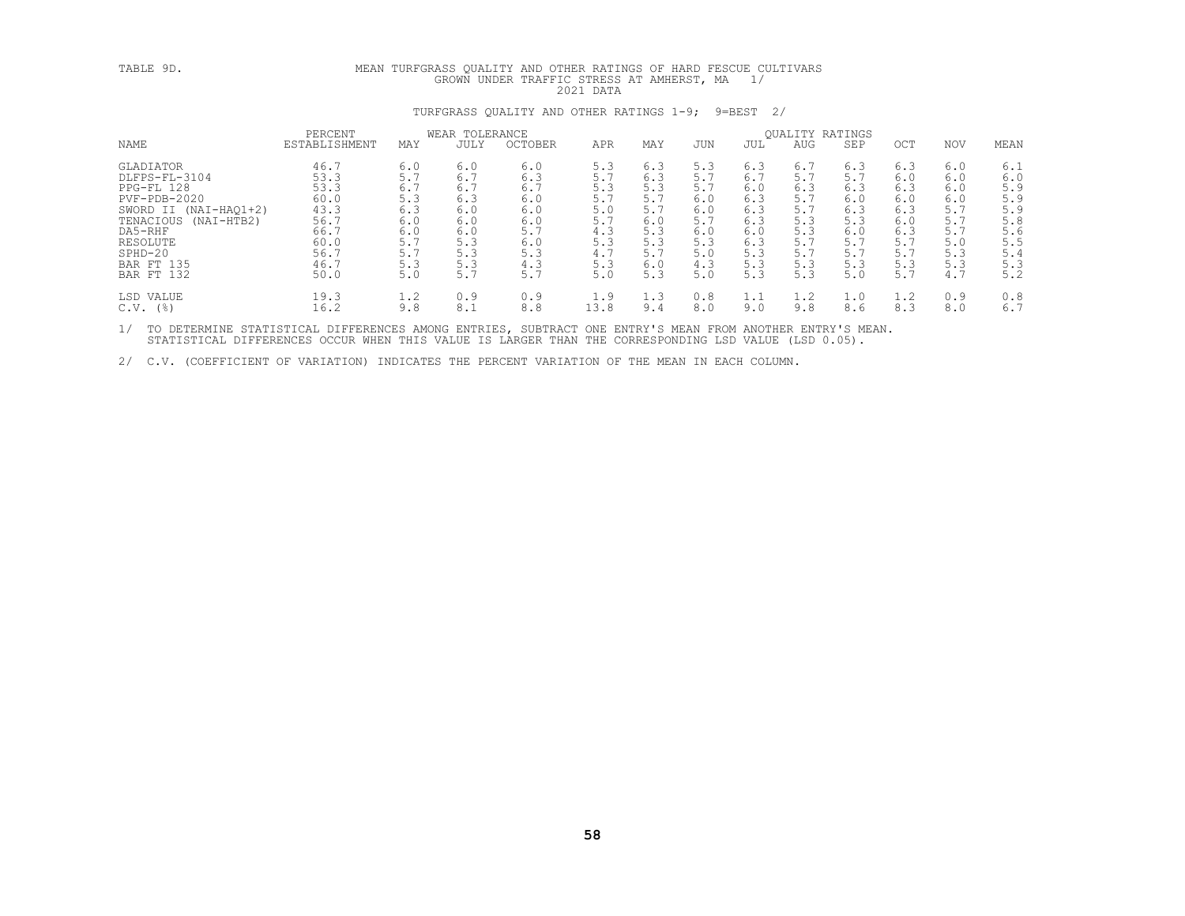TABLE 9D.

MEAN TURFGRASS QUALITY AND OTHER RATINGS OF HARD FESCUE CULTIVARS GROWN UNDER TRAFFIC STRESS AT AMHERST, MA 1/

2021 DATA

TURFGRASS QUALITY AND OTHER RATINGS 1-9; 9=BEST 2/

| NAME | PERCENT ESTABLISHMENT | WEAR TOLERANCE MAY | JULY | OCTOBER | QUALITY RATINGS APR | MAY | JUN | JUL | AUG | SEP | OCT | NOV | MEAN |
|---|---|---|---|---|---|---|---|---|---|---|---|---|---|
| GLADIATOR | 46.7 | 6.0 | 6.0 | 6.0 | 5.3 | 6.3 | 5.3 | 6.3 | 6.7 | 6.3 | 6.3 | 6.0 | 6.1 |
| DLFPS-FL-3104 | 53.3 | 5.7 | 6.7 | 6.3 | 5.7 | 6.3 | 5.7 | 6.7 | 5.7 | 5.7 | 6.0 | 6.0 | 6.0 |
| PPG-FL 128 | 53.3 | 6.7 | 6.7 | 6.7 | 5.3 | 5.3 | 5.7 | 6.0 | 6.3 | 6.3 | 6.3 | 6.0 | 5.9 |
| PVF-PDB-2020 | 60.0 | 5.3 | 6.3 | 6.0 | 5.7 | 5.7 | 6.0 | 6.3 | 5.7 | 6.0 | 6.0 | 6.0 | 5.9 |
| SWORD II (NAI-HAQ1+2) | 43.3 | 6.3 | 6.0 | 6.0 | 5.0 | 5.7 | 6.0 | 6.3 | 5.7 | 6.3 | 6.3 | 5.7 | 5.9 |
| TENACIOUS (NAI-HTB2) | 56.7 | 6.0 | 6.0 | 6.0 | 5.7 | 6.0 | 5.7 | 6.3 | 5.3 | 5.3 | 6.0 | 5.7 | 5.8 |
| DA5-RHF | 66.7 | 6.0 | 6.0 | 5.7 | 4.3 | 5.3 | 6.0 | 6.0 | 5.3 | 6.0 | 6.3 | 5.7 | 5.6 |
| RESOLUTE | 60.0 | 5.7 | 5.3 | 6.0 | 5.3 | 5.3 | 5.3 | 6.3 | 5.7 | 5.7 | 5.7 | 5.0 | 5.5 |
| SPHD-20 | 56.7 | 5.7 | 5.3 | 5.3 | 4.7 | 5.7 | 5.0 | 5.3 | 5.7 | 5.7 | 5.7 | 5.3 | 5.4 |
| BAR FT 135 | 46.7 | 5.3 | 5.3 | 4.3 | 5.3 | 6.0 | 4.3 | 5.3 | 5.3 | 5.3 | 5.3 | 5.3 | 5.3 |
| BAR FT 132 | 50.0 | 5.0 | 5.7 | 5.7 | 5.0 | 5.3 | 5.0 | 5.3 | 5.3 | 5.0 | 5.7 | 4.7 | 5.2 |
| LSD VALUE | 19.3 | 1.2 | 0.9 | 0.9 | 1.9 | 1.3 | 0.8 | 1.1 | 1.2 | 1.0 | 1.2 | 0.9 | 0.8 |
| C.V. (%) | 16.2 | 9.8 | 8.1 | 8.8 | 13.8 | 9.4 | 8.0 | 9.0 | 9.8 | 8.6 | 8.3 | 8.0 | 6.7 |

1/ TO DETERMINE STATISTICAL DIFFERENCES AMONG ENTRIES, SUBTRACT ONE ENTRY'S MEAN FROM ANOTHER ENTRY'S MEAN. STATISTICAL DIFFERENCES OCCUR WHEN THIS VALUE IS LARGER THAN THE CORRESPONDING LSD VALUE (LSD 0.05).

2/ C.V. (COEFFICIENT OF VARIATION) INDICATES THE PERCENT VARIATION OF THE MEAN IN EACH COLUMN.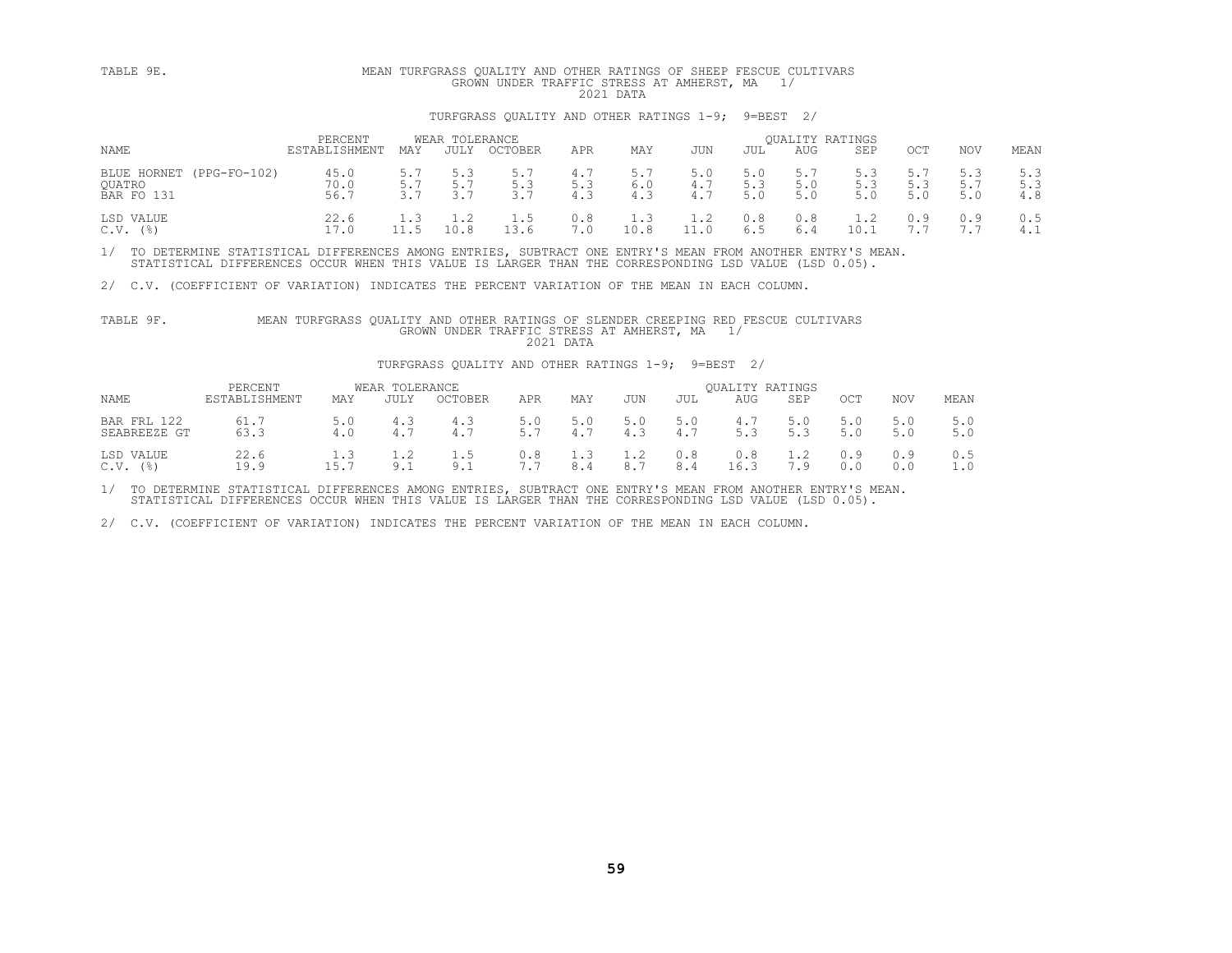TABLE 9E. MEAN TURFGRASS QUALITY AND OTHER RATINGS OF SHEEP FESCUE CULTIVARS GROWN UNDER TRAFFIC STRESS AT AMHERST, MA 1/

2021 DATA

TURFGRASS QUALITY AND OTHER RATINGS 1-9; 9=BEST 2/

| NAME | PERCENT ESTABLISHMENT | WEAR TOLERANCE MAY | JULY | OCTOBER | QUALITY RATINGS APR | MAY | JUN | JUL | AUG | SEP | OCT | NOV | MEAN |
|---|---|---|---|---|---|---|---|---|---|---|---|---|---|
| BLUE HORNET (PPG-FO-102) | 45.0 | 5.7 | 5.3 | 5.7 | 4.7 | 5.7 | 5.0 | 5.0 | 5.7 | 5.3 | 5.7 | 5.3 | 5.3 |
| QUATRO | 70.0 | 5.7 | 5.7 | 5.3 | 5.3 | 6.0 | 4.7 | 5.3 | 5.0 | 5.3 | 5.3 | 5.7 | 5.3 |
| BAR FO 131 | 56.7 | 3.7 | 3.7 | 3.7 | 4.3 | 4.3 | 4.7 | 5.0 | 5.0 | 5.0 | 5.0 | 5.0 | 4.8 |
| LSD VALUE | 22.6 | 1.3 | 1.2 | 1.5 | 0.8 | 1.3 | 1.2 | 0.8 | 0.8 | 1.2 | 0.9 | 0.9 | 0.5 |
| C.V. (%) | 17.0 | 11.5 | 10.8 | 13.6 | 7.0 | 10.8 | 11.0 | 6.5 | 6.4 | 10.1 | 7.7 | 7.7 | 4.1 |

1/ TO DETERMINE STATISTICAL DIFFERENCES AMONG ENTRIES, SUBTRACT ONE ENTRY'S MEAN FROM ANOTHER ENTRY'S MEAN. STATISTICAL DIFFERENCES OCCUR WHEN THIS VALUE IS LARGER THAN THE CORRESPONDING LSD VALUE (LSD 0.05).

2/ C.V. (COEFFICIENT OF VARIATION) INDICATES THE PERCENT VARIATION OF THE MEAN IN EACH COLUMN.

TABLE 9F. MEAN TURFGRASS QUALITY AND OTHER RATINGS OF SLENDER CREEPING RED FESCUE CULTIVARS GROWN UNDER TRAFFIC STRESS AT AMHERST, MA 1/

2021 DATA

TURFGRASS QUALITY AND OTHER RATINGS 1-9; 9=BEST 2/

| NAME | PERCENT ESTABLISHMENT | WEAR TOLERANCE MAY | JULY | OCTOBER | QUALITY RATINGS APR | MAY | JUN | JUL | AUG | SEP | OCT | NOV | MEAN |
|---|---|---|---|---|---|---|---|---|---|---|---|---|---|
| BAR FRL 122 | 61.7 | 5.0 | 4.3 | 4.3 | 5.0 | 5.0 | 5.0 | 5.0 | 4.7 | 5.0 | 5.0 | 5.0 | 5.0 |
| SEABREEZE GT | 63.3 | 4.0 | 4.7 | 4.7 | 5.7 | 4.7 | 4.3 | 4.7 | 5.3 | 5.3 | 5.0 | 5.0 | 5.0 |
| LSD VALUE | 22.6 | 1.3 | 1.2 | 1.5 | 0.8 | 1.3 | 1.2 | 0.8 | 0.8 | 1.2 | 0.9 | 0.9 | 0.5 |
| C.V. (%) | 19.9 | 15.7 | 9.1 | 9.1 | 7.7 | 8.4 | 8.7 | 8.4 | 16.3 | 7.9 | 0.0 | 0.0 | 1.0 |

1/ TO DETERMINE STATISTICAL DIFFERENCES AMONG ENTRIES, SUBTRACT ONE ENTRY'S MEAN FROM ANOTHER ENTRY'S MEAN. STATISTICAL DIFFERENCES OCCUR WHEN THIS VALUE IS LARGER THAN THE CORRESPONDING LSD VALUE (LSD 0.05).

2/ C.V. (COEFFICIENT OF VARIATION) INDICATES THE PERCENT VARIATION OF THE MEAN IN EACH COLUMN.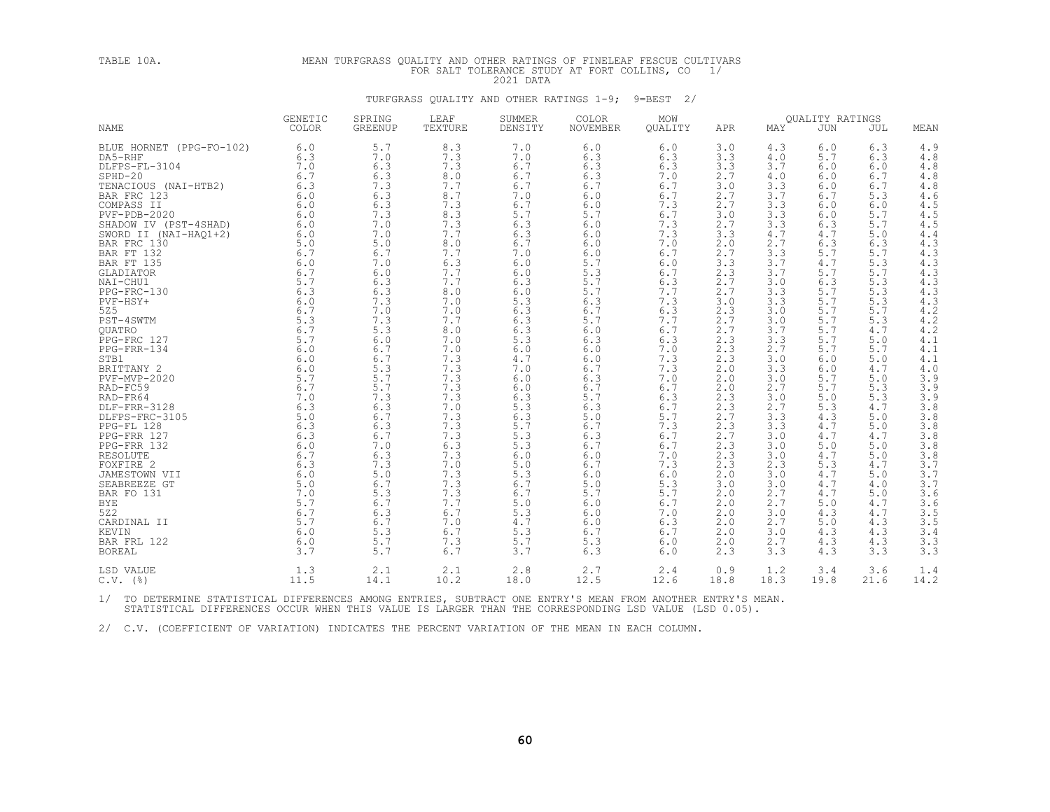TABLE 10A.

MEAN TURFGRASS QUALITY AND OTHER RATINGS OF FINELEAF FESCUE CULTIVARS FOR SALT TOLERANCE STUDY AT FORT COLLINS, CO 1/
2021 DATA

TURFGRASS QUALITY AND OTHER RATINGS 1-9; 9=BEST 2/

| NAME | GENETIC COLOR | SPRING GREENUP | LEAF TEXTURE | SUMMER DENSITY | COLOR NOVEMBER | MOW QUALITY | QUALITY RATINGS APR | MAY | JUN | JUL | MEAN |
|---|---|---|---|---|---|---|---|---|---|---|---|
| BLUE HORNET (PPG-FO-102) | 6.0 | 5.7 | 8.3 | 7.0 | 6.0 | 6.0 | 3.0 | 4.3 | 6.0 | 6.3 | 4.9 |
| DA5-RHF | 6.3 | 7.0 | 7.3 | 7.0 | 6.3 | 6.3 | 3.3 | 4.0 | 5.7 | 6.3 | 4.8 |
| DLFPS-FL-3104 | 7.0 | 6.3 | 7.3 | 6.7 | 6.3 | 6.3 | 3.3 | 3.7 | 6.0 | 6.0 | 4.8 |
| SPHD-20 | 6.7 | 6.3 | 8.0 | 6.7 | 6.3 | 7.0 | 2.7 | 4.0 | 6.0 | 6.7 | 4.8 |
| TENACIOUS (NAI-HTB2) | 6.3 | 7.3 | 7.7 | 6.7 | 6.7 | 6.7 | 3.0 | 3.3 | 6.0 | 6.7 | 4.8 |
| BAR FRC 123 | 6.0 | 6.3 | 8.7 | 7.0 | 6.0 | 6.7 | 2.7 | 3.7 | 6.7 | 5.3 | 4.6 |
| COMPASS II | 6.0 | 6.3 | 7.3 | 6.7 | 6.0 | 7.3 | 2.7 | 3.3 | 6.0 | 6.0 | 4.5 |
| PVF-PDB-2020 | 6.0 | 7.3 | 8.3 | 5.7 | 5.7 | 6.7 | 3.0 | 3.3 | 6.0 | 5.7 | 4.5 |
| SHADOW IV (PST-4SHAD) | 6.0 | 7.0 | 7.3 | 6.3 | 6.0 | 7.3 | 2.7 | 3.3 | 6.3 | 5.7 | 4.5 |
| SWORD II (NAI-HAQ1+2) | 6.0 | 7.0 | 7.7 | 6.3 | 6.0 | 7.3 | 3.3 | 4.7 | 4.7 | 5.0 | 4.4 |
| BAR FRC 130 | 5.0 | 5.0 | 8.0 | 6.7 | 6.0 | 7.0 | 2.0 | 2.7 | 6.3 | 6.3 | 4.3 |
| BAR FT 132 | 6.7 | 6.7 | 7.7 | 7.0 | 6.0 | 6.7 | 2.7 | 3.3 | 5.7 | 5.7 | 4.3 |
| BAR FT 135 | 6.0 | 7.0 | 6.3 | 6.0 | 5.7 | 6.0 | 3.3 | 3.7 | 4.7 | 5.3 | 4.3 |
| GLADIATOR | 6.7 | 6.0 | 7.7 | 6.0 | 5.3 | 6.7 | 2.3 | 3.7 | 5.7 | 5.7 | 4.3 |
| NAI-CHU1 | 5.7 | 6.3 | 7.7 | 6.3 | 5.7 | 6.3 | 2.7 | 3.0 | 6.3 | 5.3 | 4.3 |
| PPG-FRC-130 | 6.3 | 6.3 | 8.0 | 6.0 | 5.7 | 7.7 | 2.7 | 3.3 | 5.7 | 5.3 | 4.3 |
| PVF-HSY+ | 6.0 | 7.3 | 7.0 | 5.3 | 6.3 | 7.3 | 3.0 | 3.3 | 5.7 | 5.3 | 4.3 |
| 5Z5 | 6.7 | 7.0 | 7.0 | 6.3 | 6.7 | 6.3 | 2.3 | 3.0 | 5.7 | 5.7 | 4.2 |
| PST-4SWTM | 5.3 | 7.3 | 7.7 | 6.3 | 5.7 | 7.7 | 2.7 | 3.0 | 5.7 | 5.3 | 4.2 |
| QUATRO | 6.7 | 5.3 | 8.0 | 6.3 | 6.0 | 6.7 | 2.7 | 3.7 | 5.7 | 4.7 | 4.2 |
| PPG-FRC 127 | 5.7 | 6.0 | 7.0 | 5.3 | 6.3 | 6.3 | 2.3 | 3.3 | 5.7 | 5.0 | 4.1 |
| PPG-FRR-134 | 6.0 | 6.7 | 7.0 | 6.0 | 6.0 | 7.0 | 2.3 | 2.7 | 5.7 | 5.7 | 4.1 |
| STB1 | 6.0 | 6.7 | 7.3 | 4.7 | 6.0 | 7.3 | 2.3 | 3.0 | 6.0 | 5.0 | 4.1 |
| BRITTANY 2 | 6.0 | 5.3 | 7.3 | 7.0 | 6.7 | 7.3 | 2.0 | 3.3 | 6.0 | 4.7 | 4.0 |
| PVF-MVP-2020 | 5.7 | 5.7 | 7.3 | 6.0 | 6.3 | 7.0 | 2.0 | 3.0 | 5.7 | 5.0 | 3.9 |
| RAD-FC59 | 6.7 | 5.7 | 7.3 | 6.0 | 6.7 | 6.7 | 2.0 | 2.7 | 5.7 | 5.3 | 3.9 |
| RAD-FR64 | 7.0 | 7.3 | 7.3 | 6.3 | 5.7 | 6.3 | 2.3 | 3.0 | 5.0 | 5.3 | 3.9 |
| DLF-FRR-3128 | 6.3 | 6.3 | 7.0 | 5.3 | 6.3 | 6.7 | 2.3 | 2.7 | 5.3 | 4.7 | 3.8 |
| DLFPS-FRC-3105 | 5.0 | 6.7 | 7.3 | 6.3 | 5.0 | 5.7 | 2.7 | 3.3 | 4.3 | 5.0 | 3.8 |
| PPG-FL 128 | 6.3 | 6.3 | 7.3 | 5.7 | 6.7 | 7.3 | 2.3 | 3.3 | 4.7 | 5.0 | 3.8 |
| PPG-FRR 127 | 6.3 | 6.7 | 7.3 | 5.3 | 6.3 | 6.7 | 2.7 | 3.0 | 4.7 | 4.7 | 3.8 |
| PPG-FRR 132 | 6.0 | 7.0 | 6.3 | 5.3 | 6.7 | 6.7 | 2.3 | 3.0 | 5.0 | 5.0 | 3.8 |
| RESOLUTE | 6.7 | 6.3 | 7.3 | 6.0 | 6.0 | 7.0 | 2.3 | 3.0 | 4.7 | 5.0 | 3.8 |
| FOXFIRE 2 | 6.3 | 7.3 | 7.0 | 5.0 | 6.7 | 7.3 | 2.3 | 2.3 | 5.3 | 4.7 | 3.7 |
| JAMESTOWN VII | 6.0 | 5.0 | 7.3 | 5.3 | 6.0 | 6.0 | 2.0 | 3.0 | 4.7 | 5.0 | 3.7 |
| SEABREEZE GT | 5.0 | 6.7 | 7.3 | 6.7 | 5.0 | 5.3 | 3.0 | 3.0 | 4.7 | 4.0 | 3.7 |
| BAR FO 131 | 7.0 | 5.3 | 7.3 | 6.7 | 5.7 | 5.7 | 2.0 | 2.7 | 4.7 | 5.0 | 3.6 |
| BYE | 5.7 | 6.7 | 7.7 | 5.0 | 6.0 | 6.7 | 2.0 | 2.7 | 5.0 | 4.7 | 3.6 |
| 5Z2 | 6.7 | 6.3 | 6.7 | 5.3 | 6.0 | 7.0 | 2.0 | 3.0 | 4.3 | 4.7 | 3.5 |
| CARDINAL II | 5.7 | 6.7 | 7.0 | 4.7 | 6.0 | 6.3 | 2.0 | 2.7 | 5.0 | 4.3 | 3.5 |
| KEVIN | 6.0 | 5.3 | 6.7 | 5.3 | 6.7 | 6.7 | 2.0 | 3.0 | 4.3 | 4.3 | 3.4 |
| BAR FRL 122 | 6.0 | 5.7 | 7.3 | 5.7 | 5.3 | 6.0 | 2.0 | 2.7 | 4.3 | 4.3 | 3.3 |
| BOREAL | 3.7 | 5.7 | 6.7 | 3.7 | 6.3 | 6.0 | 2.3 | 3.3 | 4.3 | 3.3 | 3.3 |
| LSD VALUE | 1.3 | 2.1 | 2.1 | 2.8 | 2.7 | 2.4 | 0.9 | 1.2 | 3.4 | 3.6 | 1.4 |
| C.V. (%) | 11.5 | 14.1 | 10.2 | 18.0 | 12.5 | 12.6 | 18.8 | 18.3 | 19.8 | 21.6 | 14.2 |

1/ TO DETERMINE STATISTICAL DIFFERENCES AMONG ENTRIES, SUBTRACT ONE ENTRY'S MEAN FROM ANOTHER ENTRY'S MEAN. STATISTICAL DIFFERENCES OCCUR WHEN THIS VALUE IS LARGER THAN THE CORRESPONDING LSD VALUE (LSD 0.05).

2/ C.V. (COEFFICIENT OF VARIATION) INDICATES THE PERCENT VARIATION OF THE MEAN IN EACH COLUMN.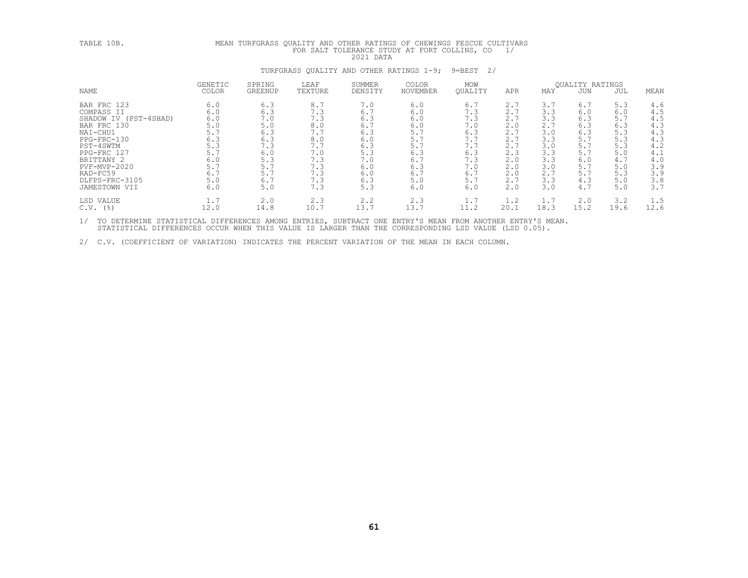TABLE 10B. MEAN TURFGRASS QUALITY AND OTHER RATINGS OF CHEWINGS FESCUE CULTIVARS FOR SALT TOLERANCE STUDY AT FORT COLLINS, CO 1/
2021 DATA

TURFGRASS QUALITY AND OTHER RATINGS 1-9; 9=BEST 2/

| NAME | GENETIC COLOR | SPRING GREENUP | LEAF TEXTURE | SUMMER DENSITY | COLOR NOVEMBER | MOW QUALITY | QUALITY RATINGS APR | MAY | JUN | JUL | MEAN |
|---|---|---|---|---|---|---|---|---|---|---|---|
| BAR FRC 123 | 6.0 | 6.3 | 8.7 | 7.0 | 6.0 | 6.7 | 2.7 | 3.7 | 6.7 | 5.3 | 4.6 |
| COMPASS II | 6.0 | 6.3 | 7.3 | 6.7 | 6.0 | 7.3 | 2.7 | 3.3 | 6.0 | 6.0 | 4.5 |
| SHADOW IV (PST-4SHAD) | 6.0 | 7.0 | 7.3 | 6.3 | 6.0 | 7.3 | 2.7 | 3.3 | 6.3 | 5.7 | 4.5 |
| BAR FRC 130 | 5.0 | 5.0 | 8.0 | 6.7 | 6.0 | 7.0 | 2.0 | 2.7 | 6.3 | 6.3 | 4.3 |
| NAI-CHU1 | 5.7 | 6.3 | 7.7 | 6.3 | 5.7 | 6.3 | 2.7 | 3.0 | 6.3 | 5.3 | 4.3 |
| PPG-FRC-130 | 6.3 | 6.3 | 8.0 | 6.0 | 5.7 | 7.7 | 2.7 | 3.3 | 5.7 | 5.3 | 4.3 |
| PST-4SWTM | 5.3 | 7.3 | 7.7 | 6.3 | 5.7 | 7.7 | 2.7 | 3.0 | 5.7 | 5.3 | 4.2 |
| PPG-FRC 127 | 5.7 | 6.0 | 7.0 | 5.3 | 6.3 | 6.3 | 2.3 | 3.3 | 5.7 | 5.0 | 4.1 |
| BRITTANY 2 | 6.0 | 5.3 | 7.3 | 7.0 | 6.7 | 7.3 | 2.0 | 3.3 | 6.0 | 4.7 | 4.0 |
| PVF-MVP-2020 | 5.7 | 5.7 | 7.3 | 6.0 | 6.3 | 7.0 | 2.0 | 3.0 | 5.7 | 5.0 | 3.9 |
| RAD-FC59 | 6.7 | 5.7 | 7.3 | 6.0 | 6.7 | 6.7 | 2.0 | 2.7 | 5.7 | 5.3 | 3.9 |
| DLFPS-FRC-3105 | 5.0 | 6.7 | 7.3 | 6.3 | 5.0 | 5.7 | 2.7 | 3.3 | 4.3 | 5.0 | 3.8 |
| JAMESTOWN VII | 6.0 | 5.0 | 7.3 | 5.3 | 6.0 | 6.0 | 2.0 | 3.0 | 4.7 | 5.0 | 3.7 |
| LSD VALUE | 1.7 | 2.0 | 2.3 | 2.2 | 2.3 | 1.7 | 1.2 | 1.7 | 2.0 | 3.2 | 1.5 |
| C.V. (%) | 12.0 | 14.8 | 10.7 | 13.7 | 13.7 | 11.2 | 20.1 | 18.3 | 15.2 | 19.6 | 12.6 |

1/ TO DETERMINE STATISTICAL DIFFERENCES AMONG ENTRIES, SUBTRACT ONE ENTRY'S MEAN FROM ANOTHER ENTRY'S MEAN. STATISTICAL DIFFERENCES OCCUR WHEN THIS VALUE IS LARGER THAN THE CORRESPONDING LSD VALUE (LSD 0.05).

2/ C.V. (COEFFICIENT OF VARIATION) INDICATES THE PERCENT VARIATION OF THE MEAN IN EACH COLUMN.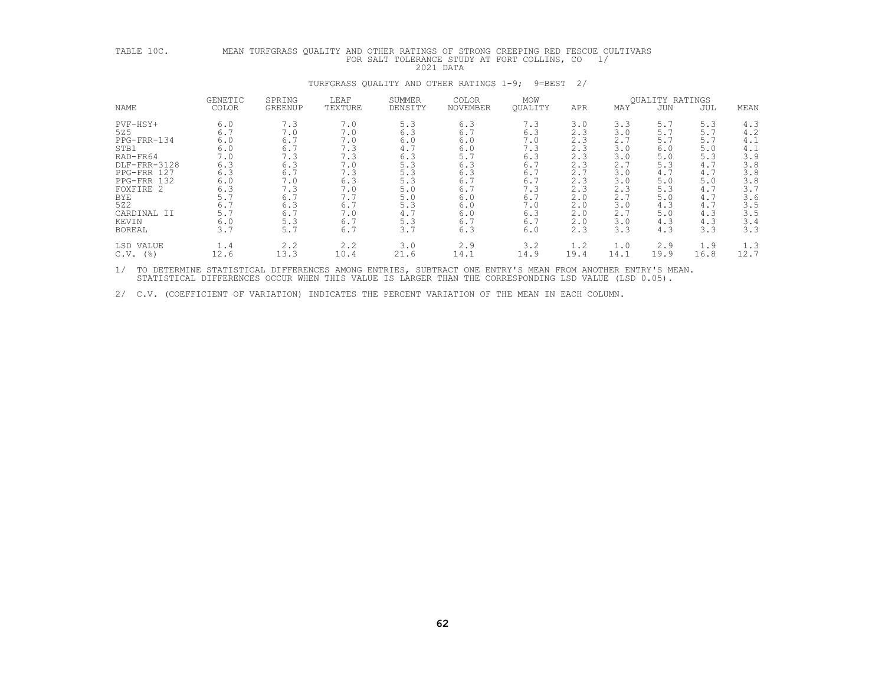TABLE 10C. MEAN TURFGRASS QUALITY AND OTHER RATINGS OF STRONG CREEPING RED FESCUE CULTIVARS FOR SALT TOLERANCE STUDY AT FORT COLLINS, CO 1/
2021 DATA

TURFGRASS QUALITY AND OTHER RATINGS 1-9; 9=BEST 2/

| NAME | GENETIC COLOR | SPRING GREENUP | LEAF TEXTURE | SUMMER DENSITY | COLOR NOVEMBER | MOW QUALITY | QUALITY RATINGS APR | MAY | JUN | JUL | MEAN |
|---|---|---|---|---|---|---|---|---|---|---|---|
| PVF-HSY+ | 6.0 | 7.3 | 7.0 | 5.3 | 6.3 | 7.3 | 3.0 | 3.3 | 5.7 | 5.3 | 4.3 |
| 5Z5 | 6.7 | 7.0 | 7.0 | 6.3 | 6.7 | 6.3 | 2.3 | 3.0 | 5.7 | 5.7 | 4.2 |
| PPG-FRR-134 | 6.0 | 6.7 | 7.0 | 6.0 | 6.0 | 7.0 | 2.3 | 2.7 | 5.7 | 5.7 | 4.1 |
| STB1 | 6.0 | 6.7 | 7.3 | 4.7 | 6.0 | 7.3 | 2.3 | 3.0 | 6.0 | 5.0 | 4.1 |
| RAD-FR64 | 7.0 | 7.3 | 7.3 | 6.3 | 5.7 | 6.3 | 2.3 | 3.0 | 5.0 | 5.3 | 3.9 |
| DLF-FRR-3128 | 6.3 | 6.3 | 7.0 | 5.3 | 6.3 | 6.7 | 2.3 | 2.7 | 5.3 | 4.7 | 3.8 |
| PPG-FRR 127 | 6.3 | 6.7 | 7.3 | 5.3 | 6.3 | 6.7 | 2.7 | 3.0 | 4.7 | 4.7 | 3.8 |
| PPG-FRR 132 | 6.0 | 7.0 | 6.3 | 5.3 | 6.7 | 6.7 | 2.3 | 3.0 | 5.0 | 5.0 | 3.8 |
| FOXFIRE 2 | 6.3 | 7.3 | 7.0 | 5.0 | 6.7 | 7.3 | 2.3 | 2.3 | 5.3 | 4.7 | 3.7 |
| BYE | 5.7 | 6.7 | 7.7 | 5.0 | 6.0 | 6.7 | 2.0 | 2.7 | 5.0 | 4.7 | 3.6 |
| 5Z2 | 6.7 | 6.3 | 6.7 | 5.3 | 6.0 | 7.0 | 2.0 | 3.0 | 4.3 | 4.7 | 3.5 |
| CARDINAL II | 5.7 | 6.7 | 7.0 | 4.7 | 6.0 | 6.3 | 2.0 | 2.7 | 5.0 | 4.3 | 3.5 |
| KEVIN | 6.0 | 5.3 | 6.7 | 5.3 | 6.7 | 6.7 | 2.0 | 3.0 | 4.3 | 4.3 | 3.4 |
| BOREAL | 3.7 | 5.7 | 6.7 | 3.7 | 6.3 | 6.0 | 2.3 | 3.3 | 4.3 | 3.3 | 3.3 |
| LSD VALUE | 1.4 | 2.2 | 2.2 | 3.0 | 2.9 | 3.2 | 1.2 | 1.0 | 2.9 | 1.9 | 1.3 |
| C.V. (%) | 12.6 | 13.3 | 10.4 | 21.6 | 14.1 | 14.9 | 19.4 | 14.1 | 19.9 | 16.8 | 12.7 |

1/ TO DETERMINE STATISTICAL DIFFERENCES AMONG ENTRIES, SUBTRACT ONE ENTRY'S MEAN FROM ANOTHER ENTRY'S MEAN. STATISTICAL DIFFERENCES OCCUR WHEN THIS VALUE IS LARGER THAN THE CORRESPONDING LSD VALUE (LSD 0.05).

2/ C.V. (COEFFICIENT OF VARIATION) INDICATES THE PERCENT VARIATION OF THE MEAN IN EACH COLUMN.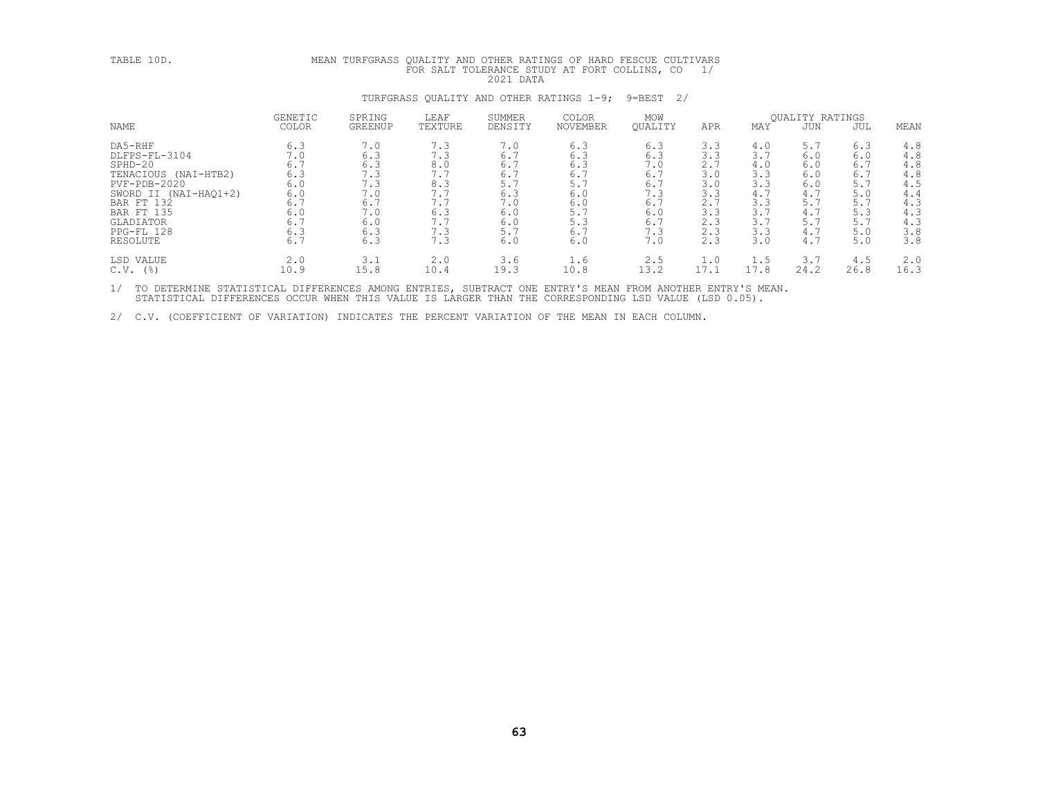TABLE 10D. MEAN TURFGRASS QUALITY AND OTHER RATINGS OF HARD FESCUE CULTIVARS FOR SALT TOLERANCE STUDY AT FORT COLLINS, CO 1/

2021 DATA

TURFGRASS QUALITY AND OTHER RATINGS 1-9; 9=BEST 2/

| NAME | GENETIC COLOR | SPRING GREENUP | LEAF TEXTURE | SUMMER DENSITY | COLOR NOVEMBER | MOW QUALITY | QUALITY RATINGS APR | MAY | JUN | JUL | MEAN |
|---|---|---|---|---|---|---|---|---|---|---|---|
| DA5-RHF | 6.3 | 7.0 | 7.3 | 7.0 | 6.3 | 6.3 | 3.3 | 4.0 | 5.7 | 6.3 | 4.8 |
| DLFPS-FL-3104 | 7.0 | 6.3 | 7.3 | 6.7 | 6.3 | 6.3 | 3.3 | 3.7 | 6.0 | 6.0 | 4.8 |
| SPHD-20 | 6.7 | 6.3 | 8.0 | 6.7 | 6.3 | 7.0 | 2.7 | 4.0 | 6.0 | 6.7 | 4.8 |
| TENACIOUS (NAI-HTB2) | 6.3 | 7.3 | 7.7 | 6.7 | 6.7 | 6.7 | 3.0 | 3.3 | 6.0 | 6.7 | 4.8 |
| PVF-PDB-2020 | 6.0 | 7.3 | 8.3 | 5.7 | 5.7 | 6.7 | 3.0 | 3.3 | 6.0 | 5.7 | 4.5 |
| SWORD II (NAI-HAQ1+2) | 6.0 | 7.0 | 7.7 | 6.3 | 6.0 | 7.3 | 3.3 | 4.7 | 4.7 | 5.0 | 4.4 |
| BAR FT 132 | 6.7 | 6.7 | 7.7 | 7.0 | 6.0 | 6.7 | 2.7 | 3.3 | 5.7 | 5.7 | 4.3 |
| BAR FT 135 | 6.0 | 7.0 | 6.3 | 6.0 | 5.7 | 6.0 | 3.3 | 3.7 | 4.7 | 5.3 | 4.3 |
| GLADIATOR | 6.7 | 6.0 | 7.7 | 6.0 | 5.3 | 6.7 | 2.3 | 3.7 | 5.7 | 5.7 | 4.3 |
| PPG-FL 128 | 6.3 | 6.3 | 7.3 | 5.7 | 6.7 | 7.3 | 2.3 | 3.3 | 4.7 | 5.0 | 3.8 |
| RESOLUTE | 6.7 | 6.3 | 7.3 | 6.0 | 6.0 | 7.0 | 2.3 | 3.0 | 4.7 | 5.0 | 3.8 |
| LSD VALUE | 2.0 | 3.1 | 2.0 | 3.6 | 1.6 | 2.5 | 1.0 | 1.5 | 3.7 | 4.5 | 2.0 |
| C.V. (%) | 10.9 | 15.8 | 10.4 | 19.3 | 10.8 | 13.2 | 17.1 | 17.8 | 24.2 | 26.8 | 16.3 |

1/ TO DETERMINE STATISTICAL DIFFERENCES AMONG ENTRIES, SUBTRACT ONE ENTRY'S MEAN FROM ANOTHER ENTRY'S MEAN. STATISTICAL DIFFERENCES OCCUR WHEN THIS VALUE IS LARGER THAN THE CORRESPONDING LSD VALUE (LSD 0.05).

2/ C.V. (COEFFICIENT OF VARIATION) INDICATES THE PERCENT VARIATION OF THE MEAN IN EACH COLUMN.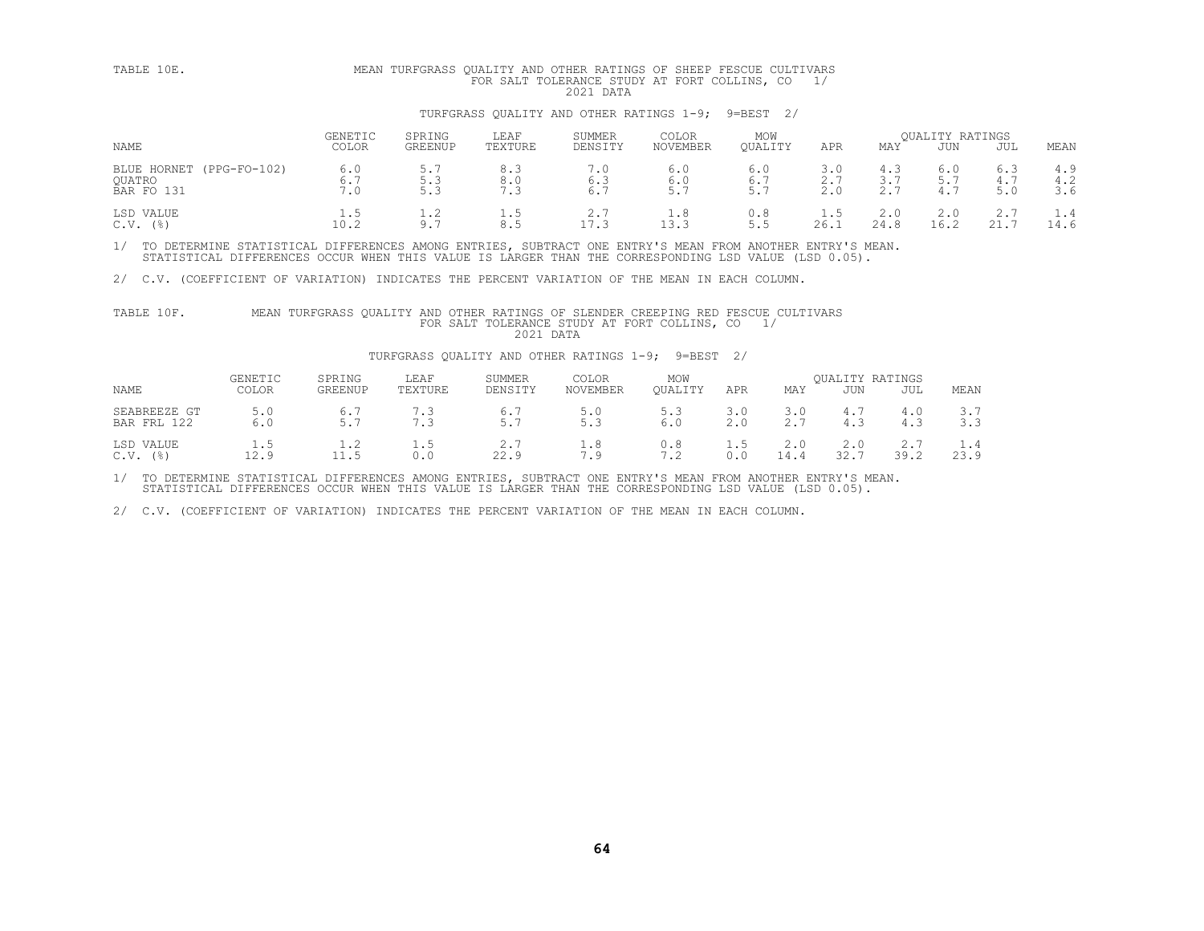TABLE 10E. MEAN TURFGRASS QUALITY AND OTHER RATINGS OF SHEEP FESCUE CULTIVARS FOR SALT TOLERANCE STUDY AT FORT COLLINS, CO 1/
2021 DATA

TURFGRASS QUALITY AND OTHER RATINGS 1-9; 9=BEST 2/

| NAME | GENETIC COLOR | SPRING GREENUP | LEAF TEXTURE | SUMMER DENSITY | COLOR NOVEMBER | MOW QUALITY | APR | MAY | JUN | JUL | MEAN |
|---|---|---|---|---|---|---|---|---|---|---|---|
| | | | | | | | QUALITY RATINGS | | | | |
| BLUE HORNET (PPG-FO-102) | 6.0 | 5.7 | 8.3 | 7.0 | 6.0 | 6.0 | 3.0 | 4.3 | 6.0 | 6.3 | 4.9 |
| QUATRO | 6.7 | 5.3 | 8.0 | 6.3 | 6.0 | 6.7 | 2.7 | 3.7 | 5.7 | 4.7 | 4.2 |
| BAR FO 131 | 7.0 | 5.3 | 7.3 | 6.7 | 5.7 | 5.7 | 2.0 | 2.7 | 4.7 | 5.0 | 3.6 |
| LSD VALUE | 1.5 | 1.2 | 1.5 | 2.7 | 1.8 | 0.8 | 1.5 | 2.0 | 2.0 | 2.7 | 1.4 |
| C.V. (%) | 10.2 | 9.7 | 8.5 | 17.3 | 13.3 | 5.5 | 26.1 | 24.8 | 16.2 | 21.7 | 14.6 |

1/ TO DETERMINE STATISTICAL DIFFERENCES AMONG ENTRIES, SUBTRACT ONE ENTRY'S MEAN FROM ANOTHER ENTRY'S MEAN. STATISTICAL DIFFERENCES OCCUR WHEN THIS VALUE IS LARGER THAN THE CORRESPONDING LSD VALUE (LSD 0.05).

2/ C.V. (COEFFICIENT OF VARIATION) INDICATES THE PERCENT VARIATION OF THE MEAN IN EACH COLUMN.

TABLE 10F. MEAN TURFGRASS QUALITY AND OTHER RATINGS OF SLENDER CREEPING RED FESCUE CULTIVARS FOR SALT TOLERANCE STUDY AT FORT COLLINS, CO 1/
2021 DATA

TURFGRASS QUALITY AND OTHER RATINGS 1-9; 9=BEST 2/

| NAME | GENETIC COLOR | SPRING GREENUP | LEAF TEXTURE | SUMMER DENSITY | COLOR NOVEMBER | MOW QUALITY | APR | MAY | JUN | JUL | MEAN |
|---|---|---|---|---|---|---|---|---|---|---|---|
| | | | | | | | QUALITY RATINGS | | | | |
| SEABREEZE GT | 5.0 | 6.7 | 7.3 | 6.7 | 5.0 | 5.3 | 3.0 | 3.0 | 4.7 | 4.0 | 3.7 |
| BAR FRL 122 | 6.0 | 5.7 | 7.3 | 5.7 | 5.3 | 6.0 | 2.0 | 2.7 | 4.3 | 4.3 | 3.3 |
| LSD VALUE | 1.5 | 1.2 | 1.5 | 2.7 | 1.8 | 0.8 | 1.5 | 2.0 | 2.0 | 2.7 | 1.4 |
| C.V. (%) | 12.9 | 11.5 | 0.0 | 22.9 | 7.9 | 7.2 | 0.0 | 14.4 | 32.7 | 39.2 | 23.9 |

1/ TO DETERMINE STATISTICAL DIFFERENCES AMONG ENTRIES, SUBTRACT ONE ENTRY'S MEAN FROM ANOTHER ENTRY'S MEAN. STATISTICAL DIFFERENCES OCCUR WHEN THIS VALUE IS LARGER THAN THE CORRESPONDING LSD VALUE (LSD 0.05).

2/ C.V. (COEFFICIENT OF VARIATION) INDICATES THE PERCENT VARIATION OF THE MEAN IN EACH COLUMN.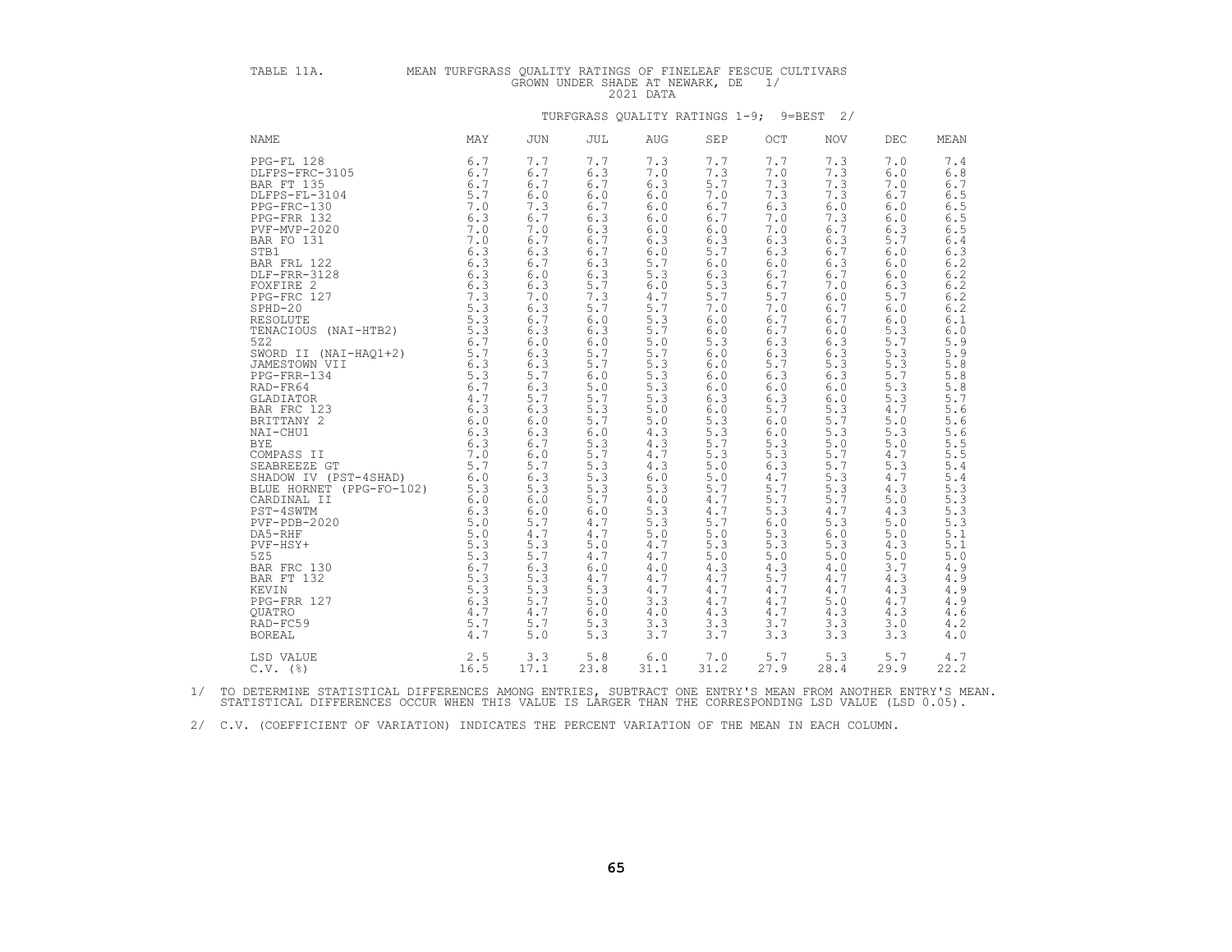TABLE 11A. MEAN TURFGRASS QUALITY RATINGS OF FINELEAF FESCUE CULTIVARS GROWN UNDER SHADE AT NEWARK, DE 1/
2021 DATA

TURFGRASS QUALITY RATINGS 1-9; 9=BEST 2/

| NAME | MAY | JUN | JUL | AUG | SEP | OCT | NOV | DEC | MEAN |
|---|---|---|---|---|---|---|---|---|---|
| PPG-FL 128 | 6.7 | 7.7 | 7.7 | 7.3 | 7.7 | 7.7 | 7.3 | 7.0 | 7.4 |
| DLFPS-FRC-3105 | 6.7 | 6.7 | 6.3 | 7.0 | 7.3 | 7.0 | 7.3 | 6.0 | 6.8 |
| BAR FT 135 | 6.7 | 6.7 | 6.7 | 6.3 | 5.7 | 7.3 | 7.3 | 7.0 | 6.7 |
| DLFPS-FL-3104 | 5.7 | 6.0 | 6.0 | 6.0 | 7.0 | 7.3 | 7.3 | 6.7 | 6.5 |
| PPG-FRC-130 | 7.0 | 7.3 | 6.7 | 6.0 | 6.7 | 6.3 | 6.0 | 6.0 | 6.5 |
| PPG-FRR 132 | 6.3 | 6.7 | 6.3 | 6.0 | 6.7 | 7.0 | 7.3 | 6.0 | 6.5 |
| PVF-MVP-2020 | 7.0 | 7.0 | 6.3 | 6.0 | 6.0 | 7.0 | 6.7 | 6.3 | 6.5 |
| BAR FO 131 | 7.0 | 6.7 | 6.7 | 6.3 | 6.3 | 6.3 | 6.3 | 5.7 | 6.4 |
| STB1 | 6.3 | 6.3 | 6.7 | 6.0 | 5.7 | 6.3 | 6.7 | 6.0 | 6.3 |
| BAR FRL 122 | 6.3 | 6.7 | 6.3 | 5.7 | 6.0 | 6.0 | 6.3 | 6.0 | 6.2 |
| DLF-FRR-3128 | 6.3 | 6.0 | 6.3 | 5.3 | 6.3 | 6.7 | 6.7 | 6.0 | 6.2 |
| FOXFIRE 2 | 6.3 | 6.3 | 5.7 | 6.0 | 5.3 | 6.7 | 7.0 | 6.3 | 6.2 |
| PPG-FRC 127 | 7.3 | 7.0 | 7.3 | 4.7 | 5.7 | 5.7 | 6.0 | 5.7 | 6.2 |
| SPHD-20 | 5.3 | 6.3 | 5.7 | 5.7 | 7.0 | 7.0 | 6.7 | 6.0 | 6.2 |
| RESOLUTE | 5.3 | 6.7 | 6.0 | 5.3 | 6.0 | 6.7 | 6.7 | 6.0 | 6.1 |
| TENACIOUS (NAI-HTB2) | 5.3 | 6.3 | 6.3 | 5.7 | 6.0 | 6.7 | 6.0 | 5.3 | 6.0 |
| 5Z2 | 6.7 | 6.0 | 6.0 | 5.0 | 5.3 | 6.3 | 6.3 | 5.7 | 5.9 |
| SWORD II (NAI-HAQ1+2) | 5.7 | 6.3 | 5.7 | 5.7 | 6.0 | 6.3 | 6.3 | 5.3 | 5.9 |
| JAMESTOWN VII | 6.3 | 6.3 | 5.7 | 5.3 | 6.0 | 5.7 | 5.3 | 5.3 | 5.8 |
| PPG-FRR-134 | 5.3 | 5.7 | 6.0 | 5.3 | 6.0 | 6.3 | 6.3 | 5.7 | 5.8 |
| RAD-FR64 | 6.7 | 6.3 | 5.0 | 5.3 | 6.0 | 6.0 | 6.0 | 5.3 | 5.8 |
| GLADIATOR | 4.7 | 5.7 | 5.7 | 5.3 | 6.3 | 6.3 | 6.0 | 5.3 | 5.7 |
| BAR FRC 123 | 6.3 | 6.3 | 5.3 | 5.0 | 6.0 | 5.7 | 5.3 | 4.7 | 5.6 |
| BRITTANY 2 | 6.0 | 6.0 | 5.7 | 5.0 | 5.3 | 6.0 | 5.7 | 5.0 | 5.6 |
| NAI-CHU1 | 6.3 | 6.3 | 6.0 | 4.3 | 5.3 | 6.0 | 5.3 | 5.3 | 5.6 |
| BYE | 6.3 | 6.7 | 5.3 | 4.3 | 5.7 | 5.3 | 5.0 | 5.0 | 5.5 |
| COMPASS II | 7.0 | 6.0 | 5.7 | 4.7 | 5.3 | 5.3 | 5.7 | 4.7 | 5.5 |
| SEABREEZE GT | 5.7 | 5.7 | 5.3 | 4.3 | 5.0 | 6.3 | 5.7 | 5.3 | 5.4 |
| SHADOW IV (PST-4SHAD) | 6.0 | 6.3 | 5.3 | 6.0 | 5.0 | 4.7 | 5.3 | 4.7 | 5.4 |
| BLUE HORNET (PPG-FO-102) | 5.3 | 5.3 | 5.3 | 5.3 | 5.7 | 5.7 | 5.3 | 4.3 | 5.3 |
| CARDINAL II | 6.0 | 6.0 | 5.7 | 4.0 | 4.7 | 5.7 | 5.7 | 5.0 | 5.3 |
| PST-4SWTM | 6.3 | 6.0 | 6.0 | 5.3 | 4.7 | 5.3 | 4.7 | 4.3 | 5.3 |
| PVF-PDB-2020 | 5.0 | 5.7 | 4.7 | 5.3 | 5.7 | 6.0 | 5.3 | 5.0 | 5.3 |
| DA5-RHF | 5.0 | 4.7 | 4.7 | 5.0 | 5.0 | 5.3 | 6.0 | 5.0 | 5.1 |
| PVF-HSY+ | 5.3 | 5.3 | 5.0 | 4.7 | 5.3 | 5.3 | 5.3 | 4.3 | 5.1 |
| 5Z5 | 5.3 | 5.7 | 4.7 | 4.7 | 5.0 | 5.0 | 5.0 | 5.0 | 5.0 |
| BAR FRC 130 | 6.7 | 6.3 | 6.0 | 4.0 | 4.3 | 4.3 | 4.0 | 3.7 | 4.9 |
| BAR FT 132 | 5.3 | 5.3 | 4.7 | 4.7 | 4.7 | 5.7 | 4.7 | 4.3 | 4.9 |
| KEVIN | 5.3 | 5.3 | 5.3 | 4.7 | 4.7 | 4.7 | 4.7 | 4.3 | 4.9 |
| PPG-FRR 127 | 6.3 | 5.7 | 5.0 | 3.3 | 4.7 | 4.7 | 5.0 | 4.7 | 4.9 |
| QUATRO | 4.7 | 4.7 | 6.0 | 4.0 | 4.3 | 4.7 | 4.3 | 4.3 | 4.6 |
| RAD-FC59 | 5.7 | 5.7 | 5.3 | 3.3 | 3.3 | 3.7 | 3.3 | 3.0 | 4.2 |
| BOREAL | 4.7 | 5.0 | 5.3 | 3.7 | 3.7 | 3.3 | 3.3 | 3.3 | 4.0 |
| LSD VALUE | 2.5 | 3.3 | 5.8 | 6.0 | 7.0 | 5.7 | 5.3 | 5.7 | 4.7 |
| C.V. (%) | 16.5 | 17.1 | 23.8 | 31.1 | 31.2 | 27.9 | 28.4 | 29.9 | 22.2 |

1/ TO DETERMINE STATISTICAL DIFFERENCES AMONG ENTRIES, SUBTRACT ONE ENTRY'S MEAN FROM ANOTHER ENTRY'S MEAN. STATISTICAL DIFFERENCES OCCUR WHEN THIS VALUE IS LARGER THAN THE CORRESPONDING LSD VALUE (LSD 0.05).

2/ C.V. (COEFFICIENT OF VARIATION) INDICATES THE PERCENT VARIATION OF THE MEAN IN EACH COLUMN.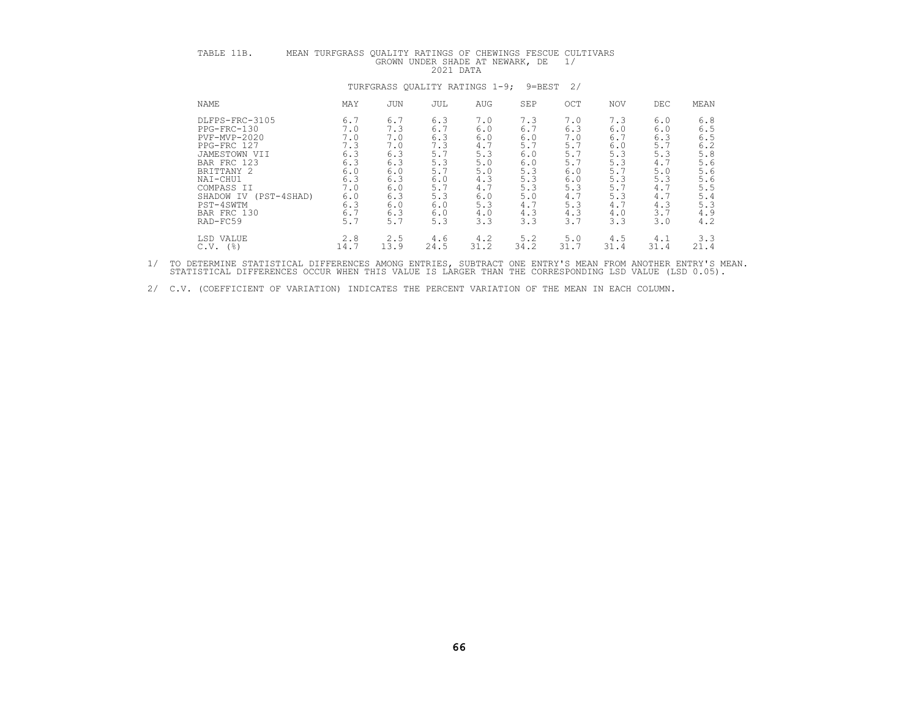TABLE 11B. MEAN TURFGRASS QUALITY RATINGS OF CHEWINGS FESCUE CULTIVARS GROWN UNDER SHADE AT NEWARK, DE 1/
2021 DATA

TURFGRASS QUALITY RATINGS 1-9; 9=BEST 2/

| NAME | MAY | JUN | JUL | AUG | SEP | OCT | NOV | DEC | MEAN |
|---|---|---|---|---|---|---|---|---|---|
| DLFPS-FRC-3105 | 6.7 | 6.7 | 6.3 | 7.0 | 7.3 | 7.0 | 7.3 | 6.0 | 6.8 |
| PPG-FRC-130 | 7.0 | 7.3 | 6.7 | 6.0 | 6.7 | 6.3 | 6.0 | 6.0 | 6.5 |
| PVF-MVP-2020 | 7.0 | 7.0 | 6.3 | 6.0 | 6.0 | 7.0 | 6.7 | 6.3 | 6.5 |
| PPG-FRC 127 | 7.3 | 7.0 | 7.3 | 4.7 | 5.7 | 5.7 | 6.0 | 5.7 | 6.2 |
| JAMESTOWN VII | 6.3 | 6.3 | 5.7 | 5.3 | 6.0 | 5.7 | 5.3 | 5.3 | 5.8 |
| BAR FRC 123 | 6.3 | 6.3 | 5.3 | 5.0 | 6.0 | 5.7 | 5.3 | 4.7 | 5.6 |
| BRITTANY 2 | 6.0 | 6.0 | 5.7 | 5.0 | 5.3 | 6.0 | 5.7 | 5.0 | 5.6 |
| NAI-CHU1 | 6.3 | 6.3 | 6.0 | 4.3 | 5.3 | 6.0 | 5.3 | 5.3 | 5.6 |
| COMPASS II | 7.0 | 6.0 | 5.7 | 4.7 | 5.3 | 5.3 | 5.7 | 4.7 | 5.5 |
| SHADOW IV (PST-4SHAD) | 6.0 | 6.3 | 5.3 | 6.0 | 5.0 | 4.7 | 5.3 | 4.7 | 5.4 |
| PST-4SWTM | 6.3 | 6.0 | 6.0 | 5.3 | 4.7 | 5.3 | 4.7 | 4.3 | 5.3 |
| BAR FRC 130 | 6.7 | 6.3 | 6.0 | 4.0 | 4.3 | 4.3 | 4.0 | 3.7 | 4.9 |
| RAD-FC59 | 5.7 | 5.7 | 5.3 | 3.3 | 3.3 | 3.7 | 3.3 | 3.0 | 4.2 |
| LSD VALUE | 2.8 | 2.5 | 4.6 | 4.2 | 5.2 | 5.0 | 4.5 | 4.1 | 3.3 |
| C.V. (%) | 14.7 | 13.9 | 24.5 | 31.2 | 34.2 | 31.7 | 31.4 | 31.4 | 21.4 |

1/ TO DETERMINE STATISTICAL DIFFERENCES AMONG ENTRIES, SUBTRACT ONE ENTRY'S MEAN FROM ANOTHER ENTRY'S MEAN. STATISTICAL DIFFERENCES OCCUR WHEN THIS VALUE IS LARGER THAN THE CORRESPONDING LSD VALUE (LSD 0.05).

2/ C.V. (COEFFICIENT OF VARIATION) INDICATES THE PERCENT VARIATION OF THE MEAN IN EACH COLUMN.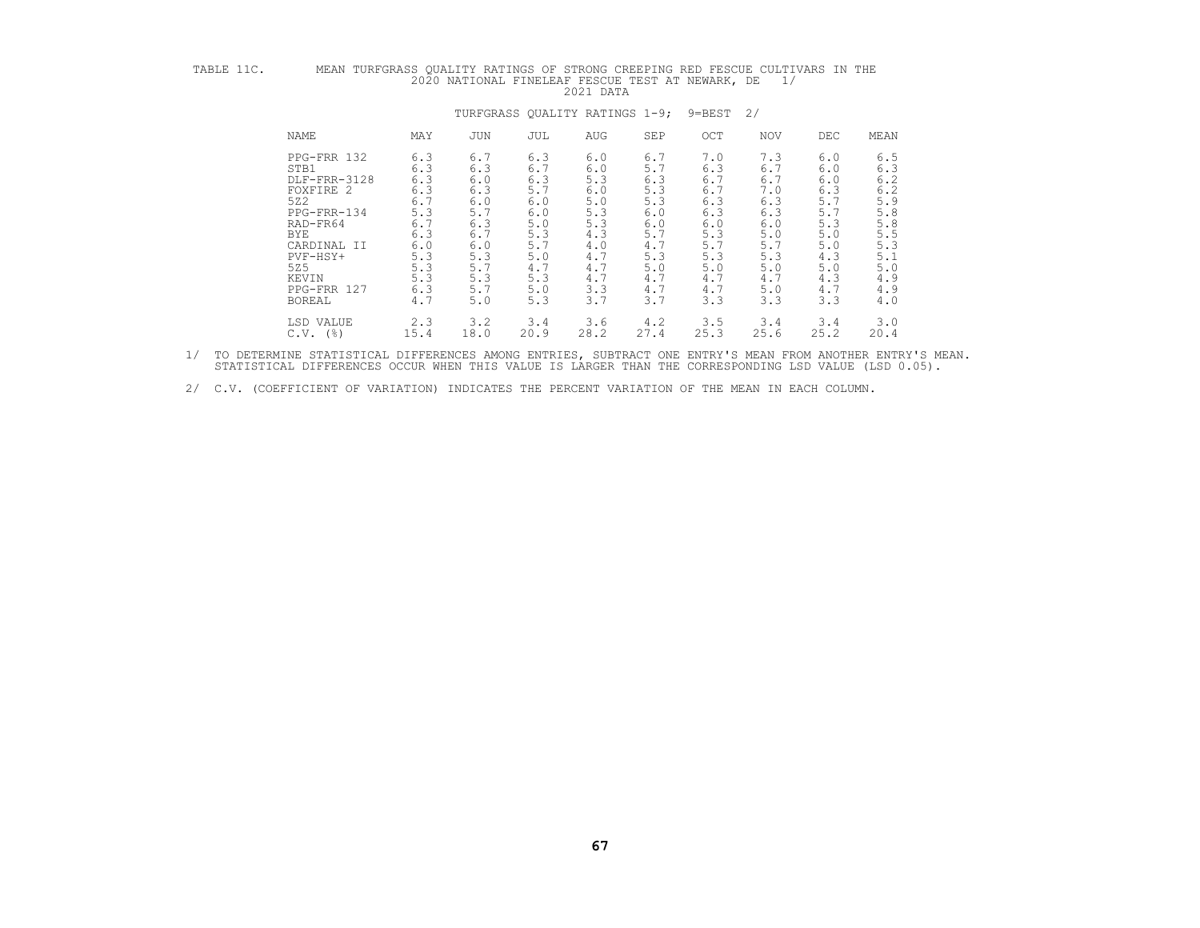TABLE 11C. MEAN TURFGRASS QUALITY RATINGS OF STRONG CREEPING RED FESCUE CULTIVARS IN THE 2020 NATIONAL FINELEAF FESCUE TEST AT NEWARK, DE 1/
2021 DATA

TURFGRASS QUALITY RATINGS 1-9; 9=BEST 2/

| NAME | MAY | JUN | JUL | AUG | SEP | OCT | NOV | DEC | MEAN |
|---|---|---|---|---|---|---|---|---|---|
| PPG-FRR 132 | 6.3 | 6.7 | 6.3 | 6.0 | 6.7 | 7.0 | 7.3 | 6.0 | 6.5 |
| STB1 | 6.3 | 6.3 | 6.7 | 6.0 | 5.7 | 6.3 | 6.7 | 6.0 | 6.3 |
| DLF-FRR-3128 | 6.3 | 6.0 | 6.3 | 5.3 | 6.3 | 6.7 | 6.7 | 6.0 | 6.2 |
| FOXFIRE 2 | 6.3 | 6.3 | 5.7 | 6.0 | 5.3 | 6.7 | 7.0 | 6.3 | 6.2 |
| 5Z2 | 6.7 | 6.0 | 6.0 | 5.0 | 5.3 | 6.3 | 6.3 | 5.7 | 5.9 |
| PPG-FRR-134 | 5.3 | 5.7 | 6.0 | 5.3 | 6.0 | 6.3 | 6.3 | 5.7 | 5.8 |
| RAD-FR64 | 6.7 | 6.3 | 5.0 | 5.3 | 6.0 | 6.0 | 6.0 | 5.3 | 5.8 |
| BYE | 6.3 | 6.7 | 5.3 | 4.3 | 5.7 | 5.3 | 5.0 | 5.0 | 5.5 |
| CARDINAL II | 6.0 | 6.0 | 5.7 | 4.0 | 4.7 | 5.7 | 5.7 | 5.0 | 5.3 |
| PVF-HSY+ | 5.3 | 5.3 | 5.0 | 4.7 | 5.3 | 5.3 | 5.3 | 4.3 | 5.1 |
| 5Z5 | 5.3 | 5.7 | 4.7 | 4.7 | 5.0 | 5.0 | 5.0 | 5.0 | 5.0 |
| KEVIN | 5.3 | 5.3 | 5.3 | 4.7 | 4.7 | 4.7 | 4.7 | 4.3 | 4.9 |
| PPG-FRR 127 | 6.3 | 5.7 | 5.0 | 3.3 | 4.7 | 4.7 | 5.0 | 4.7 | 4.9 |
| BOREAL | 4.7 | 5.0 | 5.3 | 3.7 | 3.7 | 3.3 | 3.3 | 3.3 | 4.0 |
| LSD VALUE | 2.3 | 3.2 | 3.4 | 3.6 | 4.2 | 3.5 | 3.4 | 3.4 | 3.0 |
| C.V. (%) | 15.4 | 18.0 | 20.9 | 28.2 | 27.4 | 25.3 | 25.6 | 25.2 | 20.4 |

1/ TO DETERMINE STATISTICAL DIFFERENCES AMONG ENTRIES, SUBTRACT ONE ENTRY'S MEAN FROM ANOTHER ENTRY'S MEAN. STATISTICAL DIFFERENCES OCCUR WHEN THIS VALUE IS LARGER THAN THE CORRESPONDING LSD VALUE (LSD 0.05).

2/ C.V. (COEFFICIENT OF VARIATION) INDICATES THE PERCENT VARIATION OF THE MEAN IN EACH COLUMN.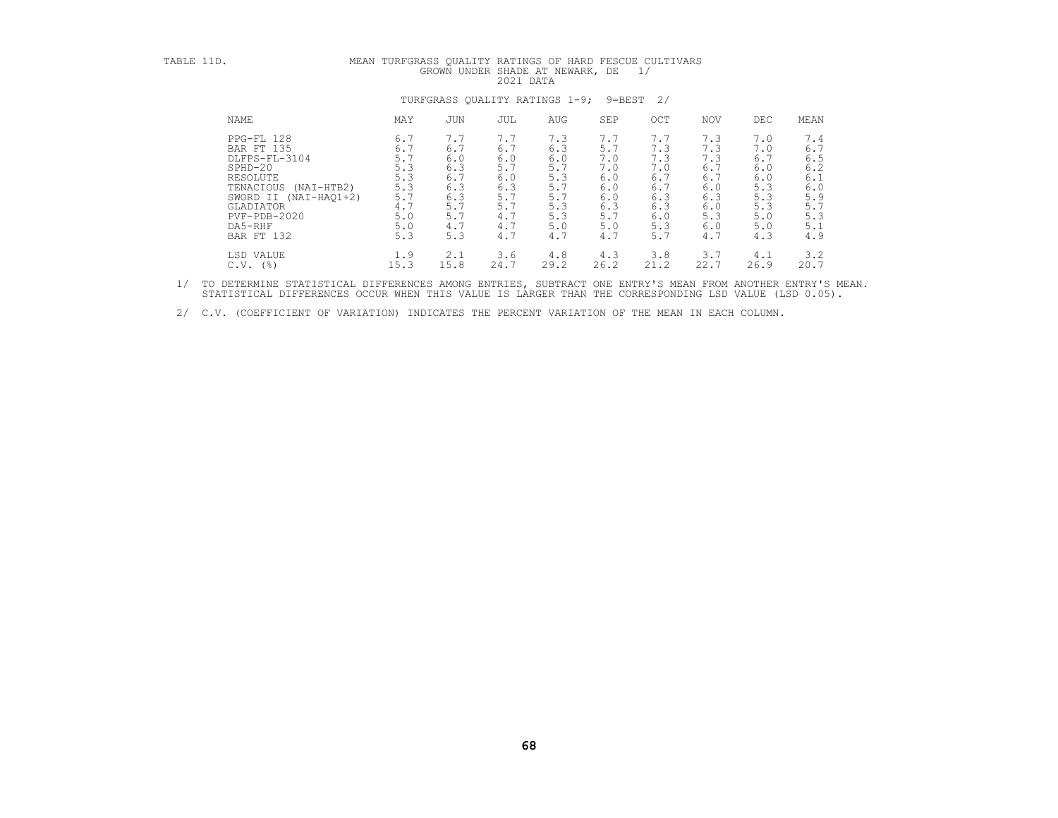TABLE 11D. MEAN TURFGRASS QUALITY RATINGS OF HARD FESCUE CULTIVARS GROWN UNDER SHADE AT NEWARK, DE 1/

2021 DATA

TURFGRASS QUALITY RATINGS 1-9; 9=BEST 2/

| NAME | MAY | JUN | JUL | AUG | SEP | OCT | NOV | DEC | MEAN |
|---|---|---|---|---|---|---|---|---|---|
| PPG-FL 128 | 6.7 | 7.7 | 7.7 | 7.3 | 7.7 | 7.7 | 7.3 | 7.0 | 7.4 |
| BAR FT 135 | 6.7 | 6.7 | 6.7 | 6.3 | 5.7 | 7.3 | 7.3 | 7.0 | 6.7 |
| DLFPS-FL-3104 | 5.7 | 6.0 | 6.0 | 6.0 | 7.0 | 7.3 | 7.3 | 6.7 | 6.5 |
| SPHD-20 | 5.3 | 6.3 | 5.7 | 5.7 | 7.0 | 7.0 | 6.7 | 6.0 | 6.2 |
| RESOLUTE | 5.3 | 6.7 | 6.0 | 5.3 | 6.0 | 6.7 | 6.7 | 6.0 | 6.1 |
| TENACIOUS (NAI-HTB2) | 5.3 | 6.3 | 6.3 | 5.7 | 6.0 | 6.7 | 6.0 | 5.3 | 6.0 |
| SWORD II (NAI-HAQ1+2) | 5.7 | 6.3 | 5.7 | 5.7 | 6.0 | 6.3 | 6.3 | 5.3 | 5.9 |
| GLADIATOR | 4.7 | 5.7 | 5.7 | 5.3 | 6.3 | 6.3 | 6.0 | 5.3 | 5.7 |
| PVF-PDB-2020 | 5.0 | 5.7 | 4.7 | 5.3 | 5.7 | 6.0 | 5.3 | 5.0 | 5.3 |
| DA5-RHF | 5.0 | 4.7 | 4.7 | 5.0 | 5.0 | 5.3 | 6.0 | 5.0 | 5.1 |
| BAR FT 132 | 5.3 | 5.3 | 4.7 | 4.7 | 4.7 | 5.7 | 4.7 | 4.3 | 4.9 |
| LSD VALUE | 1.9 | 2.1 | 3.6 | 4.8 | 4.3 | 3.8 | 3.7 | 4.1 | 3.2 |
| C.V. (%) | 15.3 | 15.8 | 24.7 | 29.2 | 26.2 | 21.2 | 22.7 | 26.9 | 20.7 |

1/ TO DETERMINE STATISTICAL DIFFERENCES AMONG ENTRIES, SUBTRACT ONE ENTRY'S MEAN FROM ANOTHER ENTRY'S MEAN. STATISTICAL DIFFERENCES OCCUR WHEN THIS VALUE IS LARGER THAN THE CORRESPONDING LSD VALUE (LSD 0.05).

2/ C.V. (COEFFICIENT OF VARIATION) INDICATES THE PERCENT VARIATION OF THE MEAN IN EACH COLUMN.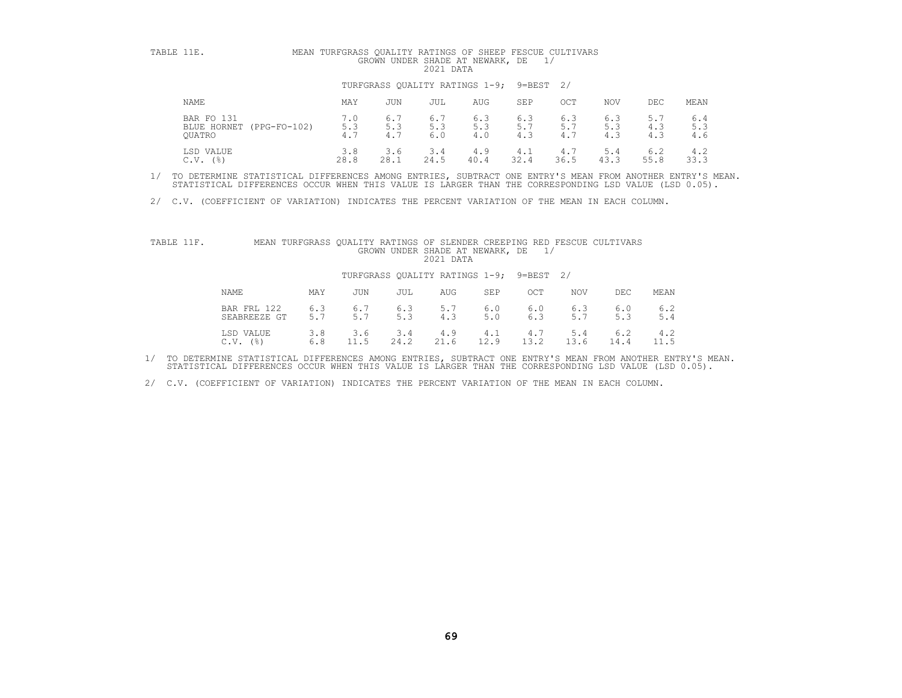TABLE 11E. MEAN TURFGRASS QUALITY RATINGS OF SHEEP FESCUE CULTIVARS GROWN UNDER SHADE AT NEWARK, DE 1/
2021 DATA

TURFGRASS QUALITY RATINGS 1-9; 9=BEST 2/

| NAME | MAY | JUN | JUL | AUG | SEP | OCT | NOV | DEC | MEAN |
|---|---|---|---|---|---|---|---|---|---|
| BAR FO 131 | 7.0 | 6.7 | 6.7 | 6.3 | 6.3 | 6.3 | 6.3 | 5.7 | 6.4 |
| BLUE HORNET (PPG-FO-102) | 5.3 | 5.3 | 5.3 | 5.3 | 5.7 | 5.7 | 5.3 | 4.3 | 5.3 |
| QUATRO | 4.7 | 4.7 | 6.0 | 4.0 | 4.3 | 4.7 | 4.3 | 4.3 | 4.6 |
| LSD VALUE | 3.8 | 3.6 | 3.4 | 4.9 | 4.1 | 4.7 | 5.4 | 6.2 | 4.2 |
| C.V. (%) | 28.8 | 28.1 | 24.5 | 40.4 | 32.4 | 36.5 | 43.3 | 55.8 | 33.3 |

1/ TO DETERMINE STATISTICAL DIFFERENCES AMONG ENTRIES, SUBTRACT ONE ENTRY'S MEAN FROM ANOTHER ENTRY'S MEAN. STATISTICAL DIFFERENCES OCCUR WHEN THIS VALUE IS LARGER THAN THE CORRESPONDING LSD VALUE (LSD 0.05).

2/ C.V. (COEFFICIENT OF VARIATION) INDICATES THE PERCENT VARIATION OF THE MEAN IN EACH COLUMN.

TABLE 11F. MEAN TURFGRASS QUALITY RATINGS OF SLENDER CREEPING RED FESCUE CULTIVARS GROWN UNDER SHADE AT NEWARK, DE 1/
2021 DATA

TURFGRASS QUALITY RATINGS 1-9; 9=BEST 2/

| NAME | MAY | JUN | JUL | AUG | SEP | OCT | NOV | DEC | MEAN |
|---|---|---|---|---|---|---|---|---|---|
| BAR FRL 122 | 6.3 | 6.7 | 6.3 | 5.7 | 6.0 | 6.0 | 6.3 | 6.0 | 6.2 |
| SEABREEZE GT | 5.7 | 5.7 | 5.3 | 4.3 | 5.0 | 6.3 | 5.7 | 5.3 | 5.4 |
| LSD VALUE | 3.8 | 3.6 | 3.4 | 4.9 | 4.1 | 4.7 | 5.4 | 6.2 | 4.2 |
| C.V. (%) | 6.8 | 11.5 | 24.2 | 21.6 | 12.9 | 13.2 | 13.6 | 14.4 | 11.5 |

1/ TO DETERMINE STATISTICAL DIFFERENCES AMONG ENTRIES, SUBTRACT ONE ENTRY'S MEAN FROM ANOTHER ENTRY'S MEAN. STATISTICAL DIFFERENCES OCCUR WHEN THIS VALUE IS LARGER THAN THE CORRESPONDING LSD VALUE (LSD 0.05).

2/ C.V. (COEFFICIENT OF VARIATION) INDICATES THE PERCENT VARIATION OF THE MEAN IN EACH COLUMN.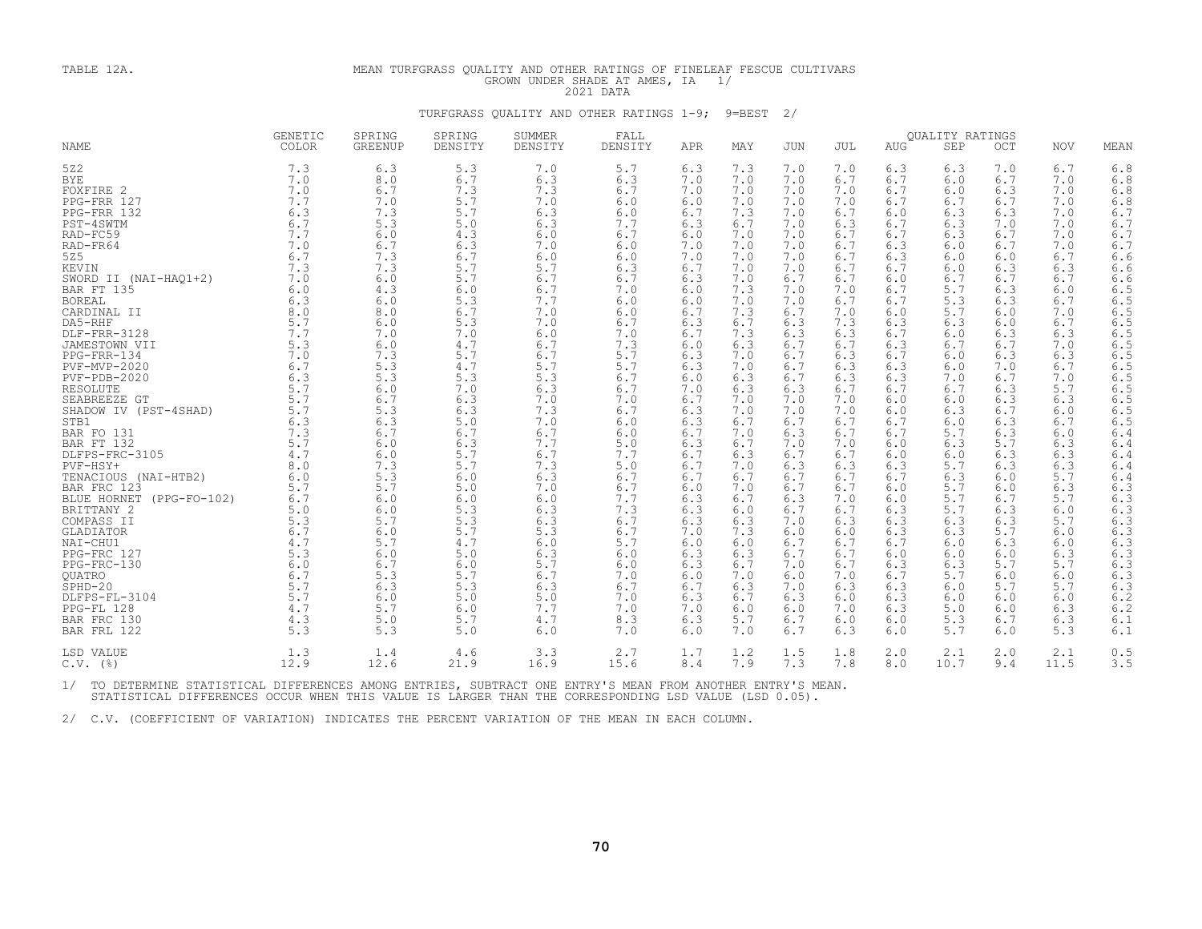TABLE 12A. MEAN TURFGRASS QUALITY AND OTHER RATINGS OF FINELEAF FESCUE CULTIVARS GROWN UNDER SHADE AT AMES, IA 1/

2021 DATA

TURFGRASS QUALITY AND OTHER RATINGS 1-9; 9=BEST 2/

| NAME | GENETIC COLOR | SPRING GREENUP | SPRING DENSITY | SUMMER DENSITY | FALL DENSITY | APR | MAY | JUN | JUL | AUG | SEP | OCT | NOV | MEAN |
|---|---|---|---|---|---|---|---|---|---|---|---|---|---|---|
| | | | | | | QUALITY RATINGS | | | | | | | | |
| 5Z2 | 7.3 | 6.3 | 5.3 | 7.0 | 5.7 | 6.3 | 7.3 | 7.0 | 7.0 | 6.3 | 6.3 | 7.0 | 6.7 | 6.8 |
| BYE | 7.0 | 8.0 | 6.7 | 6.3 | 6.3 | 7.0 | 7.0 | 7.0 | 6.7 | 6.7 | 6.0 | 6.7 | 7.0 | 6.8 |
| FOXFIRE 2 | 7.0 | 6.7 | 7.3 | 7.3 | 6.7 | 7.0 | 7.0 | 7.0 | 7.0 | 6.7 | 6.0 | 6.3 | 7.0 | 6.8 |
| PPG-FRR 127 | 7.7 | 7.0 | 5.7 | 7.0 | 6.0 | 6.0 | 7.0 | 7.0 | 7.0 | 6.7 | 6.7 | 6.7 | 7.0 | 6.8 |
| PPG-FRR 132 | 6.3 | 7.3 | 5.7 | 6.3 | 6.0 | 6.7 | 7.3 | 7.0 | 6.7 | 6.0 | 6.3 | 6.3 | 7.0 | 6.7 |
| PST-4SWTM | 6.7 | 5.3 | 5.0 | 6.3 | 7.7 | 6.3 | 6.7 | 7.0 | 6.3 | 6.7 | 6.3 | 7.0 | 7.0 | 6.7 |
| RAD-FC59 | 7.7 | 6.0 | 4.3 | 6.0 | 6.7 | 6.0 | 7.0 | 7.0 | 6.7 | 6.7 | 6.3 | 6.7 | 7.0 | 6.7 |
| RAD-FR64 | 7.0 | 6.7 | 6.3 | 7.0 | 6.0 | 7.0 | 7.0 | 7.0 | 6.7 | 6.3 | 6.0 | 6.7 | 7.0 | 6.7 |
| 5Z5 | 6.7 | 7.3 | 6.7 | 6.0 | 6.0 | 7.0 | 7.0 | 7.0 | 6.7 | 6.3 | 6.0 | 6.0 | 6.7 | 6.6 |
| KEVIN | 7.3 | 7.3 | 5.7 | 5.7 | 6.3 | 6.7 | 7.0 | 7.0 | 6.7 | 6.7 | 6.0 | 6.3 | 6.3 | 6.6 |
| SWORD II (NAI-HAQ1+2) | 7.0 | 6.0 | 5.7 | 6.7 | 6.7 | 6.3 | 7.0 | 6.7 | 6.7 | 6.0 | 6.7 | 6.7 | 6.7 | 6.6 |
| BAR FT 135 | 6.0 | 4.3 | 6.0 | 6.7 | 7.0 | 6.0 | 7.3 | 7.0 | 7.0 | 6.7 | 5.7 | 6.3 | 6.0 | 6.5 |
| BOREAL | 6.3 | 6.0 | 5.3 | 7.7 | 6.0 | 6.0 | 7.0 | 7.0 | 6.7 | 6.7 | 5.3 | 6.3 | 6.7 | 6.5 |
| CARDINAL II | 8.0 | 8.0 | 6.7 | 7.0 | 6.0 | 6.7 | 7.3 | 6.7 | 7.0 | 6.0 | 5.7 | 6.0 | 7.0 | 6.5 |
| DA5-RHF | 5.7 | 6.0 | 5.3 | 7.0 | 6.7 | 6.3 | 6.7 | 6.3 | 7.3 | 6.3 | 6.3 | 6.0 | 6.7 | 6.5 |
| DLF-FRR-3128 | 7.7 | 7.0 | 7.0 | 6.0 | 7.0 | 6.7 | 7.3 | 6.3 | 6.3 | 6.7 | 6.0 | 6.3 | 6.3 | 6.5 |
| JAMESTOWN VII | 5.3 | 6.0 | 4.7 | 6.7 | 7.3 | 6.0 | 6.3 | 6.7 | 6.7 | 6.3 | 6.7 | 6.7 | 7.0 | 6.5 |
| PPG-FRR-134 | 7.0 | 7.3 | 5.7 | 6.7 | 5.7 | 6.3 | 7.0 | 6.7 | 6.3 | 6.7 | 6.0 | 6.3 | 6.3 | 6.5 |
| PVF-MVP-2020 | 6.7 | 5.3 | 4.7 | 5.7 | 5.7 | 6.3 | 7.0 | 6.7 | 6.3 | 6.3 | 6.0 | 7.0 | 6.7 | 6.5 |
| PVF-PDB-2020 | 6.3 | 5.3 | 5.3 | 5.3 | 6.7 | 6.0 | 6.3 | 6.7 | 6.3 | 6.3 | 7.0 | 6.7 | 7.0 | 6.5 |
| RESOLUTE | 5.7 | 6.0 | 7.0 | 6.3 | 6.7 | 7.0 | 6.3 | 6.3 | 6.7 | 6.7 | 6.7 | 6.3 | 5.7 | 6.5 |
| SEABREEZE GT | 5.7 | 6.7 | 6.3 | 7.0 | 7.0 | 6.7 | 7.0 | 7.0 | 7.0 | 6.0 | 6.0 | 6.3 | 6.3 | 6.5 |
| SHADOW IV (PST-4SHAD) | 5.7 | 5.3 | 6.3 | 7.3 | 6.7 | 6.3 | 7.0 | 7.0 | 7.0 | 6.0 | 6.3 | 6.7 | 6.0 | 6.5 |
| STB1 | 6.3 | 6.3 | 5.0 | 7.0 | 6.0 | 6.3 | 6.7 | 6.7 | 6.7 | 6.7 | 6.0 | 6.3 | 6.7 | 6.5 |
| BAR FO 131 | 7.3 | 6.7 | 6.7 | 6.7 | 6.0 | 6.7 | 7.0 | 6.3 | 6.7 | 6.7 | 5.7 | 6.3 | 6.0 | 6.4 |
| BAR FT 132 | 5.7 | 6.0 | 6.3 | 7.7 | 5.0 | 6.3 | 6.7 | 7.0 | 7.0 | 6.0 | 6.3 | 5.7 | 6.3 | 6.4 |
| DLFPS-FRC-3105 | 4.7 | 6.0 | 5.7 | 6.7 | 7.7 | 6.7 | 6.3 | 6.7 | 6.7 | 6.0 | 6.0 | 6.3 | 6.3 | 6.4 |
| PVF-HSY+ | 8.0 | 7.3 | 5.7 | 7.3 | 5.0 | 6.7 | 7.0 | 6.3 | 6.3 | 6.3 | 5.7 | 6.3 | 6.3 | 6.4 |
| TENACIOUS (NAI-HTB2) | 6.0 | 5.3 | 6.0 | 6.3 | 6.7 | 6.7 | 6.7 | 6.7 | 6.7 | 6.7 | 6.3 | 6.0 | 5.7 | 6.4 |
| BAR FRC 123 | 5.7 | 5.7 | 5.0 | 7.0 | 6.7 | 6.0 | 7.0 | 6.7 | 6.7 | 6.0 | 5.7 | 6.0 | 6.3 | 6.3 |
| BLUE HORNET (PPG-FO-102) | 6.7 | 6.0 | 6.0 | 6.0 | 7.7 | 6.3 | 6.7 | 6.3 | 7.0 | 6.0 | 5.7 | 6.7 | 5.7 | 6.3 |
| BRITTANY 2 | 5.0 | 6.0 | 5.3 | 6.3 | 7.3 | 6.3 | 6.0 | 6.7 | 6.7 | 6.3 | 5.7 | 6.3 | 6.0 | 6.3 |
| COMPASS II | 5.3 | 5.7 | 5.3 | 6.3 | 6.7 | 6.3 | 6.3 | 7.0 | 6.3 | 6.3 | 6.3 | 6.3 | 5.7 | 6.3 |
| GLADIATOR | 6.7 | 6.0 | 5.7 | 5.3 | 6.7 | 7.0 | 7.3 | 6.0 | 6.0 | 6.3 | 6.3 | 5.7 | 6.0 | 6.3 |
| NAI-CHU1 | 4.7 | 5.7 | 4.7 | 6.0 | 5.7 | 6.0 | 6.0 | 6.7 | 6.7 | 6.7 | 6.0 | 6.3 | 6.0 | 6.3 |
| PPG-FRC 127 | 5.3 | 6.0 | 5.0 | 6.3 | 6.0 | 6.3 | 6.3 | 6.7 | 6.7 | 6.0 | 6.0 | 6.0 | 6.3 | 6.3 |
| PPG-FRC-130 | 6.0 | 6.7 | 6.0 | 5.7 | 6.0 | 6.3 | 6.7 | 7.0 | 6.7 | 6.3 | 6.3 | 5.7 | 5.7 | 6.3 |
| QUATRO | 6.7 | 5.3 | 5.7 | 6.7 | 7.0 | 6.0 | 7.0 | 6.0 | 7.0 | 6.7 | 5.7 | 6.0 | 6.0 | 6.3 |
| SPHD-20 | 5.7 | 6.3 | 5.3 | 6.3 | 6.7 | 6.7 | 6.3 | 7.0 | 6.3 | 6.3 | 6.0 | 5.7 | 5.7 | 6.3 |
| DLFPS-FL-3104 | 5.7 | 6.0 | 5.0 | 5.0 | 7.0 | 6.3 | 6.7 | 6.3 | 6.0 | 6.3 | 6.0 | 6.0 | 6.0 | 6.2 |
| PPG-FL 128 | 4.7 | 5.7 | 6.0 | 7.7 | 7.0 | 7.0 | 6.0 | 6.0 | 7.0 | 6.3 | 5.0 | 6.0 | 6.3 | 6.2 |
| BAR FRC 130 | 4.3 | 5.0 | 5.7 | 4.7 | 8.3 | 6.3 | 5.7 | 6.7 | 6.0 | 6.0 | 5.3 | 6.7 | 6.3 | 6.1 |
| BAR FRL 122 | 5.3 | 5.3 | 5.0 | 6.0 | 7.0 | 6.0 | 7.0 | 6.7 | 6.3 | 6.0 | 5.7 | 6.0 | 5.3 | 6.1 |
| LSD VALUE | 1.3 | 1.4 | 4.6 | 3.3 | 2.7 | 1.7 | 1.2 | 1.5 | 1.8 | 2.0 | 2.1 | 2.0 | 2.1 | 0.5 |
| C.V. (%) | 12.9 | 12.6 | 21.9 | 16.9 | 15.6 | 8.4 | 7.9 | 7.3 | 7.8 | 8.0 | 10.7 | 9.4 | 11.5 | 3.5 |

1/ TO DETERMINE STATISTICAL DIFFERENCES AMONG ENTRIES, SUBTRACT ONE ENTRY'S MEAN FROM ANOTHER ENTRY'S MEAN. STATISTICAL DIFFERENCES OCCUR WHEN THIS VALUE IS LARGER THAN THE CORRESPONDING LSD VALUE (LSD 0.05).

2/ C.V. (COEFFICIENT OF VARIATION) INDICATES THE PERCENT VARIATION OF THE MEAN IN EACH COLUMN.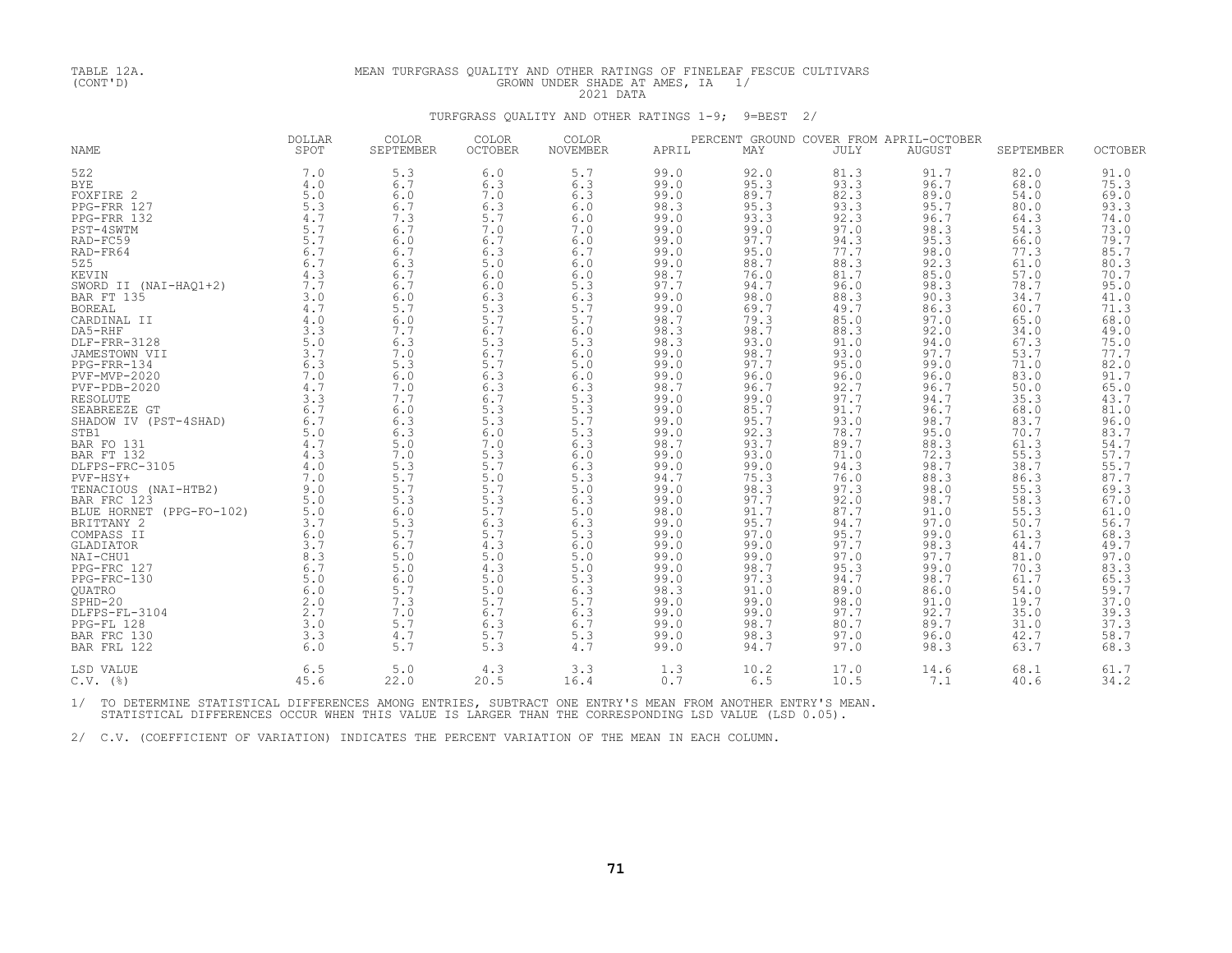TABLE 12A. (CONT'D)

MEAN TURFGRASS QUALITY AND OTHER RATINGS OF FINELEAF FESCUE CULTIVARS GROWN UNDER SHADE AT AMES, IA 1/

2021 DATA

TURFGRASS QUALITY AND OTHER RATINGS 1-9; 9=BEST 2/

| NAME | DOLLAR SPOT | COLOR SEPTEMBER | COLOR OCTOBER | COLOR NOVEMBER | PERCENT GROUND COVER FROM APRIL-OCTOBER APRIL | MAY | JULY | AUGUST | SEPTEMBER | OCTOBER |
|---|---|---|---|---|---|---|---|---|---|---|
| 5Z2 | 7.0 | 5.3 | 6.0 | 5.7 | 99.0 | 92.0 | 81.3 | 91.7 | 82.0 | 91.0 |
| BYE | 4.0 | 6.7 | 6.3 | 6.3 | 99.0 | 95.3 | 93.3 | 96.7 | 68.0 | 75.3 |
| FOXFIRE 2 | 5.0 | 6.0 | 7.0 | 6.3 | 99.0 | 89.7 | 82.3 | 89.0 | 54.0 | 69.0 |
| PPG-FRR 127 | 5.3 | 6.7 | 6.3 | 6.0 | 98.3 | 95.3 | 93.3 | 95.7 | 80.0 | 93.3 |
| PPG-FRR 132 | 4.7 | 7.3 | 5.7 | 6.0 | 99.0 | 93.3 | 92.3 | 96.7 | 64.3 | 74.0 |
| PST-4SWTM | 5.7 | 6.7 | 7.0 | 7.0 | 99.0 | 99.0 | 97.0 | 98.3 | 54.3 | 73.0 |
| RAD-FC59 | 5.7 | 6.0 | 6.7 | 6.0 | 99.0 | 97.7 | 94.3 | 95.3 | 66.0 | 79.7 |
| RAD-FR64 | 6.7 | 6.7 | 6.3 | 6.7 | 99.0 | 95.0 | 77.7 | 98.0 | 77.3 | 85.7 |
| 5Z5 | 6.7 | 6.3 | 5.0 | 6.0 | 99.0 | 88.7 | 88.3 | 92.3 | 61.0 | 80.3 |
| KEVIN | 4.3 | 6.7 | 6.0 | 6.0 | 98.7 | 76.0 | 81.7 | 85.0 | 57.0 | 70.7 |
| SWORD II (NAI-HAQ1+2) | 7.7 | 6.7 | 6.0 | 5.3 | 97.7 | 94.7 | 96.0 | 98.3 | 78.7 | 95.0 |
| BAR FT 135 | 3.0 | 6.0 | 6.3 | 6.3 | 99.0 | 98.0 | 88.3 | 90.3 | 34.7 | 41.0 |
| BOREAL | 4.7 | 5.7 | 5.3 | 5.7 | 99.0 | 69.7 | 49.7 | 86.3 | 60.7 | 71.3 |
| CARDINAL II | 4.0 | 6.0 | 5.7 | 5.7 | 98.7 | 79.3 | 85.0 | 97.0 | 65.0 | 68.0 |
| DA5-RHF | 3.3 | 7.7 | 6.7 | 6.0 | 98.3 | 98.7 | 88.3 | 92.0 | 34.0 | 49.0 |
| DLF-FRR-3128 | 5.0 | 6.3 | 5.3 | 5.3 | 98.3 | 93.0 | 91.0 | 94.0 | 67.3 | 75.0 |
| JAMESTOWN VII | 3.7 | 7.0 | 6.7 | 6.0 | 99.0 | 98.7 | 93.0 | 97.7 | 53.7 | 77.7 |
| PPG-FRR-134 | 6.3 | 5.3 | 5.7 | 5.0 | 99.0 | 97.7 | 95.0 | 99.0 | 71.0 | 82.0 |
| PVF-MVP-2020 | 7.0 | 6.0 | 6.3 | 6.0 | 99.0 | 96.0 | 96.0 | 96.0 | 83.0 | 91.7 |
| PVF-PDB-2020 | 4.7 | 7.0 | 6.3 | 6.3 | 98.7 | 96.7 | 92.7 | 96.7 | 50.0 | 65.0 |
| RESOLUTE | 3.3 | 7.7 | 6.7 | 5.3 | 99.0 | 99.0 | 97.7 | 94.7 | 35.3 | 43.7 |
| SEABREEZE GT | 6.7 | 6.0 | 5.3 | 5.3 | 99.0 | 85.7 | 91.7 | 96.7 | 68.0 | 81.0 |
| SHADOW IV (PST-4SHAD) | 6.7 | 6.3 | 5.3 | 5.7 | 99.0 | 95.7 | 93.0 | 98.7 | 83.7 | 96.0 |
| STB1 | 5.0 | 6.3 | 6.0 | 5.3 | 99.0 | 92.3 | 78.7 | 95.0 | 70.7 | 83.7 |
| BAR FO 131 | 4.7 | 5.0 | 7.0 | 6.3 | 98.7 | 93.7 | 89.7 | 88.3 | 61.3 | 54.7 |
| BAR FT 132 | 4.3 | 7.0 | 5.3 | 6.0 | 99.0 | 93.0 | 71.0 | 72.3 | 55.3 | 57.7 |
| DLFPS-FRC-3105 | 4.0 | 5.3 | 5.7 | 6.3 | 99.0 | 99.0 | 94.3 | 98.7 | 38.7 | 55.7 |
| PVF-HSY+ | 7.0 | 5.7 | 5.0 | 5.3 | 94.7 | 75.3 | 76.0 | 88.3 | 86.3 | 87.7 |
| TENACIOUS (NAI-HTB2) | 9.0 | 5.7 | 5.7 | 5.0 | 99.0 | 98.3 | 97.3 | 98.0 | 55.3 | 69.3 |
| BAR FRC 123 | 5.0 | 5.3 | 5.3 | 6.3 | 99.0 | 97.7 | 92.0 | 98.7 | 58.3 | 67.0 |
| BLUE HORNET (PPG-FO-102) | 5.0 | 6.0 | 5.7 | 5.0 | 98.0 | 91.7 | 87.7 | 91.0 | 55.3 | 61.0 |
| BRITTANY 2 | 3.7 | 5.3 | 6.3 | 6.3 | 99.0 | 95.7 | 94.7 | 97.0 | 50.7 | 56.7 |
| COMPASS II | 6.0 | 5.7 | 5.7 | 5.3 | 99.0 | 97.0 | 95.7 | 99.0 | 61.3 | 68.3 |
| GLADIATOR | 3.7 | 6.7 | 4.3 | 6.0 | 99.0 | 99.0 | 97.7 | 98.3 | 44.7 | 49.7 |
| NAI-CHU1 | 8.3 | 5.0 | 5.0 | 5.0 | 99.0 | 99.0 | 97.0 | 97.7 | 81.0 | 97.0 |
| PPG-FRC 127 | 6.7 | 5.0 | 4.3 | 5.0 | 99.0 | 98.7 | 95.3 | 99.0 | 70.3 | 83.3 |
| PPG-FRC-130 | 5.0 | 6.0 | 5.0 | 5.3 | 99.0 | 97.3 | 94.7 | 98.7 | 61.7 | 65.3 |
| QUATRO | 6.0 | 5.7 | 5.0 | 6.3 | 98.3 | 91.0 | 89.0 | 86.0 | 54.0 | 59.7 |
| SPHD-20 | 2.0 | 7.3 | 5.7 | 5.7 | 99.0 | 99.0 | 98.0 | 91.0 | 19.7 | 37.0 |
| DLFPS-FL-3104 | 2.7 | 7.0 | 6.7 | 6.3 | 99.0 | 99.0 | 97.7 | 92.7 | 35.0 | 39.3 |
| PPG-FL 128 | 3.0 | 5.7 | 6.3 | 6.7 | 99.0 | 98.7 | 80.7 | 89.7 | 31.0 | 37.3 |
| BAR FRC 130 | 3.3 | 4.7 | 5.7 | 5.3 | 99.0 | 98.3 | 97.0 | 96.0 | 42.7 | 58.7 |
| BAR FRL 122 | 6.0 | 5.7 | 5.3 | 4.7 | 99.0 | 94.7 | 97.0 | 98.3 | 63.7 | 68.3 |
| LSD VALUE | 6.5 | 5.0 | 4.3 | 3.3 | 1.3 | 10.2 | 17.0 | 14.6 | 68.1 | 61.7 |
| C.V. (%) | 45.6 | 22.0 | 20.5 | 16.4 | 0.7 | 6.5 | 10.5 | 7.1 | 40.6 | 34.2 |

1/ TO DETERMINE STATISTICAL DIFFERENCES AMONG ENTRIES, SUBTRACT ONE ENTRY'S MEAN FROM ANOTHER ENTRY'S MEAN. STATISTICAL DIFFERENCES OCCUR WHEN THIS VALUE IS LARGER THAN THE CORRESPONDING LSD VALUE (LSD 0.05).

2/ C.V. (COEFFICIENT OF VARIATION) INDICATES THE PERCENT VARIATION OF THE MEAN IN EACH COLUMN.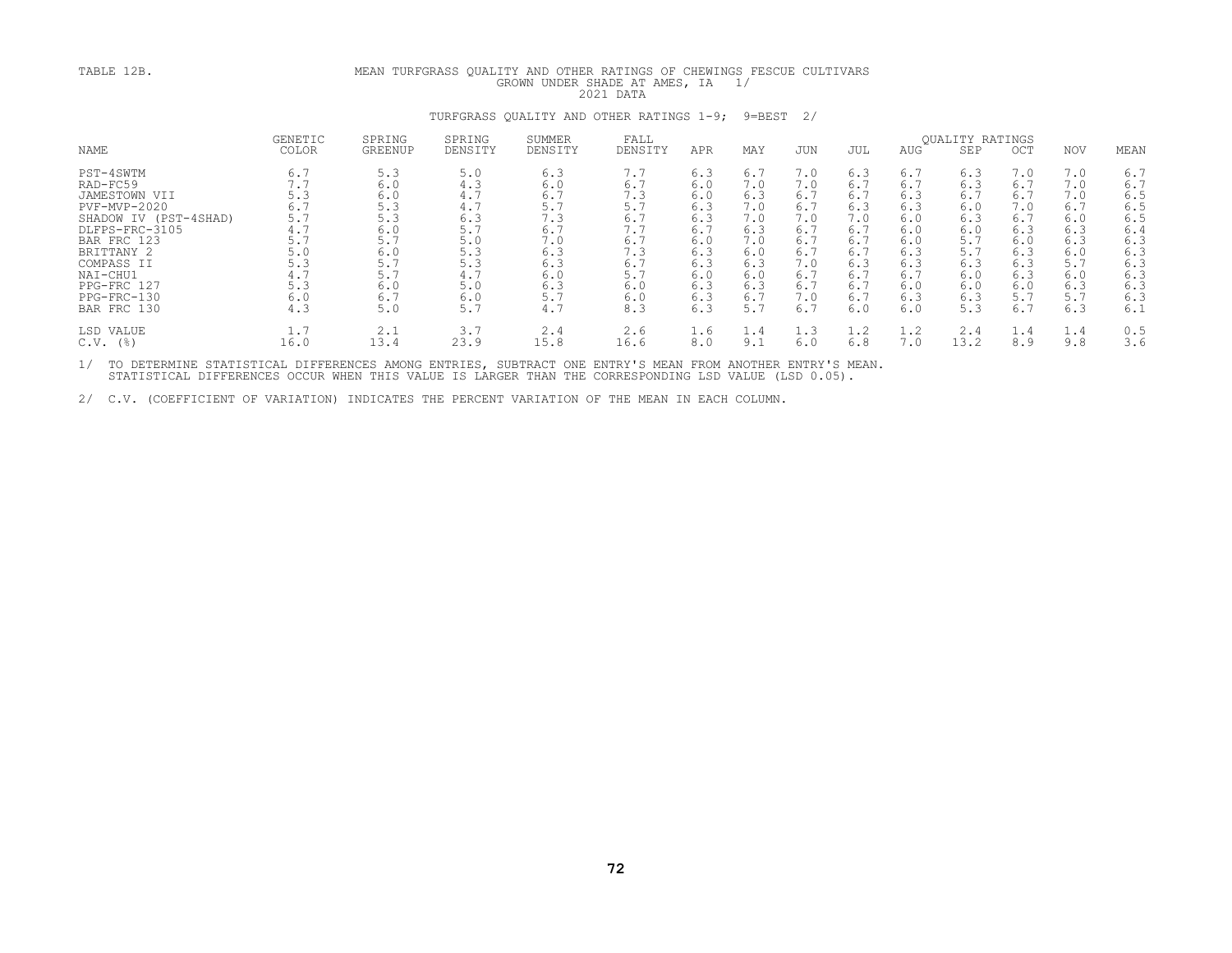TABLE 12B.

MEAN TURFGRASS QUALITY AND OTHER RATINGS OF CHEWINGS FESCUE CULTIVARS GROWN UNDER SHADE AT AMES, IA 1/
2021 DATA

TURFGRASS QUALITY AND OTHER RATINGS 1-9; 9=BEST 2/

| NAME | GENETIC COLOR | SPRING GREENUP | SPRING DENSITY | SUMMER DENSITY | FALL DENSITY | QUALITY RATINGS APR | MAY | JUN | JUL | AUG | SEP | OCT | NOV | MEAN |
|---|---|---|---|---|---|---|---|---|---|---|---|---|---|---|
| PST-4SWTM | 6.7 | 5.3 | 5.0 | 6.3 | 7.7 | 6.3 | 6.7 | 7.0 | 6.3 | 6.7 | 6.3 | 7.0 | 7.0 | 6.7 |
| RAD-FC59 | 7.7 | 6.0 | 4.3 | 6.0 | 6.7 | 6.0 | 7.0 | 7.0 | 6.7 | 6.7 | 6.3 | 6.7 | 7.0 | 6.7 |
| JAMESTOWN VII | 5.3 | 6.0 | 4.7 | 6.7 | 7.3 | 6.0 | 6.3 | 6.7 | 6.7 | 6.3 | 6.7 | 6.7 | 7.0 | 6.5 |
| PVF-MVP-2020 | 6.7 | 5.3 | 4.7 | 5.7 | 5.7 | 6.3 | 7.0 | 6.7 | 6.3 | 6.3 | 6.0 | 7.0 | 6.7 | 6.5 |
| SHADOW IV (PST-4SHAD) | 5.7 | 5.3 | 6.3 | 7.3 | 6.7 | 6.3 | 7.0 | 7.0 | 7.0 | 6.0 | 6.3 | 6.7 | 6.0 | 6.5 |
| DLFPS-FRC-3105 | 4.7 | 6.0 | 5.7 | 6.7 | 7.7 | 6.7 | 6.3 | 6.7 | 6.7 | 6.0 | 6.0 | 6.3 | 6.3 | 6.4 |
| BAR FRC 123 | 5.7 | 5.7 | 5.0 | 7.0 | 6.7 | 6.0 | 7.0 | 6.7 | 6.7 | 6.0 | 5.7 | 6.0 | 6.3 | 6.3 |
| BRITTANY 2 | 5.0 | 6.0 | 5.3 | 6.3 | 7.3 | 6.3 | 6.0 | 6.7 | 6.7 | 6.3 | 5.7 | 6.3 | 6.0 | 6.3 |
| COMPASS II | 5.3 | 5.7 | 5.3 | 6.3 | 6.7 | 6.3 | 6.3 | 7.0 | 6.3 | 6.3 | 6.3 | 6.3 | 5.7 | 6.3 |
| NAI-CHU1 | 4.7 | 5.7 | 4.7 | 6.0 | 5.7 | 6.0 | 6.0 | 6.7 | 6.7 | 6.7 | 6.0 | 6.3 | 6.0 | 6.3 |
| PPG-FRC 127 | 5.3 | 6.0 | 5.0 | 6.3 | 6.0 | 6.3 | 6.3 | 6.7 | 6.7 | 6.0 | 6.0 | 6.0 | 6.3 | 6.3 |
| PPG-FRC-130 | 6.0 | 6.7 | 6.0 | 5.7 | 6.0 | 6.3 | 6.7 | 7.0 | 6.7 | 6.3 | 6.3 | 5.7 | 5.7 | 6.3 |
| BAR FRC 130 | 4.3 | 5.0 | 5.7 | 4.7 | 8.3 | 6.3 | 5.7 | 6.7 | 6.0 | 6.0 | 5.3 | 6.7 | 6.3 | 6.1 |
| LSD VALUE | 1.7 | 2.1 | 3.7 | 2.4 | 2.6 | 1.6 | 1.4 | 1.3 | 1.2 | 1.2 | 2.4 | 1.4 | 1.4 | 0.5 |
| C.V. (%) | 16.0 | 13.4 | 23.9 | 15.8 | 16.6 | 8.0 | 9.1 | 6.0 | 6.8 | 7.0 | 13.2 | 8.9 | 9.8 | 3.6 |

1/ TO DETERMINE STATISTICAL DIFFERENCES AMONG ENTRIES, SUBTRACT ONE ENTRY'S MEAN FROM ANOTHER ENTRY'S MEAN. STATISTICAL DIFFERENCES OCCUR WHEN THIS VALUE IS LARGER THAN THE CORRESPONDING LSD VALUE (LSD 0.05).

2/ C.V. (COEFFICIENT OF VARIATION) INDICATES THE PERCENT VARIATION OF THE MEAN IN EACH COLUMN.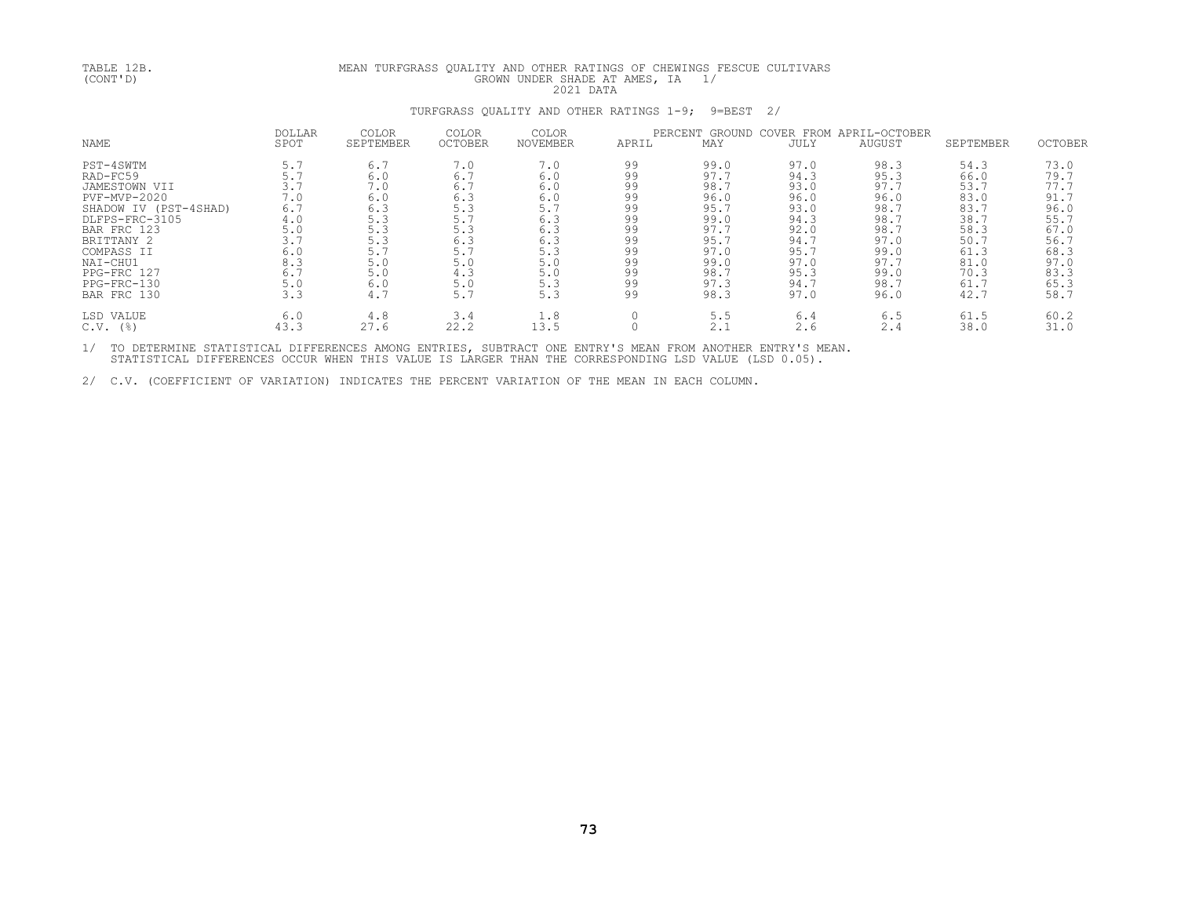TABLE 12B. (CONT'D)

MEAN TURFGRASS QUALITY AND OTHER RATINGS OF CHEWINGS FESCUE CULTIVARS GROWN UNDER SHADE AT AMES, IA 1/

2021 DATA

TURFGRASS QUALITY AND OTHER RATINGS 1-9; 9=BEST 2/

| NAME | DOLLAR SPOT | COLOR SEPTEMBER | COLOR OCTOBER | COLOR NOVEMBER | PERCENT GROUND COVER FROM APRIL-OCTOBER APRIL | MAY | JULY | AUGUST | SEPTEMBER | OCTOBER |
|---|---|---|---|---|---|---|---|---|---|---|
| PST-4SWTM | 5.7 | 6.7 | 7.0 | 7.0 | 99 | 99.0 | 97.0 | 98.3 | 54.3 | 73.0 |
| RAD-FC59 | 5.7 | 6.0 | 6.7 | 6.0 | 99 | 97.7 | 94.3 | 95.3 | 66.0 | 79.7 |
| JAMESTOWN VII | 3.7 | 7.0 | 6.7 | 6.0 | 99 | 98.7 | 93.0 | 97.7 | 53.7 | 77.7 |
| PVF-MVP-2020 | 7.0 | 6.0 | 6.3 | 6.0 | 99 | 96.0 | 96.0 | 96.0 | 83.0 | 91.7 |
| SHADOW IV (PST-4SHAD) | 6.7 | 6.3 | 5.3 | 5.7 | 99 | 95.7 | 93.0 | 98.7 | 83.7 | 96.0 |
| DLFPS-FRC-3105 | 4.0 | 5.3 | 5.7 | 6.3 | 99 | 99.0 | 94.3 | 98.7 | 38.7 | 55.7 |
| BAR FRC 123 | 5.0 | 5.3 | 5.3 | 6.3 | 99 | 97.7 | 92.0 | 98.7 | 58.3 | 67.0 |
| BRITTANY 2 | 3.7 | 5.3 | 6.3 | 6.3 | 99 | 95.7 | 94.7 | 97.0 | 50.7 | 56.7 |
| COMPASS II | 6.0 | 5.7 | 5.7 | 5.3 | 99 | 97.0 | 95.7 | 99.0 | 61.3 | 68.3 |
| NAI-CHU1 | 8.3 | 5.0 | 5.0 | 5.0 | 99 | 99.0 | 97.0 | 97.7 | 81.0 | 97.0 |
| PPG-FRC 127 | 6.7 | 5.0 | 4.3 | 5.0 | 99 | 98.7 | 95.3 | 99.0 | 70.3 | 83.3 |
| PPG-FRC-130 | 5.0 | 6.0 | 5.0 | 5.3 | 99 | 97.3 | 94.7 | 98.7 | 61.7 | 65.3 |
| BAR FRC 130 | 3.3 | 4.7 | 5.7 | 5.3 | 99 | 98.3 | 97.0 | 96.0 | 42.7 | 58.7 |
| LSD VALUE | 6.0 | 4.8 | 3.4 | 1.8 | 0 | 5.5 | 6.4 | 6.5 | 61.5 | 60.2 |
| C.V. (%) | 43.3 | 27.6 | 22.2 | 13.5 | 0 | 2.1 | 2.6 | 2.4 | 38.0 | 31.0 |

1/ TO DETERMINE STATISTICAL DIFFERENCES AMONG ENTRIES, SUBTRACT ONE ENTRY'S MEAN FROM ANOTHER ENTRY'S MEAN. STATISTICAL DIFFERENCES OCCUR WHEN THIS VALUE IS LARGER THAN THE CORRESPONDING LSD VALUE (LSD 0.05).

2/ C.V. (COEFFICIENT OF VARIATION) INDICATES THE PERCENT VARIATION OF THE MEAN IN EACH COLUMN.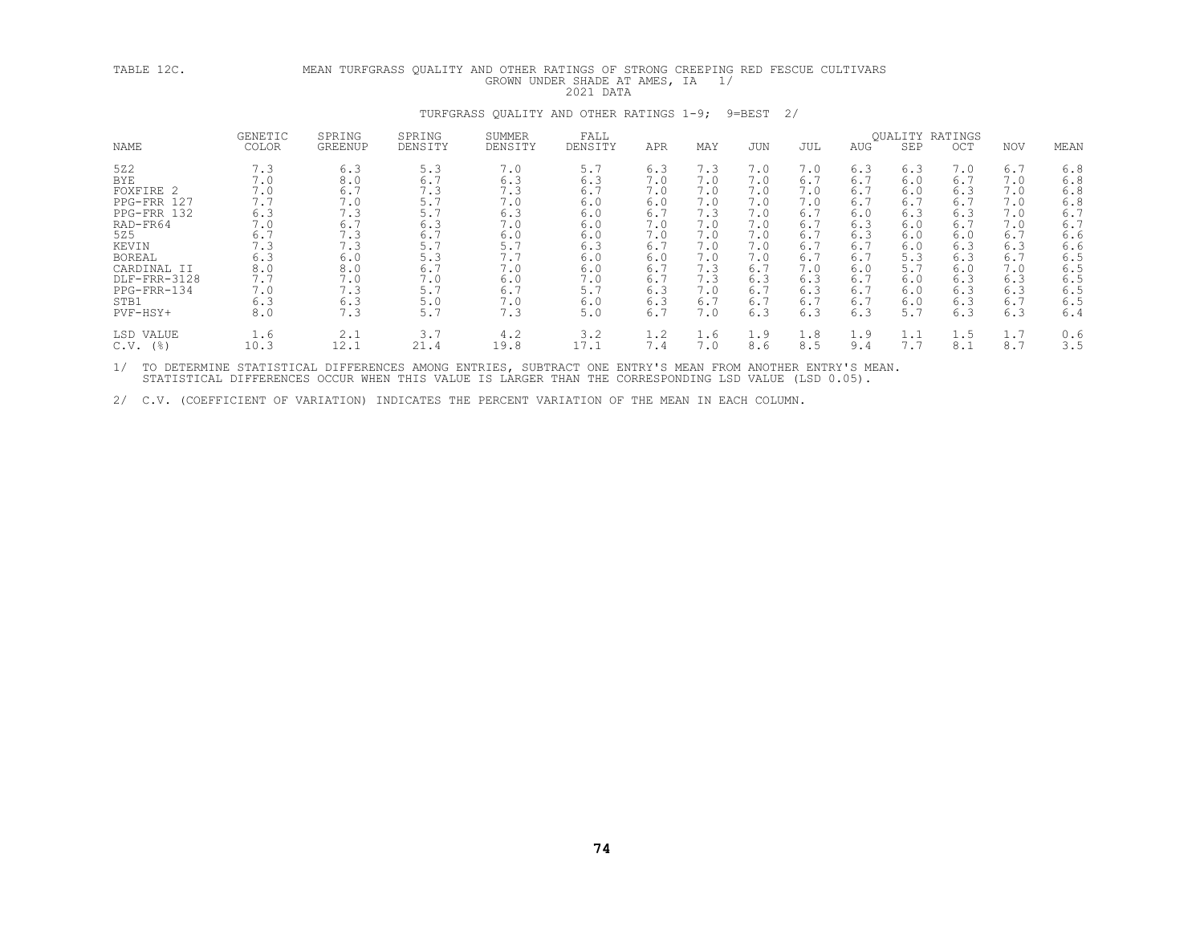TABLE 12C. MEAN TURFGRASS QUALITY AND OTHER RATINGS OF STRONG CREEPING RED FESCUE CULTIVARS GROWN UNDER SHADE AT AMES, IA 1/

2021 DATA

TURFGRASS QUALITY AND OTHER RATINGS 1-9; 9=BEST 2/

| NAME | GENETIC COLOR | SPRING GREENUP | SPRING DENSITY | SUMMER DENSITY | FALL DENSITY | APR | MAY | JUN | JUL | AUG | SEP | OCT | NOV | MEAN |
|---|---|---|---|---|---|---|---|---|---|---|---|---|---|---|
| | | | | | | QUALITY RATINGS | | | | | | | | |
| 5Z2 | 7.3 | 6.3 | 5.3 | 7.0 | 5.7 | 6.3 | 7.3 | 7.0 | 7.0 | 6.3 | 6.3 | 7.0 | 6.7 | 6.8 |
| BYE | 7.0 | 8.0 | 6.7 | 6.3 | 6.3 | 7.0 | 7.0 | 7.0 | 6.7 | 6.7 | 6.0 | 6.7 | 7.0 | 6.8 |
| FOXFIRE 2 | 7.0 | 6.7 | 7.3 | 7.3 | 6.7 | 7.0 | 7.0 | 7.0 | 7.0 | 6.7 | 6.0 | 6.3 | 7.0 | 6.8 |
| PPG-FRR 127 | 7.7 | 7.0 | 5.7 | 7.0 | 6.0 | 6.0 | 7.0 | 7.0 | 7.0 | 6.7 | 6.7 | 6.7 | 7.0 | 6.8 |
| PPG-FRR 132 | 6.3 | 7.3 | 5.7 | 6.3 | 6.0 | 6.7 | 7.3 | 7.0 | 6.7 | 6.0 | 6.3 | 6.3 | 7.0 | 6.7 |
| RAD-FR64 | 7.0 | 6.7 | 6.3 | 7.0 | 6.0 | 7.0 | 7.0 | 7.0 | 6.7 | 6.3 | 6.0 | 6.7 | 7.0 | 6.7 |
| 5Z5 | 6.7 | 7.3 | 6.7 | 6.0 | 6.0 | 7.0 | 7.0 | 7.0 | 6.7 | 6.3 | 6.0 | 6.0 | 6.7 | 6.6 |
| KEVIN | 7.3 | 7.3 | 5.7 | 5.7 | 6.3 | 6.7 | 7.0 | 7.0 | 6.7 | 6.7 | 6.0 | 6.3 | 6.3 | 6.6 |
| BOREAL | 6.3 | 6.0 | 5.3 | 7.7 | 6.0 | 6.0 | 7.0 | 7.0 | 6.7 | 6.7 | 5.3 | 6.3 | 6.7 | 6.5 |
| CARDINAL II | 8.0 | 8.0 | 6.7 | 7.0 | 6.0 | 6.7 | 7.3 | 6.7 | 7.0 | 6.0 | 5.7 | 6.0 | 7.0 | 6.5 |
| DLF-FRR-3128 | 7.7 | 7.0 | 7.0 | 6.0 | 7.0 | 6.7 | 7.3 | 6.3 | 6.3 | 6.7 | 6.0 | 6.3 | 6.3 | 6.5 |
| PPG-FRR-134 | 7.0 | 7.3 | 5.7 | 6.7 | 5.7 | 6.3 | 7.0 | 6.7 | 6.3 | 6.7 | 6.0 | 6.3 | 6.3 | 6.5 |
| STB1 | 6.3 | 6.3 | 5.0 | 7.0 | 6.0 | 6.3 | 6.7 | 6.7 | 6.7 | 6.7 | 6.0 | 6.3 | 6.7 | 6.5 |
| PVF-HSY+ | 8.0 | 7.3 | 5.7 | 7.3 | 5.0 | 6.7 | 7.0 | 6.3 | 6.3 | 6.3 | 5.7 | 6.3 | 6.3 | 6.4 |
| LSD VALUE | 1.6 | 2.1 | 3.7 | 4.2 | 3.2 | 1.2 | 1.6 | 1.9 | 1.8 | 1.9 | 1.1 | 1.5 | 1.7 | 0.6 |
| C.V. (%) | 10.3 | 12.1 | 21.4 | 19.8 | 17.1 | 7.4 | 7.0 | 8.6 | 8.5 | 9.4 | 7.7 | 8.1 | 8.7 | 3.5 |

1/ TO DETERMINE STATISTICAL DIFFERENCES AMONG ENTRIES, SUBTRACT ONE ENTRY'S MEAN FROM ANOTHER ENTRY'S MEAN. STATISTICAL DIFFERENCES OCCUR WHEN THIS VALUE IS LARGER THAN THE CORRESPONDING LSD VALUE (LSD 0.05).

2/ C.V. (COEFFICIENT OF VARIATION) INDICATES THE PERCENT VARIATION OF THE MEAN IN EACH COLUMN.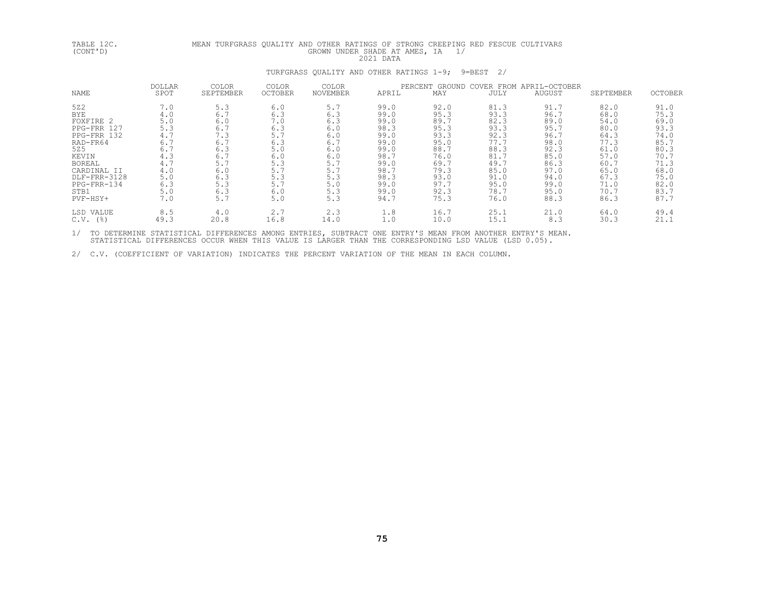TABLE 12C. (CONT'D)

MEAN TURFGRASS QUALITY AND OTHER RATINGS OF STRONG CREEPING RED FESCUE CULTIVARS GROWN UNDER SHADE AT AMES, IA 1/

2021 DATA

TURFGRASS QUALITY AND OTHER RATINGS 1-9; 9=BEST 2/

| NAME | DOLLAR SPOT | COLOR SEPTEMBER | COLOR OCTOBER | COLOR NOVEMBER | PERCENT GROUND COVER FROM APRIL-OCTOBER APRIL | MAY | JULY | AUGUST | SEPTEMBER | OCTOBER |
|---|---|---|---|---|---|---|---|---|---|---|
| 5Z2 | 7.0 | 5.3 | 6.0 | 5.7 | 99.0 | 92.0 | 81.3 | 91.7 | 82.0 | 91.0 |
| BYE | 4.0 | 6.7 | 6.3 | 6.3 | 99.0 | 95.3 | 93.3 | 96.7 | 68.0 | 75.3 |
| FOXFIRE 2 | 5.0 | 6.0 | 7.0 | 6.3 | 99.0 | 89.7 | 82.3 | 89.0 | 54.0 | 69.0 |
| PPG-FRR 127 | 5.3 | 6.7 | 6.3 | 6.0 | 98.3 | 95.3 | 93.3 | 95.7 | 80.0 | 93.3 |
| PPG-FRR 132 | 4.7 | 7.3 | 5.7 | 6.0 | 99.0 | 93.3 | 92.3 | 96.7 | 64.3 | 74.0 |
| RAD-FR64 | 6.7 | 6.7 | 6.3 | 6.7 | 99.0 | 95.0 | 77.7 | 98.0 | 77.3 | 85.7 |
| 5Z5 | 6.7 | 6.3 | 5.0 | 6.0 | 99.0 | 88.7 | 88.3 | 92.3 | 61.0 | 80.3 |
| KEVIN | 4.3 | 6.7 | 6.0 | 6.0 | 98.7 | 76.0 | 81.7 | 85.0 | 57.0 | 70.7 |
| BOREAL | 4.7 | 5.7 | 5.3 | 5.7 | 99.0 | 69.7 | 49.7 | 86.3 | 60.7 | 71.3 |
| CARDINAL II | 4.0 | 6.0 | 5.7 | 5.7 | 98.7 | 79.3 | 85.0 | 97.0 | 65.0 | 68.0 |
| DLF-FRR-3128 | 5.0 | 6.3 | 5.3 | 5.3 | 98.3 | 93.0 | 91.0 | 94.0 | 67.3 | 75.0 |
| PPG-FRR-134 | 6.3 | 5.3 | 5.7 | 5.0 | 99.0 | 97.7 | 95.0 | 99.0 | 71.0 | 82.0 |
| STB1 | 5.0 | 6.3 | 6.0 | 5.3 | 99.0 | 92.3 | 78.7 | 95.0 | 70.7 | 83.7 |
| PVF-HSY+ | 7.0 | 5.7 | 5.0 | 5.3 | 94.7 | 75.3 | 76.0 | 88.3 | 86.3 | 87.7 |
| LSD VALUE | 8.5 | 4.0 | 2.7 | 2.3 | 1.8 | 16.7 | 25.1 | 21.0 | 64.0 | 49.4 |
| C.V. (%) | 49.3 | 20.8 | 16.8 | 14.0 | 1.0 | 10.0 | 15.1 | 8.3 | 30.3 | 21.1 |

1/ TO DETERMINE STATISTICAL DIFFERENCES AMONG ENTRIES, SUBTRACT ONE ENTRY'S MEAN FROM ANOTHER ENTRY'S MEAN. STATISTICAL DIFFERENCES OCCUR WHEN THIS VALUE IS LARGER THAN THE CORRESPONDING LSD VALUE (LSD 0.05).

2/ C.V. (COEFFICIENT OF VARIATION) INDICATES THE PERCENT VARIATION OF THE MEAN IN EACH COLUMN.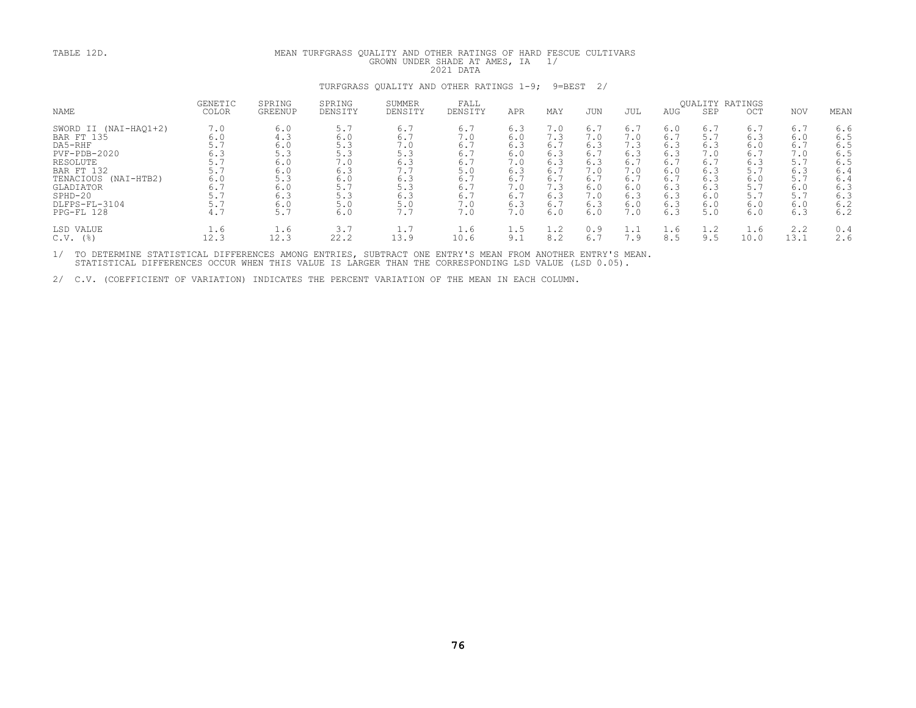TABLE 12D.

MEAN TURFGRASS QUALITY AND OTHER RATINGS OF HARD FESCUE CULTIVARS GROWN UNDER SHADE AT AMES, IA 1/
2021 DATA

TURFGRASS QUALITY AND OTHER RATINGS 1-9; 9=BEST 2/

| NAME | GENETIC COLOR | SPRING GREENUP | SPRING DENSITY | SUMMER DENSITY | FALL DENSITY | APR | MAY | JUN | JUL | AUG | SEP | OCT | NOV | MEAN |
|---|---|---|---|---|---|---|---|---|---|---|---|---|---|---|
| | | | | | | | | | | QUALITY RATINGS | | | | |
| SWORD II (NAI-HAQ1+2) | 7.0 | 6.0 | 5.7 | 6.7 | 6.7 | 6.3 | 7.0 | 6.7 | 6.7 | 6.0 | 6.7 | 6.7 | 6.7 | 6.6 |
| BAR FT 135 | 6.0 | 4.3 | 6.0 | 6.7 | 7.0 | 6.0 | 7.3 | 7.0 | 7.0 | 6.7 | 5.7 | 6.3 | 6.0 | 6.5 |
| DA5-RHF | 5.7 | 6.0 | 5.3 | 7.0 | 6.7 | 6.3 | 6.7 | 6.3 | 7.3 | 6.3 | 6.3 | 6.0 | 6.7 | 6.5 |
| PVF-PDB-2020 | 6.3 | 5.3 | 5.3 | 5.3 | 6.7 | 6.0 | 6.3 | 6.7 | 6.3 | 6.3 | 7.0 | 6.7 | 7.0 | 6.5 |
| RESOLUTE | 5.7 | 6.0 | 7.0 | 6.3 | 6.7 | 7.0 | 6.3 | 6.3 | 6.7 | 6.7 | 6.7 | 6.3 | 5.7 | 6.5 |
| BAR FT 132 | 5.7 | 6.0 | 6.3 | 7.7 | 5.0 | 6.3 | 6.7 | 7.0 | 7.0 | 6.0 | 6.3 | 5.7 | 6.3 | 6.4 |
| TENACIOUS (NAI-HTB2) | 6.0 | 5.3 | 6.0 | 6.3 | 6.7 | 6.7 | 6.7 | 6.7 | 6.7 | 6.7 | 6.3 | 6.0 | 5.7 | 6.4 |
| GLADIATOR | 6.7 | 6.0 | 5.7 | 5.3 | 6.7 | 7.0 | 7.3 | 6.0 | 6.0 | 6.3 | 6.3 | 5.7 | 6.0 | 6.3 |
| SPHD-20 | 5.7 | 6.3 | 5.3 | 6.3 | 6.7 | 6.7 | 6.3 | 7.0 | 6.3 | 6.3 | 6.0 | 5.7 | 5.7 | 6.3 |
| DLFPS-FL-3104 | 5.7 | 6.0 | 5.0 | 5.0 | 7.0 | 6.3 | 6.7 | 6.3 | 6.0 | 6.3 | 6.0 | 6.0 | 6.0 | 6.2 |
| PPG-FL 128 | 4.7 | 5.7 | 6.0 | 7.7 | 7.0 | 7.0 | 6.0 | 6.0 | 7.0 | 6.3 | 5.0 | 6.0 | 6.3 | 6.2 |
| LSD VALUE | 1.6 | 1.6 | 3.7 | 1.7 | 1.6 | 1.5 | 1.2 | 0.9 | 1.1 | 1.6 | 1.2 | 1.6 | 2.2 | 0.4 |
| C.V. (%) | 12.3 | 12.3 | 22.2 | 13.9 | 10.6 | 9.1 | 8.2 | 6.7 | 7.9 | 8.5 | 9.5 | 10.0 | 13.1 | 2.6 |

1/ TO DETERMINE STATISTICAL DIFFERENCES AMONG ENTRIES, SUBTRACT ONE ENTRY'S MEAN FROM ANOTHER ENTRY'S MEAN. STATISTICAL DIFFERENCES OCCUR WHEN THIS VALUE IS LARGER THAN THE CORRESPONDING LSD VALUE (LSD 0.05).

2/ C.V. (COEFFICIENT OF VARIATION) INDICATES THE PERCENT VARIATION OF THE MEAN IN EACH COLUMN.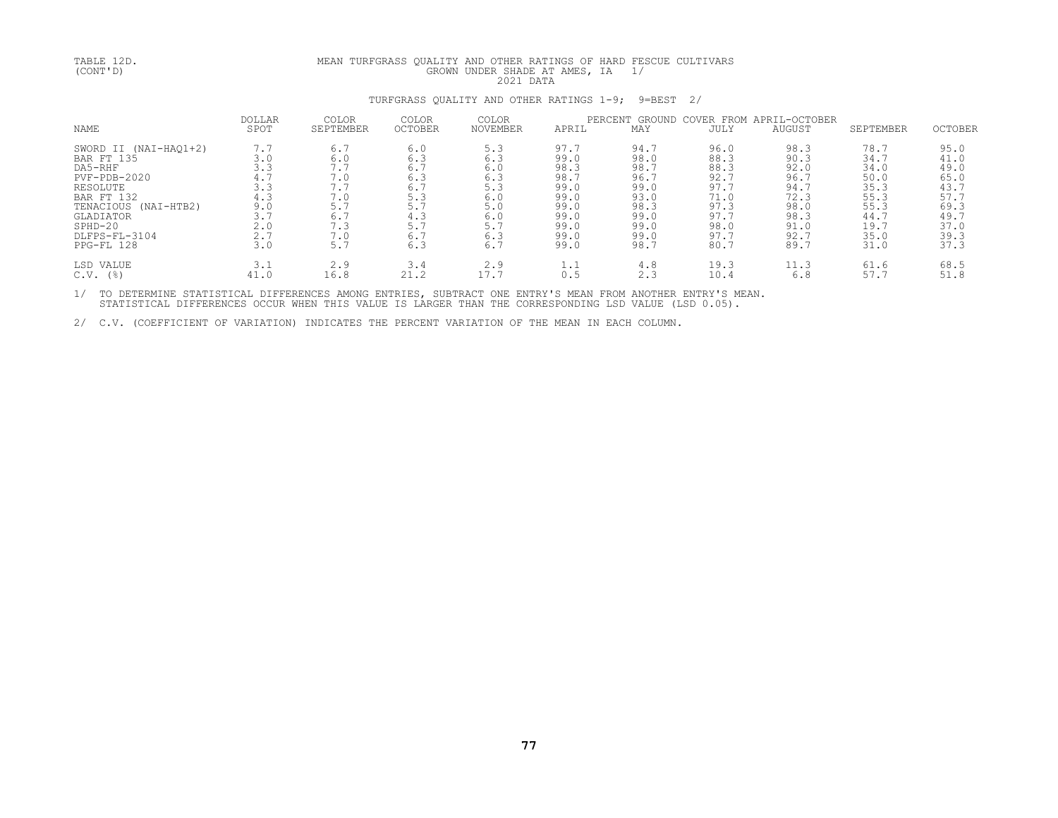TABLE 12D.
(CONT'D)

MEAN TURFGRASS QUALITY AND OTHER RATINGS OF HARD FESCUE CULTIVARS
GROWN UNDER SHADE AT AMES, IA 1/
2021 DATA

TURFGRASS QUALITY AND OTHER RATINGS 1-9; 9=BEST 2/

| NAME | DOLLAR SPOT | COLOR SEPTEMBER | COLOR OCTOBER | COLOR NOVEMBER | PERCENT GROUND COVER FROM APRIL-OCTOBER APRIL | MAY | JULY | AUGUST | SEPTEMBER | OCTOBER |
|---|---|---|---|---|---|---|---|---|---|---|
| SWORD II (NAI-HAQ1+2) | 7.7 | 6.7 | 6.0 | 5.3 | 97.7 | 94.7 | 96.0 | 98.3 | 78.7 | 95.0 |
| BAR FT 135 | 3.0 | 6.0 | 6.3 | 6.3 | 99.0 | 98.0 | 88.3 | 90.3 | 34.7 | 41.0 |
| DA5-RHF | 3.3 | 7.7 | 6.7 | 6.0 | 98.3 | 98.7 | 88.3 | 92.0 | 34.0 | 49.0 |
| PVF-PDB-2020 | 4.7 | 7.0 | 6.3 | 6.3 | 98.7 | 96.7 | 92.7 | 96.7 | 50.0 | 65.0 |
| RESOLUTE | 3.3 | 7.7 | 6.7 | 5.3 | 99.0 | 99.0 | 97.7 | 94.7 | 35.3 | 43.7 |
| BAR FT 132 | 4.3 | 7.0 | 5.3 | 6.0 | 99.0 | 93.0 | 71.0 | 72.3 | 55.3 | 57.7 |
| TENACIOUS (NAI-HTB2) | 9.0 | 5.7 | 5.7 | 5.0 | 99.0 | 98.3 | 97.3 | 98.0 | 55.3 | 69.3 |
| GLADIATOR | 3.7 | 6.7 | 4.3 | 6.0 | 99.0 | 99.0 | 97.7 | 98.3 | 44.7 | 49.7 |
| SPHD-20 | 2.0 | 7.3 | 5.7 | 5.7 | 99.0 | 99.0 | 98.0 | 91.0 | 19.7 | 37.0 |
| DLFPS-FL-3104 | 2.7 | 7.0 | 6.7 | 6.3 | 99.0 | 99.0 | 97.7 | 92.7 | 35.0 | 39.3 |
| PPG-FL 128 | 3.0 | 5.7 | 6.3 | 6.7 | 99.0 | 98.7 | 80.7 | 89.7 | 31.0 | 37.3 |
| LSD VALUE | 3.1 | 2.9 | 3.4 | 2.9 | 1.1 | 4.8 | 19.3 | 11.3 | 61.6 | 68.5 |
| C.V. (%) | 41.0 | 16.8 | 21.2 | 17.7 | 0.5 | 2.3 | 10.4 | 6.8 | 57.7 | 51.8 |

1/ TO DETERMINE STATISTICAL DIFFERENCES AMONG ENTRIES, SUBTRACT ONE ENTRY'S MEAN FROM ANOTHER ENTRY'S MEAN. STATISTICAL DIFFERENCES OCCUR WHEN THIS VALUE IS LARGER THAN THE CORRESPONDING LSD VALUE (LSD 0.05).

2/ C.V. (COEFFICIENT OF VARIATION) INDICATES THE PERCENT VARIATION OF THE MEAN IN EACH COLUMN.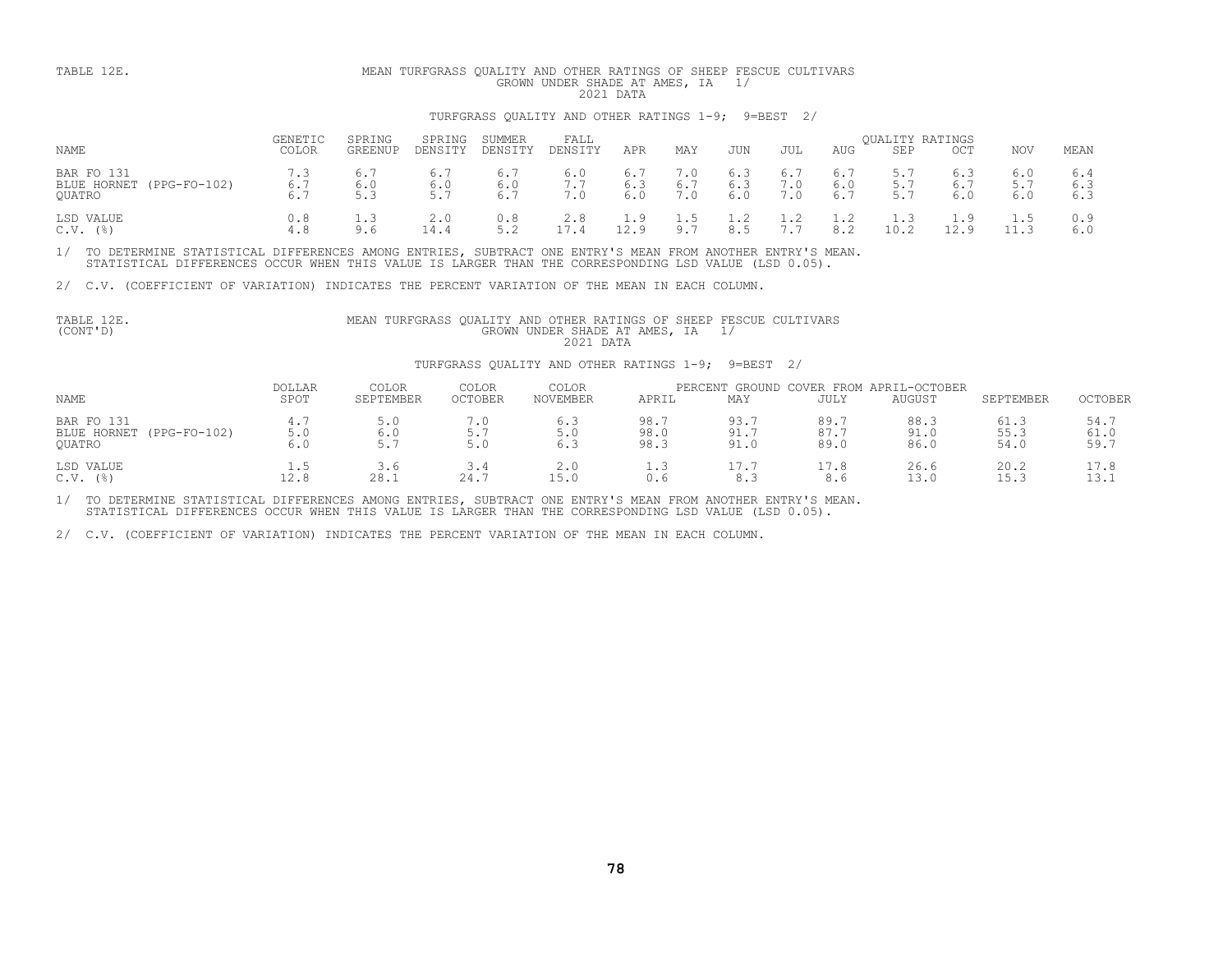TABLE 12E.

MEAN TURFGRASS QUALITY AND OTHER RATINGS OF SHEEP FESCUE CULTIVARS GROWN UNDER SHADE AT AMES, IA 1/
2021 DATA

TURFGRASS QUALITY AND OTHER RATINGS 1-9; 9=BEST 2/

| NAME | GENETIC COLOR | SPRING GREENUP | SPRING DENSITY | SUMMER DENSITY | FALL DENSITY | APR | MAY | JUN | JUL | AUG | SEP | OCT | NOV | MEAN |
|---|---|---|---|---|---|---|---|---|---|---|---|---|---|---|
| | | | | | | QUALITY RATINGS | | | | | | | | |
| BAR FO 131 | 7.3 | 6.7 | 6.7 | 6.7 | 6.0 | 6.7 | 7.0 | 6.3 | 6.7 | 6.7 | 5.7 | 6.3 | 6.0 | 6.4 |
| BLUE HORNET (PPG-FO-102) | 6.7 | 6.0 | 6.0 | 6.0 | 7.7 | 6.3 | 6.7 | 6.3 | 7.0 | 6.0 | 5.7 | 6.7 | 5.7 | 6.3 |
| QUATRO | 6.7 | 5.3 | 5.7 | 6.7 | 7.0 | 6.0 | 7.0 | 6.0 | 7.0 | 6.7 | 5.7 | 6.0 | 6.0 | 6.3 |
| LSD VALUE | 0.8 | 1.3 | 2.0 | 0.8 | 2.8 | 1.9 | 1.5 | 1.2 | 1.2 | 1.2 | 1.3 | 1.9 | 1.5 | 0.9 |
| C.V. (%) | 4.8 | 9.6 | 14.4 | 5.2 | 17.4 | 12.9 | 9.7 | 8.5 | 7.7 | 8.2 | 10.2 | 12.9 | 11.3 | 6.0 |

1/ TO DETERMINE STATISTICAL DIFFERENCES AMONG ENTRIES, SUBTRACT ONE ENTRY'S MEAN FROM ANOTHER ENTRY'S MEAN. STATISTICAL DIFFERENCES OCCUR WHEN THIS VALUE IS LARGER THAN THE CORRESPONDING LSD VALUE (LSD 0.05).

2/ C.V. (COEFFICIENT OF VARIATION) INDICATES THE PERCENT VARIATION OF THE MEAN IN EACH COLUMN.

TABLE 12E. (CONT'D)

MEAN TURFGRASS QUALITY AND OTHER RATINGS OF SHEEP FESCUE CULTIVARS GROWN UNDER SHADE AT AMES, IA 1/
2021 DATA

TURFGRASS QUALITY AND OTHER RATINGS 1-9; 9=BEST 2/

| NAME | DOLLAR SPOT | COLOR SEPTEMBER | COLOR OCTOBER | COLOR NOVEMBER | APRIL | MAY | JULY | AUGUST | SEPTEMBER | OCTOBER |
|---|---|---|---|---|---|---|---|---|---|---|
| | | | | | PERCENT GROUND COVER FROM APRIL-OCTOBER | | | | | |
| BAR FO 131 | 4.7 | 5.0 | 7.0 | 6.3 | 98.7 | 93.7 | 89.7 | 88.3 | 61.3 | 54.7 |
| BLUE HORNET (PPG-FO-102) | 5.0 | 6.0 | 5.7 | 5.0 | 98.0 | 91.7 | 87.7 | 91.0 | 55.3 | 61.0 |
| QUATRO | 6.0 | 5.7 | 5.0 | 6.3 | 98.3 | 91.0 | 89.0 | 86.0 | 54.0 | 59.7 |
| LSD VALUE | 1.5 | 3.6 | 3.4 | 2.0 | 1.3 | 17.7 | 17.8 | 26.6 | 20.2 | 17.8 |
| C.V. (%) | 12.8 | 28.1 | 24.7 | 15.0 | 0.6 | 8.3 | 8.6 | 13.0 | 15.3 | 13.1 |

1/ TO DETERMINE STATISTICAL DIFFERENCES AMONG ENTRIES, SUBTRACT ONE ENTRY'S MEAN FROM ANOTHER ENTRY'S MEAN. STATISTICAL DIFFERENCES OCCUR WHEN THIS VALUE IS LARGER THAN THE CORRESPONDING LSD VALUE (LSD 0.05).

2/ C.V. (COEFFICIENT OF VARIATION) INDICATES THE PERCENT VARIATION OF THE MEAN IN EACH COLUMN.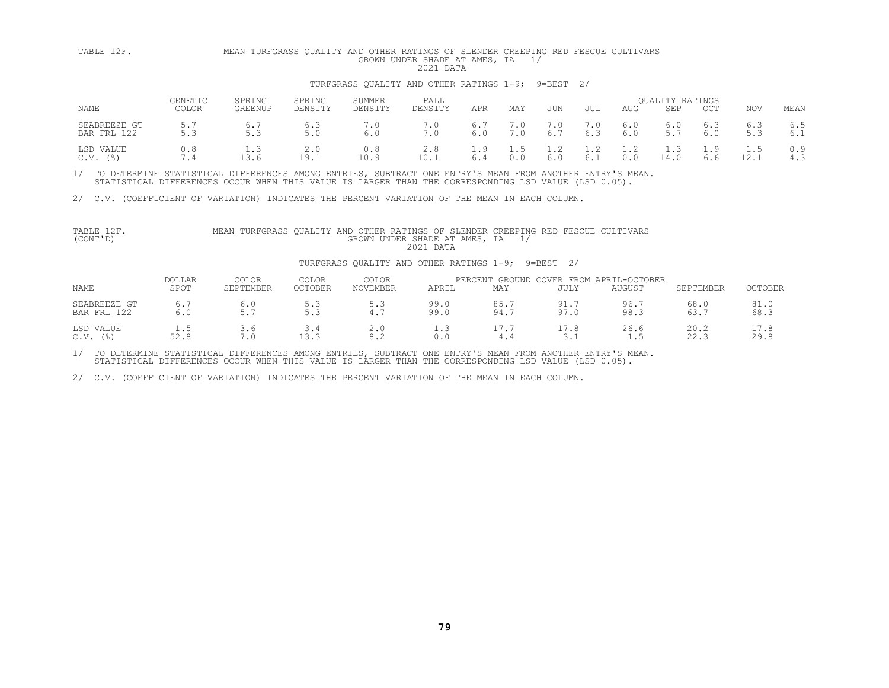TABLE 12F. MEAN TURFGRASS QUALITY AND OTHER RATINGS OF SLENDER CREEPING RED FESCUE CULTIVARS GROWN UNDER SHADE AT AMES, IA 1/

2021 DATA

TURFGRASS QUALITY AND OTHER RATINGS 1-9; 9=BEST 2/

| NAME | GENETIC COLOR | SPRING GREENUP | SPRING DENSITY | SUMMER DENSITY | FALL DENSITY | APR | MAY | JUN | JUL | AUG | SEP | OCT | NOV | MEAN |
|---|---|---|---|---|---|---|---|---|---|---|---|---|---|---|
| | | | | | | QUALITY RATINGS | | | | | | | | |
| SEABREEZE GT | 5.7 | 6.7 | 6.3 | 7.0 | 7.0 | 6.7 | 7.0 | 7.0 | 7.0 | 6.0 | 6.0 | 6.3 | 6.3 | 6.5 |
| BAR FRL 122 | 5.3 | 5.3 | 5.0 | 6.0 | 7.0 | 6.0 | 7.0 | 6.7 | 6.3 | 6.0 | 5.7 | 6.0 | 5.3 | 6.1 |
| LSD VALUE | 0.8 | 1.3 | 2.0 | 0.8 | 2.8 | 1.9 | 1.5 | 1.2 | 1.2 | 1.2 | 1.3 | 1.9 | 1.5 | 0.9 |
| C.V. (%) | 7.4 | 13.6 | 19.1 | 10.9 | 10.1 | 6.4 | 0.0 | 6.0 | 6.1 | 0.0 | 14.0 | 6.6 | 12.1 | 4.3 |

1/ TO DETERMINE STATISTICAL DIFFERENCES AMONG ENTRIES, SUBTRACT ONE ENTRY'S MEAN FROM ANOTHER ENTRY'S MEAN. STATISTICAL DIFFERENCES OCCUR WHEN THIS VALUE IS LARGER THAN THE CORRESPONDING LSD VALUE (LSD 0.05).

2/ C.V. (COEFFICIENT OF VARIATION) INDICATES THE PERCENT VARIATION OF THE MEAN IN EACH COLUMN.

TABLE 12F. (CONT'D) MEAN TURFGRASS QUALITY AND OTHER RATINGS OF SLENDER CREEPING RED FESCUE CULTIVARS GROWN UNDER SHADE AT AMES, IA 1/

2021 DATA

TURFGRASS QUALITY AND OTHER RATINGS 1-9; 9=BEST 2/

| NAME | DOLLAR SPOT | COLOR SEPTEMBER | COLOR OCTOBER | COLOR NOVEMBER | PERCENT GROUND COVER FROM APRIL-OCTOBER | | | | | |
|---|---|---|---|---|---|---|---|---|---|---|
| | | | | | APRIL | MAY | JULY | AUGUST | SEPTEMBER | OCTOBER |
| SEABREEZE GT | 6.7 | 6.0 | 5.3 | 5.3 | 99.0 | 85.7 | 91.7 | 96.7 | 68.0 | 81.0 |
| BAR FRL 122 | 6.0 | 5.7 | 5.3 | 4.7 | 99.0 | 94.7 | 97.0 | 98.3 | 63.7 | 68.3 |
| LSD VALUE | 1.5 | 3.6 | 3.4 | 2.0 | 1.3 | 17.7 | 17.8 | 26.6 | 20.2 | 17.8 |
| C.V. (%) | 52.8 | 7.0 | 13.3 | 8.2 | 0.0 | 4.4 | 3.1 | 1.5 | 22.3 | 29.8 |

1/ TO DETERMINE STATISTICAL DIFFERENCES AMONG ENTRIES, SUBTRACT ONE ENTRY'S MEAN FROM ANOTHER ENTRY'S MEAN. STATISTICAL DIFFERENCES OCCUR WHEN THIS VALUE IS LARGER THAN THE CORRESPONDING LSD VALUE (LSD 0.05).

2/ C.V. (COEFFICIENT OF VARIATION) INDICATES THE PERCENT VARIATION OF THE MEAN IN EACH COLUMN.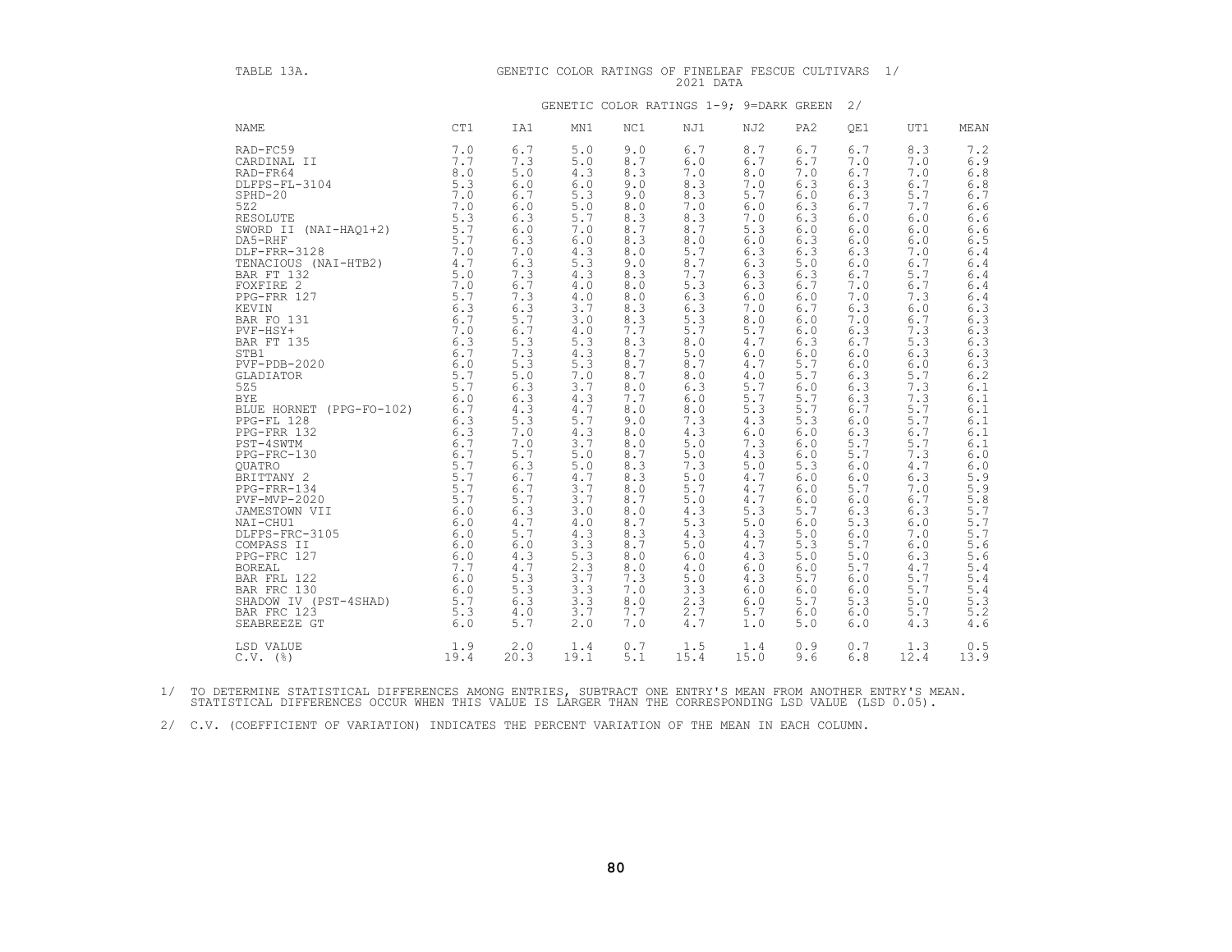TABLE 13A. GENETIC COLOR RATINGS OF FINELEAF FESCUE CULTIVARS 1/
2021 DATA

GENETIC COLOR RATINGS 1-9; 9=DARK GREEN 2/

| NAME | CT1 | IA1 | MN1 | NC1 | NJ1 | NJ2 | PA2 | QE1 | UT1 | MEAN |
|---|---|---|---|---|---|---|---|---|---|---|
| RAD-FC59 | 7.0 | 6.7 | 5.0 | 9.0 | 6.7 | 8.7 | 6.7 | 6.7 | 8.3 | 7.2 |
| CARDINAL II | 7.7 | 7.3 | 5.0 | 8.7 | 6.0 | 6.7 | 6.7 | 7.0 | 7.0 | 6.9 |
| RAD-FR64 | 8.0 | 5.0 | 4.3 | 8.3 | 7.0 | 8.0 | 7.0 | 6.7 | 7.0 | 6.8 |
| DLFPS-FL-3104 | 5.3 | 6.0 | 6.0 | 9.0 | 8.3 | 7.0 | 6.3 | 6.3 | 6.7 | 6.8 |
| SPHD-20 | 7.0 | 6.7 | 5.3 | 9.0 | 8.3 | 5.7 | 6.0 | 6.3 | 5.7 | 6.7 |
| 5Z2 | 7.0 | 6.0 | 5.0 | 8.0 | 7.0 | 6.0 | 6.3 | 6.7 | 7.7 | 6.6 |
| RESOLUTE | 5.3 | 6.3 | 5.7 | 8.3 | 8.3 | 7.0 | 6.3 | 6.0 | 6.0 | 6.6 |
| SWORD II (NAI-HAQ1+2) | 5.7 | 6.0 | 7.0 | 8.7 | 8.7 | 5.3 | 6.0 | 6.0 | 6.0 | 6.6 |
| DA5-RHF | 5.7 | 6.3 | 6.0 | 8.3 | 8.0 | 6.0 | 6.3 | 6.0 | 6.0 | 6.5 |
| DLF-FRR-3128 | 7.0 | 7.0 | 4.3 | 8.0 | 5.7 | 6.3 | 6.3 | 6.3 | 7.0 | 6.4 |
| TENACIOUS (NAI-HTB2) | 4.7 | 6.3 | 5.3 | 9.0 | 8.7 | 6.3 | 5.0 | 6.0 | 6.7 | 6.4 |
| BAR FT 132 | 5.0 | 7.3 | 4.3 | 8.3 | 7.7 | 6.3 | 6.3 | 6.7 | 5.7 | 6.4 |
| FOXFIRE 2 | 7.0 | 6.7 | 4.0 | 8.0 | 5.3 | 6.3 | 6.7 | 7.0 | 6.7 | 6.4 |
| PPG-FRR 127 | 5.7 | 7.3 | 4.0 | 8.0 | 6.3 | 6.0 | 6.0 | 7.0 | 7.3 | 6.4 |
| KEVIN | 6.3 | 6.3 | 3.7 | 8.3 | 6.3 | 7.0 | 6.7 | 6.3 | 6.0 | 6.3 |
| BAR FO 131 | 6.7 | 5.7 | 3.0 | 8.3 | 5.3 | 8.0 | 6.0 | 7.0 | 6.7 | 6.3 |
| PVF-HSY+ | 7.0 | 6.7 | 4.0 | 7.7 | 5.7 | 5.7 | 6.0 | 6.3 | 7.3 | 6.3 |
| BAR FT 135 | 6.3 | 5.3 | 5.3 | 8.3 | 8.0 | 4.7 | 6.3 | 6.7 | 5.3 | 6.3 |
| STB1 | 6.7 | 7.3 | 4.3 | 8.7 | 5.0 | 6.0 | 6.0 | 6.0 | 6.3 | 6.3 |
| PVF-PDB-2020 | 6.0 | 5.3 | 5.3 | 8.7 | 8.7 | 4.7 | 5.7 | 6.0 | 6.0 | 6.3 |
| GLADIATOR | 5.7 | 5.0 | 7.0 | 8.7 | 8.0 | 4.0 | 5.7 | 6.3 | 5.7 | 6.2 |
| 5Z5 | 5.7 | 6.3 | 3.7 | 8.0 | 6.3 | 5.7 | 6.0 | 6.3 | 7.3 | 6.1 |
| BYE | 6.0 | 6.3 | 4.3 | 7.7 | 6.0 | 5.7 | 5.7 | 6.3 | 7.3 | 6.1 |
| BLUE HORNET (PPG-FO-102) | 6.7 | 4.3 | 4.7 | 8.0 | 8.0 | 5.3 | 5.7 | 6.7 | 5.7 | 6.1 |
| PPG-FL 128 | 6.3 | 5.3 | 5.7 | 9.0 | 7.3 | 4.3 | 5.3 | 6.0 | 5.7 | 6.1 |
| PPG-FRR 132 | 6.3 | 7.0 | 4.3 | 8.0 | 4.3 | 6.0 | 6.0 | 6.3 | 6.7 | 6.1 |
| PST-4SWTM | 6.7 | 7.0 | 3.7 | 8.0 | 5.0 | 7.3 | 6.0 | 5.7 | 5.7 | 6.1 |
| PPG-FRC-130 | 6.7 | 5.7 | 5.0 | 8.7 | 5.0 | 4.3 | 6.0 | 5.7 | 7.3 | 6.0 |
| QUATRO | 5.7 | 6.3 | 5.0 | 8.3 | 7.3 | 5.0 | 5.3 | 6.0 | 4.7 | 6.0 |
| BRITTANY 2 | 5.7 | 6.7 | 4.7 | 8.3 | 5.0 | 4.7 | 6.0 | 6.0 | 6.3 | 5.9 |
| PPG-FRR-134 | 5.7 | 6.7 | 3.7 | 8.0 | 5.7 | 4.7 | 6.0 | 5.7 | 7.0 | 5.9 |
| PVF-MVP-2020 | 5.7 | 5.7 | 3.7 | 8.7 | 5.0 | 4.7 | 6.0 | 6.0 | 6.7 | 5.8 |
| JAMESTOWN VII | 6.0 | 6.3 | 3.0 | 8.0 | 4.3 | 5.3 | 5.7 | 6.3 | 6.3 | 5.7 |
| NAI-CHU1 | 6.0 | 4.7 | 4.0 | 8.7 | 5.3 | 5.0 | 6.0 | 5.3 | 6.0 | 5.7 |
| DLFPS-FRC-3105 | 6.0 | 5.7 | 4.3 | 8.3 | 4.3 | 4.3 | 5.0 | 6.0 | 7.0 | 5.7 |
| COMPASS II | 6.0 | 6.0 | 3.3 | 8.7 | 5.0 | 4.7 | 5.3 | 5.7 | 6.0 | 5.6 |
| PPG-FRC 127 | 6.0 | 4.3 | 5.3 | 8.0 | 6.0 | 4.3 | 5.0 | 5.0 | 6.3 | 5.6 |
| BOREAL | 7.7 | 4.7 | 2.3 | 8.0 | 4.0 | 6.0 | 6.0 | 5.7 | 4.7 | 5.4 |
| BAR FRL 122 | 6.0 | 5.3 | 3.7 | 7.3 | 5.0 | 4.3 | 5.7 | 6.0 | 5.7 | 5.4 |
| BAR FRC 130 | 6.0 | 5.3 | 3.3 | 7.0 | 3.3 | 6.0 | 6.0 | 6.0 | 5.7 | 5.4 |
| SHADOW IV (PST-4SHAD) | 5.7 | 6.3 | 3.3 | 8.0 | 2.3 | 6.0 | 5.7 | 5.3 | 5.0 | 5.3 |
| BAR FRC 123 | 5.3 | 4.0 | 3.7 | 7.7 | 2.7 | 5.7 | 6.0 | 6.0 | 5.7 | 5.2 |
| SEABREEZE GT | 6.0 | 5.7 | 2.0 | 7.0 | 4.7 | 1.0 | 5.0 | 6.0 | 4.3 | 4.6 |
| LSD VALUE | 1.9 | 2.0 | 1.4 | 0.7 | 1.5 | 1.4 | 0.9 | 0.7 | 1.3 | 0.5 |
| C.V. (%) | 19.4 | 20.3 | 19.1 | 5.1 | 15.4 | 15.0 | 9.6 | 6.8 | 12.4 | 13.9 |

1/ TO DETERMINE STATISTICAL DIFFERENCES AMONG ENTRIES, SUBTRACT ONE ENTRY'S MEAN FROM ANOTHER ENTRY'S MEAN. STATISTICAL DIFFERENCES OCCUR WHEN THIS VALUE IS LARGER THAN THE CORRESPONDING LSD VALUE (LSD 0.05).

2/ C.V. (COEFFICIENT OF VARIATION) INDICATES THE PERCENT VARIATION OF THE MEAN IN EACH COLUMN.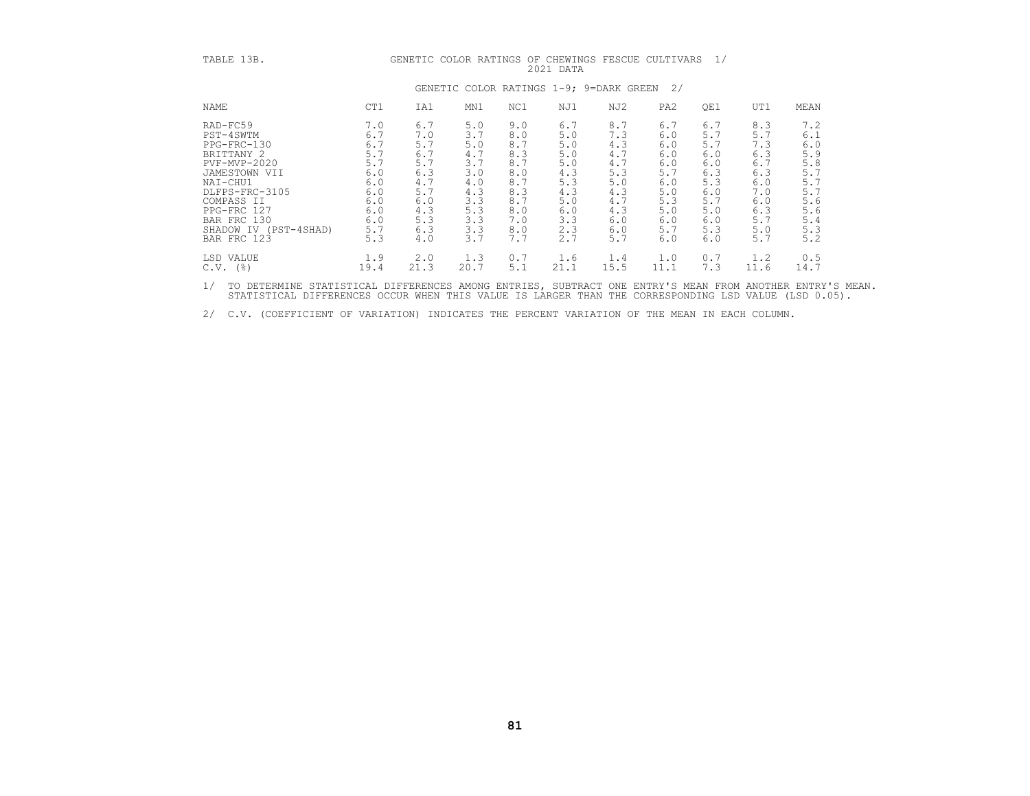TABLE 13B. GENETIC COLOR RATINGS OF CHEWINGS FESCUE CULTIVARS 1/

2021 DATA

GENETIC COLOR RATINGS 1-9; 9=DARK GREEN 2/

| NAME | CT1 | IA1 | MN1 | NC1 | NJ1 | NJ2 | PA2 | QE1 | UT1 | MEAN |
|---|---|---|---|---|---|---|---|---|---|---|
| RAD-FC59 | 7.0 | 6.7 | 5.0 | 9.0 | 6.7 | 8.7 | 6.7 | 6.7 | 8.3 | 7.2 |
| PST-4SWTM | 6.7 | 7.0 | 3.7 | 8.0 | 5.0 | 7.3 | 6.0 | 5.7 | 5.7 | 6.1 |
| PPG-FRC-130 | 6.7 | 5.7 | 5.0 | 8.7 | 5.0 | 4.3 | 6.0 | 5.7 | 7.3 | 6.0 |
| BRITTANY 2 | 5.7 | 6.7 | 4.7 | 8.3 | 5.0 | 4.7 | 6.0 | 6.0 | 6.3 | 5.9 |
| PVF-MVP-2020 | 5.7 | 5.7 | 3.7 | 8.7 | 5.0 | 4.7 | 6.0 | 6.0 | 6.7 | 5.8 |
| JAMESTOWN VII | 6.0 | 6.3 | 3.0 | 8.0 | 4.3 | 5.3 | 5.7 | 6.3 | 6.3 | 5.7 |
| NAI-CHU1 | 6.0 | 4.7 | 4.0 | 8.7 | 5.3 | 5.0 | 6.0 | 5.3 | 6.0 | 5.7 |
| DLFPS-FRC-3105 | 6.0 | 5.7 | 4.3 | 8.3 | 4.3 | 4.3 | 5.0 | 6.0 | 7.0 | 5.7 |
| COMPASS II | 6.0 | 6.0 | 3.3 | 8.7 | 5.0 | 4.7 | 5.3 | 5.7 | 6.0 | 5.6 |
| PPG-FRC 127 | 6.0 | 4.3 | 5.3 | 8.0 | 6.0 | 4.3 | 5.0 | 5.0 | 6.3 | 5.6 |
| BAR FRC 130 | 6.0 | 5.3 | 3.3 | 7.0 | 3.3 | 6.0 | 6.0 | 6.0 | 5.7 | 5.4 |
| SHADOW IV (PST-4SHAD) | 5.7 | 6.3 | 3.3 | 8.0 | 2.3 | 6.0 | 5.7 | 5.3 | 5.0 | 5.3 |
| BAR FRC 123 | 5.3 | 4.0 | 3.7 | 7.7 | 2.7 | 5.7 | 6.0 | 6.0 | 5.7 | 5.2 |
| LSD VALUE | 1.9 | 2.0 | 1.3 | 0.7 | 1.6 | 1.4 | 1.0 | 0.7 | 1.2 | 0.5 |
| C.V. (%) | 19.4 | 21.3 | 20.7 | 5.1 | 21.1 | 15.5 | 11.1 | 7.3 | 11.6 | 14.7 |

1/ TO DETERMINE STATISTICAL DIFFERENCES AMONG ENTRIES, SUBTRACT ONE ENTRY'S MEAN FROM ANOTHER ENTRY'S MEAN. STATISTICAL DIFFERENCES OCCUR WHEN THIS VALUE IS LARGER THAN THE CORRESPONDING LSD VALUE (LSD 0.05).

2/ C.V. (COEFFICIENT OF VARIATION) INDICATES THE PERCENT VARIATION OF THE MEAN IN EACH COLUMN.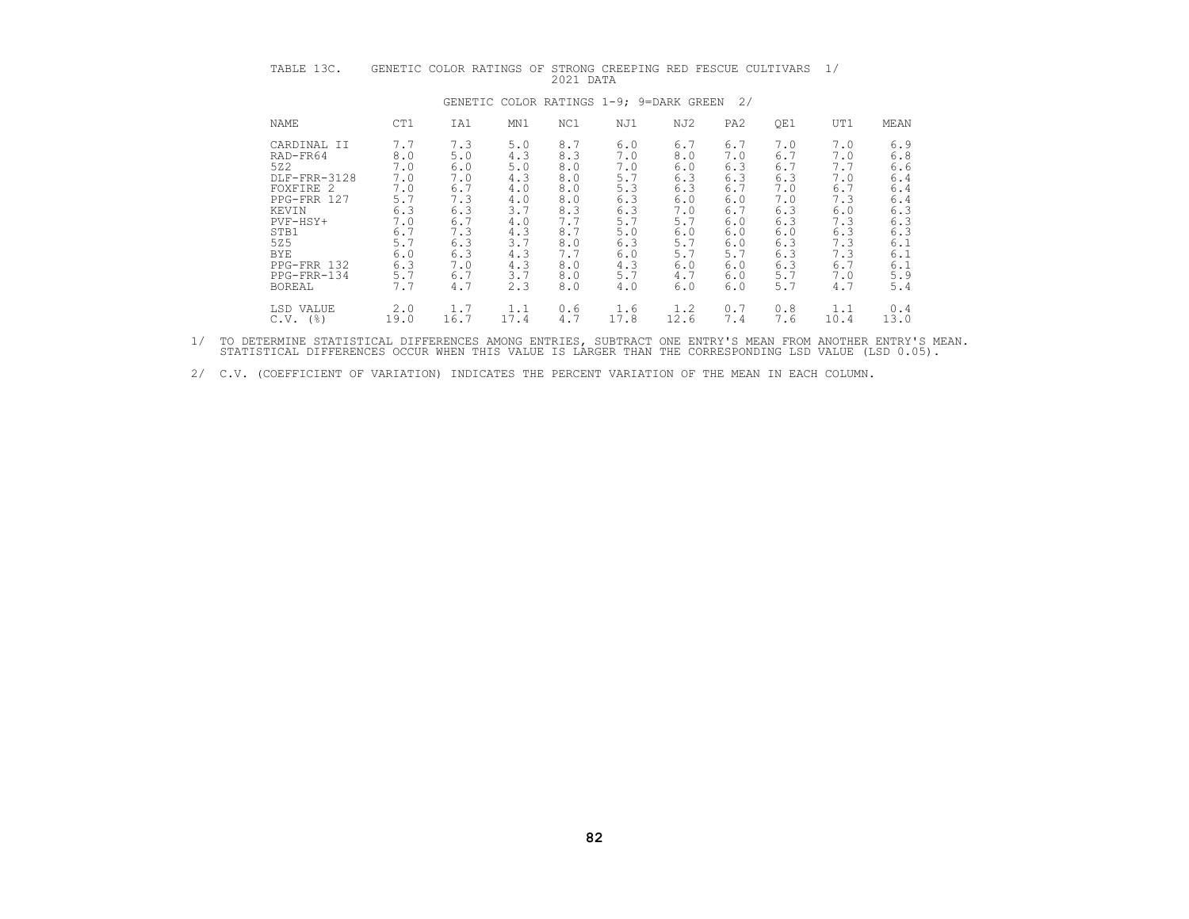TABLE 13C. GENETIC COLOR RATINGS OF STRONG CREEPING RED FESCUE CULTIVARS 1/
2021 DATA

GENETIC COLOR RATINGS 1-9; 9=DARK GREEN 2/

| NAME | CT1 | IA1 | MN1 | NC1 | NJ1 | NJ2 | PA2 | QE1 | UT1 | MEAN |
|---|---|---|---|---|---|---|---|---|---|---|
| CARDINAL II | 7.7 | 7.3 | 5.0 | 8.7 | 6.0 | 6.7 | 6.7 | 7.0 | 7.0 | 6.9 |
| RAD-FR64 | 8.0 | 5.0 | 4.3 | 8.3 | 7.0 | 8.0 | 7.0 | 6.7 | 7.0 | 6.8 |
| 5Z2 | 7.0 | 6.0 | 5.0 | 8.0 | 7.0 | 6.0 | 6.3 | 6.7 | 7.7 | 6.6 |
| DLF-FRR-3128 | 7.0 | 7.0 | 4.3 | 8.0 | 5.7 | 6.3 | 6.3 | 6.3 | 7.0 | 6.4 |
| FOXFIRE 2 | 7.0 | 6.7 | 4.0 | 8.0 | 5.3 | 6.3 | 6.7 | 7.0 | 6.7 | 6.4 |
| PPG-FRR 127 | 5.7 | 7.3 | 4.0 | 8.0 | 6.3 | 6.0 | 6.0 | 7.0 | 7.3 | 6.4 |
| KEVIN | 6.3 | 6.3 | 3.7 | 8.3 | 6.3 | 7.0 | 6.7 | 6.3 | 6.0 | 6.3 |
| PVF-HSY+ | 7.0 | 6.7 | 4.0 | 7.7 | 5.7 | 5.7 | 6.0 | 6.3 | 7.3 | 6.3 |
| STB1 | 6.7 | 7.3 | 4.3 | 8.7 | 5.0 | 6.0 | 6.0 | 6.0 | 6.3 | 6.3 |
| 5Z5 | 5.7 | 6.3 | 3.7 | 8.0 | 6.3 | 5.7 | 6.0 | 6.3 | 7.3 | 6.1 |
| BYE | 6.0 | 6.3 | 4.3 | 7.7 | 6.0 | 5.7 | 5.7 | 6.3 | 7.3 | 6.1 |
| PPG-FRR 132 | 6.3 | 7.0 | 4.3 | 8.0 | 4.3 | 6.0 | 6.0 | 6.3 | 6.7 | 6.1 |
| PPG-FRR-134 | 5.7 | 6.7 | 3.7 | 8.0 | 5.7 | 4.7 | 6.0 | 5.7 | 7.0 | 5.9 |
| BOREAL | 7.7 | 4.7 | 2.3 | 8.0 | 4.0 | 6.0 | 6.0 | 5.7 | 4.7 | 5.4 |
| LSD VALUE | 2.0 | 1.7 | 1.1 | 0.6 | 1.6 | 1.2 | 0.7 | 0.8 | 1.1 | 0.4 |
| C.V. (%) | 19.0 | 16.7 | 17.4 | 4.7 | 17.8 | 12.6 | 7.4 | 7.6 | 10.4 | 13.0 |

1/ TO DETERMINE STATISTICAL DIFFERENCES AMONG ENTRIES, SUBTRACT ONE ENTRY'S MEAN FROM ANOTHER ENTRY'S MEAN. STATISTICAL DIFFERENCES OCCUR WHEN THIS VALUE IS LARGER THAN THE CORRESPONDING LSD VALUE (LSD 0.05).

2/ C.V. (COEFFICIENT OF VARIATION) INDICATES THE PERCENT VARIATION OF THE MEAN IN EACH COLUMN.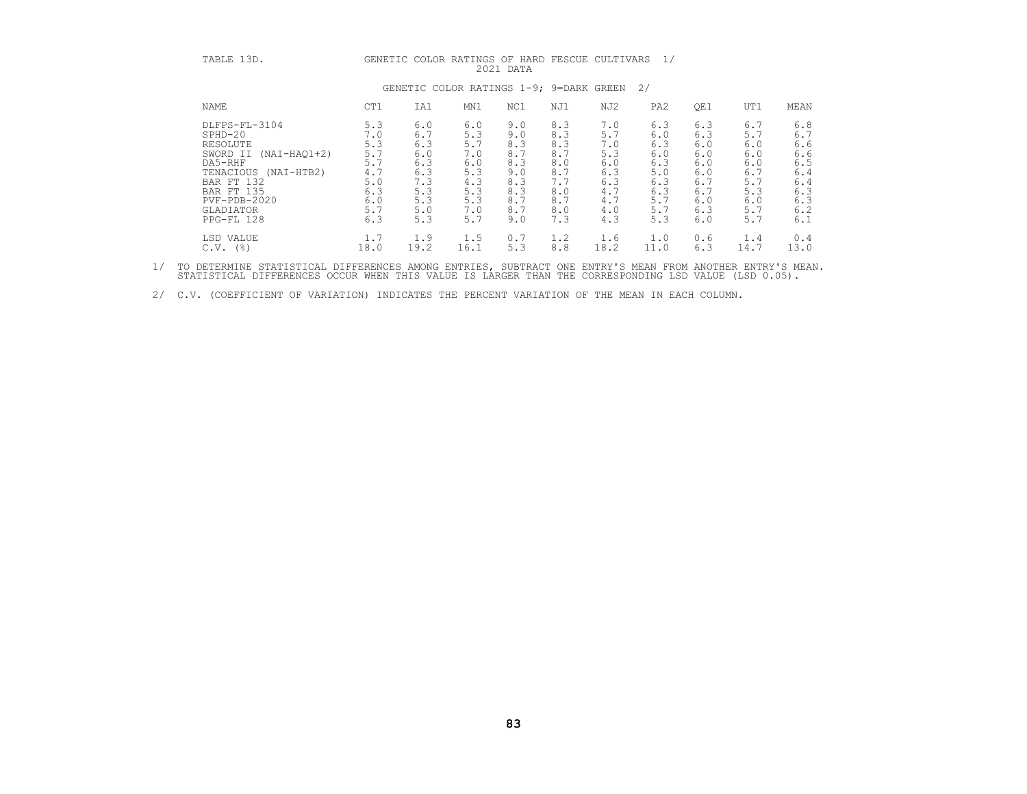TABLE 13D. GENETIC COLOR RATINGS OF HARD FESCUE CULTIVARS 1/
2021 DATA

GENETIC COLOR RATINGS 1-9; 9=DARK GREEN 2/

| NAME | CT1 | IA1 | MN1 | NC1 | NJ1 | NJ2 | PA2 | QE1 | UT1 | MEAN |
|---|---|---|---|---|---|---|---|---|---|---|
| DLFPS-FL-3104 | 5.3 | 6.0 | 6.0 | 9.0 | 8.3 | 7.0 | 6.3 | 6.3 | 6.7 | 6.8 |
| SPHD-20 | 7.0 | 6.7 | 5.3 | 9.0 | 8.3 | 5.7 | 6.0 | 6.3 | 5.7 | 6.7 |
| RESOLUTE | 5.3 | 6.3 | 5.7 | 8.3 | 8.3 | 7.0 | 6.3 | 6.0 | 6.0 | 6.6 |
| SWORD II (NAI-HAQ1+2) | 5.7 | 6.0 | 7.0 | 8.7 | 8.7 | 5.3 | 6.0 | 6.0 | 6.0 | 6.6 |
| DA5-RHF | 5.7 | 6.3 | 6.0 | 8.3 | 8.0 | 6.0 | 6.3 | 6.0 | 6.0 | 6.5 |
| TENACIOUS (NAI-HTB2) | 4.7 | 6.3 | 5.3 | 9.0 | 8.7 | 6.3 | 5.0 | 6.0 | 6.7 | 6.4 |
| BAR FT 132 | 5.0 | 7.3 | 4.3 | 8.3 | 7.7 | 6.3 | 6.3 | 6.7 | 5.7 | 6.4 |
| BAR FT 135 | 6.3 | 5.3 | 5.3 | 8.3 | 8.0 | 4.7 | 6.3 | 6.7 | 5.3 | 6.3 |
| PVF-PDB-2020 | 6.0 | 5.3 | 5.3 | 8.7 | 8.7 | 4.7 | 5.7 | 6.0 | 6.0 | 6.3 |
| GLADIATOR | 5.7 | 5.0 | 7.0 | 8.7 | 8.0 | 4.0 | 5.7 | 6.3 | 5.7 | 6.2 |
| PPG-FL 128 | 6.3 | 5.3 | 5.7 | 9.0 | 7.3 | 4.3 | 5.3 | 6.0 | 5.7 | 6.1 |
| LSD VALUE | 1.7 | 1.9 | 1.5 | 0.7 | 1.2 | 1.6 | 1.0 | 0.6 | 1.4 | 0.4 |
| C.V. (%) | 18.0 | 19.2 | 16.1 | 5.3 | 8.8 | 18.2 | 11.0 | 6.3 | 14.7 | 13.0 |

1/ TO DETERMINE STATISTICAL DIFFERENCES AMONG ENTRIES, SUBTRACT ONE ENTRY'S MEAN FROM ANOTHER ENTRY'S MEAN. STATISTICAL DIFFERENCES OCCUR WHEN THIS VALUE IS LARGER THAN THE CORRESPONDING LSD VALUE (LSD 0.05).

2/ C.V. (COEFFICIENT OF VARIATION) INDICATES THE PERCENT VARIATION OF THE MEAN IN EACH COLUMN.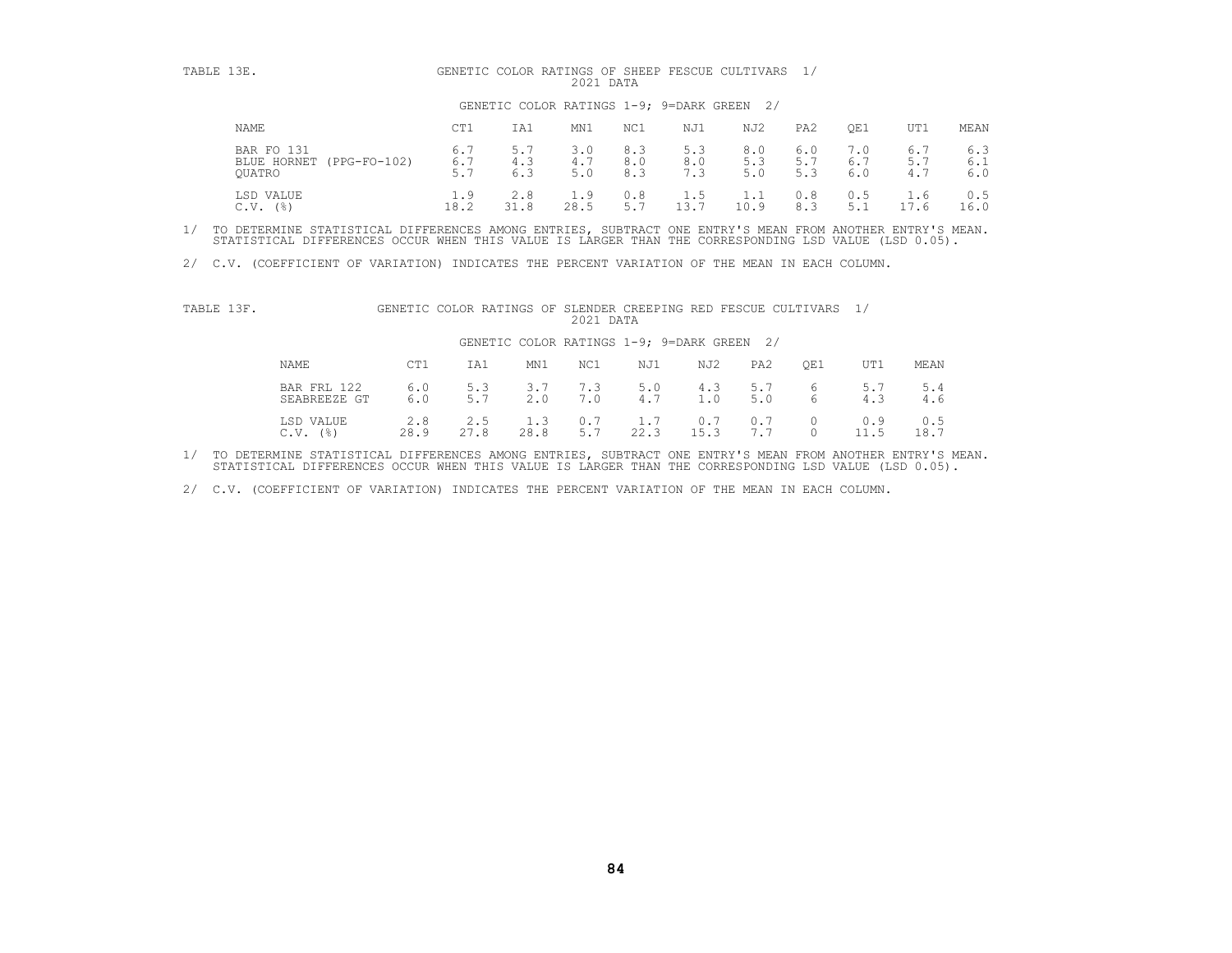TABLE 13E. GENETIC COLOR RATINGS OF SHEEP FESCUE CULTIVARS 1/
2021 DATA

GENETIC COLOR RATINGS 1-9; 9=DARK GREEN 2/

| NAME | CT1 | IA1 | MN1 | NC1 | NJ1 | NJ2 | PA2 | QE1 | UT1 | MEAN |
|---|---|---|---|---|---|---|---|---|---|---|
| BAR FO 131 | 6.7 | 5.7 | 3.0 | 8.3 | 5.3 | 8.0 | 6.0 | 7.0 | 6.7 | 6.3 |
| BLUE HORNET (PPG-FO-102) | 6.7 | 4.3 | 4.7 | 8.0 | 8.0 | 5.3 | 5.7 | 6.7 | 5.7 | 6.1 |
| QUATRO | 5.7 | 6.3 | 5.0 | 8.3 | 7.3 | 5.0 | 5.3 | 6.0 | 4.7 | 6.0 |
| LSD VALUE | 1.9 | 2.8 | 1.9 | 0.8 | 1.5 | 1.1 | 0.8 | 0.5 | 1.6 | 0.5 |
| C.V. (%) | 18.2 | 31.8 | 28.5 | 5.7 | 13.7 | 10.9 | 8.3 | 5.1 | 17.6 | 16.0 |

1/ TO DETERMINE STATISTICAL DIFFERENCES AMONG ENTRIES, SUBTRACT ONE ENTRY'S MEAN FROM ANOTHER ENTRY'S MEAN. STATISTICAL DIFFERENCES OCCUR WHEN THIS VALUE IS LARGER THAN THE CORRESPONDING LSD VALUE (LSD 0.05).

2/ C.V. (COEFFICIENT OF VARIATION) INDICATES THE PERCENT VARIATION OF THE MEAN IN EACH COLUMN.

TABLE 13F. GENETIC COLOR RATINGS OF SLENDER CREEPING RED FESCUE CULTIVARS 1/
2021 DATA

GENETIC COLOR RATINGS 1-9; 9=DARK GREEN 2/

| NAME | CT1 | IA1 | MN1 | NC1 | NJ1 | NJ2 | PA2 | QE1 | UT1 | MEAN |
|---|---|---|---|---|---|---|---|---|---|---|
| BAR FRL 122 | 6.0 | 5.3 | 3.7 | 7.3 | 5.0 | 4.3 | 5.7 | 6 | 5.7 | 5.4 |
| SEABREEZE GT | 6.0 | 5.7 | 2.0 | 7.0 | 4.7 | 1.0 | 5.0 | 6 | 4.3 | 4.6 |
| LSD VALUE | 2.8 | 2.5 | 1.3 | 0.7 | 1.7 | 0.7 | 0.7 | 0 | 0.9 | 0.5 |
| C.V. (%) | 28.9 | 27.8 | 28.8 | 5.7 | 22.3 | 15.3 | 7.7 | 0 | 11.5 | 18.7 |

1/ TO DETERMINE STATISTICAL DIFFERENCES AMONG ENTRIES, SUBTRACT ONE ENTRY'S MEAN FROM ANOTHER ENTRY'S MEAN. STATISTICAL DIFFERENCES OCCUR WHEN THIS VALUE IS LARGER THAN THE CORRESPONDING LSD VALUE (LSD 0.05).

2/ C.V. (COEFFICIENT OF VARIATION) INDICATES THE PERCENT VARIATION OF THE MEAN IN EACH COLUMN.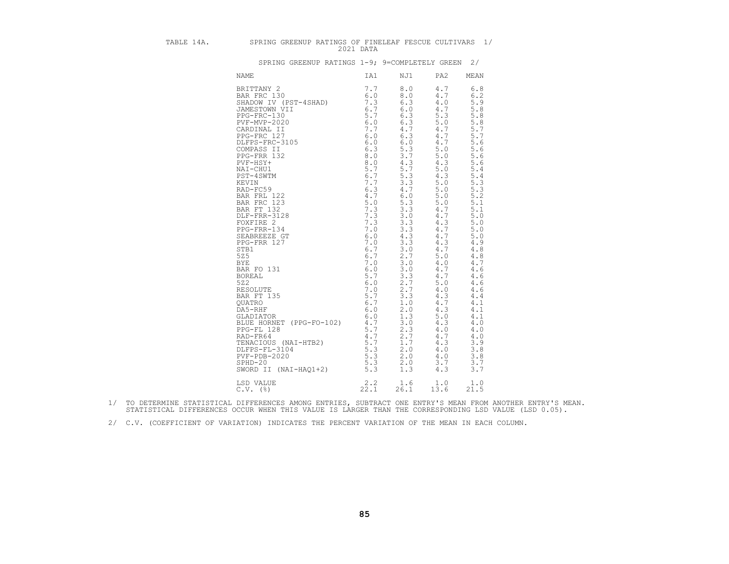TABLE 14A. SPRING GREENUP RATINGS OF FINELEAF FESCUE CULTIVARS 1/
2021 DATA

SPRING GREENUP RATINGS 1-9; 9=COMPLETELY GREEN 2/

| NAME | IA1 | NJ1 | PA2 | MEAN |
|---|---|---|---|---|
| BRITTANY 2 | 7.7 | 8.0 | 4.7 | 6.8 |
| BAR FRC 130 | 6.0 | 8.0 | 4.7 | 6.2 |
| SHADOW IV (PST-4SHAD) | 7.3 | 6.3 | 4.0 | 5.9 |
| JAMESTOWN VII | 6.7 | 6.0 | 4.7 | 5.8 |
| PPG-FRC-130 | 5.7 | 6.3 | 5.3 | 5.8 |
| PVF-MVP-2020 | 6.0 | 6.3 | 5.0 | 5.8 |
| CARDINAL II | 7.7 | 4.7 | 4.7 | 5.7 |
| PPG-FRC 127 | 6.0 | 6.3 | 4.7 | 5.7 |
| DLFPS-FRC-3105 | 6.0 | 6.0 | 4.7 | 5.6 |
| COMPASS II | 6.3 | 5.3 | 5.0 | 5.6 |
| PPG-FRR 132 | 8.0 | 3.7 | 5.0 | 5.6 |
| PVF-HSY+ | 8.0 | 4.3 | 4.3 | 5.6 |
| NAI-CHU1 | 5.7 | 5.7 | 5.0 | 5.4 |
| PST-4SWTM | 6.7 | 5.3 | 4.3 | 5.4 |
| KEVIN | 7.7 | 3.3 | 5.0 | 5.3 |
| RAD-FC59 | 6.3 | 4.7 | 5.0 | 5.3 |
| BAR FRL 122 | 4.7 | 6.0 | 5.0 | 5.2 |
| BAR FRC 123 | 5.0 | 5.3 | 5.0 | 5.1 |
| BAR FT 132 | 7.3 | 3.3 | 4.7 | 5.1 |
| DLF-FRR-3128 | 7.3 | 3.0 | 4.7 | 5.0 |
| FOXFIRE 2 | 7.3 | 3.3 | 4.3 | 5.0 |
| PPG-FRR-134 | 7.0 | 3.3 | 4.7 | 5.0 |
| SEABREEZE GT | 6.0 | 4.3 | 4.7 | 5.0 |
| PPG-FRR 127 | 7.0 | 3.3 | 4.3 | 4.9 |
| STB1 | 6.7 | 3.0 | 4.7 | 4.8 |
| 5Z5 | 6.7 | 2.7 | 5.0 | 4.8 |
| BYE | 7.0 | 3.0 | 4.0 | 4.7 |
| BAR FO 131 | 6.0 | 3.0 | 4.7 | 4.6 |
| BOREAL | 5.7 | 3.3 | 4.7 | 4.6 |
| 5Z2 | 6.0 | 2.7 | 5.0 | 4.6 |
| RESOLUTE | 7.0 | 2.7 | 4.0 | 4.6 |
| BAR FT 135 | 5.7 | 3.3 | 4.3 | 4.4 |
| QUATRO | 6.7 | 1.0 | 4.7 | 4.1 |
| DA5-RHF | 6.0 | 2.0 | 4.3 | 4.1 |
| GLADIATOR | 6.0 | 1.3 | 5.0 | 4.1 |
| BLUE HORNET (PPG-FO-102) | 4.7 | 3.0 | 4.3 | 4.0 |
| PPG-FL 128 | 5.7 | 2.3 | 4.0 | 4.0 |
| RAD-FR64 | 4.7 | 2.7 | 4.7 | 4.0 |
| TENACIOUS (NAI-HTB2) | 5.7 | 1.7 | 4.3 | 3.9 |
| DLFPS-FL-3104 | 5.3 | 2.0 | 4.0 | 3.8 |
| PVF-PDB-2020 | 5.3 | 2.0 | 4.0 | 3.8 |
| SPHD-20 | 5.3 | 2.0 | 3.7 | 3.7 |
| SWORD II (NAI-HAQ1+2) | 5.3 | 1.3 | 4.3 | 3.7 |
| LSD VALUE | 2.2 | 1.6 | 1.0 | 1.0 |
| C.V. (%) | 22.1 | 26.1 | 13.6 | 21.5 |

1/ TO DETERMINE STATISTICAL DIFFERENCES AMONG ENTRIES, SUBTRACT ONE ENTRY'S MEAN FROM ANOTHER ENTRY'S MEAN. STATISTICAL DIFFERENCES OCCUR WHEN THIS VALUE IS LARGER THAN THE CORRESPONDING LSD VALUE (LSD 0.05).

2/ C.V. (COEFFICIENT OF VARIATION) INDICATES THE PERCENT VARIATION OF THE MEAN IN EACH COLUMN.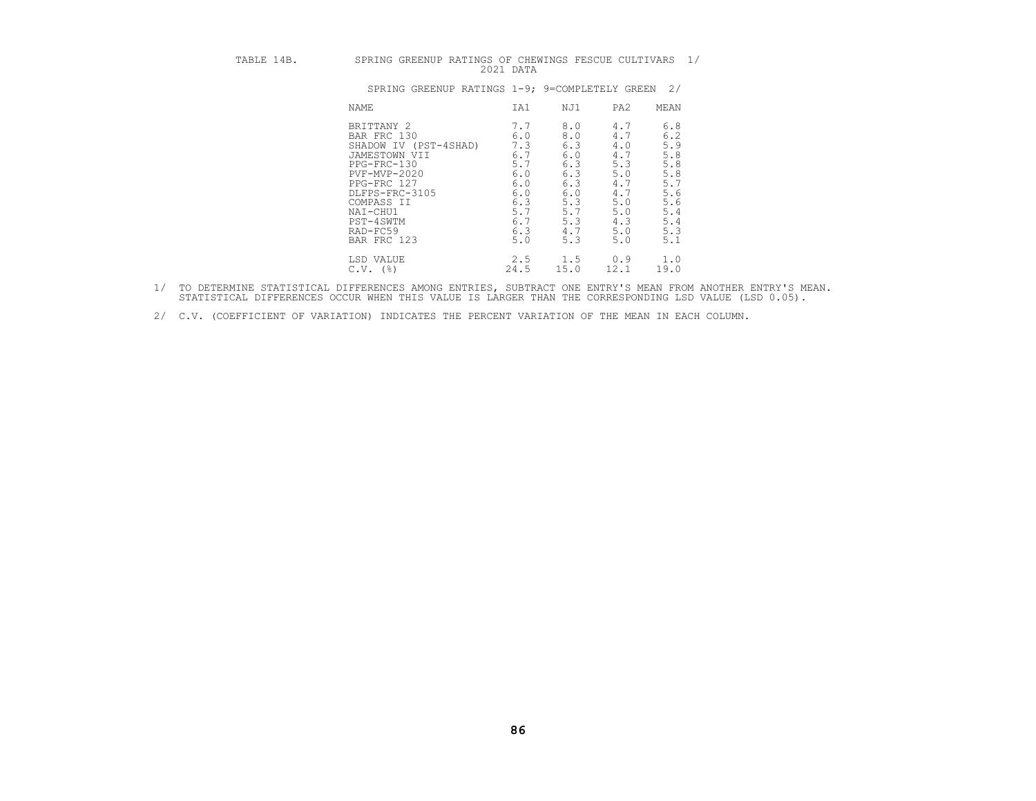TABLE 14B. SPRING GREENUP RATINGS OF CHEWINGS FESCUE CULTIVARS 1/
2021 DATA

SPRING GREENUP RATINGS 1-9; 9=COMPLETELY GREEN 2/

| NAME | IA1 | NJ1 | PA2 | MEAN |
|---|---|---|---|---|
| BRITTANY 2 | 7.7 | 8.0 | 4.7 | 6.8 |
| BAR FRC 130 | 6.0 | 8.0 | 4.7 | 6.2 |
| SHADOW IV (PST-4SHAD) | 7.3 | 6.3 | 4.0 | 5.9 |
| JAMESTOWN VII | 6.7 | 6.0 | 4.7 | 5.8 |
| PPG-FRC-130 | 5.7 | 6.3 | 5.3 | 5.8 |
| PVF-MVP-2020 | 6.0 | 6.3 | 5.0 | 5.8 |
| PPG-FRC 127 | 6.0 | 6.3 | 4.7 | 5.7 |
| DLFPS-FRC-3105 | 6.0 | 6.0 | 4.7 | 5.6 |
| COMPASS II | 6.3 | 5.3 | 5.0 | 5.6 |
| NAI-CHU1 | 5.7 | 5.7 | 5.0 | 5.4 |
| PST-4SWTM | 6.7 | 5.3 | 4.3 | 5.4 |
| RAD-FC59 | 6.3 | 4.7 | 5.0 | 5.3 |
| BAR FRC 123 | 5.0 | 5.3 | 5.0 | 5.1 |
| LSD VALUE | 2.5 | 1.5 | 0.9 | 1.0 |
| C.V. (%) | 24.5 | 15.0 | 12.1 | 19.0 |

1/ TO DETERMINE STATISTICAL DIFFERENCES AMONG ENTRIES, SUBTRACT ONE ENTRY'S MEAN FROM ANOTHER ENTRY'S MEAN. STATISTICAL DIFFERENCES OCCUR WHEN THIS VALUE IS LARGER THAN THE CORRESPONDING LSD VALUE (LSD 0.05).

2/ C.V. (COEFFICIENT OF VARIATION) INDICATES THE PERCENT VARIATION OF THE MEAN IN EACH COLUMN.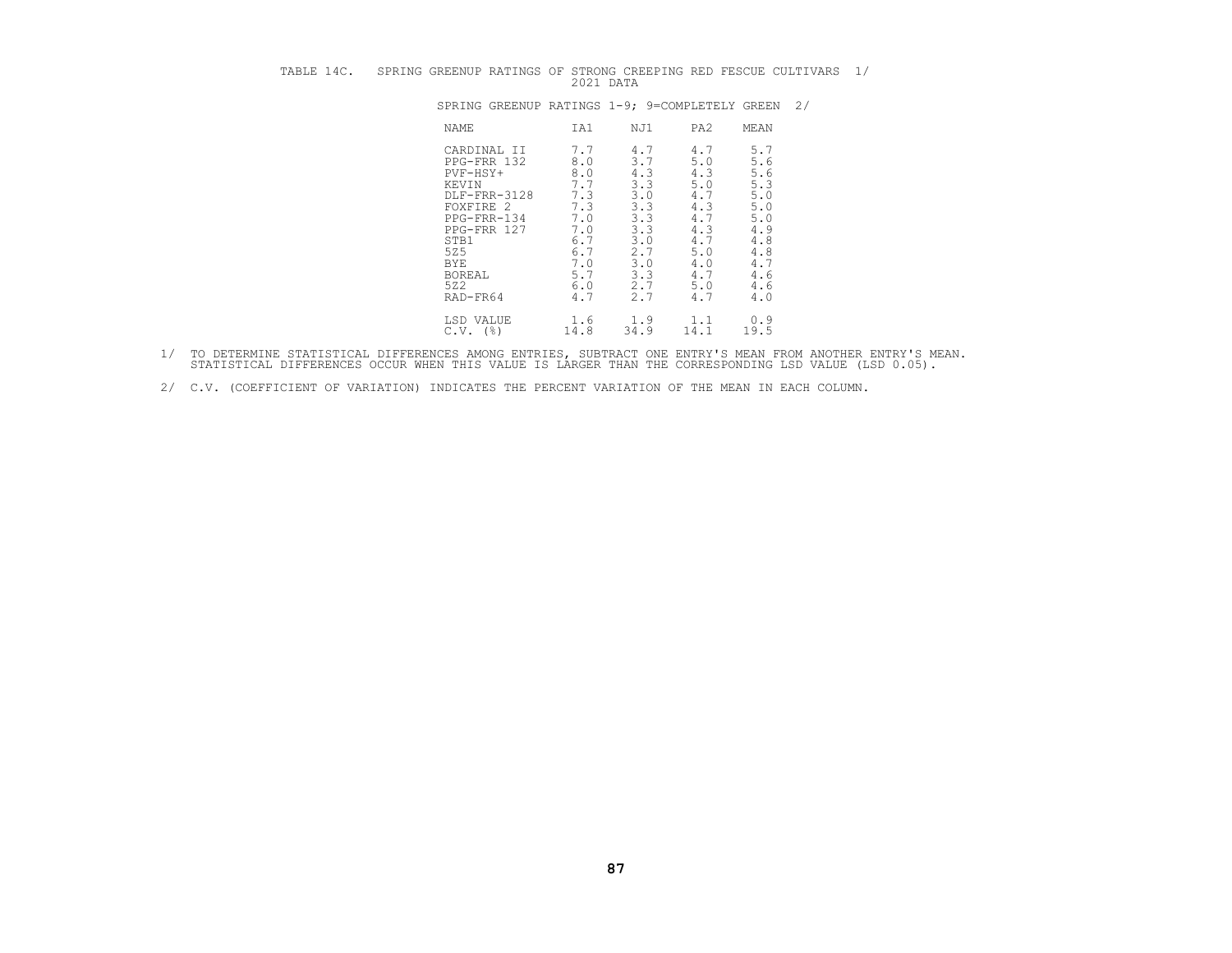TABLE 14C. SPRING GREENUP RATINGS OF STRONG CREEPING RED FESCUE CULTIVARS 1/
2021 DATA

SPRING GREENUP RATINGS 1-9; 9=COMPLETELY GREEN 2/

| NAME | IA1 | NJ1 | PA2 | MEAN |
|---|---|---|---|---|
| CARDINAL II | 7.7 | 4.7 | 4.7 | 5.7 |
| PPG-FRR 132 | 8.0 | 3.7 | 5.0 | 5.6 |
| PVF-HSY+ | 8.0 | 4.3 | 4.3 | 5.6 |
| KEVIN | 7.7 | 3.3 | 5.0 | 5.3 |
| DLF-FRR-3128 | 7.3 | 3.0 | 4.7 | 5.0 |
| FOXFIRE 2 | 7.3 | 3.3 | 4.3 | 5.0 |
| PPG-FRR-134 | 7.0 | 3.3 | 4.7 | 5.0 |
| PPG-FRR 127 | 7.0 | 3.3 | 4.3 | 4.9 |
| STB1 | 6.7 | 3.0 | 4.7 | 4.8 |
| 5Z5 | 6.7 | 2.7 | 5.0 | 4.8 |
| BYE | 7.0 | 3.0 | 4.0 | 4.7 |
| BOREAL | 5.7 | 3.3 | 4.7 | 4.6 |
| 5Z2 | 6.0 | 2.7 | 5.0 | 4.6 |
| RAD-FR64 | 4.7 | 2.7 | 4.7 | 4.0 |
| LSD VALUE | 1.6 | 1.9 | 1.1 | 0.9 |
| C.V. (%) | 14.8 | 34.9 | 14.1 | 19.5 |

1/ TO DETERMINE STATISTICAL DIFFERENCES AMONG ENTRIES, SUBTRACT ONE ENTRY'S MEAN FROM ANOTHER ENTRY'S MEAN. STATISTICAL DIFFERENCES OCCUR WHEN THIS VALUE IS LARGER THAN THE CORRESPONDING LSD VALUE (LSD 0.05).

2/ C.V. (COEFFICIENT OF VARIATION) INDICATES THE PERCENT VARIATION OF THE MEAN IN EACH COLUMN.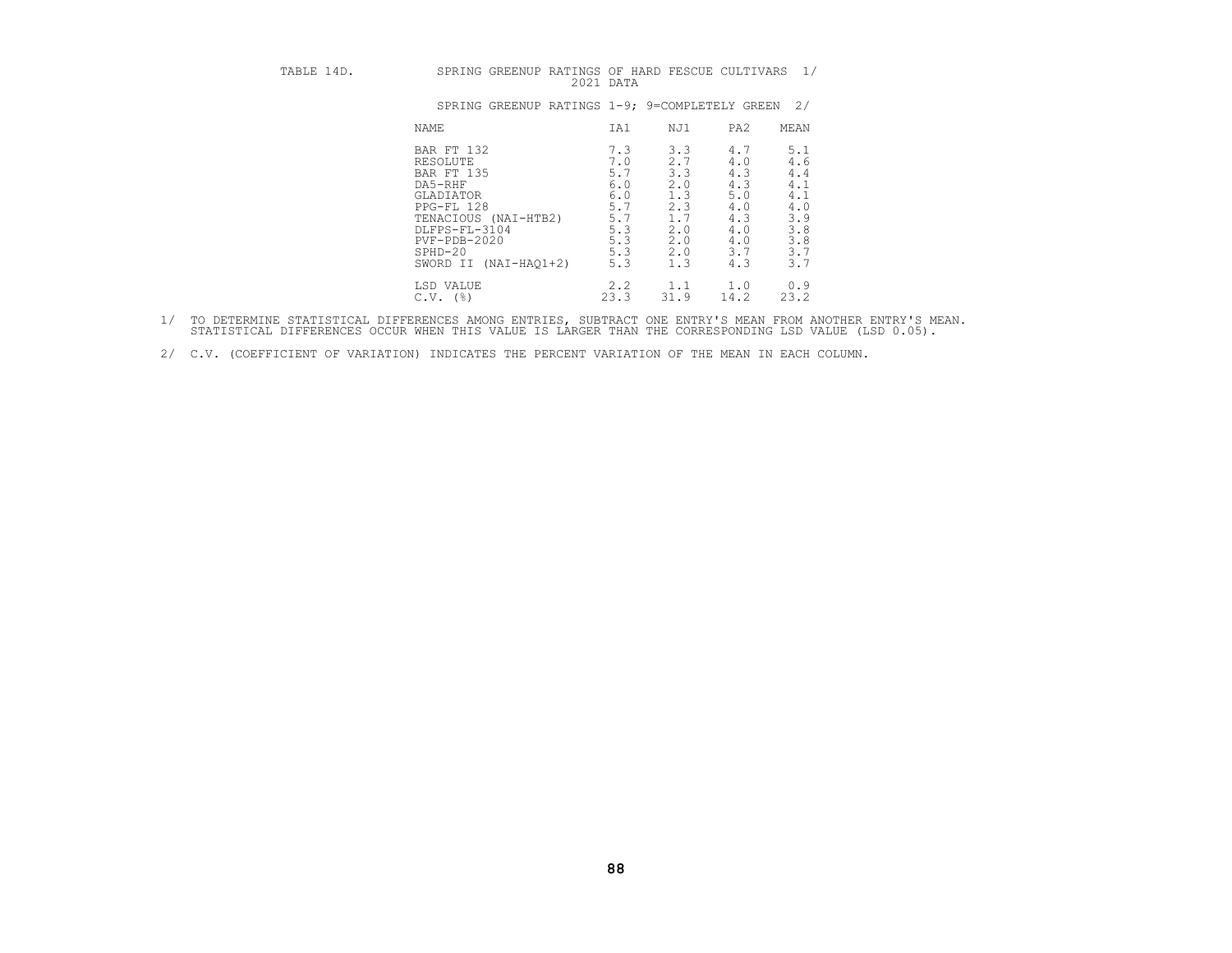TABLE 14D. SPRING GREENUP RATINGS OF HARD FESCUE CULTIVARS 1/
2021 DATA

SPRING GREENUP RATINGS 1-9; 9=COMPLETELY GREEN 2/

| NAME | IA1 | NJ1 | PA2 | MEAN |
|---|---|---|---|---|
| BAR FT 132 | 7.3 | 3.3 | 4.7 | 5.1 |
| RESOLUTE | 7.0 | 2.7 | 4.0 | 4.6 |
| BAR FT 135 | 5.7 | 3.3 | 4.3 | 4.4 |
| DA5-RHF | 6.0 | 2.0 | 4.3 | 4.1 |
| GLADIATOR | 6.0 | 1.3 | 5.0 | 4.1 |
| PPG-FL 128 | 5.7 | 2.3 | 4.0 | 4.0 |
| TENACIOUS (NAI-HTB2) | 5.7 | 1.7 | 4.3 | 3.9 |
| DLFPS-FL-3104 | 5.3 | 2.0 | 4.0 | 3.8 |
| PVF-PDB-2020 | 5.3 | 2.0 | 4.0 | 3.8 |
| SPHD-20 | 5.3 | 2.0 | 3.7 | 3.7 |
| SWORD II (NAI-HAQ1+2) | 5.3 | 1.3 | 4.3 | 3.7 |
| LSD VALUE | 2.2 | 1.1 | 1.0 | 0.9 |
| C.V. (%) | 23.3 | 31.9 | 14.2 | 23.2 |

1/ TO DETERMINE STATISTICAL DIFFERENCES AMONG ENTRIES, SUBTRACT ONE ENTRY'S MEAN FROM ANOTHER ENTRY'S MEAN. STATISTICAL DIFFERENCES OCCUR WHEN THIS VALUE IS LARGER THAN THE CORRESPONDING LSD VALUE (LSD 0.05).

2/ C.V. (COEFFICIENT OF VARIATION) INDICATES THE PERCENT VARIATION OF THE MEAN IN EACH COLUMN.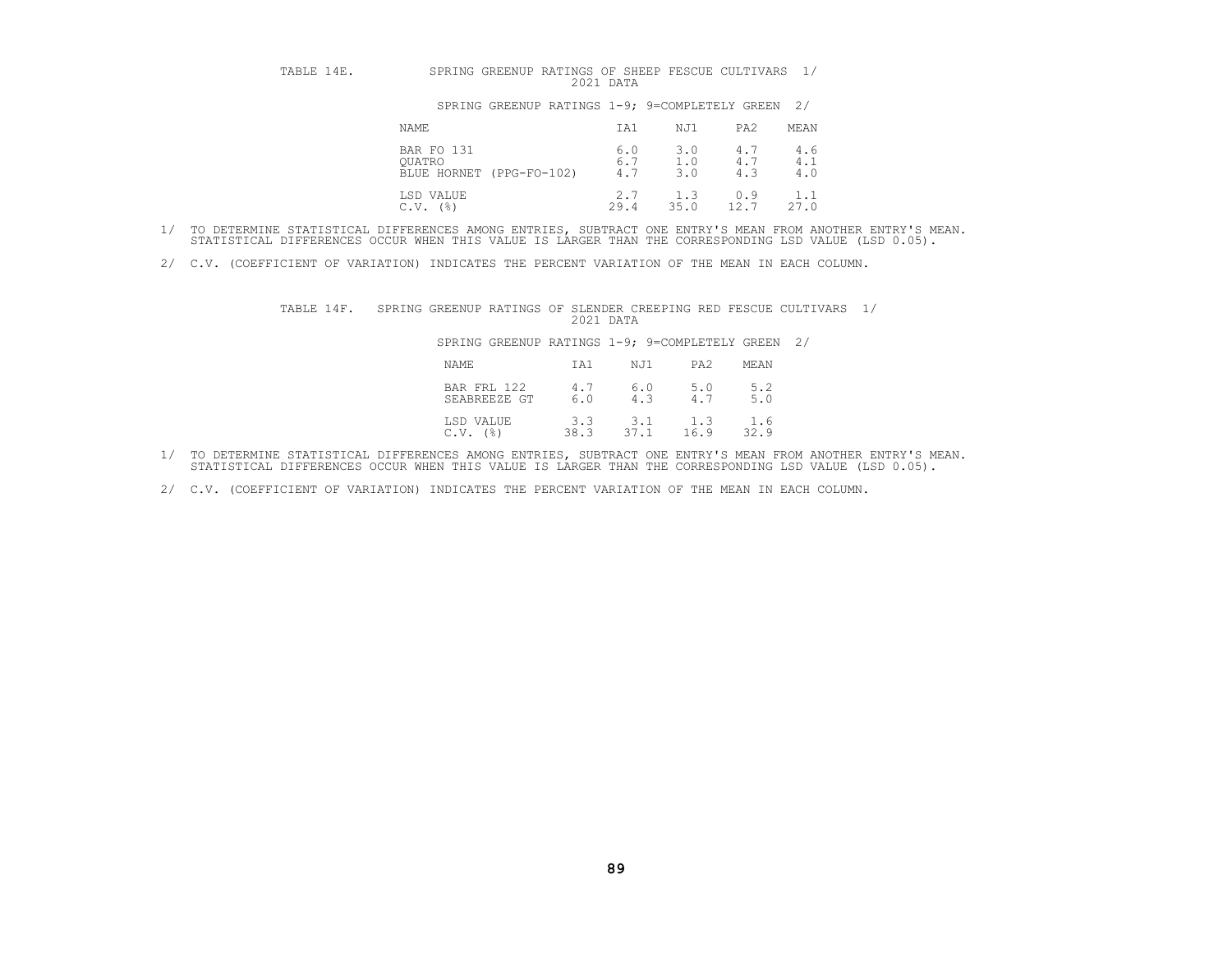TABLE 14E. SPRING GREENUP RATINGS OF SHEEP FESCUE CULTIVARS 1/
2021 DATA

SPRING GREENUP RATINGS 1-9; 9=COMPLETELY GREEN 2/

| NAME | IA1 | NJ1 | PA2 | MEAN |
|---|---|---|---|---|
| BAR FO 131 | 6.0 | 3.0 | 4.7 | 4.6 |
| QUATRO | 6.7 | 1.0 | 4.7 | 4.1 |
| BLUE HORNET (PPG-FO-102) | 4.7 | 3.0 | 4.3 | 4.0 |
| LSD VALUE | 2.7 | 1.3 | 0.9 | 1.1 |
| C.V. (%) | 29.4 | 35.0 | 12.7 | 27.0 |

1/ TO DETERMINE STATISTICAL DIFFERENCES AMONG ENTRIES, SUBTRACT ONE ENTRY'S MEAN FROM ANOTHER ENTRY'S MEAN. STATISTICAL DIFFERENCES OCCUR WHEN THIS VALUE IS LARGER THAN THE CORRESPONDING LSD VALUE (LSD 0.05).

2/ C.V. (COEFFICIENT OF VARIATION) INDICATES THE PERCENT VARIATION OF THE MEAN IN EACH COLUMN.

TABLE 14F. SPRING GREENUP RATINGS OF SLENDER CREEPING RED FESCUE CULTIVARS 1/
2021 DATA

SPRING GREENUP RATINGS 1-9; 9=COMPLETELY GREEN 2/

| NAME | IA1 | NJ1 | PA2 | MEAN |
|---|---|---|---|---|
| BAR FRL 122 | 4.7 | 6.0 | 5.0 | 5.2 |
| SEABREEZE GT | 6.0 | 4.3 | 4.7 | 5.0 |
| LSD VALUE | 3.3 | 3.1 | 1.3 | 1.6 |
| C.V. (%) | 38.3 | 37.1 | 16.9 | 32.9 |

1/ TO DETERMINE STATISTICAL DIFFERENCES AMONG ENTRIES, SUBTRACT ONE ENTRY'S MEAN FROM ANOTHER ENTRY'S MEAN. STATISTICAL DIFFERENCES OCCUR WHEN THIS VALUE IS LARGER THAN THE CORRESPONDING LSD VALUE (LSD 0.05).

2/ C.V. (COEFFICIENT OF VARIATION) INDICATES THE PERCENT VARIATION OF THE MEAN IN EACH COLUMN.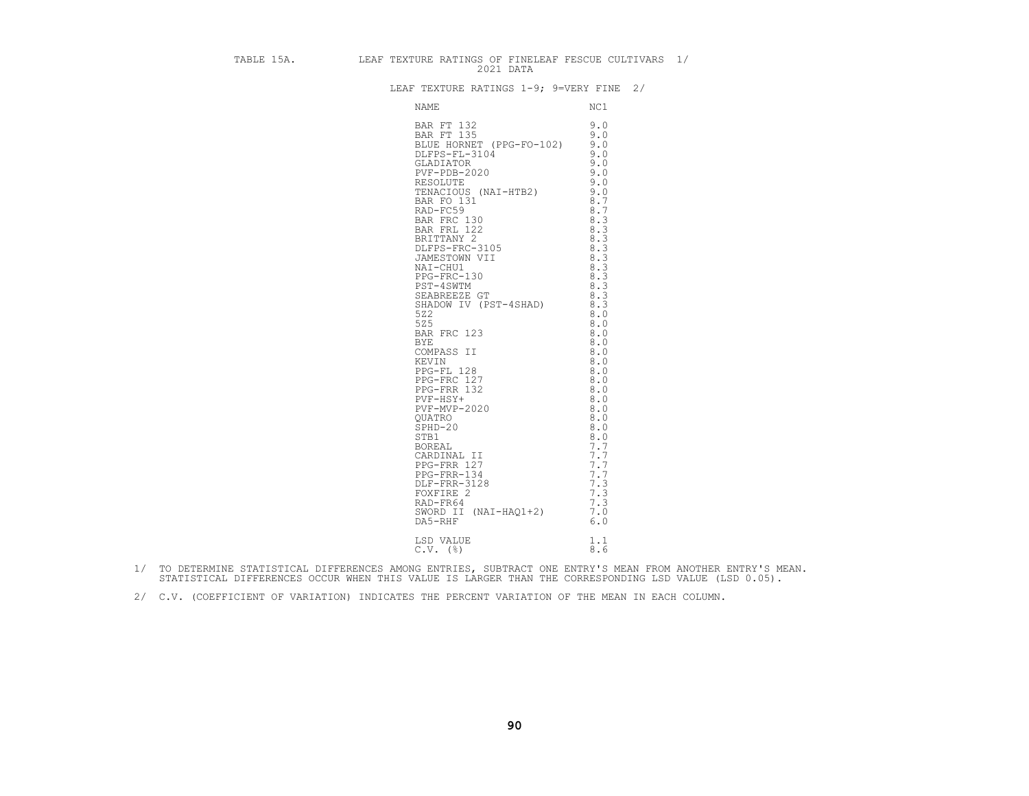TABLE 15A. LEAF TEXTURE RATINGS OF FINELEAF FESCUE CULTIVARS 1/
2021 DATA

LEAF TEXTURE RATINGS 1-9; 9=VERY FINE 2/

| NAME | NC1 |
|---|---|
| BAR FT 132 | 9.0 |
| BAR FT 135 | 9.0 |
| BLUE HORNET (PPG-FO-102) | 9.0 |
| DLFPS-FL-3104 | 9.0 |
| GLADIATOR | 9.0 |
| PVF-PDB-2020 | 9.0 |
| RESOLUTE | 9.0 |
| TENACIOUS (NAI-HTB2) | 9.0 |
| BAR FO 131 | 8.7 |
| RAD-FC59 | 8.7 |
| BAR FRC 130 | 8.3 |
| BAR FRL 122 | 8.3 |
| BRITTANY 2 | 8.3 |
| DLFPS-FRC-3105 | 8.3 |
| JAMESTOWN VII | 8.3 |
| NAI-CHU1 | 8.3 |
| PPG-FRC-130 | 8.3 |
| PST-4SWTM | 8.3 |
| SEABREEZE GT | 8.3 |
| SHADOW IV (PST-4SHAD) | 8.3 |
| 5Z2 | 8.0 |
| 5Z5 | 8.0 |
| BAR FRC 123 | 8.0 |
| BYE | 8.0 |
| COMPASS II | 8.0 |
| KEVIN | 8.0 |
| PPG-FL 128 | 8.0 |
| PPG-FRC 127 | 8.0 |
| PPG-FRR 132 | 8.0 |
| PVF-HSY+ | 8.0 |
| PVF-MVP-2020 | 8.0 |
| QUATRO | 8.0 |
| SPHD-20 | 8.0 |
| STB1 | 8.0 |
| BOREAL | 7.7 |
| CARDINAL II | 7.7 |
| PPG-FRR 127 | 7.7 |
| PPG-FRR-134 | 7.7 |
| DLF-FRR-3128 | 7.3 |
| FOXFIRE 2 | 7.3 |
| RAD-FR64 | 7.3 |
| SWORD II (NAI-HAQ1+2) | 7.0 |
| DA5-RHF | 6.0 |
| | |
| LSD VALUE | 1.1 |
| C.V. (%) | 8.6 |

1/ TO DETERMINE STATISTICAL DIFFERENCES AMONG ENTRIES, SUBTRACT ONE ENTRY'S MEAN FROM ANOTHER ENTRY'S MEAN. STATISTICAL DIFFERENCES OCCUR WHEN THIS VALUE IS LARGER THAN THE CORRESPONDING LSD VALUE (LSD 0.05).

2/ C.V. (COEFFICIENT OF VARIATION) INDICATES THE PERCENT VARIATION OF THE MEAN IN EACH COLUMN.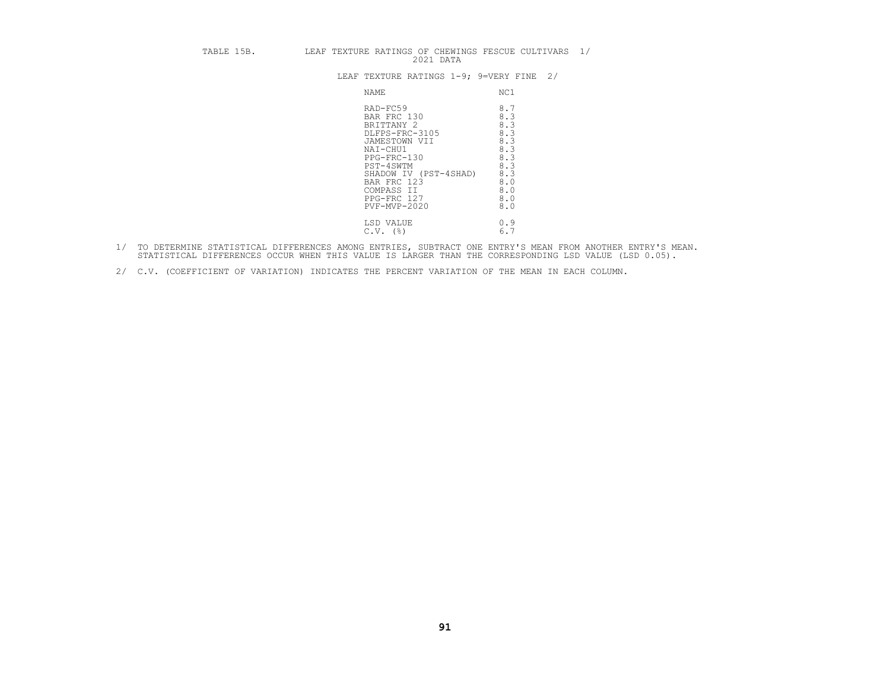TABLE 15B. LEAF TEXTURE RATINGS OF CHEWINGS FESCUE CULTIVARS 1/
2021 DATA

LEAF TEXTURE RATINGS 1-9; 9=VERY FINE 2/

| NAME | NC1 |
|---|---|
| RAD-FC59 | 8.7 |
| BAR FRC 130 | 8.3 |
| BRITTANY 2 | 8.3 |
| DLFPS-FRC-3105 | 8.3 |
| JAMESTOWN VII | 8.3 |
| NAI-CHU1 | 8.3 |
| PPG-FRC-130 | 8.3 |
| PST-4SWTM | 8.3 |
| SHADOW IV (PST-4SHAD) | 8.3 |
| BAR FRC 123 | 8.0 |
| COMPASS II | 8.0 |
| PPG-FRC 127 | 8.0 |
| PVF-MVP-2020 | 8.0 |
| LSD VALUE | 0.9 |
| C.V. (%) | 6.7 |

1/ TO DETERMINE STATISTICAL DIFFERENCES AMONG ENTRIES, SUBTRACT ONE ENTRY'S MEAN FROM ANOTHER ENTRY'S MEAN. STATISTICAL DIFFERENCES OCCUR WHEN THIS VALUE IS LARGER THAN THE CORRESPONDING LSD VALUE (LSD 0.05).

2/ C.V. (COEFFICIENT OF VARIATION) INDICATES THE PERCENT VARIATION OF THE MEAN IN EACH COLUMN.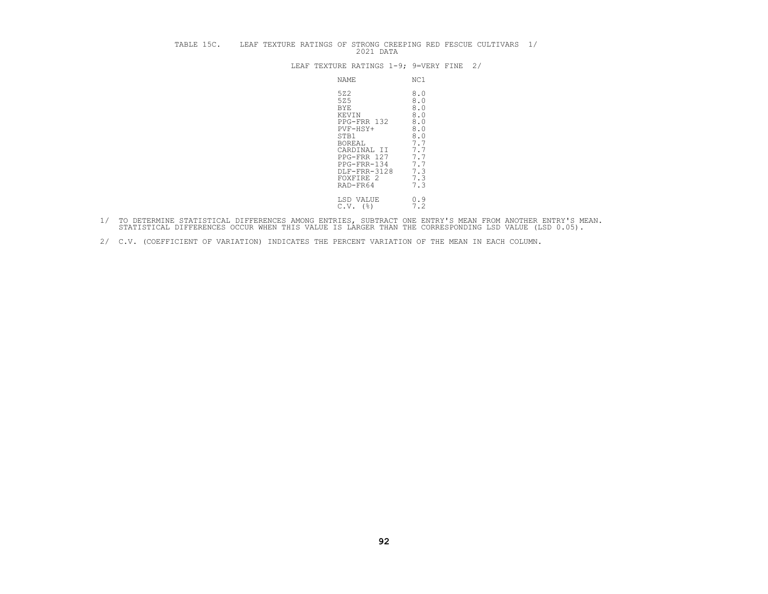TABLE 15C. LEAF TEXTURE RATINGS OF STRONG CREEPING RED FESCUE CULTIVARS 1/
2021 DATA

LEAF TEXTURE RATINGS 1-9; 9=VERY FINE 2/

| NAME | NC1 |
|---|---|
| 5Z2 | 8.0 |
| 5Z5 | 8.0 |
| BYE | 8.0 |
| KEVIN | 8.0 |
| PPG-FRR 132 | 8.0 |
| PVF-HSY+ | 8.0 |
| STB1 | 8.0 |
| BOREAL | 7.7 |
| CARDINAL II | 7.7 |
| PPG-FRR 127 | 7.7 |
| PPG-FRR-134 | 7.7 |
| DLF-FRR-3128 | 7.3 |
| FOXFIRE 2 | 7.3 |
| RAD-FR64 | 7.3 |
| LSD VALUE | 0.9 |
| C.V. (%) | 7.2 |

1/ TO DETERMINE STATISTICAL DIFFERENCES AMONG ENTRIES, SUBTRACT ONE ENTRY'S MEAN FROM ANOTHER ENTRY'S MEAN. STATISTICAL DIFFERENCES OCCUR WHEN THIS VALUE IS LARGER THAN THE CORRESPONDING LSD VALUE (LSD 0.05).

2/ C.V. (COEFFICIENT OF VARIATION) INDICATES THE PERCENT VARIATION OF THE MEAN IN EACH COLUMN.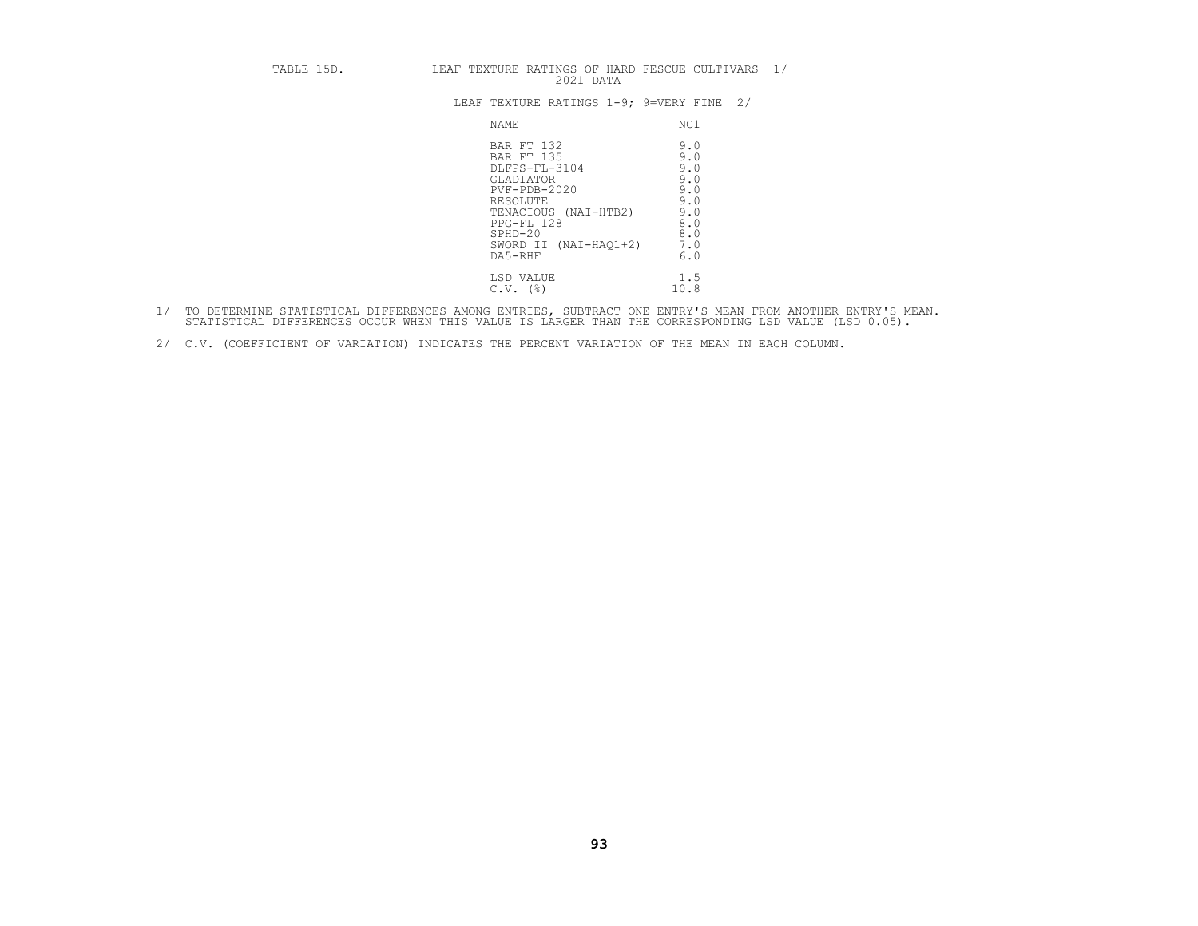TABLE 15D. LEAF TEXTURE RATINGS OF HARD FESCUE CULTIVARS 1/
2021 DATA

LEAF TEXTURE RATINGS 1-9; 9=VERY FINE 2/

| NAME | NC1 |
|---|---|
| BAR FT 132 | 9.0 |
| BAR FT 135 | 9.0 |
| DLFPS-FL-3104 | 9.0 |
| GLADIATOR | 9.0 |
| PVF-PDB-2020 | 9.0 |
| RESOLUTE | 9.0 |
| TENACIOUS (NAI-HTB2) | 9.0 |
| PPG-FL 128 | 8.0 |
| SPHD-20 | 8.0 |
| SWORD II (NAI-HAQ1+2) | 7.0 |
| DA5-RHF | 6.0 |
| LSD VALUE | 1.5 |
| C.V. (%) | 10.8 |

1/ TO DETERMINE STATISTICAL DIFFERENCES AMONG ENTRIES, SUBTRACT ONE ENTRY'S MEAN FROM ANOTHER ENTRY'S MEAN. STATISTICAL DIFFERENCES OCCUR WHEN THIS VALUE IS LARGER THAN THE CORRESPONDING LSD VALUE (LSD 0.05).

2/ C.V. (COEFFICIENT OF VARIATION) INDICATES THE PERCENT VARIATION OF THE MEAN IN EACH COLUMN.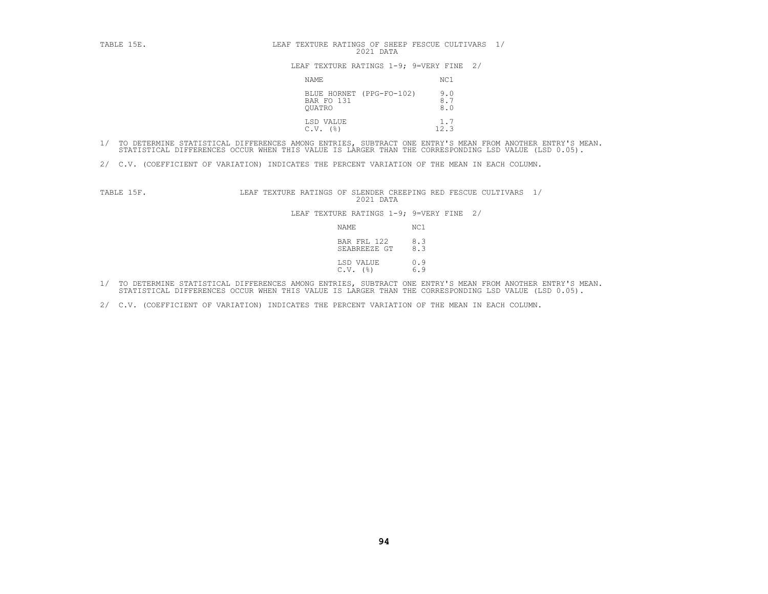TABLE 15E. LEAF TEXTURE RATINGS OF SHEEP FESCUE CULTIVARS 1/
2021 DATA

LEAF TEXTURE RATINGS 1-9; 9=VERY FINE 2/

| NAME | NC1 |
|---|---|
| BLUE HORNET (PPG-FO-102) | 9.0 |
| BAR FO 131 | 8.7 |
| QUATRO | 8.0 |
| LSD VALUE | 1.7 |
| C.V. (%) | 12.3 |

1/ TO DETERMINE STATISTICAL DIFFERENCES AMONG ENTRIES, SUBTRACT ONE ENTRY'S MEAN FROM ANOTHER ENTRY'S MEAN. STATISTICAL DIFFERENCES OCCUR WHEN THIS VALUE IS LARGER THAN THE CORRESPONDING LSD VALUE (LSD 0.05).

2/ C.V. (COEFFICIENT OF VARIATION) INDICATES THE PERCENT VARIATION OF THE MEAN IN EACH COLUMN.

TABLE 15F. LEAF TEXTURE RATINGS OF SLENDER CREEPING RED FESCUE CULTIVARS 1/
2021 DATA

LEAF TEXTURE RATINGS 1-9; 9=VERY FINE 2/

| NAME | NC1 |
|---|---|
| BAR FRL 122 | 8.3 |
| SEABREEZE GT | 8.3 |
| LSD VALUE | 0.9 |
| C.V. (%) | 6.9 |

1/ TO DETERMINE STATISTICAL DIFFERENCES AMONG ENTRIES, SUBTRACT ONE ENTRY'S MEAN FROM ANOTHER ENTRY'S MEAN. STATISTICAL DIFFERENCES OCCUR WHEN THIS VALUE IS LARGER THAN THE CORRESPONDING LSD VALUE (LSD 0.05).

2/ C.V. (COEFFICIENT OF VARIATION) INDICATES THE PERCENT VARIATION OF THE MEAN IN EACH COLUMN.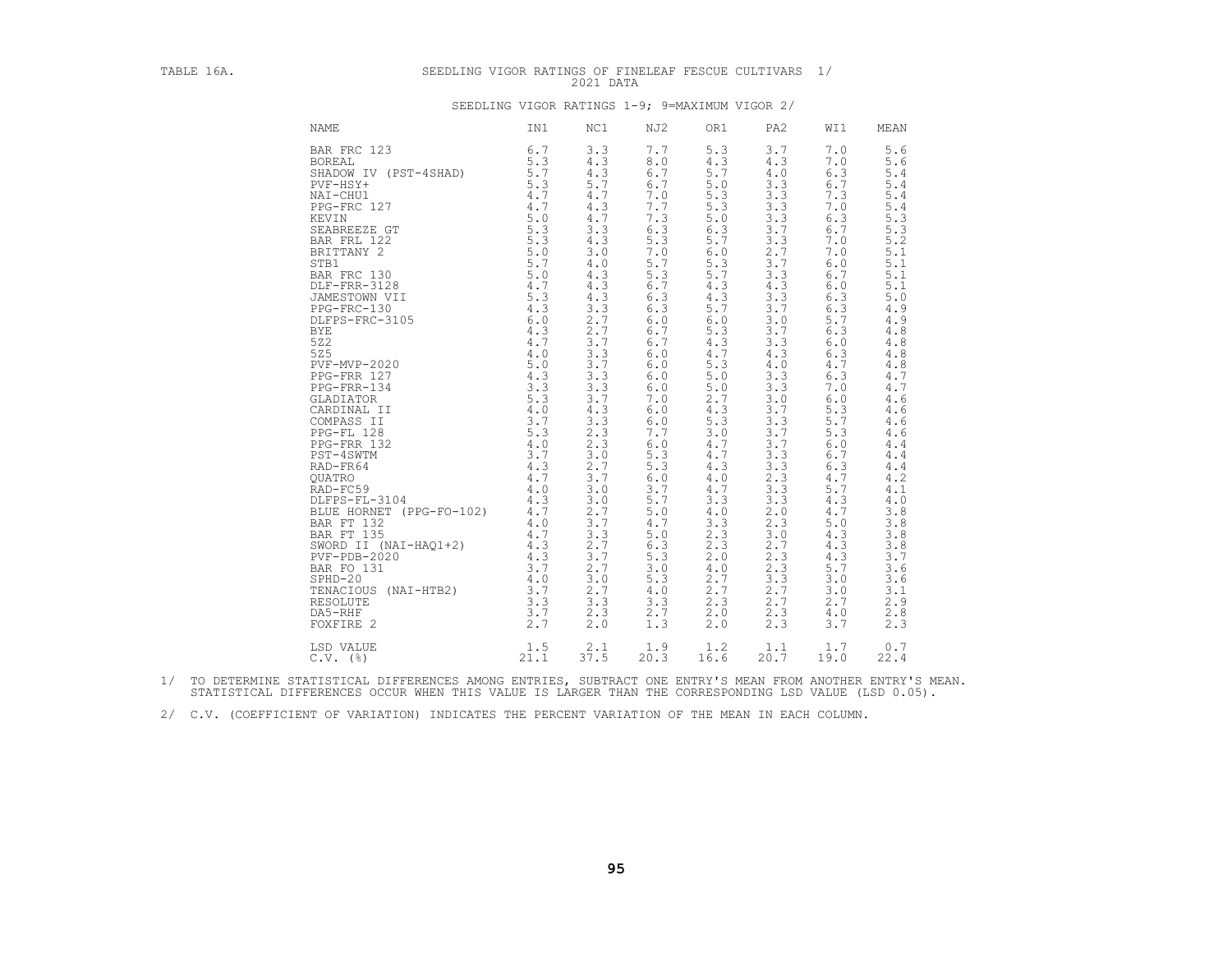TABLE 16A. SEEDLING VIGOR RATINGS OF FINELEAF FESCUE CULTIVARS 1/

2021 DATA

SEEDLING VIGOR RATINGS 1-9; 9=MAXIMUM VIGOR 2/

| NAME | IN1 | NC1 | NJ2 | OR1 | PA2 | WI1 | MEAN |
|---|---|---|---|---|---|---|---|
| BAR FRC 123 | 6.7 | 3.3 | 7.7 | 5.3 | 3.7 | 7.0 | 5.6 |
| BOREAL | 5.3 | 4.3 | 8.0 | 4.3 | 4.3 | 7.0 | 5.6 |
| SHADOW IV (PST-4SHAD) | 5.7 | 4.3 | 6.7 | 5.7 | 4.0 | 6.3 | 5.4 |
| PVF-HSY+ | 5.3 | 5.7 | 6.7 | 5.0 | 3.3 | 6.7 | 5.4 |
| NAI-CHU1 | 4.7 | 4.7 | 7.0 | 5.3 | 3.3 | 7.3 | 5.4 |
| PPG-FRC 127 | 4.7 | 4.3 | 7.7 | 5.3 | 3.3 | 7.0 | 5.4 |
| KEVIN | 5.0 | 4.7 | 7.3 | 5.0 | 3.3 | 6.3 | 5.3 |
| SEABREEZE GT | 5.3 | 3.3 | 6.3 | 6.3 | 3.7 | 6.7 | 5.3 |
| BAR FRL 122 | 5.3 | 4.3 | 5.3 | 5.7 | 3.3 | 7.0 | 5.2 |
| BRITTANY 2 | 5.0 | 3.0 | 7.0 | 6.0 | 2.7 | 7.0 | 5.1 |
| STB1 | 5.7 | 4.0 | 5.7 | 5.3 | 3.7 | 6.0 | 5.1 |
| BAR FRC 130 | 5.0 | 4.3 | 5.3 | 5.7 | 3.3 | 6.7 | 5.1 |
| DLF-FRR-3128 | 4.7 | 4.3 | 6.7 | 4.3 | 4.3 | 6.0 | 5.1 |
| JAMESTOWN VII | 5.3 | 4.3 | 6.3 | 4.3 | 3.3 | 6.3 | 5.0 |
| PPG-FRC-130 | 4.3 | 3.3 | 6.3 | 5.7 | 3.7 | 6.3 | 4.9 |
| DLFPS-FRC-3105 | 6.0 | 2.7 | 6.0 | 6.0 | 3.0 | 5.7 | 4.9 |
| BYE | 4.3 | 2.7 | 6.7 | 5.3 | 3.7 | 6.3 | 4.8 |
| 5Z2 | 4.7 | 3.7 | 6.7 | 4.3 | 3.3 | 6.0 | 4.8 |
| 5Z5 | 4.0 | 3.3 | 6.0 | 4.7 | 4.3 | 6.3 | 4.8 |
| PVF-MVP-2020 | 5.0 | 3.7 | 6.0 | 5.3 | 4.0 | 4.7 | 4.8 |
| PPG-FRR 127 | 4.3 | 3.3 | 6.0 | 5.0 | 3.3 | 6.3 | 4.7 |
| PPG-FRR-134 | 3.3 | 3.3 | 6.0 | 5.0 | 3.3 | 7.0 | 4.7 |
| GLADIATOR | 5.3 | 3.7 | 7.0 | 2.7 | 3.0 | 6.0 | 4.6 |
| CARDINAL II | 4.0 | 4.3 | 6.0 | 4.3 | 3.7 | 5.3 | 4.6 |
| COMPASS II | 3.7 | 3.3 | 6.0 | 5.3 | 3.3 | 5.7 | 4.6 |
| PPG-FL 128 | 5.3 | 2.3 | 7.7 | 3.0 | 3.7 | 5.3 | 4.6 |
| PPG-FRR 132 | 4.0 | 2.3 | 6.0 | 4.7 | 3.7 | 6.0 | 4.4 |
| PST-4SWTM | 3.7 | 3.0 | 5.3 | 4.7 | 3.3 | 6.7 | 4.4 |
| RAD-FR64 | 4.3 | 2.7 | 5.3 | 4.3 | 3.3 | 6.3 | 4.4 |
| QUATRO | 4.7 | 3.7 | 6.0 | 4.0 | 2.3 | 4.7 | 4.2 |
| RAD-FC59 | 4.0 | 3.0 | 3.7 | 4.7 | 3.3 | 5.7 | 4.1 |
| DLFPS-FL-3104 | 4.3 | 3.0 | 5.7 | 3.3 | 3.3 | 4.3 | 4.0 |
| BLUE HORNET (PPG-FO-102) | 4.7 | 2.7 | 5.0 | 4.0 | 2.0 | 4.7 | 3.8 |
| BAR FT 132 | 4.0 | 3.7 | 4.7 | 3.3 | 2.3 | 5.0 | 3.8 |
| BAR FT 135 | 4.7 | 3.3 | 5.0 | 2.3 | 3.0 | 4.3 | 3.8 |
| SWORD II (NAI-HAQ1+2) | 4.3 | 2.7 | 6.3 | 2.3 | 2.7 | 4.3 | 3.8 |
| PVF-PDB-2020 | 4.3 | 3.7 | 5.3 | 2.0 | 2.3 | 4.3 | 3.7 |
| BAR FO 131 | 3.7 | 2.7 | 3.0 | 4.0 | 2.3 | 5.7 | 3.6 |
| SPHD-20 | 4.0 | 3.0 | 5.3 | 2.7 | 3.3 | 3.0 | 3.6 |
| TENACIOUS (NAI-HTB2) | 3.7 | 2.7 | 4.0 | 2.7 | 2.7 | 3.0 | 3.1 |
| RESOLUTE | 3.3 | 3.3 | 3.3 | 2.3 | 2.7 | 2.7 | 2.9 |
| DA5-RHF | 3.7 | 2.3 | 2.7 | 2.0 | 2.3 | 4.0 | 2.8 |
| FOXFIRE 2 | 2.7 | 2.0 | 1.3 | 2.0 | 2.3 | 3.7 | 2.3 |
| LSD VALUE | 1.5 | 2.1 | 1.9 | 1.2 | 1.1 | 1.7 | 0.7 |
| C.V. (%) | 21.1 | 37.5 | 20.3 | 16.6 | 20.7 | 19.0 | 22.4 |

1/ TO DETERMINE STATISTICAL DIFFERENCES AMONG ENTRIES, SUBTRACT ONE ENTRY'S MEAN FROM ANOTHER ENTRY'S MEAN. STATISTICAL DIFFERENCES OCCUR WHEN THIS VALUE IS LARGER THAN THE CORRESPONDING LSD VALUE (LSD 0.05).

2/ C.V. (COEFFICIENT OF VARIATION) INDICATES THE PERCENT VARIATION OF THE MEAN IN EACH COLUMN.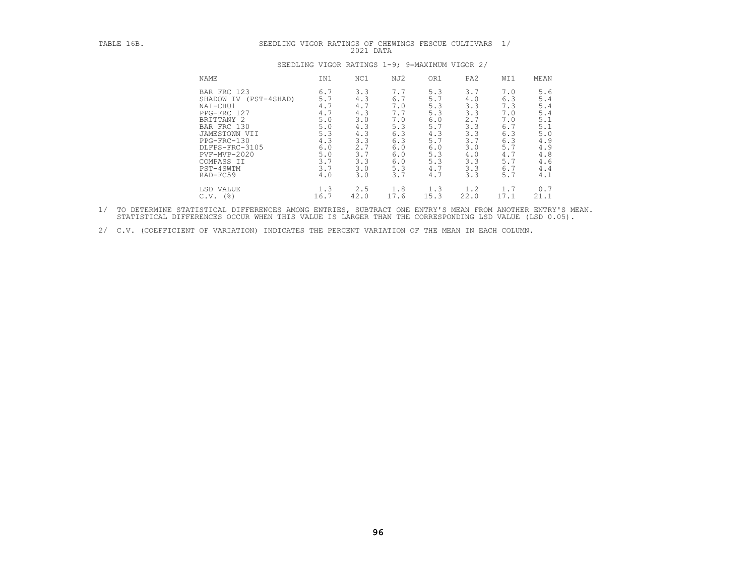TABLE 16B. SEEDLING VIGOR RATINGS OF CHEWINGS FESCUE CULTIVARS 1/

2021 DATA

SEEDLING VIGOR RATINGS 1-9; 9=MAXIMUM VIGOR 2/

| NAME | IN1 | NC1 | NJ2 | OR1 | PA2 | WI1 | MEAN |
|---|---|---|---|---|---|---|---|
| BAR FRC 123 | 6.7 | 3.3 | 7.7 | 5.3 | 3.7 | 7.0 | 5.6 |
| SHADOW IV (PST-4SHAD) | 5.7 | 4.3 | 6.7 | 5.7 | 4.0 | 6.3 | 5.4 |
| NAI-CHU1 | 4.7 | 4.7 | 7.0 | 5.3 | 3.3 | 7.3 | 5.4 |
| PPG-FRC 127 | 4.7 | 4.3 | 7.7 | 5.3 | 3.3 | 7.0 | 5.4 |
| BRITTANY 2 | 5.0 | 3.0 | 7.0 | 6.0 | 2.7 | 7.0 | 5.1 |
| BAR FRC 130 | 5.0 | 4.3 | 5.3 | 5.7 | 3.3 | 6.7 | 5.1 |
| JAMESTOWN VII | 5.3 | 4.3 | 6.3 | 4.3 | 3.3 | 6.3 | 5.0 |
| PPG-FRC-130 | 4.3 | 3.3 | 6.3 | 5.7 | 3.7 | 6.3 | 4.9 |
| DLFPS-FRC-3105 | 6.0 | 2.7 | 6.0 | 6.0 | 3.0 | 5.7 | 4.9 |
| PVF-MVP-2020 | 5.0 | 3.7 | 6.0 | 5.3 | 4.0 | 4.7 | 4.8 |
| COMPASS II | 3.7 | 3.3 | 6.0 | 5.3 | 3.3 | 5.7 | 4.6 |
| PST-4SWTM | 3.7 | 3.0 | 5.3 | 4.7 | 3.3 | 6.7 | 4.4 |
| RAD-FC59 | 4.0 | 3.0 | 3.7 | 4.7 | 3.3 | 5.7 | 4.1 |
| LSD VALUE | 1.3 | 2.5 | 1.8 | 1.3 | 1.2 | 1.7 | 0.7 |
| C.V. (%) | 16.7 | 42.0 | 17.6 | 15.3 | 22.0 | 17.1 | 21.1 |

1/ TO DETERMINE STATISTICAL DIFFERENCES AMONG ENTRIES, SUBTRACT ONE ENTRY'S MEAN FROM ANOTHER ENTRY'S MEAN. STATISTICAL DIFFERENCES OCCUR WHEN THIS VALUE IS LARGER THAN THE CORRESPONDING LSD VALUE (LSD 0.05).

2/ C.V. (COEFFICIENT OF VARIATION) INDICATES THE PERCENT VARIATION OF THE MEAN IN EACH COLUMN.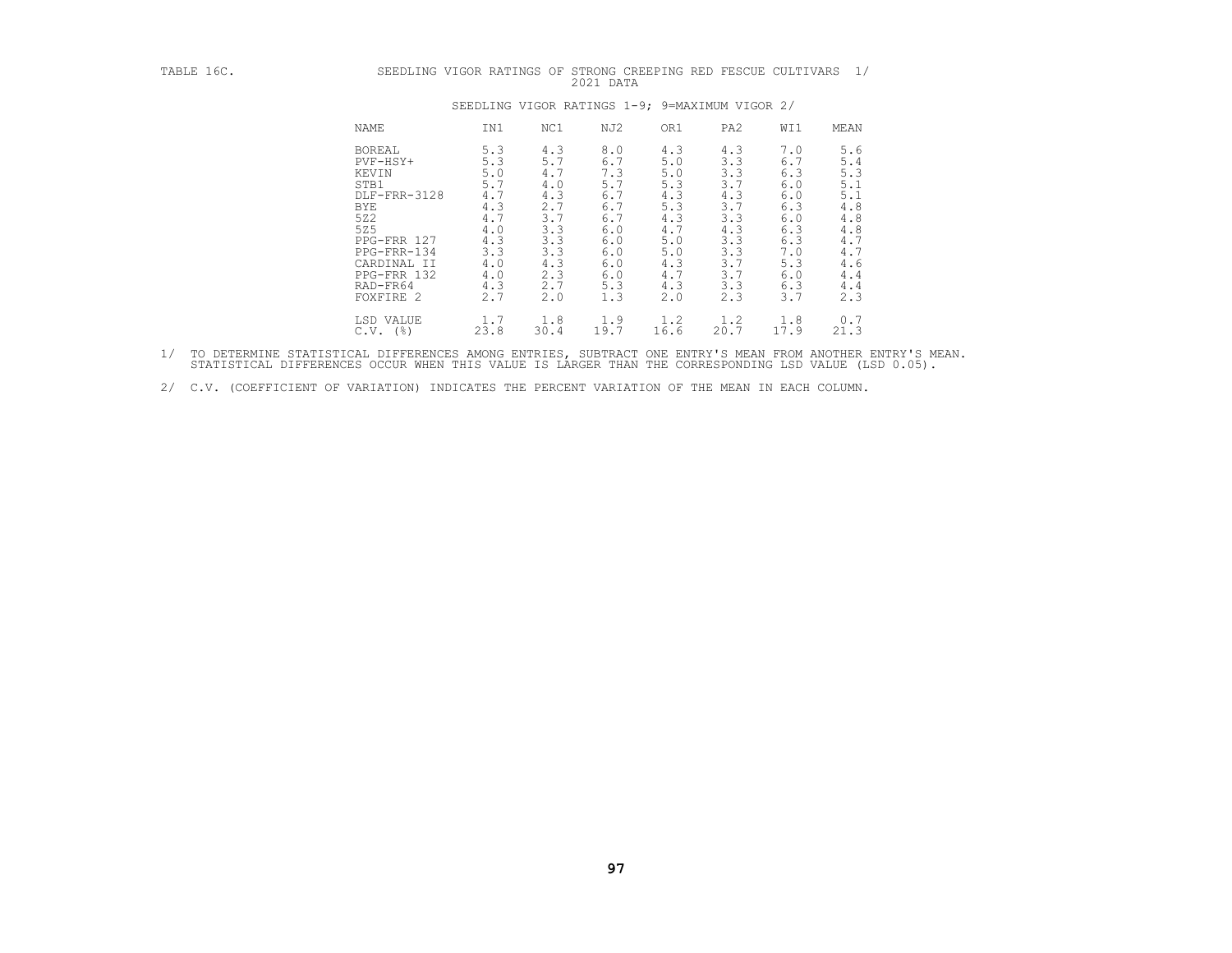TABLE 16C. SEEDLING VIGOR RATINGS OF STRONG CREEPING RED FESCUE CULTIVARS 1/
2021 DATA

SEEDLING VIGOR RATINGS 1-9; 9=MAXIMUM VIGOR 2/

| NAME | IN1 | NC1 | NJ2 | OR1 | PA2 | WI1 | MEAN |
|---|---|---|---|---|---|---|---|
| BOREAL | 5.3 | 4.3 | 8.0 | 4.3 | 4.3 | 7.0 | 5.6 |
| PVF-HSY+ | 5.3 | 5.7 | 6.7 | 5.0 | 3.3 | 6.7 | 5.4 |
| KEVIN | 5.0 | 4.7 | 7.3 | 5.0 | 3.3 | 6.3 | 5.3 |
| STB1 | 5.7 | 4.0 | 5.7 | 5.3 | 3.7 | 6.0 | 5.1 |
| DLF-FRR-3128 | 4.7 | 4.3 | 6.7 | 4.3 | 4.3 | 6.0 | 5.1 |
| BYE | 4.3 | 2.7 | 6.7 | 5.3 | 3.7 | 6.3 | 4.8 |
| 5Z2 | 4.7 | 3.7 | 6.7 | 4.3 | 3.3 | 6.0 | 4.8 |
| 5Z5 | 4.0 | 3.3 | 6.0 | 4.7 | 4.3 | 6.3 | 4.8 |
| PPG-FRR 127 | 4.3 | 3.3 | 6.0 | 5.0 | 3.3 | 6.3 | 4.7 |
| PPG-FRR-134 | 3.3 | 3.3 | 6.0 | 5.0 | 3.3 | 7.0 | 4.7 |
| CARDINAL II | 4.0 | 4.3 | 6.0 | 4.3 | 3.7 | 5.3 | 4.6 |
| PPG-FRR 132 | 4.0 | 2.3 | 6.0 | 4.7 | 3.7 | 6.0 | 4.4 |
| RAD-FR64 | 4.3 | 2.7 | 5.3 | 4.3 | 3.3 | 6.3 | 4.4 |
| FOXFIRE 2 | 2.7 | 2.0 | 1.3 | 2.0 | 2.3 | 3.7 | 2.3 |
| LSD VALUE | 1.7 | 1.8 | 1.9 | 1.2 | 1.2 | 1.8 | 0.7 |
| C.V. (%) | 23.8 | 30.4 | 19.7 | 16.6 | 20.7 | 17.9 | 21.3 |

1/ TO DETERMINE STATISTICAL DIFFERENCES AMONG ENTRIES, SUBTRACT ONE ENTRY'S MEAN FROM ANOTHER ENTRY'S MEAN. STATISTICAL DIFFERENCES OCCUR WHEN THIS VALUE IS LARGER THAN THE CORRESPONDING LSD VALUE (LSD 0.05).

2/ C.V. (COEFFICIENT OF VARIATION) INDICATES THE PERCENT VARIATION OF THE MEAN IN EACH COLUMN.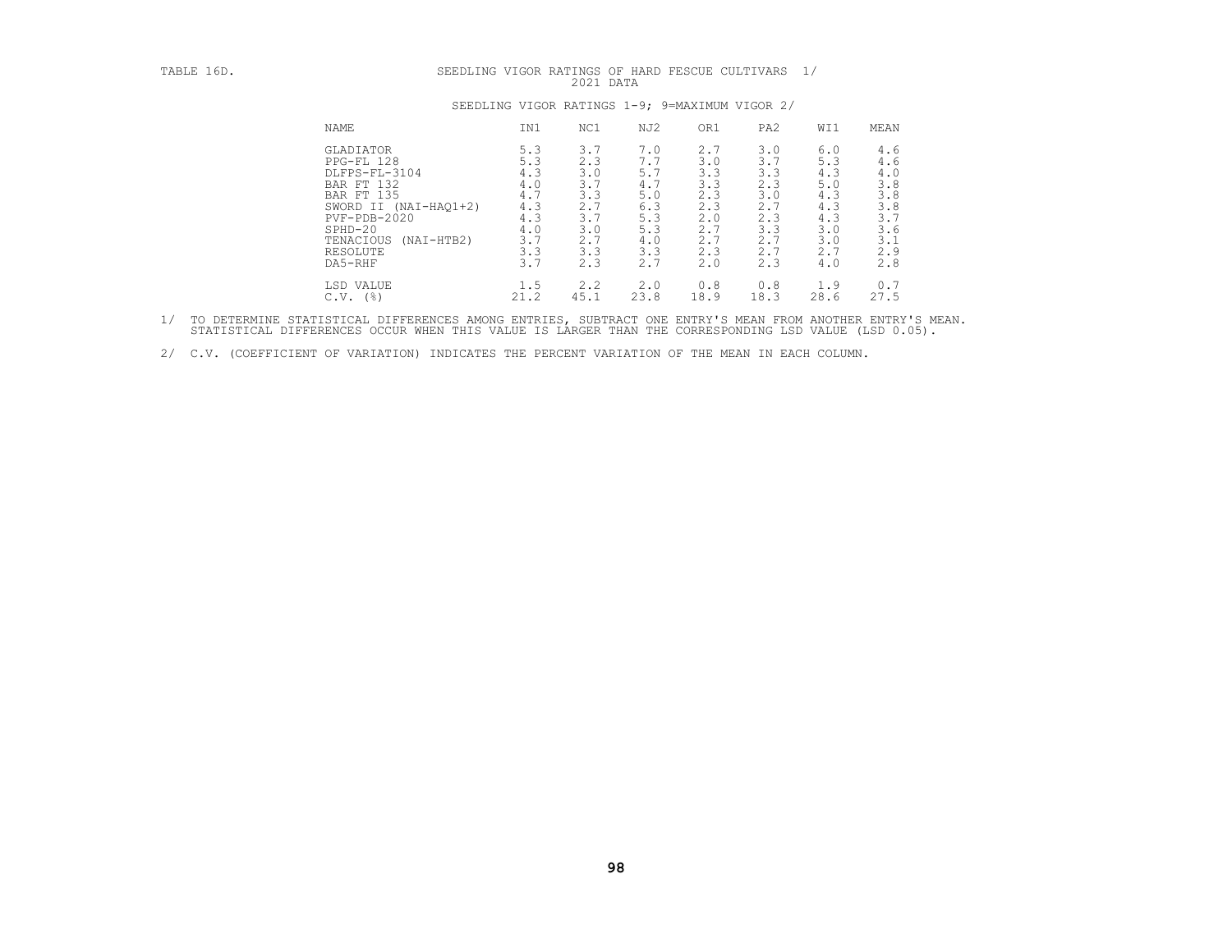TABLE 16D. SEEDLING VIGOR RATINGS OF HARD FESCUE CULTIVARS 1/
2021 DATA

SEEDLING VIGOR RATINGS 1-9; 9=MAXIMUM VIGOR 2/

| NAME | IN1 | NC1 | NJ2 | OR1 | PA2 | WI1 | MEAN |
|---|---|---|---|---|---|---|---|
| GLADIATOR | 5.3 | 3.7 | 7.0 | 2.7 | 3.0 | 6.0 | 4.6 |
| PPG-FL 128 | 5.3 | 2.3 | 7.7 | 3.0 | 3.7 | 5.3 | 4.6 |
| DLFPS-FL-3104 | 4.3 | 3.0 | 5.7 | 3.3 | 3.3 | 4.3 | 4.0 |
| BAR FT 132 | 4.0 | 3.7 | 4.7 | 3.3 | 2.3 | 5.0 | 3.8 |
| BAR FT 135 | 4.7 | 3.3 | 5.0 | 2.3 | 3.0 | 4.3 | 3.8 |
| SWORD II (NAI-HAQ1+2) | 4.3 | 2.7 | 6.3 | 2.3 | 2.7 | 4.3 | 3.8 |
| PVF-PDB-2020 | 4.3 | 3.7 | 5.3 | 2.0 | 2.3 | 4.3 | 3.7 |
| SPHD-20 | 4.0 | 3.0 | 5.3 | 2.7 | 3.3 | 3.0 | 3.6 |
| TENACIOUS (NAI-HTB2) | 3.7 | 2.7 | 4.0 | 2.7 | 2.7 | 3.0 | 3.1 |
| RESOLUTE | 3.3 | 3.3 | 3.3 | 2.3 | 2.7 | 2.7 | 2.9 |
| DA5-RHF | 3.7 | 2.3 | 2.7 | 2.0 | 2.3 | 4.0 | 2.8 |
| LSD VALUE | 1.5 | 2.2 | 2.0 | 0.8 | 0.8 | 1.9 | 0.7 |
| C.V. (%) | 21.2 | 45.1 | 23.8 | 18.9 | 18.3 | 28.6 | 27.5 |

1/ TO DETERMINE STATISTICAL DIFFERENCES AMONG ENTRIES, SUBTRACT ONE ENTRY'S MEAN FROM ANOTHER ENTRY'S MEAN. STATISTICAL DIFFERENCES OCCUR WHEN THIS VALUE IS LARGER THAN THE CORRESPONDING LSD VALUE (LSD 0.05).

2/ C.V. (COEFFICIENT OF VARIATION) INDICATES THE PERCENT VARIATION OF THE MEAN IN EACH COLUMN.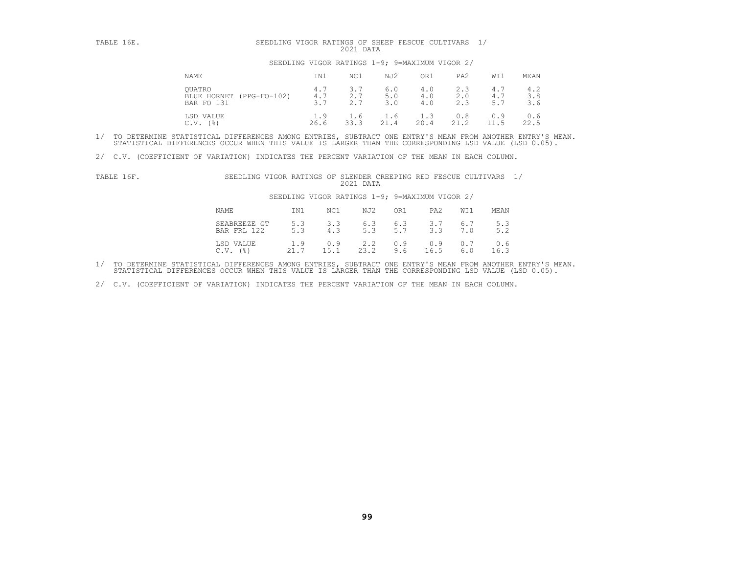TABLE 16E. SEEDLING VIGOR RATINGS OF SHEEP FESCUE CULTIVARS 1/
2021 DATA

SEEDLING VIGOR RATINGS 1-9; 9=MAXIMUM VIGOR 2/

| NAME | IN1 | NC1 | NJ2 | OR1 | PA2 | WI1 | MEAN |
|---|---|---|---|---|---|---|---|
| QUATRO | 4.7 | 3.7 | 6.0 | 4.0 | 2.3 | 4.7 | 4.2 |
| BLUE HORNET (PPG-FO-102) | 4.7 | 2.7 | 5.0 | 4.0 | 2.0 | 4.7 | 3.8 |
| BAR FO 131 | 3.7 | 2.7 | 3.0 | 4.0 | 2.3 | 5.7 | 3.6 |
| LSD VALUE | 1.9 | 1.6 | 1.6 | 1.3 | 0.8 | 0.9 | 0.6 |
| C.V. (%) | 26.6 | 33.3 | 21.4 | 20.4 | 21.2 | 11.5 | 22.5 |

1/ TO DETERMINE STATISTICAL DIFFERENCES AMONG ENTRIES, SUBTRACT ONE ENTRY'S MEAN FROM ANOTHER ENTRY'S MEAN. STATISTICAL DIFFERENCES OCCUR WHEN THIS VALUE IS LARGER THAN THE CORRESPONDING LSD VALUE (LSD 0.05).

2/ C.V. (COEFFICIENT OF VARIATION) INDICATES THE PERCENT VARIATION OF THE MEAN IN EACH COLUMN.

TABLE 16F. SEEDLING VIGOR RATINGS OF SLENDER CREEPING RED FESCUE CULTIVARS 1/
2021 DATA

SEEDLING VIGOR RATINGS 1-9; 9=MAXIMUM VIGOR 2/

| NAME | IN1 | NC1 | NJ2 | OR1 | PA2 | WI1 | MEAN |
|---|---|---|---|---|---|---|---|
| SEABREEZE GT | 5.3 | 3.3 | 6.3 | 6.3 | 3.7 | 6.7 | 5.3 |
| BAR FRL 122 | 5.3 | 4.3 | 5.3 | 5.7 | 3.3 | 7.0 | 5.2 |
| LSD VALUE | 1.9 | 0.9 | 2.2 | 0.9 | 0.9 | 0.7 | 0.6 |
| C.V. (%) | 21.7 | 15.1 | 23.2 | 9.6 | 16.5 | 6.0 | 16.3 |

1/ TO DETERMINE STATISTICAL DIFFERENCES AMONG ENTRIES, SUBTRACT ONE ENTRY'S MEAN FROM ANOTHER ENTRY'S MEAN. STATISTICAL DIFFERENCES OCCUR WHEN THIS VALUE IS LARGER THAN THE CORRESPONDING LSD VALUE (LSD 0.05).

2/ C.V. (COEFFICIENT OF VARIATION) INDICATES THE PERCENT VARIATION OF THE MEAN IN EACH COLUMN.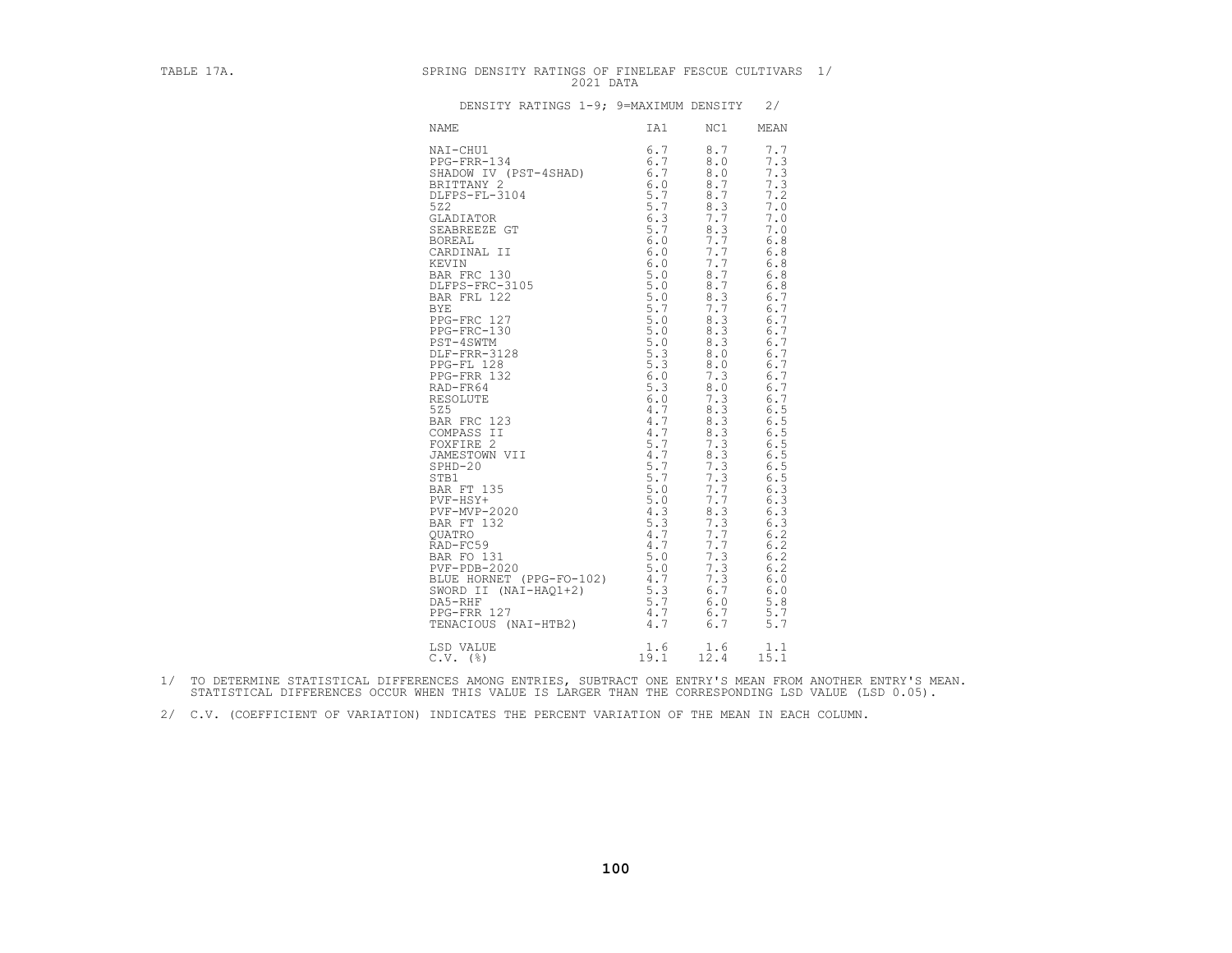TABLE 17A. SPRING DENSITY RATINGS OF FINELEAF FESCUE CULTIVARS 1/
2021 DATA

DENSITY RATINGS 1-9; 9=MAXIMUM DENSITY 2/

| NAME | IA1 | NC1 | MEAN |
|---|---|---|---|
| NAI-CHU1 | 6.7 | 8.7 | 7.7 |
| PPG-FRR-134 | 6.7 | 8.0 | 7.3 |
| SHADOW IV (PST-4SHAD) | 6.7 | 8.0 | 7.3 |
| BRITTANY 2 | 6.0 | 8.7 | 7.3 |
| DLFPS-FL-3104 | 5.7 | 8.7 | 7.2 |
| 5Z2 | 5.7 | 8.3 | 7.0 |
| GLADIATOR | 6.3 | 7.7 | 7.0 |
| SEABREEZE GT | 5.7 | 8.3 | 7.0 |
| BOREAL | 6.0 | 7.7 | 6.8 |
| CARDINAL II | 6.0 | 7.7 | 6.8 |
| KEVIN | 6.0 | 7.7 | 6.8 |
| BAR FRC 130 | 5.0 | 8.7 | 6.8 |
| DLFPS-FRC-3105 | 5.0 | 8.7 | 6.8 |
| BAR FRL 122 | 5.0 | 8.3 | 6.7 |
| BYE | 5.7 | 7.7 | 6.7 |
| PPG-FRC 127 | 5.0 | 8.3 | 6.7 |
| PPG-FRC-130 | 5.0 | 8.3 | 6.7 |
| PST-4SWTM | 5.0 | 8.3 | 6.7 |
| DLF-FRR-3128 | 5.3 | 8.0 | 6.7 |
| PPG-FL 128 | 5.3 | 8.0 | 6.7 |
| PPG-FRR 132 | 6.0 | 7.3 | 6.7 |
| RAD-FR64 | 5.3 | 8.0 | 6.7 |
| RESOLUTE | 6.0 | 7.3 | 6.7 |
| 5Z5 | 4.7 | 8.3 | 6.5 |
| BAR FRC 123 | 4.7 | 8.3 | 6.5 |
| COMPASS II | 4.7 | 8.3 | 6.5 |
| FOXFIRE 2 | 5.7 | 7.3 | 6.5 |
| JAMESTOWN VII | 4.7 | 8.3 | 6.5 |
| SPHD-20 | 5.7 | 7.3 | 6.5 |
| STB1 | 5.7 | 7.3 | 6.5 |
| BAR FT 135 | 5.0 | 7.7 | 6.3 |
| PVF-HSY+ | 5.0 | 7.7 | 6.3 |
| PVF-MVP-2020 | 4.3 | 8.3 | 6.3 |
| BAR FT 132 | 5.3 | 7.3 | 6.3 |
| QUATRO | 4.7 | 7.7 | 6.2 |
| RAD-FC59 | 4.7 | 7.7 | 6.2 |
| BAR FO 131 | 5.0 | 7.3 | 6.2 |
| PVF-PDB-2020 | 5.0 | 7.3 | 6.2 |
| BLUE HORNET (PPG-FO-102) | 4.7 | 7.3 | 6.0 |
| SWORD II (NAI-HAQ1+2) | 5.3 | 6.7 | 6.0 |
| DA5-RHF | 5.7 | 6.0 | 5.8 |
| PPG-FRR 127 | 4.7 | 6.7 | 5.7 |
| TENACIOUS (NAI-HTB2) | 4.7 | 6.7 | 5.7 |
| LSD VALUE | 1.6 | 1.6 | 1.1 |
| C.V. (%) | 19.1 | 12.4 | 15.1 |

1/ TO DETERMINE STATISTICAL DIFFERENCES AMONG ENTRIES, SUBTRACT ONE ENTRY'S MEAN FROM ANOTHER ENTRY'S MEAN. STATISTICAL DIFFERENCES OCCUR WHEN THIS VALUE IS LARGER THAN THE CORRESPONDING LSD VALUE (LSD 0.05).

2/ C.V. (COEFFICIENT OF VARIATION) INDICATES THE PERCENT VARIATION OF THE MEAN IN EACH COLUMN.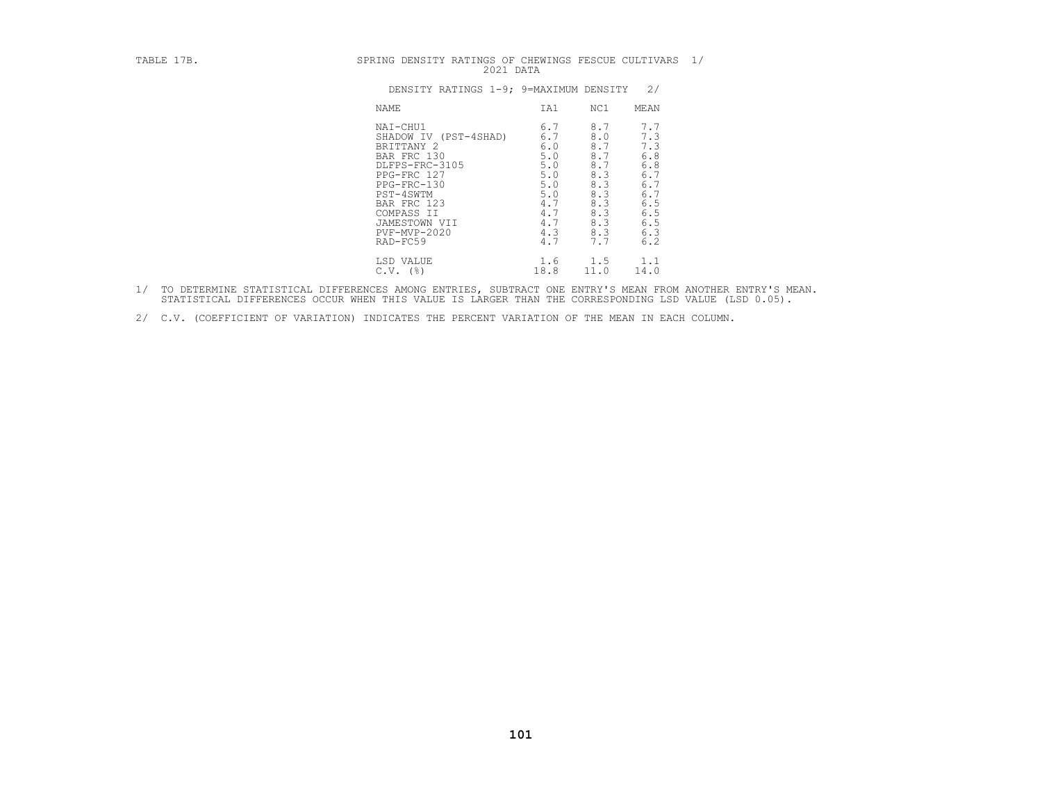TABLE 17B. SPRING DENSITY RATINGS OF CHEWINGS FESCUE CULTIVARS 1/
2021 DATA

DENSITY RATINGS 1-9; 9=MAXIMUM DENSITY 2/

| NAME | IA1 | NC1 | MEAN |
|---|---|---|---|
| NAI-CHU1 | 6.7 | 8.7 | 7.7 |
| SHADOW IV (PST-4SHAD) | 6.7 | 8.0 | 7.3 |
| BRITTANY 2 | 6.0 | 8.7 | 7.3 |
| BAR FRC 130 | 5.0 | 8.7 | 6.8 |
| DLFPS-FRC-3105 | 5.0 | 8.7 | 6.8 |
| PPG-FRC 127 | 5.0 | 8.3 | 6.7 |
| PPG-FRC-130 | 5.0 | 8.3 | 6.7 |
| PST-4SWTM | 5.0 | 8.3 | 6.7 |
| BAR FRC 123 | 4.7 | 8.3 | 6.5 |
| COMPASS II | 4.7 | 8.3 | 6.5 |
| JAMESTOWN VII | 4.7 | 8.3 | 6.5 |
| PVF-MVP-2020 | 4.3 | 8.3 | 6.3 |
| RAD-FC59 | 4.7 | 7.7 | 6.2 |
| | | | |
| LSD VALUE | 1.6 | 1.5 | 1.1 |
| C.V. (%) | 18.8 | 11.0 | 14.0 |

1/ TO DETERMINE STATISTICAL DIFFERENCES AMONG ENTRIES, SUBTRACT ONE ENTRY'S MEAN FROM ANOTHER ENTRY'S MEAN. STATISTICAL DIFFERENCES OCCUR WHEN THIS VALUE IS LARGER THAN THE CORRESPONDING LSD VALUE (LSD 0.05).

2/ C.V. (COEFFICIENT OF VARIATION) INDICATES THE PERCENT VARIATION OF THE MEAN IN EACH COLUMN.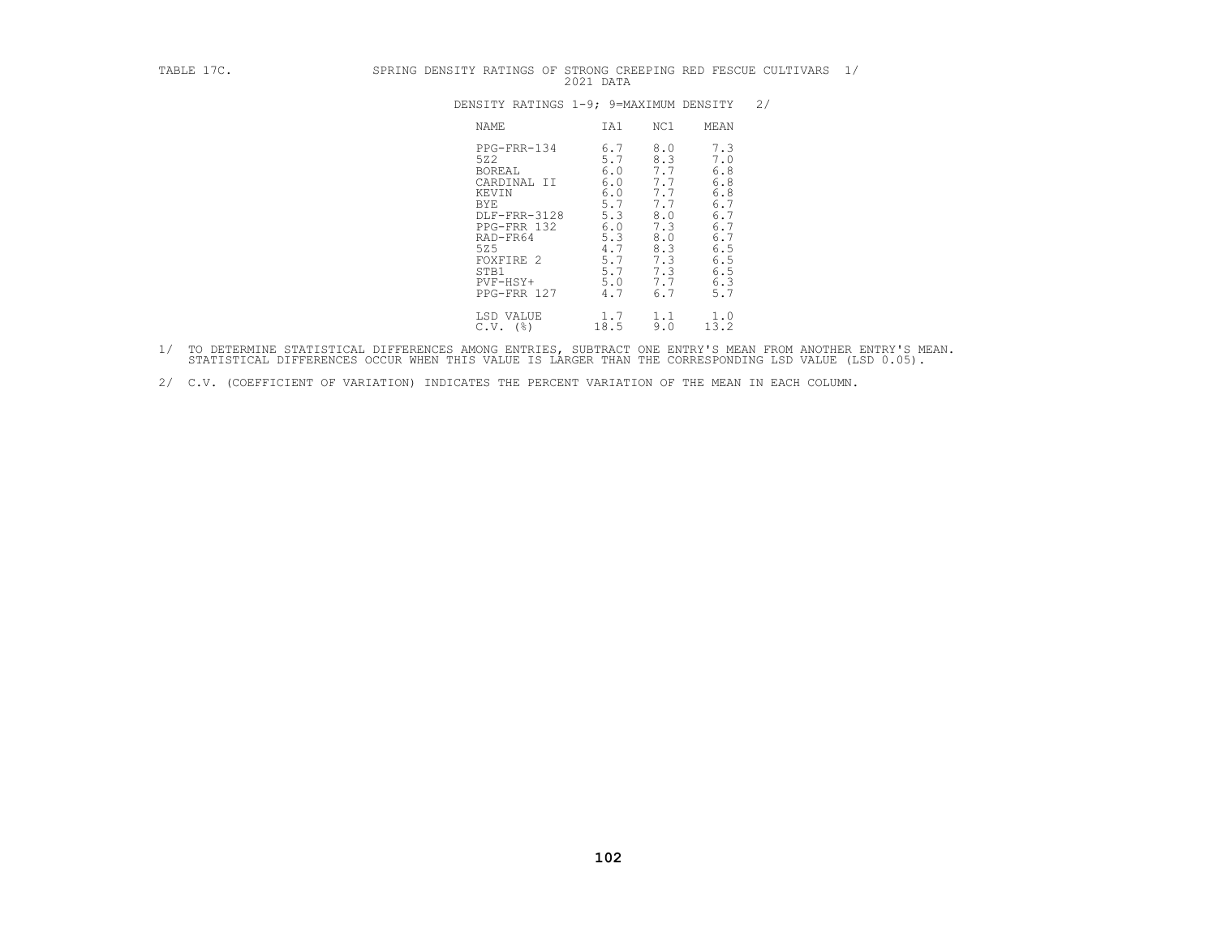TABLE 17C. SPRING DENSITY RATINGS OF STRONG CREEPING RED FESCUE CULTIVARS 1/
2021 DATA

DENSITY RATINGS 1-9; 9=MAXIMUM DENSITY 2/

| NAME | IA1 | NC1 | MEAN |
|---|---|---|---|
| PPG-FRR-134 | 6.7 | 8.0 | 7.3 |
| 5Z2 | 5.7 | 8.3 | 7.0 |
| BOREAL | 6.0 | 7.7 | 6.8 |
| CARDINAL II | 6.0 | 7.7 | 6.8 |
| KEVIN | 6.0 | 7.7 | 6.8 |
| BYE | 5.7 | 7.7 | 6.7 |
| DLF-FRR-3128 | 5.3 | 8.0 | 6.7 |
| PPG-FRR 132 | 6.0 | 7.3 | 6.7 |
| RAD-FR64 | 5.3 | 8.0 | 6.7 |
| 5Z5 | 4.7 | 8.3 | 6.5 |
| FOXFIRE 2 | 5.7 | 7.3 | 6.5 |
| STB1 | 5.7 | 7.3 | 6.5 |
| PVF-HSY+ | 5.0 | 7.7 | 6.3 |
| PPG-FRR 127 | 4.7 | 6.7 | 5.7 |
| LSD VALUE | 1.7 | 1.1 | 1.0 |
| C.V. (%) | 18.5 | 9.0 | 13.2 |

1/ TO DETERMINE STATISTICAL DIFFERENCES AMONG ENTRIES, SUBTRACT ONE ENTRY'S MEAN FROM ANOTHER ENTRY'S MEAN. STATISTICAL DIFFERENCES OCCUR WHEN THIS VALUE IS LARGER THAN THE CORRESPONDING LSD VALUE (LSD 0.05).

2/ C.V. (COEFFICIENT OF VARIATION) INDICATES THE PERCENT VARIATION OF THE MEAN IN EACH COLUMN.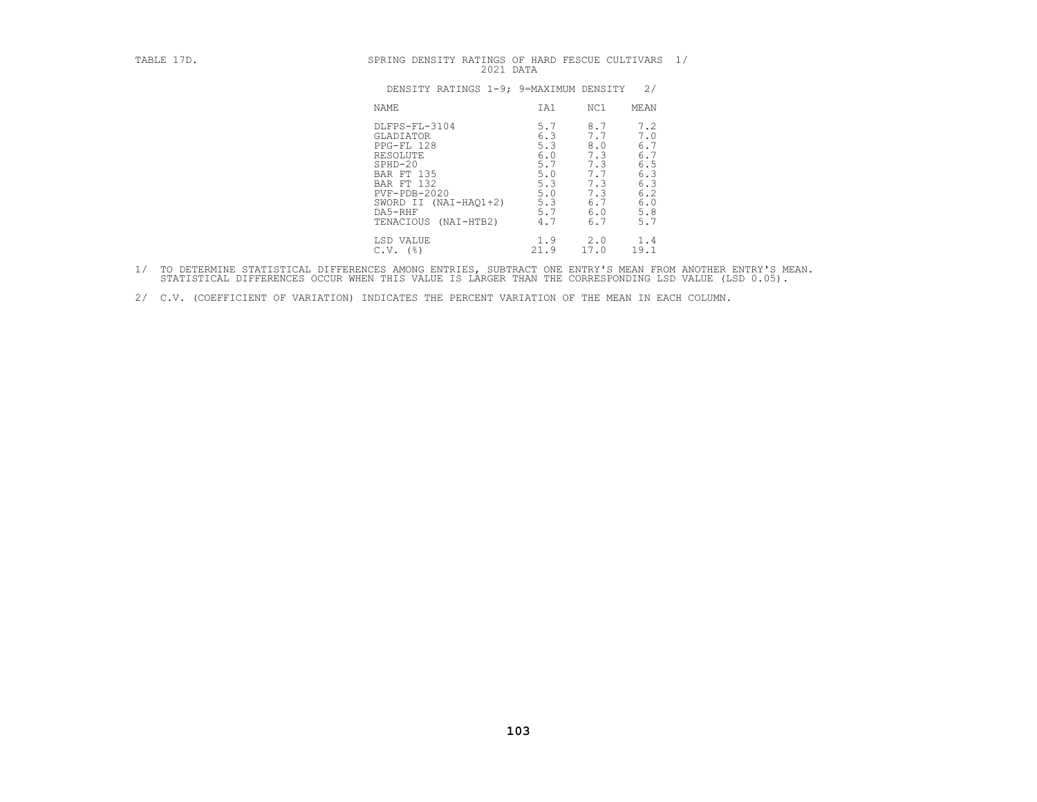TABLE 17D. SPRING DENSITY RATINGS OF HARD FESCUE CULTIVARS 1/

2021 DATA

DENSITY RATINGS 1-9; 9=MAXIMUM DENSITY 2/

| NAME | IA1 | NC1 | MEAN |
|---|---|---|---|
| DLFPS-FL-3104 | 5.7 | 8.7 | 7.2 |
| GLADIATOR | 6.3 | 7.7 | 7.0 |
| PPG-FL 128 | 5.3 | 8.0 | 6.7 |
| RESOLUTE | 6.0 | 7.3 | 6.7 |
| SPHD-20 | 5.7 | 7.3 | 6.5 |
| BAR FT 135 | 5.0 | 7.7 | 6.3 |
| BAR FT 132 | 5.3 | 7.3 | 6.3 |
| PVF-PDB-2020 | 5.0 | 7.3 | 6.2 |
| SWORD II (NAI-HAQ1+2) | 5.3 | 6.7 | 6.0 |
| DA5-RHF | 5.7 | 6.0 | 5.8 |
| TENACIOUS (NAI-HTB2) | 4.7 | 6.7 | 5.7 |
| LSD VALUE | 1.9 | 2.0 | 1.4 |
| C.V. (%) | 21.9 | 17.0 | 19.1 |

1/ TO DETERMINE STATISTICAL DIFFERENCES AMONG ENTRIES, SUBTRACT ONE ENTRY'S MEAN FROM ANOTHER ENTRY'S MEAN. STATISTICAL DIFFERENCES OCCUR WHEN THIS VALUE IS LARGER THAN THE CORRESPONDING LSD VALUE (LSD 0.05).

2/ C.V. (COEFFICIENT OF VARIATION) INDICATES THE PERCENT VARIATION OF THE MEAN IN EACH COLUMN.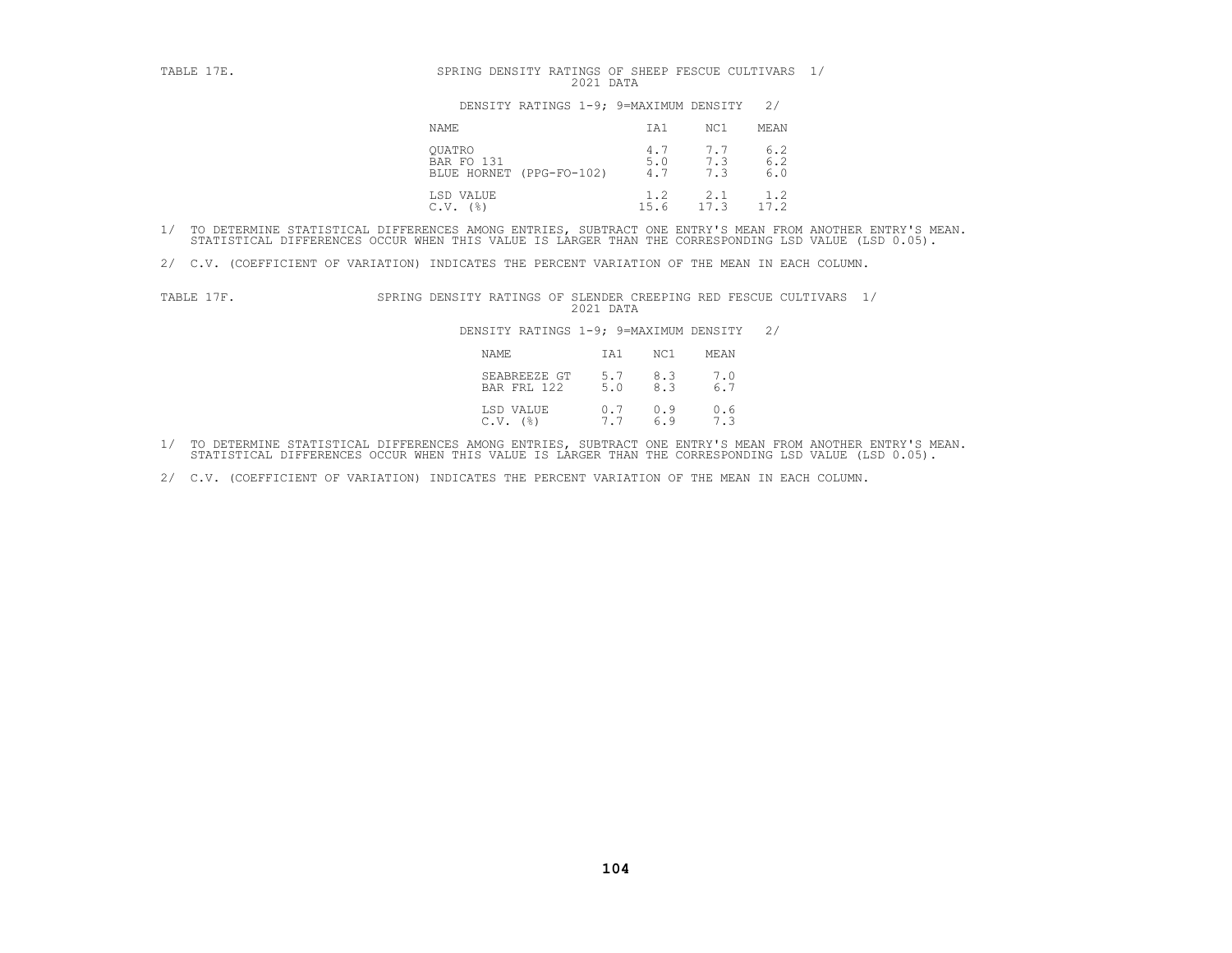TABLE 17E. SPRING DENSITY RATINGS OF SHEEP FESCUE CULTIVARS 1/
2021 DATA

DENSITY RATINGS 1-9; 9=MAXIMUM DENSITY 2/

| NAME | IA1 | NC1 | MEAN |
|---|---|---|---|
| QUATRO | 4.7 | 7.7 | 6.2 |
| BAR FO 131 | 5.0 | 7.3 | 6.2 |
| BLUE HORNET (PPG-FO-102) | 4.7 | 7.3 | 6.0 |
| LSD VALUE | 1.2 | 2.1 | 1.2 |
| C.V. (%) | 15.6 | 17.3 | 17.2 |

1/ TO DETERMINE STATISTICAL DIFFERENCES AMONG ENTRIES, SUBTRACT ONE ENTRY'S MEAN FROM ANOTHER ENTRY'S MEAN. STATISTICAL DIFFERENCES OCCUR WHEN THIS VALUE IS LARGER THAN THE CORRESPONDING LSD VALUE (LSD 0.05).

2/ C.V. (COEFFICIENT OF VARIATION) INDICATES THE PERCENT VARIATION OF THE MEAN IN EACH COLUMN.

TABLE 17F. SPRING DENSITY RATINGS OF SLENDER CREEPING RED FESCUE CULTIVARS 1/
2021 DATA

DENSITY RATINGS 1-9; 9=MAXIMUM DENSITY 2/

| NAME | IA1 | NC1 | MEAN |
|---|---|---|---|
| SEABREEZE GT | 5.7 | 8.3 | 7.0 |
| BAR FRL 122 | 5.0 | 8.3 | 6.7 |
| LSD VALUE | 0.7 | 0.9 | 0.6 |
| C.V. (%) | 7.7 | 6.9 | 7.3 |

1/ TO DETERMINE STATISTICAL DIFFERENCES AMONG ENTRIES, SUBTRACT ONE ENTRY'S MEAN FROM ANOTHER ENTRY'S MEAN. STATISTICAL DIFFERENCES OCCUR WHEN THIS VALUE IS LARGER THAN THE CORRESPONDING LSD VALUE (LSD 0.05).

2/ C.V. (COEFFICIENT OF VARIATION) INDICATES THE PERCENT VARIATION OF THE MEAN IN EACH COLUMN.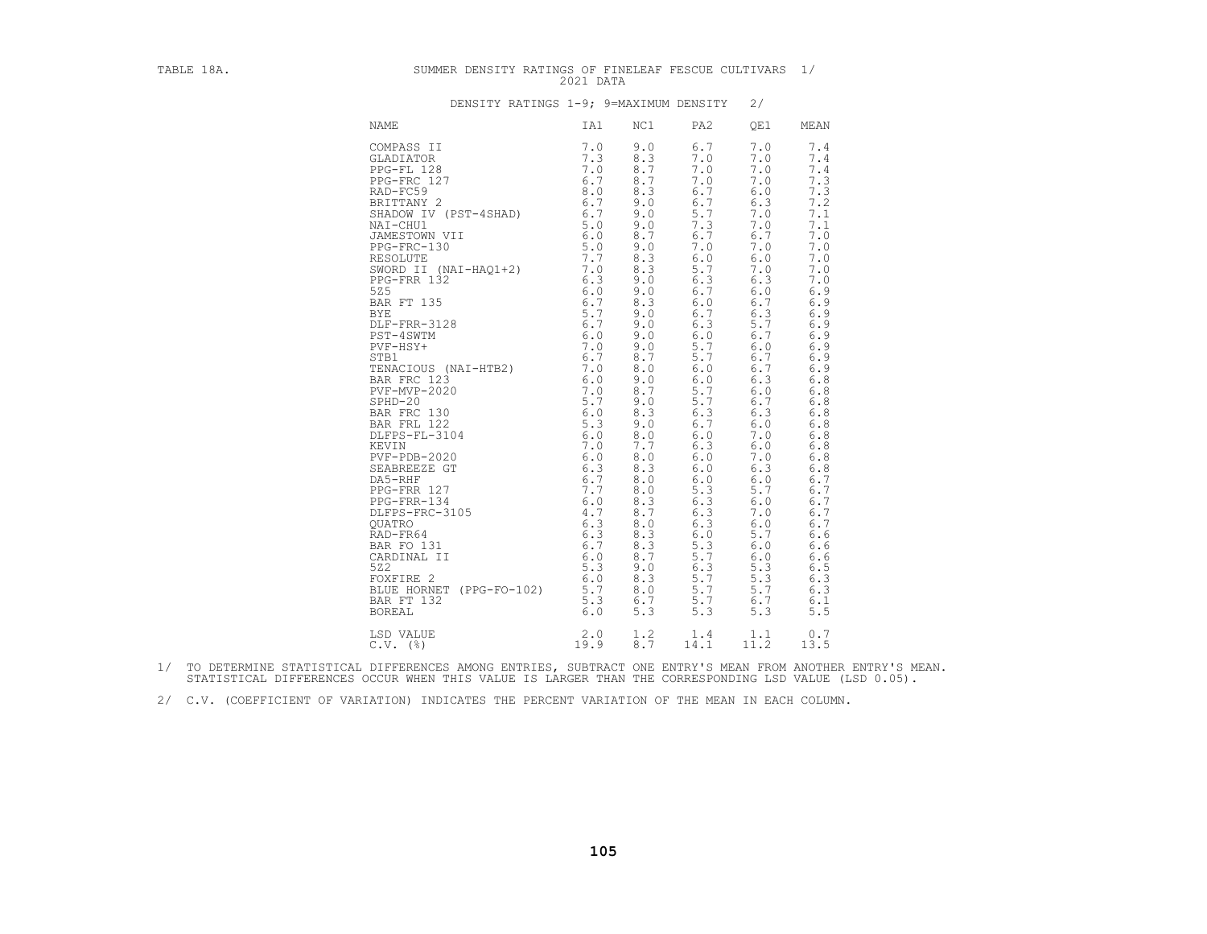TABLE 18A.

# SUMMER DENSITY RATINGS OF FINELEAF FESCUE CULTIVARS 1/
2021 DATA

DENSITY RATINGS 1-9; 9=MAXIMUM DENSITY 2/

| NAME | IA1 | NC1 | PA2 | QE1 | MEAN |
|---|---|---|---|---|---|
| COMPASS II | 7.0 | 9.0 | 6.7 | 7.0 | 7.4 |
| GLADIATOR | 7.3 | 8.3 | 7.0 | 7.0 | 7.4 |
| PPG-FL 128 | 7.0 | 8.7 | 7.0 | 7.0 | 7.4 |
| PPG-FRC 127 | 6.7 | 8.7 | 7.0 | 7.0 | 7.3 |
| RAD-FC59 | 8.0 | 8.3 | 6.7 | 6.0 | 7.3 |
| BRITTANY 2 | 6.7 | 9.0 | 6.7 | 6.3 | 7.2 |
| SHADOW IV (PST-4SHAD) | 6.7 | 9.0 | 5.7 | 7.0 | 7.1 |
| NAI-CHU1 | 5.0 | 9.0 | 7.3 | 7.0 | 7.1 |
| JAMESTOWN VII | 6.0 | 8.7 | 6.7 | 6.7 | 7.0 |
| PPG-FRC-130 | 5.0 | 9.0 | 7.0 | 7.0 | 7.0 |
| RESOLUTE | 7.7 | 8.3 | 6.0 | 6.0 | 7.0 |
| SWORD II (NAI-HAQ1+2) | 7.0 | 8.3 | 5.7 | 7.0 | 7.0 |
| PPG-FRR 132 | 6.3 | 9.0 | 6.3 | 6.3 | 7.0 |
| 5Z5 | 6.0 | 9.0 | 6.7 | 6.0 | 6.9 |
| BAR FT 135 | 6.7 | 8.3 | 6.0 | 6.7 | 6.9 |
| BYE | 5.7 | 9.0 | 6.7 | 6.3 | 6.9 |
| DLF-FRR-3128 | 6.7 | 9.0 | 6.3 | 5.7 | 6.9 |
| PST-4SWTM | 6.0 | 9.0 | 6.0 | 6.7 | 6.9 |
| PVF-HSY+ | 7.0 | 9.0 | 5.7 | 6.0 | 6.9 |
| STB1 | 6.7 | 8.7 | 5.7 | 6.7 | 6.9 |
| TENACIOUS (NAI-HTB2) | 7.0 | 8.0 | 6.0 | 6.7 | 6.9 |
| BAR FRC 123 | 6.0 | 9.0 | 6.0 | 6.3 | 6.8 |
| PVF-MVP-2020 | 7.0 | 8.7 | 5.7 | 6.0 | 6.8 |
| SPHD-20 | 5.7 | 9.0 | 5.7 | 6.7 | 6.8 |
| BAR FRC 130 | 6.0 | 8.3 | 6.3 | 6.3 | 6.8 |
| BAR FRL 122 | 5.3 | 9.0 | 6.7 | 6.0 | 6.8 |
| DLFPS-FL-3104 | 6.0 | 8.0 | 6.0 | 7.0 | 6.8 |
| KEVIN | 7.0 | 7.7 | 6.3 | 6.0 | 6.8 |
| PVF-PDB-2020 | 6.0 | 8.0 | 6.0 | 7.0 | 6.8 |
| SEABREEZE GT | 6.3 | 8.3 | 6.0 | 6.3 | 6.8 |
| DA5-RHF | 6.7 | 8.0 | 6.0 | 6.0 | 6.7 |
| PPG-FRR 127 | 7.7 | 8.0 | 5.3 | 5.7 | 6.7 |
| PPG-FRR-134 | 6.0 | 8.3 | 6.3 | 6.0 | 6.7 |
| DLFPS-FRC-3105 | 4.7 | 8.7 | 6.3 | 7.0 | 6.7 |
| QUATRO | 6.3 | 8.0 | 6.3 | 6.0 | 6.7 |
| RAD-FR64 | 6.3 | 8.3 | 6.0 | 5.7 | 6.6 |
| BAR FO 131 | 6.7 | 8.3 | 5.3 | 6.0 | 6.6 |
| CARDINAL II | 6.0 | 8.7 | 5.7 | 6.0 | 6.6 |
| 5Z2 | 5.3 | 9.0 | 6.3 | 5.3 | 6.5 |
| FOXFIRE 2 | 6.0 | 8.3 | 5.7 | 5.3 | 6.3 |
| BLUE HORNET (PPG-FO-102) | 5.7 | 8.0 | 5.7 | 5.7 | 6.3 |
| BAR FT 132 | 5.3 | 6.7 | 5.7 | 6.7 | 6.1 |
| BOREAL | 6.0 | 5.3 | 5.3 | 5.3 | 5.5 |
| LSD VALUE | 2.0 | 1.2 | 1.4 | 1.1 | 0.7 |
| C.V. (%) | 19.9 | 8.7 | 14.1 | 11.2 | 13.5 |

1/ TO DETERMINE STATISTICAL DIFFERENCES AMONG ENTRIES, SUBTRACT ONE ENTRY'S MEAN FROM ANOTHER ENTRY'S MEAN. STATISTICAL DIFFERENCES OCCUR WHEN THIS VALUE IS LARGER THAN THE CORRESPONDING LSD VALUE (LSD 0.05).

2/ C.V. (COEFFICIENT OF VARIATION) INDICATES THE PERCENT VARIATION OF THE MEAN IN EACH COLUMN.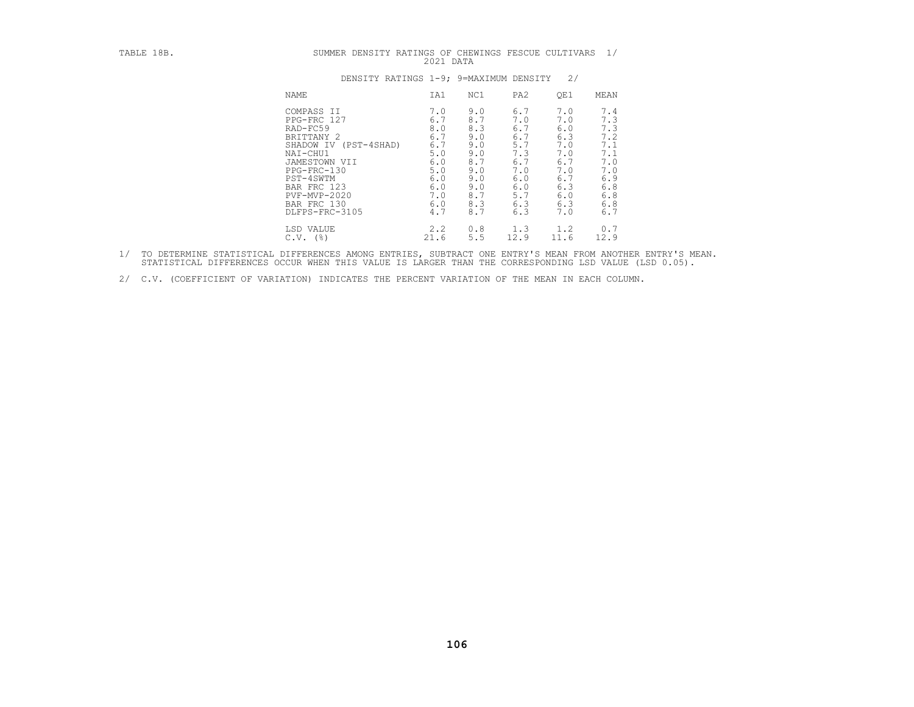TABLE 18B. SUMMER DENSITY RATINGS OF CHEWINGS FESCUE CULTIVARS 1/

2021 DATA

DENSITY RATINGS 1-9; 9=MAXIMUM DENSITY 2/

| NAME | IA1 | NC1 | PA2 | QE1 | MEAN |
|---|---|---|---|---|---|
| COMPASS II | 7.0 | 9.0 | 6.7 | 7.0 | 7.4 |
| PPG-FRC 127 | 6.7 | 8.7 | 7.0 | 7.0 | 7.3 |
| RAD-FC59 | 8.0 | 8.3 | 6.7 | 6.0 | 7.3 |
| BRITTANY 2 | 6.7 | 9.0 | 6.7 | 6.3 | 7.2 |
| SHADOW IV (PST-4SHAD) | 6.7 | 9.0 | 5.7 | 7.0 | 7.1 |
| NAI-CHU1 | 5.0 | 9.0 | 7.3 | 7.0 | 7.1 |
| JAMESTOWN VII | 6.0 | 8.7 | 6.7 | 6.7 | 7.0 |
| PPG-FRC-130 | 5.0 | 9.0 | 7.0 | 7.0 | 7.0 |
| PST-4SWTM | 6.0 | 9.0 | 6.0 | 6.7 | 6.9 |
| BAR FRC 123 | 6.0 | 9.0 | 6.0 | 6.3 | 6.8 |
| PVF-MVP-2020 | 7.0 | 8.7 | 5.7 | 6.0 | 6.8 |
| BAR FRC 130 | 6.0 | 8.3 | 6.3 | 6.3 | 6.8 |
| DLFPS-FRC-3105 | 4.7 | 8.7 | 6.3 | 7.0 | 6.7 |
| LSD VALUE | 2.2 | 0.8 | 1.3 | 1.2 | 0.7 |
| C.V. (%) | 21.6 | 5.5 | 12.9 | 11.6 | 12.9 |

1/ TO DETERMINE STATISTICAL DIFFERENCES AMONG ENTRIES, SUBTRACT ONE ENTRY'S MEAN FROM ANOTHER ENTRY'S MEAN. STATISTICAL DIFFERENCES OCCUR WHEN THIS VALUE IS LARGER THAN THE CORRESPONDING LSD VALUE (LSD 0.05).

2/ C.V. (COEFFICIENT OF VARIATION) INDICATES THE PERCENT VARIATION OF THE MEAN IN EACH COLUMN.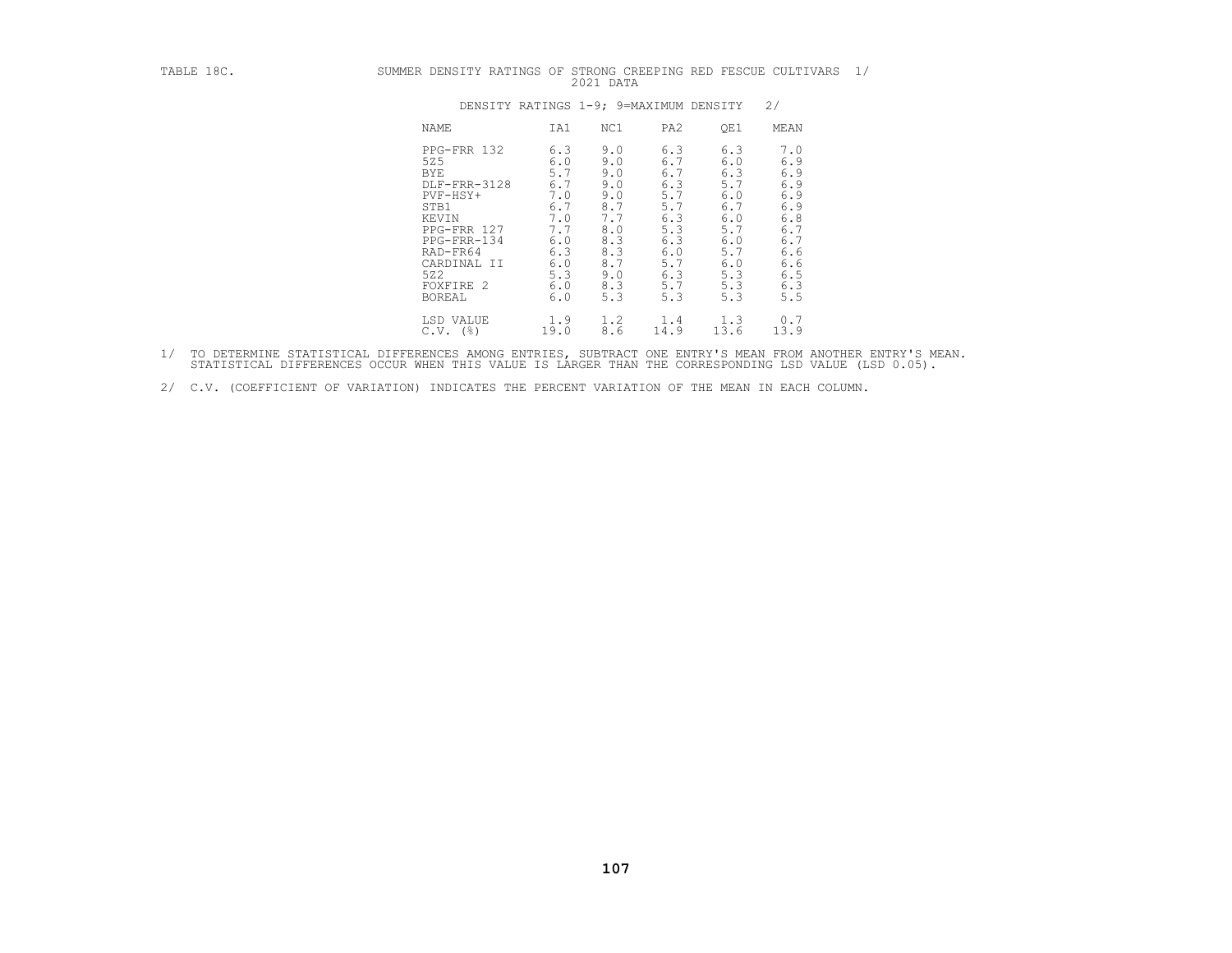TABLE 18C. SUMMER DENSITY RATINGS OF STRONG CREEPING RED FESCUE CULTIVARS 1/

2021 DATA

DENSITY RATINGS 1-9; 9=MAXIMUM DENSITY 2/

| NAME | IA1 | NC1 | PA2 | QE1 | MEAN |
|---|---|---|---|---|---|
| PPG-FRR 132 | 6.3 | 9.0 | 6.3 | 6.3 | 7.0 |
| 5Z5 | 6.0 | 9.0 | 6.7 | 6.0 | 6.9 |
| BYE | 5.7 | 9.0 | 6.7 | 6.3 | 6.9 |
| DLF-FRR-3128 | 6.7 | 9.0 | 6.3 | 5.7 | 6.9 |
| PVF-HSY+ | 7.0 | 9.0 | 5.7 | 6.0 | 6.9 |
| STB1 | 6.7 | 8.7 | 5.7 | 6.7 | 6.9 |
| KEVIN | 7.0 | 7.7 | 6.3 | 6.0 | 6.8 |
| PPG-FRR 127 | 7.7 | 8.0 | 5.3 | 5.7 | 6.7 |
| PPG-FRR-134 | 6.0 | 8.3 | 6.3 | 6.0 | 6.7 |
| RAD-FR64 | 6.3 | 8.3 | 6.0 | 5.7 | 6.6 |
| CARDINAL II | 6.0 | 8.7 | 5.7 | 6.0 | 6.6 |
| 5Z2 | 5.3 | 9.0 | 6.3 | 5.3 | 6.5 |
| FOXFIRE 2 | 6.0 | 8.3 | 5.7 | 5.3 | 6.3 |
| BOREAL | 6.0 | 5.3 | 5.3 | 5.3 | 5.5 |
| LSD VALUE | 1.9 | 1.2 | 1.4 | 1.3 | 0.7 |
| C.V. (%) | 19.0 | 8.6 | 14.9 | 13.6 | 13.9 |

1/ TO DETERMINE STATISTICAL DIFFERENCES AMONG ENTRIES, SUBTRACT ONE ENTRY'S MEAN FROM ANOTHER ENTRY'S MEAN. STATISTICAL DIFFERENCES OCCUR WHEN THIS VALUE IS LARGER THAN THE CORRESPONDING LSD VALUE (LSD 0.05).

2/ C.V. (COEFFICIENT OF VARIATION) INDICATES THE PERCENT VARIATION OF THE MEAN IN EACH COLUMN.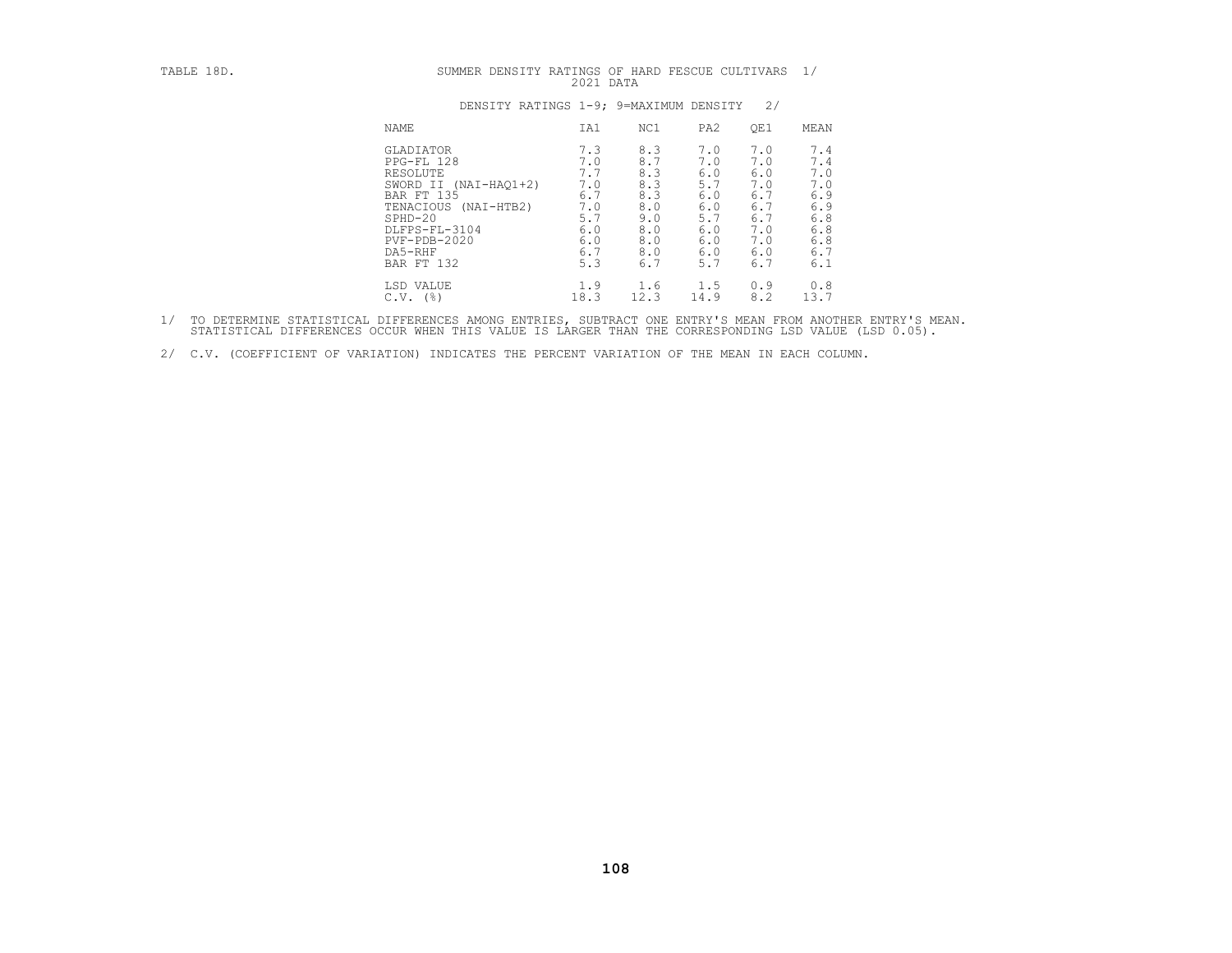TABLE 18D.

SUMMER DENSITY RATINGS OF HARD FESCUE CULTIVARS 1/
2021 DATA

DENSITY RATINGS 1-9; 9=MAXIMUM DENSITY 2/

| NAME | IA1 | NC1 | PA2 | QE1 | MEAN |
|---|---|---|---|---|---|
| GLADIATOR | 7.3 | 8.3 | 7.0 | 7.0 | 7.4 |
| PPG-FL 128 | 7.0 | 8.7 | 7.0 | 7.0 | 7.4 |
| RESOLUTE | 7.7 | 8.3 | 6.0 | 6.0 | 7.0 |
| SWORD II (NAI-HAQ1+2) | 7.0 | 8.3 | 5.7 | 7.0 | 7.0 |
| BAR FT 135 | 6.7 | 8.3 | 6.0 | 6.7 | 6.9 |
| TENACIOUS (NAI-HTB2) | 7.0 | 8.0 | 6.0 | 6.7 | 6.9 |
| SPHD-20 | 5.7 | 9.0 | 5.7 | 6.7 | 6.8 |
| DLFPS-FL-3104 | 6.0 | 8.0 | 6.0 | 7.0 | 6.8 |
| PVF-PDB-2020 | 6.0 | 8.0 | 6.0 | 7.0 | 6.8 |
| DA5-RHF | 6.7 | 8.0 | 6.0 | 6.0 | 6.7 |
| BAR FT 132 | 5.3 | 6.7 | 5.7 | 6.7 | 6.1 |
| | | | | | |
| LSD VALUE | 1.9 | 1.6 | 1.5 | 0.9 | 0.8 |
| C.V. (%) | 18.3 | 12.3 | 14.9 | 8.2 | 13.7 |

1/ TO DETERMINE STATISTICAL DIFFERENCES AMONG ENTRIES, SUBTRACT ONE ENTRY'S MEAN FROM ANOTHER ENTRY'S MEAN. STATISTICAL DIFFERENCES OCCUR WHEN THIS VALUE IS LARGER THAN THE CORRESPONDING LSD VALUE (LSD 0.05).

2/ C.V. (COEFFICIENT OF VARIATION) INDICATES THE PERCENT VARIATION OF THE MEAN IN EACH COLUMN.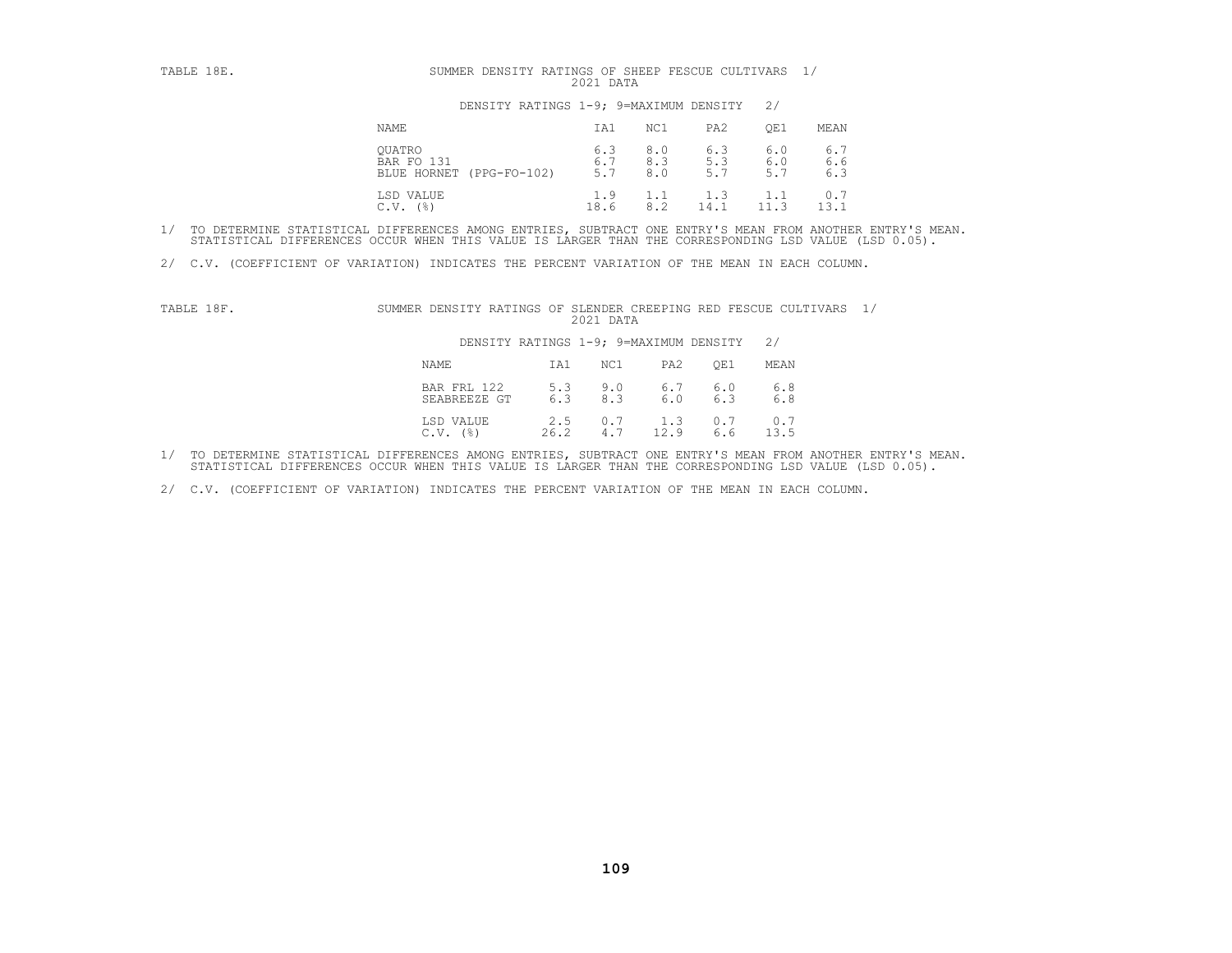TABLE 18E. SUMMER DENSITY RATINGS OF SHEEP FESCUE CULTIVARS 1/
2021 DATA

DENSITY RATINGS 1-9; 9=MAXIMUM DENSITY 2/

| NAME | IA1 | NC1 | PA2 | QE1 | MEAN |
|---|---|---|---|---|---|
| QUATRO | 6.3 | 8.0 | 6.3 | 6.0 | 6.7 |
| BAR FO 131 | 6.7 | 8.3 | 5.3 | 6.0 | 6.6 |
| BLUE HORNET (PPG-FO-102) | 5.7 | 8.0 | 5.7 | 5.7 | 6.3 |
| LSD VALUE | 1.9 | 1.1 | 1.3 | 1.1 | 0.7 |
| C.V. (%) | 18.6 | 8.2 | 14.1 | 11.3 | 13.1 |

1/ TO DETERMINE STATISTICAL DIFFERENCES AMONG ENTRIES, SUBTRACT ONE ENTRY'S MEAN FROM ANOTHER ENTRY'S MEAN. STATISTICAL DIFFERENCES OCCUR WHEN THIS VALUE IS LARGER THAN THE CORRESPONDING LSD VALUE (LSD 0.05).

2/ C.V. (COEFFICIENT OF VARIATION) INDICATES THE PERCENT VARIATION OF THE MEAN IN EACH COLUMN.

TABLE 18F. SUMMER DENSITY RATINGS OF SLENDER CREEPING RED FESCUE CULTIVARS 1/
2021 DATA

DENSITY RATINGS 1-9; 9=MAXIMUM DENSITY 2/

| NAME | IA1 | NC1 | PA2 | QE1 | MEAN |
|---|---|---|---|---|---|
| BAR FRL 122 | 5.3 | 9.0 | 6.7 | 6.0 | 6.8 |
| SEABREEZE GT | 6.3 | 8.3 | 6.0 | 6.3 | 6.8 |
| LSD VALUE | 2.5 | 0.7 | 1.3 | 0.7 | 0.7 |
| C.V. (%) | 26.2 | 4.7 | 12.9 | 6.6 | 13.5 |

1/ TO DETERMINE STATISTICAL DIFFERENCES AMONG ENTRIES, SUBTRACT ONE ENTRY'S MEAN FROM ANOTHER ENTRY'S MEAN. STATISTICAL DIFFERENCES OCCUR WHEN THIS VALUE IS LARGER THAN THE CORRESPONDING LSD VALUE (LSD 0.05).

2/ C.V. (COEFFICIENT OF VARIATION) INDICATES THE PERCENT VARIATION OF THE MEAN IN EACH COLUMN.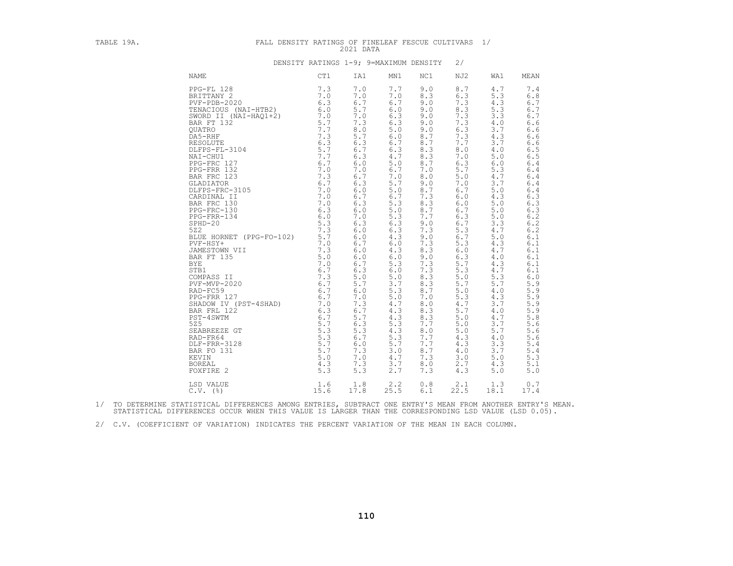TABLE 19A. FALL DENSITY RATINGS OF FINELEAF FESCUE CULTIVARS 1/

2021 DATA

DENSITY RATINGS 1-9; 9=MAXIMUM DENSITY 2/

| NAME | CT1 | IA1 | MN1 | NC1 | NJ2 | WA1 | MEAN |
|---|---|---|---|---|---|---|---|
| PPG-FL 128 | 7.3 | 7.0 | 7.7 | 9.0 | 8.7 | 4.7 | 7.4 |
| BRITTANY 2 | 7.0 | 7.0 | 7.0 | 8.3 | 6.3 | 5.3 | 6.8 |
| PVF-PDB-2020 | 6.3 | 6.7 | 6.7 | 9.0 | 7.3 | 4.3 | 6.7 |
| TENACIOUS (NAI-HTB2) | 6.0 | 5.7 | 6.0 | 9.0 | 8.3 | 5.3 | 6.7 |
| SWORD II (NAI-HAQ1+2) | 7.0 | 7.0 | 6.3 | 9.0 | 7.3 | 3.3 | 6.7 |
| BAR FT 132 | 5.7 | 7.3 | 6.3 | 9.0 | 7.3 | 4.0 | 6.6 |
| QUATRO | 7.7 | 8.0 | 5.0 | 9.0 | 6.3 | 3.7 | 6.6 |
| DA5-RHF | 7.3 | 5.7 | 6.0 | 8.7 | 7.3 | 4.3 | 6.6 |
| RESOLUTE | 6.3 | 6.3 | 6.7 | 8.7 | 7.7 | 3.7 | 6.6 |
| DLFPS-FL-3104 | 5.7 | 6.7 | 6.3 | 8.3 | 8.0 | 4.0 | 6.5 |
| NAI-CHU1 | 7.7 | 6.3 | 4.7 | 8.3 | 7.0 | 5.0 | 6.5 |
| PPG-FRC 127 | 6.7 | 6.0 | 5.0 | 8.7 | 6.3 | 6.0 | 6.4 |
| PPG-FRR 132 | 7.0 | 7.0 | 6.7 | 7.0 | 5.7 | 5.3 | 6.4 |
| BAR FRC 123 | 7.3 | 6.7 | 7.0 | 8.0 | 5.0 | 4.7 | 6.4 |
| GLADIATOR | 6.7 | 6.3 | 5.7 | 9.0 | 7.0 | 3.7 | 6.4 |
| DLFPS-FRC-3105 | 7.0 | 6.0 | 5.0 | 8.7 | 6.7 | 5.0 | 6.4 |
| CARDINAL II | 7.0 | 6.7 | 6.7 | 7.3 | 6.0 | 4.3 | 6.3 |
| BAR FRC 130 | 7.0 | 6.3 | 5.3 | 8.3 | 6.0 | 5.0 | 6.3 |
| PPG-FRC-130 | 6.3 | 6.0 | 5.0 | 8.7 | 6.7 | 5.0 | 6.3 |
| PPG-FRR-134 | 6.0 | 7.0 | 5.3 | 7.7 | 6.3 | 5.0 | 6.2 |
| SPHD-20 | 5.3 | 6.3 | 6.3 | 9.0 | 6.7 | 3.3 | 6.2 |
| 5Z2 | 7.3 | 6.0 | 6.3 | 7.3 | 5.3 | 4.7 | 6.2 |
| BLUE HORNET (PPG-FO-102) | 5.7 | 6.0 | 4.3 | 9.0 | 6.7 | 5.0 | 6.1 |
| PVF-HSY+ | 7.0 | 6.7 | 6.0 | 7.3 | 5.3 | 4.3 | 6.1 |
| JAMESTOWN VII | 7.3 | 6.0 | 4.3 | 8.3 | 6.0 | 4.7 | 6.1 |
| BAR FT 135 | 5.0 | 6.0 | 6.0 | 9.0 | 6.3 | 4.0 | 6.1 |
| BYE | 7.0 | 6.7 | 5.3 | 7.3 | 5.7 | 4.3 | 6.1 |
| STB1 | 6.7 | 6.3 | 6.0 | 7.3 | 5.3 | 4.7 | 6.1 |
| COMPASS II | 7.3 | 5.0 | 5.0 | 8.3 | 5.0 | 5.3 | 6.0 |
| PVF-MVP-2020 | 6.7 | 5.7 | 3.7 | 8.3 | 5.7 | 5.7 | 5.9 |
| RAD-FC59 | 6.7 | 6.0 | 5.3 | 8.7 | 5.0 | 4.0 | 5.9 |
| PPG-FRR 127 | 6.7 | 7.0 | 5.0 | 7.0 | 5.3 | 4.3 | 5.9 |
| SHADOW IV (PST-4SHAD) | 7.0 | 7.3 | 4.7 | 8.0 | 4.7 | 3.7 | 5.9 |
| BAR FRL 122 | 6.3 | 6.7 | 4.3 | 8.3 | 5.7 | 4.0 | 5.9 |
| PST-4SWTM | 6.7 | 5.7 | 4.3 | 8.3 | 5.0 | 4.7 | 5.8 |
| 5Z5 | 5.7 | 6.3 | 5.3 | 7.7 | 5.0 | 3.7 | 5.6 |
| SEABREEZE GT | 5.3 | 5.3 | 4.3 | 8.0 | 5.0 | 5.7 | 5.6 |
| RAD-FR64 | 5.3 | 6.7 | 5.3 | 7.7 | 4.3 | 4.0 | 5.6 |
| DLF-FRR-3128 | 5.7 | 6.0 | 5.7 | 7.7 | 4.3 | 3.3 | 5.4 |
| BAR FO 131 | 5.7 | 7.3 | 3.0 | 8.7 | 4.0 | 3.7 | 5.4 |
| KEVIN | 5.0 | 7.0 | 4.7 | 7.3 | 3.0 | 5.0 | 5.3 |
| BOREAL | 4.3 | 7.3 | 3.7 | 8.0 | 2.7 | 4.3 | 5.1 |
| FOXFIRE 2 | 5.3 | 5.3 | 2.7 | 7.3 | 4.3 | 5.0 | 5.0 |
| LSD VALUE | 1.6 | 1.8 | 2.2 | 0.8 | 2.1 | 1.3 | 0.7 |
| C.V. (%) | 15.6 | 17.8 | 25.5 | 6.1 | 22.5 | 18.1 | 17.4 |

1/ TO DETERMINE STATISTICAL DIFFERENCES AMONG ENTRIES, SUBTRACT ONE ENTRY'S MEAN FROM ANOTHER ENTRY'S MEAN. STATISTICAL DIFFERENCES OCCUR WHEN THIS VALUE IS LARGER THAN THE CORRESPONDING LSD VALUE (LSD 0.05).

2/ C.V. (COEFFICIENT OF VARIATION) INDICATES THE PERCENT VARIATION OF THE MEAN IN EACH COLUMN.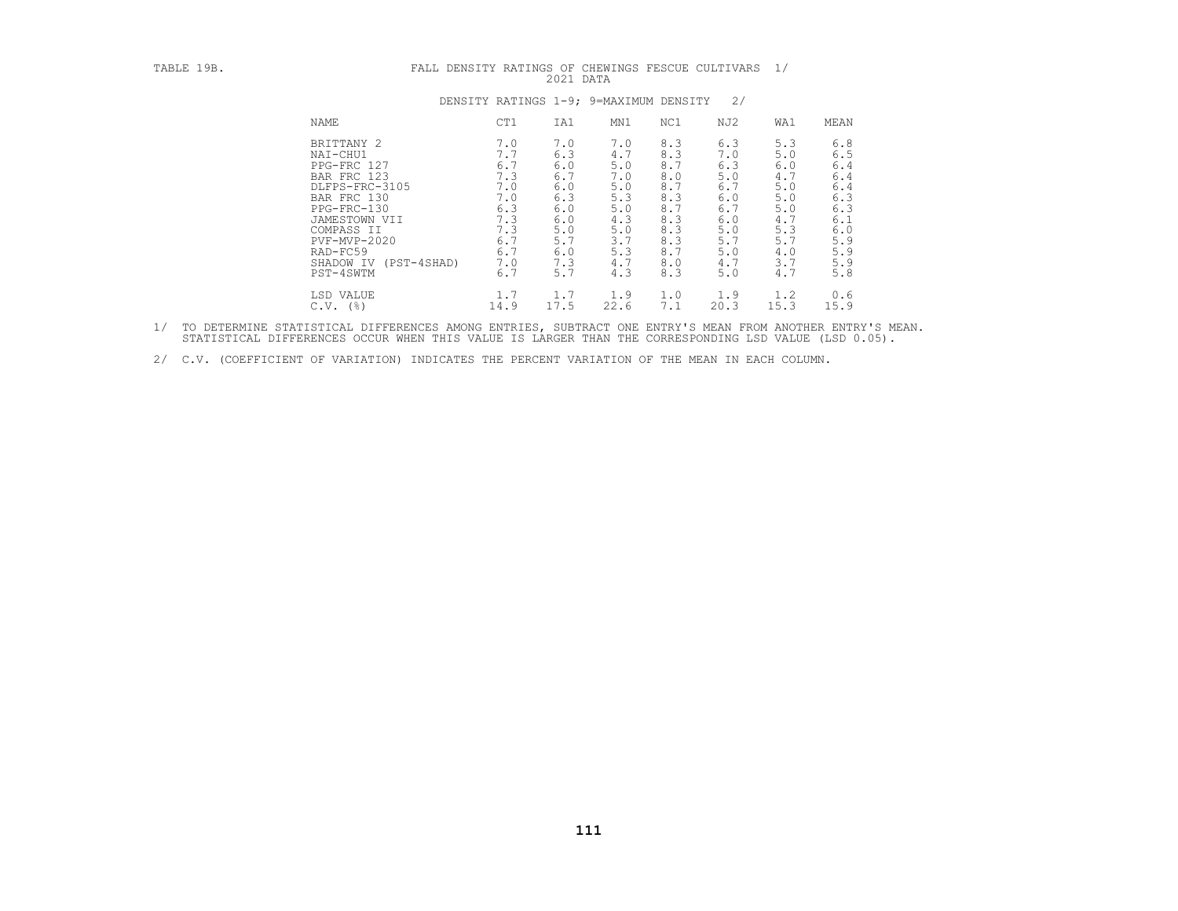TABLE 19B. FALL DENSITY RATINGS OF CHEWINGS FESCUE CULTIVARS 1/

2021 DATA

DENSITY RATINGS 1-9; 9=MAXIMUM DENSITY 2/

| NAME | CT1 | IA1 | MN1 | NC1 | NJ2 | WA1 | MEAN |
|---|---|---|---|---|---|---|---|
| BRITTANY 2 | 7.0 | 7.0 | 7.0 | 8.3 | 6.3 | 5.3 | 6.8 |
| NAI-CHU1 | 7.7 | 6.3 | 4.7 | 8.3 | 7.0 | 5.0 | 6.5 |
| PPG-FRC 127 | 6.7 | 6.0 | 5.0 | 8.7 | 6.3 | 6.0 | 6.4 |
| BAR FRC 123 | 7.3 | 6.7 | 7.0 | 8.0 | 5.0 | 4.7 | 6.4 |
| DLFPS-FRC-3105 | 7.0 | 6.0 | 5.0 | 8.7 | 6.7 | 5.0 | 6.4 |
| BAR FRC 130 | 7.0 | 6.3 | 5.3 | 8.3 | 6.0 | 5.0 | 6.3 |
| PPG-FRC-130 | 6.3 | 6.0 | 5.0 | 8.7 | 6.7 | 5.0 | 6.3 |
| JAMESTOWN VII | 7.3 | 6.0 | 4.3 | 8.3 | 6.0 | 4.7 | 6.1 |
| COMPASS II | 7.3 | 5.0 | 5.0 | 8.3 | 5.0 | 5.3 | 6.0 |
| PVF-MVP-2020 | 6.7 | 5.7 | 3.7 | 8.3 | 5.7 | 5.7 | 5.9 |
| RAD-FC59 | 6.7 | 6.0 | 5.3 | 8.7 | 5.0 | 4.0 | 5.9 |
| SHADOW IV (PST-4SHAD) | 7.0 | 7.3 | 4.7 | 8.0 | 4.7 | 3.7 | 5.9 |
| PST-4SWTM | 6.7 | 5.7 | 4.3 | 8.3 | 5.0 | 4.7 | 5.8 |
| LSD VALUE | 1.7 | 1.7 | 1.9 | 1.0 | 1.9 | 1.2 | 0.6 |
| C.V. (%) | 14.9 | 17.5 | 22.6 | 7.1 | 20.3 | 15.3 | 15.9 |

1/ TO DETERMINE STATISTICAL DIFFERENCES AMONG ENTRIES, SUBTRACT ONE ENTRY'S MEAN FROM ANOTHER ENTRY'S MEAN. STATISTICAL DIFFERENCES OCCUR WHEN THIS VALUE IS LARGER THAN THE CORRESPONDING LSD VALUE (LSD 0.05).

2/ C.V. (COEFFICIENT OF VARIATION) INDICATES THE PERCENT VARIATION OF THE MEAN IN EACH COLUMN.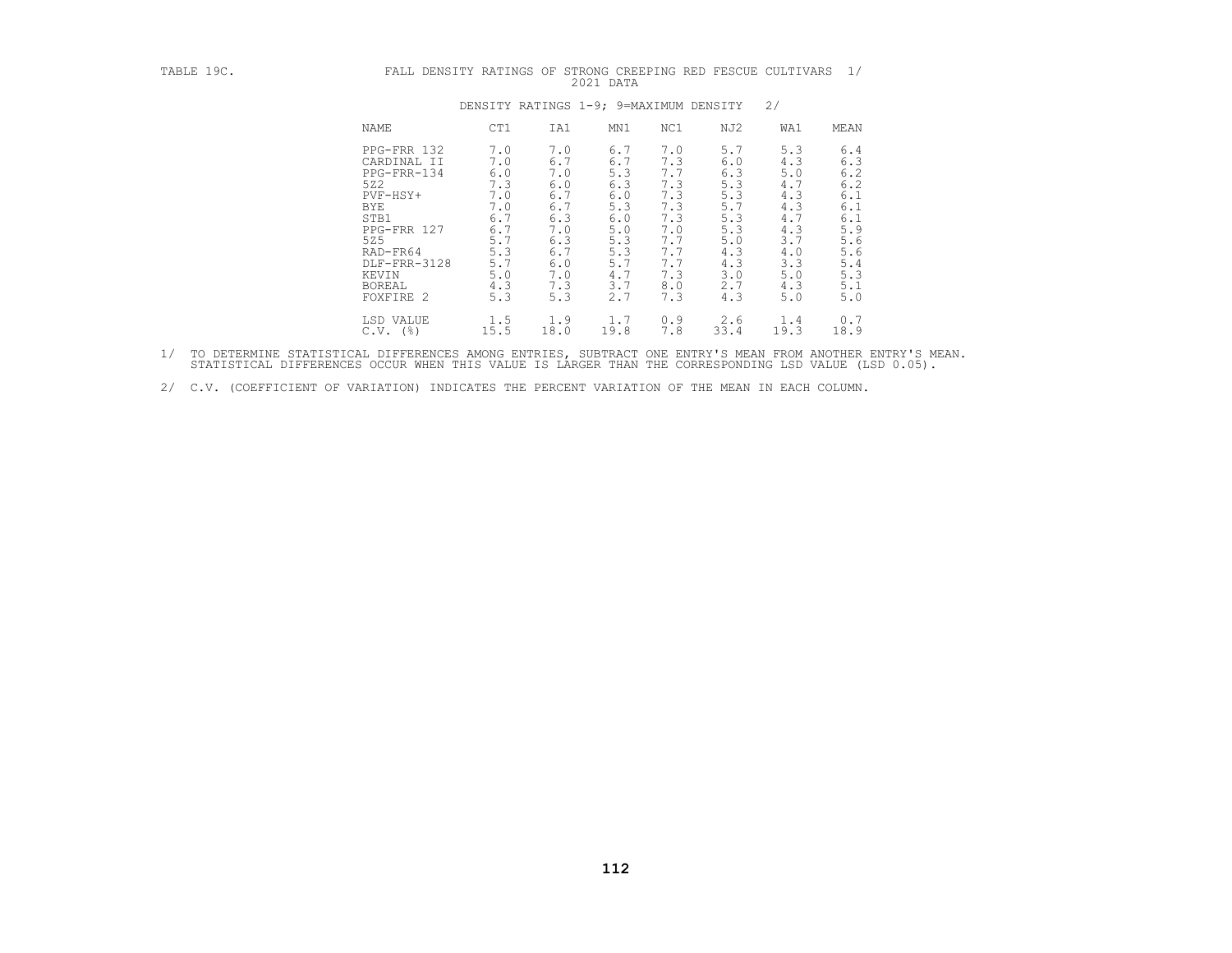TABLE 19C. FALL DENSITY RATINGS OF STRONG CREEPING RED FESCUE CULTIVARS 1/

2021 DATA

DENSITY RATINGS 1-9; 9=MAXIMUM DENSITY 2/

| NAME | CT1 | IA1 | MN1 | NC1 | NJ2 | WA1 | MEAN |
|---|---|---|---|---|---|---|---|
| PPG-FRR 132 | 7.0 | 7.0 | 6.7 | 7.0 | 5.7 | 5.3 | 6.4 |
| CARDINAL II | 7.0 | 6.7 | 6.7 | 7.3 | 6.0 | 4.3 | 6.3 |
| PPG-FRR-134 | 6.0 | 7.0 | 5.3 | 7.7 | 6.3 | 5.0 | 6.2 |
| 5Z2 | 7.3 | 6.0 | 6.3 | 7.3 | 5.3 | 4.7 | 6.2 |
| PVF-HSY+ | 7.0 | 6.7 | 6.0 | 7.3 | 5.3 | 4.3 | 6.1 |
| BYE | 7.0 | 6.7 | 5.3 | 7.3 | 5.7 | 4.3 | 6.1 |
| STB1 | 6.7 | 6.3 | 6.0 | 7.3 | 5.3 | 4.7 | 6.1 |
| PPG-FRR 127 | 6.7 | 7.0 | 5.0 | 7.0 | 5.3 | 4.3 | 5.9 |
| 5Z5 | 5.7 | 6.3 | 5.3 | 7.7 | 5.0 | 3.7 | 5.6 |
| RAD-FR64 | 5.3 | 6.7 | 5.3 | 7.7 | 4.3 | 4.0 | 5.6 |
| DLF-FRR-3128 | 5.7 | 6.0 | 5.7 | 7.7 | 4.3 | 3.3 | 5.4 |
| KEVIN | 5.0 | 7.0 | 4.7 | 7.3 | 3.0 | 5.0 | 5.3 |
| BOREAL | 4.3 | 7.3 | 3.7 | 8.0 | 2.7 | 4.3 | 5.1 |
| FOXFIRE 2 | 5.3 | 5.3 | 2.7 | 7.3 | 4.3 | 5.0 | 5.0 |
| LSD VALUE | 1.5 | 1.9 | 1.7 | 0.9 | 2.6 | 1.4 | 0.7 |
| C.V. (%) | 15.5 | 18.0 | 19.8 | 7.8 | 33.4 | 19.3 | 18.9 |

1/ TO DETERMINE STATISTICAL DIFFERENCES AMONG ENTRIES, SUBTRACT ONE ENTRY'S MEAN FROM ANOTHER ENTRY'S MEAN. STATISTICAL DIFFERENCES OCCUR WHEN THIS VALUE IS LARGER THAN THE CORRESPONDING LSD VALUE (LSD 0.05).

2/ C.V. (COEFFICIENT OF VARIATION) INDICATES THE PERCENT VARIATION OF THE MEAN IN EACH COLUMN.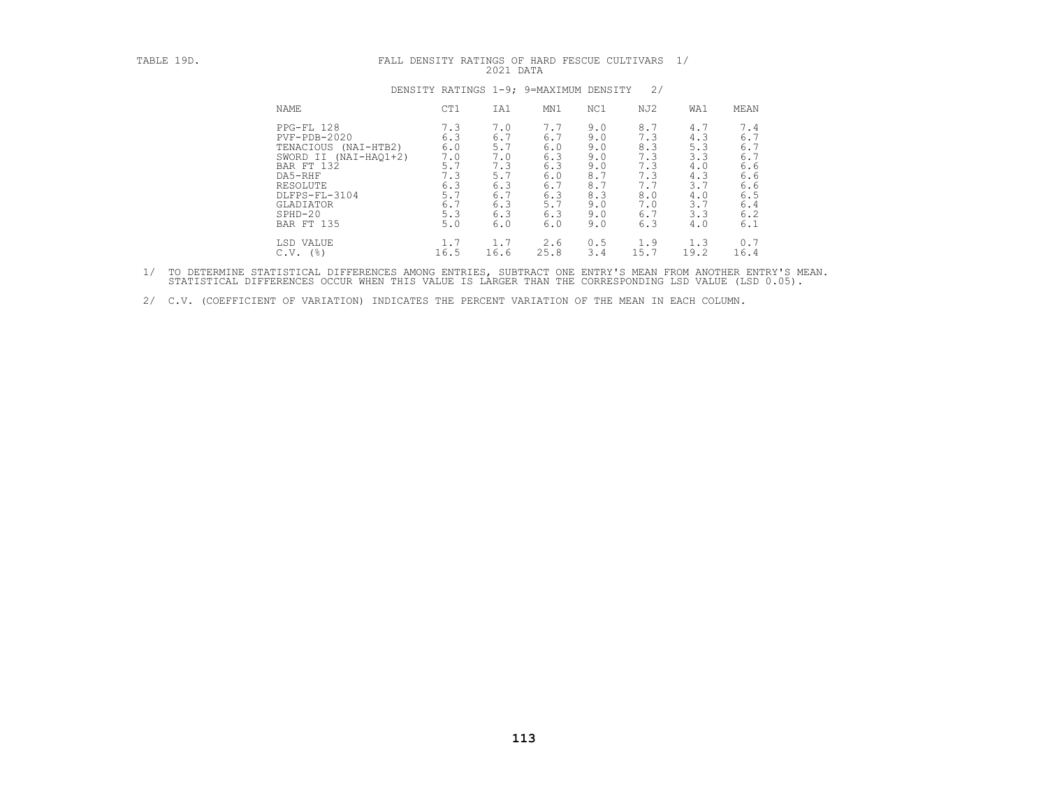TABLE 19D. FALL DENSITY RATINGS OF HARD FESCUE CULTIVARS 1/

2021 DATA

DENSITY RATINGS 1-9; 9=MAXIMUM DENSITY 2/

| NAME | CT1 | IA1 | MN1 | NC1 | NJ2 | WA1 | MEAN |
|---|---|---|---|---|---|---|---|
| PPG-FL 128 | 7.3 | 7.0 | 7.7 | 9.0 | 8.7 | 4.7 | 7.4 |
| PVF-PDB-2020 | 6.3 | 6.7 | 6.7 | 9.0 | 7.3 | 4.3 | 6.7 |
| TENACIOUS (NAI-HTB2) | 6.0 | 5.7 | 6.0 | 9.0 | 8.3 | 5.3 | 6.7 |
| SWORD II (NAI-HAQ1+2) | 7.0 | 7.0 | 6.3 | 9.0 | 7.3 | 3.3 | 6.7 |
| BAR FT 132 | 5.7 | 7.3 | 6.3 | 9.0 | 7.3 | 4.0 | 6.6 |
| DA5-RHF | 7.3 | 5.7 | 6.0 | 8.7 | 7.3 | 4.3 | 6.6 |
| RESOLUTE | 6.3 | 6.3 | 6.7 | 8.7 | 7.7 | 3.7 | 6.6 |
| DLFPS-FL-3104 | 5.7 | 6.7 | 6.3 | 8.3 | 8.0 | 4.0 | 6.5 |
| GLADIATOR | 6.7 | 6.3 | 5.7 | 9.0 | 7.0 | 3.7 | 6.4 |
| SPHD-20 | 5.3 | 6.3 | 6.3 | 9.0 | 6.7 | 3.3 | 6.2 |
| BAR FT 135 | 5.0 | 6.0 | 6.0 | 9.0 | 6.3 | 4.0 | 6.1 |
| LSD VALUE | 1.7 | 1.7 | 2.6 | 0.5 | 1.9 | 1.3 | 0.7 |
| C.V. (%) | 16.5 | 16.6 | 25.8 | 3.4 | 15.7 | 19.2 | 16.4 |

1/ TO DETERMINE STATISTICAL DIFFERENCES AMONG ENTRIES, SUBTRACT ONE ENTRY'S MEAN FROM ANOTHER ENTRY'S MEAN. STATISTICAL DIFFERENCES OCCUR WHEN THIS VALUE IS LARGER THAN THE CORRESPONDING LSD VALUE (LSD 0.05).

2/ C.V. (COEFFICIENT OF VARIATION) INDICATES THE PERCENT VARIATION OF THE MEAN IN EACH COLUMN.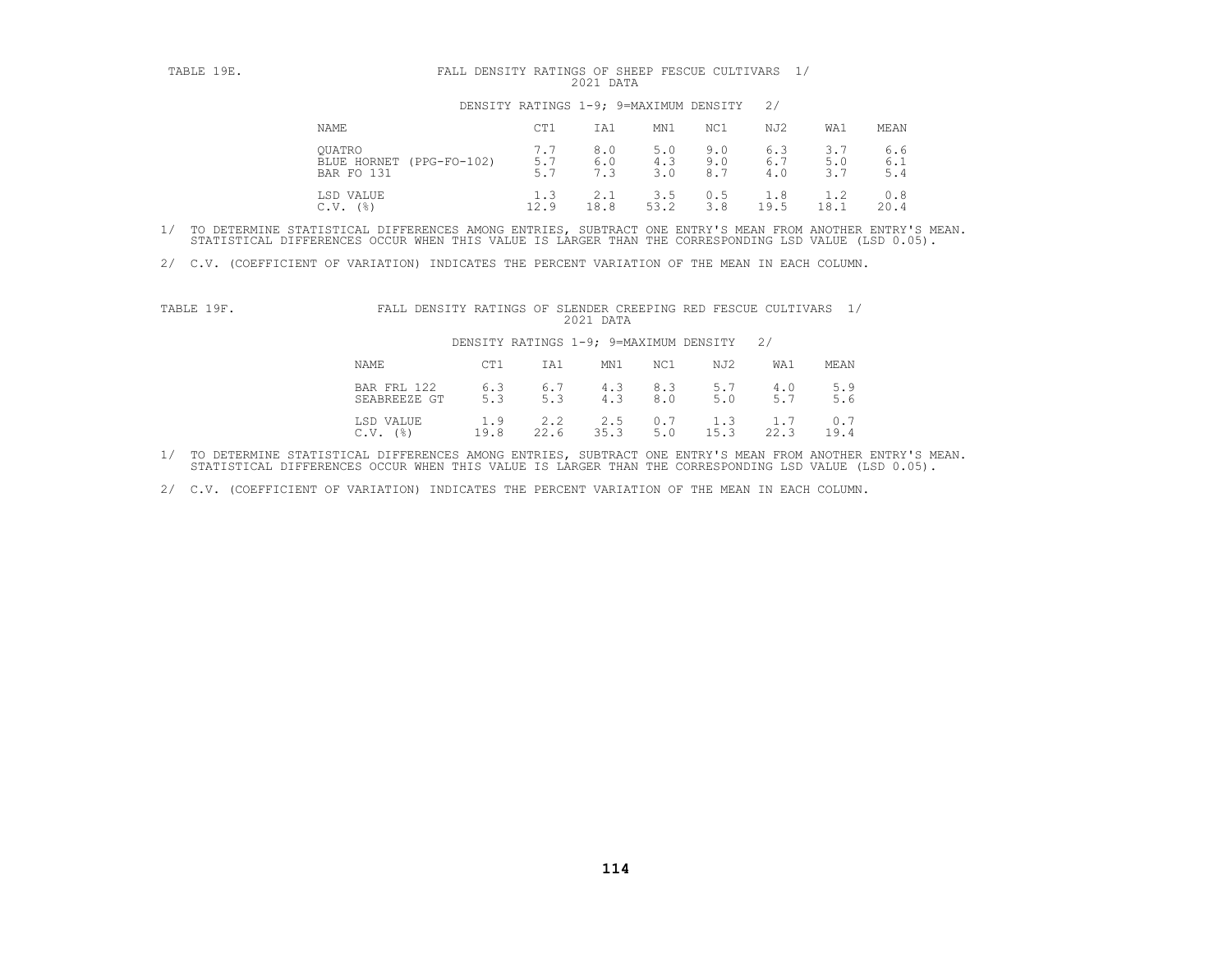TABLE 19E. FALL DENSITY RATINGS OF SHEEP FESCUE CULTIVARS 1/
2021 DATA

DENSITY RATINGS 1-9; 9=MAXIMUM DENSITY 2/

| NAME | CT1 | IA1 | MN1 | NC1 | NJ2 | WA1 | MEAN |
|---|---|---|---|---|---|---|---|
| QUATRO | 7.7 | 8.0 | 5.0 | 9.0 | 6.3 | 3.7 | 6.6 |
| BLUE HORNET (PPG-FO-102) | 5.7 | 6.0 | 4.3 | 9.0 | 6.7 | 5.0 | 6.1 |
| BAR FO 131 | 5.7 | 7.3 | 3.0 | 8.7 | 4.0 | 3.7 | 5.4 |
| LSD VALUE | 1.3 | 2.1 | 3.5 | 0.5 | 1.8 | 1.2 | 0.8 |
| C.V. (%) | 12.9 | 18.8 | 53.2 | 3.8 | 19.5 | 18.1 | 20.4 |

1/ TO DETERMINE STATISTICAL DIFFERENCES AMONG ENTRIES, SUBTRACT ONE ENTRY'S MEAN FROM ANOTHER ENTRY'S MEAN. STATISTICAL DIFFERENCES OCCUR WHEN THIS VALUE IS LARGER THAN THE CORRESPONDING LSD VALUE (LSD 0.05).

2/ C.V. (COEFFICIENT OF VARIATION) INDICATES THE PERCENT VARIATION OF THE MEAN IN EACH COLUMN.

TABLE 19F. FALL DENSITY RATINGS OF SLENDER CREEPING RED FESCUE CULTIVARS 1/
2021 DATA

DENSITY RATINGS 1-9; 9=MAXIMUM DENSITY 2/

| NAME | CT1 | IA1 | MN1 | NC1 | NJ2 | WA1 | MEAN |
|---|---|---|---|---|---|---|---|
| BAR FRL 122 | 6.3 | 6.7 | 4.3 | 8.3 | 5.7 | 4.0 | 5.9 |
| SEABREEZE GT | 5.3 | 5.3 | 4.3 | 8.0 | 5.0 | 5.7 | 5.6 |
| LSD VALUE | 1.9 | 2.2 | 2.5 | 0.7 | 1.3 | 1.7 | 0.7 |
| C.V. (%) | 19.8 | 22.6 | 35.3 | 5.0 | 15.3 | 22.3 | 19.4 |

1/ TO DETERMINE STATISTICAL DIFFERENCES AMONG ENTRIES, SUBTRACT ONE ENTRY'S MEAN FROM ANOTHER ENTRY'S MEAN. STATISTICAL DIFFERENCES OCCUR WHEN THIS VALUE IS LARGER THAN THE CORRESPONDING LSD VALUE (LSD 0.05).

2/ C.V. (COEFFICIENT OF VARIATION) INDICATES THE PERCENT VARIATION OF THE MEAN IN EACH COLUMN.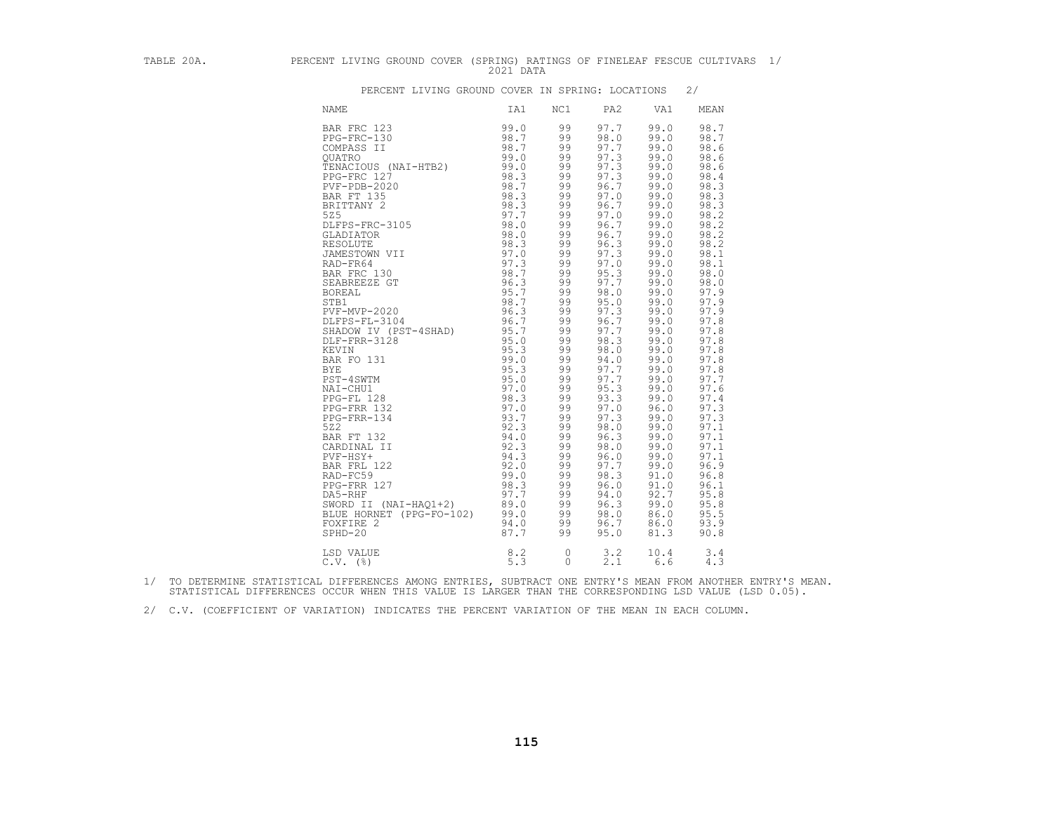TABLE 20A. PERCENT LIVING GROUND COVER (SPRING) RATINGS OF FINELEAF FESCUE CULTIVARS 1/
2021 DATA

PERCENT LIVING GROUND COVER IN SPRING: LOCATIONS 2/

| NAME | IA1 | NC1 | PA2 | VA1 | MEAN |
|---|---|---|---|---|---|
| BAR FRC 123 | 99.0 | 99 | 97.7 | 99.0 | 98.7 |
| PPG-FRC-130 | 98.7 | 99 | 98.0 | 99.0 | 98.7 |
| COMPASS II | 98.7 | 99 | 97.7 | 99.0 | 98.6 |
| QUATRO | 99.0 | 99 | 97.3 | 99.0 | 98.6 |
| TENACIOUS (NAI-HTB2) | 99.0 | 99 | 97.3 | 99.0 | 98.6 |
| PPG-FRC 127 | 98.3 | 99 | 97.3 | 99.0 | 98.4 |
| PVF-PDB-2020 | 98.7 | 99 | 96.7 | 99.0 | 98.3 |
| BAR FT 135 | 98.3 | 99 | 97.0 | 99.0 | 98.3 |
| BRITTANY 2 | 98.3 | 99 | 96.7 | 99.0 | 98.3 |
| 5Z5 | 97.7 | 99 | 97.0 | 99.0 | 98.2 |
| DLFPS-FRC-3105 | 98.0 | 99 | 96.7 | 99.0 | 98.2 |
| GLADIATOR | 98.0 | 99 | 96.7 | 99.0 | 98.2 |
| RESOLUTE | 98.3 | 99 | 96.3 | 99.0 | 98.2 |
| JAMESTOWN VII | 97.0 | 99 | 97.3 | 99.0 | 98.1 |
| RAD-FR64 | 97.3 | 99 | 97.0 | 99.0 | 98.1 |
| BAR FRC 130 | 98.7 | 99 | 95.3 | 99.0 | 98.0 |
| SEABREEZE GT | 96.3 | 99 | 97.7 | 99.0 | 98.0 |
| BOREAL | 95.7 | 99 | 98.0 | 99.0 | 97.9 |
| STB1 | 98.7 | 99 | 95.0 | 99.0 | 97.9 |
| PVF-MVP-2020 | 96.3 | 99 | 97.3 | 99.0 | 97.9 |
| DLFPS-FL-3104 | 96.7 | 99 | 96.7 | 99.0 | 97.8 |
| SHADOW IV (PST-4SHAD) | 95.7 | 99 | 97.7 | 99.0 | 97.8 |
| DLF-FRR-3128 | 95.0 | 99 | 98.3 | 99.0 | 97.8 |
| KEVIN | 95.3 | 99 | 98.0 | 99.0 | 97.8 |
| BAR FO 131 | 99.0 | 99 | 94.0 | 99.0 | 97.8 |
| BYE | 95.3 | 99 | 97.7 | 99.0 | 97.8 |
| PST-4SWTM | 95.0 | 99 | 97.7 | 99.0 | 97.7 |
| NAI-CHU1 | 97.0 | 99 | 95.3 | 99.0 | 97.6 |
| PPG-FL 128 | 98.3 | 99 | 93.3 | 99.0 | 97.4 |
| PPG-FRR 132 | 97.0 | 99 | 97.0 | 96.0 | 97.3 |
| PPG-FRR-134 | 93.7 | 99 | 97.3 | 99.0 | 97.3 |
| 5Z2 | 92.3 | 99 | 98.0 | 99.0 | 97.1 |
| BAR FT 132 | 94.0 | 99 | 96.3 | 99.0 | 97.1 |
| CARDINAL II | 92.3 | 99 | 98.0 | 99.0 | 97.1 |
| PVF-HSY+ | 94.3 | 99 | 96.0 | 99.0 | 97.1 |
| BAR FRL 122 | 92.0 | 99 | 97.7 | 99.0 | 96.9 |
| RAD-FC59 | 99.0 | 99 | 98.3 | 91.0 | 96.8 |
| PPG-FRR 127 | 98.3 | 99 | 96.0 | 91.0 | 96.1 |
| DA5-RHF | 97.7 | 99 | 94.0 | 92.7 | 95.8 |
| SWORD II (NAI-HAQ1+2) | 89.0 | 99 | 96.3 | 99.0 | 95.8 |
| BLUE HORNET (PPG-FO-102) | 99.0 | 99 | 98.0 | 86.0 | 95.5 |
| FOXFIRE 2 | 94.0 | 99 | 96.7 | 86.0 | 93.9 |
| SPHD-20 | 87.7 | 99 | 95.0 | 81.3 | 90.8 |
| LSD VALUE | 8.2 | 0 | 3.2 | 10.4 | 3.4 |
| C.V. (%) | 5.3 | 0 | 2.1 | 6.6 | 4.3 |

1/ TO DETERMINE STATISTICAL DIFFERENCES AMONG ENTRIES, SUBTRACT ONE ENTRY'S MEAN FROM ANOTHER ENTRY'S MEAN. STATISTICAL DIFFERENCES OCCUR WHEN THIS VALUE IS LARGER THAN THE CORRESPONDING LSD VALUE (LSD 0.05).

2/ C.V. (COEFFICIENT OF VARIATION) INDICATES THE PERCENT VARIATION OF THE MEAN IN EACH COLUMN.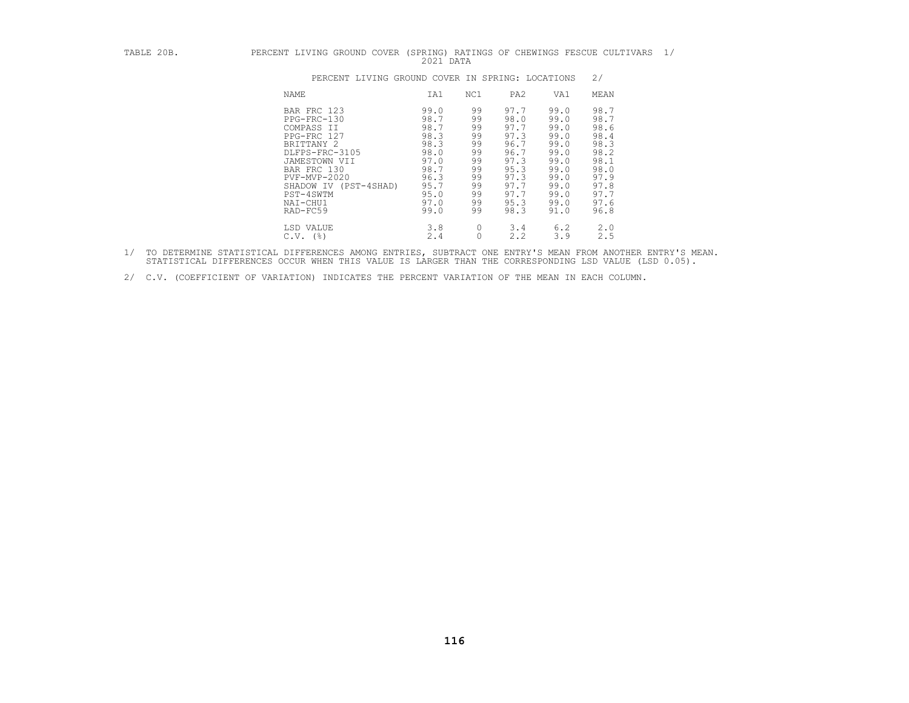TABLE 20B. PERCENT LIVING GROUND COVER (SPRING) RATINGS OF CHEWINGS FESCUE CULTIVARS 1/
2021 DATA

PERCENT LIVING GROUND COVER IN SPRING: LOCATIONS 2/

| NAME | IA1 | NC1 | PA2 | VA1 | MEAN |
|---|---|---|---|---|---|
| BAR FRC 123 | 99.0 | 99 | 97.7 | 99.0 | 98.7 |
| PPG-FRC-130 | 98.7 | 99 | 98.0 | 99.0 | 98.7 |
| COMPASS II | 98.7 | 99 | 97.7 | 99.0 | 98.6 |
| PPG-FRC 127 | 98.3 | 99 | 97.3 | 99.0 | 98.4 |
| BRITTANY 2 | 98.3 | 99 | 96.7 | 99.0 | 98.3 |
| DLFPS-FRC-3105 | 98.0 | 99 | 96.7 | 99.0 | 98.2 |
| JAMESTOWN VII | 97.0 | 99 | 97.3 | 99.0 | 98.1 |
| BAR FRC 130 | 98.7 | 99 | 95.3 | 99.0 | 98.0 |
| PVF-MVP-2020 | 96.3 | 99 | 97.3 | 99.0 | 97.9 |
| SHADOW IV (PST-4SHAD) | 95.7 | 99 | 97.7 | 99.0 | 97.8 |
| PST-4SWTM | 95.0 | 99 | 97.7 | 99.0 | 97.7 |
| NAI-CHU1 | 97.0 | 99 | 95.3 | 99.0 | 97.6 |
| RAD-FC59 | 99.0 | 99 | 98.3 | 91.0 | 96.8 |
| LSD VALUE | 3.8 | 0 | 3.4 | 6.2 | 2.0 |
| C.V. (%) | 2.4 | 0 | 2.2 | 3.9 | 2.5 |

1/ TO DETERMINE STATISTICAL DIFFERENCES AMONG ENTRIES, SUBTRACT ONE ENTRY'S MEAN FROM ANOTHER ENTRY'S MEAN. STATISTICAL DIFFERENCES OCCUR WHEN THIS VALUE IS LARGER THAN THE CORRESPONDING LSD VALUE (LSD 0.05).

2/ C.V. (COEFFICIENT OF VARIATION) INDICATES THE PERCENT VARIATION OF THE MEAN IN EACH COLUMN.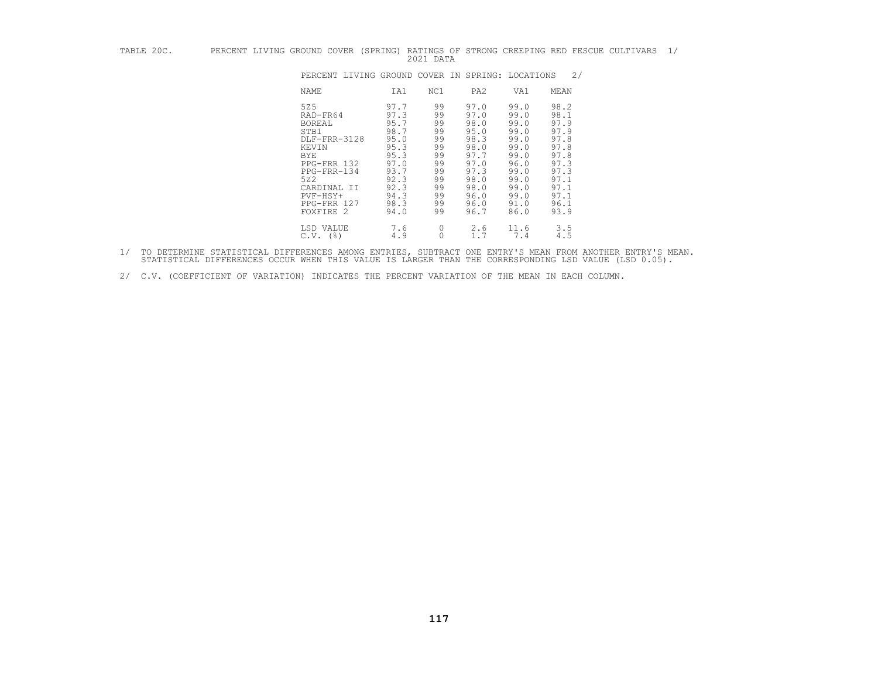TABLE 20C. PERCENT LIVING GROUND COVER (SPRING) RATINGS OF STRONG CREEPING RED FESCUE CULTIVARS 1/
2021 DATA

PERCENT LIVING GROUND COVER IN SPRING: LOCATIONS 2/

| NAME | IA1 | NC1 | PA2 | VA1 | MEAN |
|---|---|---|---|---|---|
| 5Z5 | 97.7 | 99 | 97.0 | 99.0 | 98.2 |
| RAD-FR64 | 97.3 | 99 | 97.0 | 99.0 | 98.1 |
| BOREAL | 95.7 | 99 | 98.0 | 99.0 | 97.9 |
| STB1 | 98.7 | 99 | 95.0 | 99.0 | 97.9 |
| DLF-FRR-3128 | 95.0 | 99 | 98.3 | 99.0 | 97.8 |
| KEVIN | 95.3 | 99 | 98.0 | 99.0 | 97.8 |
| BYE | 95.3 | 99 | 97.7 | 99.0 | 97.8 |
| PPG-FRR 132 | 97.0 | 99 | 97.0 | 96.0 | 97.3 |
| PPG-FRR-134 | 93.7 | 99 | 97.3 | 99.0 | 97.3 |
| 5Z2 | 92.3 | 99 | 98.0 | 99.0 | 97.1 |
| CARDINAL II | 92.3 | 99 | 98.0 | 99.0 | 97.1 |
| PVF-HSY+ | 94.3 | 99 | 96.0 | 99.0 | 97.1 |
| PPG-FRR 127 | 98.3 | 99 | 96.0 | 91.0 | 96.1 |
| FOXFIRE 2 | 94.0 | 99 | 96.7 | 86.0 | 93.9 |
| LSD VALUE | 7.6 | 0 | 2.6 | 11.6 | 3.5 |
| C.V. (%) | 4.9 | 0 | 1.7 | 7.4 | 4.5 |

1/ TO DETERMINE STATISTICAL DIFFERENCES AMONG ENTRIES, SUBTRACT ONE ENTRY'S MEAN FROM ANOTHER ENTRY'S MEAN. STATISTICAL DIFFERENCES OCCUR WHEN THIS VALUE IS LARGER THAN THE CORRESPONDING LSD VALUE (LSD 0.05).

2/ C.V. (COEFFICIENT OF VARIATION) INDICATES THE PERCENT VARIATION OF THE MEAN IN EACH COLUMN.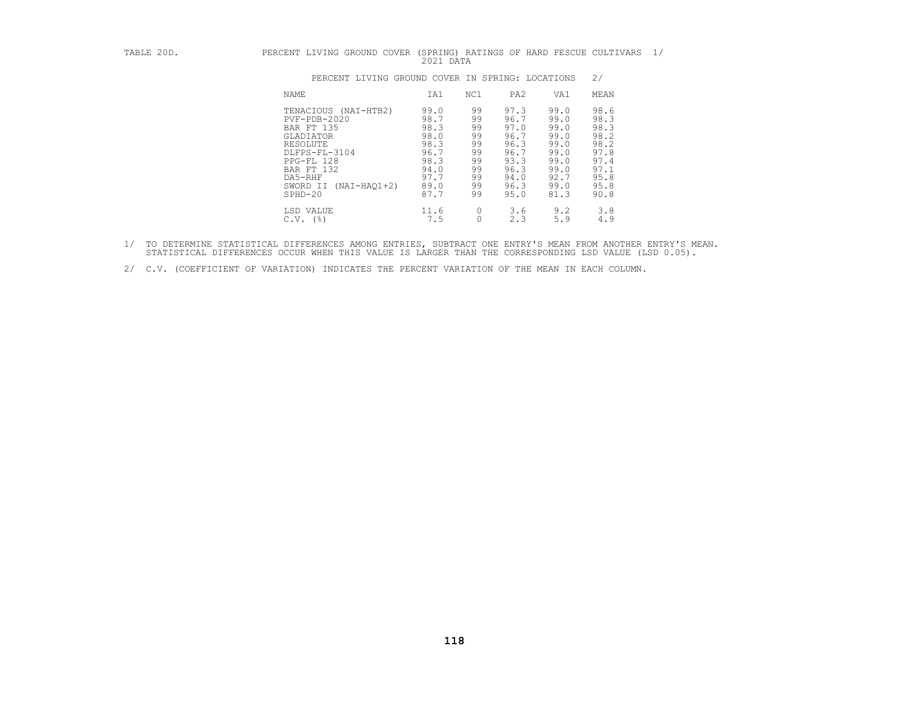TABLE 20D. PERCENT LIVING GROUND COVER (SPRING) RATINGS OF HARD FESCUE CULTIVARS 1/
2021 DATA

| PERCENT LIVING GROUND COVER IN SPRING: LOCATIONS | | | | | 2/ |
|---|---|---|---|---|---|
| NAME | IA1 | NC1 | PA2 | VA1 | MEAN |
| TENACIOUS (NAI-HTB2) | 99.0 | 99 | 97.3 | 99.0 | 98.6 |
| PVF-PDB-2020 | 98.7 | 99 | 96.7 | 99.0 | 98.3 |
| BAR FT 135 | 98.3 | 99 | 97.0 | 99.0 | 98.3 |
| GLADIATOR | 98.0 | 99 | 96.7 | 99.0 | 98.2 |
| RESOLUTE | 98.3 | 99 | 96.3 | 99.0 | 98.2 |
| DLFPS-FL-3104 | 96.7 | 99 | 96.7 | 99.0 | 97.8 |
| PPG-FL 128 | 98.3 | 99 | 93.3 | 99.0 | 97.4 |
| BAR FT 132 | 94.0 | 99 | 96.3 | 99.0 | 97.1 |
| DA5-RHF | 97.7 | 99 | 94.0 | 92.7 | 95.8 |
| SWORD II (NAI-HAQ1+2) | 89.0 | 99 | 96.3 | 99.0 | 95.8 |
| SPHD-20 | 87.7 | 99 | 95.0 | 81.3 | 90.8 |
| LSD VALUE | 11.6 | 0 | 3.6 | 9.2 | 3.8 |
| C.V. (%) | 7.5 | 0 | 2.3 | 5.9 | 4.9 |

1/ TO DETERMINE STATISTICAL DIFFERENCES AMONG ENTRIES, SUBTRACT ONE ENTRY'S MEAN FROM ANOTHER ENTRY'S MEAN. STATISTICAL DIFFERENCES OCCUR WHEN THIS VALUE IS LARGER THAN THE CORRESPONDING LSD VALUE (LSD 0.05).

2/ C.V. (COEFFICIENT OF VARIATION) INDICATES THE PERCENT VARIATION OF THE MEAN IN EACH COLUMN.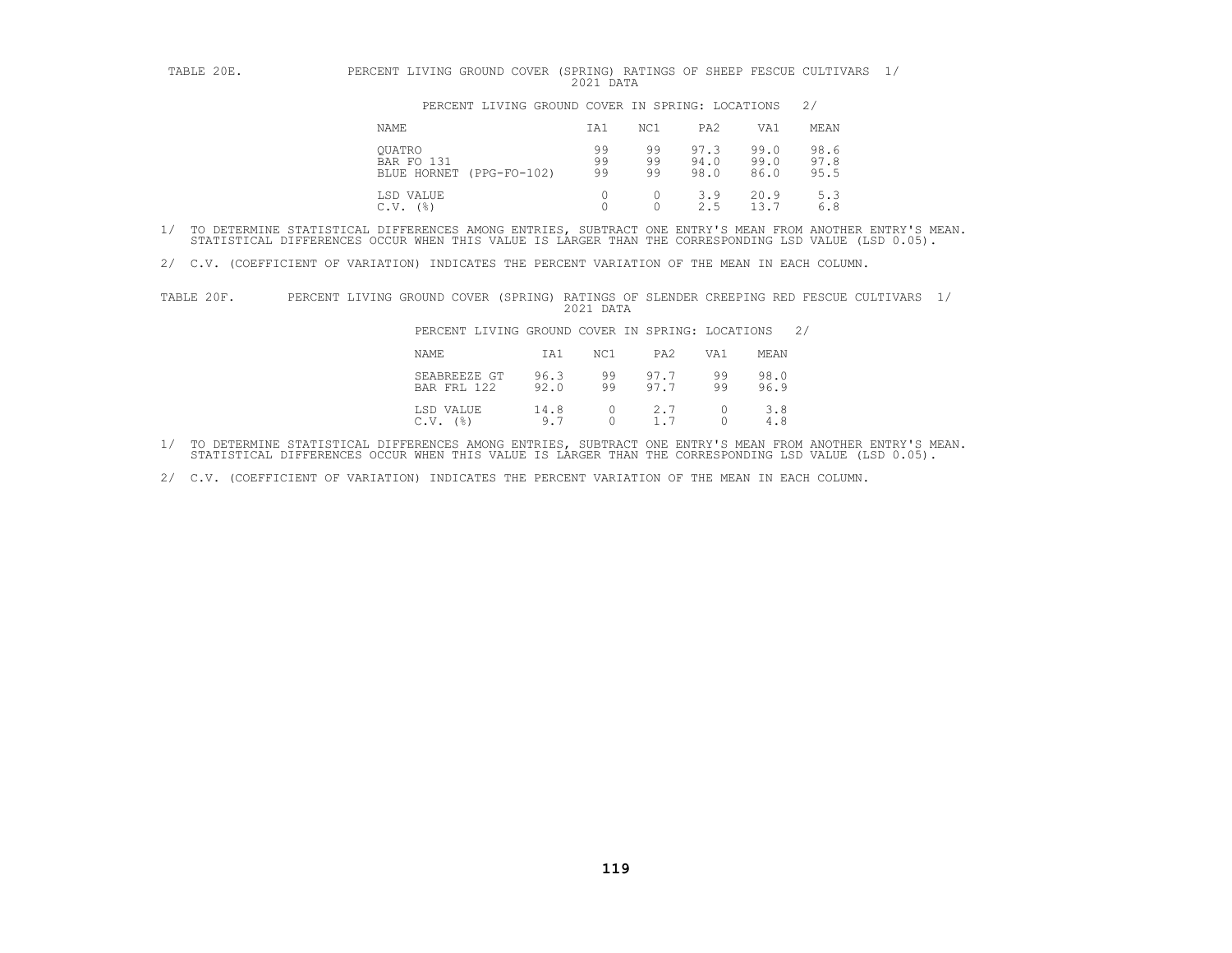TABLE 20E. PERCENT LIVING GROUND COVER (SPRING) RATINGS OF SHEEP FESCUE CULTIVARS 1/
2021 DATA

PERCENT LIVING GROUND COVER IN SPRING: LOCATIONS 2/

| NAME | IA1 | NC1 | PA2 | VA1 | MEAN |
|---|---|---|---|---|---|
| QUATRO | 99 | 99 | 97.3 | 99.0 | 98.6 |
| BAR FO 131 | 99 | 99 | 94.0 | 99.0 | 97.8 |
| BLUE HORNET (PPG-FO-102) | 99 | 99 | 98.0 | 86.0 | 95.5 |
| LSD VALUE | 0 | 0 | 3.9 | 20.9 | 5.3 |
| C.V. (%) | 0 | 0 | 2.5 | 13.7 | 6.8 |

1/ TO DETERMINE STATISTICAL DIFFERENCES AMONG ENTRIES, SUBTRACT ONE ENTRY'S MEAN FROM ANOTHER ENTRY'S MEAN. STATISTICAL DIFFERENCES OCCUR WHEN THIS VALUE IS LARGER THAN THE CORRESPONDING LSD VALUE (LSD 0.05).

2/ C.V. (COEFFICIENT OF VARIATION) INDICATES THE PERCENT VARIATION OF THE MEAN IN EACH COLUMN.

TABLE 20F. PERCENT LIVING GROUND COVER (SPRING) RATINGS OF SLENDER CREEPING RED FESCUE CULTIVARS 1/
2021 DATA

PERCENT LIVING GROUND COVER IN SPRING: LOCATIONS 2/

| NAME | IA1 | NC1 | PA2 | VA1 | MEAN |
|---|---|---|---|---|---|
| SEABREEZE GT | 96.3 | 99 | 97.7 | 99 | 98.0 |
| BAR FRL 122 | 92.0 | 99 | 97.7 | 99 | 96.9 |
| LSD VALUE | 14.8 | 0 | 2.7 | 0 | 3.8 |
| C.V. (%) | 9.7 | 0 | 1.7 | 0 | 4.8 |

1/ TO DETERMINE STATISTICAL DIFFERENCES AMONG ENTRIES, SUBTRACT ONE ENTRY'S MEAN FROM ANOTHER ENTRY'S MEAN. STATISTICAL DIFFERENCES OCCUR WHEN THIS VALUE IS LARGER THAN THE CORRESPONDING LSD VALUE (LSD 0.05).

2/ C.V. (COEFFICIENT OF VARIATION) INDICATES THE PERCENT VARIATION OF THE MEAN IN EACH COLUMN.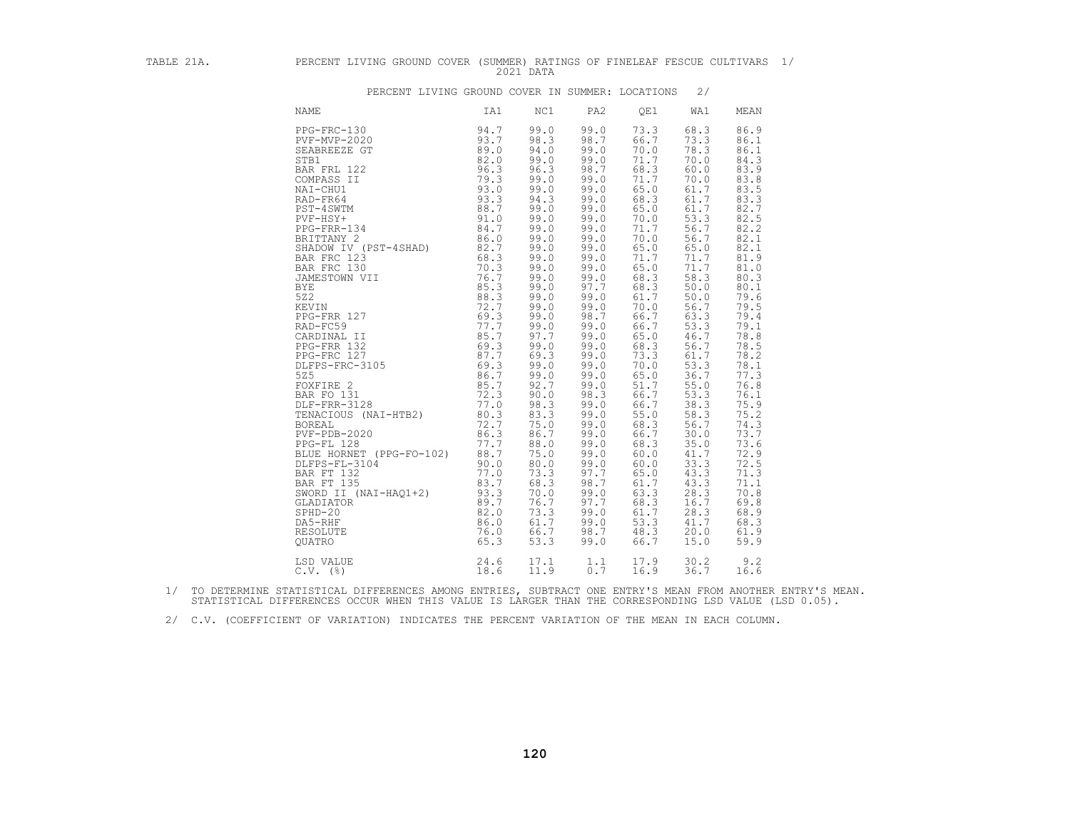TABLE 21A. PERCENT LIVING GROUND COVER (SUMMER) RATINGS OF FINELEAF FESCUE CULTIVARS 1/
2021 DATA

PERCENT LIVING GROUND COVER IN SUMMER: LOCATIONS 2/

| NAME | IA1 | NC1 | PA2 | QE1 | WA1 | MEAN |
|---|---|---|---|---|---|---|
| PPG-FRC-130 | 94.7 | 99.0 | 99.0 | 73.3 | 68.3 | 86.9 |
| PVF-MVP-2020 | 93.7 | 98.3 | 98.7 | 66.7 | 73.3 | 86.1 |
| SEABREEZE GT | 89.0 | 94.0 | 99.0 | 70.0 | 78.3 | 86.1 |
| STB1 | 82.0 | 99.0 | 99.0 | 71.7 | 70.0 | 84.3 |
| BAR FRL 122 | 96.3 | 96.3 | 98.7 | 68.3 | 60.0 | 83.9 |
| COMPASS II | 79.3 | 99.0 | 99.0 | 71.7 | 70.0 | 83.8 |
| NAI-CHU1 | 93.0 | 99.0 | 99.0 | 65.0 | 61.7 | 83.5 |
| RAD-FR64 | 93.3 | 94.3 | 99.0 | 68.3 | 61.7 | 83.3 |
| PST-4SWTM | 88.7 | 99.0 | 99.0 | 65.0 | 61.7 | 82.7 |
| PVF-HSY+ | 91.0 | 99.0 | 99.0 | 70.0 | 53.3 | 82.5 |
| PPG-FRR-134 | 84.7 | 99.0 | 99.0 | 71.7 | 56.7 | 82.2 |
| BRITTANY 2 | 86.0 | 99.0 | 99.0 | 70.0 | 56.7 | 82.1 |
| SHADOW IV (PST-4SHAD) | 82.7 | 99.0 | 99.0 | 65.0 | 65.0 | 82.1 |
| BAR FRC 123 | 68.3 | 99.0 | 99.0 | 71.7 | 71.7 | 81.9 |
| BAR FRC 130 | 70.3 | 99.0 | 99.0 | 65.0 | 71.7 | 81.0 |
| JAMESTOWN VII | 76.7 | 99.0 | 99.0 | 68.3 | 58.3 | 80.3 |
| BYE | 85.3 | 99.0 | 97.7 | 68.3 | 50.0 | 80.1 |
| 5Z2 | 88.3 | 99.0 | 99.0 | 61.7 | 50.0 | 79.6 |
| KEVIN | 72.7 | 99.0 | 99.0 | 70.0 | 56.7 | 79.5 |
| PPG-FRR 127 | 69.3 | 99.0 | 98.7 | 66.7 | 63.3 | 79.4 |
| RAD-FC59 | 77.7 | 99.0 | 99.0 | 66.7 | 53.3 | 79.1 |
| CARDINAL II | 85.7 | 97.7 | 99.0 | 65.0 | 46.7 | 78.8 |
| PPG-FRR 132 | 69.3 | 99.0 | 99.0 | 68.3 | 56.7 | 78.5 |
| PPG-FRC 127 | 87.7 | 69.3 | 99.0 | 73.3 | 61.7 | 78.2 |
| DLFPS-FRC-3105 | 69.3 | 99.0 | 99.0 | 70.0 | 53.3 | 78.1 |
| 5Z5 | 86.7 | 99.0 | 99.0 | 65.0 | 36.7 | 77.3 |
| FOXFIRE 2 | 85.7 | 92.7 | 99.0 | 51.7 | 55.0 | 76.8 |
| BAR FO 131 | 72.3 | 90.0 | 98.3 | 66.7 | 53.3 | 76.1 |
| DLF-FRR-3128 | 77.0 | 98.3 | 99.0 | 66.7 | 38.3 | 75.9 |
| TENACIOUS (NAI-HTB2) | 80.3 | 83.3 | 99.0 | 55.0 | 58.3 | 75.2 |
| BOREAL | 72.7 | 75.0 | 99.0 | 68.3 | 56.7 | 74.3 |
| PVF-PDB-2020 | 86.3 | 86.7 | 99.0 | 66.7 | 30.0 | 73.7 |
| PPG-FL 128 | 77.7 | 88.0 | 99.0 | 68.3 | 35.0 | 73.6 |
| BLUE HORNET (PPG-FO-102) | 88.7 | 75.0 | 99.0 | 60.0 | 41.7 | 72.9 |
| DLFPS-FL-3104 | 90.0 | 80.0 | 99.0 | 60.0 | 33.3 | 72.5 |
| BAR FT 132 | 77.0 | 73.3 | 97.7 | 65.0 | 43.3 | 71.3 |
| BAR FT 135 | 83.7 | 68.3 | 98.7 | 61.7 | 43.3 | 71.1 |
| SWORD II (NAI-HAQ1+2) | 93.3 | 70.0 | 99.0 | 63.3 | 28.3 | 70.8 |
| GLADIATOR | 89.7 | 76.7 | 97.7 | 68.3 | 16.7 | 69.8 |
| SPHD-20 | 82.0 | 73.3 | 99.0 | 61.7 | 28.3 | 68.9 |
| DA5-RHF | 86.0 | 61.7 | 99.0 | 53.3 | 41.7 | 68.3 |
| RESOLUTE | 76.0 | 66.7 | 98.7 | 48.3 | 20.0 | 61.9 |
| QUATRO | 65.3 | 53.3 | 99.0 | 66.7 | 15.0 | 59.9 |
| LSD VALUE | 24.6 | 17.1 | 1.1 | 17.9 | 30.2 | 9.2 |
| C.V. (%) | 18.6 | 11.9 | 0.7 | 16.9 | 36.7 | 16.6 |

1/ TO DETERMINE STATISTICAL DIFFERENCES AMONG ENTRIES, SUBTRACT ONE ENTRY'S MEAN FROM ANOTHER ENTRY'S MEAN. STATISTICAL DIFFERENCES OCCUR WHEN THIS VALUE IS LARGER THAN THE CORRESPONDING LSD VALUE (LSD 0.05).

2/ C.V. (COEFFICIENT OF VARIATION) INDICATES THE PERCENT VARIATION OF THE MEAN IN EACH COLUMN.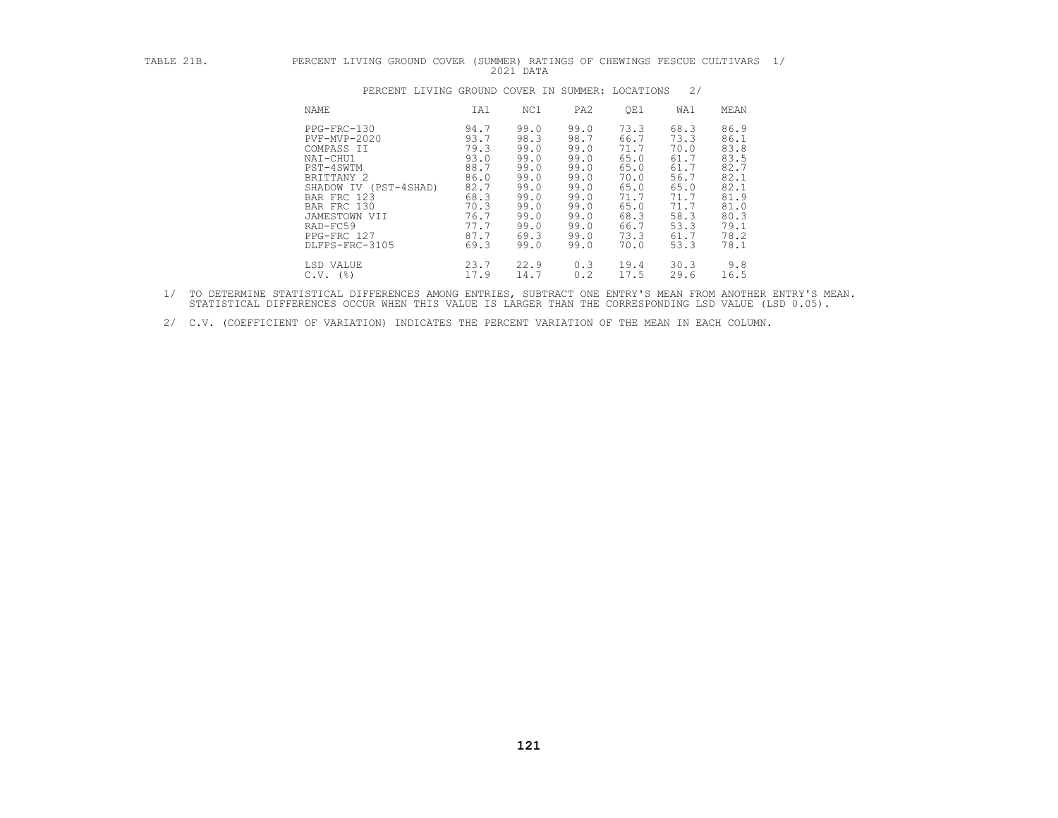TABLE 21B. PERCENT LIVING GROUND COVER (SUMMER) RATINGS OF CHEWINGS FESCUE CULTIVARS 1/

2021 DATA

PERCENT LIVING GROUND COVER IN SUMMER: LOCATIONS 2/

| NAME | IA1 | NC1 | PA2 | QE1 | WA1 | MEAN |
|---|---|---|---|---|---|---|
| PPG-FRC-130 | 94.7 | 99.0 | 99.0 | 73.3 | 68.3 | 86.9 |
| PVF-MVP-2020 | 93.7 | 98.3 | 98.7 | 66.7 | 73.3 | 86.1 |
| COMPASS II | 79.3 | 99.0 | 99.0 | 71.7 | 70.0 | 83.8 |
| NAI-CHU1 | 93.0 | 99.0 | 99.0 | 65.0 | 61.7 | 83.5 |
| PST-4SWTM | 88.7 | 99.0 | 99.0 | 65.0 | 61.7 | 82.7 |
| BRITTANY 2 | 86.0 | 99.0 | 99.0 | 70.0 | 56.7 | 82.1 |
| SHADOW IV (PST-4SHAD) | 82.7 | 99.0 | 99.0 | 65.0 | 65.0 | 82.1 |
| BAR FRC 123 | 68.3 | 99.0 | 99.0 | 71.7 | 71.7 | 81.9 |
| BAR FRC 130 | 70.3 | 99.0 | 99.0 | 65.0 | 71.7 | 81.0 |
| JAMESTOWN VII | 76.7 | 99.0 | 99.0 | 68.3 | 58.3 | 80.3 |
| RAD-FC59 | 77.7 | 99.0 | 99.0 | 66.7 | 53.3 | 79.1 |
| PPG-FRC 127 | 87.7 | 69.3 | 99.0 | 73.3 | 61.7 | 78.2 |
| DLFPS-FRC-3105 | 69.3 | 99.0 | 99.0 | 70.0 | 53.3 | 78.1 |
| LSD VALUE | 23.7 | 22.9 | 0.3 | 19.4 | 30.3 | 9.8 |
| C.V. (%) | 17.9 | 14.7 | 0.2 | 17.5 | 29.6 | 16.5 |

1/ TO DETERMINE STATISTICAL DIFFERENCES AMONG ENTRIES, SUBTRACT ONE ENTRY'S MEAN FROM ANOTHER ENTRY'S MEAN. STATISTICAL DIFFERENCES OCCUR WHEN THIS VALUE IS LARGER THAN THE CORRESPONDING LSD VALUE (LSD 0.05).

2/ C.V. (COEFFICIENT OF VARIATION) INDICATES THE PERCENT VARIATION OF THE MEAN IN EACH COLUMN.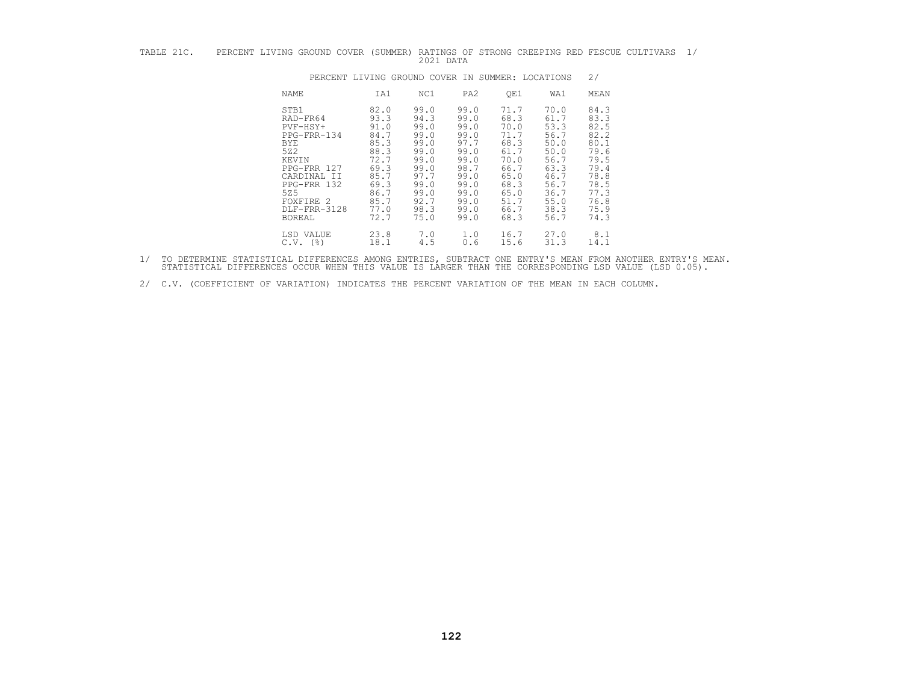TABLE 21C. PERCENT LIVING GROUND COVER (SUMMER) RATINGS OF STRONG CREEPING RED FESCUE CULTIVARS 1/

2021 DATA

| | PERCENT LIVING GROUND COVER IN SUMMER: LOCATIONS | | | | | 2/ |
|---|---|---|---|---|---|---|
| NAME | IA1 | NC1 | PA2 | QE1 | WA1 | MEAN |
| STB1 | 82.0 | 99.0 | 99.0 | 71.7 | 70.0 | 84.3 |
| RAD-FR64 | 93.3 | 94.3 | 99.0 | 68.3 | 61.7 | 83.3 |
| PVF-HSY+ | 91.0 | 99.0 | 99.0 | 70.0 | 53.3 | 82.5 |
| PPG-FRR-134 | 84.7 | 99.0 | 99.0 | 71.7 | 56.7 | 82.2 |
| BYE | 85.3 | 99.0 | 97.7 | 68.3 | 50.0 | 80.1 |
| 5Z2 | 88.3 | 99.0 | 99.0 | 61.7 | 50.0 | 79.6 |
| KEVIN | 72.7 | 99.0 | 99.0 | 70.0 | 56.7 | 79.5 |
| PPG-FRR 127 | 69.3 | 99.0 | 98.7 | 66.7 | 63.3 | 79.4 |
| CARDINAL II | 85.7 | 97.7 | 99.0 | 65.0 | 46.7 | 78.8 |
| PPG-FRR 132 | 69.3 | 99.0 | 99.0 | 68.3 | 56.7 | 78.5 |
| 5Z5 | 86.7 | 99.0 | 99.0 | 65.0 | 36.7 | 77.3 |
| FOXFIRE 2 | 85.7 | 92.7 | 99.0 | 51.7 | 55.0 | 76.8 |
| DLF-FRR-3128 | 77.0 | 98.3 | 99.0 | 66.7 | 38.3 | 75.9 |
| BOREAL | 72.7 | 75.0 | 99.0 | 68.3 | 56.7 | 74.3 |
| LSD VALUE | 23.8 | 7.0 | 1.0 | 16.7 | 27.0 | 8.1 |
| C.V. (%) | 18.1 | 4.5 | 0.6 | 15.6 | 31.3 | 14.1 |

1/ TO DETERMINE STATISTICAL DIFFERENCES AMONG ENTRIES, SUBTRACT ONE ENTRY'S MEAN FROM ANOTHER ENTRY'S MEAN. STATISTICAL DIFFERENCES OCCUR WHEN THIS VALUE IS LARGER THAN THE CORRESPONDING LSD VALUE (LSD 0.05).

2/ C.V. (COEFFICIENT OF VARIATION) INDICATES THE PERCENT VARIATION OF THE MEAN IN EACH COLUMN.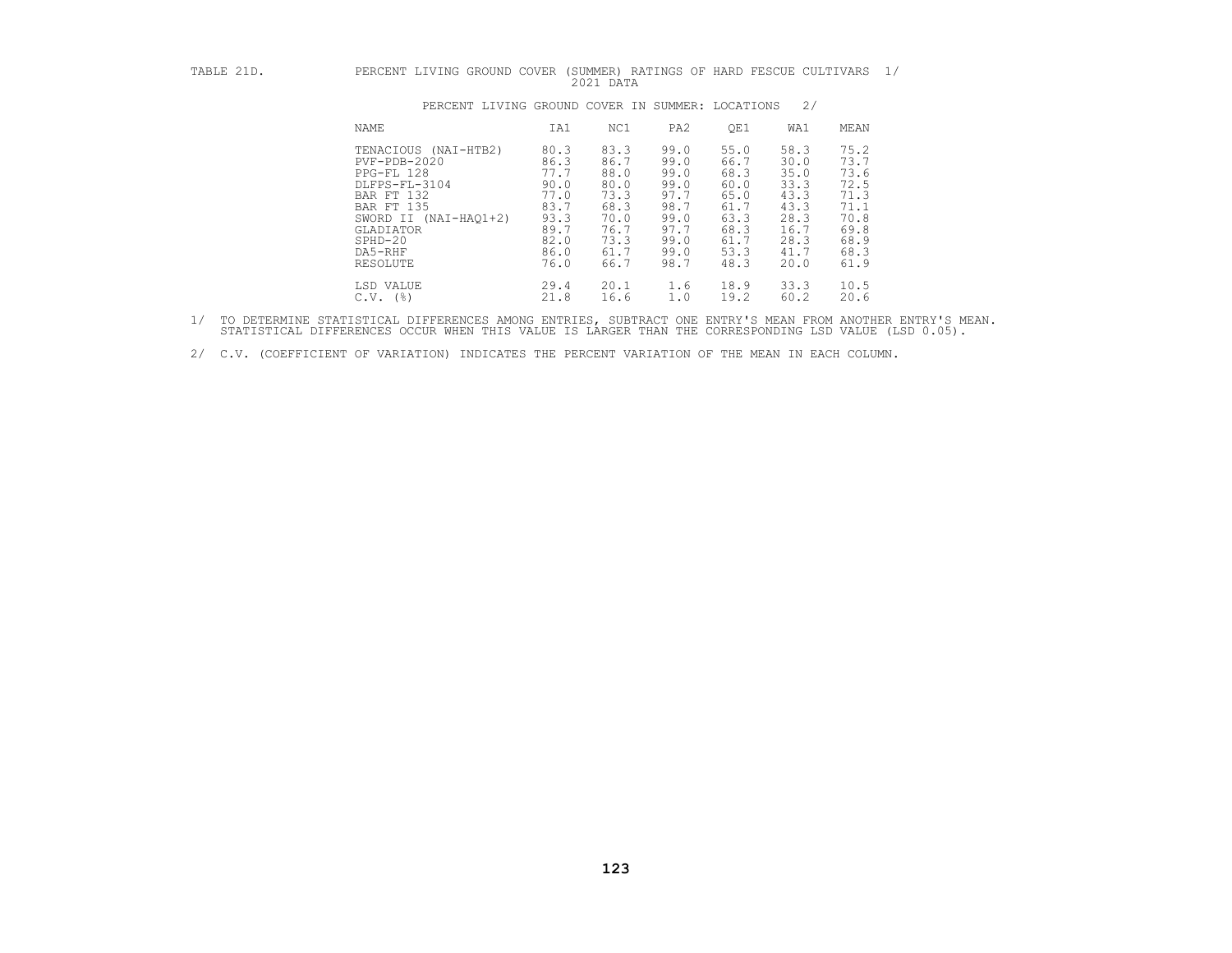TABLE 21D. PERCENT LIVING GROUND COVER (SUMMER) RATINGS OF HARD FESCUE CULTIVARS 1/
2021 DATA

| | PERCENT LIVING GROUND COVER IN SUMMER: LOCATIONS 2/ | | | | | |
|---|---|---|---|---|---|---|
| NAME | IA1 | NC1 | PA2 | QE1 | WA1 | MEAN |
| TENACIOUS (NAI-HTB2) | 80.3 | 83.3 | 99.0 | 55.0 | 58.3 | 75.2 |
| PVF-PDB-2020 | 86.3 | 86.7 | 99.0 | 66.7 | 30.0 | 73.7 |
| PPG-FL 128 | 77.7 | 88.0 | 99.0 | 68.3 | 35.0 | 73.6 |
| DLFPS-FL-3104 | 90.0 | 80.0 | 99.0 | 60.0 | 33.3 | 72.5 |
| BAR FT 132 | 77.0 | 73.3 | 97.7 | 65.0 | 43.3 | 71.3 |
| BAR FT 135 | 83.7 | 68.3 | 98.7 | 61.7 | 43.3 | 71.1 |
| SWORD II (NAI-HAQ1+2) | 93.3 | 70.0 | 99.0 | 63.3 | 28.3 | 70.8 |
| GLADIATOR | 89.7 | 76.7 | 97.7 | 68.3 | 16.7 | 69.8 |
| SPHD-20 | 82.0 | 73.3 | 99.0 | 61.7 | 28.3 | 68.9 |
| DA5-RHF | 86.0 | 61.7 | 99.0 | 53.3 | 41.7 | 68.3 |
| RESOLUTE | 76.0 | 66.7 | 98.7 | 48.3 | 20.0 | 61.9 |
| LSD VALUE | 29.4 | 20.1 | 1.6 | 18.9 | 33.3 | 10.5 |
| C.V. (%) | 21.8 | 16.6 | 1.0 | 19.2 | 60.2 | 20.6 |

1/ TO DETERMINE STATISTICAL DIFFERENCES AMONG ENTRIES, SUBTRACT ONE ENTRY'S MEAN FROM ANOTHER ENTRY'S MEAN. STATISTICAL DIFFERENCES OCCUR WHEN THIS VALUE IS LARGER THAN THE CORRESPONDING LSD VALUE (LSD 0.05).

2/ C.V. (COEFFICIENT OF VARIATION) INDICATES THE PERCENT VARIATION OF THE MEAN IN EACH COLUMN.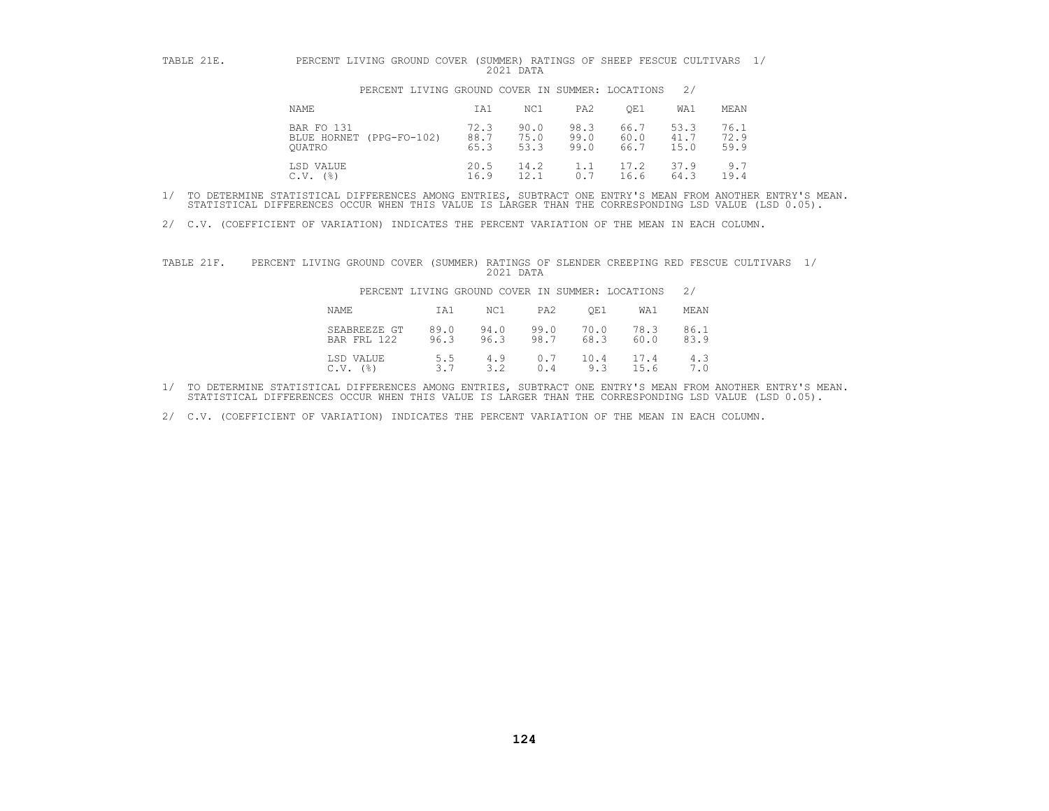TABLE 21E. PERCENT LIVING GROUND COVER (SUMMER) RATINGS OF SHEEP FESCUE CULTIVARS 1/
2021 DATA

PERCENT LIVING GROUND COVER IN SUMMER: LOCATIONS 2/

| NAME | IA1 | NC1 | PA2 | QE1 | WA1 | MEAN |
|---|---|---|---|---|---|---|
| BAR FO 131 | 72.3 | 90.0 | 98.3 | 66.7 | 53.3 | 76.1 |
| BLUE HORNET (PPG-FO-102) | 88.7 | 75.0 | 99.0 | 60.0 | 41.7 | 72.9 |
| QUATRO | 65.3 | 53.3 | 99.0 | 66.7 | 15.0 | 59.9 |
| LSD VALUE | 20.5 | 14.2 | 1.1 | 17.2 | 37.9 | 9.7 |
| C.V. (%) | 16.9 | 12.1 | 0.7 | 16.6 | 64.3 | 19.4 |

1/ TO DETERMINE STATISTICAL DIFFERENCES AMONG ENTRIES, SUBTRACT ONE ENTRY'S MEAN FROM ANOTHER ENTRY'S MEAN. STATISTICAL DIFFERENCES OCCUR WHEN THIS VALUE IS LARGER THAN THE CORRESPONDING LSD VALUE (LSD 0.05).

2/ C.V. (COEFFICIENT OF VARIATION) INDICATES THE PERCENT VARIATION OF THE MEAN IN EACH COLUMN.

TABLE 21F. PERCENT LIVING GROUND COVER (SUMMER) RATINGS OF SLENDER CREEPING RED FESCUE CULTIVARS 1/
2021 DATA

PERCENT LIVING GROUND COVER IN SUMMER: LOCATIONS 2/

| NAME | IA1 | NC1 | PA2 | QE1 | WA1 | MEAN |
|---|---|---|---|---|---|---|
| SEABREEZE GT | 89.0 | 94.0 | 99.0 | 70.0 | 78.3 | 86.1 |
| BAR FRL 122 | 96.3 | 96.3 | 98.7 | 68.3 | 60.0 | 83.9 |
| LSD VALUE | 5.5 | 4.9 | 0.7 | 10.4 | 17.4 | 4.3 |
| C.V. (%) | 3.7 | 3.2 | 0.4 | 9.3 | 15.6 | 7.0 |

1/ TO DETERMINE STATISTICAL DIFFERENCES AMONG ENTRIES, SUBTRACT ONE ENTRY'S MEAN FROM ANOTHER ENTRY'S MEAN. STATISTICAL DIFFERENCES OCCUR WHEN THIS VALUE IS LARGER THAN THE CORRESPONDING LSD VALUE (LSD 0.05).

2/ C.V. (COEFFICIENT OF VARIATION) INDICATES THE PERCENT VARIATION OF THE MEAN IN EACH COLUMN.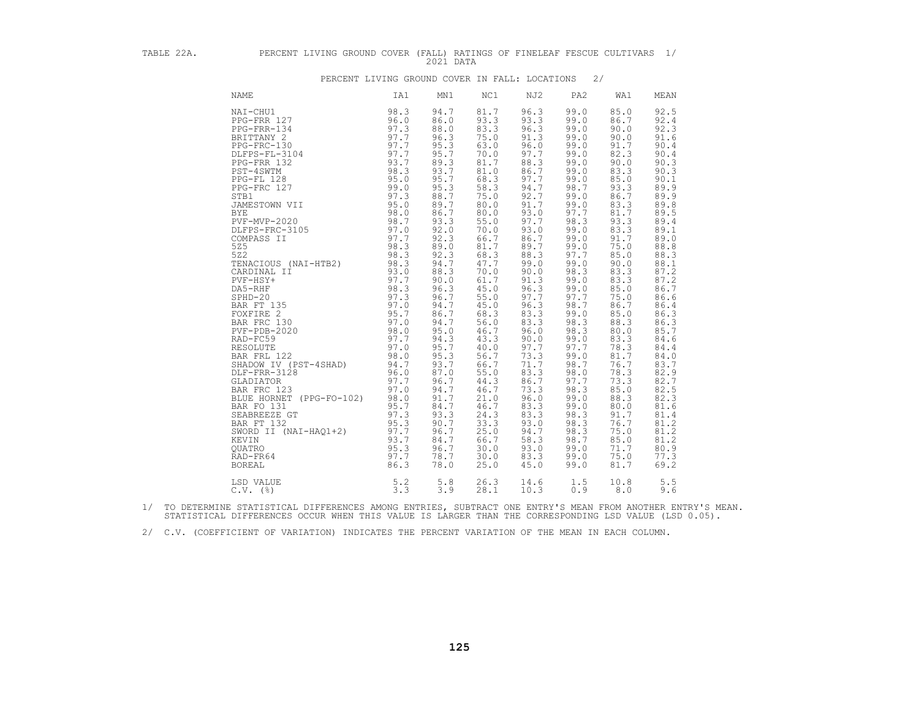TABLE 22A. PERCENT LIVING GROUND COVER (FALL) RATINGS OF FINELEAF FESCUE CULTIVARS 1/
2021 DATA

PERCENT LIVING GROUND COVER IN FALL: LOCATIONS 2/

| NAME | IA1 | MN1 | NC1 | NJ2 | PA2 | WA1 | MEAN |
|---|---|---|---|---|---|---|---|
| NAI-CHU1 | 98.3 | 94.7 | 81.7 | 96.3 | 99.0 | 85.0 | 92.5 |
| PPG-FRR 127 | 96.0 | 86.0 | 93.3 | 93.3 | 99.0 | 86.7 | 92.4 |
| PPG-FRR-134 | 97.3 | 88.0 | 83.3 | 96.3 | 99.0 | 90.0 | 92.3 |
| BRITTANY 2 | 97.7 | 96.3 | 75.0 | 91.3 | 99.0 | 90.0 | 91.6 |
| PPG-FRC-130 | 97.7 | 95.3 | 63.0 | 96.0 | 99.0 | 91.7 | 90.4 |
| DLFPS-FL-3104 | 97.7 | 95.7 | 70.0 | 97.7 | 99.0 | 82.3 | 90.4 |
| PPG-FRR 132 | 93.7 | 89.3 | 81.7 | 88.3 | 99.0 | 90.0 | 90.3 |
| PST-4SWTM | 98.3 | 93.7 | 81.0 | 86.7 | 99.0 | 83.3 | 90.3 |
| PPG-FL 128 | 95.0 | 95.7 | 68.3 | 97.7 | 99.0 | 85.0 | 90.1 |
| PPG-FRC 127 | 99.0 | 95.3 | 58.3 | 94.7 | 98.7 | 93.3 | 89.9 |
| STB1 | 97.3 | 88.7 | 75.0 | 92.7 | 99.0 | 86.7 | 89.9 |
| JAMESTOWN VII | 95.0 | 89.7 | 80.0 | 91.7 | 99.0 | 83.3 | 89.8 |
| BYE | 98.0 | 86.7 | 80.0 | 93.0 | 97.7 | 81.7 | 89.5 |
| PVF-MVP-2020 | 98.7 | 93.3 | 55.0 | 97.7 | 98.3 | 93.3 | 89.4 |
| DLFPS-FRC-3105 | 97.0 | 92.0 | 70.0 | 93.0 | 99.0 | 83.3 | 89.1 |
| COMPASS II | 97.7 | 92.3 | 66.7 | 86.7 | 99.0 | 91.7 | 89.0 |
| 5Z5 | 98.3 | 89.0 | 81.7 | 89.7 | 99.0 | 75.0 | 88.8 |
| 5Z2 | 98.3 | 92.3 | 68.3 | 88.3 | 97.7 | 85.0 | 88.3 |
| TENACIOUS (NAI-HTB2) | 98.3 | 94.7 | 47.7 | 99.0 | 99.0 | 90.0 | 88.1 |
| CARDINAL II | 93.0 | 88.3 | 70.0 | 90.0 | 98.3 | 83.3 | 87.2 |
| PVF-HSY+ | 97.7 | 90.0 | 61.7 | 91.3 | 99.0 | 83.3 | 87.2 |
| DA5-RHF | 98.3 | 96.3 | 45.0 | 96.3 | 99.0 | 85.0 | 86.7 |
| SPHD-20 | 97.3 | 96.7 | 55.0 | 97.7 | 97.7 | 75.0 | 86.6 |
| BAR FT 135 | 97.0 | 94.7 | 45.0 | 96.3 | 98.7 | 86.7 | 86.4 |
| FOXFIRE 2 | 95.7 | 86.7 | 68.3 | 83.3 | 99.0 | 85.0 | 86.3 |
| BAR FRC 130 | 97.0 | 94.7 | 56.0 | 83.3 | 98.3 | 88.3 | 86.3 |
| PVF-PDB-2020 | 98.0 | 95.0 | 46.7 | 96.0 | 98.3 | 80.0 | 85.7 |
| RAD-FC59 | 97.7 | 94.3 | 43.3 | 90.0 | 99.0 | 83.3 | 84.6 |
| RESOLUTE | 97.0 | 95.7 | 40.0 | 97.7 | 97.7 | 78.3 | 84.4 |
| BAR FRL 122 | 98.0 | 95.3 | 56.7 | 73.3 | 99.0 | 81.7 | 84.0 |
| SHADOW IV (PST-4SHAD) | 94.7 | 93.7 | 66.7 | 71.7 | 98.7 | 76.7 | 83.7 |
| DLF-FRR-3128 | 96.0 | 87.0 | 55.0 | 83.3 | 98.0 | 78.3 | 82.9 |
| GLADIATOR | 97.7 | 96.7 | 44.3 | 86.7 | 97.7 | 73.3 | 82.7 |
| BAR FRC 123 | 97.0 | 94.7 | 46.7 | 73.3 | 98.3 | 85.0 | 82.5 |
| BLUE HORNET (PPG-FO-102) | 98.0 | 91.7 | 21.0 | 96.0 | 99.0 | 88.3 | 82.3 |
| BAR FO 131 | 95.7 | 84.7 | 46.7 | 83.3 | 99.0 | 80.0 | 81.6 |
| SEABREEZE GT | 97.3 | 93.3 | 24.3 | 83.3 | 98.3 | 91.7 | 81.4 |
| BAR FT 132 | 95.3 | 90.7 | 33.3 | 93.0 | 98.3 | 76.7 | 81.2 |
| SWORD II (NAI-HAQ1+2) | 97.7 | 96.7 | 25.0 | 94.7 | 98.3 | 75.0 | 81.2 |
| KEVIN | 93.7 | 84.7 | 66.7 | 58.3 | 98.7 | 85.0 | 81.2 |
| QUATRO | 95.3 | 96.7 | 30.0 | 93.0 | 99.0 | 71.7 | 80.9 |
| RAD-FR64 | 97.7 | 78.7 | 30.0 | 83.3 | 99.0 | 75.0 | 77.3 |
| BOREAL | 86.3 | 78.0 | 25.0 | 45.0 | 99.0 | 81.7 | 69.2 |
| LSD VALUE | 5.2 | 5.8 | 26.3 | 14.6 | 1.5 | 10.8 | 5.5 |
| C.V. (%) | 3.3 | 3.9 | 28.1 | 10.3 | 0.9 | 8.0 | 9.6 |

1/ TO DETERMINE STATISTICAL DIFFERENCES AMONG ENTRIES, SUBTRACT ONE ENTRY'S MEAN FROM ANOTHER ENTRY'S MEAN. STATISTICAL DIFFERENCES OCCUR WHEN THIS VALUE IS LARGER THAN THE CORRESPONDING LSD VALUE (LSD 0.05).

2/ C.V. (COEFFICIENT OF VARIATION) INDICATES THE PERCENT VARIATION OF THE MEAN IN EACH COLUMN.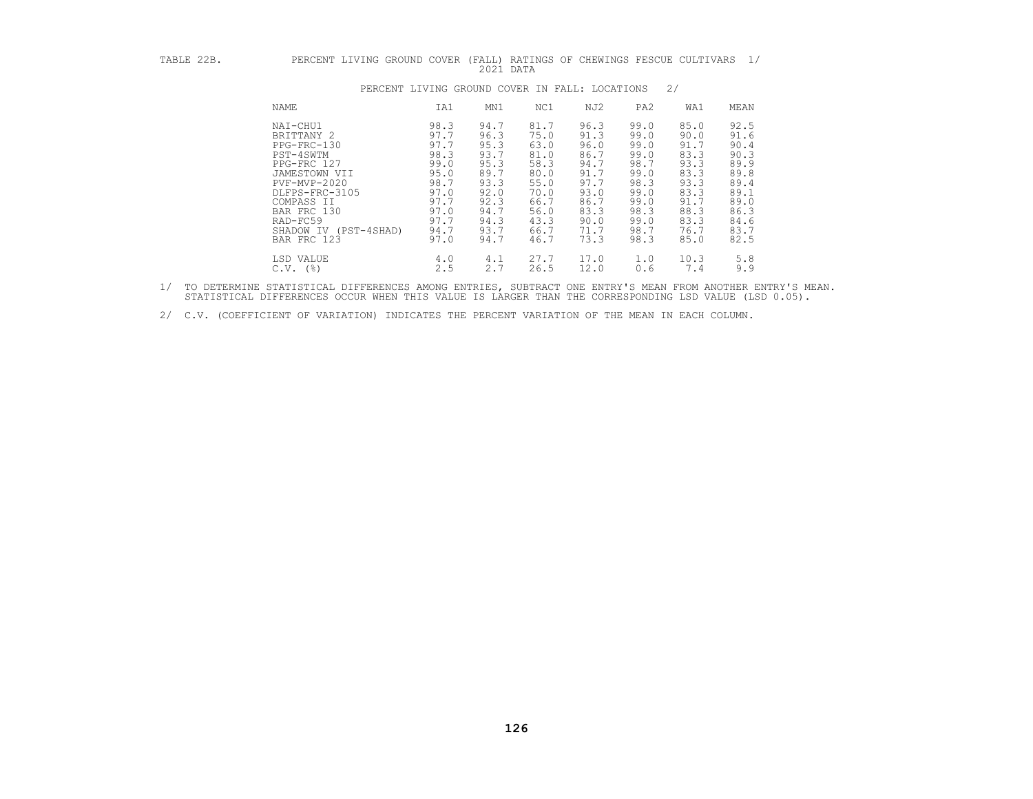TABLE 22B. PERCENT LIVING GROUND COVER (FALL) RATINGS OF CHEWINGS FESCUE CULTIVARS 1/
2021 DATA

PERCENT LIVING GROUND COVER IN FALL: LOCATIONS 2/

| NAME | IA1 | MN1 | NC1 | NJ2 | PA2 | WA1 | MEAN |
|---|---|---|---|---|---|---|---|
| NAI-CHU1 | 98.3 | 94.7 | 81.7 | 96.3 | 99.0 | 85.0 | 92.5 |
| BRITTANY 2 | 97.7 | 96.3 | 75.0 | 91.3 | 99.0 | 90.0 | 91.6 |
| PPG-FRC-130 | 97.7 | 95.3 | 63.0 | 96.0 | 99.0 | 91.7 | 90.4 |
| PST-4SWTM | 98.3 | 93.7 | 81.0 | 86.7 | 99.0 | 83.3 | 90.3 |
| PPG-FRC 127 | 99.0 | 95.3 | 58.3 | 94.7 | 98.7 | 93.3 | 89.9 |
| JAMESTOWN VII | 95.0 | 89.7 | 80.0 | 91.7 | 99.0 | 83.3 | 89.8 |
| PVF-MVP-2020 | 98.7 | 93.3 | 55.0 | 97.7 | 98.3 | 93.3 | 89.4 |
| DLFPS-FRC-3105 | 97.0 | 92.0 | 70.0 | 93.0 | 99.0 | 83.3 | 89.1 |
| COMPASS II | 97.7 | 92.3 | 66.7 | 86.7 | 99.0 | 91.7 | 89.0 |
| BAR FRC 130 | 97.0 | 94.7 | 56.0 | 83.3 | 98.3 | 88.3 | 86.3 |
| RAD-FC59 | 97.7 | 94.3 | 43.3 | 90.0 | 99.0 | 83.3 | 84.6 |
| SHADOW IV (PST-4SHAD) | 94.7 | 93.7 | 66.7 | 71.7 | 98.7 | 76.7 | 83.7 |
| BAR FRC 123 | 97.0 | 94.7 | 46.7 | 73.3 | 98.3 | 85.0 | 82.5 |
| LSD VALUE | 4.0 | 4.1 | 27.7 | 17.0 | 1.0 | 10.3 | 5.8 |
| C.V. (%) | 2.5 | 2.7 | 26.5 | 12.0 | 0.6 | 7.4 | 9.9 |

1/ TO DETERMINE STATISTICAL DIFFERENCES AMONG ENTRIES, SUBTRACT ONE ENTRY'S MEAN FROM ANOTHER ENTRY'S MEAN. STATISTICAL DIFFERENCES OCCUR WHEN THIS VALUE IS LARGER THAN THE CORRESPONDING LSD VALUE (LSD 0.05).

2/ C.V. (COEFFICIENT OF VARIATION) INDICATES THE PERCENT VARIATION OF THE MEAN IN EACH COLUMN.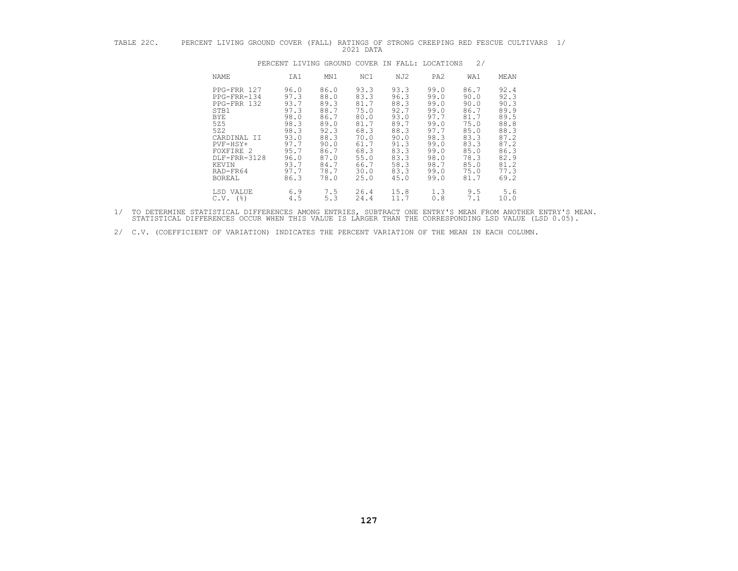TABLE 22C. PERCENT LIVING GROUND COVER (FALL) RATINGS OF STRONG CREEPING RED FESCUE CULTIVARS 1/
2021 DATA

| | PERCENT LIVING GROUND COVER IN FALL: LOCATIONS 2/ | | | | | | |
|---|---|---|---|---|---|---|---|
| NAME | IA1 | MN1 | NC1 | NJ2 | PA2 | WA1 | MEAN |
| PPG-FRR 127 | 96.0 | 86.0 | 93.3 | 93.3 | 99.0 | 86.7 | 92.4 |
| PPG-FRR-134 | 97.3 | 88.0 | 83.3 | 96.3 | 99.0 | 90.0 | 92.3 |
| PPG-FRR 132 | 93.7 | 89.3 | 81.7 | 88.3 | 99.0 | 90.0 | 90.3 |
| STB1 | 97.3 | 88.7 | 75.0 | 92.7 | 99.0 | 86.7 | 89.9 |
| BYE | 98.0 | 86.7 | 80.0 | 93.0 | 97.7 | 81.7 | 89.5 |
| 5Z5 | 98.3 | 89.0 | 81.7 | 89.7 | 99.0 | 75.0 | 88.8 |
| 5Z2 | 98.3 | 92.3 | 68.3 | 88.3 | 97.7 | 85.0 | 88.3 |
| CARDINAL II | 93.0 | 88.3 | 70.0 | 90.0 | 98.3 | 83.3 | 87.2 |
| PVF-HSY+ | 97.7 | 90.0 | 61.7 | 91.3 | 99.0 | 83.3 | 87.2 |
| FOXFIRE 2 | 95.7 | 86.7 | 68.3 | 83.3 | 99.0 | 85.0 | 86.3 |
| DLF-FRR-3128 | 96.0 | 87.0 | 55.0 | 83.3 | 98.0 | 78.3 | 82.9 |
| KEVIN | 93.7 | 84.7 | 66.7 | 58.3 | 98.7 | 85.0 | 81.2 |
| RAD-FR64 | 97.7 | 78.7 | 30.0 | 83.3 | 99.0 | 75.0 | 77.3 |
| BOREAL | 86.3 | 78.0 | 25.0 | 45.0 | 99.0 | 81.7 | 69.2 |
| LSD VALUE | 6.9 | 7.5 | 26.4 | 15.8 | 1.3 | 9.5 | 5.6 |
| C.V. (%) | 4.5 | 5.3 | 24.4 | 11.7 | 0.8 | 7.1 | 10.0 |

1/ TO DETERMINE STATISTICAL DIFFERENCES AMONG ENTRIES, SUBTRACT ONE ENTRY'S MEAN FROM ANOTHER ENTRY'S MEAN. STATISTICAL DIFFERENCES OCCUR WHEN THIS VALUE IS LARGER THAN THE CORRESPONDING LSD VALUE (LSD 0.05).

2/ C.V. (COEFFICIENT OF VARIATION) INDICATES THE PERCENT VARIATION OF THE MEAN IN EACH COLUMN.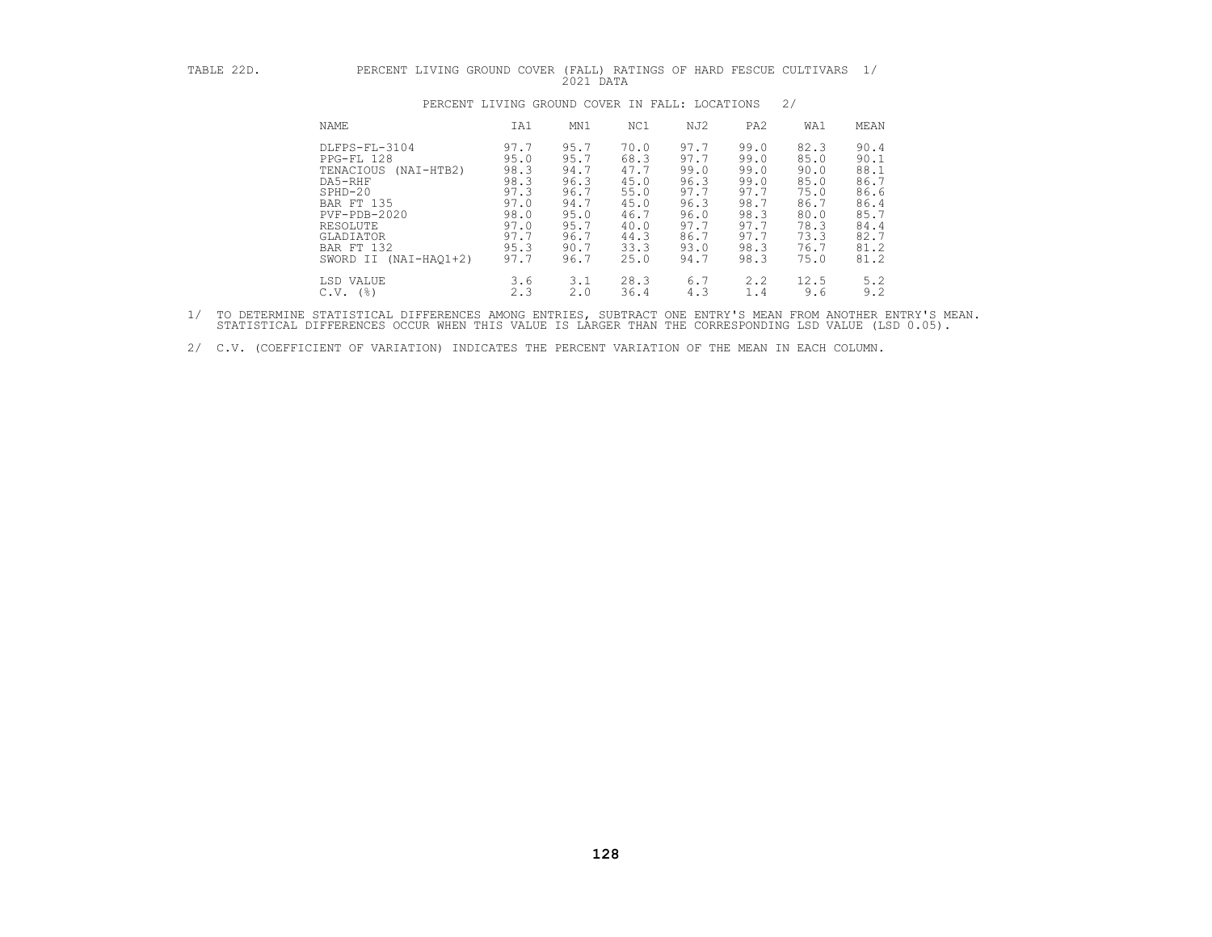TABLE 22D. PERCENT LIVING GROUND COVER (FALL) RATINGS OF HARD FESCUE CULTIVARS 1/
2021 DATA

PERCENT LIVING GROUND COVER IN FALL: LOCATIONS 2/

| NAME | IA1 | MN1 | NC1 | NJ2 | PA2 | WA1 | MEAN |
|---|---|---|---|---|---|---|---|
| DLFPS-FL-3104 | 97.7 | 95.7 | 70.0 | 97.7 | 99.0 | 82.3 | 90.4 |
| PPG-FL 128 | 95.0 | 95.7 | 68.3 | 97.7 | 99.0 | 85.0 | 90.1 |
| TENACIOUS (NAI-HTB2) | 98.3 | 94.7 | 47.7 | 99.0 | 99.0 | 90.0 | 88.1 |
| DA5-RHF | 98.3 | 96.3 | 45.0 | 96.3 | 99.0 | 85.0 | 86.7 |
| SPHD-20 | 97.3 | 96.7 | 55.0 | 97.7 | 97.7 | 75.0 | 86.6 |
| BAR FT 135 | 97.0 | 94.7 | 45.0 | 96.3 | 98.7 | 86.7 | 86.4 |
| PVF-PDB-2020 | 98.0 | 95.0 | 46.7 | 96.0 | 98.3 | 80.0 | 85.7 |
| RESOLUTE | 97.0 | 95.7 | 40.0 | 97.7 | 97.7 | 78.3 | 84.4 |
| GLADIATOR | 97.7 | 96.7 | 44.3 | 86.7 | 97.7 | 73.3 | 82.7 |
| BAR FT 132 | 95.3 | 90.7 | 33.3 | 93.0 | 98.3 | 76.7 | 81.2 |
| SWORD II (NAI-HAQ1+2) | 97.7 | 96.7 | 25.0 | 94.7 | 98.3 | 75.0 | 81.2 |
| LSD VALUE | 3.6 | 3.1 | 28.3 | 6.7 | 2.2 | 12.5 | 5.2 |
| C.V. (%) | 2.3 | 2.0 | 36.4 | 4.3 | 1.4 | 9.6 | 9.2 |

1/ TO DETERMINE STATISTICAL DIFFERENCES AMONG ENTRIES, SUBTRACT ONE ENTRY'S MEAN FROM ANOTHER ENTRY'S MEAN. STATISTICAL DIFFERENCES OCCUR WHEN THIS VALUE IS LARGER THAN THE CORRESPONDING LSD VALUE (LSD 0.05).

2/ C.V. (COEFFICIENT OF VARIATION) INDICATES THE PERCENT VARIATION OF THE MEAN IN EACH COLUMN.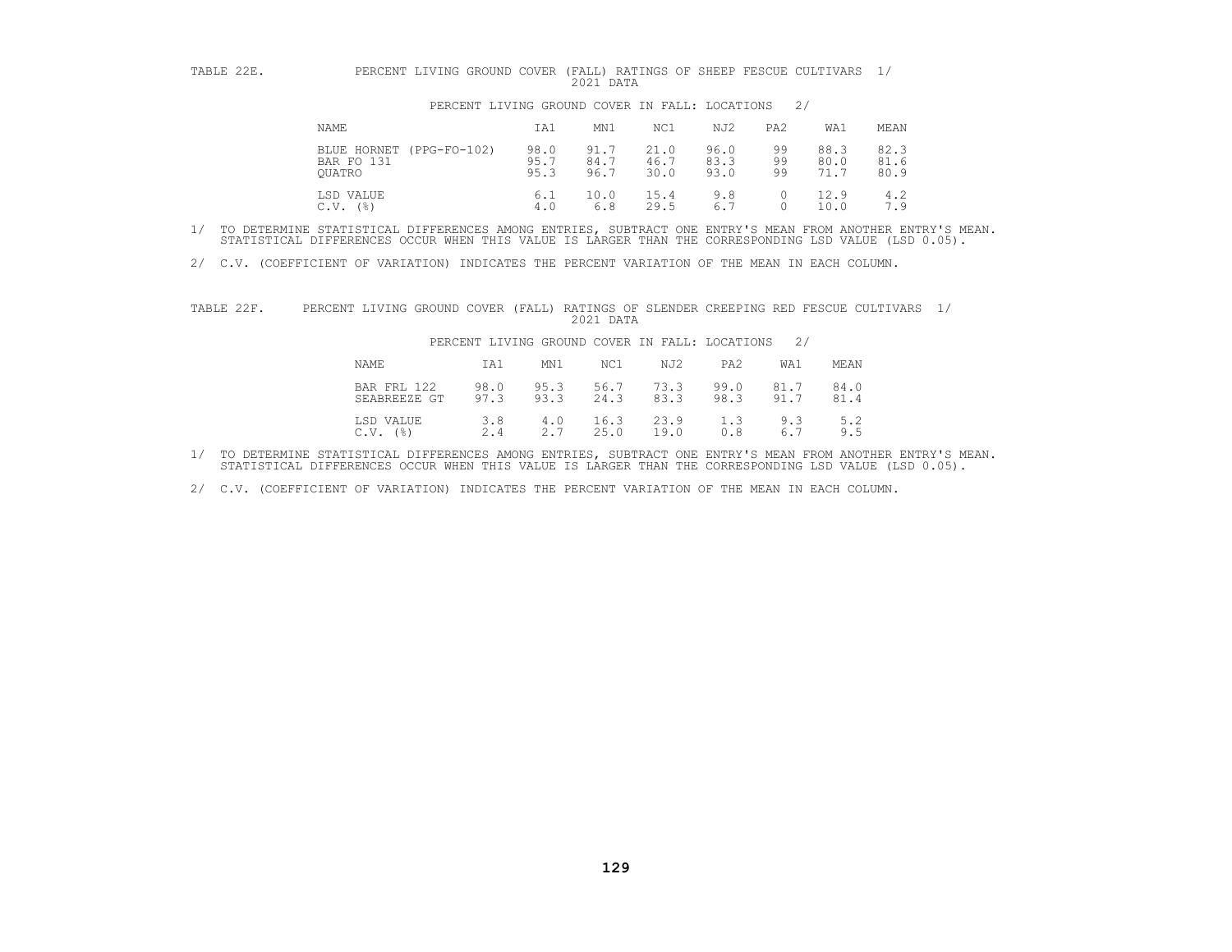TABLE 22E. PERCENT LIVING GROUND COVER (FALL) RATINGS OF SHEEP FESCUE CULTIVARS 1/

2021 DATA

PERCENT LIVING GROUND COVER IN FALL: LOCATIONS 2/

| NAME | IA1 | MN1 | NC1 | NJ2 | PA2 | WA1 | MEAN |
|---|---|---|---|---|---|---|---|
| BLUE HORNET (PPG-FO-102) | 98.0 | 91.7 | 21.0 | 96.0 | 99 | 88.3 | 82.3 |
| BAR FO 131 | 95.7 | 84.7 | 46.7 | 83.3 | 99 | 80.0 | 81.6 |
| QUATRO | 95.3 | 96.7 | 30.0 | 93.0 | 99 | 71.7 | 80.9 |
| LSD VALUE | 6.1 | 10.0 | 15.4 | 9.8 | 0 | 12.9 | 4.2 |
| C.V. (%) | 4.0 | 6.8 | 29.5 | 6.7 | 0 | 10.0 | 7.9 |

1/ TO DETERMINE STATISTICAL DIFFERENCES AMONG ENTRIES, SUBTRACT ONE ENTRY'S MEAN FROM ANOTHER ENTRY'S MEAN. STATISTICAL DIFFERENCES OCCUR WHEN THIS VALUE IS LARGER THAN THE CORRESPONDING LSD VALUE (LSD 0.05).

2/ C.V. (COEFFICIENT OF VARIATION) INDICATES THE PERCENT VARIATION OF THE MEAN IN EACH COLUMN.

TABLE 22F. PERCENT LIVING GROUND COVER (FALL) RATINGS OF SLENDER CREEPING RED FESCUE CULTIVARS 1/

2021 DATA

PERCENT LIVING GROUND COVER IN FALL: LOCATIONS 2/

| NAME | IA1 | MN1 | NC1 | NJ2 | PA2 | WA1 | MEAN |
|---|---|---|---|---|---|---|---|
| BAR FRL 122 | 98.0 | 95.3 | 56.7 | 73.3 | 99.0 | 81.7 | 84.0 |
| SEABREEZE GT | 97.3 | 93.3 | 24.3 | 83.3 | 98.3 | 91.7 | 81.4 |
| LSD VALUE | 3.8 | 4.0 | 16.3 | 23.9 | 1.3 | 9.3 | 5.2 |
| C.V. (%) | 2.4 | 2.7 | 25.0 | 19.0 | 0.8 | 6.7 | 9.5 |

1/ TO DETERMINE STATISTICAL DIFFERENCES AMONG ENTRIES, SUBTRACT ONE ENTRY'S MEAN FROM ANOTHER ENTRY'S MEAN. STATISTICAL DIFFERENCES OCCUR WHEN THIS VALUE IS LARGER THAN THE CORRESPONDING LSD VALUE (LSD 0.05).

2/ C.V. (COEFFICIENT OF VARIATION) INDICATES THE PERCENT VARIATION OF THE MEAN IN EACH COLUMN.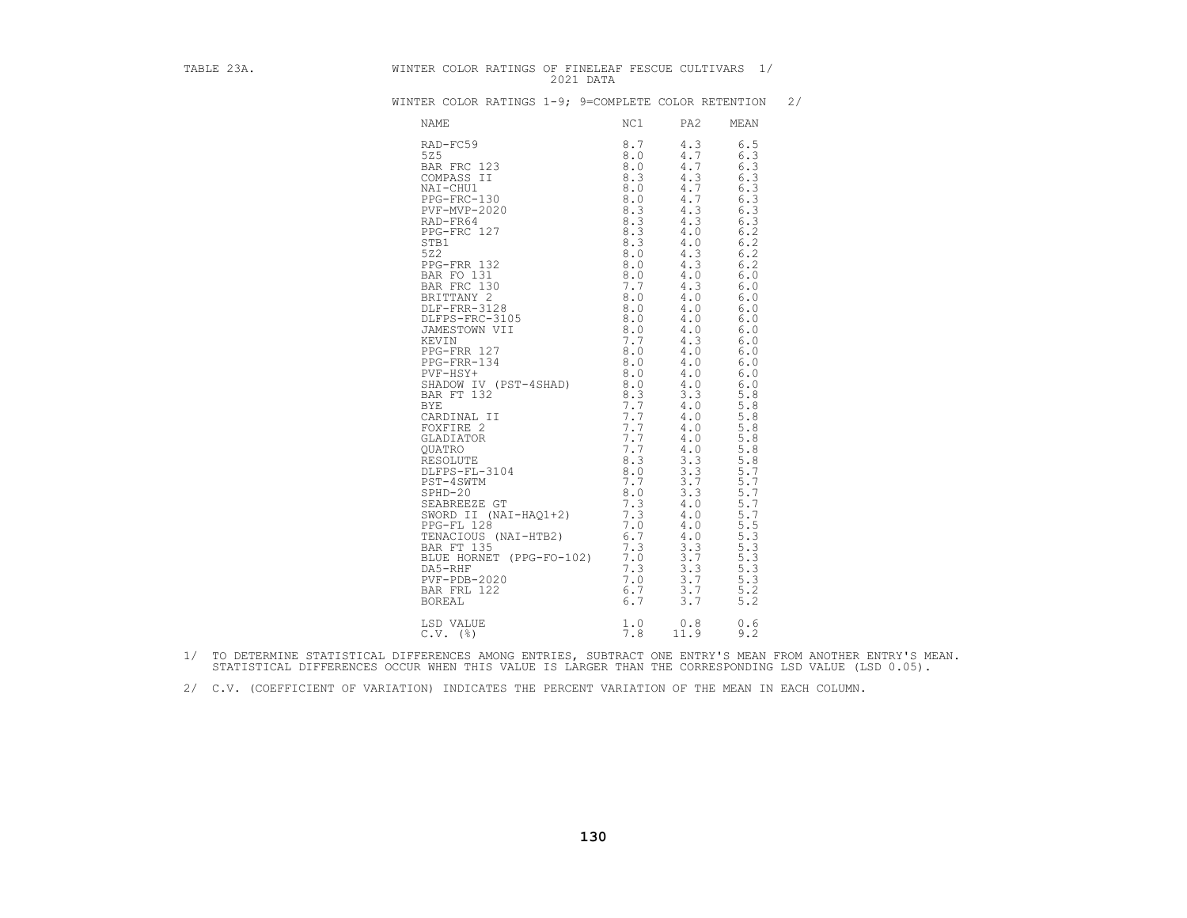TABLE 23A. WINTER COLOR RATINGS OF FINELEAF FESCUE CULTIVARS 1/
2021 DATA

WINTER COLOR RATINGS 1-9; 9=COMPLETE COLOR RETENTION 2/

| NAME | NC1 | PA2 | MEAN |
|---|---|---|---|
| RAD-FC59 | 8.7 | 4.3 | 6.5 |
| 5Z5 | 8.0 | 4.7 | 6.3 |
| BAR FRC 123 | 8.0 | 4.7 | 6.3 |
| COMPASS II | 8.3 | 4.3 | 6.3 |
| NAI-CHU1 | 8.0 | 4.7 | 6.3 |
| PPG-FRC-130 | 8.0 | 4.7 | 6.3 |
| PVF-MVP-2020 | 8.3 | 4.3 | 6.3 |
| RAD-FR64 | 8.3 | 4.3 | 6.3 |
| PPG-FRC 127 | 8.3 | 4.0 | 6.2 |
| STB1 | 8.3 | 4.0 | 6.2 |
| 5Z2 | 8.0 | 4.3 | 6.2 |
| PPG-FRR 132 | 8.0 | 4.3 | 6.2 |
| BAR FO 131 | 8.0 | 4.0 | 6.0 |
| BAR FRC 130 | 7.7 | 4.3 | 6.0 |
| BRITTANY 2 | 8.0 | 4.0 | 6.0 |
| DLF-FRR-3128 | 8.0 | 4.0 | 6.0 |
| DLFPS-FRC-3105 | 8.0 | 4.0 | 6.0 |
| JAMESTOWN VII | 8.0 | 4.0 | 6.0 |
| KEVIN | 7.7 | 4.3 | 6.0 |
| PPG-FRR 127 | 8.0 | 4.0 | 6.0 |
| PPG-FRR-134 | 8.0 | 4.0 | 6.0 |
| PVF-HSY+ | 8.0 | 4.0 | 6.0 |
| SHADOW IV (PST-4SHAD) | 8.0 | 4.0 | 6.0 |
| BAR FT 132 | 8.3 | 3.3 | 5.8 |
| BYE | 7.7 | 4.0 | 5.8 |
| CARDINAL II | 7.7 | 4.0 | 5.8 |
| FOXFIRE 2 | 7.7 | 4.0 | 5.8 |
| GLADIATOR | 7.7 | 4.0 | 5.8 |
| QUATRO | 7.7 | 4.0 | 5.8 |
| RESOLUTE | 8.3 | 3.3 | 5.8 |
| DLFPS-FL-3104 | 8.0 | 3.3 | 5.7 |
| PST-4SWTM | 7.7 | 3.7 | 5.7 |
| SPHD-20 | 8.0 | 3.3 | 5.7 |
| SEABREEZE GT | 7.3 | 4.0 | 5.7 |
| SWORD II (NAI-HAQ1+2) | 7.3 | 4.0 | 5.7 |
| PPG-FL 128 | 7.0 | 4.0 | 5.5 |
| TENACIOUS (NAI-HTB2) | 6.7 | 4.0 | 5.3 |
| BAR FT 135 | 7.3 | 3.3 | 5.3 |
| BLUE HORNET (PPG-FO-102) | 7.0 | 3.7 | 5.3 |
| DA5-RHF | 7.3 | 3.3 | 5.3 |
| PVF-PDB-2020 | 7.0 | 3.7 | 5.3 |
| BAR FRL 122 | 6.7 | 3.7 | 5.2 |
| BOREAL | 6.7 | 3.7 | 5.2 |
| LSD VALUE | 1.0 | 0.8 | 0.6 |
| C.V. (%) | 7.8 | 11.9 | 9.2 |

1/ TO DETERMINE STATISTICAL DIFFERENCES AMONG ENTRIES, SUBTRACT ONE ENTRY'S MEAN FROM ANOTHER ENTRY'S MEAN. STATISTICAL DIFFERENCES OCCUR WHEN THIS VALUE IS LARGER THAN THE CORRESPONDING LSD VALUE (LSD 0.05).

2/ C.V. (COEFFICIENT OF VARIATION) INDICATES THE PERCENT VARIATION OF THE MEAN IN EACH COLUMN.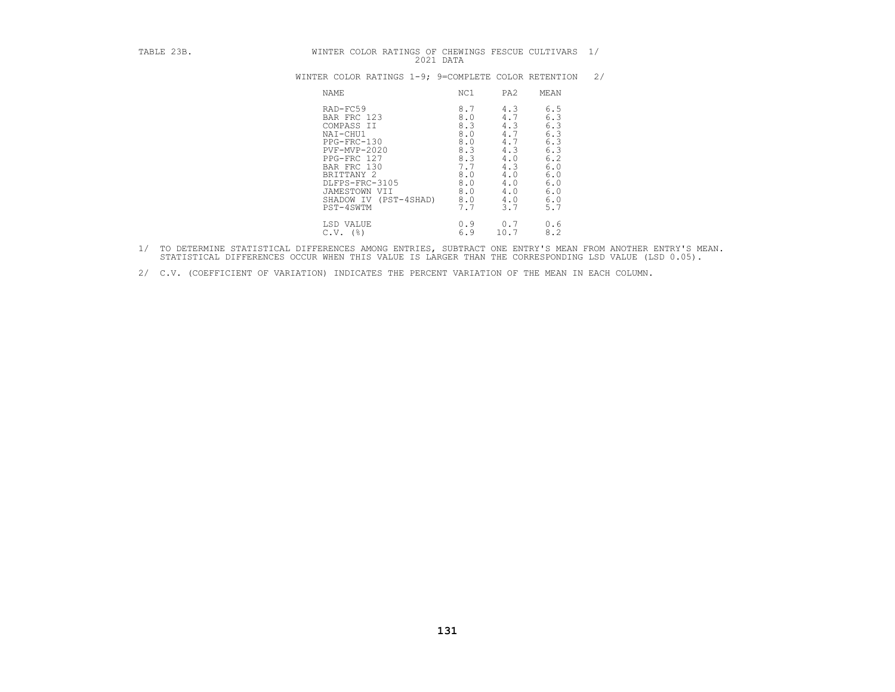TABLE 23B. WINTER COLOR RATINGS OF CHEWINGS FESCUE CULTIVARS 1/
2021 DATA

WINTER COLOR RATINGS 1-9; 9=COMPLETE COLOR RETENTION 2/

| NAME | NC1 | PA2 | MEAN |
|---|---|---|---|
| RAD-FC59 | 8.7 | 4.3 | 6.5 |
| BAR FRC 123 | 8.0 | 4.7 | 6.3 |
| COMPASS II | 8.3 | 4.3 | 6.3 |
| NAI-CHU1 | 8.0 | 4.7 | 6.3 |
| PPG-FRC-130 | 8.0 | 4.7 | 6.3 |
| PVF-MVP-2020 | 8.3 | 4.3 | 6.3 |
| PPG-FRC 127 | 8.3 | 4.0 | 6.2 |
| BAR FRC 130 | 7.7 | 4.3 | 6.0 |
| BRITTANY 2 | 8.0 | 4.0 | 6.0 |
| DLFPS-FRC-3105 | 8.0 | 4.0 | 6.0 |
| JAMESTOWN VII | 8.0 | 4.0 | 6.0 |
| SHADOW IV (PST-4SHAD) | 8.0 | 4.0 | 6.0 |
| PST-4SWTM | 7.7 | 3.7 | 5.7 |
| LSD VALUE | 0.9 | 0.7 | 0.6 |
| C.V. (%) | 6.9 | 10.7 | 8.2 |

1/ TO DETERMINE STATISTICAL DIFFERENCES AMONG ENTRIES, SUBTRACT ONE ENTRY'S MEAN FROM ANOTHER ENTRY'S MEAN. STATISTICAL DIFFERENCES OCCUR WHEN THIS VALUE IS LARGER THAN THE CORRESPONDING LSD VALUE (LSD 0.05).

2/ C.V. (COEFFICIENT OF VARIATION) INDICATES THE PERCENT VARIATION OF THE MEAN IN EACH COLUMN.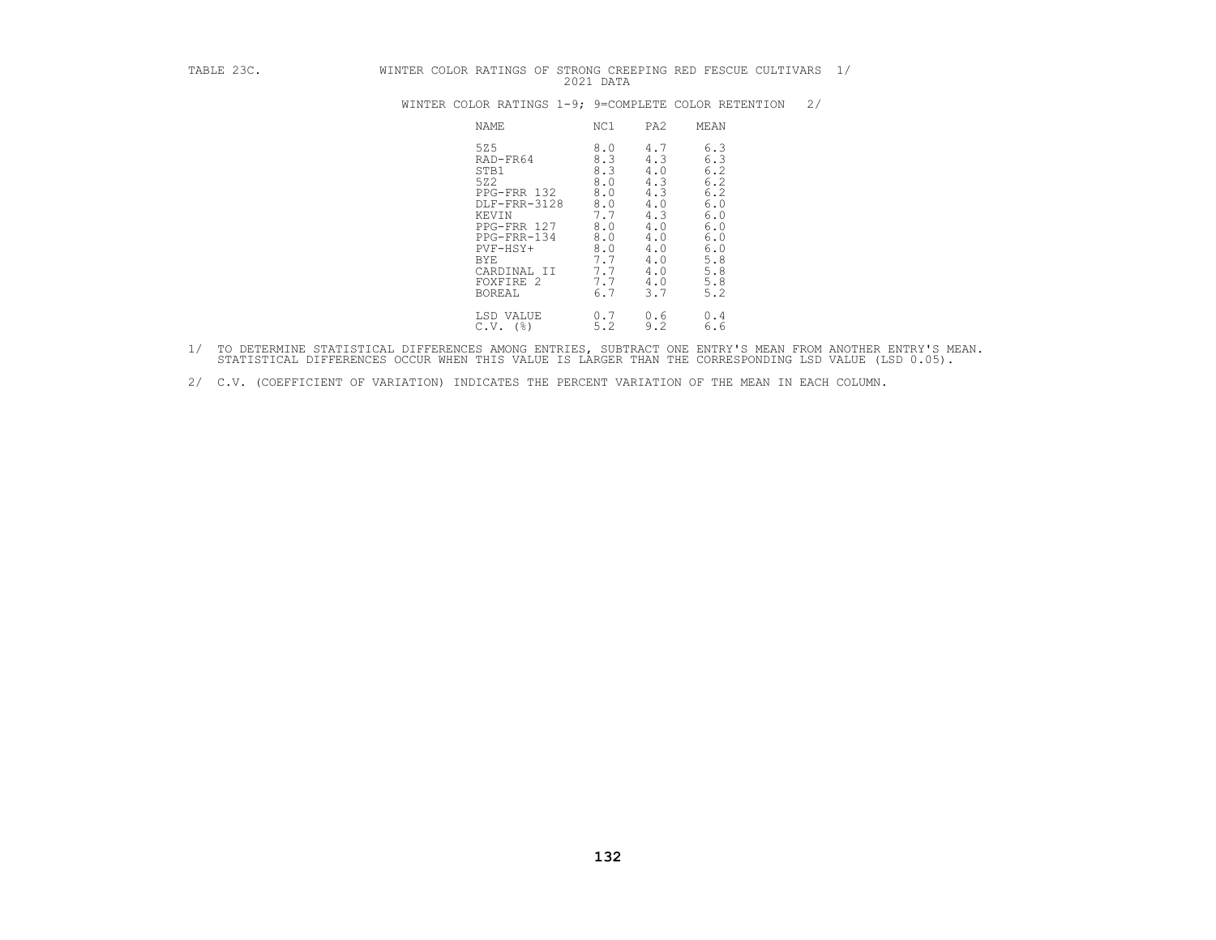TABLE 23C. WINTER COLOR RATINGS OF STRONG CREEPING RED FESCUE CULTIVARS 1/
2021 DATA

WINTER COLOR RATINGS 1-9; 9=COMPLETE COLOR RETENTION 2/

| NAME | NC1 | PA2 | MEAN |
|---|---|---|---|
| 5Z5 | 8.0 | 4.7 | 6.3 |
| RAD-FR64 | 8.3 | 4.3 | 6.3 |
| STB1 | 8.3 | 4.0 | 6.2 |
| 5Z2 | 8.0 | 4.3 | 6.2 |
| PPG-FRR 132 | 8.0 | 4.3 | 6.2 |
| DLF-FRR-3128 | 8.0 | 4.0 | 6.0 |
| KEVIN | 7.7 | 4.3 | 6.0 |
| PPG-FRR 127 | 8.0 | 4.0 | 6.0 |
| PPG-FRR-134 | 8.0 | 4.0 | 6.0 |
| PVF-HSY+ | 8.0 | 4.0 | 6.0 |
| BYE | 7.7 | 4.0 | 5.8 |
| CARDINAL II | 7.7 | 4.0 | 5.8 |
| FOXFIRE 2 | 7.7 | 4.0 | 5.8 |
| BOREAL | 6.7 | 3.7 | 5.2 |
| LSD VALUE | 0.7 | 0.6 | 0.4 |
| C.V. (%) | 5.2 | 9.2 | 6.6 |

1/ TO DETERMINE STATISTICAL DIFFERENCES AMONG ENTRIES, SUBTRACT ONE ENTRY'S MEAN FROM ANOTHER ENTRY'S MEAN. STATISTICAL DIFFERENCES OCCUR WHEN THIS VALUE IS LARGER THAN THE CORRESPONDING LSD VALUE (LSD 0.05).

2/ C.V. (COEFFICIENT OF VARIATION) INDICATES THE PERCENT VARIATION OF THE MEAN IN EACH COLUMN.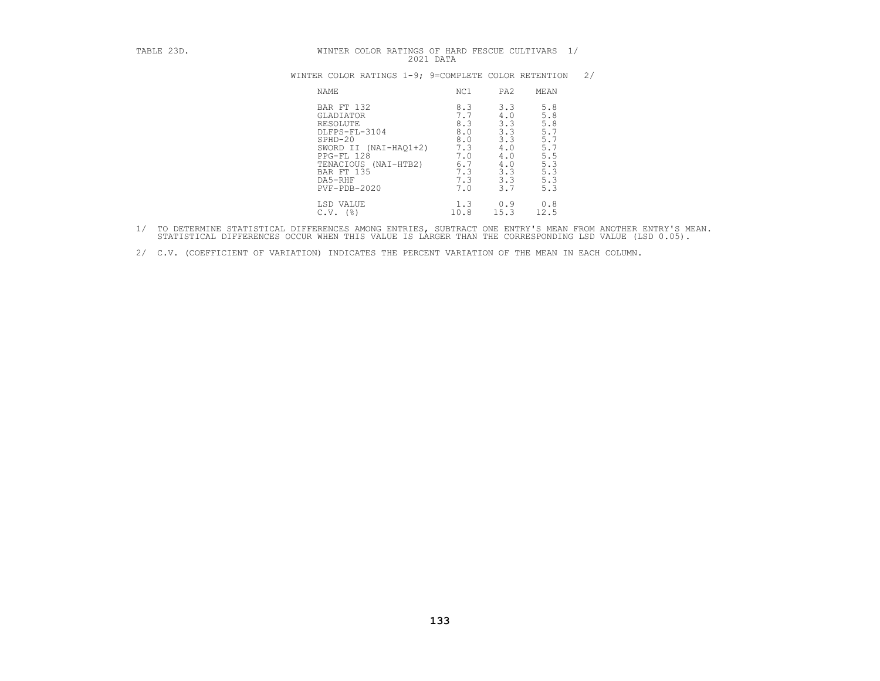TABLE 23D. WINTER COLOR RATINGS OF HARD FESCUE CULTIVARS 1/

2021 DATA

WINTER COLOR RATINGS 1-9; 9=COMPLETE COLOR RETENTION 2/

| NAME | NC1 | PA2 | MEAN |
|---|---|---|---|
| BAR FT 132 | 8.3 | 3.3 | 5.8 |
| GLADIATOR | 7.7 | 4.0 | 5.8 |
| RESOLUTE | 8.3 | 3.3 | 5.8 |
| DLFPS-FL-3104 | 8.0 | 3.3 | 5.7 |
| SPHD-20 | 8.0 | 3.3 | 5.7 |
| SWORD II (NAI-HAQ1+2) | 7.3 | 4.0 | 5.7 |
| PPG-FL 128 | 7.0 | 4.0 | 5.5 |
| TENACIOUS (NAI-HTB2) | 6.7 | 4.0 | 5.3 |
| BAR FT 135 | 7.3 | 3.3 | 5.3 |
| DA5-RHF | 7.3 | 3.3 | 5.3 |
| PVF-PDB-2020 | 7.0 | 3.7 | 5.3 |
| LSD VALUE | 1.3 | 0.9 | 0.8 |
| C.V. (%) | 10.8 | 15.3 | 12.5 |

1/ TO DETERMINE STATISTICAL DIFFERENCES AMONG ENTRIES, SUBTRACT ONE ENTRY'S MEAN FROM ANOTHER ENTRY'S MEAN. STATISTICAL DIFFERENCES OCCUR WHEN THIS VALUE IS LARGER THAN THE CORRESPONDING LSD VALUE (LSD 0.05).

2/ C.V. (COEFFICIENT OF VARIATION) INDICATES THE PERCENT VARIATION OF THE MEAN IN EACH COLUMN.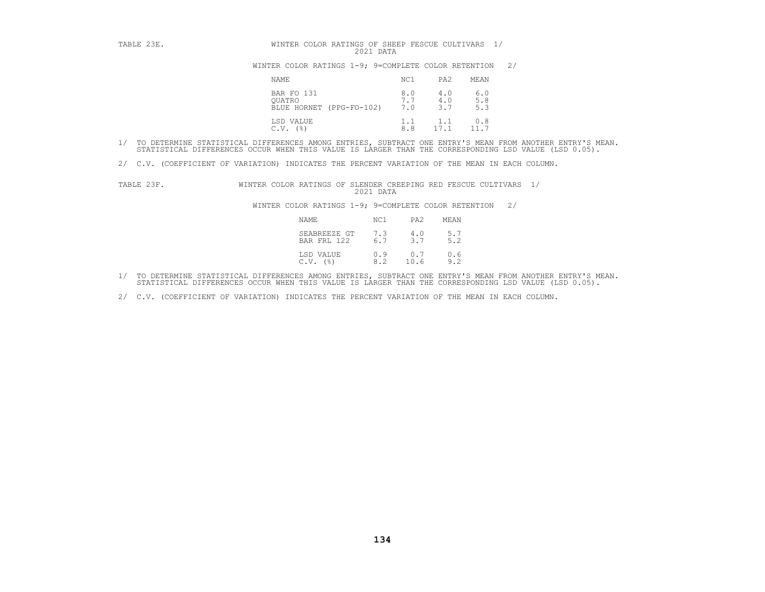TABLE 23E. WINTER COLOR RATINGS OF SHEEP FESCUE CULTIVARS 1/
2021 DATA

WINTER COLOR RATINGS 1-9; 9=COMPLETE COLOR RETENTION 2/

| NAME | NC1 | PA2 | MEAN |
|---|---|---|---|
| BAR FO 131 | 8.0 | 4.0 | 6.0 |
| QUATRO | 7.7 | 4.0 | 5.8 |
| BLUE HORNET (PPG-FO-102) | 7.0 | 3.7 | 5.3 |
| LSD VALUE | 1.1 | 1.1 | 0.8 |
| C.V. (%) | 8.8 | 17.1 | 11.7 |

1/ TO DETERMINE STATISTICAL DIFFERENCES AMONG ENTRIES, SUBTRACT ONE ENTRY'S MEAN FROM ANOTHER ENTRY'S MEAN. STATISTICAL DIFFERENCES OCCUR WHEN THIS VALUE IS LARGER THAN THE CORRESPONDING LSD VALUE (LSD 0.05).

2/ C.V. (COEFFICIENT OF VARIATION) INDICATES THE PERCENT VARIATION OF THE MEAN IN EACH COLUMN.

TABLE 23F. WINTER COLOR RATINGS OF SLENDER CREEPING RED FESCUE CULTIVARS 1/
2021 DATA

WINTER COLOR RATINGS 1-9; 9=COMPLETE COLOR RETENTION 2/

| NAME | NC1 | PA2 | MEAN |
|---|---|---|---|
| SEABREEZE GT | 7.3 | 4.0 | 5.7 |
| BAR FRL 122 | 6.7 | 3.7 | 5.2 |
| LSD VALUE | 0.9 | 0.7 | 0.6 |
| C.V. (%) | 8.2 | 10.6 | 9.2 |

1/ TO DETERMINE STATISTICAL DIFFERENCES AMONG ENTRIES, SUBTRACT ONE ENTRY'S MEAN FROM ANOTHER ENTRY'S MEAN. STATISTICAL DIFFERENCES OCCUR WHEN THIS VALUE IS LARGER THAN THE CORRESPONDING LSD VALUE (LSD 0.05).

2/ C.V. (COEFFICIENT OF VARIATION) INDICATES THE PERCENT VARIATION OF THE MEAN IN EACH COLUMN.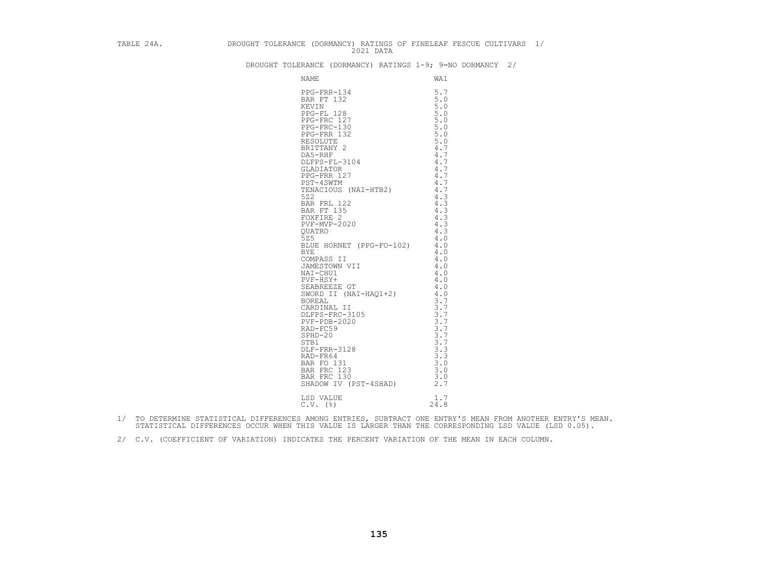TABLE 24A. DROUGHT TOLERANCE (DORMANCY) RATINGS OF FINELEAF FESCUE CULTIVARS 1/

2021 DATA

DROUGHT TOLERANCE (DORMANCY) RATINGS 1-9; 9=NO DORMANCY 2/

| NAME | WA1 |
|---|---|
| PPG-FRR-134 | 5.7 |
| BAR FT 132 | 5.0 |
| KEVIN | 5.0 |
| PPG-FL 128 | 5.0 |
| PPG-FRC 127 | 5.0 |
| PPG-FRC-130 | 5.0 |
| PPG-FRR 132 | 5.0 |
| RESOLUTE | 5.0 |
| BRITTANY 2 | 4.7 |
| DA5-RHF | 4.7 |
| DLFPS-FL-3104 | 4.7 |
| GLADIATOR | 4.7 |
| PPG-FRR 127 | 4.7 |
| PST-4SWTM | 4.7 |
| TENACIOUS (NAI-HTB2) | 4.7 |
| 5Z2 | 4.3 |
| BAR FRL 122 | 4.3 |
| BAR FT 135 | 4.3 |
| FOXFIRE 2 | 4.3 |
| PVF-MVP-2020 | 4.3 |
| QUATRO | 4.3 |
| 5Z5 | 4.0 |
| BLUE HORNET (PPG-FO-102) | 4.0 |
| BYE | 4.0 |
| COMPASS II | 4.0 |
| JAMESTOWN VII | 4.0 |
| NAI-CHU1 | 4.0 |
| PVF-HSY+ | 4.0 |
| SEABREEZE GT | 4.0 |
| SWORD II (NAI-HAQ1+2) | 4.0 |
| BOREAL | 3.7 |
| CARDINAL II | 3.7 |
| DLFPS-FRC-3105 | 3.7 |
| PVF-PDB-2020 | 3.7 |
| RAD-FC59 | 3.7 |
| SPHD-20 | 3.7 |
| STB1 | 3.7 |
| DLF-FRR-3128 | 3.3 |
| RAD-FR64 | 3.3 |
| BAR FO 131 | 3.0 |
| BAR FRC 123 | 3.0 |
| BAR FRC 130 | 3.0 |
| SHADOW IV (PST-4SHAD) | 2.7 |
| | |
| LSD VALUE | 1.7 |
| C.V. (%) | 24.8 |

1/ TO DETERMINE STATISTICAL DIFFERENCES AMONG ENTRIES, SUBTRACT ONE ENTRY'S MEAN FROM ANOTHER ENTRY'S MEAN. STATISTICAL DIFFERENCES OCCUR WHEN THIS VALUE IS LARGER THAN THE CORRESPONDING LSD VALUE (LSD 0.05).

2/ C.V. (COEFFICIENT OF VARIATION) INDICATES THE PERCENT VARIATION OF THE MEAN IN EACH COLUMN.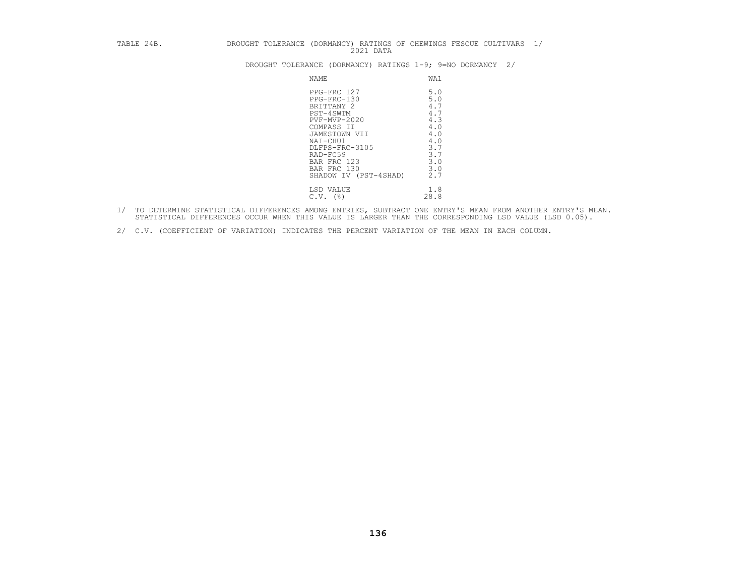TABLE 24B. DROUGHT TOLERANCE (DORMANCY) RATINGS OF CHEWINGS FESCUE CULTIVARS 1/
2021 DATA

DROUGHT TOLERANCE (DORMANCY) RATINGS 1-9; 9=NO DORMANCY 2/

| NAME | WA1 |
|---|---|
| PPG-FRC 127 | 5.0 |
| PPG-FRC-130 | 5.0 |
| BRITTANY 2 | 4.7 |
| PST-4SWTM | 4.7 |
| PVF-MVP-2020 | 4.3 |
| COMPASS II | 4.0 |
| JAMESTOWN VII | 4.0 |
| NAI-CHU1 | 4.0 |
| DLFPS-FRC-3105 | 3.7 |
| RAD-FC59 | 3.7 |
| BAR FRC 123 | 3.0 |
| BAR FRC 130 | 3.0 |
| SHADOW IV (PST-4SHAD) | 2.7 |
| LSD VALUE | 1.8 |
| C.V. (%) | 28.8 |

1/ TO DETERMINE STATISTICAL DIFFERENCES AMONG ENTRIES, SUBTRACT ONE ENTRY'S MEAN FROM ANOTHER ENTRY'S MEAN. STATISTICAL DIFFERENCES OCCUR WHEN THIS VALUE IS LARGER THAN THE CORRESPONDING LSD VALUE (LSD 0.05).

2/ C.V. (COEFFICIENT OF VARIATION) INDICATES THE PERCENT VARIATION OF THE MEAN IN EACH COLUMN.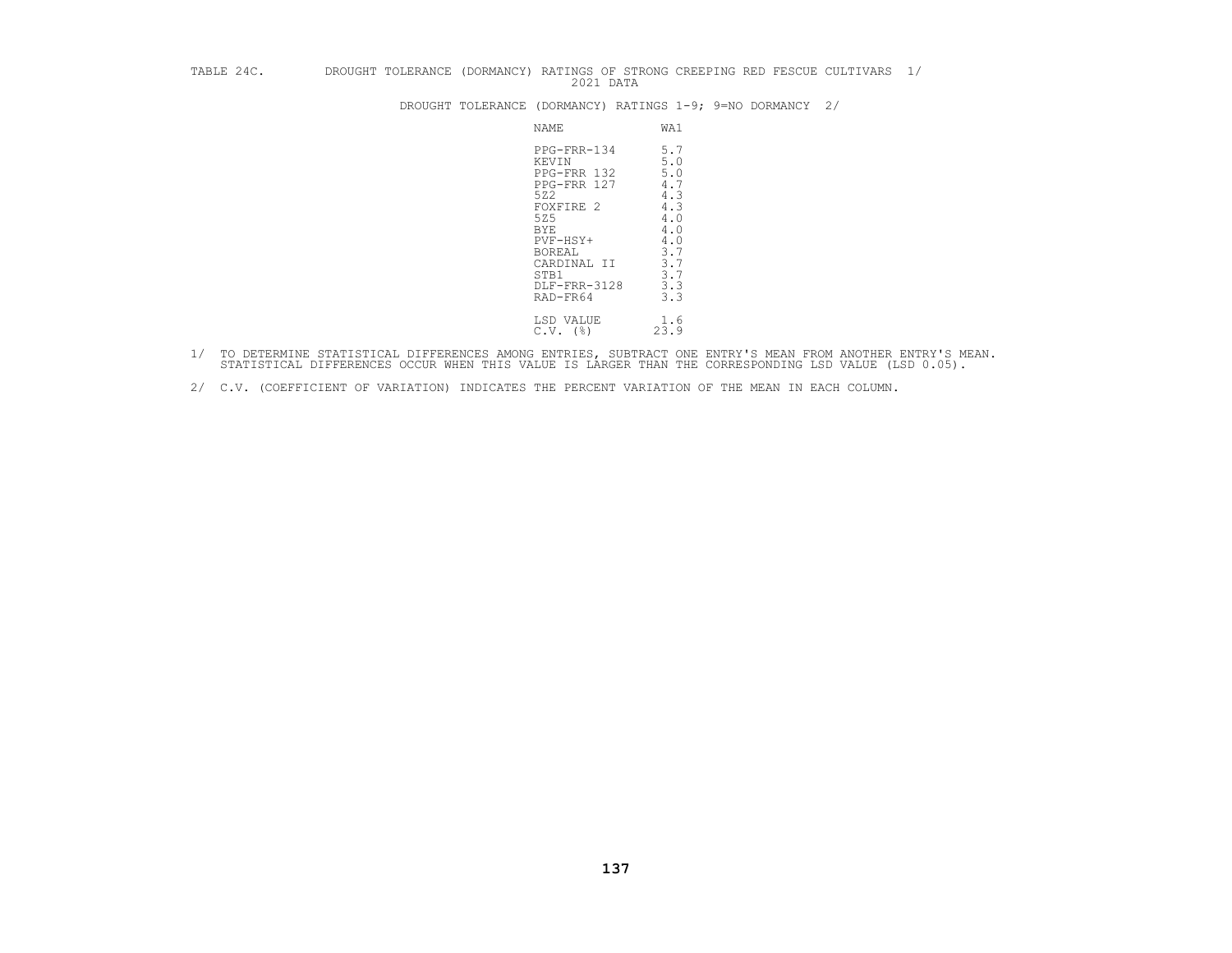TABLE 24C. DROUGHT TOLERANCE (DORMANCY) RATINGS OF STRONG CREEPING RED FESCUE CULTIVARS 1/
2021 DATA

DROUGHT TOLERANCE (DORMANCY) RATINGS 1-9; 9=NO DORMANCY 2/

| NAME | WA1 |
|---|---|
| PPG-FRR-134 | 5.7 |
| KEVIN | 5.0 |
| PPG-FRR 132 | 5.0 |
| PPG-FRR 127 | 4.7 |
| 5Z2 | 4.3 |
| FOXFIRE 2 | 4.3 |
| 5Z5 | 4.0 |
| BYE | 4.0 |
| PVF-HSY+ | 4.0 |
| BOREAL | 3.7 |
| CARDINAL II | 3.7 |
| STB1 | 3.7 |
| DLF-FRR-3128 | 3.3 |
| RAD-FR64 | 3.3 |
| LSD VALUE | 1.6 |
| C.V. (%) | 23.9 |

1/ TO DETERMINE STATISTICAL DIFFERENCES AMONG ENTRIES, SUBTRACT ONE ENTRY'S MEAN FROM ANOTHER ENTRY'S MEAN. STATISTICAL DIFFERENCES OCCUR WHEN THIS VALUE IS LARGER THAN THE CORRESPONDING LSD VALUE (LSD 0.05).

2/ C.V. (COEFFICIENT OF VARIATION) INDICATES THE PERCENT VARIATION OF THE MEAN IN EACH COLUMN.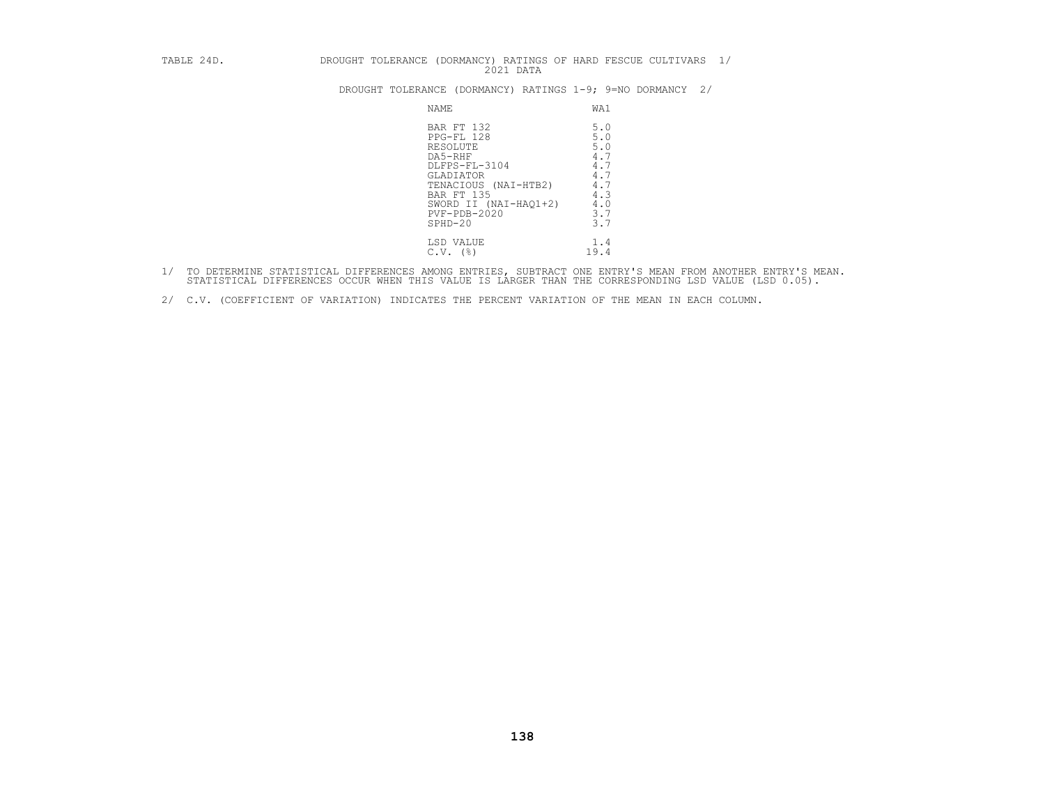TABLE 24D. DROUGHT TOLERANCE (DORMANCY) RATINGS OF HARD FESCUE CULTIVARS 1/
2021 DATA

DROUGHT TOLERANCE (DORMANCY) RATINGS 1-9; 9=NO DORMANCY 2/

| NAME | WA1 |
|---|---|
| BAR FT 132 | 5.0 |
| PPG-FL 128 | 5.0 |
| RESOLUTE | 5.0 |
| DA5-RHF | 4.7 |
| DLFPS-FL-3104 | 4.7 |
| GLADIATOR | 4.7 |
| TENACIOUS (NAI-HTB2) | 4.7 |
| BAR FT 135 | 4.3 |
| SWORD II (NAI-HAQ1+2) | 4.0 |
| PVF-PDB-2020 | 3.7 |
| SPHD-20 | 3.7 |
| LSD VALUE | 1.4 |
| C.V. (%) | 19.4 |

1/ TO DETERMINE STATISTICAL DIFFERENCES AMONG ENTRIES, SUBTRACT ONE ENTRY'S MEAN FROM ANOTHER ENTRY'S MEAN. STATISTICAL DIFFERENCES OCCUR WHEN THIS VALUE IS LARGER THAN THE CORRESPONDING LSD VALUE (LSD 0.05).

2/ C.V. (COEFFICIENT OF VARIATION) INDICATES THE PERCENT VARIATION OF THE MEAN IN EACH COLUMN.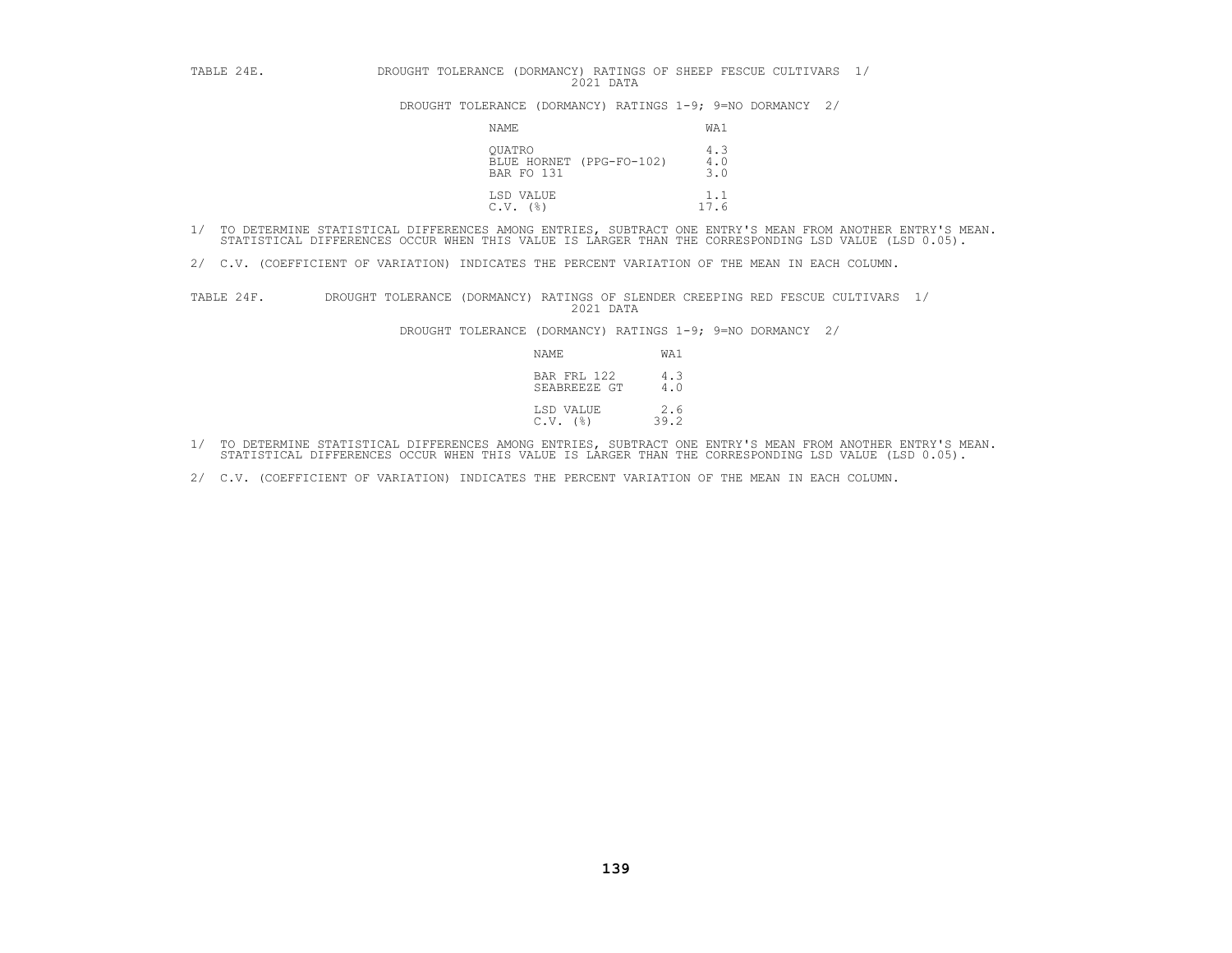TABLE 24E. DROUGHT TOLERANCE (DORMANCY) RATINGS OF SHEEP FESCUE CULTIVARS 1/
2021 DATA

DROUGHT TOLERANCE (DORMANCY) RATINGS 1-9; 9=NO DORMANCY 2/

| NAME | WA1 |
|---|---|
| QUATRO | 4.3 |
| BLUE HORNET (PPG-FO-102) | 4.0 |
| BAR FO 131 | 3.0 |
| LSD VALUE | 1.1 |
| C.V. (%) | 17.6 |

1/ TO DETERMINE STATISTICAL DIFFERENCES AMONG ENTRIES, SUBTRACT ONE ENTRY'S MEAN FROM ANOTHER ENTRY'S MEAN. STATISTICAL DIFFERENCES OCCUR WHEN THIS VALUE IS LARGER THAN THE CORRESPONDING LSD VALUE (LSD 0.05).

2/ C.V. (COEFFICIENT OF VARIATION) INDICATES THE PERCENT VARIATION OF THE MEAN IN EACH COLUMN.

TABLE 24F. DROUGHT TOLERANCE (DORMANCY) RATINGS OF SLENDER CREEPING RED FESCUE CULTIVARS 1/
2021 DATA

DROUGHT TOLERANCE (DORMANCY) RATINGS 1-9; 9=NO DORMANCY 2/

| NAME | WA1 |
|---|---|
| BAR FRL 122 | 4.3 |
| SEABREEZE GT | 4.0 |
| LSD VALUE | 2.6 |
| C.V. (%) | 39.2 |

1/ TO DETERMINE STATISTICAL DIFFERENCES AMONG ENTRIES, SUBTRACT ONE ENTRY'S MEAN FROM ANOTHER ENTRY'S MEAN. STATISTICAL DIFFERENCES OCCUR WHEN THIS VALUE IS LARGER THAN THE CORRESPONDING LSD VALUE (LSD 0.05).

2/ C.V. (COEFFICIENT OF VARIATION) INDICATES THE PERCENT VARIATION OF THE MEAN IN EACH COLUMN.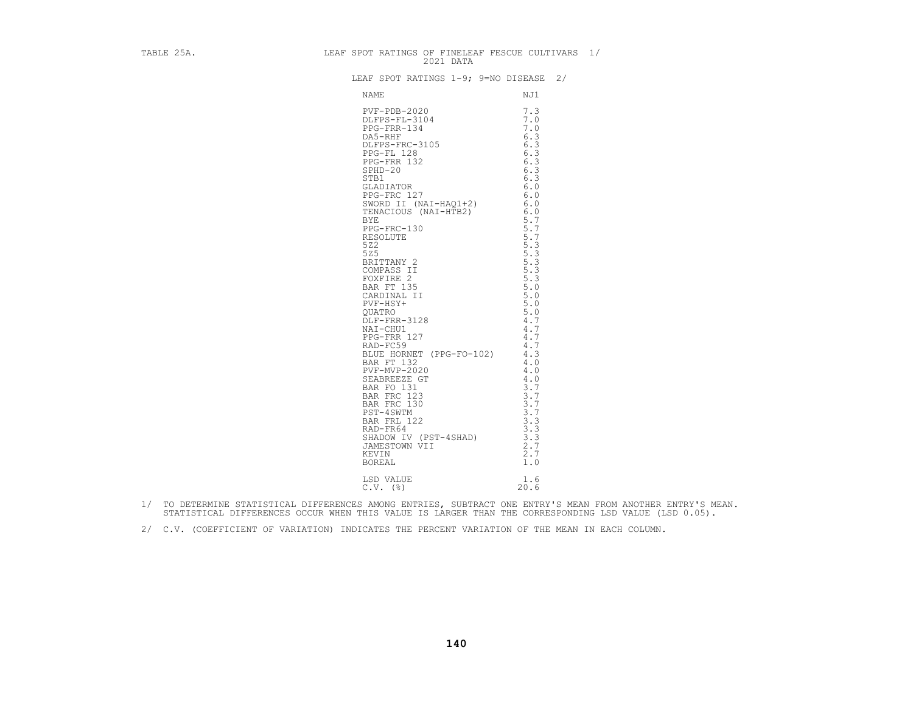TABLE 25A. LEAF SPOT RATINGS OF FINELEAF FESCUE CULTIVARS 1/
2021 DATA

LEAF SPOT RATINGS 1-9; 9=NO DISEASE 2/

| NAME | NJ1 |
|---|---|
| PVF-PDB-2020 | 7.3 |
| DLFPS-FL-3104 | 7.0 |
| PPG-FRR-134 | 7.0 |
| DA5-RHF | 6.3 |
| DLFPS-FRC-3105 | 6.3 |
| PPG-FL 128 | 6.3 |
| PPG-FRR 132 | 6.3 |
| SPHD-20 | 6.3 |
| STB1 | 6.3 |
| GLADIATOR | 6.0 |
| PPG-FRC 127 | 6.0 |
| SWORD II (NAI-HAQ1+2) | 6.0 |
| TENACIOUS (NAI-HTB2) | 6.0 |
| BYE | 5.7 |
| PPG-FRC-130 | 5.7 |
| RESOLUTE | 5.7 |
| 5Z2 | 5.3 |
| 5Z5 | 5.3 |
| BRITTANY 2 | 5.3 |
| COMPASS II | 5.3 |
| FOXFIRE 2 | 5.3 |
| BAR FT 135 | 5.0 |
| CARDINAL II | 5.0 |
| PVF-HSY+ | 5.0 |
| QUATRO | 5.0 |
| DLF-FRR-3128 | 4.7 |
| NAI-CHU1 | 4.7 |
| PPG-FRR 127 | 4.7 |
| RAD-FC59 | 4.7 |
| BLUE HORNET (PPG-FO-102) | 4.3 |
| BAR FT 132 | 4.0 |
| PVF-MVP-2020 | 4.0 |
| SEABREEZE GT | 4.0 |
| BAR FO 131 | 3.7 |
| BAR FRC 123 | 3.7 |
| BAR FRC 130 | 3.7 |
| PST-4SWTM | 3.7 |
| BAR FRL 122 | 3.3 |
| RAD-FR64 | 3.3 |
| SHADOW IV (PST-4SHAD) | 3.3 |
| JAMESTOWN VII | 2.7 |
| KEVIN | 2.7 |
| BOREAL | 1.0 |
| LSD VALUE | 1.6 |
| C.V. (%) | 20.6 |

1/ TO DETERMINE STATISTICAL DIFFERENCES AMONG ENTRIES, SUBTRACT ONE ENTRY'S MEAN FROM ANOTHER ENTRY'S MEAN. STATISTICAL DIFFERENCES OCCUR WHEN THIS VALUE IS LARGER THAN THE CORRESPONDING LSD VALUE (LSD 0.05).

2/ C.V. (COEFFICIENT OF VARIATION) INDICATES THE PERCENT VARIATION OF THE MEAN IN EACH COLUMN.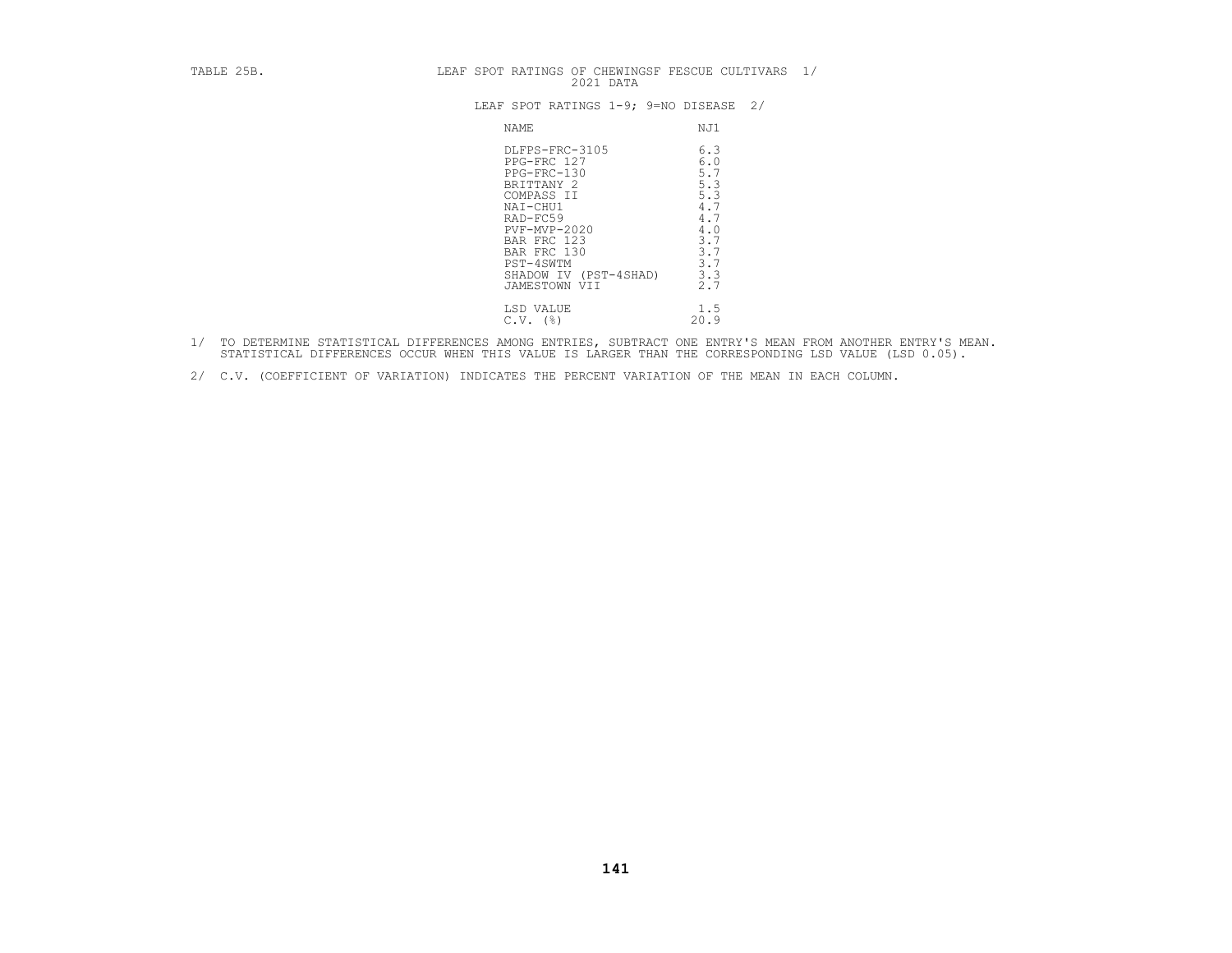TABLE 25B. LEAF SPOT RATINGS OF CHEWINGSF FESCUE CULTIVARS 1/
2021 DATA

LEAF SPOT RATINGS 1-9; 9=NO DISEASE 2/

| NAME | NJ1 |
|---|---|
| DLFPS-FRC-3105 | 6.3 |
| PPG-FRC 127 | 6.0 |
| PPG-FRC-130 | 5.7 |
| BRITTANY 2 | 5.3 |
| COMPASS II | 5.3 |
| NAI-CHU1 | 4.7 |
| RAD-FC59 | 4.7 |
| PVF-MVP-2020 | 4.0 |
| BAR FRC 123 | 3.7 |
| BAR FRC 130 | 3.7 |
| PST-4SWTM | 3.7 |
| SHADOW IV (PST-4SHAD) | 3.3 |
| JAMESTOWN VII | 2.7 |
| LSD VALUE | 1.5 |
| C.V. (%) | 20.9 |

1/ TO DETERMINE STATISTICAL DIFFERENCES AMONG ENTRIES, SUBTRACT ONE ENTRY'S MEAN FROM ANOTHER ENTRY'S MEAN. STATISTICAL DIFFERENCES OCCUR WHEN THIS VALUE IS LARGER THAN THE CORRESPONDING LSD VALUE (LSD 0.05).

2/ C.V. (COEFFICIENT OF VARIATION) INDICATES THE PERCENT VARIATION OF THE MEAN IN EACH COLUMN.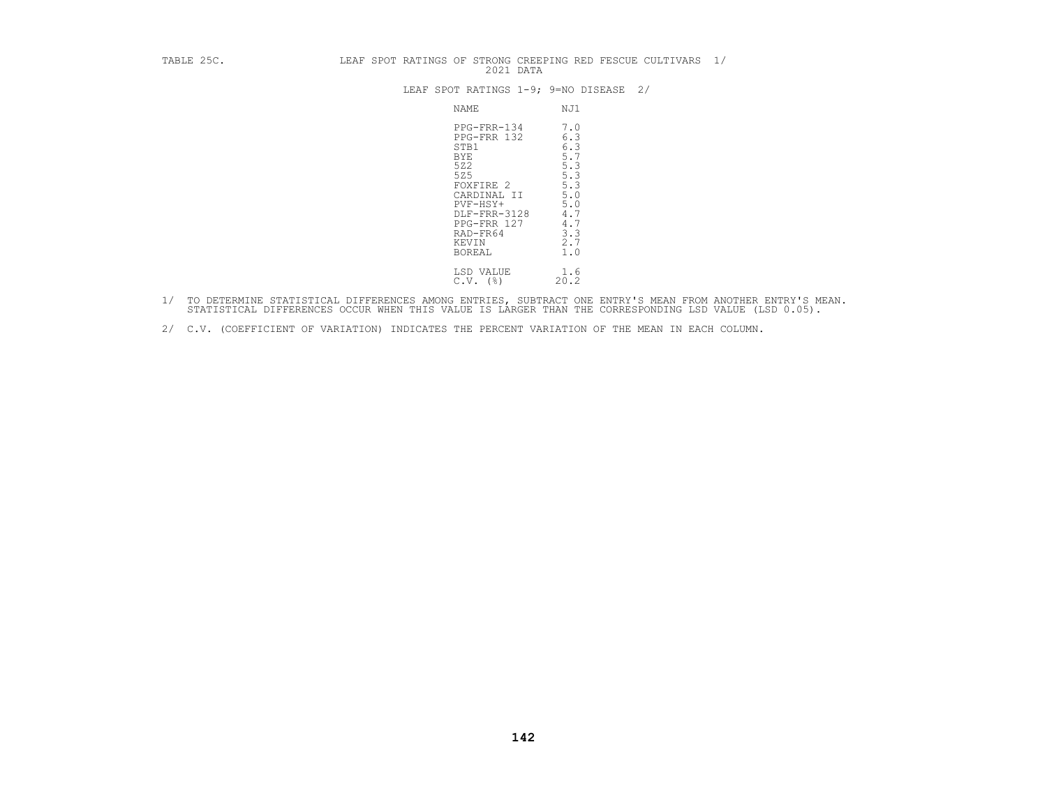TABLE 25C. LEAF SPOT RATINGS OF STRONG CREEPING RED FESCUE CULTIVARS 1/
2021 DATA

LEAF SPOT RATINGS 1-9; 9=NO DISEASE 2/

| NAME | NJ1 |
|---|---|
| PPG-FRR-134 | 7.0 |
| PPG-FRR 132 | 6.3 |
| STB1 | 6.3 |
| BYE | 5.7 |
| 5Z2 | 5.3 |
| 5Z5 | 5.3 |
| FOXFIRE 2 | 5.3 |
| CARDINAL II | 5.0 |
| PVF-HSY+ | 5.0 |
| DLF-FRR-3128 | 4.7 |
| PPG-FRR 127 | 4.7 |
| RAD-FR64 | 3.3 |
| KEVIN | 2.7 |
| BOREAL | 1.0 |
| LSD VALUE | 1.6 |
| C.V. (%) | 20.2 |

1/ TO DETERMINE STATISTICAL DIFFERENCES AMONG ENTRIES, SUBTRACT ONE ENTRY'S MEAN FROM ANOTHER ENTRY'S MEAN. STATISTICAL DIFFERENCES OCCUR WHEN THIS VALUE IS LARGER THAN THE CORRESPONDING LSD VALUE (LSD 0.05).

2/ C.V. (COEFFICIENT OF VARIATION) INDICATES THE PERCENT VARIATION OF THE MEAN IN EACH COLUMN.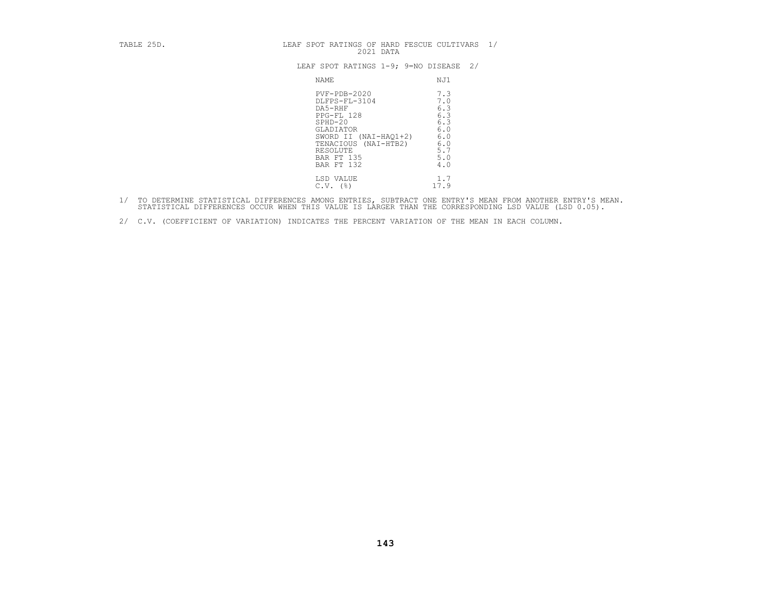TABLE 25D. LEAF SPOT RATINGS OF HARD FESCUE CULTIVARS 1/
2021 DATA

LEAF SPOT RATINGS 1-9; 9=NO DISEASE 2/

| NAME | NJ1 |
|---|---|
| PVF-PDB-2020 | 7.3 |
| DLFPS-FL-3104 | 7.0 |
| DA5-RHF | 6.3 |
| PPG-FL 128 | 6.3 |
| SPHD-20 | 6.3 |
| GLADIATOR | 6.0 |
| SWORD II (NAI-HAQ1+2) | 6.0 |
| TENACIOUS (NAI-HTB2) | 6.0 |
| RESOLUTE | 5.7 |
| BAR FT 135 | 5.0 |
| BAR FT 132 | 4.0 |
| LSD VALUE | 1.7 |
| C.V. (%) | 17.9 |

1/ TO DETERMINE STATISTICAL DIFFERENCES AMONG ENTRIES, SUBTRACT ONE ENTRY'S MEAN FROM ANOTHER ENTRY'S MEAN. STATISTICAL DIFFERENCES OCCUR WHEN THIS VALUE IS LARGER THAN THE CORRESPONDING LSD VALUE (LSD 0.05).

2/ C.V. (COEFFICIENT OF VARIATION) INDICATES THE PERCENT VARIATION OF THE MEAN IN EACH COLUMN.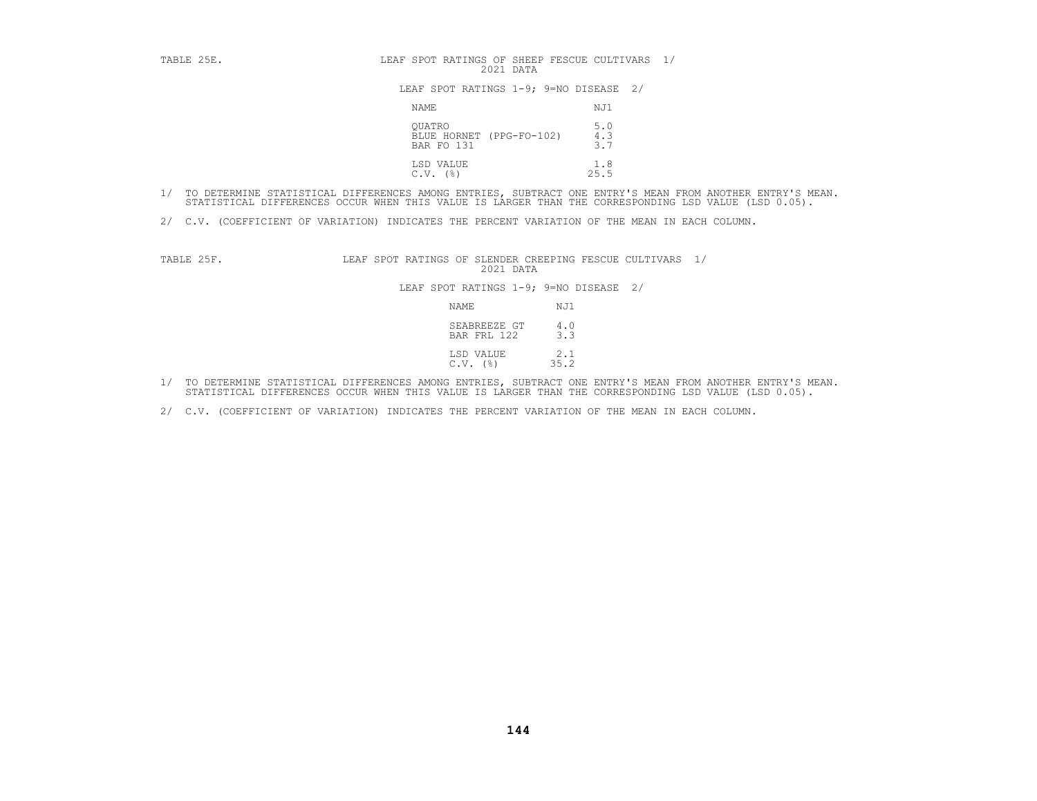TABLE 25E. LEAF SPOT RATINGS OF SHEEP FESCUE CULTIVARS 1/
2021 DATA

LEAF SPOT RATINGS 1-9; 9=NO DISEASE 2/

| NAME | NJ1 |
|---|---|
| QUATRO | 5.0 |
| BLUE HORNET (PPG-FO-102) | 4.3 |
| BAR FO 131 | 3.7 |
| LSD VALUE | 1.8 |
| C.V. (%) | 25.5 |

1/ TO DETERMINE STATISTICAL DIFFERENCES AMONG ENTRIES, SUBTRACT ONE ENTRY'S MEAN FROM ANOTHER ENTRY'S MEAN. STATISTICAL DIFFERENCES OCCUR WHEN THIS VALUE IS LARGER THAN THE CORRESPONDING LSD VALUE (LSD 0.05).

2/ C.V. (COEFFICIENT OF VARIATION) INDICATES THE PERCENT VARIATION OF THE MEAN IN EACH COLUMN.

TABLE 25F. LEAF SPOT RATINGS OF SLENDER CREEPING FESCUE CULTIVARS 1/
2021 DATA

LEAF SPOT RATINGS 1-9; 9=NO DISEASE 2/

| NAME | NJ1 |
|---|---|
| SEABREEZE GT | 4.0 |
| BAR FRL 122 | 3.3 |
| LSD VALUE | 2.1 |
| C.V. (%) | 35.2 |

1/ TO DETERMINE STATISTICAL DIFFERENCES AMONG ENTRIES, SUBTRACT ONE ENTRY'S MEAN FROM ANOTHER ENTRY'S MEAN. STATISTICAL DIFFERENCES OCCUR WHEN THIS VALUE IS LARGER THAN THE CORRESPONDING LSD VALUE (LSD 0.05).

2/ C.V. (COEFFICIENT OF VARIATION) INDICATES THE PERCENT VARIATION OF THE MEAN IN EACH COLUMN.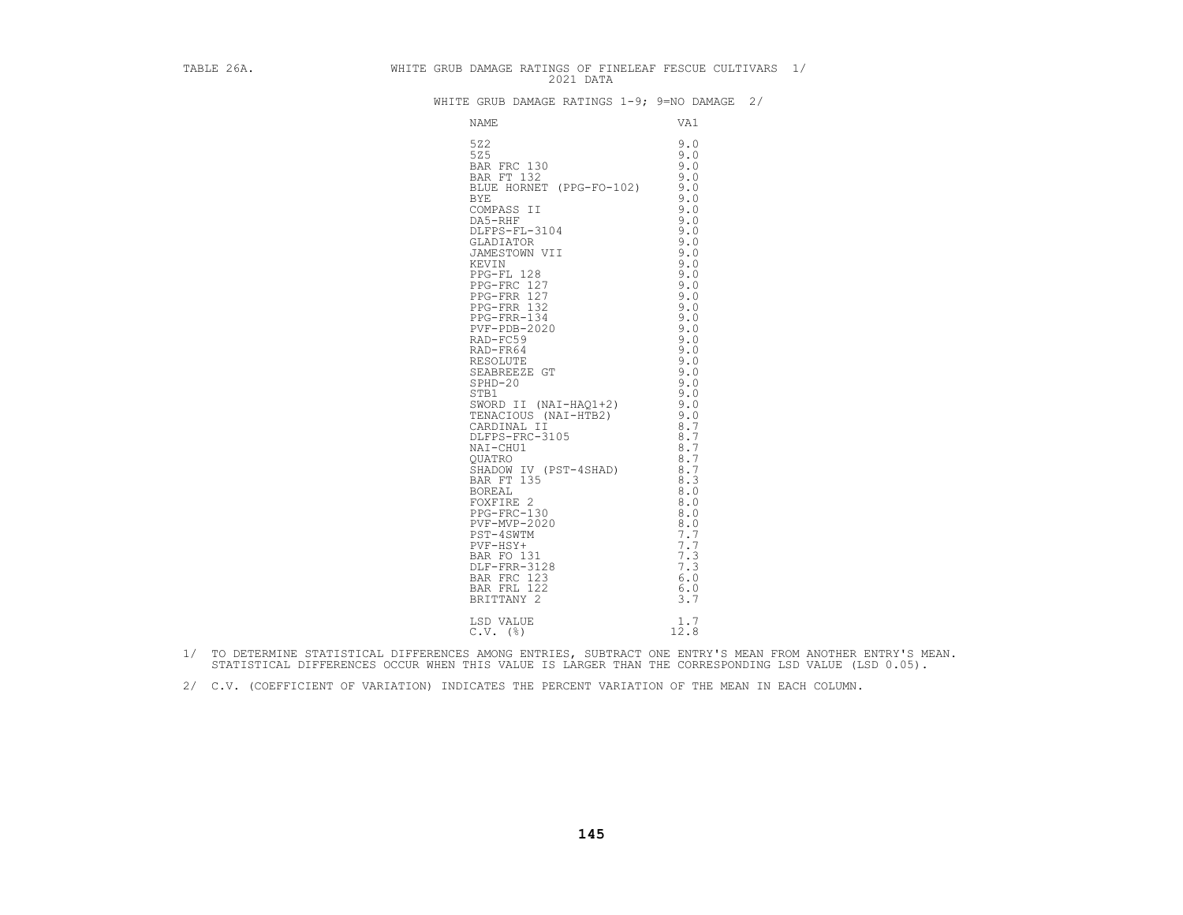TABLE 26A. WHITE GRUB DAMAGE RATINGS OF FINELEAF FESCUE CULTIVARS 1/
2021 DATA

WHITE GRUB DAMAGE RATINGS 1-9; 9=NO DAMAGE 2/

| NAME | VA1 |
|---|---|
| 5Z2 | 9.0 |
| 5Z5 | 9.0 |
| BAR FRC 130 | 9.0 |
| BAR FT 132 | 9.0 |
| BLUE HORNET (PPG-FO-102) | 9.0 |
| BYE | 9.0 |
| COMPASS II | 9.0 |
| DA5-RHF | 9.0 |
| DLFPS-FL-3104 | 9.0 |
| GLADIATOR | 9.0 |
| JAMESTOWN VII | 9.0 |
| KEVIN | 9.0 |
| PPG-FL 128 | 9.0 |
| PPG-FRC 127 | 9.0 |
| PPG-FRR 127 | 9.0 |
| PPG-FRR 132 | 9.0 |
| PPG-FRR-134 | 9.0 |
| PVF-PDB-2020 | 9.0 |
| RAD-FC59 | 9.0 |
| RAD-FR64 | 9.0 |
| RESOLUTE | 9.0 |
| SEABREEZE GT | 9.0 |
| SPHD-20 | 9.0 |
| STB1 | 9.0 |
| SWORD II (NAI-HAQ1+2) | 9.0 |
| TENACIOUS (NAI-HTB2) | 9.0 |
| CARDINAL II | 8.7 |
| DLFPS-FRC-3105 | 8.7 |
| NAI-CHU1 | 8.7 |
| QUATRO | 8.7 |
| SHADOW IV (PST-4SHAD) | 8.7 |
| BAR FT 135 | 8.3 |
| BOREAL | 8.0 |
| FOXFIRE 2 | 8.0 |
| PPG-FRC-130 | 8.0 |
| PVF-MVP-2020 | 8.0 |
| PST-4SWTM | 7.7 |
| PVF-HSY+ | 7.7 |
| BAR FO 131 | 7.3 |
| DLF-FRR-3128 | 7.3 |
| BAR FRC 123 | 6.0 |
| BAR FRL 122 | 6.0 |
| BRITTANY 2 | 3.7 |
| LSD VALUE | 1.7 |
| C.V. (%) | 12.8 |

1/ TO DETERMINE STATISTICAL DIFFERENCES AMONG ENTRIES, SUBTRACT ONE ENTRY'S MEAN FROM ANOTHER ENTRY'S MEAN. STATISTICAL DIFFERENCES OCCUR WHEN THIS VALUE IS LARGER THAN THE CORRESPONDING LSD VALUE (LSD 0.05).

2/ C.V. (COEFFICIENT OF VARIATION) INDICATES THE PERCENT VARIATION OF THE MEAN IN EACH COLUMN.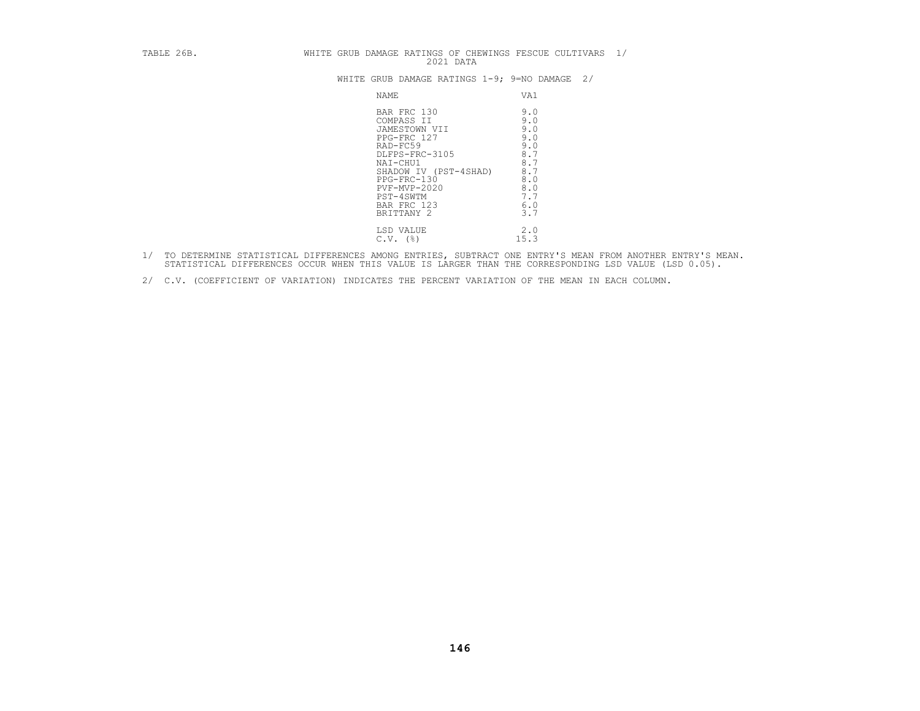TABLE 26B. WHITE GRUB DAMAGE RATINGS OF CHEWINGS FESCUE CULTIVARS 1/
2021 DATA

WHITE GRUB DAMAGE RATINGS 1-9; 9=NO DAMAGE 2/

| NAME | VA1 |
|---|---|
| BAR FRC 130 | 9.0 |
| COMPASS II | 9.0 |
| JAMESTOWN VII | 9.0 |
| PPG-FRC 127 | 9.0 |
| RAD-FC59 | 9.0 |
| DLFPS-FRC-3105 | 8.7 |
| NAI-CHU1 | 8.7 |
| SHADOW IV (PST-4SHAD) | 8.7 |
| PPG-FRC-130 | 8.0 |
| PVF-MVP-2020 | 8.0 |
| PST-4SWTM | 7.7 |
| BAR FRC 123 | 6.0 |
| BRITTANY 2 | 3.7 |
| LSD VALUE | 2.0 |
| C.V. (%) | 15.3 |

1/ TO DETERMINE STATISTICAL DIFFERENCES AMONG ENTRIES, SUBTRACT ONE ENTRY'S MEAN FROM ANOTHER ENTRY'S MEAN. STATISTICAL DIFFERENCES OCCUR WHEN THIS VALUE IS LARGER THAN THE CORRESPONDING LSD VALUE (LSD 0.05).

2/ C.V. (COEFFICIENT OF VARIATION) INDICATES THE PERCENT VARIATION OF THE MEAN IN EACH COLUMN.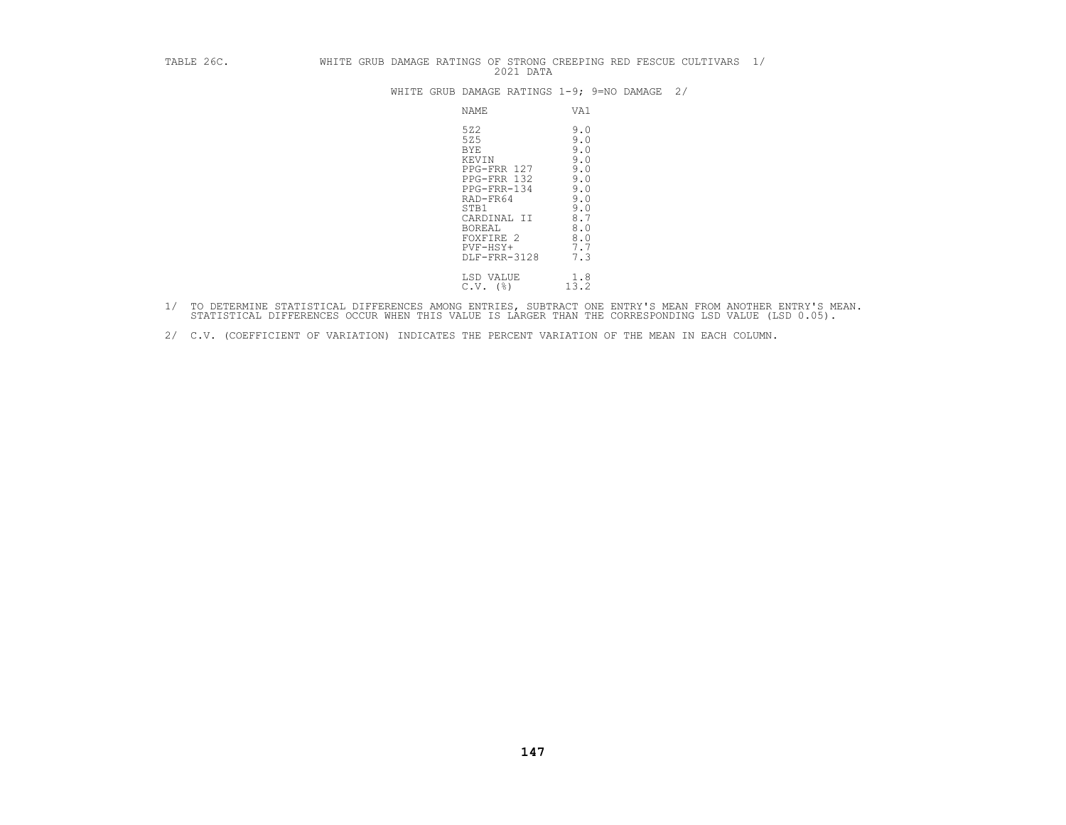TABLE 26C. WHITE GRUB DAMAGE RATINGS OF STRONG CREEPING RED FESCUE CULTIVARS 1/
2021 DATA

WHITE GRUB DAMAGE RATINGS 1-9; 9=NO DAMAGE 2/

| NAME | VA1 |
|---|---|
| 5Z2 | 9.0 |
| 5Z5 | 9.0 |
| BYE | 9.0 |
| KEVIN | 9.0 |
| PPG-FRR 127 | 9.0 |
| PPG-FRR 132 | 9.0 |
| PPG-FRR-134 | 9.0 |
| RAD-FR64 | 9.0 |
| STB1 | 9.0 |
| CARDINAL II | 8.7 |
| BOREAL | 8.0 |
| FOXFIRE 2 | 8.0 |
| PVF-HSY+ | 7.7 |
| DLF-FRR-3128 | 7.3 |
| LSD VALUE | 1.8 |
| C.V. (%) | 13.2 |

1/ TO DETERMINE STATISTICAL DIFFERENCES AMONG ENTRIES, SUBTRACT ONE ENTRY'S MEAN FROM ANOTHER ENTRY'S MEAN. STATISTICAL DIFFERENCES OCCUR WHEN THIS VALUE IS LARGER THAN THE CORRESPONDING LSD VALUE (LSD 0.05).

2/ C.V. (COEFFICIENT OF VARIATION) INDICATES THE PERCENT VARIATION OF THE MEAN IN EACH COLUMN.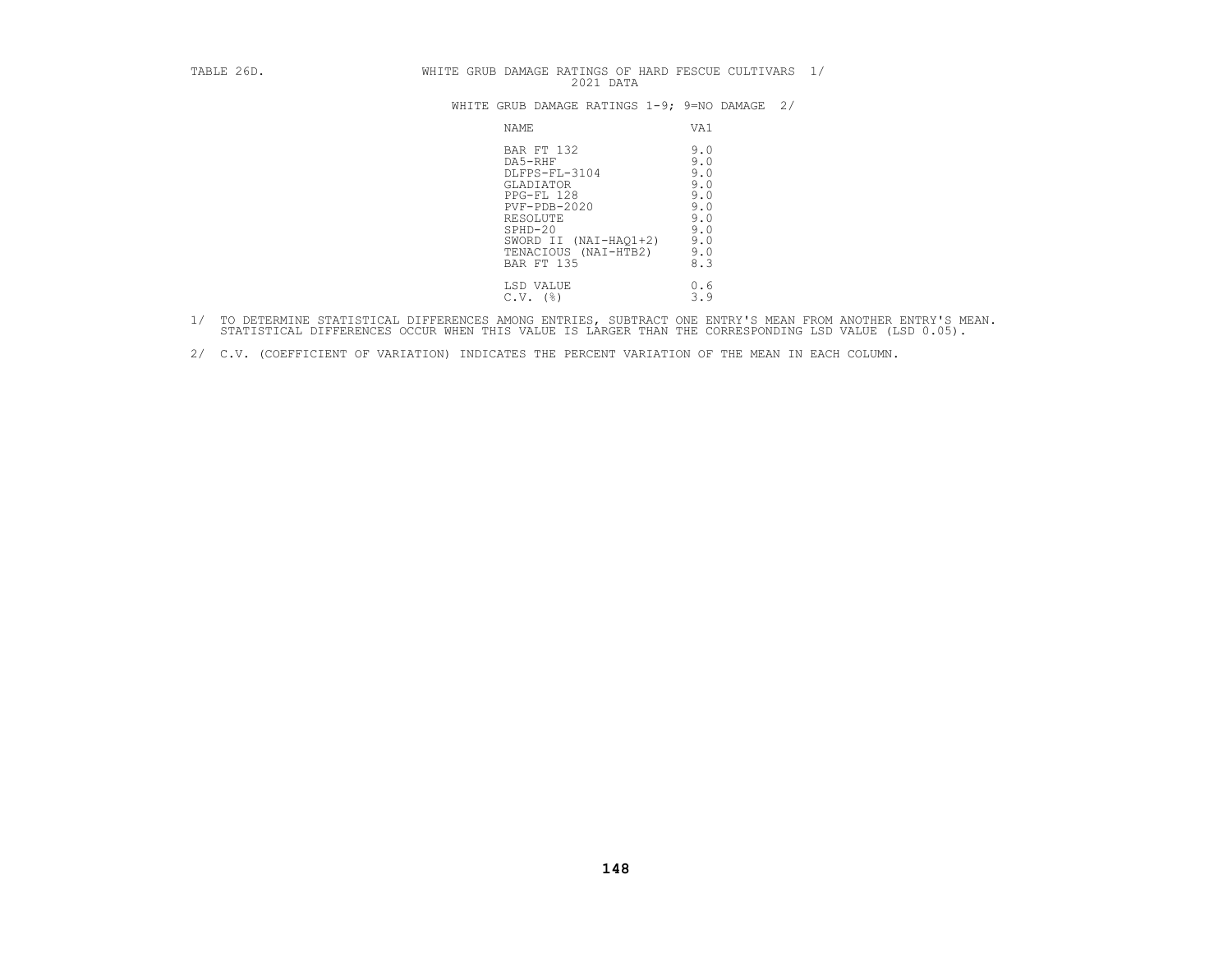TABLE 26D. WHITE GRUB DAMAGE RATINGS OF HARD FESCUE CULTIVARS 1/
2021 DATA

WHITE GRUB DAMAGE RATINGS 1-9; 9=NO DAMAGE 2/

| NAME | VA1 |
|---|---|
| BAR FT 132 | 9.0 |
| DA5-RHF | 9.0 |
| DLFPS-FL-3104 | 9.0 |
| GLADIATOR | 9.0 |
| PPG-FL 128 | 9.0 |
| PVF-PDB-2020 | 9.0 |
| RESOLUTE | 9.0 |
| SPHD-20 | 9.0 |
| SWORD II (NAI-HAQ1+2) | 9.0 |
| TENACIOUS (NAI-HTB2) | 9.0 |
| BAR FT 135 | 8.3 |
| LSD VALUE | 0.6 |
| C.V. (%) | 3.9 |

1/ TO DETERMINE STATISTICAL DIFFERENCES AMONG ENTRIES, SUBTRACT ONE ENTRY'S MEAN FROM ANOTHER ENTRY'S MEAN. STATISTICAL DIFFERENCES OCCUR WHEN THIS VALUE IS LARGER THAN THE CORRESPONDING LSD VALUE (LSD 0.05).

2/ C.V. (COEFFICIENT OF VARIATION) INDICATES THE PERCENT VARIATION OF THE MEAN IN EACH COLUMN.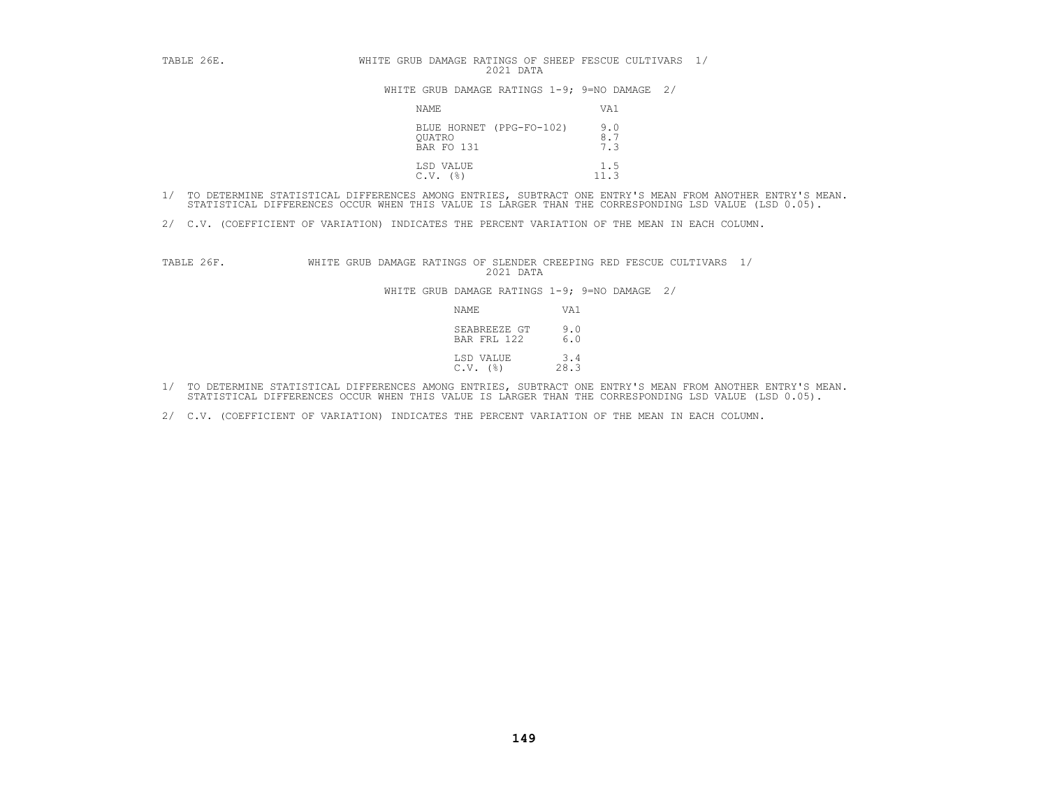TABLE 26E. WHITE GRUB DAMAGE RATINGS OF SHEEP FESCUE CULTIVARS 1/
2021 DATA

WHITE GRUB DAMAGE RATINGS 1-9; 9=NO DAMAGE 2/

| NAME | VA1 |
|---|---|
| BLUE HORNET (PPG-FO-102) | 9.0 |
| QUATRO | 8.7 |
| BAR FO 131 | 7.3 |
| LSD VALUE | 1.5 |
| C.V. (%) | 11.3 |

1/ TO DETERMINE STATISTICAL DIFFERENCES AMONG ENTRIES, SUBTRACT ONE ENTRY'S MEAN FROM ANOTHER ENTRY'S MEAN. STATISTICAL DIFFERENCES OCCUR WHEN THIS VALUE IS LARGER THAN THE CORRESPONDING LSD VALUE (LSD 0.05).

2/ C.V. (COEFFICIENT OF VARIATION) INDICATES THE PERCENT VARIATION OF THE MEAN IN EACH COLUMN.

TABLE 26F. WHITE GRUB DAMAGE RATINGS OF SLENDER CREEPING RED FESCUE CULTIVARS 1/
2021 DATA

WHITE GRUB DAMAGE RATINGS 1-9; 9=NO DAMAGE 2/

| NAME | VA1 |
|---|---|
| SEABREEZE GT | 9.0 |
| BAR FRL 122 | 6.0 |
| LSD VALUE | 3.4 |
| C.V. (%) | 28.3 |

1/ TO DETERMINE STATISTICAL DIFFERENCES AMONG ENTRIES, SUBTRACT ONE ENTRY'S MEAN FROM ANOTHER ENTRY'S MEAN. STATISTICAL DIFFERENCES OCCUR WHEN THIS VALUE IS LARGER THAN THE CORRESPONDING LSD VALUE (LSD 0.05).

2/ C.V. (COEFFICIENT OF VARIATION) INDICATES THE PERCENT VARIATION OF THE MEAN IN EACH COLUMN.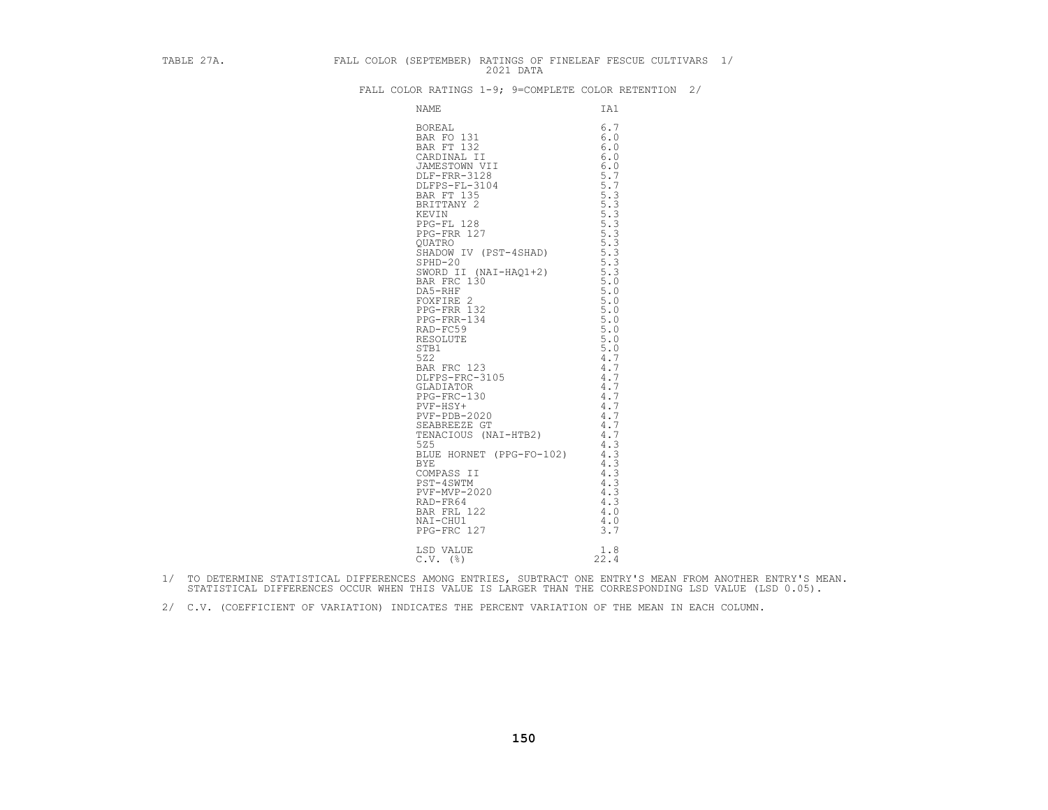TABLE 27A. FALL COLOR (SEPTEMBER) RATINGS OF FINELEAF FESCUE CULTIVARS 1/
2021 DATA

FALL COLOR RATINGS 1-9; 9=COMPLETE COLOR RETENTION 2/

| NAME | IA1 |
|---|---|
| BOREAL | 6.7 |
| BAR FO 131 | 6.0 |
| BAR FT 132 | 6.0 |
| CARDINAL II | 6.0 |
| JAMESTOWN VII | 6.0 |
| DLF-FRR-3128 | 5.7 |
| DLFPS-FL-3104 | 5.7 |
| BAR FT 135 | 5.3 |
| BRITTANY 2 | 5.3 |
| KEVIN | 5.3 |
| PPG-FL 128 | 5.3 |
| PPG-FRR 127 | 5.3 |
| QUATRO | 5.3 |
| SHADOW IV (PST-4SHAD) | 5.3 |
| SPHD-20 | 5.3 |
| SWORD II (NAI-HAQ1+2) | 5.3 |
| BAR FRC 130 | 5.0 |
| DA5-RHF | 5.0 |
| FOXFIRE 2 | 5.0 |
| PPG-FRR 132 | 5.0 |
| PPG-FRR-134 | 5.0 |
| RAD-FC59 | 5.0 |
| RESOLUTE | 5.0 |
| STB1 | 5.0 |
| 5Z2 | 4.7 |
| BAR FRC 123 | 4.7 |
| DLFPS-FRC-3105 | 4.7 |
| GLADIATOR | 4.7 |
| PPG-FRC-130 | 4.7 |
| PVF-HSY+ | 4.7 |
| PVF-PDB-2020 | 4.7 |
| SEABREEZE GT | 4.7 |
| TENACIOUS (NAI-HTB2) | 4.7 |
| 5Z5 | 4.3 |
| BLUE HORNET (PPG-FO-102) | 4.3 |
| BYE | 4.3 |
| COMPASS II | 4.3 |
| PST-4SWTM | 4.3 |
| PVF-MVP-2020 | 4.3 |
| RAD-FR64 | 4.3 |
| BAR FRL 122 | 4.0 |
| NAI-CHU1 | 4.0 |
| PPG-FRC 127 | 3.7 |
| LSD VALUE | 1.8 |
| C.V. (%) | 22.4 |

1/ TO DETERMINE STATISTICAL DIFFERENCES AMONG ENTRIES, SUBTRACT ONE ENTRY'S MEAN FROM ANOTHER ENTRY'S MEAN. STATISTICAL DIFFERENCES OCCUR WHEN THIS VALUE IS LARGER THAN THE CORRESPONDING LSD VALUE (LSD 0.05).

2/ C.V. (COEFFICIENT OF VARIATION) INDICATES THE PERCENT VARIATION OF THE MEAN IN EACH COLUMN.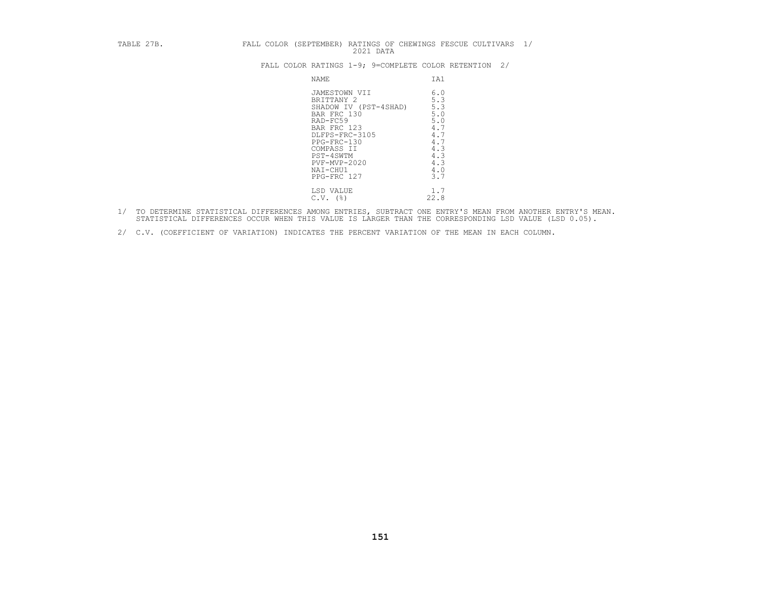TABLE 27B. FALL COLOR (SEPTEMBER) RATINGS OF CHEWINGS FESCUE CULTIVARS 1/
2021 DATA

FALL COLOR RATINGS 1-9; 9=COMPLETE COLOR RETENTION 2/

| NAME | IA1 |
|---|---|
| JAMESTOWN VII | 6.0 |
| BRITTANY 2 | 5.3 |
| SHADOW IV (PST-4SHAD) | 5.3 |
| BAR FRC 130 | 5.0 |
| RAD-FC59 | 5.0 |
| BAR FRC 123 | 4.7 |
| DLFPS-FRC-3105 | 4.7 |
| PPG-FRC-130 | 4.7 |
| COMPASS II | 4.3 |
| PST-4SWTM | 4.3 |
| PVF-MVP-2020 | 4.3 |
| NAI-CHU1 | 4.0 |
| PPG-FRC 127 | 3.7 |
| LSD VALUE | 1.7 |
| C.V. (%) | 22.8 |

1/ TO DETERMINE STATISTICAL DIFFERENCES AMONG ENTRIES, SUBTRACT ONE ENTRY'S MEAN FROM ANOTHER ENTRY'S MEAN. STATISTICAL DIFFERENCES OCCUR WHEN THIS VALUE IS LARGER THAN THE CORRESPONDING LSD VALUE (LSD 0.05).

2/ C.V. (COEFFICIENT OF VARIATION) INDICATES THE PERCENT VARIATION OF THE MEAN IN EACH COLUMN.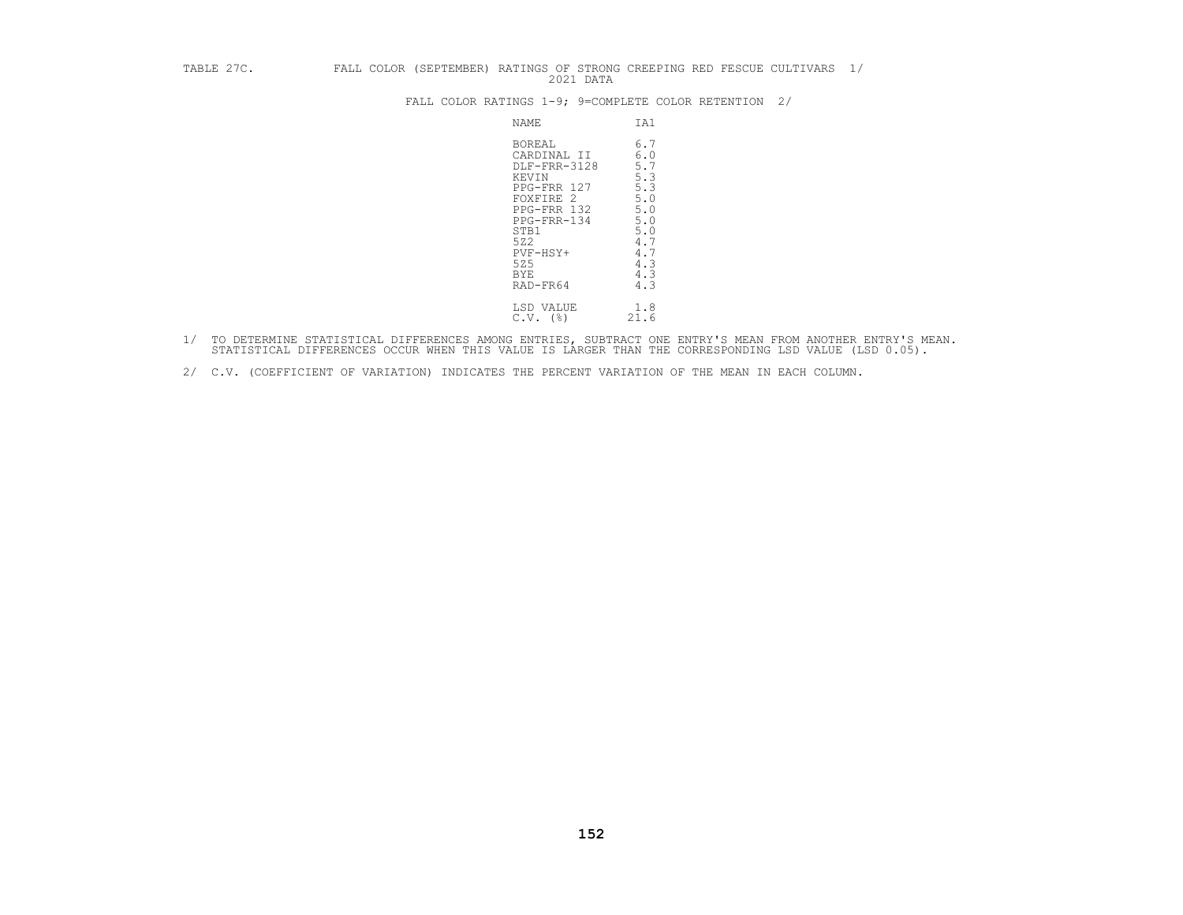TABLE 27C. FALL COLOR (SEPTEMBER) RATINGS OF STRONG CREEPING RED FESCUE CULTIVARS 1/
2021 DATA

FALL COLOR RATINGS 1-9; 9=COMPLETE COLOR RETENTION 2/

| NAME | IA1 |
|---|---|
| BOREAL | 6.7 |
| CARDINAL II | 6.0 |
| DLF-FRR-3128 | 5.7 |
| KEVIN | 5.3 |
| PPG-FRR 127 | 5.3 |
| FOXFIRE 2 | 5.0 |
| PPG-FRR 132 | 5.0 |
| PPG-FRR-134 | 5.0 |
| STB1 | 5.0 |
| 5Z2 | 4.7 |
| PVF-HSY+ | 4.7 |
| 5Z5 | 4.3 |
| BYE | 4.3 |
| RAD-FR64 | 4.3 |
| LSD VALUE | 1.8 |
| C.V. (%) | 21.6 |

1/ TO DETERMINE STATISTICAL DIFFERENCES AMONG ENTRIES, SUBTRACT ONE ENTRY'S MEAN FROM ANOTHER ENTRY'S MEAN. STATISTICAL DIFFERENCES OCCUR WHEN THIS VALUE IS LARGER THAN THE CORRESPONDING LSD VALUE (LSD 0.05).

2/ C.V. (COEFFICIENT OF VARIATION) INDICATES THE PERCENT VARIATION OF THE MEAN IN EACH COLUMN.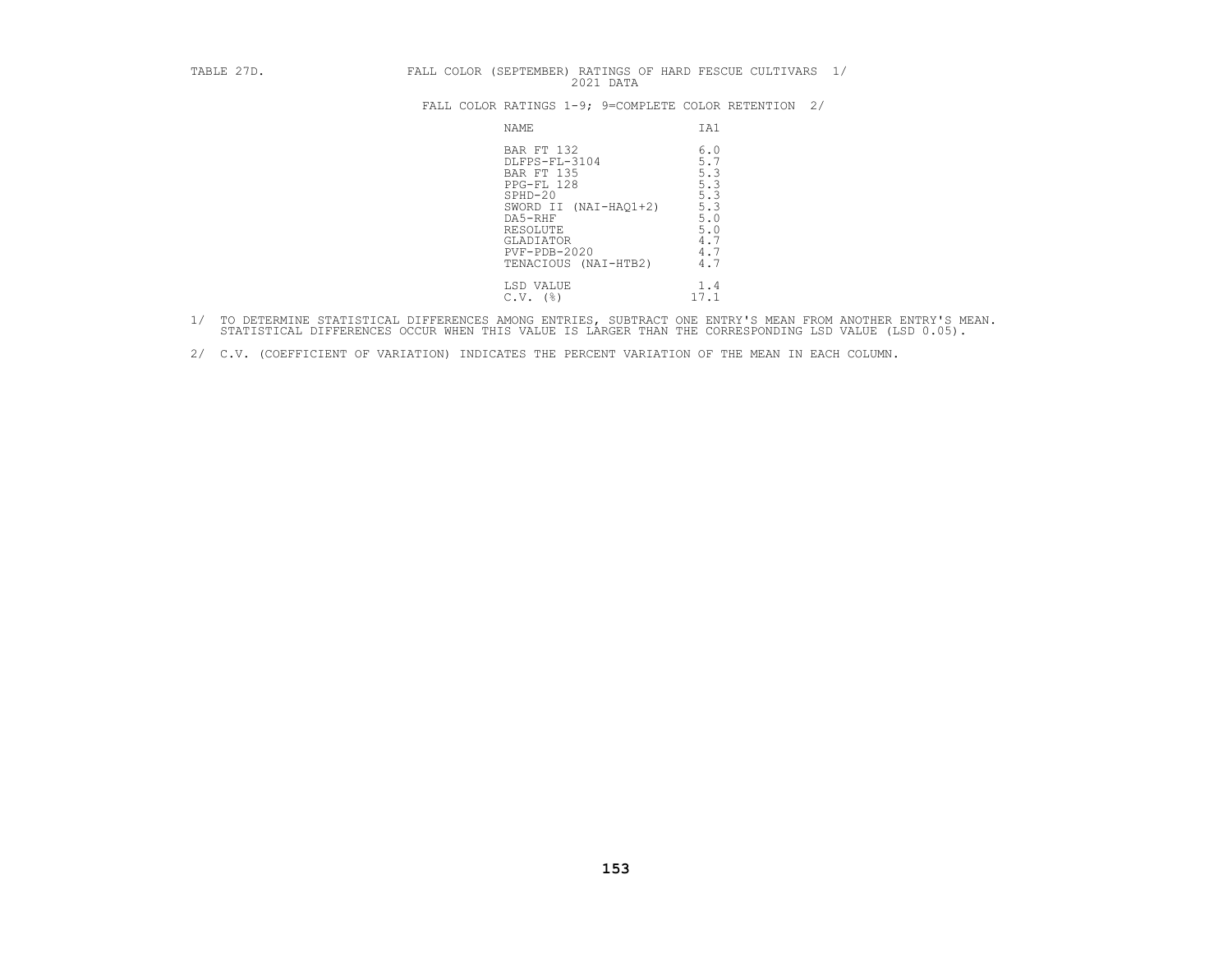TABLE 27D. FALL COLOR (SEPTEMBER) RATINGS OF HARD FESCUE CULTIVARS 1/
2021 DATA

FALL COLOR RATINGS 1-9; 9=COMPLETE COLOR RETENTION 2/

| NAME | IA1 |
|---|---|
| BAR FT 132 | 6.0 |
| DLFPS-FL-3104 | 5.7 |
| BAR FT 135 | 5.3 |
| PPG-FL 128 | 5.3 |
| SPHD-20 | 5.3 |
| SWORD II (NAI-HAQ1+2) | 5.3 |
| DA5-RHF | 5.0 |
| RESOLUTE | 5.0 |
| GLADIATOR | 4.7 |
| PVF-PDB-2020 | 4.7 |
| TENACIOUS (NAI-HTB2) | 4.7 |
| LSD VALUE | 1.4 |
| C.V. (%) | 17.1 |

1/ TO DETERMINE STATISTICAL DIFFERENCES AMONG ENTRIES, SUBTRACT ONE ENTRY'S MEAN FROM ANOTHER ENTRY'S MEAN. STATISTICAL DIFFERENCES OCCUR WHEN THIS VALUE IS LARGER THAN THE CORRESPONDING LSD VALUE (LSD 0.05).

2/ C.V. (COEFFICIENT OF VARIATION) INDICATES THE PERCENT VARIATION OF THE MEAN IN EACH COLUMN.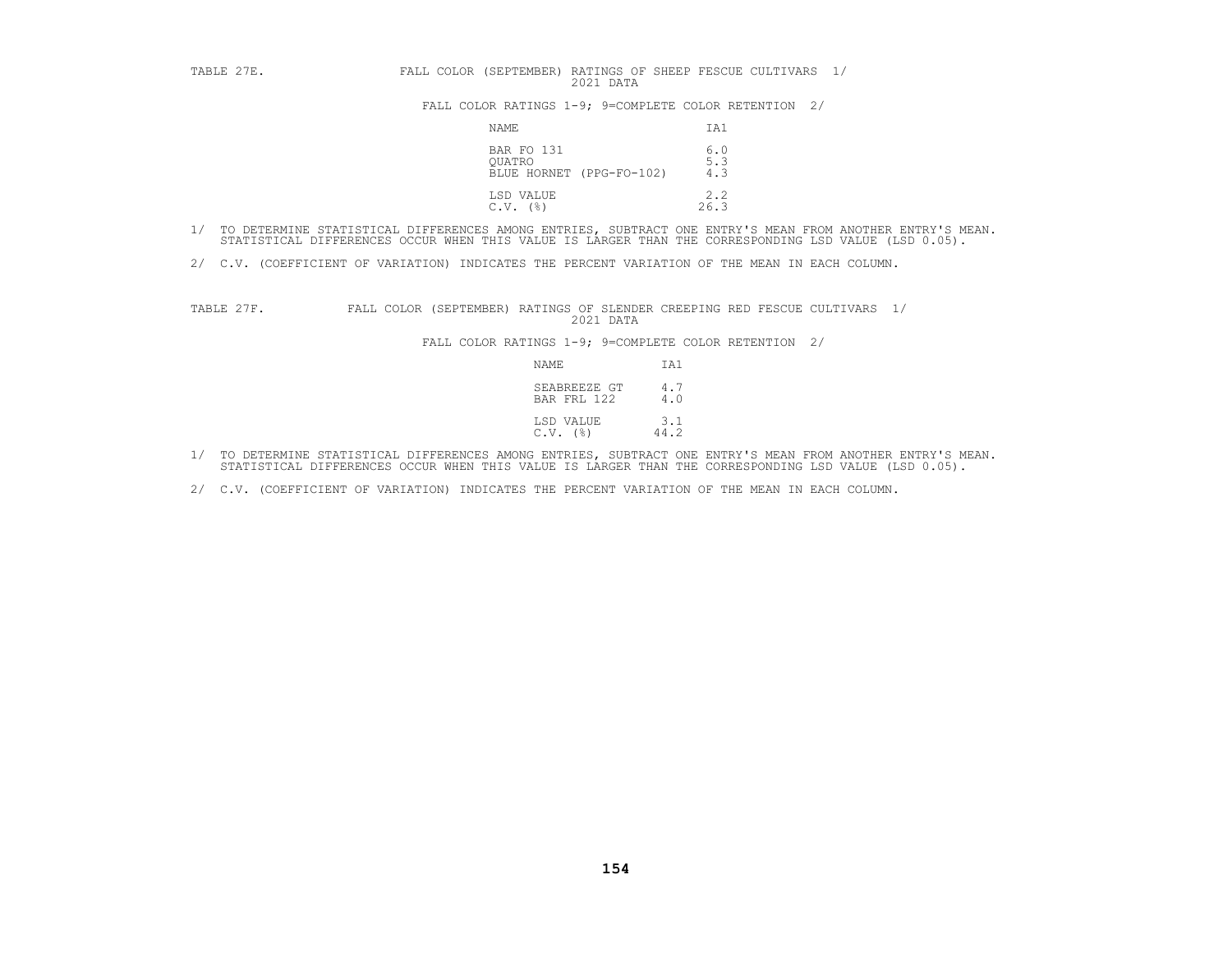TABLE 27E. FALL COLOR (SEPTEMBER) RATINGS OF SHEEP FESCUE CULTIVARS 1/
2021 DATA

FALL COLOR RATINGS 1-9; 9=COMPLETE COLOR RETENTION 2/

| NAME | IA1 |
|---|---|
| BAR FO 131 | 6.0 |
| QUATRO | 5.3 |
| BLUE HORNET (PPG-FO-102) | 4.3 |
| LSD VALUE | 2.2 |
| C.V. (%) | 26.3 |

1/ TO DETERMINE STATISTICAL DIFFERENCES AMONG ENTRIES, SUBTRACT ONE ENTRY'S MEAN FROM ANOTHER ENTRY'S MEAN. STATISTICAL DIFFERENCES OCCUR WHEN THIS VALUE IS LARGER THAN THE CORRESPONDING LSD VALUE (LSD 0.05).

2/ C.V. (COEFFICIENT OF VARIATION) INDICATES THE PERCENT VARIATION OF THE MEAN IN EACH COLUMN.

TABLE 27F. FALL COLOR (SEPTEMBER) RATINGS OF SLENDER CREEPING RED FESCUE CULTIVARS 1/
2021 DATA

FALL COLOR RATINGS 1-9; 9=COMPLETE COLOR RETENTION 2/

| NAME | IA1 |
|---|---|
| SEABREEZE GT | 4.7 |
| BAR FRL 122 | 4.0 |
| LSD VALUE | 3.1 |
| C.V. (%) | 44.2 |

1/ TO DETERMINE STATISTICAL DIFFERENCES AMONG ENTRIES, SUBTRACT ONE ENTRY'S MEAN FROM ANOTHER ENTRY'S MEAN. STATISTICAL DIFFERENCES OCCUR WHEN THIS VALUE IS LARGER THAN THE CORRESPONDING LSD VALUE (LSD 0.05).

2/ C.V. (COEFFICIENT OF VARIATION) INDICATES THE PERCENT VARIATION OF THE MEAN IN EACH COLUMN.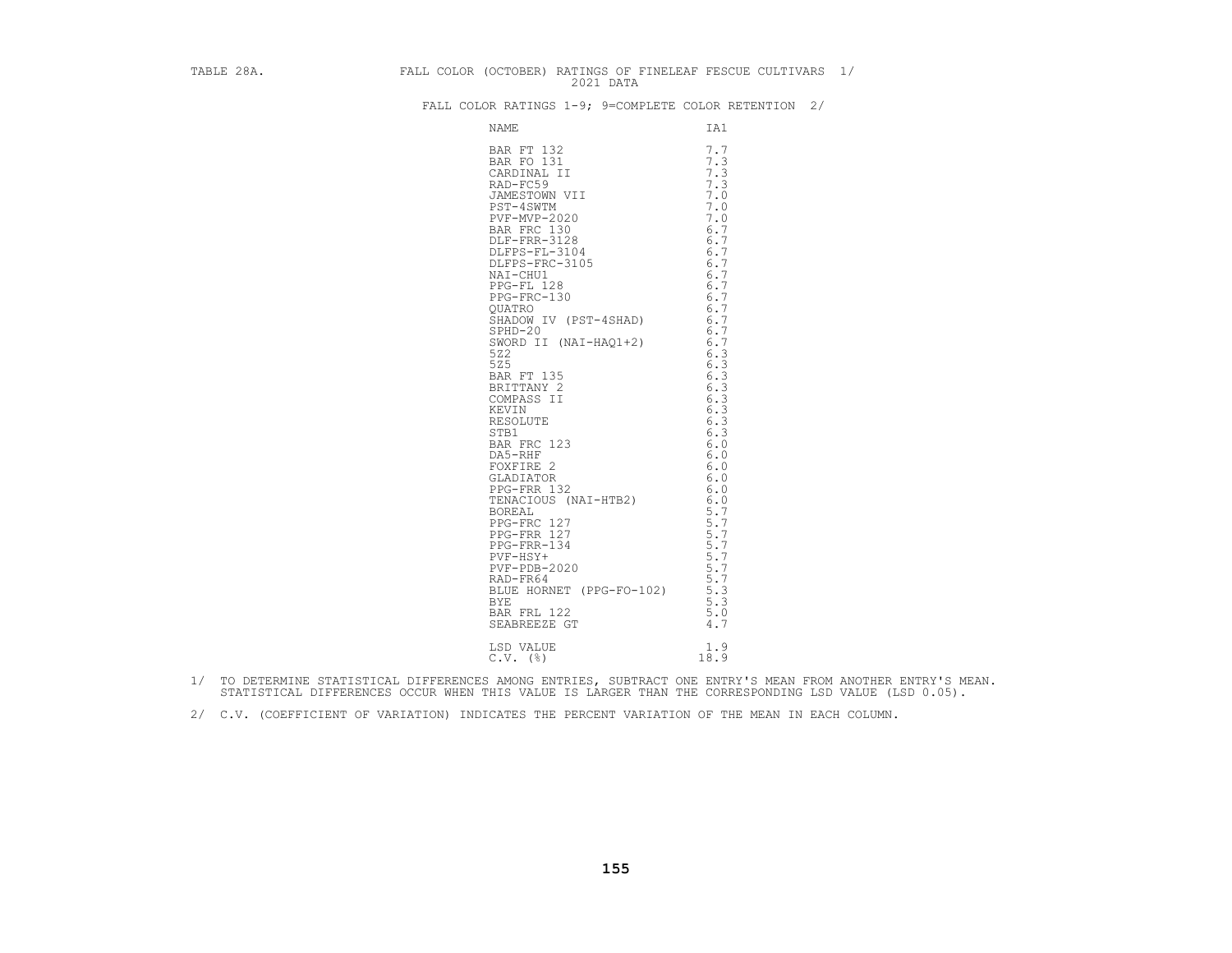TABLE 28A. FALL COLOR (OCTOBER) RATINGS OF FINELEAF FESCUE CULTIVARS 1/
2021 DATA

FALL COLOR RATINGS 1-9; 9=COMPLETE COLOR RETENTION 2/

| NAME | IA1 |
|---|---|
| BAR FT 132 | 7.7 |
| BAR FO 131 | 7.3 |
| CARDINAL II | 7.3 |
| RAD-FC59 | 7.3 |
| JAMESTOWN VII | 7.0 |
| PST-4SWTM | 7.0 |
| PVF-MVP-2020 | 7.0 |
| BAR FRC 130 | 6.7 |
| DLF-FRR-3128 | 6.7 |
| DLFPS-FL-3104 | 6.7 |
| DLFPS-FRC-3105 | 6.7 |
| NAI-CHU1 | 6.7 |
| PPG-FL 128 | 6.7 |
| PPG-FRC-130 | 6.7 |
| QUATRO | 6.7 |
| SHADOW IV (PST-4SHAD) | 6.7 |
| SPHD-20 | 6.7 |
| SWORD II (NAI-HAQ1+2) | 6.7 |
| 5Z2 | 6.3 |
| 5Z5 | 6.3 |
| BAR FT 135 | 6.3 |
| BRITTANY 2 | 6.3 |
| COMPASS II | 6.3 |
| KEVIN | 6.3 |
| RESOLUTE | 6.3 |
| STB1 | 6.3 |
| BAR FRC 123 | 6.0 |
| DA5-RHF | 6.0 |
| FOXFIRE 2 | 6.0 |
| GLADIATOR | 6.0 |
| PPG-FRR 132 | 6.0 |
| TENACIOUS (NAI-HTB2) | 6.0 |
| BOREAL | 5.7 |
| PPG-FRC 127 | 5.7 |
| PPG-FRR 127 | 5.7 |
| PPG-FRR-134 | 5.7 |
| PVF-HSY+ | 5.7 |
| PVF-PDB-2020 | 5.7 |
| RAD-FR64 | 5.7 |
| BLUE HORNET (PPG-FO-102) | 5.3 |
| BYE | 5.3 |
| BAR FRL 122 | 5.0 |
| SEABREEZE GT | 4.7 |
| LSD VALUE | 1.9 |
| C.V. (%) | 18.9 |

1/ TO DETERMINE STATISTICAL DIFFERENCES AMONG ENTRIES, SUBTRACT ONE ENTRY'S MEAN FROM ANOTHER ENTRY'S MEAN. STATISTICAL DIFFERENCES OCCUR WHEN THIS VALUE IS LARGER THAN THE CORRESPONDING LSD VALUE (LSD 0.05).

2/ C.V. (COEFFICIENT OF VARIATION) INDICATES THE PERCENT VARIATION OF THE MEAN IN EACH COLUMN.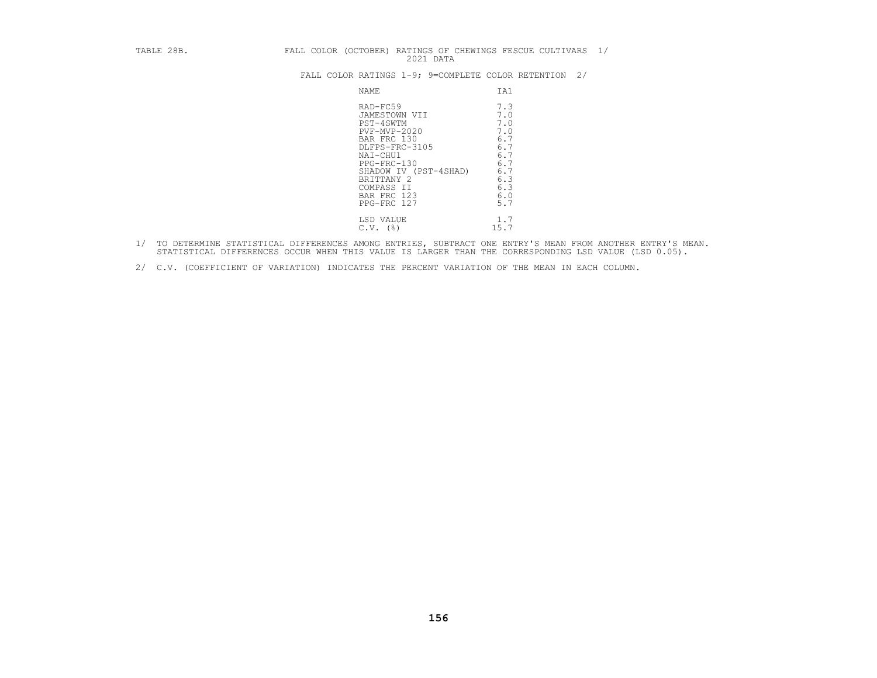TABLE 28B. FALL COLOR (OCTOBER) RATINGS OF CHEWINGS FESCUE CULTIVARS 1/
2021 DATA

FALL COLOR RATINGS 1-9; 9=COMPLETE COLOR RETENTION 2/

| NAME | IA1 |
|---|---|
| RAD-FC59 | 7.3 |
| JAMESTOWN VII | 7.0 |
| PST-4SWTM | 7.0 |
| PVF-MVP-2020 | 7.0 |
| BAR FRC 130 | 6.7 |
| DLFPS-FRC-3105 | 6.7 |
| NAI-CHU1 | 6.7 |
| PPG-FRC-130 | 6.7 |
| SHADOW IV (PST-4SHAD) | 6.7 |
| BRITTANY 2 | 6.3 |
| COMPASS II | 6.3 |
| BAR FRC 123 | 6.0 |
| PPG-FRC 127 | 5.7 |
| LSD VALUE | 1.7 |
| C.V. (%) | 15.7 |

1/ TO DETERMINE STATISTICAL DIFFERENCES AMONG ENTRIES, SUBTRACT ONE ENTRY'S MEAN FROM ANOTHER ENTRY'S MEAN. STATISTICAL DIFFERENCES OCCUR WHEN THIS VALUE IS LARGER THAN THE CORRESPONDING LSD VALUE (LSD 0.05).

2/ C.V. (COEFFICIENT OF VARIATION) INDICATES THE PERCENT VARIATION OF THE MEAN IN EACH COLUMN.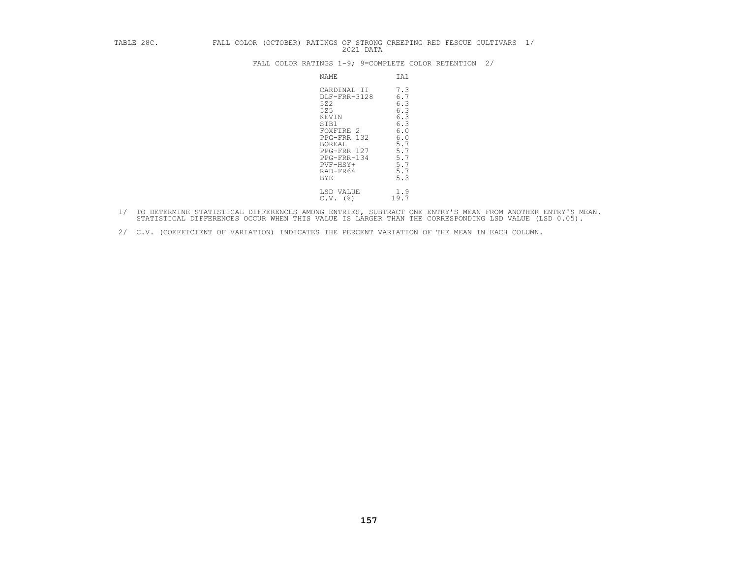TABLE 28C. FALL COLOR (OCTOBER) RATINGS OF STRONG CREEPING RED FESCUE CULTIVARS 1/
2021 DATA

FALL COLOR RATINGS 1-9; 9=COMPLETE COLOR RETENTION 2/

| NAME | IA1 |
|---|---|
| CARDINAL II | 7.3 |
| DLF-FRR-3128 | 6.7 |
| 5Z2 | 6.3 |
| 5Z5 | 6.3 |
| KEVIN | 6.3 |
| STB1 | 6.3 |
| FOXFIRE 2 | 6.0 |
| PPG-FRR 132 | 6.0 |
| BOREAL | 5.7 |
| PPG-FRR 127 | 5.7 |
| PPG-FRR-134 | 5.7 |
| PVF-HSY+ | 5.7 |
| RAD-FR64 | 5.7 |
| BYE | 5.3 |
| LSD VALUE | 1.9 |
| C.V. (%) | 19.7 |

1/ TO DETERMINE STATISTICAL DIFFERENCES AMONG ENTRIES, SUBTRACT ONE ENTRY'S MEAN FROM ANOTHER ENTRY'S MEAN. STATISTICAL DIFFERENCES OCCUR WHEN THIS VALUE IS LARGER THAN THE CORRESPONDING LSD VALUE (LSD 0.05).

2/ C.V. (COEFFICIENT OF VARIATION) INDICATES THE PERCENT VARIATION OF THE MEAN IN EACH COLUMN.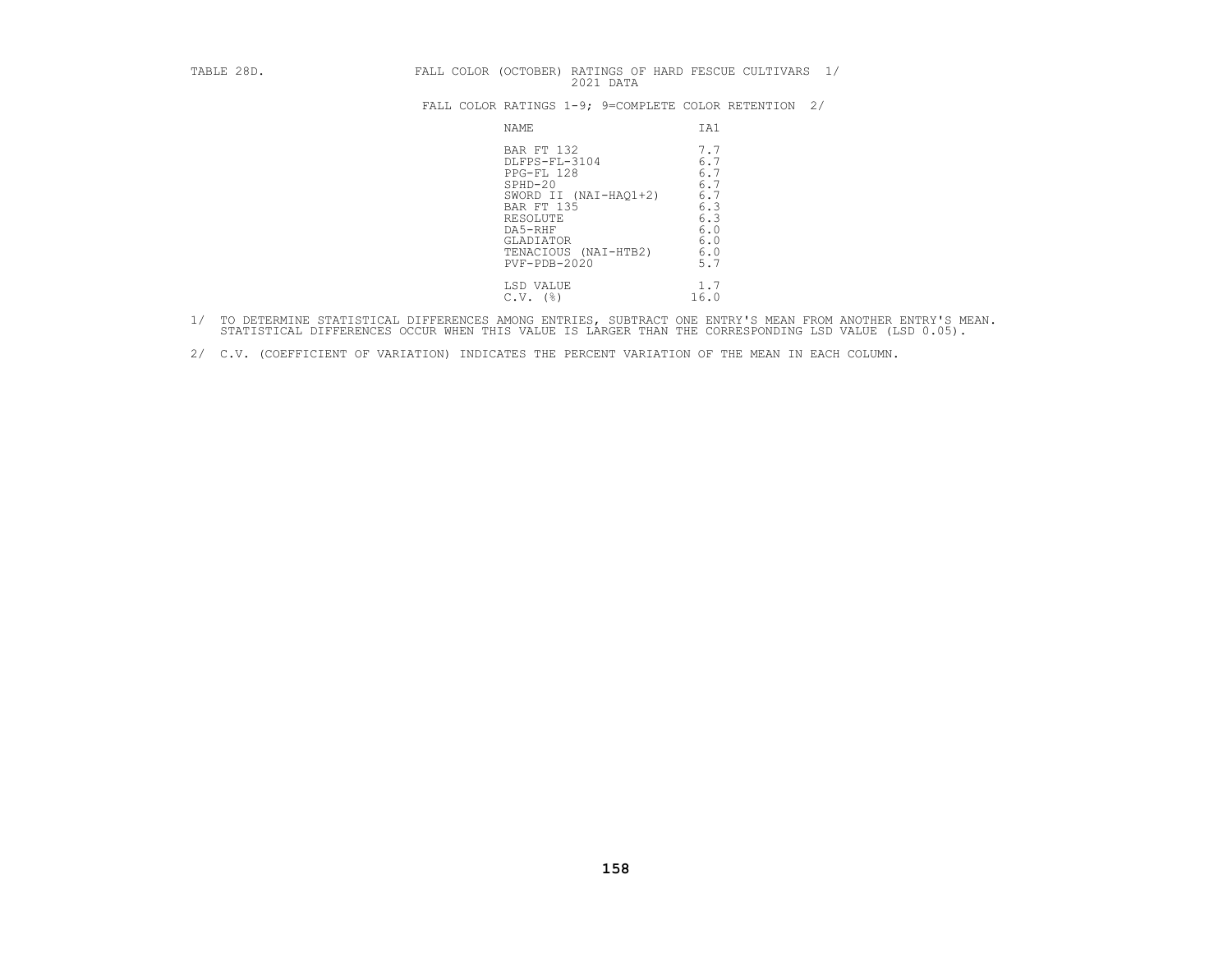TABLE 28D. FALL COLOR (OCTOBER) RATINGS OF HARD FESCUE CULTIVARS 1/
2021 DATA

FALL COLOR RATINGS 1-9; 9=COMPLETE COLOR RETENTION 2/

| NAME | IA1 |
|---|---|
| BAR FT 132 | 7.7 |
| DLFPS-FL-3104 | 6.7 |
| PPG-FL 128 | 6.7 |
| SPHD-20 | 6.7 |
| SWORD II (NAI-HAQ1+2) | 6.7 |
| BAR FT 135 | 6.3 |
| RESOLUTE | 6.3 |
| DA5-RHF | 6.0 |
| GLADIATOR | 6.0 |
| TENACIOUS (NAI-HTB2) | 6.0 |
| PVF-PDB-2020 | 5.7 |
| LSD VALUE | 1.7 |
| C.V. (%) | 16.0 |

1/ TO DETERMINE STATISTICAL DIFFERENCES AMONG ENTRIES, SUBTRACT ONE ENTRY'S MEAN FROM ANOTHER ENTRY'S MEAN. STATISTICAL DIFFERENCES OCCUR WHEN THIS VALUE IS LARGER THAN THE CORRESPONDING LSD VALUE (LSD 0.05).

2/ C.V. (COEFFICIENT OF VARIATION) INDICATES THE PERCENT VARIATION OF THE MEAN IN EACH COLUMN.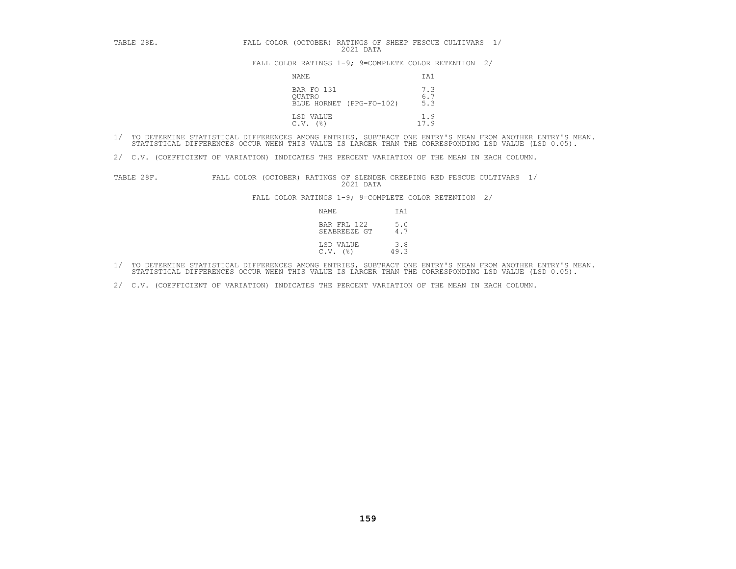TABLE 28E. FALL COLOR (OCTOBER) RATINGS OF SHEEP FESCUE CULTIVARS 1/
2021 DATA

FALL COLOR RATINGS 1-9; 9=COMPLETE COLOR RETENTION 2/

| NAME | IA1 |
|---|---|
| BAR FO 131 | 7.3 |
| QUATRO | 6.7 |
| BLUE HORNET (PPG-FO-102) | 5.3 |
| LSD VALUE | 1.9 |
| C.V. (%) | 17.9 |

1/ TO DETERMINE STATISTICAL DIFFERENCES AMONG ENTRIES, SUBTRACT ONE ENTRY'S MEAN FROM ANOTHER ENTRY'S MEAN. STATISTICAL DIFFERENCES OCCUR WHEN THIS VALUE IS LARGER THAN THE CORRESPONDING LSD VALUE (LSD 0.05).

2/ C.V. (COEFFICIENT OF VARIATION) INDICATES THE PERCENT VARIATION OF THE MEAN IN EACH COLUMN.

TABLE 28F. FALL COLOR (OCTOBER) RATINGS OF SLENDER CREEPING RED FESCUE CULTIVARS 1/
2021 DATA

FALL COLOR RATINGS 1-9; 9=COMPLETE COLOR RETENTION 2/

| NAME | IA1 |
|---|---|
| BAR FRL 122 | 5.0 |
| SEABREEZE GT | 4.7 |
| LSD VALUE | 3.8 |
| C.V. (%) | 49.3 |

1/ TO DETERMINE STATISTICAL DIFFERENCES AMONG ENTRIES, SUBTRACT ONE ENTRY'S MEAN FROM ANOTHER ENTRY'S MEAN. STATISTICAL DIFFERENCES OCCUR WHEN THIS VALUE IS LARGER THAN THE CORRESPONDING LSD VALUE (LSD 0.05).

2/ C.V. (COEFFICIENT OF VARIATION) INDICATES THE PERCENT VARIATION OF THE MEAN IN EACH COLUMN.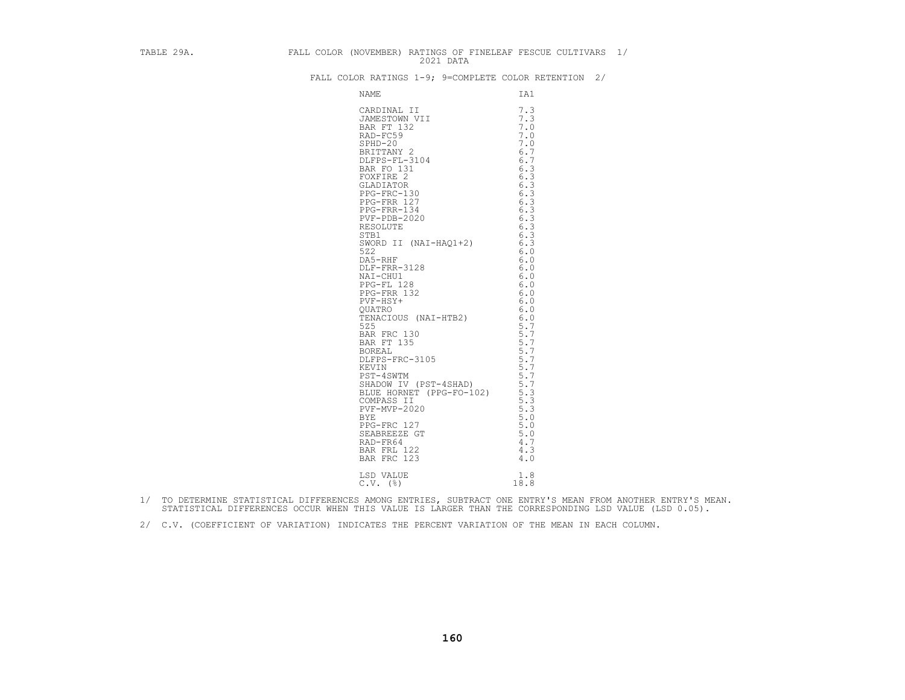TABLE 29A. FALL COLOR (NOVEMBER) RATINGS OF FINELEAF FESCUE CULTIVARS 1/
2021 DATA

FALL COLOR RATINGS 1-9; 9=COMPLETE COLOR RETENTION 2/

| NAME | IA1 |
|---|---|
| CARDINAL II | 7.3 |
| JAMESTOWN VII | 7.3 |
| BAR FT 132 | 7.0 |
| RAD-FC59 | 7.0 |
| SPHD-20 | 7.0 |
| BRITTANY 2 | 6.7 |
| DLFPS-FL-3104 | 6.7 |
| BAR FO 131 | 6.3 |
| FOXFIRE 2 | 6.3 |
| GLADIATOR | 6.3 |
| PPG-FRC-130 | 6.3 |
| PPG-FRR 127 | 6.3 |
| PPG-FRR-134 | 6.3 |
| PVF-PDB-2020 | 6.3 |
| RESOLUTE | 6.3 |
| STB1 | 6.3 |
| SWORD II (NAI-HAQ1+2) | 6.3 |
| 5Z2 | 6.0 |
| DA5-RHF | 6.0 |
| DLF-FRR-3128 | 6.0 |
| NAI-CHU1 | 6.0 |
| PPG-FL 128 | 6.0 |
| PPG-FRR 132 | 6.0 |
| PVF-HSY+ | 6.0 |
| QUATRO | 6.0 |
| TENACIOUS (NAI-HTB2) | 6.0 |
| 5Z5 | 5.7 |
| BAR FRC 130 | 5.7 |
| BAR FT 135 | 5.7 |
| BOREAL | 5.7 |
| DLFPS-FRC-3105 | 5.7 |
| KEVIN | 5.7 |
| PST-4SWTM | 5.7 |
| SHADOW IV (PST-4SHAD) | 5.7 |
| BLUE HORNET (PPG-FO-102) | 5.3 |
| COMPASS II | 5.3 |
| PVF-MVP-2020 | 5.3 |
| BYE | 5.0 |
| PPG-FRC 127 | 5.0 |
| SEABREEZE GT | 5.0 |
| RAD-FR64 | 4.7 |
| BAR FRL 122 | 4.3 |
| BAR FRC 123 | 4.0 |
| LSD VALUE | 1.8 |
| C.V. (%) | 18.8 |

1/ TO DETERMINE STATISTICAL DIFFERENCES AMONG ENTRIES, SUBTRACT ONE ENTRY'S MEAN FROM ANOTHER ENTRY'S MEAN. STATISTICAL DIFFERENCES OCCUR WHEN THIS VALUE IS LARGER THAN THE CORRESPONDING LSD VALUE (LSD 0.05).

2/ C.V. (COEFFICIENT OF VARIATION) INDICATES THE PERCENT VARIATION OF THE MEAN IN EACH COLUMN.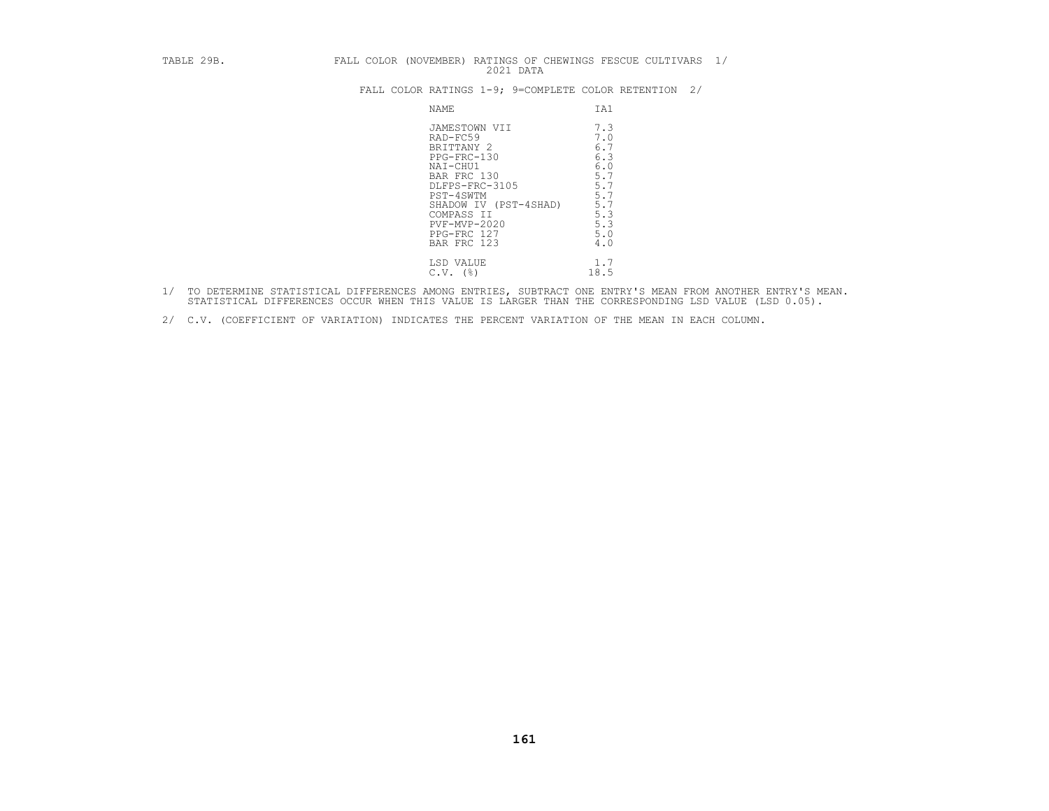TABLE 29B. FALL COLOR (NOVEMBER) RATINGS OF CHEWINGS FESCUE CULTIVARS 1/
2021 DATA

FALL COLOR RATINGS 1-9; 9=COMPLETE COLOR RETENTION 2/

| NAME | IA1 |
|---|---|
| JAMESTOWN VII | 7.3 |
| RAD-FC59 | 7.0 |
| BRITTANY 2 | 6.7 |
| PPG-FRC-130 | 6.3 |
| NAI-CHU1 | 6.0 |
| BAR FRC 130 | 5.7 |
| DLFPS-FRC-3105 | 5.7 |
| PST-4SWTM | 5.7 |
| SHADOW IV (PST-4SHAD) | 5.7 |
| COMPASS II | 5.3 |
| PVF-MVP-2020 | 5.3 |
| PPG-FRC 127 | 5.0 |
| BAR FRC 123 | 4.0 |
| LSD VALUE | 1.7 |
| C.V. (%) | 18.5 |

1/ TO DETERMINE STATISTICAL DIFFERENCES AMONG ENTRIES, SUBTRACT ONE ENTRY'S MEAN FROM ANOTHER ENTRY'S MEAN. STATISTICAL DIFFERENCES OCCUR WHEN THIS VALUE IS LARGER THAN THE CORRESPONDING LSD VALUE (LSD 0.05).

2/ C.V. (COEFFICIENT OF VARIATION) INDICATES THE PERCENT VARIATION OF THE MEAN IN EACH COLUMN.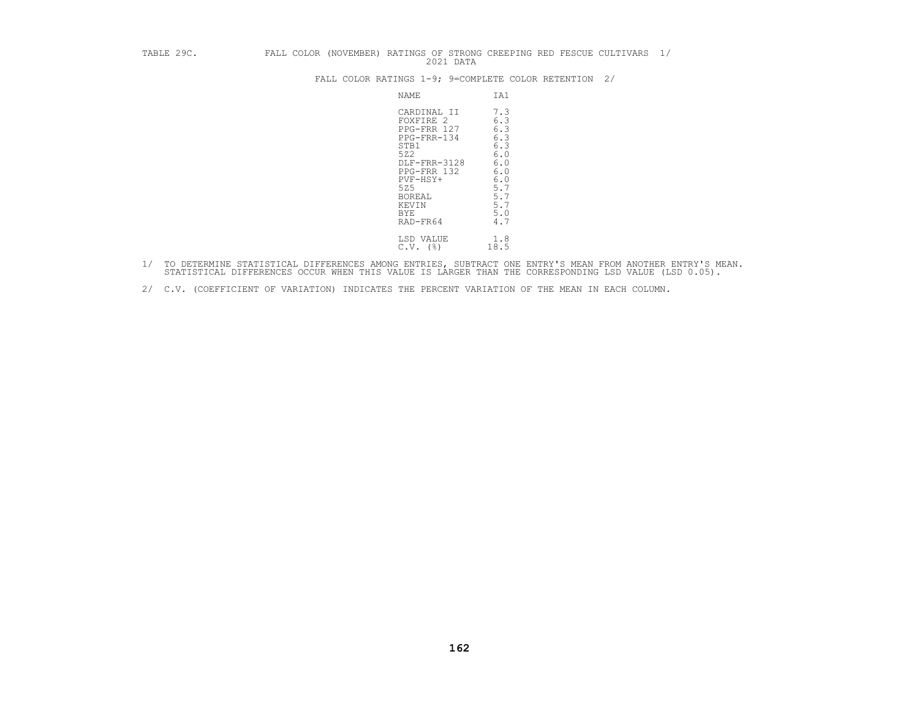TABLE 29C. FALL COLOR (NOVEMBER) RATINGS OF STRONG CREEPING RED FESCUE CULTIVARS 1/
2021 DATA

FALL COLOR RATINGS 1-9; 9=COMPLETE COLOR RETENTION 2/

| NAME | IA1 |
|---|---|
| CARDINAL II | 7.3 |
| FOXFIRE 2 | 6.3 |
| PPG-FRR 127 | 6.3 |
| PPG-FRR-134 | 6.3 |
| STB1 | 6.3 |
| 5Z2 | 6.0 |
| DLF-FRR-3128 | 6.0 |
| PPG-FRR 132 | 6.0 |
| PVF-HSY+ | 6.0 |
| 5Z5 | 5.7 |
| BOREAL | 5.7 |
| KEVIN | 5.7 |
| BYE | 5.0 |
| RAD-FR64 | 4.7 |
| LSD VALUE | 1.8 |
| C.V. (%) | 18.5 |

1/ TO DETERMINE STATISTICAL DIFFERENCES AMONG ENTRIES, SUBTRACT ONE ENTRY'S MEAN FROM ANOTHER ENTRY'S MEAN. STATISTICAL DIFFERENCES OCCUR WHEN THIS VALUE IS LARGER THAN THE CORRESPONDING LSD VALUE (LSD 0.05).

2/ C.V. (COEFFICIENT OF VARIATION) INDICATES THE PERCENT VARIATION OF THE MEAN IN EACH COLUMN.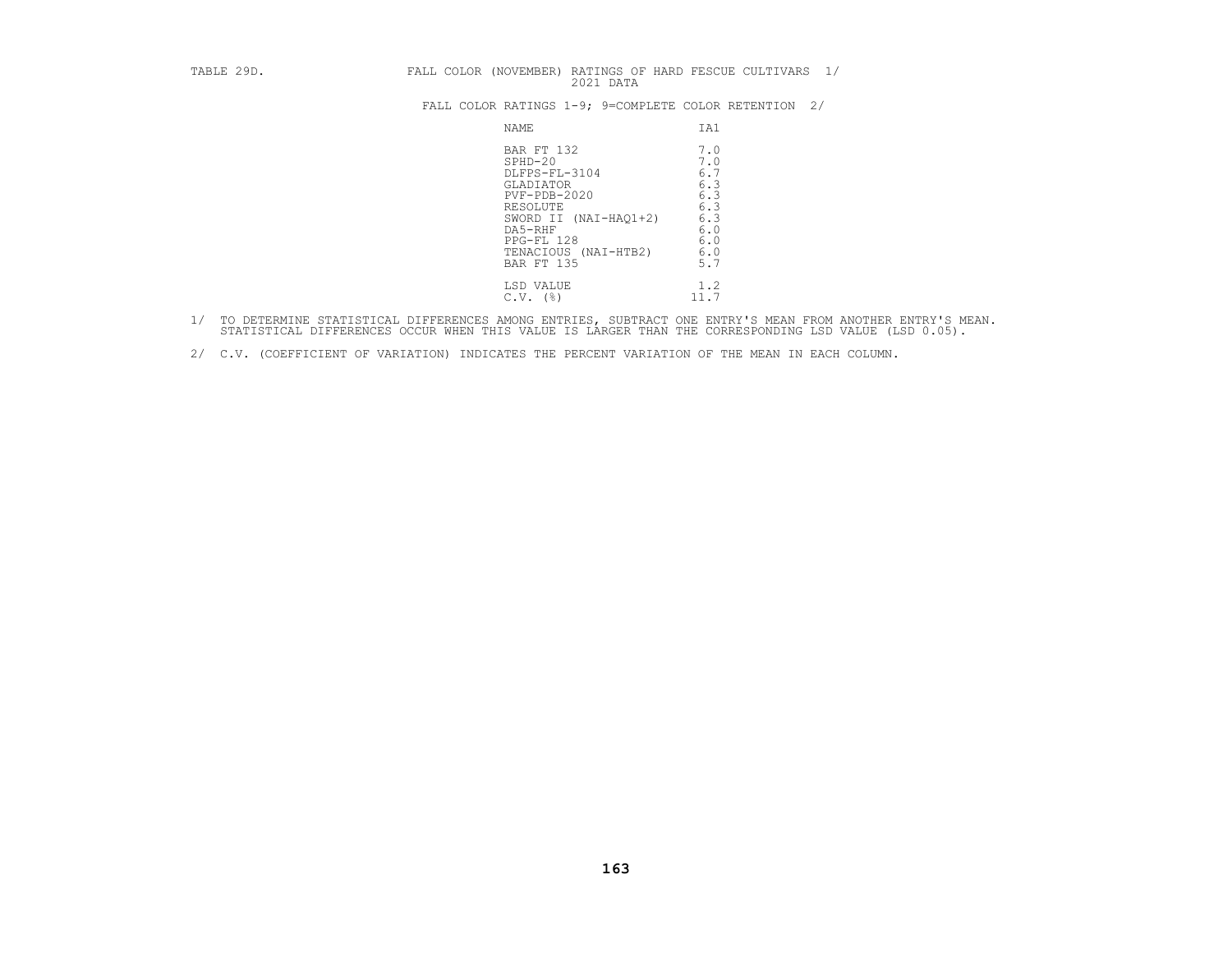TABLE 29D. FALL COLOR (NOVEMBER) RATINGS OF HARD FESCUE CULTIVARS 1/
2021 DATA

FALL COLOR RATINGS 1-9; 9=COMPLETE COLOR RETENTION 2/

| NAME | IA1 |
|---|---|
| BAR FT 132 | 7.0 |
| SPHD-20 | 7.0 |
| DLFPS-FL-3104 | 6.7 |
| GLADIATOR | 6.3 |
| PVF-PDB-2020 | 6.3 |
| RESOLUTE | 6.3 |
| SWORD II (NAI-HAQ1+2) | 6.3 |
| DA5-RHF | 6.0 |
| PPG-FL 128 | 6.0 |
| TENACIOUS (NAI-HTB2) | 6.0 |
| BAR FT 135 | 5.7 |
| LSD VALUE | 1.2 |
| C.V. (%) | 11.7 |

1/ TO DETERMINE STATISTICAL DIFFERENCES AMONG ENTRIES, SUBTRACT ONE ENTRY'S MEAN FROM ANOTHER ENTRY'S MEAN. STATISTICAL DIFFERENCES OCCUR WHEN THIS VALUE IS LARGER THAN THE CORRESPONDING LSD VALUE (LSD 0.05).

2/ C.V. (COEFFICIENT OF VARIATION) INDICATES THE PERCENT VARIATION OF THE MEAN IN EACH COLUMN.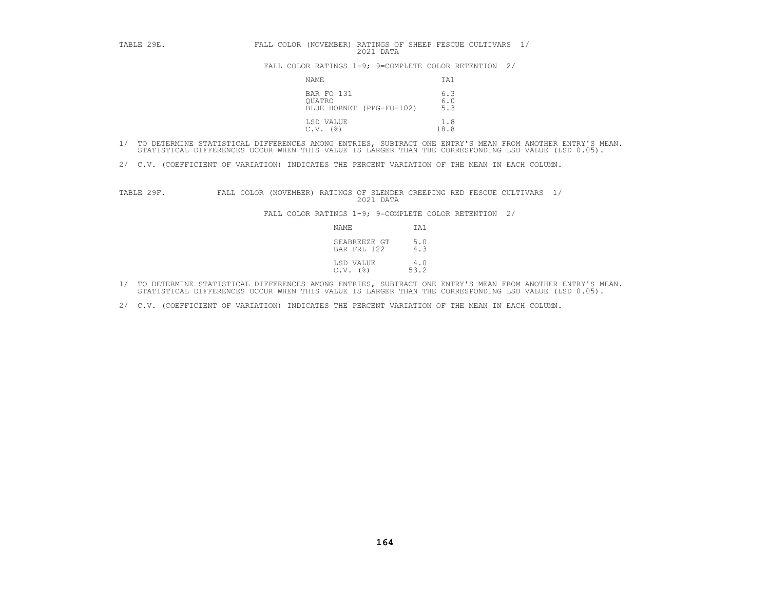TABLE 29E. FALL COLOR (NOVEMBER) RATINGS OF SHEEP FESCUE CULTIVARS 1/
2021 DATA

FALL COLOR RATINGS 1-9; 9=COMPLETE COLOR RETENTION 2/

| NAME | IA1 |
|---|---|
| BAR FO 131 | 6.3 |
| QUATRO | 6.0 |
| BLUE HORNET (PPG-FO-102) | 5.3 |
| LSD VALUE | 1.8 |
| C.V. (%) | 18.8 |

1/ TO DETERMINE STATISTICAL DIFFERENCES AMONG ENTRIES, SUBTRACT ONE ENTRY'S MEAN FROM ANOTHER ENTRY'S MEAN. STATISTICAL DIFFERENCES OCCUR WHEN THIS VALUE IS LARGER THAN THE CORRESPONDING LSD VALUE (LSD 0.05).

2/ C.V. (COEFFICIENT OF VARIATION) INDICATES THE PERCENT VARIATION OF THE MEAN IN EACH COLUMN.

TABLE 29F. FALL COLOR (NOVEMBER) RATINGS OF SLENDER CREEPING RED FESCUE CULTIVARS 1/
2021 DATA

FALL COLOR RATINGS 1-9; 9=COMPLETE COLOR RETENTION 2/

| NAME | IA1 |
|---|---|
| SEABREEZE GT | 5.0 |
| BAR FRL 122 | 4.3 |
| LSD VALUE | 4.0 |
| C.V. (%) | 53.2 |

1/ TO DETERMINE STATISTICAL DIFFERENCES AMONG ENTRIES, SUBTRACT ONE ENTRY'S MEAN FROM ANOTHER ENTRY'S MEAN. STATISTICAL DIFFERENCES OCCUR WHEN THIS VALUE IS LARGER THAN THE CORRESPONDING LSD VALUE (LSD 0.05).

2/ C.V. (COEFFICIENT OF VARIATION) INDICATES THE PERCENT VARIATION OF THE MEAN IN EACH COLUMN.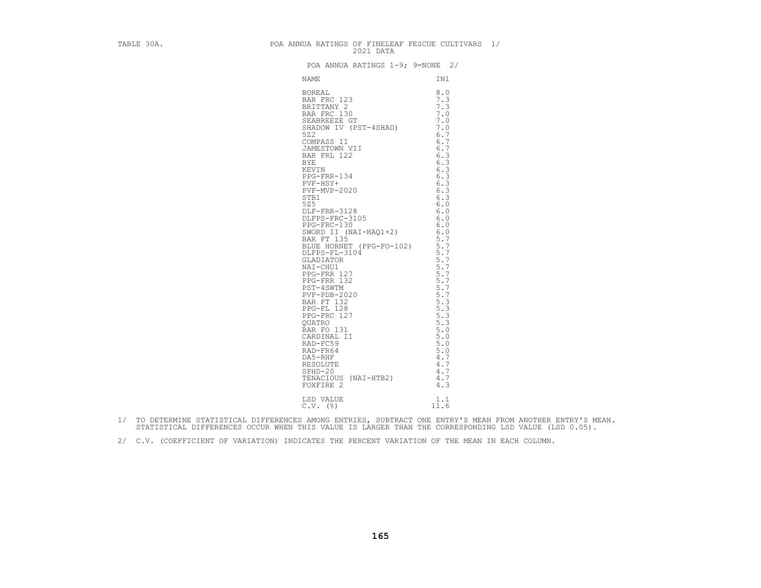TABLE 30A. POA ANNUA RATINGS OF FINELEAF FESCUE CULTIVARS 1/
2021 DATA

POA ANNUA RATINGS 1-9; 9=NONE 2/

| NAME | IN1 |
|---|---|
| BOREAL | 8.0 |
| BAR FRC 123 | 7.3 |
| BRITTANY 2 | 7.3 |
| BAR FRC 130 | 7.0 |
| SEABREEZE GT | 7.0 |
| SHADOW IV (PST-4SHAD) | 7.0 |
| 5Z2 | 6.7 |
| COMPASS II | 6.7 |
| JAMESTOWN VII | 6.7 |
| BAR FRL 122 | 6.3 |
| BYE | 6.3 |
| KEVIN | 6.3 |
| PPG-FRR-134 | 6.3 |
| PVF-HSY+ | 6.3 |
| PVF-MVP-2020 | 6.3 |
| STB1 | 6.3 |
| 5Z5 | 6.0 |
| DLF-FRR-3128 | 6.0 |
| DLFPS-FRC-3105 | 6.0 |
| PPG-FRC-130 | 6.0 |
| SWORD II (NAI-HAQ1+2) | 6.0 |
| BAR FT 135 | 5.7 |
| BLUE HORNET (PPG-FO-102) | 5.7 |
| DLFPS-FL-3104 | 5.7 |
| GLADIATOR | 5.7 |
| NAI-CHU1 | 5.7 |
| PPG-FRR 127 | 5.7 |
| PPG-FRR 132 | 5.7 |
| PST-4SWTM | 5.7 |
| PVF-PDB-2020 | 5.7 |
| BAR FT 132 | 5.3 |
| PPG-FL 128 | 5.3 |
| PPG-FRC 127 | 5.3 |
| QUATRO | 5.3 |
| BAR FO 131 | 5.0 |
| CARDINAL II | 5.0 |
| RAD-FC59 | 5.0 |
| RAD-FR64 | 5.0 |
| DA5-RHF | 4.7 |
| RESOLUTE | 4.7 |
| SPHD-20 | 4.7 |
| TENACIOUS (NAI-HTB2) | 4.7 |
| FOXFIRE 2 | 4.3 |
| LSD VALUE | 1.1 |
| C.V. (%) | 11.6 |

1/ TO DETERMINE STATISTICAL DIFFERENCES AMONG ENTRIES, SUBTRACT ONE ENTRY'S MEAN FROM ANOTHER ENTRY'S MEAN. STATISTICAL DIFFERENCES OCCUR WHEN THIS VALUE IS LARGER THAN THE CORRESPONDING LSD VALUE (LSD 0.05).

2/ C.V. (COEFFICIENT OF VARIATION) INDICATES THE PERCENT VARIATION OF THE MEAN IN EACH COLUMN.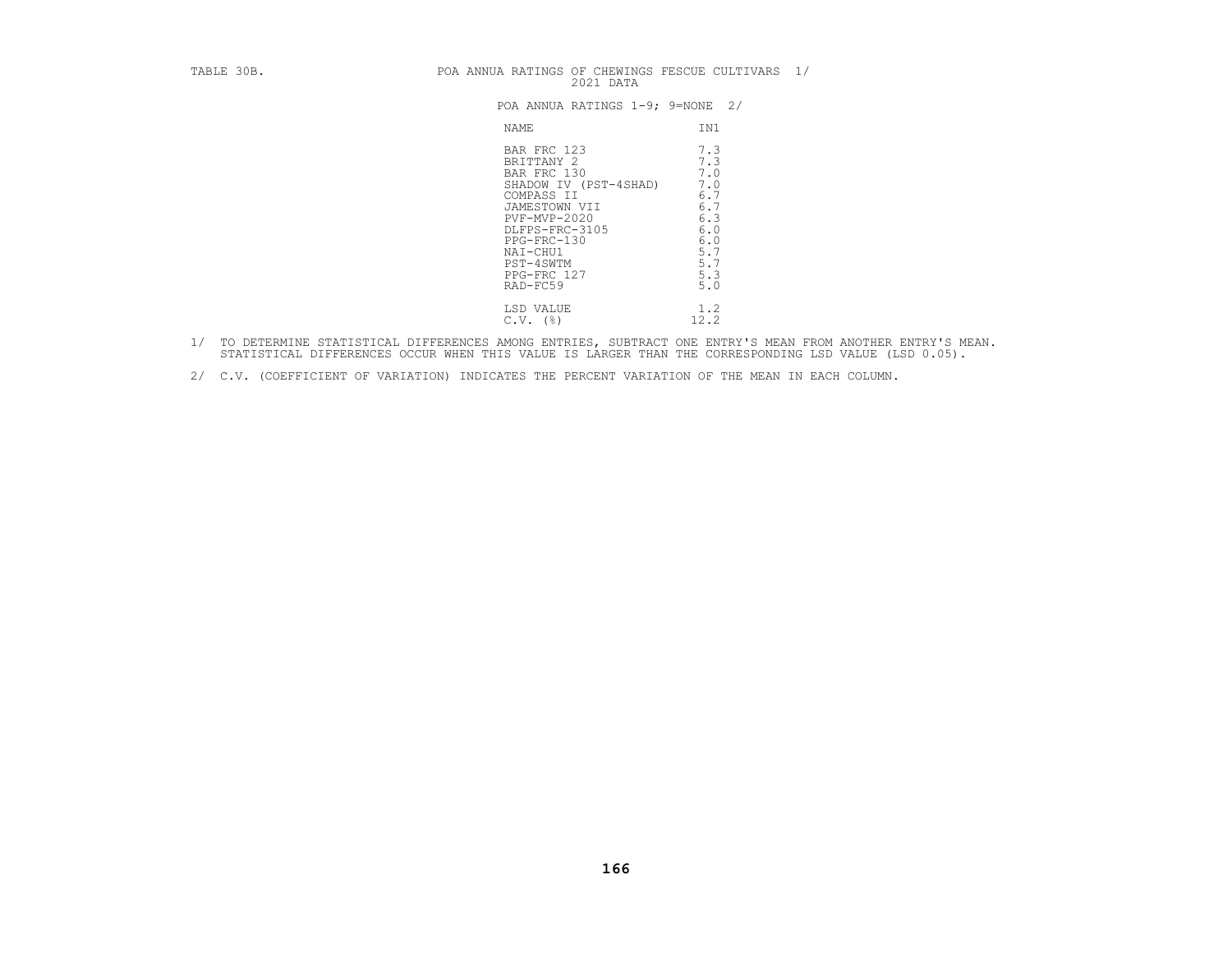TABLE 30B. POA ANNUA RATINGS OF CHEWINGS FESCUE CULTIVARS 1/
2021 DATA

POA ANNUA RATINGS 1-9; 9=NONE 2/

| NAME | IN1 |
|---|---|
| BAR FRC 123 | 7.3 |
| BRITTANY 2 | 7.3 |
| BAR FRC 130 | 7.0 |
| SHADOW IV (PST-4SHAD) | 7.0 |
| COMPASS II | 6.7 |
| JAMESTOWN VII | 6.7 |
| PVF-MVP-2020 | 6.3 |
| DLFPS-FRC-3105 | 6.0 |
| PPG-FRC-130 | 6.0 |
| NAI-CHU1 | 5.7 |
| PST-4SWTM | 5.7 |
| PPG-FRC 127 | 5.3 |
| RAD-FC59 | 5.0 |
| LSD VALUE | 1.2 |
| C.V. (%) | 12.2 |

1/ TO DETERMINE STATISTICAL DIFFERENCES AMONG ENTRIES, SUBTRACT ONE ENTRY'S MEAN FROM ANOTHER ENTRY'S MEAN. STATISTICAL DIFFERENCES OCCUR WHEN THIS VALUE IS LARGER THAN THE CORRESPONDING LSD VALUE (LSD 0.05).

2/ C.V. (COEFFICIENT OF VARIATION) INDICATES THE PERCENT VARIATION OF THE MEAN IN EACH COLUMN.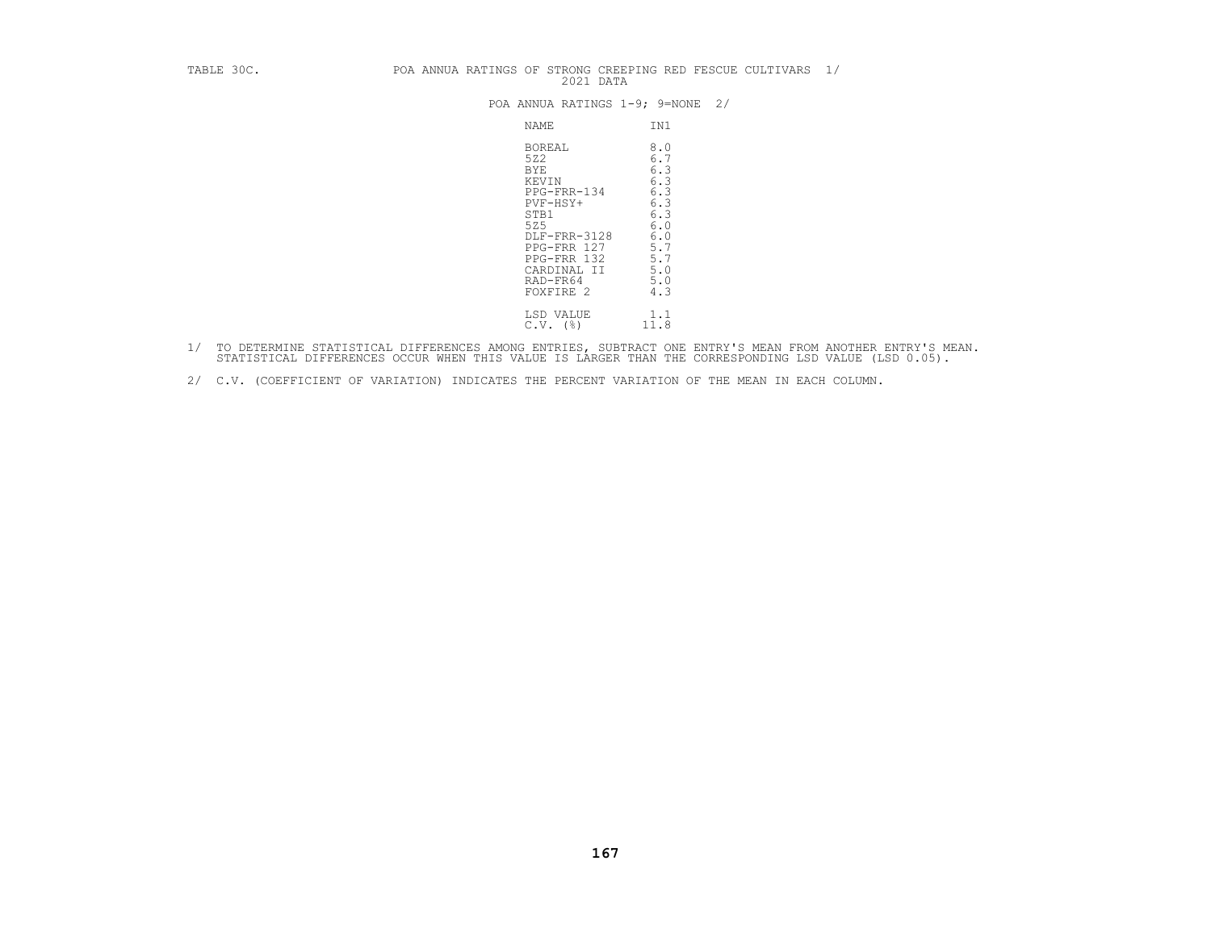TABLE 30C. POA ANNUA RATINGS OF STRONG CREEPING RED FESCUE CULTIVARS 1/
2021 DATA

POA ANNUA RATINGS 1-9; 9=NONE 2/

| NAME | IN1 |
|---|---|
| BOREAL | 8.0 |
| 5Z2 | 6.7 |
| BYE | 6.3 |
| KEVIN | 6.3 |
| PPG-FRR-134 | 6.3 |
| PVF-HSY+ | 6.3 |
| STB1 | 6.3 |
| 5Z5 | 6.0 |
| DLF-FRR-3128 | 6.0 |
| PPG-FRR 127 | 5.7 |
| PPG-FRR 132 | 5.7 |
| CARDINAL II | 5.0 |
| RAD-FR64 | 5.0 |
| FOXFIRE 2 | 4.3 |
| LSD VALUE | 1.1 |
| C.V. (%) | 11.8 |

1/ TO DETERMINE STATISTICAL DIFFERENCES AMONG ENTRIES, SUBTRACT ONE ENTRY'S MEAN FROM ANOTHER ENTRY'S MEAN. STATISTICAL DIFFERENCES OCCUR WHEN THIS VALUE IS LARGER THAN THE CORRESPONDING LSD VALUE (LSD 0.05).

2/ C.V. (COEFFICIENT OF VARIATION) INDICATES THE PERCENT VARIATION OF THE MEAN IN EACH COLUMN.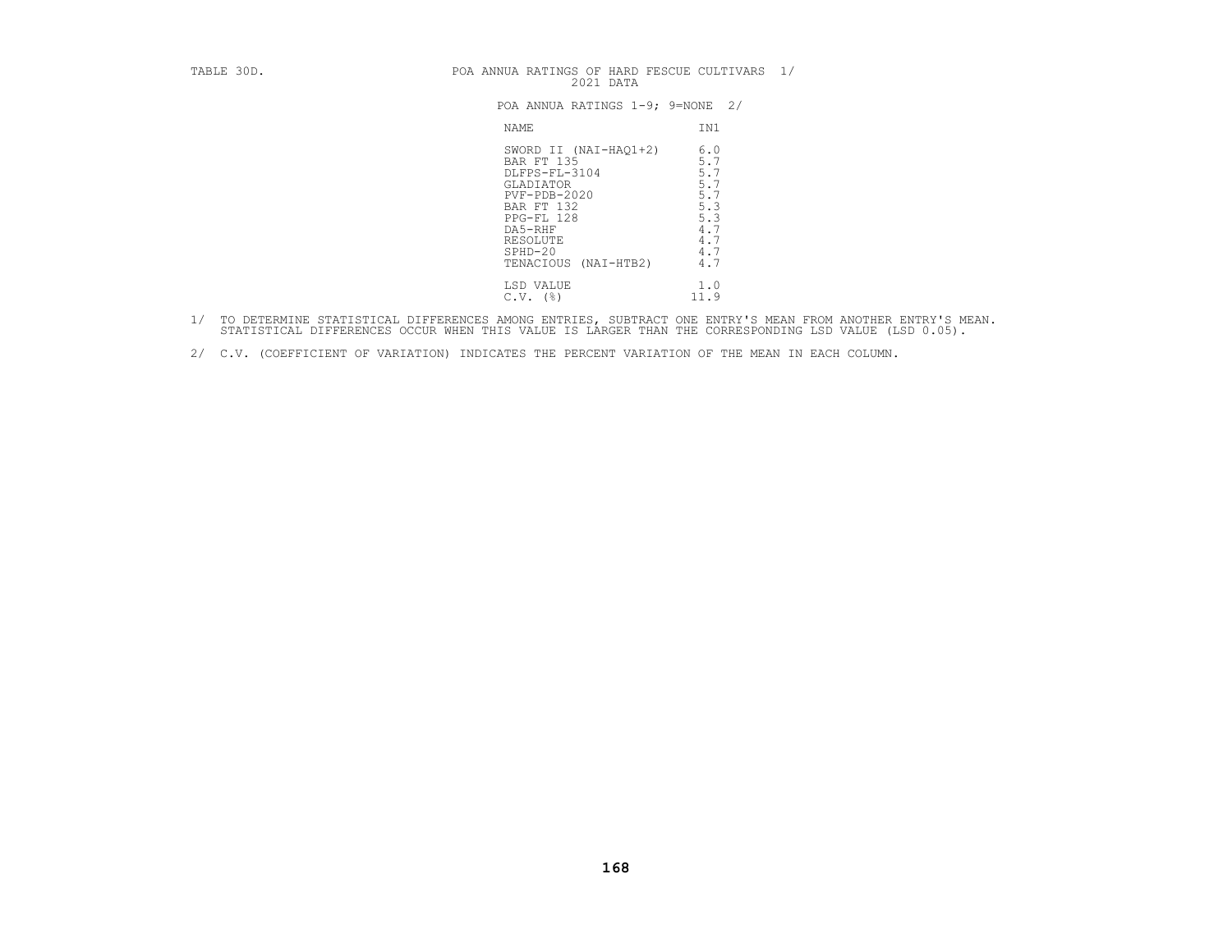TABLE 30D. POA ANNUA RATINGS OF HARD FESCUE CULTIVARS 1/
2021 DATA

POA ANNUA RATINGS 1-9; 9=NONE 2/

| NAME | IN1 |
|---|---|
| SWORD II (NAI-HAQ1+2) | 6.0 |
| BAR FT 135 | 5.7 |
| DLFPS-FL-3104 | 5.7 |
| GLADIATOR | 5.7 |
| PVF-PDB-2020 | 5.7 |
| BAR FT 132 | 5.3 |
| PPG-FL 128 | 5.3 |
| DA5-RHF | 4.7 |
| RESOLUTE | 4.7 |
| SPHD-20 | 4.7 |
| TENACIOUS (NAI-HTB2) | 4.7 |
| LSD VALUE | 1.0 |
| C.V. (%) | 11.9 |

1/ TO DETERMINE STATISTICAL DIFFERENCES AMONG ENTRIES, SUBTRACT ONE ENTRY'S MEAN FROM ANOTHER ENTRY'S MEAN. STATISTICAL DIFFERENCES OCCUR WHEN THIS VALUE IS LARGER THAN THE CORRESPONDING LSD VALUE (LSD 0.05).

2/ C.V. (COEFFICIENT OF VARIATION) INDICATES THE PERCENT VARIATION OF THE MEAN IN EACH COLUMN.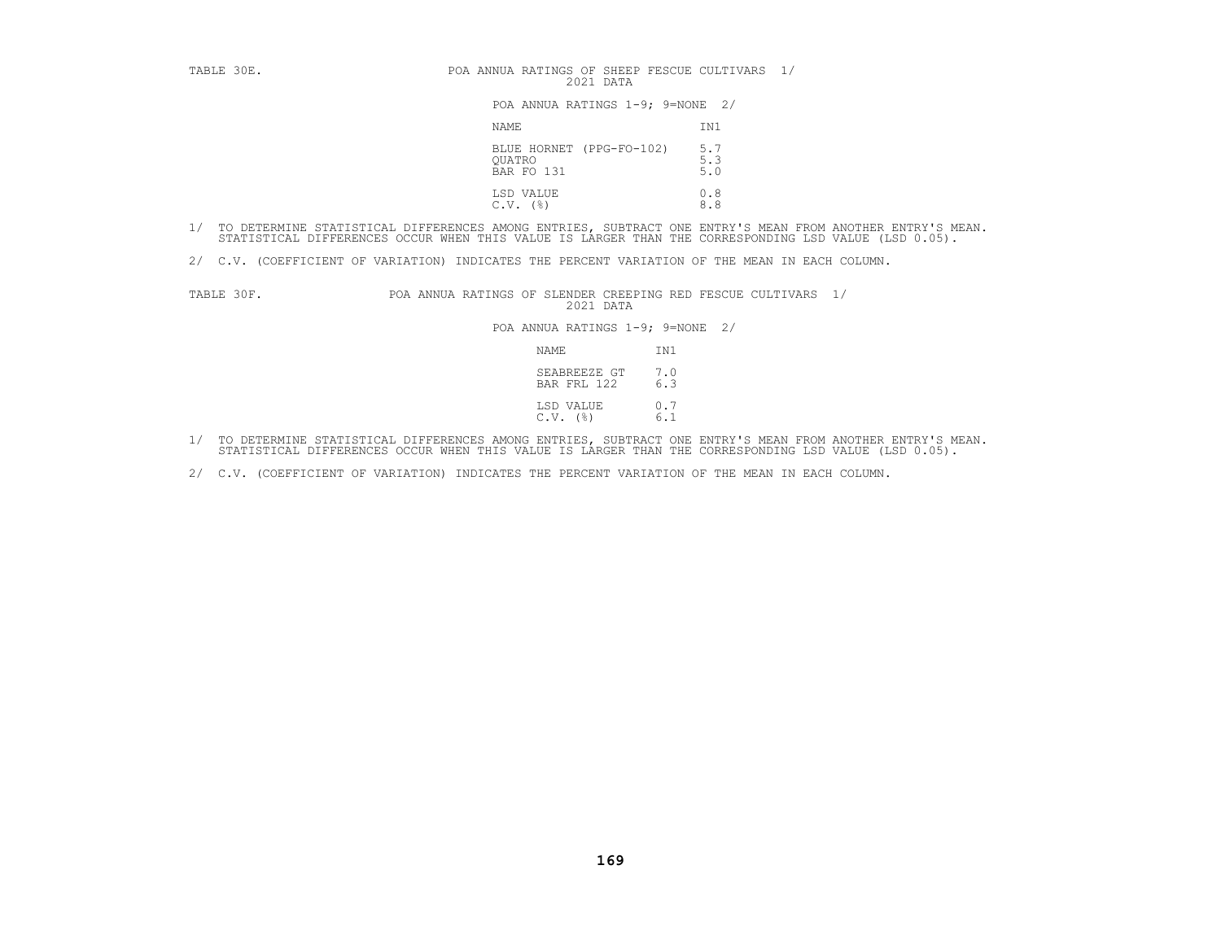TABLE 30E. POA ANNUA RATINGS OF SHEEP FESCUE CULTIVARS 1/
2021 DATA

POA ANNUA RATINGS 1-9; 9=NONE 2/

| NAME | IN1 |
|---|---|
| BLUE HORNET (PPG-FO-102) | 5.7 |
| QUATRO | 5.3 |
| BAR FO 131 | 5.0 |
| LSD VALUE | 0.8 |
| C.V. (%) | 8.8 |

1/ TO DETERMINE STATISTICAL DIFFERENCES AMONG ENTRIES, SUBTRACT ONE ENTRY'S MEAN FROM ANOTHER ENTRY'S MEAN. STATISTICAL DIFFERENCES OCCUR WHEN THIS VALUE IS LARGER THAN THE CORRESPONDING LSD VALUE (LSD 0.05).

2/ C.V. (COEFFICIENT OF VARIATION) INDICATES THE PERCENT VARIATION OF THE MEAN IN EACH COLUMN.

TABLE 30F. POA ANNUA RATINGS OF SLENDER CREEPING RED FESCUE CULTIVARS 1/
2021 DATA

POA ANNUA RATINGS 1-9; 9=NONE 2/

| NAME | IN1 |
|---|---|
| SEABREEZE GT | 7.0 |
| BAR FRL 122 | 6.3 |
| LSD VALUE | 0.7 |
| C.V. (%) | 6.1 |

1/ TO DETERMINE STATISTICAL DIFFERENCES AMONG ENTRIES, SUBTRACT ONE ENTRY'S MEAN FROM ANOTHER ENTRY'S MEAN. STATISTICAL DIFFERENCES OCCUR WHEN THIS VALUE IS LARGER THAN THE CORRESPONDING LSD VALUE (LSD 0.05).

2/ C.V. (COEFFICIENT OF VARIATION) INDICATES THE PERCENT VARIATION OF THE MEAN IN EACH COLUMN.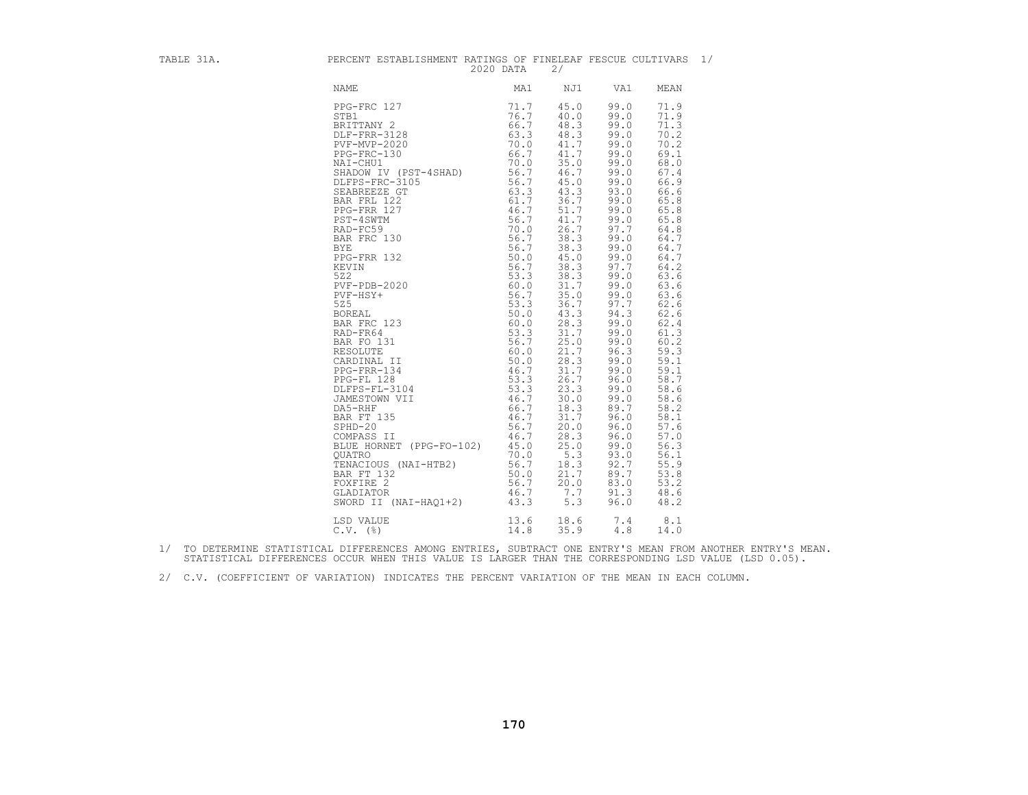TABLE 31A. PERCENT ESTABLISHMENT RATINGS OF FINELEAF FESCUE CULTIVARS 1/
2020 DATA 2/

| NAME | MA1 | NJ1 | VA1 | MEAN |
|---|---|---|---|---|
| PPG-FRC 127 | 71.7 | 45.0 | 99.0 | 71.9 |
| STB1 | 76.7 | 40.0 | 99.0 | 71.9 |
| BRITTANY 2 | 66.7 | 48.3 | 99.0 | 71.3 |
| DLF-FRR-3128 | 63.3 | 48.3 | 99.0 | 70.2 |
| PVF-MVP-2020 | 70.0 | 41.7 | 99.0 | 70.2 |
| PPG-FRC-130 | 66.7 | 41.7 | 99.0 | 69.1 |
| NAI-CHU1 | 70.0 | 35.0 | 99.0 | 68.0 |
| SHADOW IV (PST-4SHAD) | 56.7 | 46.7 | 99.0 | 67.4 |
| DLFPS-FRC-3105 | 56.7 | 45.0 | 99.0 | 66.9 |
| SEABREEZE GT | 63.3 | 43.3 | 93.0 | 66.6 |
| BAR FRL 122 | 61.7 | 36.7 | 99.0 | 65.8 |
| PPG-FRR 127 | 46.7 | 51.7 | 99.0 | 65.8 |
| PST-4SWTM | 56.7 | 41.7 | 99.0 | 65.8 |
| RAD-FC59 | 70.0 | 26.7 | 97.7 | 64.8 |
| BAR FRC 130 | 56.7 | 38.3 | 99.0 | 64.7 |
| BYE | 56.7 | 38.3 | 99.0 | 64.7 |
| PPG-FRR 132 | 50.0 | 45.0 | 99.0 | 64.7 |
| KEVIN | 56.7 | 38.3 | 97.7 | 64.2 |
| 5Z2 | 53.3 | 38.3 | 99.0 | 63.6 |
| PVF-PDB-2020 | 60.0 | 31.7 | 99.0 | 63.6 |
| PVF-HSY+ | 56.7 | 35.0 | 99.0 | 63.6 |
| 5Z5 | 53.3 | 36.7 | 97.7 | 62.6 |
| BOREAL | 50.0 | 43.3 | 94.3 | 62.6 |
| BAR FRC 123 | 60.0 | 28.3 | 99.0 | 62.4 |
| RAD-FR64 | 53.3 | 31.7 | 99.0 | 61.3 |
| BAR FO 131 | 56.7 | 25.0 | 99.0 | 60.2 |
| RESOLUTE | 60.0 | 21.7 | 96.3 | 59.3 |
| CARDINAL II | 50.0 | 28.3 | 99.0 | 59.1 |
| PPG-FRR-134 | 46.7 | 31.7 | 99.0 | 59.1 |
| PPG-FL 128 | 53.3 | 26.7 | 96.0 | 58.7 |
| DLFPS-FL-3104 | 53.3 | 23.3 | 99.0 | 58.6 |
| JAMESTOWN VII | 46.7 | 30.0 | 99.0 | 58.6 |
| DA5-RHF | 66.7 | 18.3 | 89.7 | 58.2 |
| BAR FT 135 | 46.7 | 31.7 | 96.0 | 58.1 |
| SPHD-20 | 56.7 | 20.0 | 96.0 | 57.6 |
| COMPASS II | 46.7 | 28.3 | 96.0 | 57.0 |
| BLUE HORNET (PPG-FO-102) | 45.0 | 25.0 | 99.0 | 56.3 |
| QUATRO | 70.0 | 5.3 | 93.0 | 56.1 |
| TENACIOUS (NAI-HTB2) | 56.7 | 18.3 | 92.7 | 55.9 |
| BAR FT 132 | 50.0 | 21.7 | 89.7 | 53.8 |
| FOXFIRE 2 | 56.7 | 20.0 | 83.0 | 53.2 |
| GLADIATOR | 46.7 | 7.7 | 91.3 | 48.6 |
| SWORD II (NAI-HAQ1+2) | 43.3 | 5.3 | 96.0 | 48.2 |
| LSD VALUE | 13.6 | 18.6 | 7.4 | 8.1 |
| C.V. (%) | 14.8 | 35.9 | 4.8 | 14.0 |

1/ TO DETERMINE STATISTICAL DIFFERENCES AMONG ENTRIES, SUBTRACT ONE ENTRY'S MEAN FROM ANOTHER ENTRY'S MEAN. STATISTICAL DIFFERENCES OCCUR WHEN THIS VALUE IS LARGER THAN THE CORRESPONDING LSD VALUE (LSD 0.05).

2/ C.V. (COEFFICIENT OF VARIATION) INDICATES THE PERCENT VARIATION OF THE MEAN IN EACH COLUMN.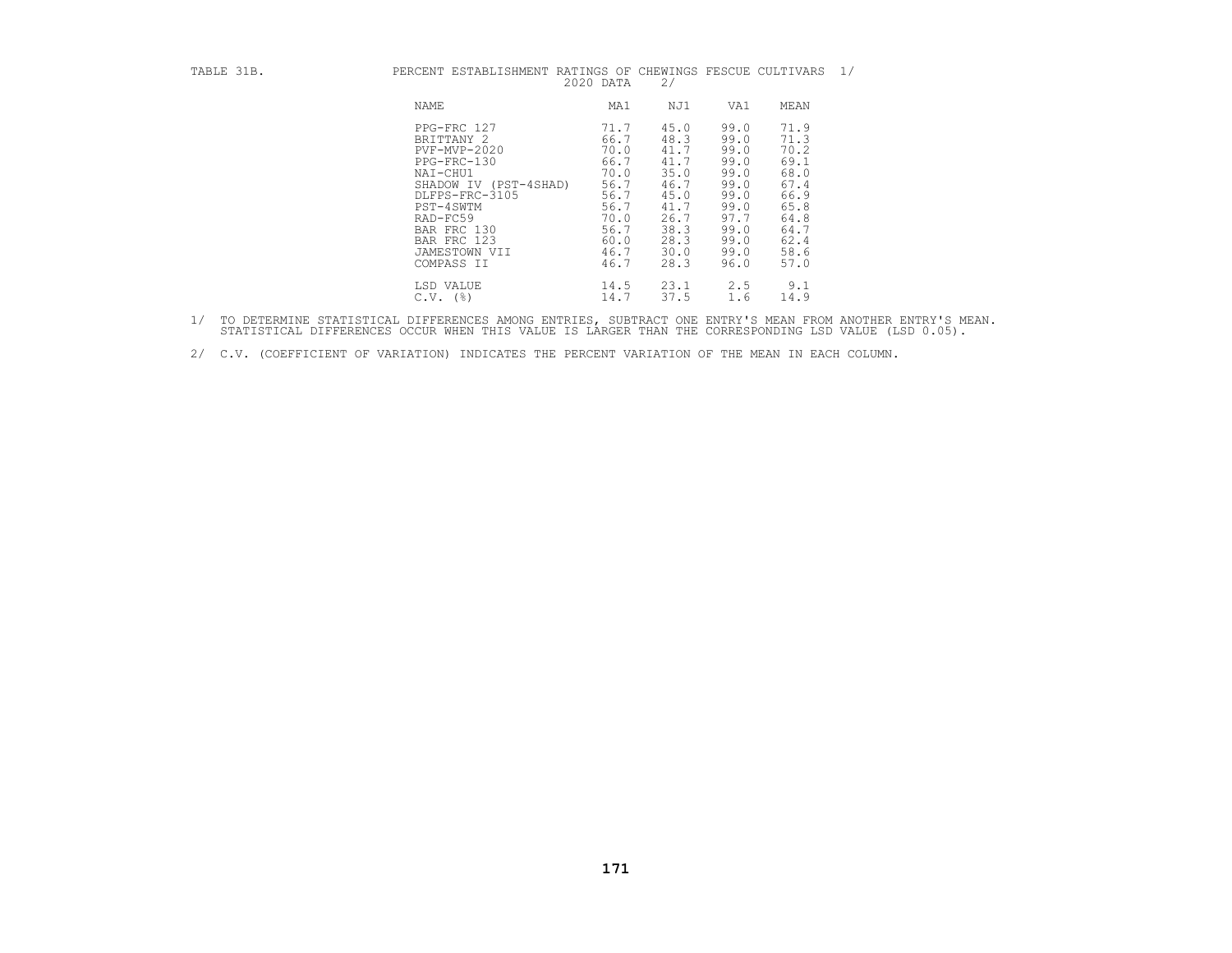TABLE 31B. PERCENT ESTABLISHMENT RATINGS OF CHEWINGS FESCUE CULTIVARS 1/
2020 DATA 2/

| NAME | MA1 | NJ1 | VA1 | MEAN |
|---|---|---|---|---|
| PPG-FRC 127 | 71.7 | 45.0 | 99.0 | 71.9 |
| BRITTANY 2 | 66.7 | 48.3 | 99.0 | 71.3 |
| PVF-MVP-2020 | 70.0 | 41.7 | 99.0 | 70.2 |
| PPG-FRC-130 | 66.7 | 41.7 | 99.0 | 69.1 |
| NAI-CHU1 | 70.0 | 35.0 | 99.0 | 68.0 |
| SHADOW IV (PST-4SHAD) | 56.7 | 46.7 | 99.0 | 67.4 |
| DLFPS-FRC-3105 | 56.7 | 45.0 | 99.0 | 66.9 |
| PST-4SWTM | 56.7 | 41.7 | 99.0 | 65.8 |
| RAD-FC59 | 70.0 | 26.7 | 97.7 | 64.8 |
| BAR FRC 130 | 56.7 | 38.3 | 99.0 | 64.7 |
| BAR FRC 123 | 60.0 | 28.3 | 99.0 | 62.4 |
| JAMESTOWN VII | 46.7 | 30.0 | 99.0 | 58.6 |
| COMPASS II | 46.7 | 28.3 | 96.0 | 57.0 |
| LSD VALUE | 14.5 | 23.1 | 2.5 | 9.1 |
| C.V. (%) | 14.7 | 37.5 | 1.6 | 14.9 |

1/ TO DETERMINE STATISTICAL DIFFERENCES AMONG ENTRIES, SUBTRACT ONE ENTRY'S MEAN FROM ANOTHER ENTRY'S MEAN. STATISTICAL DIFFERENCES OCCUR WHEN THIS VALUE IS LARGER THAN THE CORRESPONDING LSD VALUE (LSD 0.05).

2/ C.V. (COEFFICIENT OF VARIATION) INDICATES THE PERCENT VARIATION OF THE MEAN IN EACH COLUMN.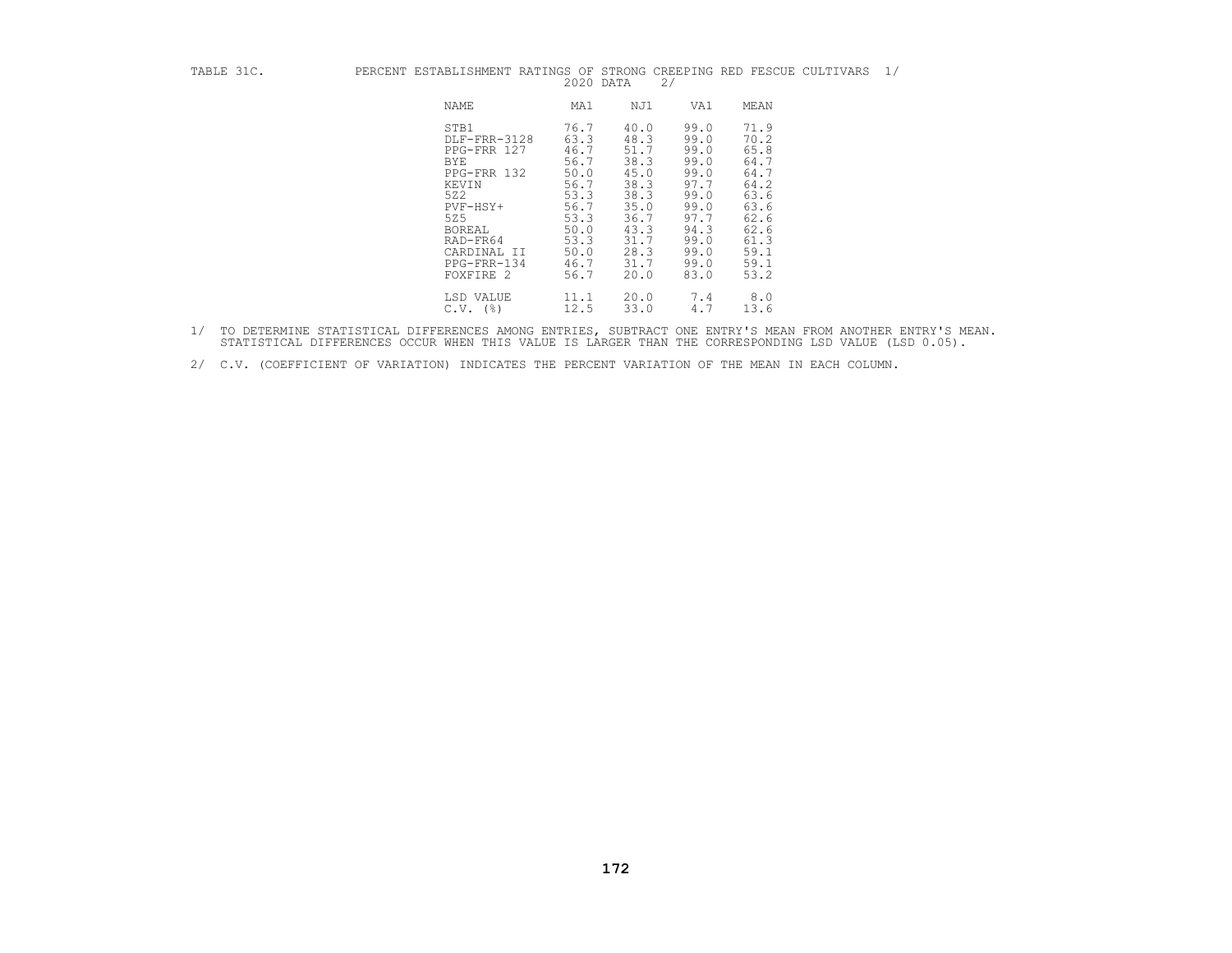TABLE 31C. PERCENT ESTABLISHMENT RATINGS OF STRONG CREEPING RED FESCUE CULTIVARS 1/
2020 DATA 2/

| NAME | MA1 | NJ1 | VA1 | MEAN |
|---|---|---|---|---|
| STB1 | 76.7 | 40.0 | 99.0 | 71.9 |
| DLF-FRR-3128 | 63.3 | 48.3 | 99.0 | 70.2 |
| PPG-FRR 127 | 46.7 | 51.7 | 99.0 | 65.8 |
| BYE | 56.7 | 38.3 | 99.0 | 64.7 |
| PPG-FRR 132 | 50.0 | 45.0 | 99.0 | 64.7 |
| KEVIN | 56.7 | 38.3 | 97.7 | 64.2 |
| 5Z2 | 53.3 | 38.3 | 99.0 | 63.6 |
| PVF-HSY+ | 56.7 | 35.0 | 99.0 | 63.6 |
| 5Z5 | 53.3 | 36.7 | 97.7 | 62.6 |
| BOREAL | 50.0 | 43.3 | 94.3 | 62.6 |
| RAD-FR64 | 53.3 | 31.7 | 99.0 | 61.3 |
| CARDINAL II | 50.0 | 28.3 | 99.0 | 59.1 |
| PPG-FRR-134 | 46.7 | 31.7 | 99.0 | 59.1 |
| FOXFIRE 2 | 56.7 | 20.0 | 83.0 | 53.2 |
| LSD VALUE | 11.1 | 20.0 | 7.4 | 8.0 |
| C.V. (%) | 12.5 | 33.0 | 4.7 | 13.6 |

1/ TO DETERMINE STATISTICAL DIFFERENCES AMONG ENTRIES, SUBTRACT ONE ENTRY'S MEAN FROM ANOTHER ENTRY'S MEAN. STATISTICAL DIFFERENCES OCCUR WHEN THIS VALUE IS LARGER THAN THE CORRESPONDING LSD VALUE (LSD 0.05).

2/ C.V. (COEFFICIENT OF VARIATION) INDICATES THE PERCENT VARIATION OF THE MEAN IN EACH COLUMN.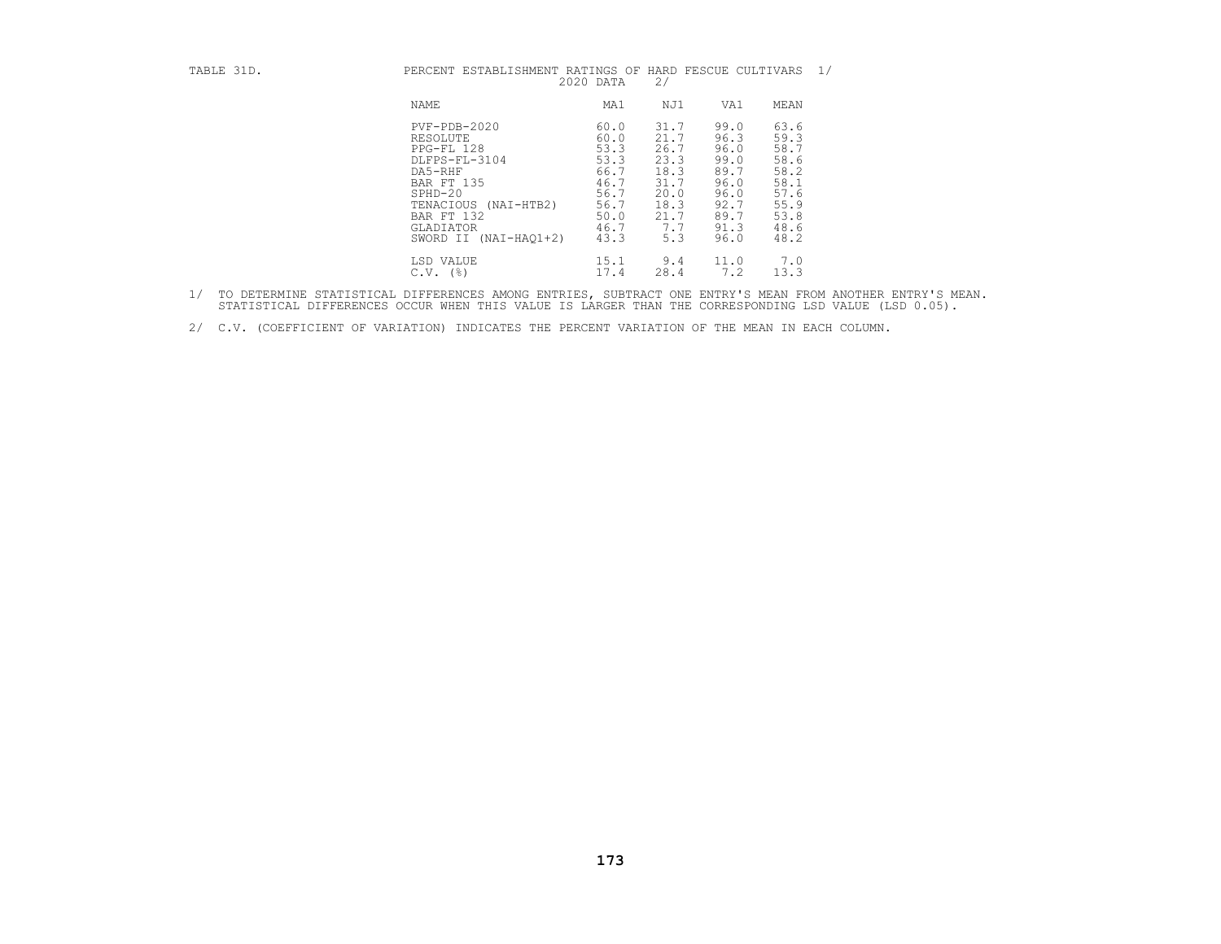TABLE 31D. PERCENT ESTABLISHMENT RATINGS OF HARD FESCUE CULTIVARS 1/
2020 DATA 2/

| NAME | MA1 | NJ1 | VA1 | MEAN |
|---|---|---|---|---|
| PVF-PDB-2020 | 60.0 | 31.7 | 99.0 | 63.6 |
| RESOLUTE | 60.0 | 21.7 | 96.3 | 59.3 |
| PPG-FL 128 | 53.3 | 26.7 | 96.0 | 58.7 |
| DLFPS-FL-3104 | 53.3 | 23.3 | 99.0 | 58.6 |
| DA5-RHF | 66.7 | 18.3 | 89.7 | 58.2 |
| BAR FT 135 | 46.7 | 31.7 | 96.0 | 58.1 |
| SPHD-20 | 56.7 | 20.0 | 96.0 | 57.6 |
| TENACIOUS (NAI-HTB2) | 56.7 | 18.3 | 92.7 | 55.9 |
| BAR FT 132 | 50.0 | 21.7 | 89.7 | 53.8 |
| GLADIATOR | 46.7 | 7.7 | 91.3 | 48.6 |
| SWORD II (NAI-HAQ1+2) | 43.3 | 5.3 | 96.0 | 48.2 |
| LSD VALUE | 15.1 | 9.4 | 11.0 | 7.0 |
| C.V. (%) | 17.4 | 28.4 | 7.2 | 13.3 |

1/ TO DETERMINE STATISTICAL DIFFERENCES AMONG ENTRIES, SUBTRACT ONE ENTRY'S MEAN FROM ANOTHER ENTRY'S MEAN. STATISTICAL DIFFERENCES OCCUR WHEN THIS VALUE IS LARGER THAN THE CORRESPONDING LSD VALUE (LSD 0.05).

2/ C.V. (COEFFICIENT OF VARIATION) INDICATES THE PERCENT VARIATION OF THE MEAN IN EACH COLUMN.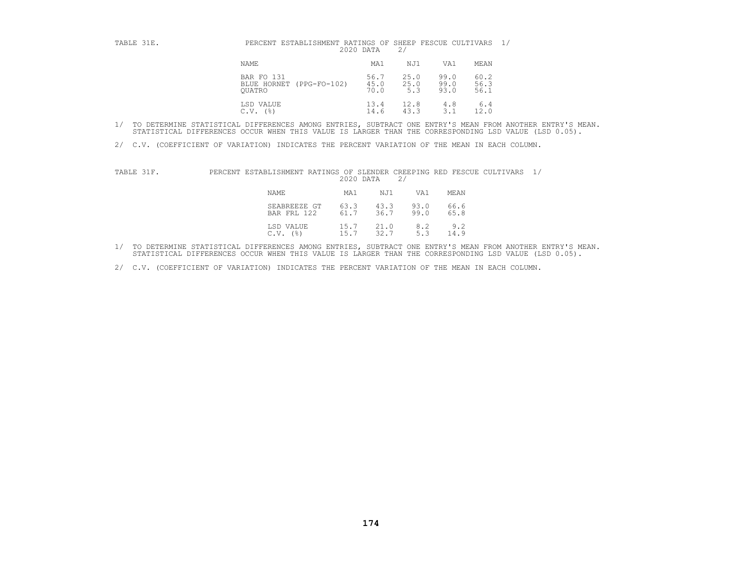TABLE 31E. PERCENT ESTABLISHMENT RATINGS OF SHEEP FESCUE CULTIVARS 1/
2020 DATA 2/

| NAME | MA1 | NJ1 | VA1 | MEAN |
|---|---|---|---|---|
| BAR FO 131 | 56.7 | 25.0 | 99.0 | 60.2 |
| BLUE HORNET (PPG-FO-102) | 45.0 | 25.0 | 99.0 | 56.3 |
| QUATRO | 70.0 | 5.3 | 93.0 | 56.1 |
| LSD VALUE | 13.4 | 12.8 | 4.8 | 6.4 |
| C.V. (%) | 14.6 | 43.3 | 3.1 | 12.0 |

1/ TO DETERMINE STATISTICAL DIFFERENCES AMONG ENTRIES, SUBTRACT ONE ENTRY'S MEAN FROM ANOTHER ENTRY'S MEAN. STATISTICAL DIFFERENCES OCCUR WHEN THIS VALUE IS LARGER THAN THE CORRESPONDING LSD VALUE (LSD 0.05).

2/ C.V. (COEFFICIENT OF VARIATION) INDICATES THE PERCENT VARIATION OF THE MEAN IN EACH COLUMN.

TABLE 31F. PERCENT ESTABLISHMENT RATINGS OF SLENDER CREEPING RED FESCUE CULTIVARS 1/
2020 DATA 2/

| NAME | MA1 | NJ1 | VA1 | MEAN |
|---|---|---|---|---|
| SEABREEZE GT | 63.3 | 43.3 | 93.0 | 66.6 |
| BAR FRL 122 | 61.7 | 36.7 | 99.0 | 65.8 |
| LSD VALUE | 15.7 | 21.0 | 8.2 | 9.2 |
| C.V. (%) | 15.7 | 32.7 | 5.3 | 14.9 |

1/ TO DETERMINE STATISTICAL DIFFERENCES AMONG ENTRIES, SUBTRACT ONE ENTRY'S MEAN FROM ANOTHER ENTRY'S MEAN. STATISTICAL DIFFERENCES OCCUR WHEN THIS VALUE IS LARGER THAN THE CORRESPONDING LSD VALUE (LSD 0.05).

2/ C.V. (COEFFICIENT OF VARIATION) INDICATES THE PERCENT VARIATION OF THE MEAN IN EACH COLUMN.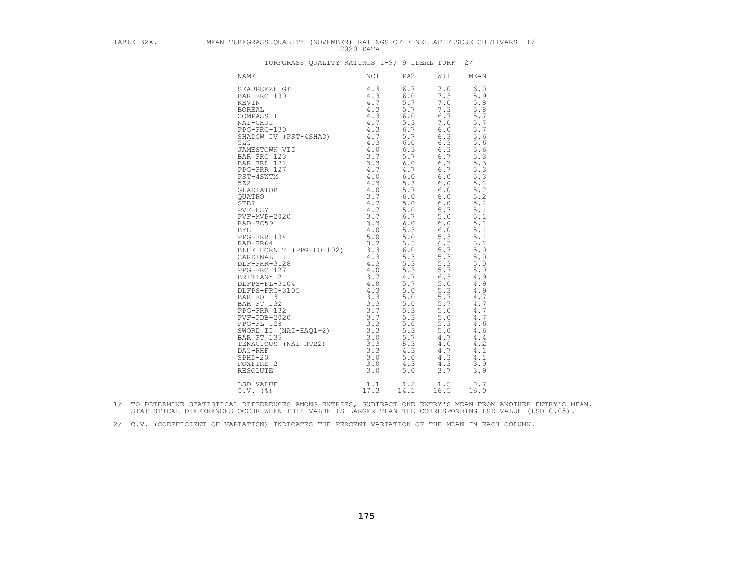TABLE 32A. MEAN TURFGRASS QUALITY (NOVEMBER) RATINGS OF FINELEAF FESCUE CULTIVARS 1/
2020 DATA

TURFGRASS QUALITY RATINGS 1-9; 9=IDEAL TURF 2/

| NAME | NC1 | PA2 | WI1 | MEAN |
|---|---|---|---|---|
| SEABREEZE GT | 4.3 | 6.7 | 7.0 | 6.0 |
| BAR FRC 130 | 4.3 | 6.0 | 7.3 | 5.9 |
| KEVIN | 4.7 | 5.7 | 7.0 | 5.8 |
| BOREAL | 4.3 | 5.7 | 7.3 | 5.8 |
| COMPASS II | 4.3 | 6.0 | 6.7 | 5.7 |
| NAI-CHU1 | 4.7 | 5.3 | 7.0 | 5.7 |
| PPG-FRC-130 | 4.3 | 6.7 | 6.0 | 5.7 |
| SHADOW IV (PST-4SHAD) | 4.7 | 5.7 | 6.3 | 5.6 |
| 5Z5 | 4.3 | 6.0 | 6.3 | 5.6 |
| JAMESTOWN VII | 4.0 | 6.3 | 6.3 | 5.6 |
| BAR FRC 123 | 3.7 | 5.7 | 6.7 | 5.3 |
| BAR FRL 122 | 3.3 | 6.0 | 6.7 | 5.3 |
| PPG-FRR 127 | 4.7 | 4.7 | 6.7 | 5.3 |
| PST-4SWTM | 4.0 | 6.0 | 6.0 | 5.3 |
| 5Z2 | 4.3 | 5.3 | 6.0 | 5.2 |
| GLADIATOR | 4.0 | 5.7 | 6.0 | 5.2 |
| QUATRO | 3.7 | 6.0 | 6.0 | 5.2 |
| STB1 | 4.7 | 5.0 | 6.0 | 5.2 |
| PVF-HSY+ | 4.7 | 5.0 | 5.7 | 5.1 |
| PVF-MVP-2020 | 3.7 | 6.7 | 5.0 | 5.1 |
| RAD-FC59 | 3.3 | 6.0 | 6.0 | 5.1 |
| BYE | 4.0 | 5.3 | 6.0 | 5.1 |
| PPG-FRR-134 | 5.0 | 5.0 | 5.3 | 5.1 |
| RAD-FR64 | 3.7 | 5.3 | 6.3 | 5.1 |
| BLUE HORNET (PPG-FO-102) | 3.3 | 6.0 | 5.7 | 5.0 |
| CARDINAL II | 4.3 | 5.3 | 5.3 | 5.0 |
| DLF-FRR-3128 | 4.3 | 5.3 | 5.3 | 5.0 |
| PPG-FRC 127 | 4.0 | 5.3 | 5.7 | 5.0 |
| BRITTANY 2 | 3.7 | 4.7 | 6.3 | 4.9 |
| DLFPS-FL-3104 | 4.0 | 5.7 | 5.0 | 4.9 |
| DLFPS-FRC-3105 | 4.3 | 5.0 | 5.3 | 4.9 |
| BAR FO 131 | 3.3 | 5.0 | 5.7 | 4.7 |
| BAR FT 132 | 3.3 | 5.0 | 5.7 | 4.7 |
| PPG-FRR 132 | 3.7 | 5.3 | 5.0 | 4.7 |
| PVF-PDB-2020 | 3.7 | 5.3 | 5.0 | 4.7 |
| PPG-FL 128 | 3.3 | 5.0 | 5.3 | 4.6 |
| SWORD II (NAI-HAQ1+2) | 3.3 | 5.3 | 5.0 | 4.6 |
| BAR FT 135 | 3.0 | 5.7 | 4.7 | 4.4 |
| TENACIOUS (NAI-HTB2) | 3.3 | 5.3 | 4.0 | 4.2 |
| DA5-RHF | 3.3 | 4.3 | 4.7 | 4.1 |
| SPHD-20 | 3.0 | 5.0 | 4.3 | 4.1 |
| FOXFIRE 2 | 3.0 | 4.3 | 4.3 | 3.9 |
| RESOLUTE | 3.0 | 5.0 | 3.7 | 3.9 |
| LSD VALUE | 1.1 | 1.2 | 1.5 | 0.7 |
| C.V. (%) | 17.3 | 14.1 | 16.5 | 16.0 |

1/ TO DETERMINE STATISTICAL DIFFERENCES AMONG ENTRIES, SUBTRACT ONE ENTRY'S MEAN FROM ANOTHER ENTRY'S MEAN. STATISTICAL DIFFERENCES OCCUR WHEN THIS VALUE IS LARGER THAN THE CORRESPONDING LSD VALUE (LSD 0.05).

2/ C.V. (COEFFICIENT OF VARIATION) INDICATES THE PERCENT VARIATION OF THE MEAN IN EACH COLUMN.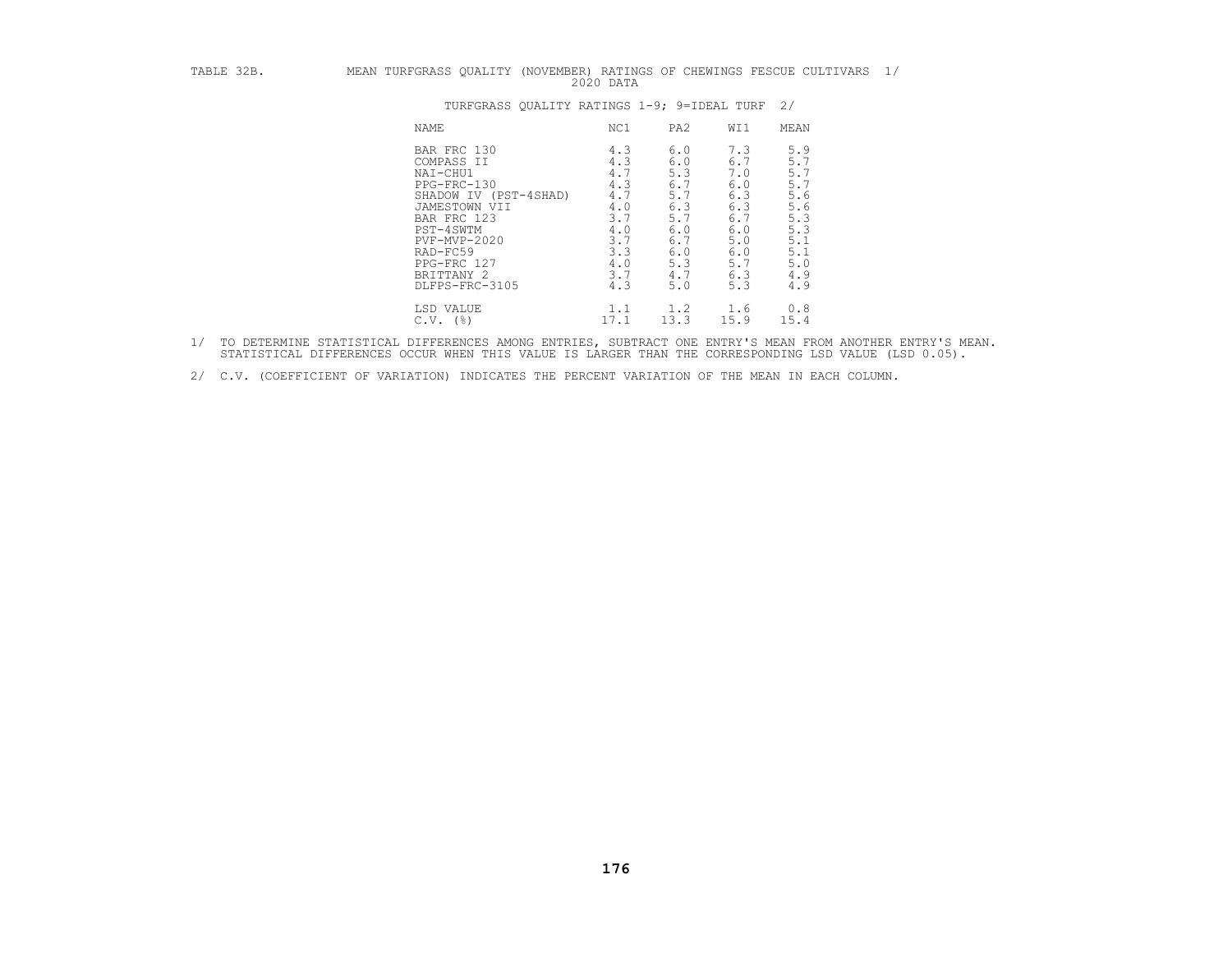TABLE 32B. MEAN TURFGRASS QUALITY (NOVEMBER) RATINGS OF CHEWINGS FESCUE CULTIVARS 1/
2020 DATA

TURFGRASS QUALITY RATINGS 1-9; 9=IDEAL TURF 2/

| NAME | NC1 | PA2 | WI1 | MEAN |
|---|---|---|---|---|
| BAR FRC 130 | 4.3 | 6.0 | 7.3 | 5.9 |
| COMPASS II | 4.3 | 6.0 | 6.7 | 5.7 |
| NAI-CHU1 | 4.7 | 5.3 | 7.0 | 5.7 |
| PPG-FRC-130 | 4.3 | 6.7 | 6.0 | 5.7 |
| SHADOW IV (PST-4SHAD) | 4.7 | 5.7 | 6.3 | 5.6 |
| JAMESTOWN VII | 4.0 | 6.3 | 6.3 | 5.6 |
| BAR FRC 123 | 3.7 | 5.7 | 6.7 | 5.3 |
| PST-4SWTM | 4.0 | 6.0 | 6.0 | 5.3 |
| PVF-MVP-2020 | 3.7 | 6.7 | 5.0 | 5.1 |
| RAD-FC59 | 3.3 | 6.0 | 6.0 | 5.1 |
| PPG-FRC 127 | 4.0 | 5.3 | 5.7 | 5.0 |
| BRITTANY 2 | 3.7 | 4.7 | 6.3 | 4.9 |
| DLFPS-FRC-3105 | 4.3 | 5.0 | 5.3 | 4.9 |
| LSD VALUE | 1.1 | 1.2 | 1.6 | 0.8 |
| C.V. (%) | 17.1 | 13.3 | 15.9 | 15.4 |

1/ TO DETERMINE STATISTICAL DIFFERENCES AMONG ENTRIES, SUBTRACT ONE ENTRY'S MEAN FROM ANOTHER ENTRY'S MEAN. STATISTICAL DIFFERENCES OCCUR WHEN THIS VALUE IS LARGER THAN THE CORRESPONDING LSD VALUE (LSD 0.05).

2/ C.V. (COEFFICIENT OF VARIATION) INDICATES THE PERCENT VARIATION OF THE MEAN IN EACH COLUMN.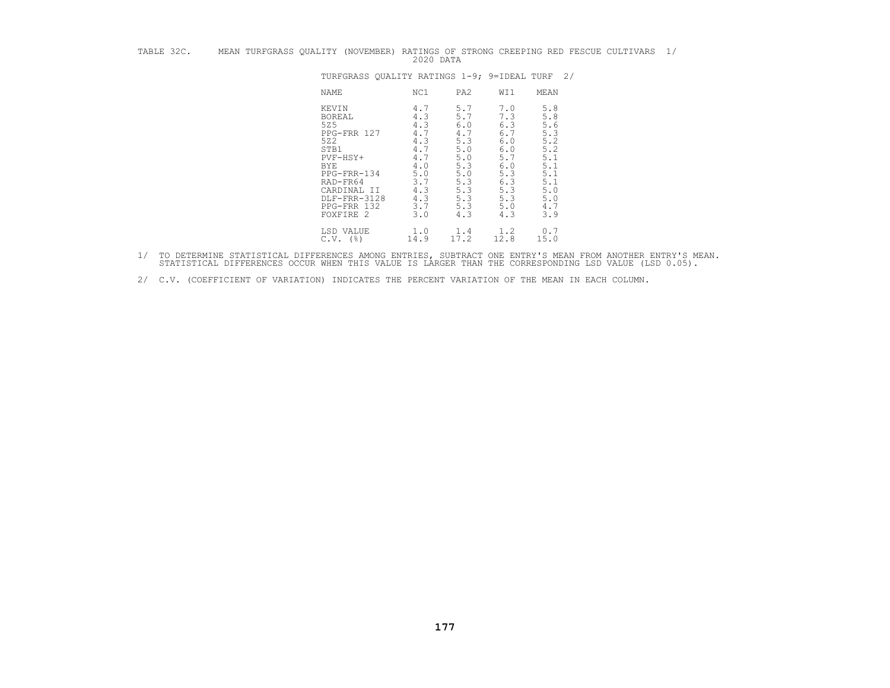TABLE 32C. MEAN TURFGRASS QUALITY (NOVEMBER) RATINGS OF STRONG CREEPING RED FESCUE CULTIVARS 1/
2020 DATA

TURFGRASS QUALITY RATINGS 1-9; 9=IDEAL TURF 2/

| NAME | NC1 | PA2 | WI1 | MEAN |
|---|---|---|---|---|
| KEVIN | 4.7 | 5.7 | 7.0 | 5.8 |
| BOREAL | 4.3 | 5.7 | 7.3 | 5.8 |
| 5Z5 | 4.3 | 6.0 | 6.3 | 5.6 |
| PPG-FRR 127 | 4.7 | 4.7 | 6.7 | 5.3 |
| 5Z2 | 4.3 | 5.3 | 6.0 | 5.2 |
| STB1 | 4.7 | 5.0 | 6.0 | 5.2 |
| PVF-HSY+ | 4.7 | 5.0 | 5.7 | 5.1 |
| BYE | 4.0 | 5.3 | 6.0 | 5.1 |
| PPG-FRR-134 | 5.0 | 5.0 | 5.3 | 5.1 |
| RAD-FR64 | 3.7 | 5.3 | 6.3 | 5.1 |
| CARDINAL II | 4.3 | 5.3 | 5.3 | 5.0 |
| DLF-FRR-3128 | 4.3 | 5.3 | 5.3 | 5.0 |
| PPG-FRR 132 | 3.7 | 5.3 | 5.0 | 4.7 |
| FOXFIRE 2 | 3.0 | 4.3 | 4.3 | 3.9 |
| LSD VALUE | 1.0 | 1.4 | 1.2 | 0.7 |
| C.V. (%) | 14.9 | 17.2 | 12.8 | 15.0 |

1/ TO DETERMINE STATISTICAL DIFFERENCES AMONG ENTRIES, SUBTRACT ONE ENTRY'S MEAN FROM ANOTHER ENTRY'S MEAN. STATISTICAL DIFFERENCES OCCUR WHEN THIS VALUE IS LARGER THAN THE CORRESPONDING LSD VALUE (LSD 0.05).

2/ C.V. (COEFFICIENT OF VARIATION) INDICATES THE PERCENT VARIATION OF THE MEAN IN EACH COLUMN.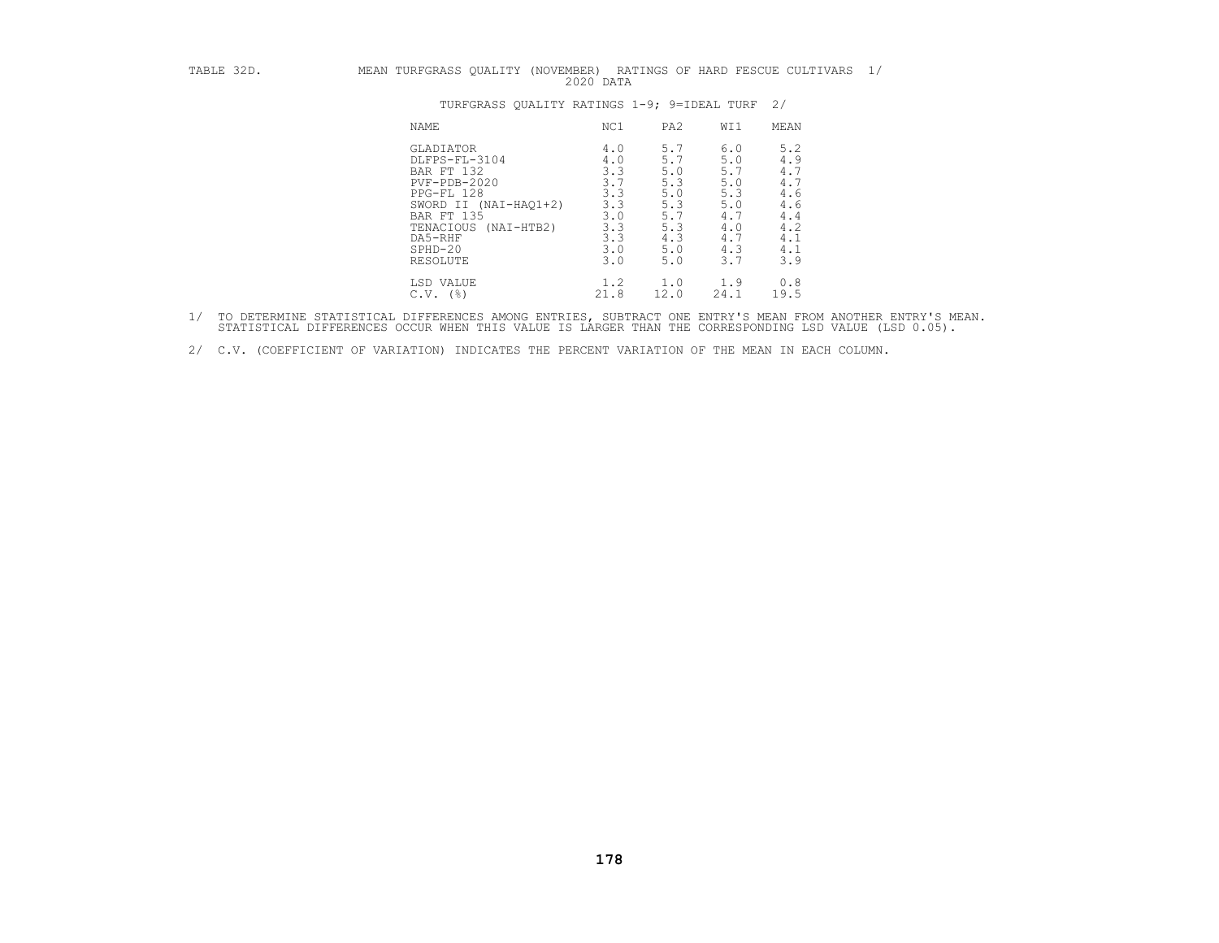TABLE 32D. MEAN TURFGRASS QUALITY (NOVEMBER) RATINGS OF HARD FESCUE CULTIVARS 1/
2020 DATA

TURFGRASS QUALITY RATINGS 1-9; 9=IDEAL TURF 2/

| NAME | NC1 | PA2 | WI1 | MEAN |
|---|---|---|---|---|
| GLADIATOR | 4.0 | 5.7 | 6.0 | 5.2 |
| DLFPS-FL-3104 | 4.0 | 5.7 | 5.0 | 4.9 |
| BAR FT 132 | 3.3 | 5.0 | 5.7 | 4.7 |
| PVF-PDB-2020 | 3.7 | 5.3 | 5.0 | 4.7 |
| PPG-FL 128 | 3.3 | 5.0 | 5.3 | 4.6 |
| SWORD II (NAI-HAQ1+2) | 3.3 | 5.3 | 5.0 | 4.6 |
| BAR FT 135 | 3.0 | 5.7 | 4.7 | 4.4 |
| TENACIOUS (NAI-HTB2) | 3.3 | 5.3 | 4.0 | 4.2 |
| DA5-RHF | 3.3 | 4.3 | 4.7 | 4.1 |
| SPHD-20 | 3.0 | 5.0 | 4.3 | 4.1 |
| RESOLUTE | 3.0 | 5.0 | 3.7 | 3.9 |
| LSD VALUE | 1.2 | 1.0 | 1.9 | 0.8 |
| C.V. (%) | 21.8 | 12.0 | 24.1 | 19.5 |

1/ TO DETERMINE STATISTICAL DIFFERENCES AMONG ENTRIES, SUBTRACT ONE ENTRY'S MEAN FROM ANOTHER ENTRY'S MEAN. STATISTICAL DIFFERENCES OCCUR WHEN THIS VALUE IS LARGER THAN THE CORRESPONDING LSD VALUE (LSD 0.05).

2/ C.V. (COEFFICIENT OF VARIATION) INDICATES THE PERCENT VARIATION OF THE MEAN IN EACH COLUMN.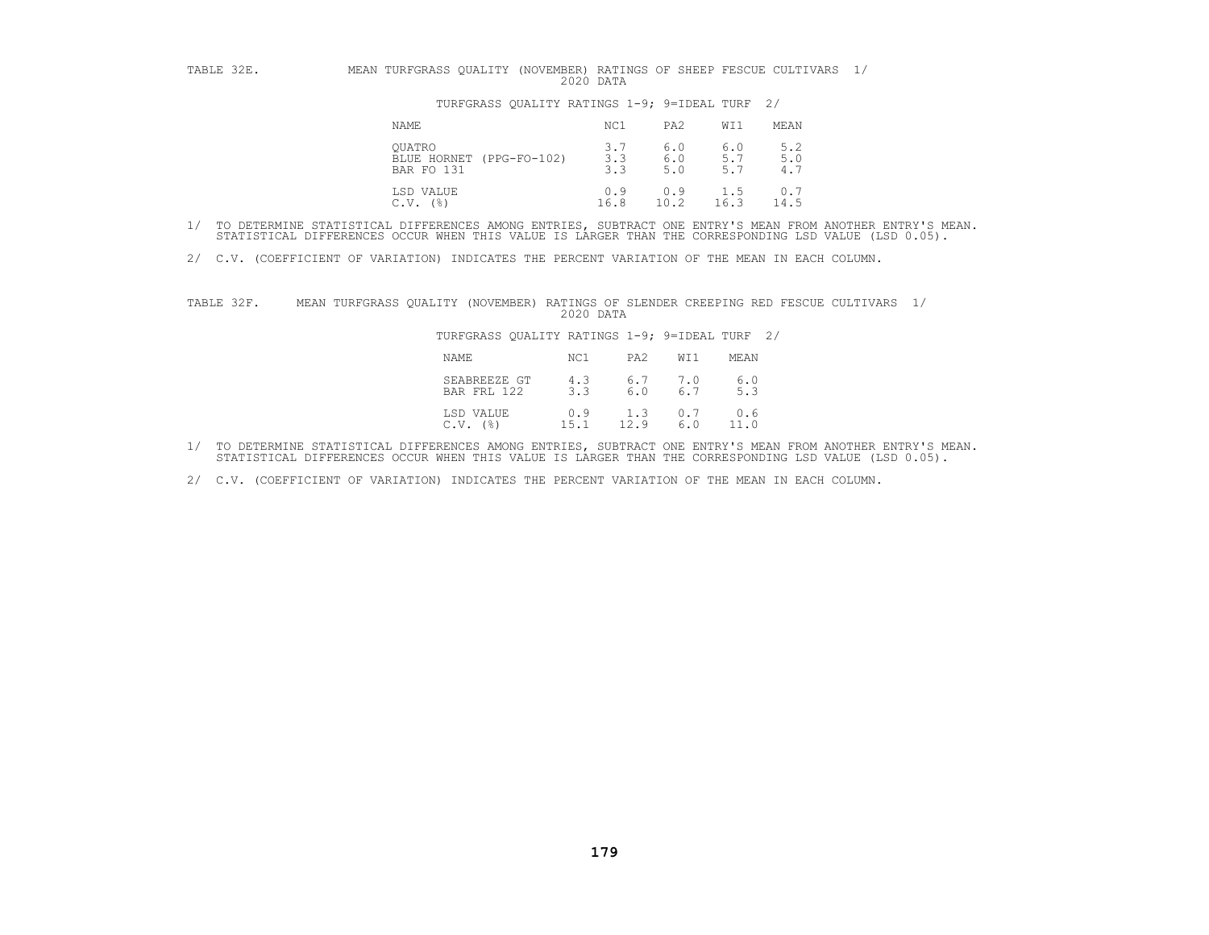TABLE 32E. MEAN TURFGRASS QUALITY (NOVEMBER) RATINGS OF SHEEP FESCUE CULTIVARS 1/
2020 DATA

TURFGRASS QUALITY RATINGS 1-9; 9=IDEAL TURF 2/

| NAME | NC1 | PA2 | WI1 | MEAN |
|---|---|---|---|---|
| QUATRO | 3.7 | 6.0 | 6.0 | 5.2 |
| BLUE HORNET (PPG-FO-102) | 3.3 | 6.0 | 5.7 | 5.0 |
| BAR FO 131 | 3.3 | 5.0 | 5.7 | 4.7 |
| LSD VALUE | 0.9 | 0.9 | 1.5 | 0.7 |
| C.V. (%) | 16.8 | 10.2 | 16.3 | 14.5 |

1/ TO DETERMINE STATISTICAL DIFFERENCES AMONG ENTRIES, SUBTRACT ONE ENTRY'S MEAN FROM ANOTHER ENTRY'S MEAN. STATISTICAL DIFFERENCES OCCUR WHEN THIS VALUE IS LARGER THAN THE CORRESPONDING LSD VALUE (LSD 0.05).

2/ C.V. (COEFFICIENT OF VARIATION) INDICATES THE PERCENT VARIATION OF THE MEAN IN EACH COLUMN.

TABLE 32F. MEAN TURFGRASS QUALITY (NOVEMBER) RATINGS OF SLENDER CREEPING RED FESCUE CULTIVARS 1/
2020 DATA

TURFGRASS QUALITY RATINGS 1-9; 9=IDEAL TURF 2/

| NAME | NC1 | PA2 | WI1 | MEAN |
|---|---|---|---|---|
| SEABREEZE GT | 4.3 | 6.7 | 7.0 | 6.0 |
| BAR FRL 122 | 3.3 | 6.0 | 6.7 | 5.3 |
| LSD VALUE | 0.9 | 1.3 | 0.7 | 0.6 |
| C.V. (%) | 15.1 | 12.9 | 6.0 | 11.0 |

1/ TO DETERMINE STATISTICAL DIFFERENCES AMONG ENTRIES, SUBTRACT ONE ENTRY'S MEAN FROM ANOTHER ENTRY'S MEAN. STATISTICAL DIFFERENCES OCCUR WHEN THIS VALUE IS LARGER THAN THE CORRESPONDING LSD VALUE (LSD 0.05).

2/ C.V. (COEFFICIENT OF VARIATION) INDICATES THE PERCENT VARIATION OF THE MEAN IN EACH COLUMN.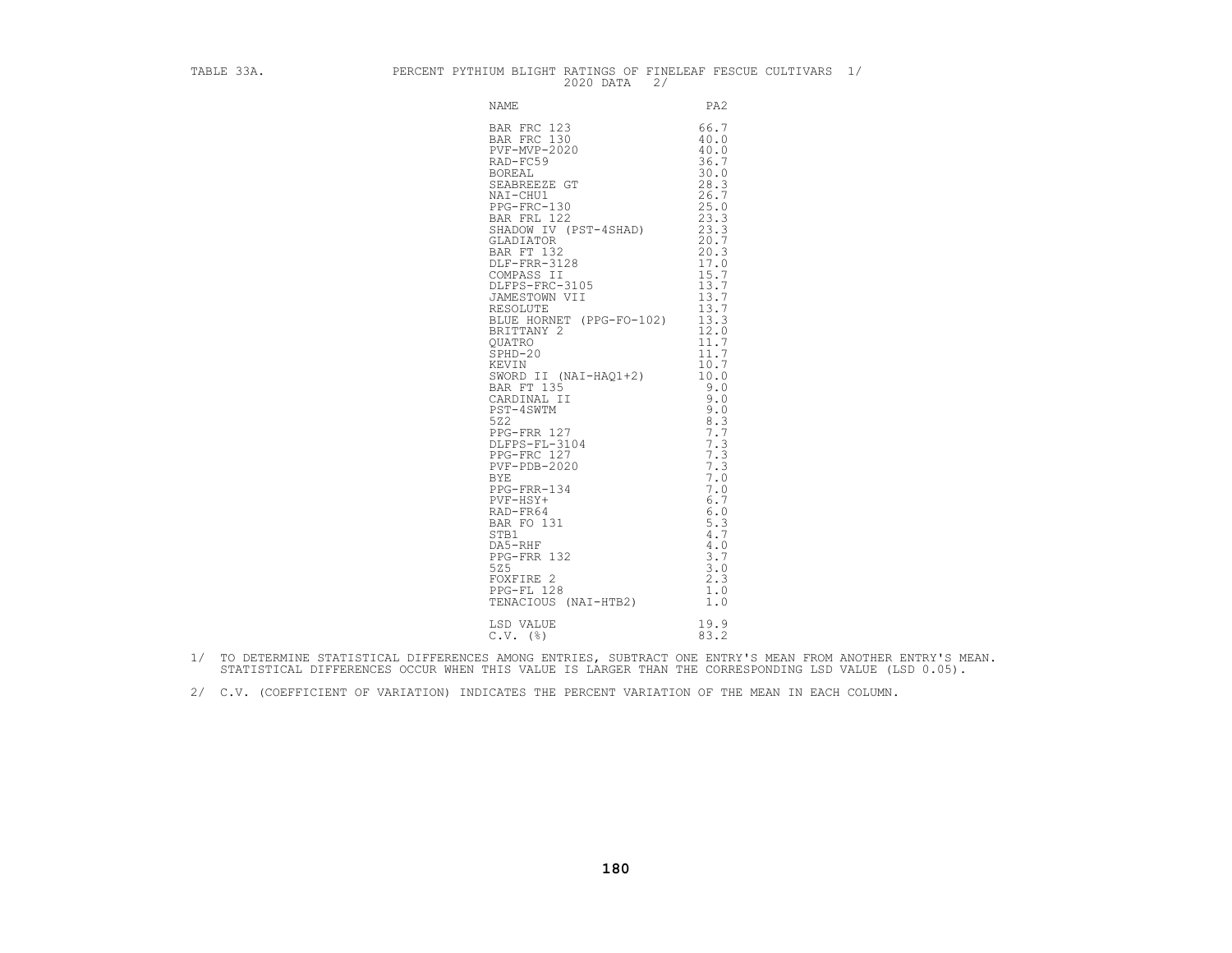TABLE 33A. PERCENT PYTHIUM BLIGHT RATINGS OF FINELEAF FESCUE CULTIVARS 1/
2020 DATA 2/

| NAME | PA2 |
|---|---|
| BAR FRC 123 | 66.7 |
| BAR FRC 130 | 40.0 |
| PVF-MVP-2020 | 40.0 |
| RAD-FC59 | 36.7 |
| BOREAL | 30.0 |
| SEABREEZE GT | 28.3 |
| NAI-CHU1 | 26.7 |
| PPG-FRC-130 | 25.0 |
| BAR FRL 122 | 23.3 |
| SHADOW IV (PST-4SHAD) | 23.3 |
| GLADIATOR | 20.7 |
| BAR FT 132 | 20.3 |
| DLF-FRR-3128 | 17.0 |
| COMPASS II | 15.7 |
| DLFPS-FRC-3105 | 13.7 |
| JAMESTOWN VII | 13.7 |
| RESOLUTE | 13.7 |
| BLUE HORNET (PPG-FO-102) | 13.3 |
| BRITTANY 2 | 12.0 |
| QUATRO | 11.7 |
| SPHD-20 | 11.7 |
| KEVIN | 10.7 |
| SWORD II (NAI-HAQ1+2) | 10.0 |
| BAR FT 135 | 9.0 |
| CARDINAL II | 9.0 |
| PST-4SWTM | 9.0 |
| 5Z2 | 8.3 |
| PPG-FRR 127 | 7.7 |
| DLFPS-FL-3104 | 7.3 |
| PPG-FRC 127 | 7.3 |
| PVF-PDB-2020 | 7.3 |
| BYE | 7.0 |
| PPG-FRR-134 | 7.0 |
| PVF-HSY+ | 6.7 |
| RAD-FR64 | 6.0 |
| BAR FO 131 | 5.3 |
| STB1 | 4.7 |
| DA5-RHF | 4.0 |
| PPG-FRR 132 | 3.7 |
| 5Z5 | 3.0 |
| FOXFIRE 2 | 2.3 |
| PPG-FL 128 | 1.0 |
| TENACIOUS (NAI-HTB2) | 1.0 |
| LSD VALUE | 19.9 |
| C.V. (%) | 83.2 |

1/ TO DETERMINE STATISTICAL DIFFERENCES AMONG ENTRIES, SUBTRACT ONE ENTRY'S MEAN FROM ANOTHER ENTRY'S MEAN. STATISTICAL DIFFERENCES OCCUR WHEN THIS VALUE IS LARGER THAN THE CORRESPONDING LSD VALUE (LSD 0.05).

2/ C.V. (COEFFICIENT OF VARIATION) INDICATES THE PERCENT VARIATION OF THE MEAN IN EACH COLUMN.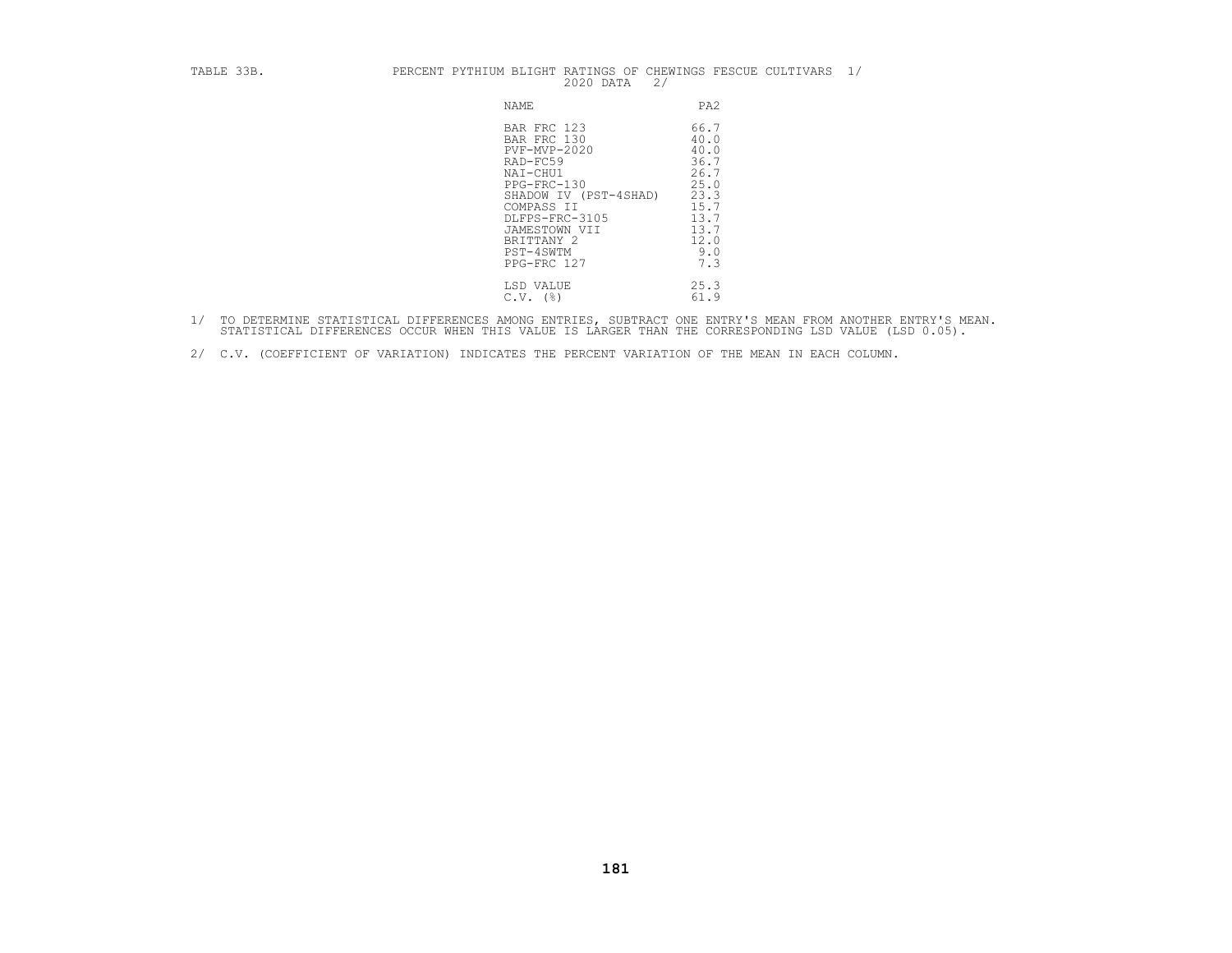TABLE 33B. PERCENT PYTHIUM BLIGHT RATINGS OF CHEWINGS FESCUE CULTIVARS 1/
2020 DATA 2/

| NAME | PA2 |
|---|---|
| BAR FRC 123 | 66.7 |
| BAR FRC 130 | 40.0 |
| PVF-MVP-2020 | 40.0 |
| RAD-FC59 | 36.7 |
| NAI-CHU1 | 26.7 |
| PPG-FRC-130 | 25.0 |
| SHADOW IV (PST-4SHAD) | 23.3 |
| COMPASS II | 15.7 |
| DLFPS-FRC-3105 | 13.7 |
| JAMESTOWN VII | 13.7 |
| BRITTANY 2 | 12.0 |
| PST-4SWTM | 9.0 |
| PPG-FRC 127 | 7.3 |
| LSD VALUE | 25.3 |
| C.V. (%) | 61.9 |

1/ TO DETERMINE STATISTICAL DIFFERENCES AMONG ENTRIES, SUBTRACT ONE ENTRY'S MEAN FROM ANOTHER ENTRY'S MEAN. STATISTICAL DIFFERENCES OCCUR WHEN THIS VALUE IS LARGER THAN THE CORRESPONDING LSD VALUE (LSD 0.05).

2/ C.V. (COEFFICIENT OF VARIATION) INDICATES THE PERCENT VARIATION OF THE MEAN IN EACH COLUMN.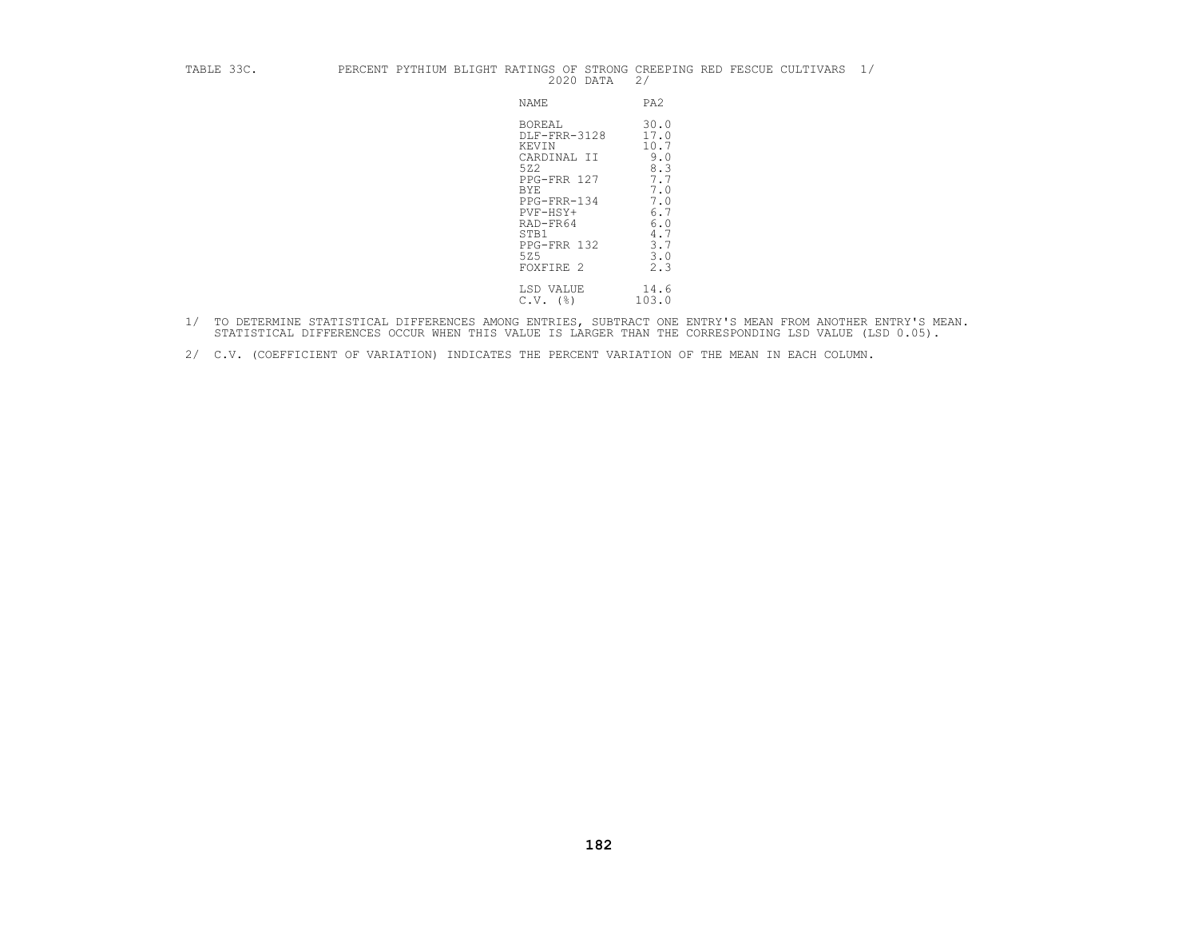TABLE 33C. PERCENT PYTHIUM BLIGHT RATINGS OF STRONG CREEPING RED FESCUE CULTIVARS 1/
2020 DATA 2/

| NAME | PA2 |
|---|---|
| BOREAL | 30.0 |
| DLF-FRR-3128 | 17.0 |
| KEVIN | 10.7 |
| CARDINAL II | 9.0 |
| 5Z2 | 8.3 |
| PPG-FRR 127 | 7.7 |
| BYE | 7.0 |
| PPG-FRR-134 | 7.0 |
| PVF-HSY+ | 6.7 |
| RAD-FR64 | 6.0 |
| STB1 | 4.7 |
| PPG-FRR 132 | 3.7 |
| 5Z5 | 3.0 |
| FOXFIRE 2 | 2.3 |
| LSD VALUE | 14.6 |
| C.V. (%) | 103.0 |

1/ TO DETERMINE STATISTICAL DIFFERENCES AMONG ENTRIES, SUBTRACT ONE ENTRY'S MEAN FROM ANOTHER ENTRY'S MEAN. STATISTICAL DIFFERENCES OCCUR WHEN THIS VALUE IS LARGER THAN THE CORRESPONDING LSD VALUE (LSD 0.05).

2/ C.V. (COEFFICIENT OF VARIATION) INDICATES THE PERCENT VARIATION OF THE MEAN IN EACH COLUMN.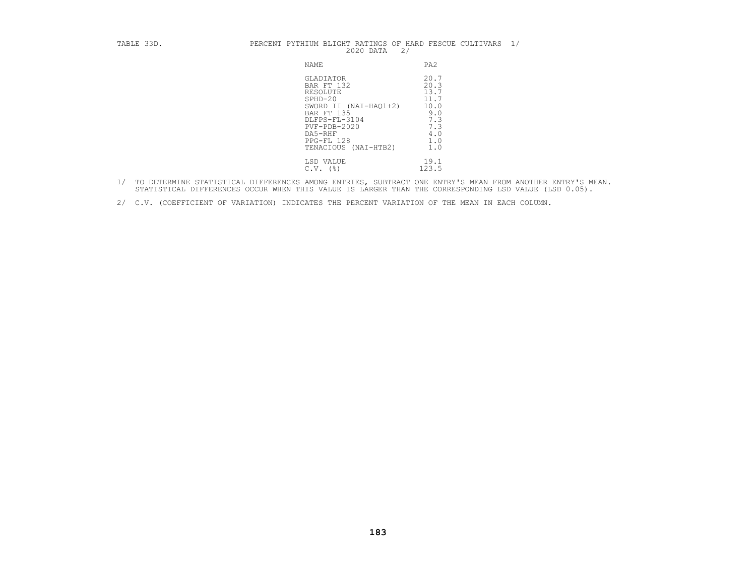TABLE 33D. PERCENT PYTHIUM BLIGHT RATINGS OF HARD FESCUE CULTIVARS 1/
2020 DATA 2/

| NAME | PA2 |
|---|---|
| GLADIATOR | 20.7 |
| BAR FT 132 | 20.3 |
| RESOLUTE | 13.7 |
| SPHD-20 | 11.7 |
| SWORD II (NAI-HAQ1+2) | 10.0 |
| BAR FT 135 | 9.0 |
| DLFPS-FL-3104 | 7.3 |
| PVF-PDB-2020 | 7.3 |
| DA5-RHF | 4.0 |
| PPG-FL 128 | 1.0 |
| TENACIOUS (NAI-HTB2) | 1.0 |
| LSD VALUE | 19.1 |
| C.V. (%) | 123.5 |

1/ TO DETERMINE STATISTICAL DIFFERENCES AMONG ENTRIES, SUBTRACT ONE ENTRY'S MEAN FROM ANOTHER ENTRY'S MEAN. STATISTICAL DIFFERENCES OCCUR WHEN THIS VALUE IS LARGER THAN THE CORRESPONDING LSD VALUE (LSD 0.05).

2/ C.V. (COEFFICIENT OF VARIATION) INDICATES THE PERCENT VARIATION OF THE MEAN IN EACH COLUMN.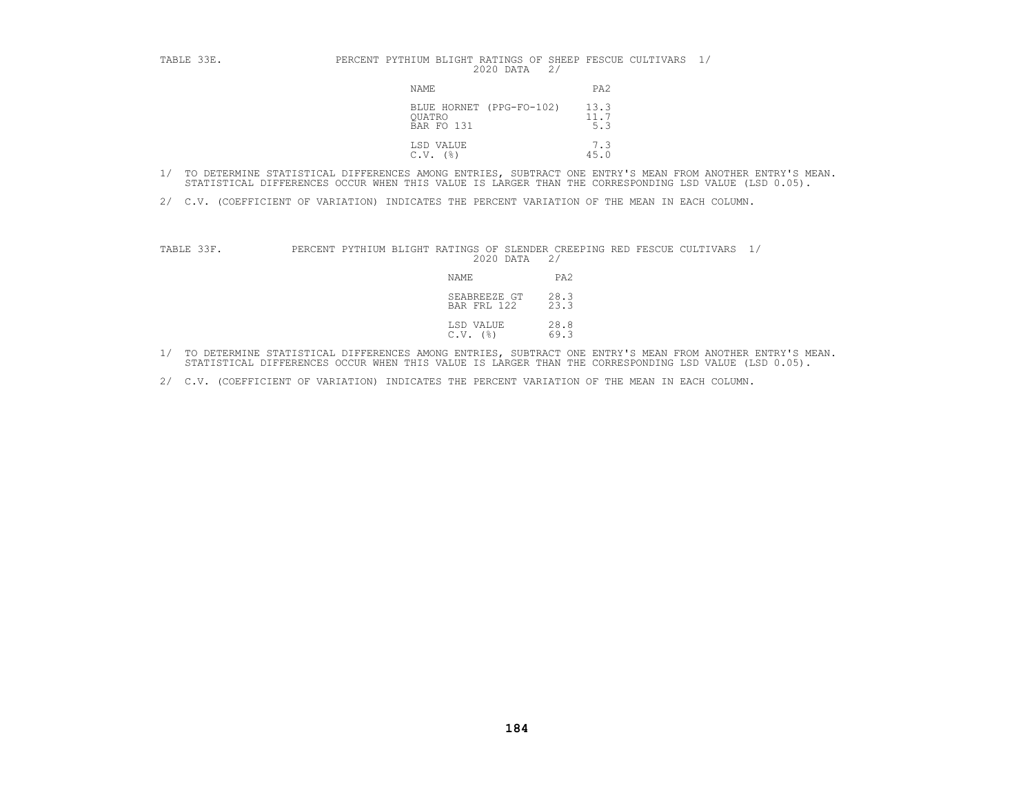TABLE 33E. PERCENT PYTHIUM BLIGHT RATINGS OF SHEEP FESCUE CULTIVARS 1/
2020 DATA 2/

| NAME | PA2 |
|---|---|
| BLUE HORNET (PPG-FO-102) | 13.3 |
| QUATRO | 11.7 |
| BAR FO 131 | 5.3 |
| LSD VALUE | 7.3 |
| C.V. (%) | 45.0 |

1/ TO DETERMINE STATISTICAL DIFFERENCES AMONG ENTRIES, SUBTRACT ONE ENTRY'S MEAN FROM ANOTHER ENTRY'S MEAN. STATISTICAL DIFFERENCES OCCUR WHEN THIS VALUE IS LARGER THAN THE CORRESPONDING LSD VALUE (LSD 0.05).

2/ C.V. (COEFFICIENT OF VARIATION) INDICATES THE PERCENT VARIATION OF THE MEAN IN EACH COLUMN.

TABLE 33F. PERCENT PYTHIUM BLIGHT RATINGS OF SLENDER CREEPING RED FESCUE CULTIVARS 1/
2020 DATA 2/

| NAME | PA2 |
|---|---|
| SEABREEZE GT | 28.3 |
| BAR FRL 122 | 23.3 |
| LSD VALUE | 28.8 |
| C.V. (%) | 69.3 |

1/ TO DETERMINE STATISTICAL DIFFERENCES AMONG ENTRIES, SUBTRACT ONE ENTRY'S MEAN FROM ANOTHER ENTRY'S MEAN. STATISTICAL DIFFERENCES OCCUR WHEN THIS VALUE IS LARGER THAN THE CORRESPONDING LSD VALUE (LSD 0.05).

2/ C.V. (COEFFICIENT OF VARIATION) INDICATES THE PERCENT VARIATION OF THE MEAN IN EACH COLUMN.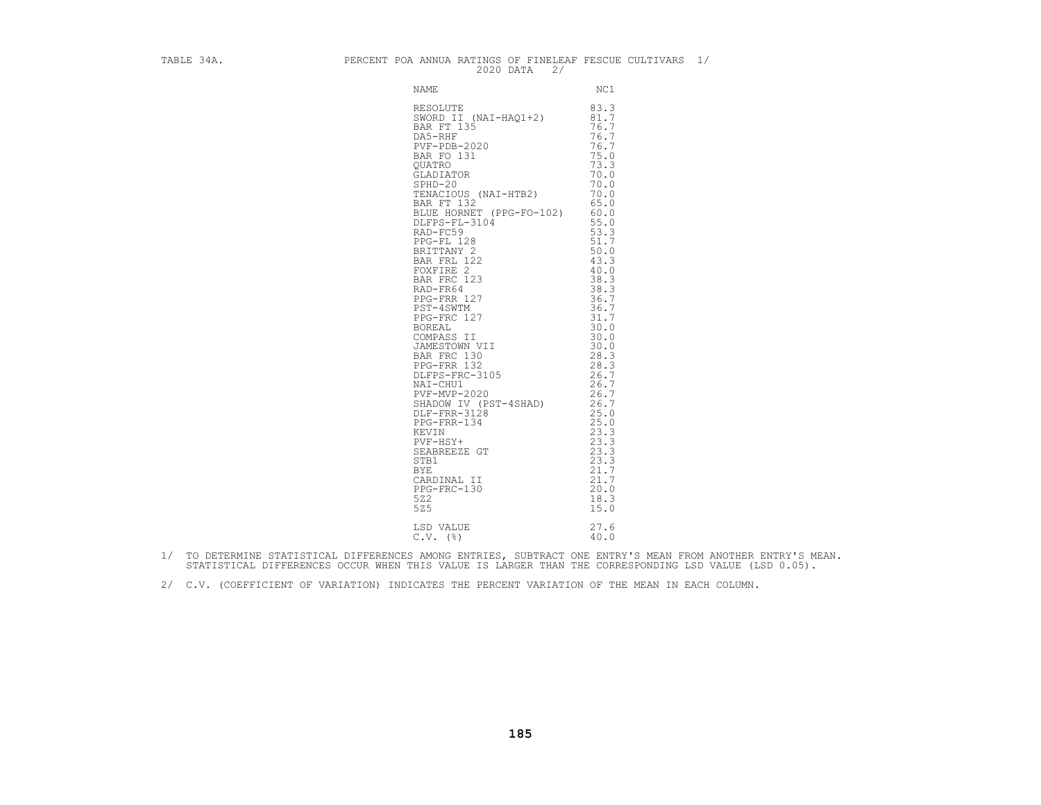TABLE 34A. PERCENT POA ANNUA RATINGS OF FINELEAF FESCUE CULTIVARS 1/
2020 DATA 2/

| NAME | NC1 |
|---|---|
| RESOLUTE | 83.3 |
| SWORD II (NAI-HAQ1+2) | 81.7 |
| BAR FT 135 | 76.7 |
| DA5-RHF | 76.7 |
| PVF-PDB-2020 | 76.7 |
| BAR FO 131 | 75.0 |
| QUATRO | 73.3 |
| GLADIATOR | 70.0 |
| SPHD-20 | 70.0 |
| TENACIOUS (NAI-HTB2) | 70.0 |
| BAR FT 132 | 65.0 |
| BLUE HORNET (PPG-FO-102) | 60.0 |
| DLFPS-FL-3104 | 55.0 |
| RAD-FC59 | 53.3 |
| PPG-FL 128 | 51.7 |
| BRITTANY 2 | 50.0 |
| BAR FRL 122 | 43.3 |
| FOXFIRE 2 | 40.0 |
| BAR FRC 123 | 38.3 |
| RAD-FR64 | 38.3 |
| PPG-FRR 127 | 36.7 |
| PST-4SWTM | 36.7 |
| PPG-FRC 127 | 31.7 |
| BOREAL | 30.0 |
| COMPASS II | 30.0 |
| JAMESTOWN VII | 30.0 |
| BAR FRC 130 | 28.3 |
| PPG-FRR 132 | 28.3 |
| DLFPS-FRC-3105 | 26.7 |
| NAI-CHU1 | 26.7 |
| PVF-MVP-2020 | 26.7 |
| SHADOW IV (PST-4SHAD) | 26.7 |
| DLF-FRR-3128 | 25.0 |
| PPG-FRR-134 | 25.0 |
| KEVIN | 23.3 |
| PVF-HSY+ | 23.3 |
| SEABREEZE GT | 23.3 |
| STB1 | 23.3 |
| BYE | 21.7 |
| CARDINAL II | 21.7 |
| PPG-FRC-130 | 20.0 |
| 5Z2 | 18.3 |
| 5Z5 | 15.0 |
| LSD VALUE | 27.6 |
| C.V. (%) | 40.0 |

1/ TO DETERMINE STATISTICAL DIFFERENCES AMONG ENTRIES, SUBTRACT ONE ENTRY'S MEAN FROM ANOTHER ENTRY'S MEAN. STATISTICAL DIFFERENCES OCCUR WHEN THIS VALUE IS LARGER THAN THE CORRESPONDING LSD VALUE (LSD 0.05).

2/ C.V. (COEFFICIENT OF VARIATION) INDICATES THE PERCENT VARIATION OF THE MEAN IN EACH COLUMN.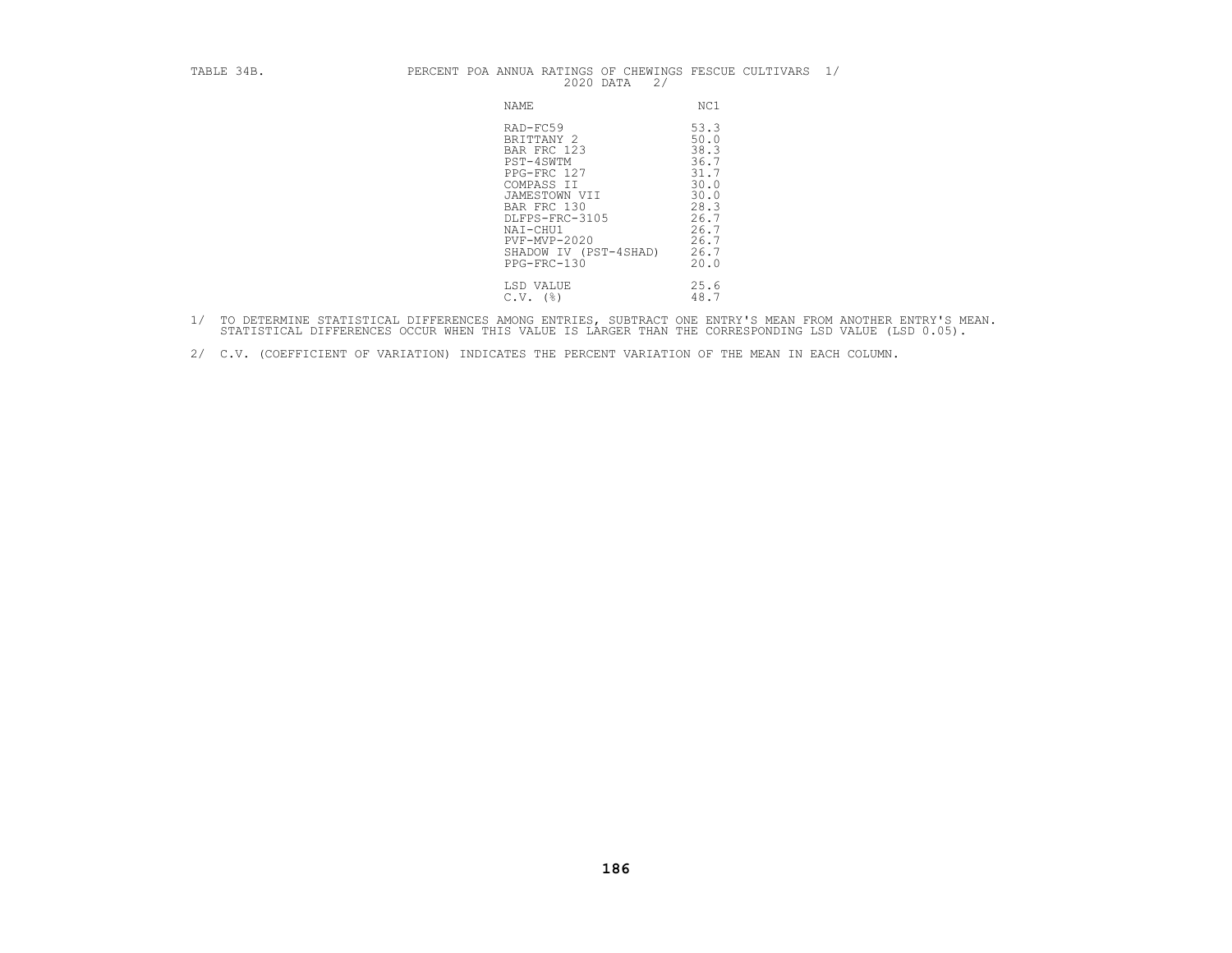TABLE 34B. PERCENT POA ANNUA RATINGS OF CHEWINGS FESCUE CULTIVARS 1/

2020 DATA 2/

| NAME | NC1 |
|---|---|
| RAD-FC59 | 53.3 |
| BRITTANY 2 | 50.0 |
| BAR FRC 123 | 38.3 |
| PST-4SWTM | 36.7 |
| PPG-FRC 127 | 31.7 |
| COMPASS II | 30.0 |
| JAMESTOWN VII | 30.0 |
| BAR FRC 130 | 28.3 |
| DLFPS-FRC-3105 | 26.7 |
| NAI-CHU1 | 26.7 |
| PVF-MVP-2020 | 26.7 |
| SHADOW IV (PST-4SHAD) | 26.7 |
| PPG-FRC-130 | 20.0 |
| LSD VALUE | 25.6 |
| C.V. (%) | 48.7 |

1/ TO DETERMINE STATISTICAL DIFFERENCES AMONG ENTRIES, SUBTRACT ONE ENTRY'S MEAN FROM ANOTHER ENTRY'S MEAN. STATISTICAL DIFFERENCES OCCUR WHEN THIS VALUE IS LARGER THAN THE CORRESPONDING LSD VALUE (LSD 0.05).

2/ C.V. (COEFFICIENT OF VARIATION) INDICATES THE PERCENT VARIATION OF THE MEAN IN EACH COLUMN.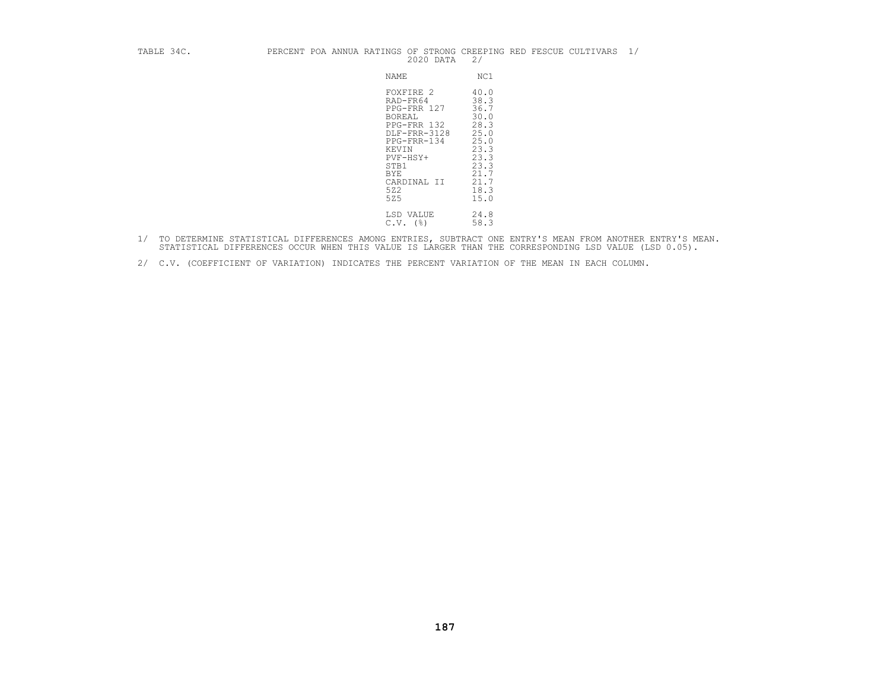TABLE 34C. PERCENT POA ANNUA RATINGS OF STRONG CREEPING RED FESCUE CULTIVARS 1/
2020 DATA 2/

| NAME | NC1 |
|---|---|
| FOXFIRE 2 | 40.0 |
| RAD-FR64 | 38.3 |
| PPG-FRR 127 | 36.7 |
| BOREAL | 30.0 |
| PPG-FRR 132 | 28.3 |
| DLF-FRR-3128 | 25.0 |
| PPG-FRR-134 | 25.0 |
| KEVIN | 23.3 |
| PVF-HSY+ | 23.3 |
| STB1 | 23.3 |
| BYE | 21.7 |
| CARDINAL II | 21.7 |
| 5Z2 | 18.3 |
| 5Z5 | 15.0 |
| LSD VALUE | 24.8 |
| C.V. (%) | 58.3 |

1/ TO DETERMINE STATISTICAL DIFFERENCES AMONG ENTRIES, SUBTRACT ONE ENTRY'S MEAN FROM ANOTHER ENTRY'S MEAN. STATISTICAL DIFFERENCES OCCUR WHEN THIS VALUE IS LARGER THAN THE CORRESPONDING LSD VALUE (LSD 0.05).

2/ C.V. (COEFFICIENT OF VARIATION) INDICATES THE PERCENT VARIATION OF THE MEAN IN EACH COLUMN.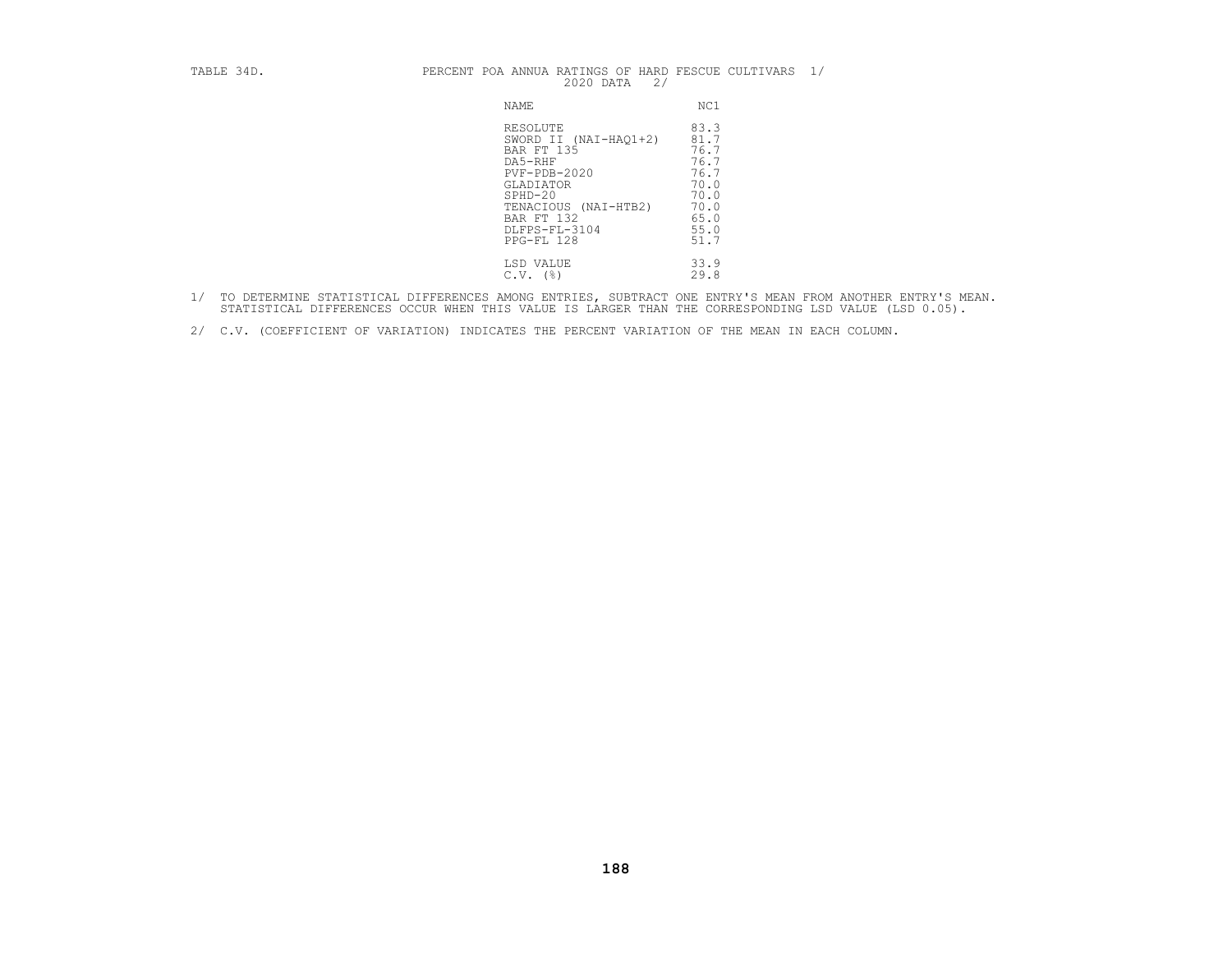TABLE 34D. PERCENT POA ANNUA RATINGS OF HARD FESCUE CULTIVARS 1/
2020 DATA 2/

| NAME | NC1 |
|---|---|
| RESOLUTE | 83.3 |
| SWORD II (NAI-HAQ1+2) | 81.7 |
| BAR FT 135 | 76.7 |
| DA5-RHF | 76.7 |
| PVF-PDB-2020 | 76.7 |
| GLADIATOR | 70.0 |
| SPHD-20 | 70.0 |
| TENACIOUS (NAI-HTB2) | 70.0 |
| BAR FT 132 | 65.0 |
| DLFPS-FL-3104 | 55.0 |
| PPG-FL 128 | 51.7 |
| LSD VALUE | 33.9 |
| C.V. (%) | 29.8 |

1/ TO DETERMINE STATISTICAL DIFFERENCES AMONG ENTRIES, SUBTRACT ONE ENTRY'S MEAN FROM ANOTHER ENTRY'S MEAN. STATISTICAL DIFFERENCES OCCUR WHEN THIS VALUE IS LARGER THAN THE CORRESPONDING LSD VALUE (LSD 0.05).

2/ C.V. (COEFFICIENT OF VARIATION) INDICATES THE PERCENT VARIATION OF THE MEAN IN EACH COLUMN.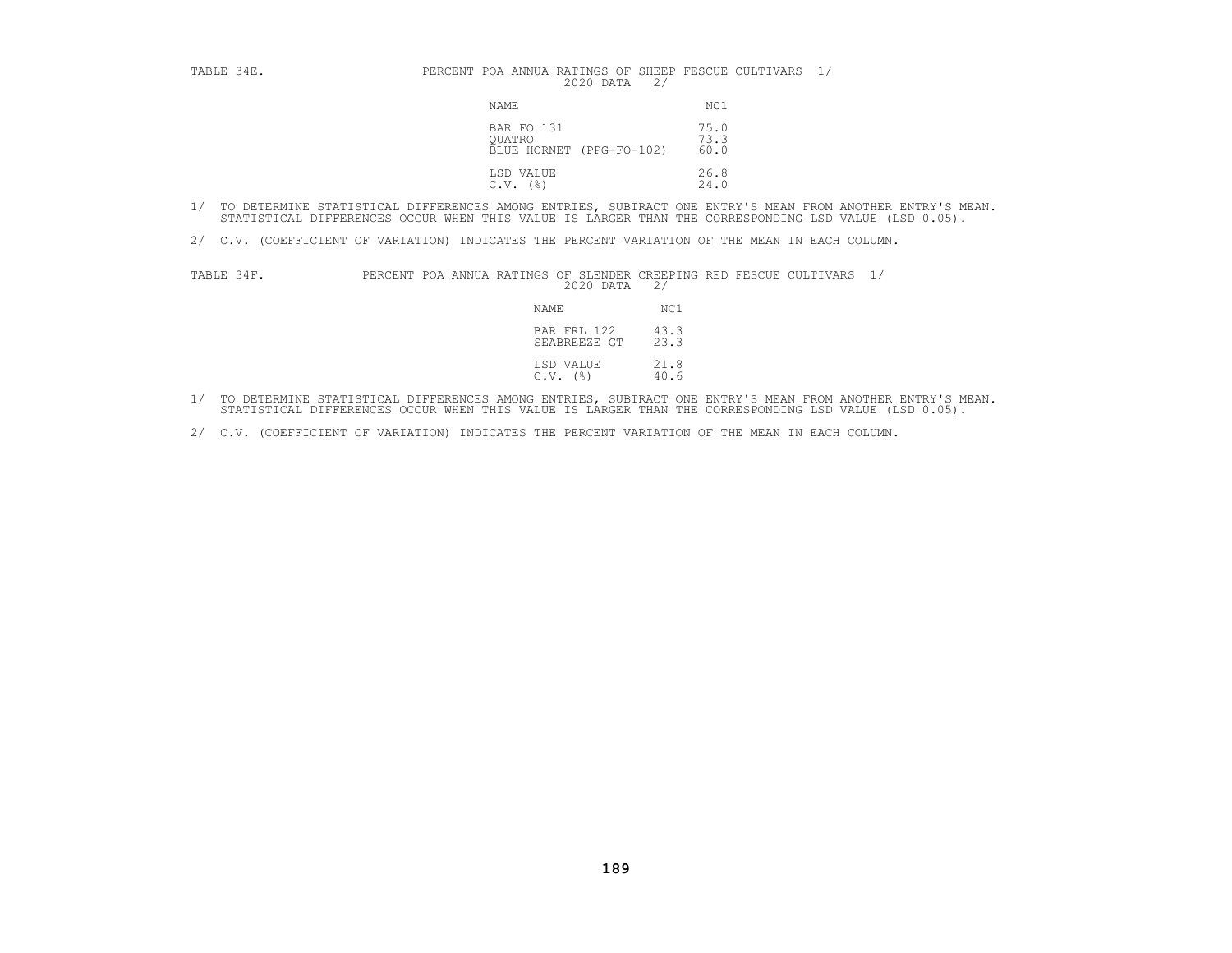TABLE 34E. PERCENT POA ANNUA RATINGS OF SHEEP FESCUE CULTIVARS 1/
2020 DATA 2/

| NAME | NC1 |
|---|---|
| BAR FO 131 | 75.0 |
| QUATRO | 73.3 |
| BLUE HORNET (PPG-FO-102) | 60.0 |
| LSD VALUE | 26.8 |
| C.V. (%) | 24.0 |

1/ TO DETERMINE STATISTICAL DIFFERENCES AMONG ENTRIES, SUBTRACT ONE ENTRY'S MEAN FROM ANOTHER ENTRY'S MEAN. STATISTICAL DIFFERENCES OCCUR WHEN THIS VALUE IS LARGER THAN THE CORRESPONDING LSD VALUE (LSD 0.05).

2/ C.V. (COEFFICIENT OF VARIATION) INDICATES THE PERCENT VARIATION OF THE MEAN IN EACH COLUMN.

TABLE 34F. PERCENT POA ANNUA RATINGS OF SLENDER CREEPING RED FESCUE CULTIVARS 1/
2020 DATA 2/

| NAME | NC1 |
|---|---|
| BAR FRL 122 | 43.3 |
| SEABREEZE GT | 23.3 |
| LSD VALUE | 21.8 |
| C.V. (%) | 40.6 |

1/ TO DETERMINE STATISTICAL DIFFERENCES AMONG ENTRIES, SUBTRACT ONE ENTRY'S MEAN FROM ANOTHER ENTRY'S MEAN. STATISTICAL DIFFERENCES OCCUR WHEN THIS VALUE IS LARGER THAN THE CORRESPONDING LSD VALUE (LSD 0.05).

2/ C.V. (COEFFICIENT OF VARIATION) INDICATES THE PERCENT VARIATION OF THE MEAN IN EACH COLUMN.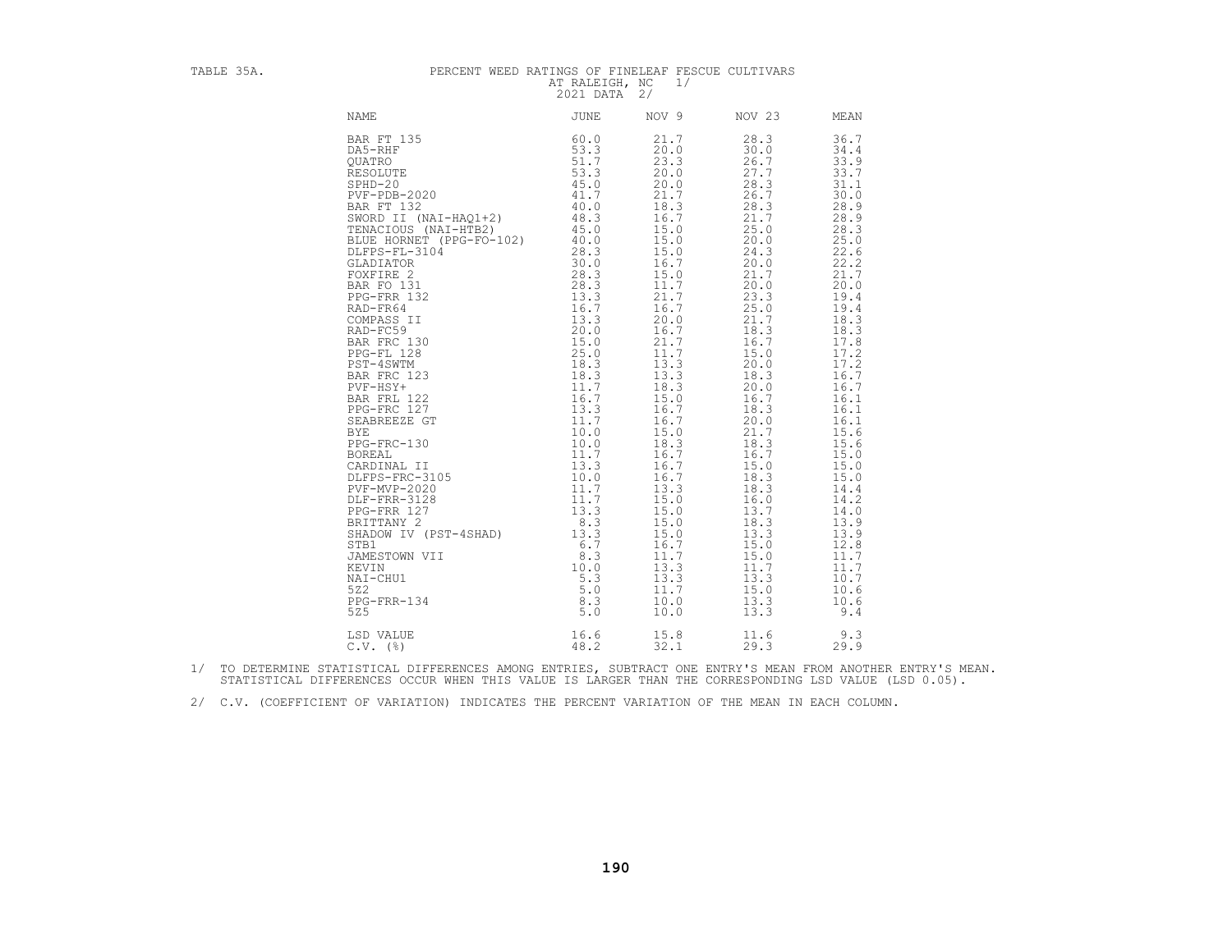TABLE 35A. PERCENT WEED RATINGS OF FINELEAF FESCUE CULTIVARS AT RALEIGH, NC 1/ 2021 DATA 2/

| NAME | JUNE | NOV 9 | NOV 23 | MEAN |
|---|---|---|---|---|
| BAR FT 135 | 60.0 | 21.7 | 28.3 | 36.7 |
| DA5-RHF | 53.3 | 20.0 | 30.0 | 34.4 |
| QUATRO | 51.7 | 23.3 | 26.7 | 33.9 |
| RESOLUTE | 53.3 | 20.0 | 27.7 | 33.7 |
| SPHD-20 | 45.0 | 20.0 | 28.3 | 31.1 |
| PVF-PDB-2020 | 41.7 | 21.7 | 26.7 | 30.0 |
| BAR FT 132 | 40.0 | 18.3 | 28.3 | 28.9 |
| SWORD II (NAI-HAQ1+2) | 48.3 | 16.7 | 21.7 | 28.9 |
| TENACIOUS (NAI-HTB2) | 45.0 | 15.0 | 25.0 | 28.3 |
| BLUE HORNET (PPG-FO-102) | 40.0 | 15.0 | 20.0 | 25.0 |
| DLFPS-FL-3104 | 28.3 | 15.0 | 24.3 | 22.6 |
| GLADIATOR | 30.0 | 16.7 | 20.0 | 22.2 |
| FOXFIRE 2 | 28.3 | 15.0 | 21.7 | 21.7 |
| BAR FO 131 | 28.3 | 11.7 | 20.0 | 20.0 |
| PPG-FRR 132 | 13.3 | 21.7 | 23.3 | 19.4 |
| RAD-FR64 | 16.7 | 16.7 | 25.0 | 19.4 |
| COMPASS II | 13.3 | 20.0 | 21.7 | 18.3 |
| RAD-FC59 | 20.0 | 16.7 | 18.3 | 18.3 |
| BAR FRC 130 | 15.0 | 21.7 | 16.7 | 17.8 |
| PPG-FL 128 | 25.0 | 11.7 | 15.0 | 17.2 |
| PST-4SWTM | 18.3 | 13.3 | 20.0 | 17.2 |
| BAR FRC 123 | 18.3 | 13.3 | 18.3 | 16.7 |
| PVF-HSY+ | 11.7 | 18.3 | 20.0 | 16.7 |
| BAR FRL 122 | 16.7 | 15.0 | 16.7 | 16.1 |
| PPG-FRC 127 | 13.3 | 16.7 | 18.3 | 16.1 |
| SEABREEZE GT | 11.7 | 16.7 | 20.0 | 16.1 |
| BYE | 10.0 | 15.0 | 21.7 | 15.6 |
| PPG-FRC-130 | 10.0 | 18.3 | 18.3 | 15.6 |
| BOREAL | 11.7 | 16.7 | 16.7 | 15.0 |
| CARDINAL II | 13.3 | 16.7 | 15.0 | 15.0 |
| DLFPS-FRC-3105 | 10.0 | 16.7 | 18.3 | 15.0 |
| PVF-MVP-2020 | 11.7 | 13.3 | 18.3 | 14.4 |
| DLF-FRR-3128 | 11.7 | 15.0 | 16.0 | 14.2 |
| PPG-FRR 127 | 13.3 | 15.0 | 13.7 | 14.0 |
| BRITTANY 2 | 8.3 | 15.0 | 18.3 | 13.9 |
| SHADOW IV (PST-4SHAD) | 13.3 | 15.0 | 13.3 | 13.9 |
| STB1 | 6.7 | 16.7 | 15.0 | 12.8 |
| JAMESTOWN VII | 8.3 | 11.7 | 15.0 | 11.7 |
| KEVIN | 10.0 | 13.3 | 11.7 | 11.7 |
| NAI-CHU1 | 5.3 | 13.3 | 13.3 | 10.7 |
| 5Z2 | 5.0 | 11.7 | 15.0 | 10.6 |
| PPG-FRR-134 | 8.3 | 10.0 | 13.3 | 10.6 |
| 5Z5 | 5.0 | 10.0 | 13.3 | 9.4 |
| LSD VALUE | 16.6 | 15.8 | 11.6 | 9.3 |
| C.V. (%) | 48.2 | 32.1 | 29.3 | 29.9 |

1/ TO DETERMINE STATISTICAL DIFFERENCES AMONG ENTRIES, SUBTRACT ONE ENTRY'S MEAN FROM ANOTHER ENTRY'S MEAN. STATISTICAL DIFFERENCES OCCUR WHEN THIS VALUE IS LARGER THAN THE CORRESPONDING LSD VALUE (LSD 0.05).

2/ C.V. (COEFFICIENT OF VARIATION) INDICATES THE PERCENT VARIATION OF THE MEAN IN EACH COLUMN.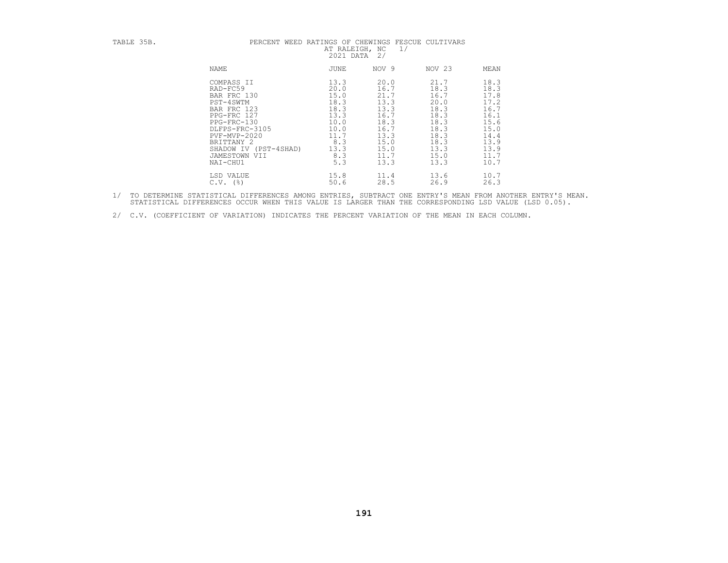TABLE 35B. PERCENT WEED RATINGS OF CHEWINGS FESCUE CULTIVARS AT RALEIGH, NC 1/ 2021 DATA 2/

| NAME | JUNE | NOV 9 | NOV 23 | MEAN |
|---|---|---|---|---|
| COMPASS II | 13.3 | 20.0 | 21.7 | 18.3 |
| RAD-FC59 | 20.0 | 16.7 | 18.3 | 18.3 |
| BAR FRC 130 | 15.0 | 21.7 | 16.7 | 17.8 |
| PST-4SWTM | 18.3 | 13.3 | 20.0 | 17.2 |
| BAR FRC 123 | 18.3 | 13.3 | 18.3 | 16.7 |
| PPG-FRC 127 | 13.3 | 16.7 | 18.3 | 16.1 |
| PPG-FRC-130 | 10.0 | 18.3 | 18.3 | 15.6 |
| DLFPS-FRC-3105 | 10.0 | 16.7 | 18.3 | 15.0 |
| PVF-MVP-2020 | 11.7 | 13.3 | 18.3 | 14.4 |
| BRITTANY 2 | 8.3 | 15.0 | 18.3 | 13.9 |
| SHADOW IV (PST-4SHAD) | 13.3 | 15.0 | 13.3 | 13.9 |
| JAMESTOWN VII | 8.3 | 11.7 | 15.0 | 11.7 |
| NAI-CHU1 | 5.3 | 13.3 | 13.3 | 10.7 |
| LSD VALUE | 15.8 | 11.4 | 13.6 | 10.7 |
| C.V. (%) | 50.6 | 28.5 | 26.9 | 26.3 |

1/ TO DETERMINE STATISTICAL DIFFERENCES AMONG ENTRIES, SUBTRACT ONE ENTRY'S MEAN FROM ANOTHER ENTRY'S MEAN. STATISTICAL DIFFERENCES OCCUR WHEN THIS VALUE IS LARGER THAN THE CORRESPONDING LSD VALUE (LSD 0.05).

2/ C.V. (COEFFICIENT OF VARIATION) INDICATES THE PERCENT VARIATION OF THE MEAN IN EACH COLUMN.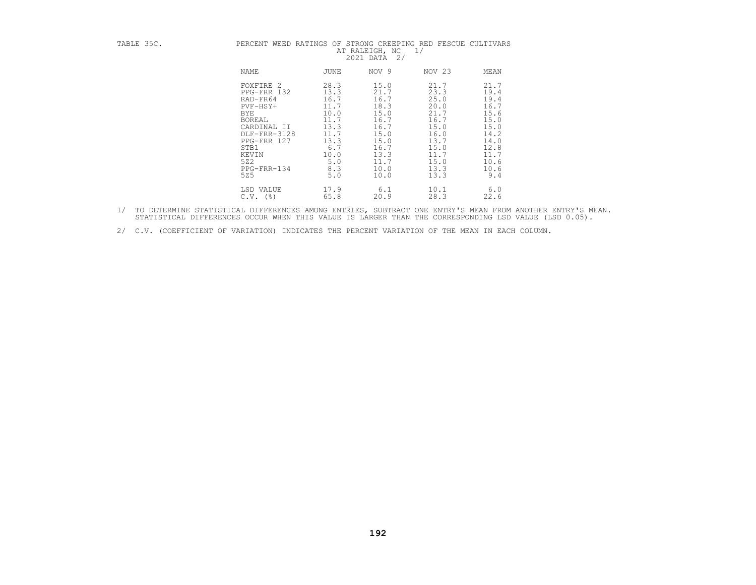TABLE 35C. PERCENT WEED RATINGS OF STRONG CREEPING RED FESCUE CULTIVARS AT RALEIGH, NC 1/ 2021 DATA 2/

| NAME | JUNE | NOV 9 | NOV 23 | MEAN |
|---|---|---|---|---|
| FOXFIRE 2 | 28.3 | 15.0 | 21.7 | 21.7 |
| PPG-FRR 132 | 13.3 | 21.7 | 23.3 | 19.4 |
| RAD-FR64 | 16.7 | 16.7 | 25.0 | 19.4 |
| PVF-HSY+ | 11.7 | 18.3 | 20.0 | 16.7 |
| BYE | 10.0 | 15.0 | 21.7 | 15.6 |
| BOREAL | 11.7 | 16.7 | 16.7 | 15.0 |
| CARDINAL II | 13.3 | 16.7 | 15.0 | 15.0 |
| DLF-FRR-3128 | 11.7 | 15.0 | 16.0 | 14.2 |
| PPG-FRR 127 | 13.3 | 15.0 | 13.7 | 14.0 |
| STB1 | 6.7 | 16.7 | 15.0 | 12.8 |
| KEVIN | 10.0 | 13.3 | 11.7 | 11.7 |
| 5Z2 | 5.0 | 11.7 | 15.0 | 10.6 |
| PPG-FRR-134 | 8.3 | 10.0 | 13.3 | 10.6 |
| 5Z5 | 5.0 | 10.0 | 13.3 | 9.4 |
| LSD VALUE | 17.9 | 6.1 | 10.1 | 6.0 |
| C.V. (%) | 65.8 | 20.9 | 28.3 | 22.6 |

1/ TO DETERMINE STATISTICAL DIFFERENCES AMONG ENTRIES, SUBTRACT ONE ENTRY'S MEAN FROM ANOTHER ENTRY'S MEAN. STATISTICAL DIFFERENCES OCCUR WHEN THIS VALUE IS LARGER THAN THE CORRESPONDING LSD VALUE (LSD 0.05).

2/ C.V. (COEFFICIENT OF VARIATION) INDICATES THE PERCENT VARIATION OF THE MEAN IN EACH COLUMN.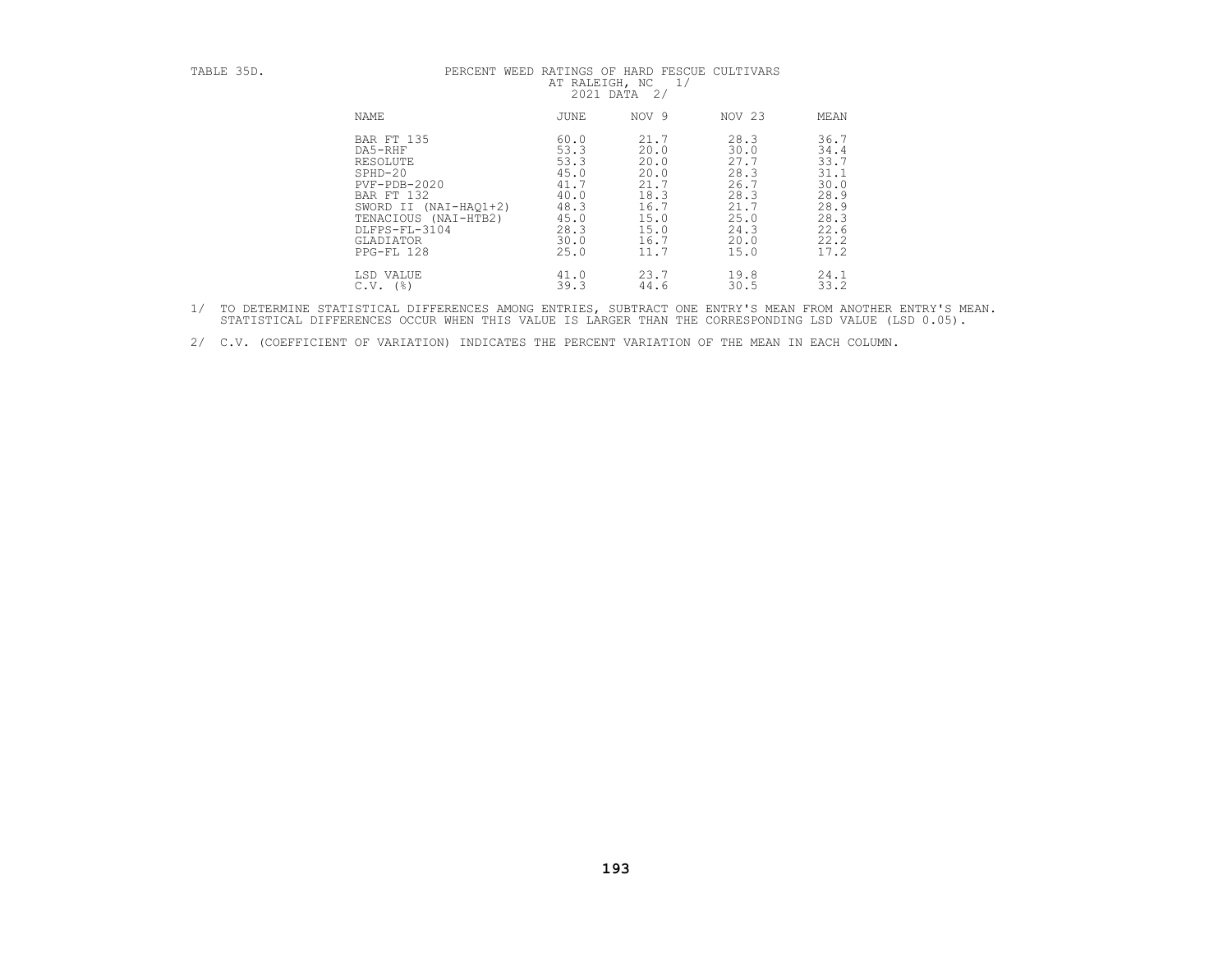TABLE 35D. PERCENT WEED RATINGS OF HARD FESCUE CULTIVARS AT RALEIGH, NC 1/ 2021 DATA 2/

| NAME | JUNE | NOV 9 | NOV 23 | MEAN |
|---|---|---|---|---|
| BAR FT 135 | 60.0 | 21.7 | 28.3 | 36.7 |
| DA5-RHF | 53.3 | 20.0 | 30.0 | 34.4 |
| RESOLUTE | 53.3 | 20.0 | 27.7 | 33.7 |
| SPHD-20 | 45.0 | 20.0 | 28.3 | 31.1 |
| PVF-PDB-2020 | 41.7 | 21.7 | 26.7 | 30.0 |
| BAR FT 132 | 40.0 | 18.3 | 28.3 | 28.9 |
| SWORD II (NAI-HAQ1+2) | 48.3 | 16.7 | 21.7 | 28.9 |
| TENACIOUS (NAI-HTB2) | 45.0 | 15.0 | 25.0 | 28.3 |
| DLFPS-FL-3104 | 28.3 | 15.0 | 24.3 | 22.6 |
| GLADIATOR | 30.0 | 16.7 | 20.0 | 22.2 |
| PPG-FL 128 | 25.0 | 11.7 | 15.0 | 17.2 |
| LSD VALUE | 41.0 | 23.7 | 19.8 | 24.1 |
| C.V. (%) | 39.3 | 44.6 | 30.5 | 33.2 |

1/ TO DETERMINE STATISTICAL DIFFERENCES AMONG ENTRIES, SUBTRACT ONE ENTRY'S MEAN FROM ANOTHER ENTRY'S MEAN. STATISTICAL DIFFERENCES OCCUR WHEN THIS VALUE IS LARGER THAN THE CORRESPONDING LSD VALUE (LSD 0.05).

2/ C.V. (COEFFICIENT OF VARIATION) INDICATES THE PERCENT VARIATION OF THE MEAN IN EACH COLUMN.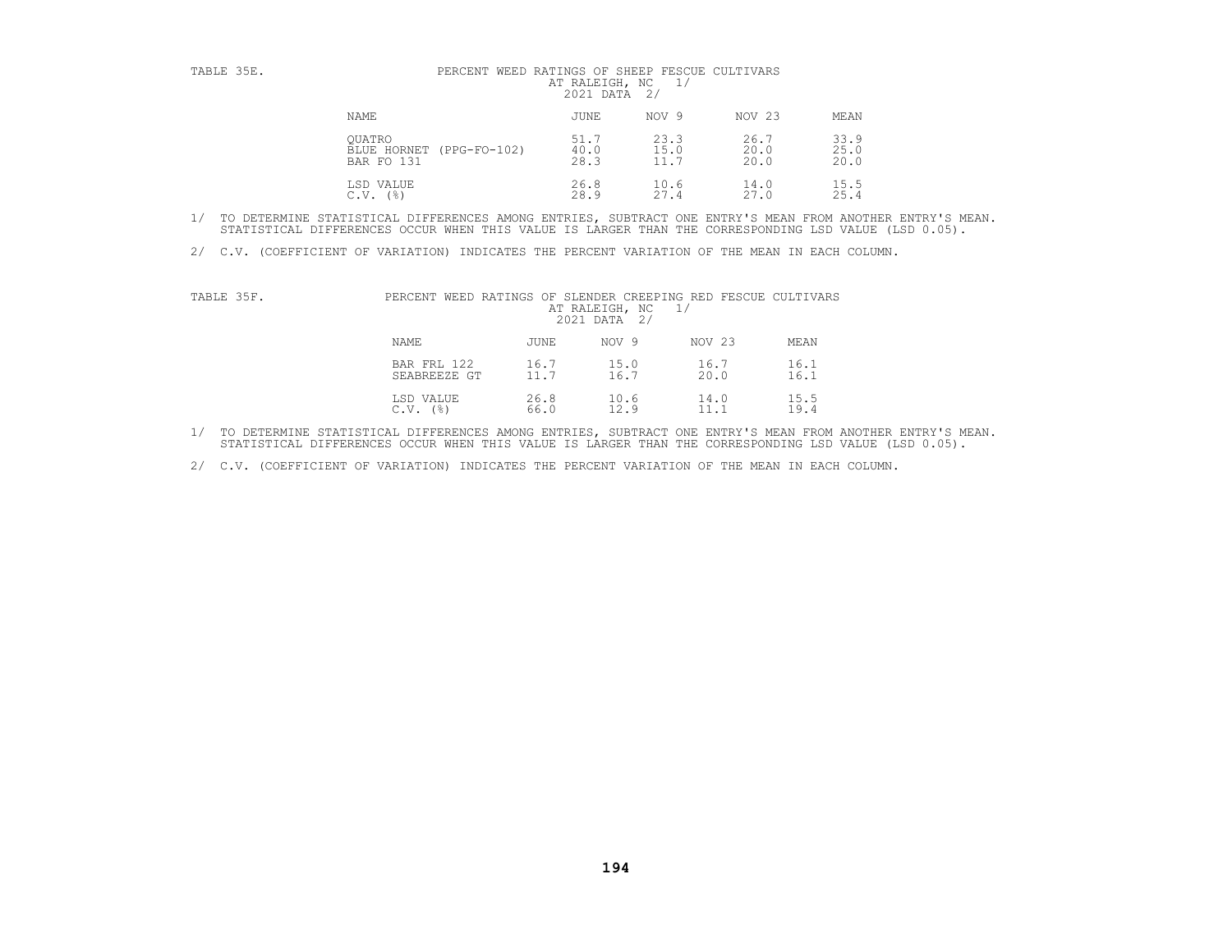TABLE 35E. PERCENT WEED RATINGS OF SHEEP FESCUE CULTIVARS AT RALEIGH, NC 1/ 2021 DATA 2/

| NAME | JUNE | NOV 9 | NOV 23 | MEAN |
|---|---|---|---|---|
| QUATRO | 51.7 | 23.3 | 26.7 | 33.9 |
| BLUE HORNET (PPG-FO-102) | 40.0 | 15.0 | 20.0 | 25.0 |
| BAR FO 131 | 28.3 | 11.7 | 20.0 | 20.0 |
| LSD VALUE | 26.8 | 10.6 | 14.0 | 15.5 |
| C.V. (%) | 28.9 | 27.4 | 27.0 | 25.4 |

1/ TO DETERMINE STATISTICAL DIFFERENCES AMONG ENTRIES, SUBTRACT ONE ENTRY'S MEAN FROM ANOTHER ENTRY'S MEAN. STATISTICAL DIFFERENCES OCCUR WHEN THIS VALUE IS LARGER THAN THE CORRESPONDING LSD VALUE (LSD 0.05).

2/ C.V. (COEFFICIENT OF VARIATION) INDICATES THE PERCENT VARIATION OF THE MEAN IN EACH COLUMN.

TABLE 35F. PERCENT WEED RATINGS OF SLENDER CREEPING RED FESCUE CULTIVARS AT RALEIGH, NC 1/ 2021 DATA 2/

| NAME | JUNE | NOV 9 | NOV 23 | MEAN |
|---|---|---|---|---|
| BAR FRL 122 | 16.7 | 15.0 | 16.7 | 16.1 |
| SEABREEZE GT | 11.7 | 16.7 | 20.0 | 16.1 |
| LSD VALUE | 26.8 | 10.6 | 14.0 | 15.5 |
| C.V. (%) | 66.0 | 12.9 | 11.1 | 19.4 |

1/ TO DETERMINE STATISTICAL DIFFERENCES AMONG ENTRIES, SUBTRACT ONE ENTRY'S MEAN FROM ANOTHER ENTRY'S MEAN. STATISTICAL DIFFERENCES OCCUR WHEN THIS VALUE IS LARGER THAN THE CORRESPONDING LSD VALUE (LSD 0.05).

2/ C.V. (COEFFICIENT OF VARIATION) INDICATES THE PERCENT VARIATION OF THE MEAN IN EACH COLUMN.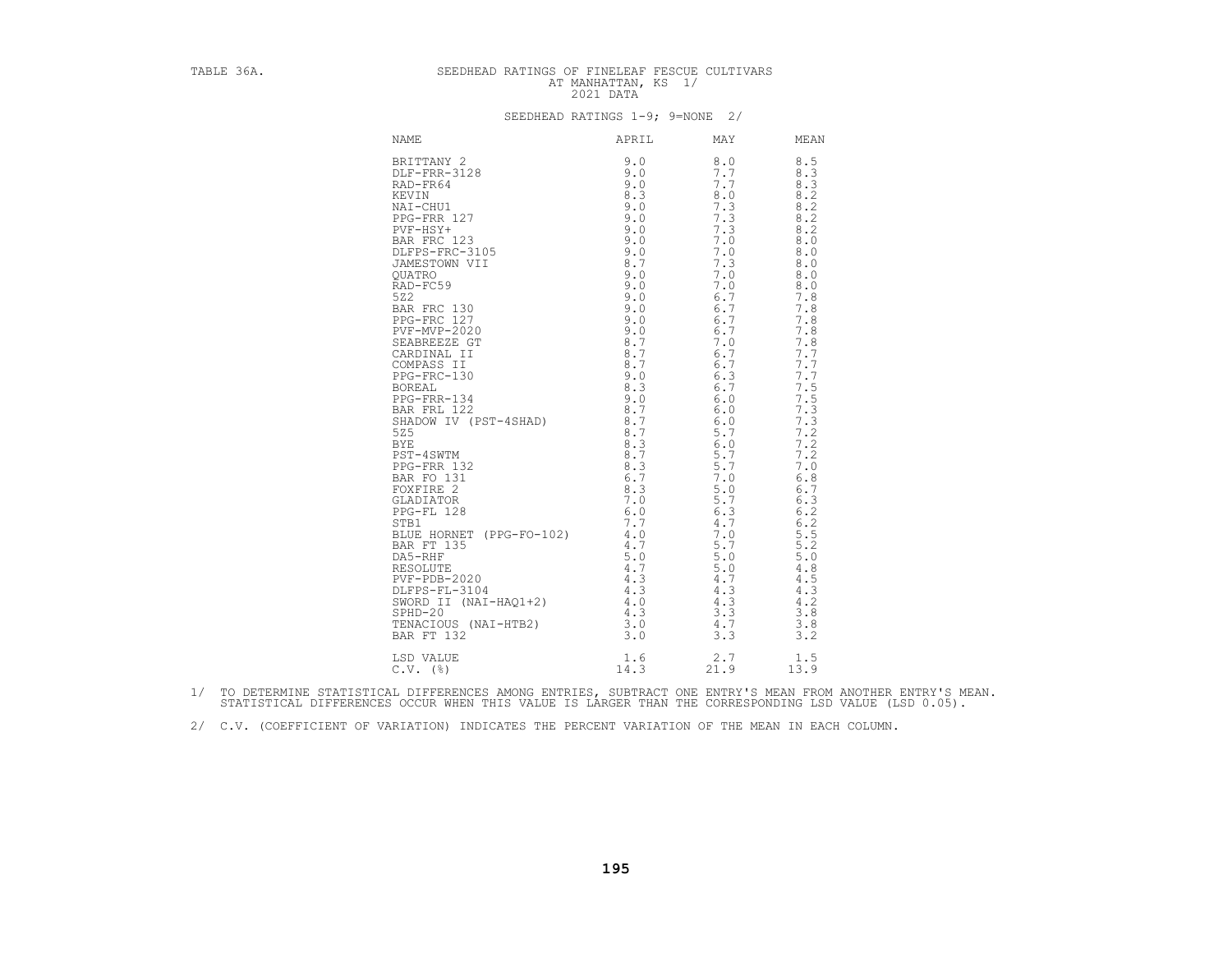TABLE 36A.

# SEEDHEAD RATINGS OF FINELEAF FESCUE CULTIVARS AT MANHATTAN, KS 1/ 2021 DATA

SEEDHEAD RATINGS 1-9; 9=NONE 2/

| NAME | APRIL | MAY | MEAN |
|---|---|---|---|
| BRITTANY 2 | 9.0 | 8.0 | 8.5 |
| DLF-FRR-3128 | 9.0 | 7.7 | 8.3 |
| RAD-FR64 | 9.0 | 7.7 | 8.3 |
| KEVIN | 8.3 | 8.0 | 8.2 |
| NAI-CHU1 | 9.0 | 7.3 | 8.2 |
| PPG-FRR 127 | 9.0 | 7.3 | 8.2 |
| PVF-HSY+ | 9.0 | 7.3 | 8.2 |
| BAR FRC 123 | 9.0 | 7.0 | 8.0 |
| DLFPS-FRC-3105 | 9.0 | 7.0 | 8.0 |
| JAMESTOWN VII | 8.7 | 7.3 | 8.0 |
| QUATRO | 9.0 | 7.0 | 8.0 |
| RAD-FC59 | 9.0 | 7.0 | 8.0 |
| 5Z2 | 9.0 | 6.7 | 7.8 |
| BAR FRC 130 | 9.0 | 6.7 | 7.8 |
| PPG-FRC 127 | 9.0 | 6.7 | 7.8 |
| PVF-MVP-2020 | 9.0 | 6.7 | 7.8 |
| SEABREEZE GT | 8.7 | 7.0 | 7.8 |
| CARDINAL II | 8.7 | 6.7 | 7.7 |
| COMPASS II | 8.7 | 6.7 | 7.7 |
| PPG-FRC-130 | 9.0 | 6.3 | 7.7 |
| BOREAL | 8.3 | 6.7 | 7.5 |
| PPG-FRR-134 | 9.0 | 6.0 | 7.5 |
| BAR FRL 122 | 8.7 | 6.0 | 7.3 |
| SHADOW IV (PST-4SHAD) | 8.7 | 6.0 | 7.3 |
| 5Z5 | 8.7 | 5.7 | 7.2 |
| BYE | 8.3 | 6.0 | 7.2 |
| PST-4SWTM | 8.7 | 5.7 | 7.2 |
| PPG-FRR 132 | 8.3 | 5.7 | 7.0 |
| BAR FO 131 | 6.7 | 7.0 | 6.8 |
| FOXFIRE 2 | 8.3 | 5.0 | 6.7 |
| GLADIATOR | 7.0 | 5.7 | 6.3 |
| PPG-FL 128 | 6.0 | 6.3 | 6.2 |
| STB1 | 7.7 | 4.7 | 6.2 |
| BLUE HORNET (PPG-FO-102) | 4.0 | 7.0 | 5.5 |
| BAR FT 135 | 4.7 | 5.7 | 5.2 |
| DA5-RHF | 5.0 | 5.0 | 5.0 |
| RESOLUTE | 4.7 | 5.0 | 4.8 |
| PVF-PDB-2020 | 4.3 | 4.7 | 4.5 |
| DLFPS-FL-3104 | 4.3 | 4.3 | 4.3 |
| SWORD II (NAI-HAQ1+2) | 4.0 | 4.3 | 4.2 |
| SPHD-20 | 4.3 | 3.3 | 3.8 |
| TENACIOUS (NAI-HTB2) | 3.0 | 4.7 | 3.8 |
| BAR FT 132 | 3.0 | 3.3 | 3.2 |
| LSD VALUE | 1.6 | 2.7 | 1.5 |
| C.V. (%) | 14.3 | 21.9 | 13.9 |

1/ TO DETERMINE STATISTICAL DIFFERENCES AMONG ENTRIES, SUBTRACT ONE ENTRY'S MEAN FROM ANOTHER ENTRY'S MEAN. STATISTICAL DIFFERENCES OCCUR WHEN THIS VALUE IS LARGER THAN THE CORRESPONDING LSD VALUE (LSD 0.05).

2/ C.V. (COEFFICIENT OF VARIATION) INDICATES THE PERCENT VARIATION OF THE MEAN IN EACH COLUMN.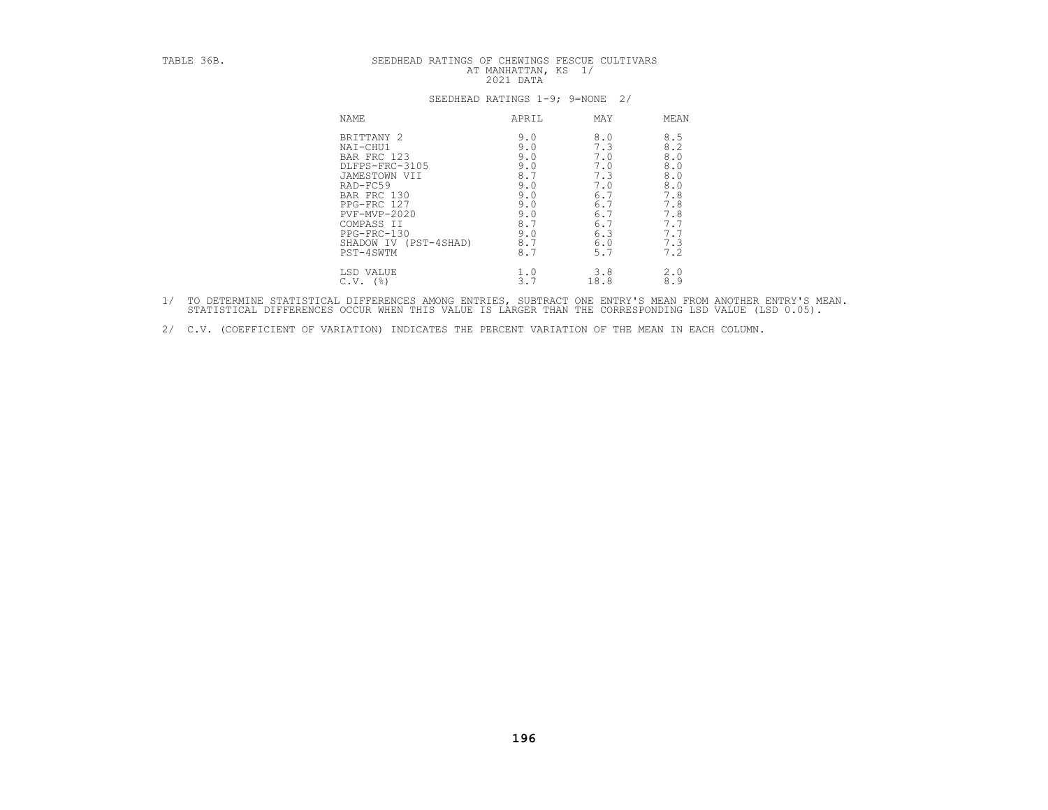TABLE 36B.

# SEEDHEAD RATINGS OF CHEWINGS FESCUE CULTIVARS AT MANHATTAN, KS 1/ 2021 DATA

SEEDHEAD RATINGS 1-9; 9=NONE 2/

| NAME | APRIL | MAY | MEAN |
|---|---|---|---|
| BRITTANY 2 | 9.0 | 8.0 | 8.5 |
| NAI-CHU1 | 9.0 | 7.3 | 8.2 |
| BAR FRC 123 | 9.0 | 7.0 | 8.0 |
| DLFPS-FRC-3105 | 9.0 | 7.0 | 8.0 |
| JAMESTOWN VII | 8.7 | 7.3 | 8.0 |
| RAD-FC59 | 9.0 | 7.0 | 8.0 |
| BAR FRC 130 | 9.0 | 6.7 | 7.8 |
| PPG-FRC 127 | 9.0 | 6.7 | 7.8 |
| PVF-MVP-2020 | 9.0 | 6.7 | 7.8 |
| COMPASS II | 8.7 | 6.7 | 7.7 |
| PPG-FRC-130 | 9.0 | 6.3 | 7.7 |
| SHADOW IV (PST-4SHAD) | 8.7 | 6.0 | 7.3 |
| PST-4SWTM | 8.7 | 5.7 | 7.2 |
| LSD VALUE | 1.0 | 3.8 | 2.0 |
| C.V. (%) | 3.7 | 18.8 | 8.9 |

1/ TO DETERMINE STATISTICAL DIFFERENCES AMONG ENTRIES, SUBTRACT ONE ENTRY'S MEAN FROM ANOTHER ENTRY'S MEAN. STATISTICAL DIFFERENCES OCCUR WHEN THIS VALUE IS LARGER THAN THE CORRESPONDING LSD VALUE (LSD 0.05).

2/ C.V. (COEFFICIENT OF VARIATION) INDICATES THE PERCENT VARIATION OF THE MEAN IN EACH COLUMN.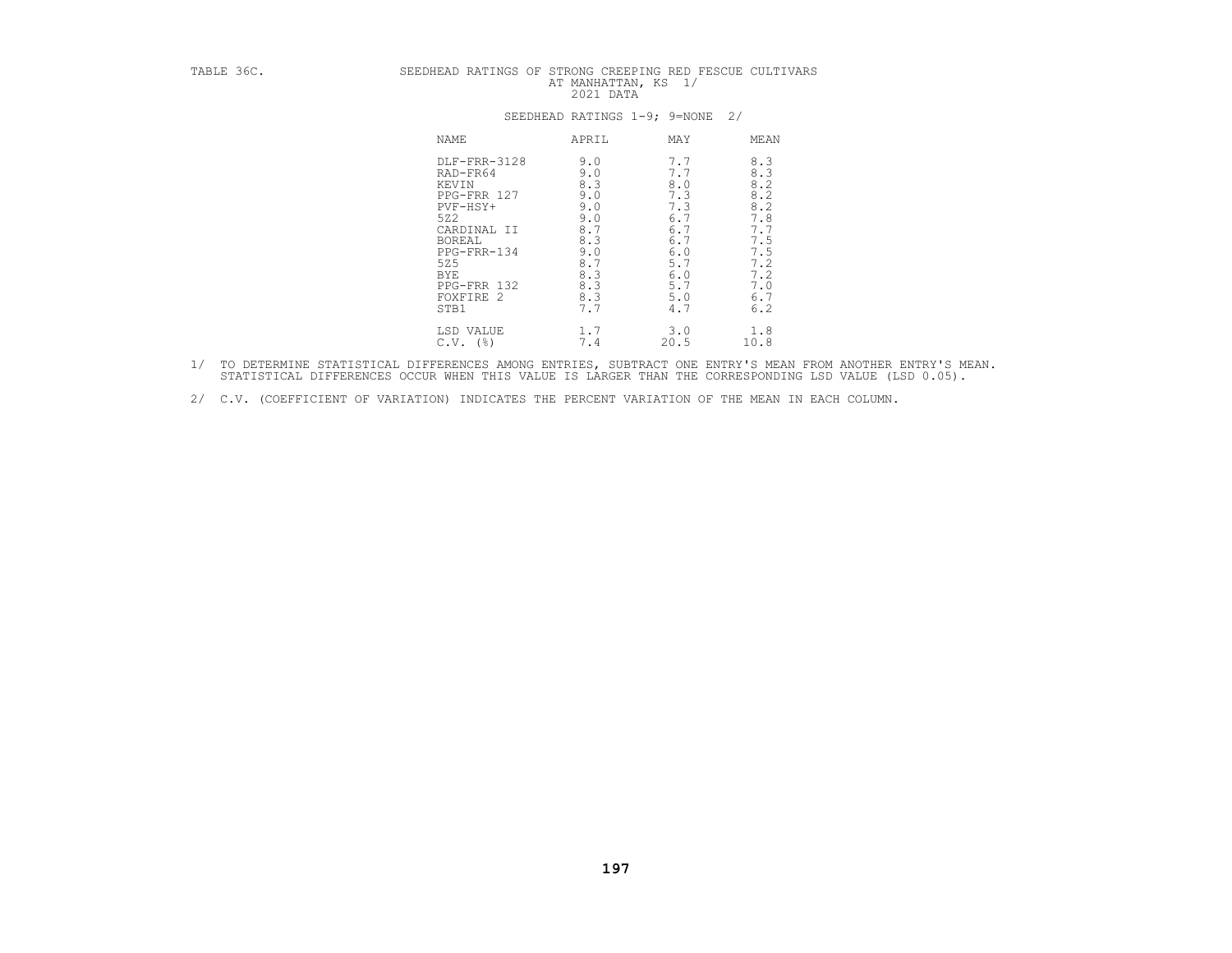TABLE 36C. SEEDHEAD RATINGS OF STRONG CREEPING RED FESCUE CULTIVARS AT MANHATTAN, KS 1/
2021 DATA

SEEDHEAD RATINGS 1-9; 9=NONE 2/

| NAME | APRIL | MAY | MEAN |
|---|---|---|---|
| DLF-FRR-3128 | 9.0 | 7.7 | 8.3 |
| RAD-FR64 | 9.0 | 7.7 | 8.3 |
| KEVIN | 8.3 | 8.0 | 8.2 |
| PPG-FRR 127 | 9.0 | 7.3 | 8.2 |
| PVF-HSY+ | 9.0 | 7.3 | 8.2 |
| 5Z2 | 9.0 | 6.7 | 7.8 |
| CARDINAL II | 8.7 | 6.7 | 7.7 |
| BOREAL | 8.3 | 6.7 | 7.5 |
| PPG-FRR-134 | 9.0 | 6.0 | 7.5 |
| 5Z5 | 8.7 | 5.7 | 7.2 |
| BYE | 8.3 | 6.0 | 7.2 |
| PPG-FRR 132 | 8.3 | 5.7 | 7.0 |
| FOXFIRE 2 | 8.3 | 5.0 | 6.7 |
| STB1 | 7.7 | 4.7 | 6.2 |
| LSD VALUE | 1.7 | 3.0 | 1.8 |
| C.V. (%) | 7.4 | 20.5 | 10.8 |

1/ TO DETERMINE STATISTICAL DIFFERENCES AMONG ENTRIES, SUBTRACT ONE ENTRY'S MEAN FROM ANOTHER ENTRY'S MEAN. STATISTICAL DIFFERENCES OCCUR WHEN THIS VALUE IS LARGER THAN THE CORRESPONDING LSD VALUE (LSD 0.05).

2/ C.V. (COEFFICIENT OF VARIATION) INDICATES THE PERCENT VARIATION OF THE MEAN IN EACH COLUMN.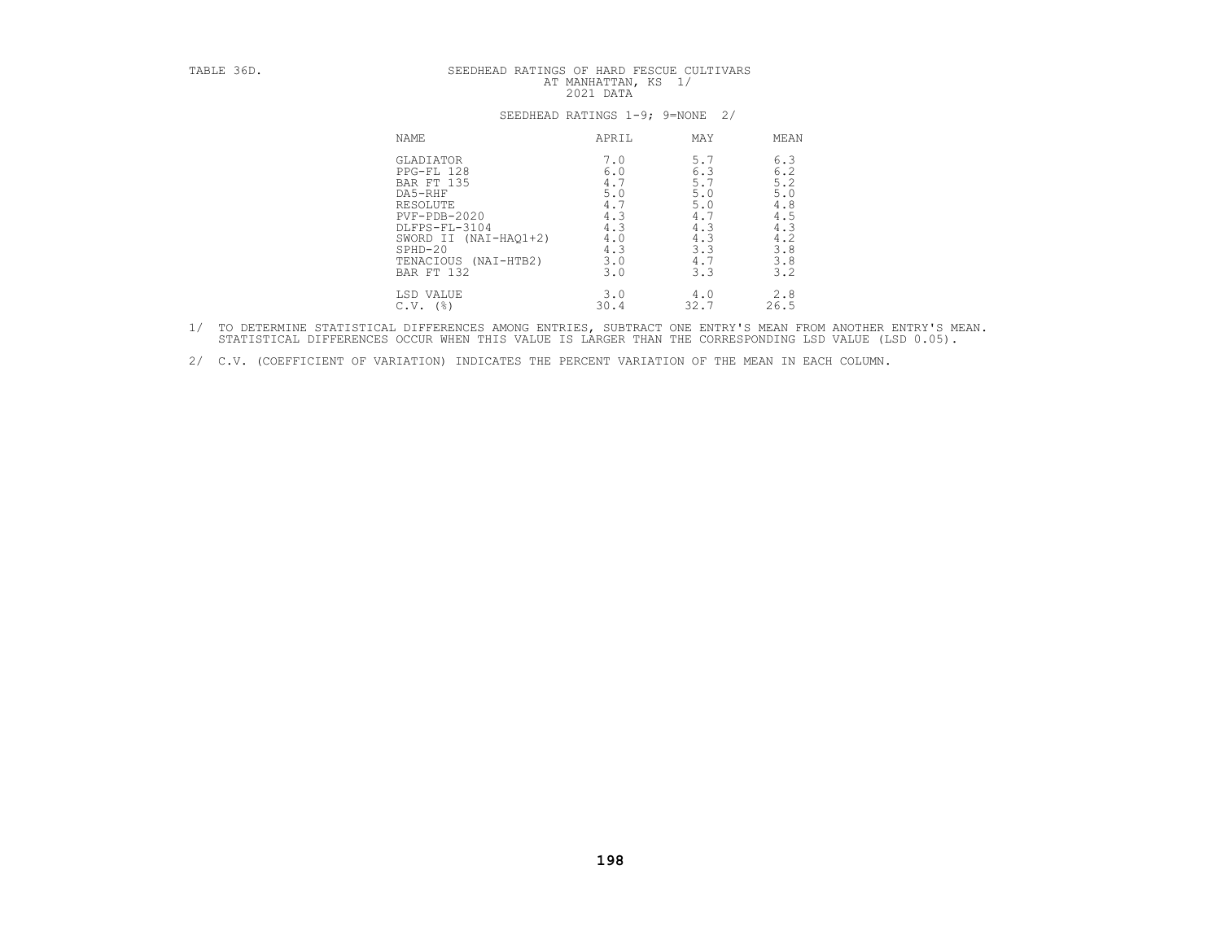TABLE 36D. SEEDHEAD RATINGS OF HARD FESCUE CULTIVARS AT MANHATTAN, KS 1/ 2021 DATA

SEEDHEAD RATINGS 1-9; 9=NONE 2/

| NAME | APRIL | MAY | MEAN |
|---|---|---|---|
| GLADIATOR | 7.0 | 5.7 | 6.3 |
| PPG-FL 128 | 6.0 | 6.3 | 6.2 |
| BAR FT 135 | 4.7 | 5.7 | 5.2 |
| DA5-RHF | 5.0 | 5.0 | 5.0 |
| RESOLUTE | 4.7 | 5.0 | 4.8 |
| PVF-PDB-2020 | 4.3 | 4.7 | 4.5 |
| DLFPS-FL-3104 | 4.3 | 4.3 | 4.3 |
| SWORD II (NAI-HAQ1+2) | 4.0 | 4.3 | 4.2 |
| SPHD-20 | 4.3 | 3.3 | 3.8 |
| TENACIOUS (NAI-HTB2) | 3.0 | 4.7 | 3.8 |
| BAR FT 132 | 3.0 | 3.3 | 3.2 |
| LSD VALUE | 3.0 | 4.0 | 2.8 |
| C.V. (%) | 30.4 | 32.7 | 26.5 |

1/ TO DETERMINE STATISTICAL DIFFERENCES AMONG ENTRIES, SUBTRACT ONE ENTRY'S MEAN FROM ANOTHER ENTRY'S MEAN. STATISTICAL DIFFERENCES OCCUR WHEN THIS VALUE IS LARGER THAN THE CORRESPONDING LSD VALUE (LSD 0.05).

2/ C.V. (COEFFICIENT OF VARIATION) INDICATES THE PERCENT VARIATION OF THE MEAN IN EACH COLUMN.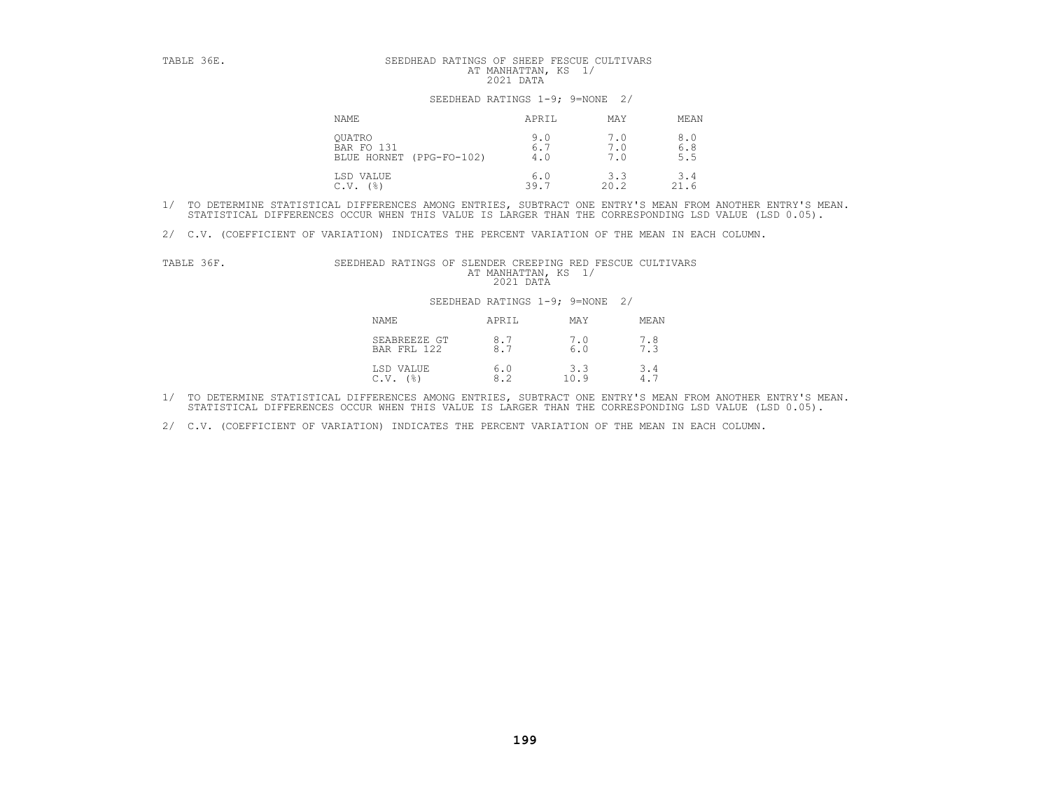TABLE 36E.

SEEDHEAD RATINGS OF SHEEP FESCUE CULTIVARS
AT MANHATTAN, KS 1/
2021 DATA

SEEDHEAD RATINGS 1-9; 9=NONE 2/

| NAME | APRIL | MAY | MEAN |
|---|---|---|---|
| QUATRO | 9.0 | 7.0 | 8.0 |
| BAR FO 131 | 6.7 | 7.0 | 6.8 |
| BLUE HORNET (PPG-FO-102) | 4.0 | 7.0 | 5.5 |
| LSD VALUE | 6.0 | 3.3 | 3.4 |
| C.V. (%) | 39.7 | 20.2 | 21.6 |

1/ TO DETERMINE STATISTICAL DIFFERENCES AMONG ENTRIES, SUBTRACT ONE ENTRY'S MEAN FROM ANOTHER ENTRY'S MEAN. STATISTICAL DIFFERENCES OCCUR WHEN THIS VALUE IS LARGER THAN THE CORRESPONDING LSD VALUE (LSD 0.05).

2/ C.V. (COEFFICIENT OF VARIATION) INDICATES THE PERCENT VARIATION OF THE MEAN IN EACH COLUMN.

TABLE 36F.

SEEDHEAD RATINGS OF SLENDER CREEPING RED FESCUE CULTIVARS
AT MANHATTAN, KS 1/
2021 DATA

SEEDHEAD RATINGS 1-9; 9=NONE 2/

| NAME | APRIL | MAY | MEAN |
|---|---|---|---|
| SEABREEZE GT | 8.7 | 7.0 | 7.8 |
| BAR FRL 122 | 8.7 | 6.0 | 7.3 |
| LSD VALUE | 6.0 | 3.3 | 3.4 |
| C.V. (%) | 8.2 | 10.9 | 4.7 |

1/ TO DETERMINE STATISTICAL DIFFERENCES AMONG ENTRIES, SUBTRACT ONE ENTRY'S MEAN FROM ANOTHER ENTRY'S MEAN. STATISTICAL DIFFERENCES OCCUR WHEN THIS VALUE IS LARGER THAN THE CORRESPONDING LSD VALUE (LSD 0.05).

2/ C.V. (COEFFICIENT OF VARIATION) INDICATES THE PERCENT VARIATION OF THE MEAN IN EACH COLUMN.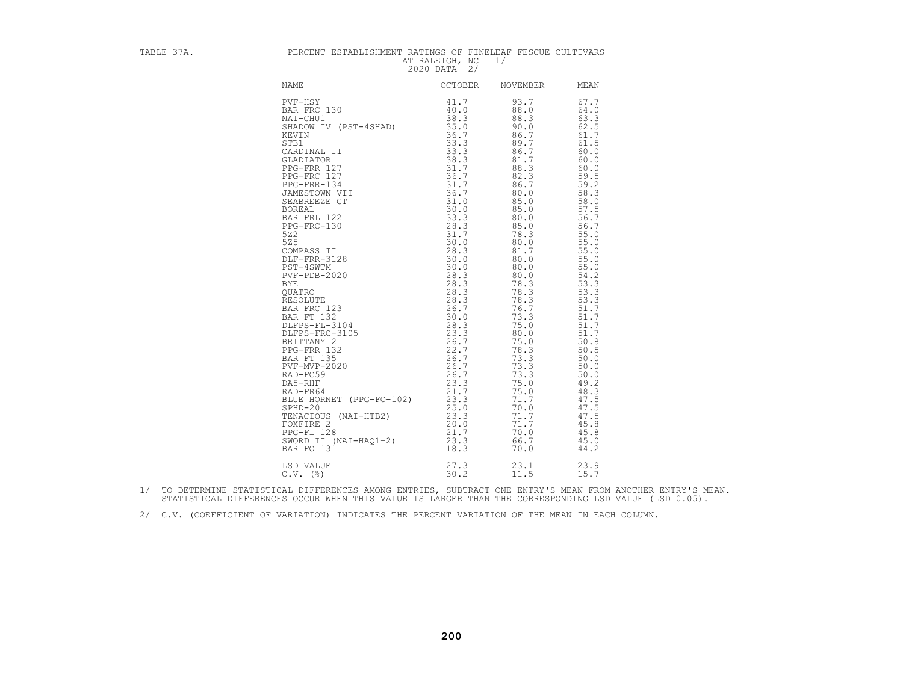TABLE 37A. PERCENT ESTABLISHMENT RATINGS OF FINELEAF FESCUE CULTIVARS AT RALEIGH, NC 1/ 2020 DATA 2/

| NAME | OCTOBER | NOVEMBER | MEAN |
|---|---|---|---|
| PVF-HSY+ | 41.7 | 93.7 | 67.7 |
| BAR FRC 130 | 40.0 | 88.0 | 64.0 |
| NAI-CHU1 | 38.3 | 88.3 | 63.3 |
| SHADOW IV (PST-4SHAD) | 35.0 | 90.0 | 62.5 |
| KEVIN | 36.7 | 86.7 | 61.7 |
| STB1 | 33.3 | 89.7 | 61.5 |
| CARDINAL II | 33.3 | 86.7 | 60.0 |
| GLADIATOR | 38.3 | 81.7 | 60.0 |
| PPG-FRR 127 | 31.7 | 88.3 | 60.0 |
| PPG-FRC 127 | 36.7 | 82.3 | 59.5 |
| PPG-FRR-134 | 31.7 | 86.7 | 59.2 |
| JAMESTOWN VII | 36.7 | 80.0 | 58.3 |
| SEABREEZE GT | 31.0 | 85.0 | 58.0 |
| BOREAL | 30.0 | 85.0 | 57.5 |
| BAR FRL 122 | 33.3 | 80.0 | 56.7 |
| PPG-FRC-130 | 28.3 | 85.0 | 56.7 |
| 5Z2 | 31.7 | 78.3 | 55.0 |
| 5Z5 | 30.0 | 80.0 | 55.0 |
| COMPASS II | 28.3 | 81.7 | 55.0 |
| DLF-FRR-3128 | 30.0 | 80.0 | 55.0 |
| PST-4SWTM | 30.0 | 80.0 | 55.0 |
| PVF-PDB-2020 | 28.3 | 80.0 | 54.2 |
| BYE | 28.3 | 78.3 | 53.3 |
| QUATRO | 28.3 | 78.3 | 53.3 |
| RESOLUTE | 28.3 | 78.3 | 53.3 |
| BAR FRC 123 | 26.7 | 76.7 | 51.7 |
| BAR FT 132 | 30.0 | 73.3 | 51.7 |
| DLFPS-FL-3104 | 28.3 | 75.0 | 51.7 |
| DLFPS-FRC-3105 | 23.3 | 80.0 | 51.7 |
| BRITTANY 2 | 26.7 | 75.0 | 50.8 |
| PPG-FRR 132 | 22.7 | 78.3 | 50.5 |
| BAR FT 135 | 26.7 | 73.3 | 50.0 |
| PVF-MVP-2020 | 26.7 | 73.3 | 50.0 |
| RAD-FC59 | 26.7 | 73.3 | 50.0 |
| DA5-RHF | 23.3 | 75.0 | 49.2 |
| RAD-FR64 | 21.7 | 75.0 | 48.3 |
| BLUE HORNET (PPG-FO-102) | 23.3 | 71.7 | 47.5 |
| SPHD-20 | 25.0 | 70.0 | 47.5 |
| TENACIOUS (NAI-HTB2) | 23.3 | 71.7 | 47.5 |
| FOXFIRE 2 | 20.0 | 71.7 | 45.8 |
| PPG-FL 128 | 21.7 | 70.0 | 45.8 |
| SWORD II (NAI-HAQ1+2) | 23.3 | 66.7 | 45.0 |
| BAR FO 131 | 18.3 | 70.0 | 44.2 |
| LSD VALUE | 27.3 | 23.1 | 23.9 |
| C.V. (%) | 30.2 | 11.5 | 15.7 |

1/ TO DETERMINE STATISTICAL DIFFERENCES AMONG ENTRIES, SUBTRACT ONE ENTRY'S MEAN FROM ANOTHER ENTRY'S MEAN. STATISTICAL DIFFERENCES OCCUR WHEN THIS VALUE IS LARGER THAN THE CORRESPONDING LSD VALUE (LSD 0.05).

2/ C.V. (COEFFICIENT OF VARIATION) INDICATES THE PERCENT VARIATION OF THE MEAN IN EACH COLUMN.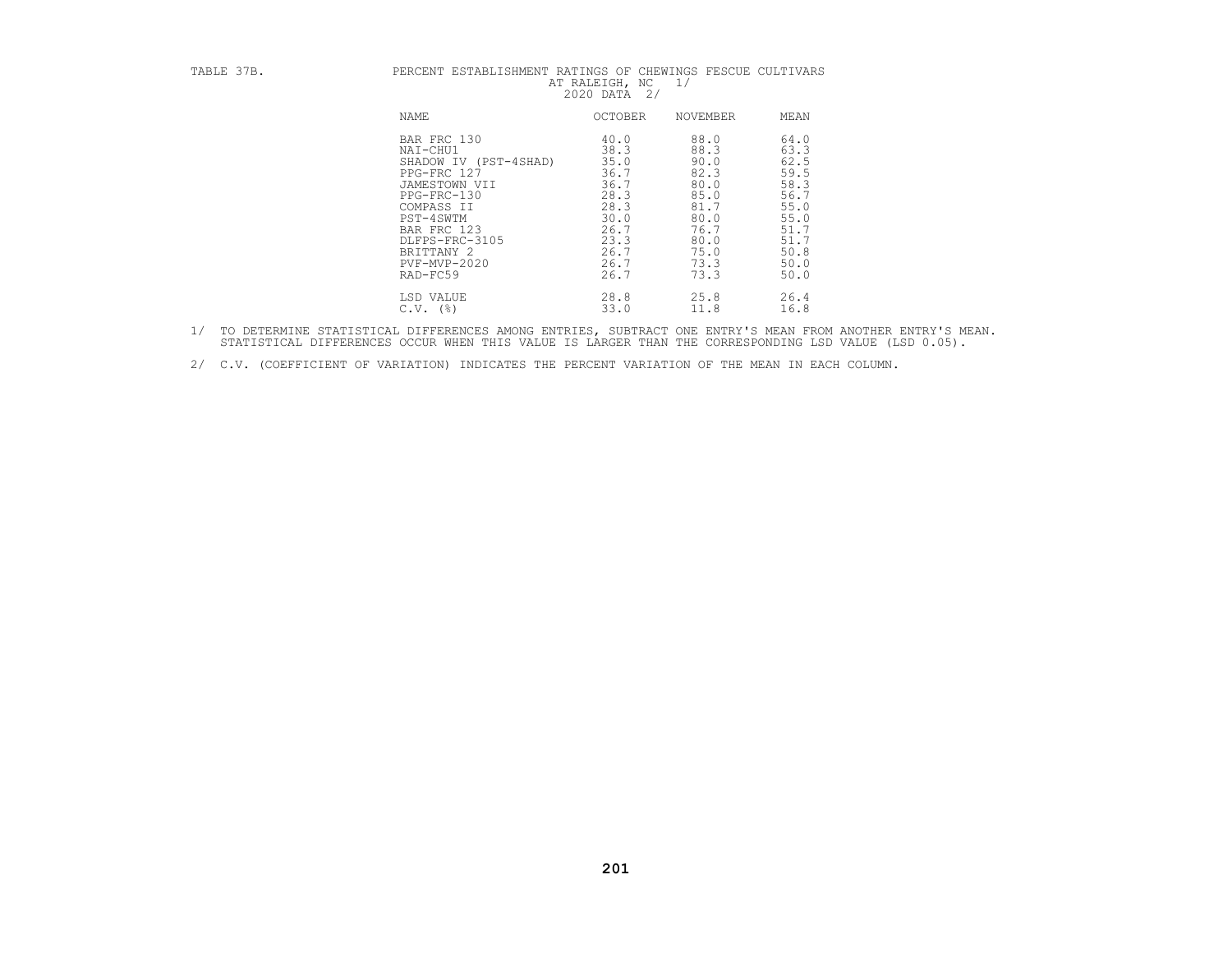TABLE 37B. PERCENT ESTABLISHMENT RATINGS OF CHEWINGS FESCUE CULTIVARS AT RALEIGH, NC 1/ 2020 DATA 2/

| NAME | OCTOBER | NOVEMBER | MEAN |
|---|---|---|---|
| BAR FRC 130 | 40.0 | 88.0 | 64.0 |
| NAI-CHU1 | 38.3 | 88.3 | 63.3 |
| SHADOW IV (PST-4SHAD) | 35.0 | 90.0 | 62.5 |
| PPG-FRC 127 | 36.7 | 82.3 | 59.5 |
| JAMESTOWN VII | 36.7 | 80.0 | 58.3 |
| PPG-FRC-130 | 28.3 | 85.0 | 56.7 |
| COMPASS II | 28.3 | 81.7 | 55.0 |
| PST-4SWTM | 30.0 | 80.0 | 55.0 |
| BAR FRC 123 | 26.7 | 76.7 | 51.7 |
| DLFPS-FRC-3105 | 23.3 | 80.0 | 51.7 |
| BRITTANY 2 | 26.7 | 75.0 | 50.8 |
| PVF-MVP-2020 | 26.7 | 73.3 | 50.0 |
| RAD-FC59 | 26.7 | 73.3 | 50.0 |
| LSD VALUE | 28.8 | 25.8 | 26.4 |
| C.V. (%) | 33.0 | 11.8 | 16.8 |

1/ TO DETERMINE STATISTICAL DIFFERENCES AMONG ENTRIES, SUBTRACT ONE ENTRY'S MEAN FROM ANOTHER ENTRY'S MEAN. STATISTICAL DIFFERENCES OCCUR WHEN THIS VALUE IS LARGER THAN THE CORRESPONDING LSD VALUE (LSD 0.05).

2/ C.V. (COEFFICIENT OF VARIATION) INDICATES THE PERCENT VARIATION OF THE MEAN IN EACH COLUMN.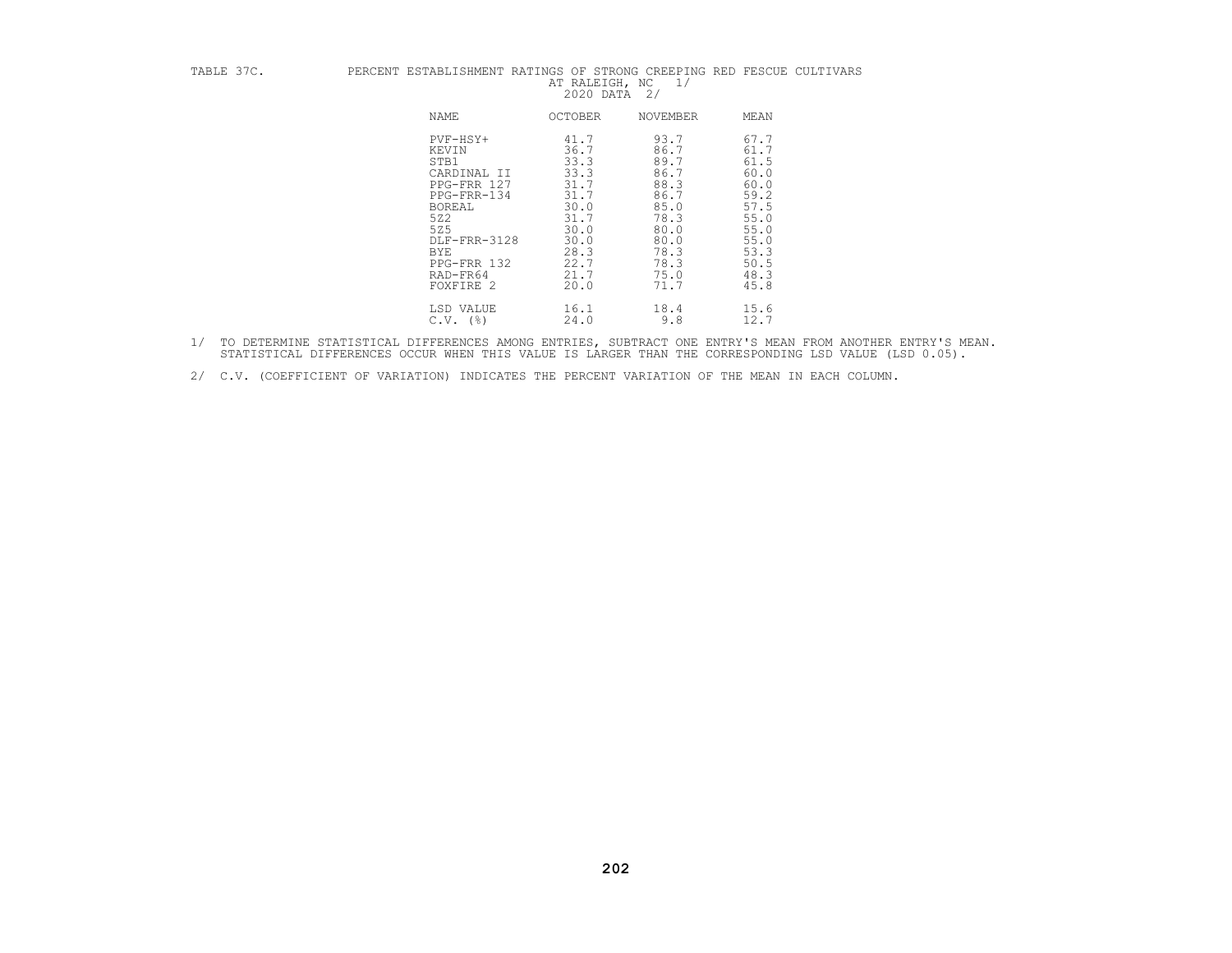TABLE 37C. PERCENT ESTABLISHMENT RATINGS OF STRONG CREEPING RED FESCUE CULTIVARS AT RALEIGH, NC 1/
2020 DATA 2/

| NAME | OCTOBER | NOVEMBER | MEAN |
|---|---|---|---|
| PVF-HSY+ | 41.7 | 93.7 | 67.7 |
| KEVIN | 36.7 | 86.7 | 61.7 |
| STB1 | 33.3 | 89.7 | 61.5 |
| CARDINAL II | 33.3 | 86.7 | 60.0 |
| PPG-FRR 127 | 31.7 | 88.3 | 60.0 |
| PPG-FRR-134 | 31.7 | 86.7 | 59.2 |
| BOREAL | 30.0 | 85.0 | 57.5 |
| 5Z2 | 31.7 | 78.3 | 55.0 |
| 5Z5 | 30.0 | 80.0 | 55.0 |
| DLF-FRR-3128 | 30.0 | 80.0 | 55.0 |
| BYE | 28.3 | 78.3 | 53.3 |
| PPG-FRR 132 | 22.7 | 78.3 | 50.5 |
| RAD-FR64 | 21.7 | 75.0 | 48.3 |
| FOXFIRE 2 | 20.0 | 71.7 | 45.8 |
| LSD VALUE | 16.1 | 18.4 | 15.6 |
| C.V. (%) | 24.0 | 9.8 | 12.7 |

1/ TO DETERMINE STATISTICAL DIFFERENCES AMONG ENTRIES, SUBTRACT ONE ENTRY'S MEAN FROM ANOTHER ENTRY'S MEAN. STATISTICAL DIFFERENCES OCCUR WHEN THIS VALUE IS LARGER THAN THE CORRESPONDING LSD VALUE (LSD 0.05).

2/ C.V. (COEFFICIENT OF VARIATION) INDICATES THE PERCENT VARIATION OF THE MEAN IN EACH COLUMN.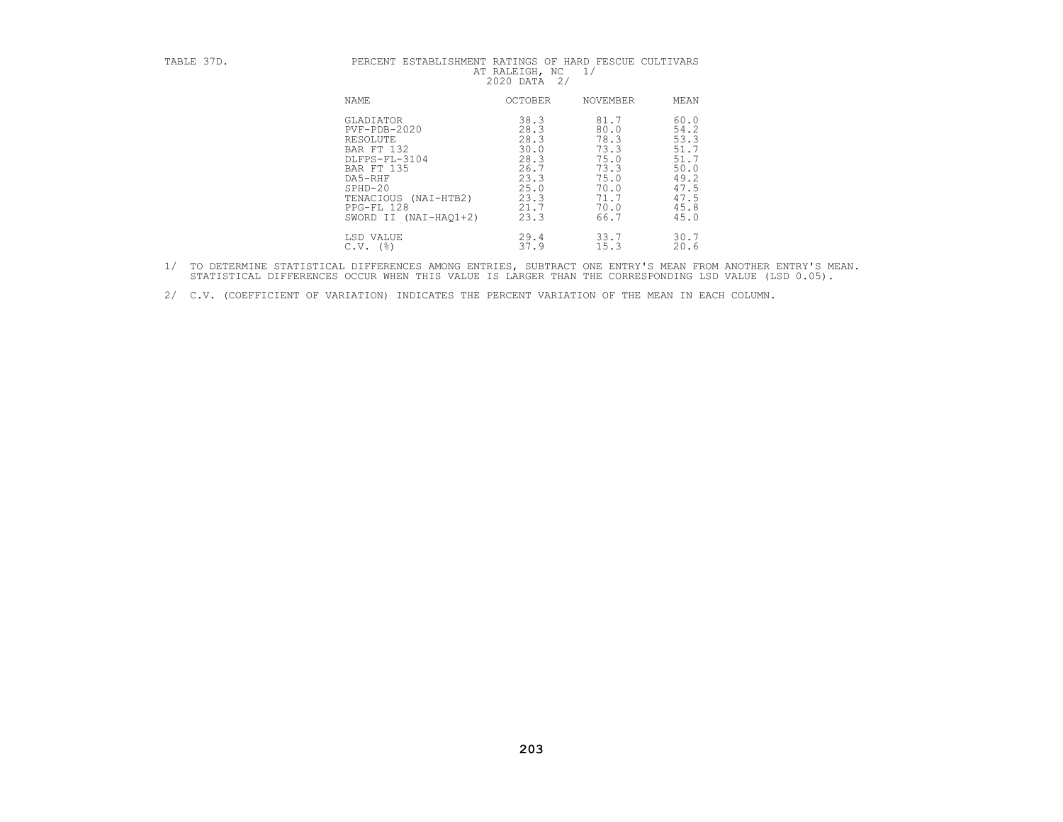TABLE 37D. PERCENT ESTABLISHMENT RATINGS OF HARD FESCUE CULTIVARS AT RALEIGH, NC 1/ 2020 DATA 2/

| NAME | OCTOBER | NOVEMBER | MEAN |
|---|---|---|---|
| GLADIATOR | 38.3 | 81.7 | 60.0 |
| PVF-PDB-2020 | 28.3 | 80.0 | 54.2 |
| RESOLUTE | 28.3 | 78.3 | 53.3 |
| BAR FT 132 | 30.0 | 73.3 | 51.7 |
| DLFPS-FL-3104 | 28.3 | 75.0 | 51.7 |
| BAR FT 135 | 26.7 | 73.3 | 50.0 |
| DA5-RHF | 23.3 | 75.0 | 49.2 |
| SPHD-20 | 25.0 | 70.0 | 47.5 |
| TENACIOUS (NAI-HTB2) | 23.3 | 71.7 | 47.5 |
| PPG-FL 128 | 21.7 | 70.0 | 45.8 |
| SWORD II (NAI-HAQ1+2) | 23.3 | 66.7 | 45.0 |
| LSD VALUE | 29.4 | 33.7 | 30.7 |
| C.V. (%) | 37.9 | 15.3 | 20.6 |

1/ TO DETERMINE STATISTICAL DIFFERENCES AMONG ENTRIES, SUBTRACT ONE ENTRY'S MEAN FROM ANOTHER ENTRY'S MEAN. STATISTICAL DIFFERENCES OCCUR WHEN THIS VALUE IS LARGER THAN THE CORRESPONDING LSD VALUE (LSD 0.05).

2/ C.V. (COEFFICIENT OF VARIATION) INDICATES THE PERCENT VARIATION OF THE MEAN IN EACH COLUMN.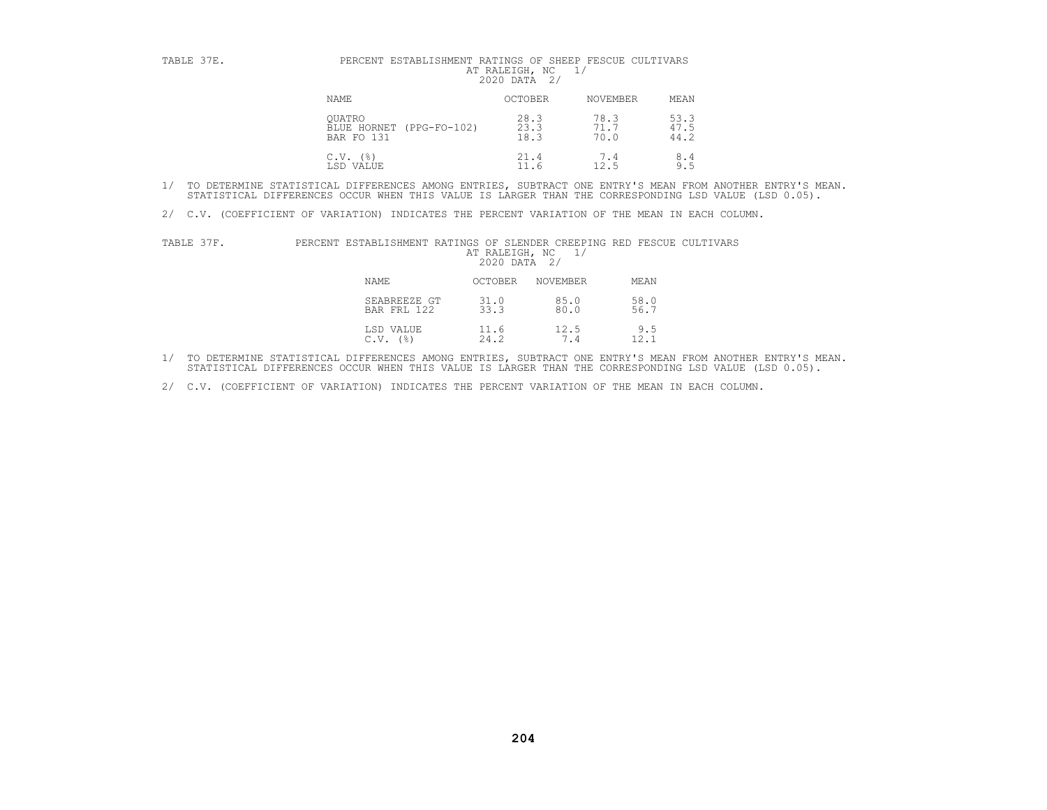TABLE 37E. PERCENT ESTABLISHMENT RATINGS OF SHEEP FESCUE CULTIVARS AT RALEIGH, NC 1/ 2020 DATA 2/

| NAME | OCTOBER | NOVEMBER | MEAN |
|---|---|---|---|
| QUATRO | 28.3 | 78.3 | 53.3 |
| BLUE HORNET (PPG-FO-102) | 23.3 | 71.7 | 47.5 |
| BAR FO 131 | 18.3 | 70.0 | 44.2 |
| C.V. (%) | 21.4 | 7.4 | 8.4 |
| LSD VALUE | 11.6 | 12.5 | 9.5 |

1/ TO DETERMINE STATISTICAL DIFFERENCES AMONG ENTRIES, SUBTRACT ONE ENTRY'S MEAN FROM ANOTHER ENTRY'S MEAN. STATISTICAL DIFFERENCES OCCUR WHEN THIS VALUE IS LARGER THAN THE CORRESPONDING LSD VALUE (LSD 0.05).

2/ C.V. (COEFFICIENT OF VARIATION) INDICATES THE PERCENT VARIATION OF THE MEAN IN EACH COLUMN.

TABLE 37F. PERCENT ESTABLISHMENT RATINGS OF SLENDER CREEPING RED FESCUE CULTIVARS AT RALEIGH, NC 1/ 2020 DATA 2/

| NAME | OCTOBER | NOVEMBER | MEAN |
|---|---|---|---|
| SEABREEZE GT | 31.0 | 85.0 | 58.0 |
| BAR FRL 122 | 33.3 | 80.0 | 56.7 |
| LSD VALUE | 11.6 | 12.5 | 9.5 |
| C.V. (%) | 24.2 | 7.4 | 12.1 |

1/ TO DETERMINE STATISTICAL DIFFERENCES AMONG ENTRIES, SUBTRACT ONE ENTRY'S MEAN FROM ANOTHER ENTRY'S MEAN. STATISTICAL DIFFERENCES OCCUR WHEN THIS VALUE IS LARGER THAN THE CORRESPONDING LSD VALUE (LSD 0.05).

2/ C.V. (COEFFICIENT OF VARIATION) INDICATES THE PERCENT VARIATION OF THE MEAN IN EACH COLUMN.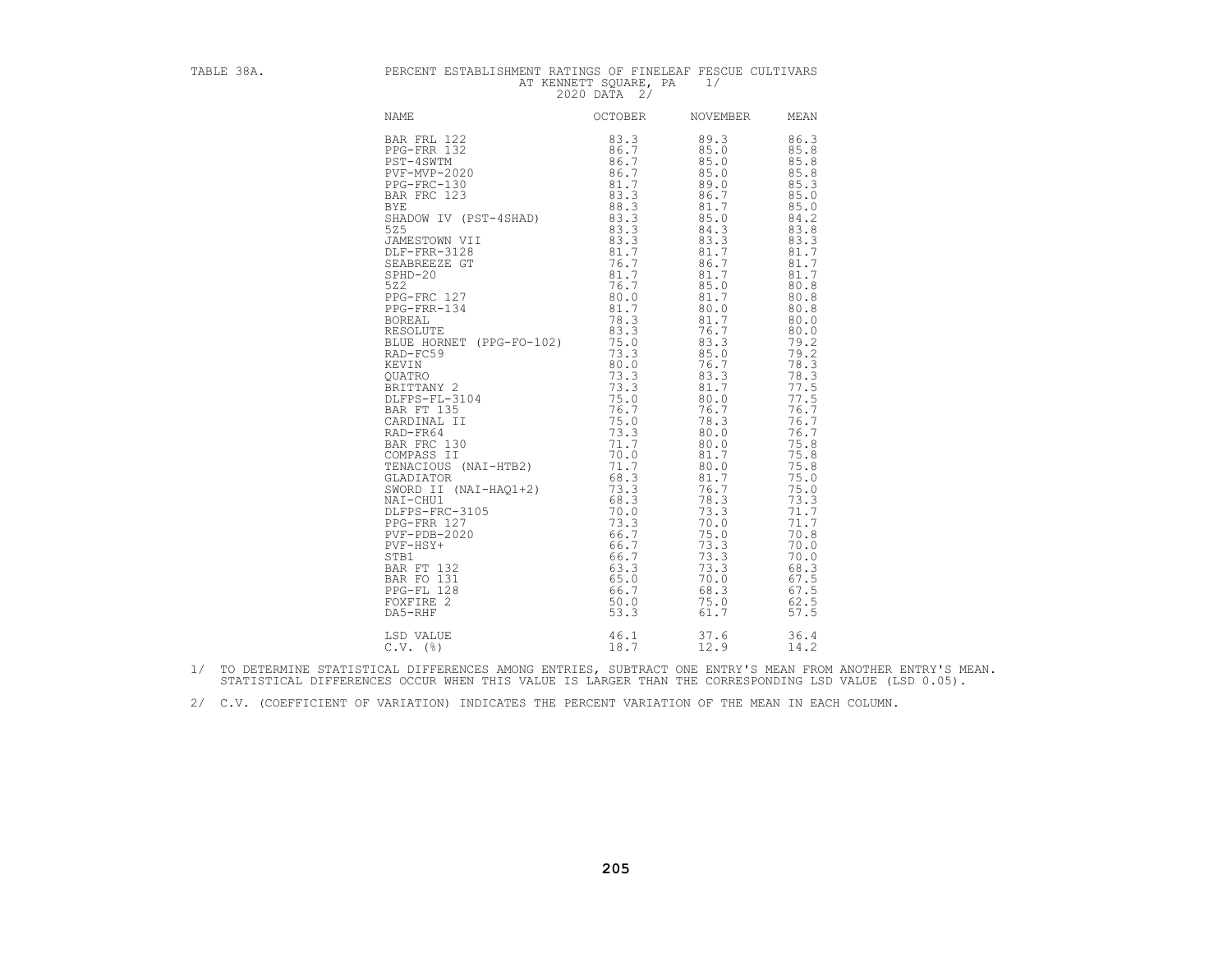TABLE 38A. PERCENT ESTABLISHMENT RATINGS OF FINELEAF FESCUE CULTIVARS AT KENNETT SQUARE, PA 1/

2020 DATA 2/

| NAME | OCTOBER | NOVEMBER | MEAN |
|---|---|---|---|
| BAR FRL 122 | 83.3 | 89.3 | 86.3 |
| PPG-FRR 132 | 86.7 | 85.0 | 85.8 |
| PST-4SWTM | 86.7 | 85.0 | 85.8 |
| PVF-MVP-2020 | 86.7 | 85.0 | 85.8 |
| PPG-FRC-130 | 81.7 | 89.0 | 85.3 |
| BAR FRC 123 | 83.3 | 86.7 | 85.0 |
| BYE | 88.3 | 81.7 | 85.0 |
| SHADOW IV (PST-4SHAD) | 83.3 | 85.0 | 84.2 |
| 5Z5 | 83.3 | 84.3 | 83.8 |
| JAMESTOWN VII | 83.3 | 83.3 | 83.3 |
| DLF-FRR-3128 | 81.7 | 81.7 | 81.7 |
| SEABREEZE GT | 76.7 | 86.7 | 81.7 |
| SPHD-20 | 81.7 | 81.7 | 81.7 |
| 5Z2 | 76.7 | 85.0 | 80.8 |
| PPG-FRC 127 | 80.0 | 81.7 | 80.8 |
| PPG-FRR-134 | 81.7 | 80.0 | 80.8 |
| BOREAL | 78.3 | 81.7 | 80.0 |
| RESOLUTE | 83.3 | 76.7 | 80.0 |
| BLUE HORNET (PPG-FO-102) | 75.0 | 83.3 | 79.2 |
| RAD-FC59 | 73.3 | 85.0 | 79.2 |
| KEVIN | 80.0 | 76.7 | 78.3 |
| QUATRO | 73.3 | 83.3 | 78.3 |
| BRITTANY 2 | 73.3 | 81.7 | 77.5 |
| DLFPS-FL-3104 | 75.0 | 80.0 | 77.5 |
| BAR FT 135 | 76.7 | 76.7 | 76.7 |
| CARDINAL II | 75.0 | 78.3 | 76.7 |
| RAD-FR64 | 73.3 | 80.0 | 76.7 |
| BAR FRC 130 | 71.7 | 80.0 | 75.8 |
| COMPASS II | 70.0 | 81.7 | 75.8 |
| TENACIOUS (NAI-HTB2) | 71.7 | 80.0 | 75.8 |
| GLADIATOR | 68.3 | 81.7 | 75.0 |
| SWORD II (NAI-HAQ1+2) | 73.3 | 76.7 | 75.0 |
| NAI-CHU1 | 68.3 | 78.3 | 73.3 |
| DLFPS-FRC-3105 | 70.0 | 73.3 | 71.7 |
| PPG-FRR 127 | 73.3 | 70.0 | 71.7 |
| PVF-PDB-2020 | 66.7 | 75.0 | 70.8 |
| PVF-HSY+ | 66.7 | 73.3 | 70.0 |
| STB1 | 66.7 | 73.3 | 70.0 |
| BAR FT 132 | 63.3 | 73.3 | 68.3 |
| BAR FO 131 | 65.0 | 70.0 | 67.5 |
| PPG-FL 128 | 66.7 | 68.3 | 67.5 |
| FOXFIRE 2 | 50.0 | 75.0 | 62.5 |
| DA5-RHF | 53.3 | 61.7 | 57.5 |
| LSD VALUE | 46.1 | 37.6 | 36.4 |
| C.V. (%) | 18.7 | 12.9 | 14.2 |

1/ TO DETERMINE STATISTICAL DIFFERENCES AMONG ENTRIES, SUBTRACT ONE ENTRY'S MEAN FROM ANOTHER ENTRY'S MEAN. STATISTICAL DIFFERENCES OCCUR WHEN THIS VALUE IS LARGER THAN THE CORRESPONDING LSD VALUE (LSD 0.05).

2/ C.V. (COEFFICIENT OF VARIATION) INDICATES THE PERCENT VARIATION OF THE MEAN IN EACH COLUMN.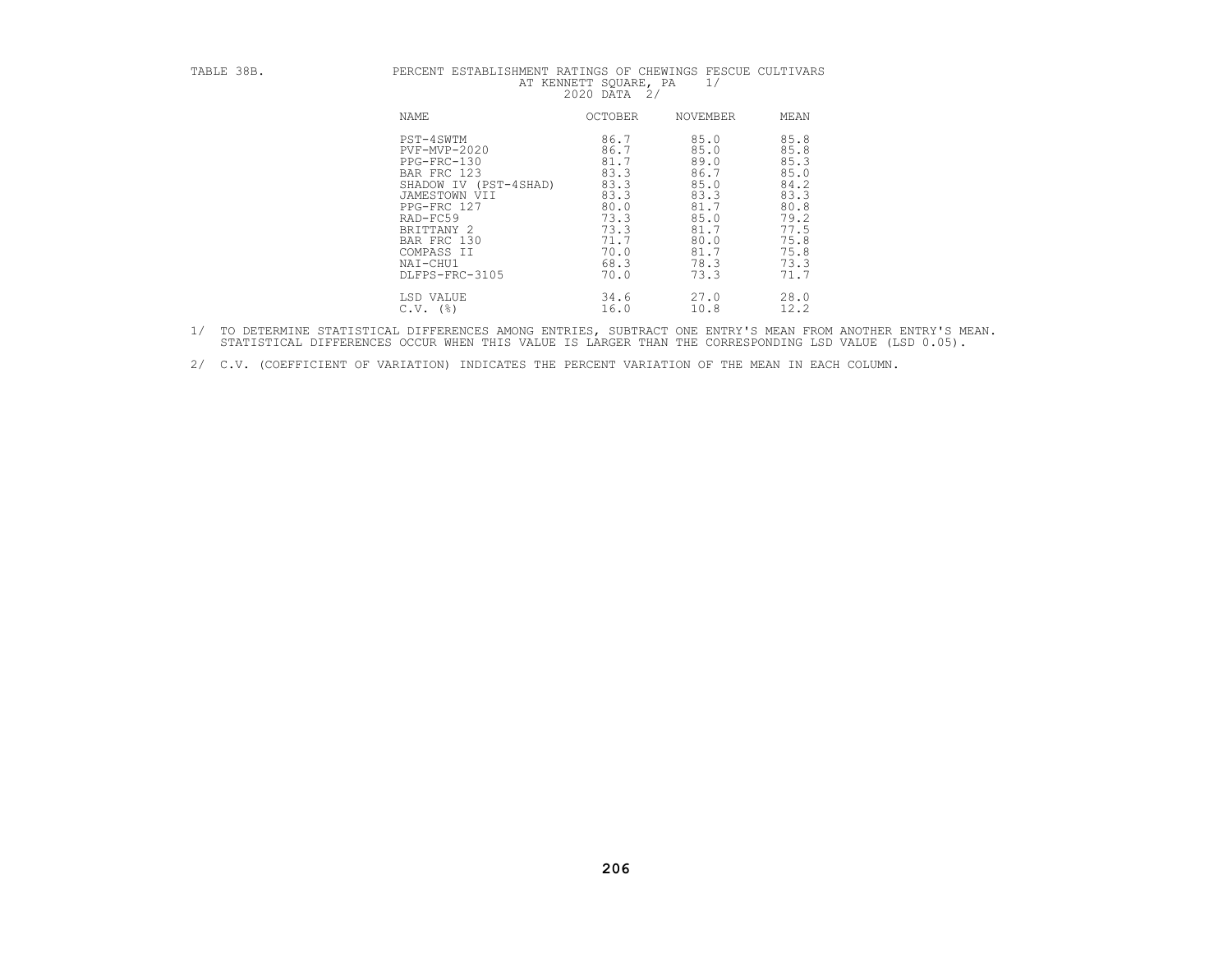TABLE 38B. PERCENT ESTABLISHMENT RATINGS OF CHEWINGS FESCUE CULTIVARS AT KENNETT SQUARE, PA 1/
2020 DATA 2/

| NAME | OCTOBER | NOVEMBER | MEAN |
|---|---|---|---|
| PST-4SWTM | 86.7 | 85.0 | 85.8 |
| PVF-MVP-2020 | 86.7 | 85.0 | 85.8 |
| PPG-FRC-130 | 81.7 | 89.0 | 85.3 |
| BAR FRC 123 | 83.3 | 86.7 | 85.0 |
| SHADOW IV (PST-4SHAD) | 83.3 | 85.0 | 84.2 |
| JAMESTOWN VII | 83.3 | 83.3 | 83.3 |
| PPG-FRC 127 | 80.0 | 81.7 | 80.8 |
| RAD-FC59 | 73.3 | 85.0 | 79.2 |
| BRITTANY 2 | 73.3 | 81.7 | 77.5 |
| BAR FRC 130 | 71.7 | 80.0 | 75.8 |
| COMPASS II | 70.0 | 81.7 | 75.8 |
| NAI-CHU1 | 68.3 | 78.3 | 73.3 |
| DLFPS-FRC-3105 | 70.0 | 73.3 | 71.7 |
| LSD VALUE | 34.6 | 27.0 | 28.0 |
| C.V. (%) | 16.0 | 10.8 | 12.2 |

1/ TO DETERMINE STATISTICAL DIFFERENCES AMONG ENTRIES, SUBTRACT ONE ENTRY'S MEAN FROM ANOTHER ENTRY'S MEAN. STATISTICAL DIFFERENCES OCCUR WHEN THIS VALUE IS LARGER THAN THE CORRESPONDING LSD VALUE (LSD 0.05).

2/ C.V. (COEFFICIENT OF VARIATION) INDICATES THE PERCENT VARIATION OF THE MEAN IN EACH COLUMN.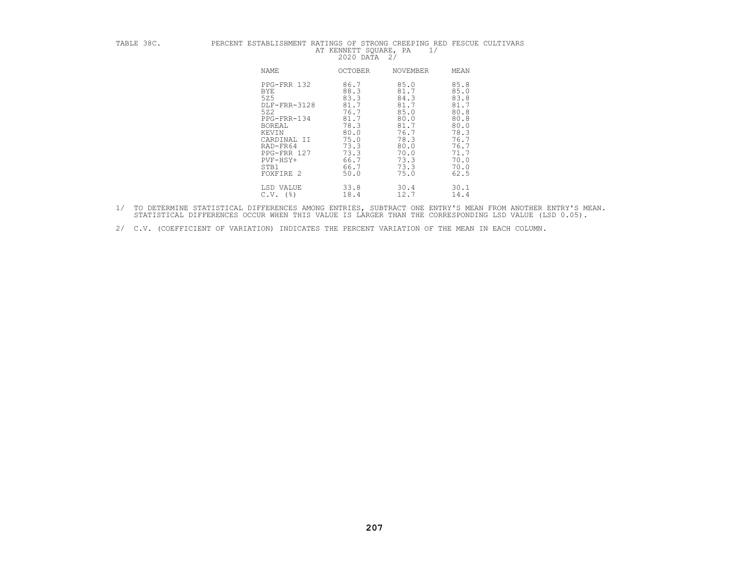TABLE 38C. PERCENT ESTABLISHMENT RATINGS OF STRONG CREEPING RED FESCUE CULTIVARS AT KENNETT SQUARE, PA 1/ 2020 DATA 2/

| NAME | OCTOBER | NOVEMBER | MEAN |
|---|---|---|---|
| PPG-FRR 132 | 86.7 | 85.0 | 85.8 |
| BYE | 88.3 | 81.7 | 85.0 |
| 5Z5 | 83.3 | 84.3 | 83.8 |
| DLF-FRR-3128 | 81.7 | 81.7 | 81.7 |
| 5Z2 | 76.7 | 85.0 | 80.8 |
| PPG-FRR-134 | 81.7 | 80.0 | 80.8 |
| BOREAL | 78.3 | 81.7 | 80.0 |
| KEVIN | 80.0 | 76.7 | 78.3 |
| CARDINAL II | 75.0 | 78.3 | 76.7 |
| RAD-FR64 | 73.3 | 80.0 | 76.7 |
| PPG-FRR 127 | 73.3 | 70.0 | 71.7 |
| PVF-HSY+ | 66.7 | 73.3 | 70.0 |
| STB1 | 66.7 | 73.3 | 70.0 |
| FOXFIRE 2 | 50.0 | 75.0 | 62.5 |
| LSD VALUE | 33.8 | 30.4 | 30.1 |
| C.V. (%) | 18.4 | 12.7 | 14.4 |

1/ TO DETERMINE STATISTICAL DIFFERENCES AMONG ENTRIES, SUBTRACT ONE ENTRY'S MEAN FROM ANOTHER ENTRY'S MEAN. STATISTICAL DIFFERENCES OCCUR WHEN THIS VALUE IS LARGER THAN THE CORRESPONDING LSD VALUE (LSD 0.05).

2/ C.V. (COEFFICIENT OF VARIATION) INDICATES THE PERCENT VARIATION OF THE MEAN IN EACH COLUMN.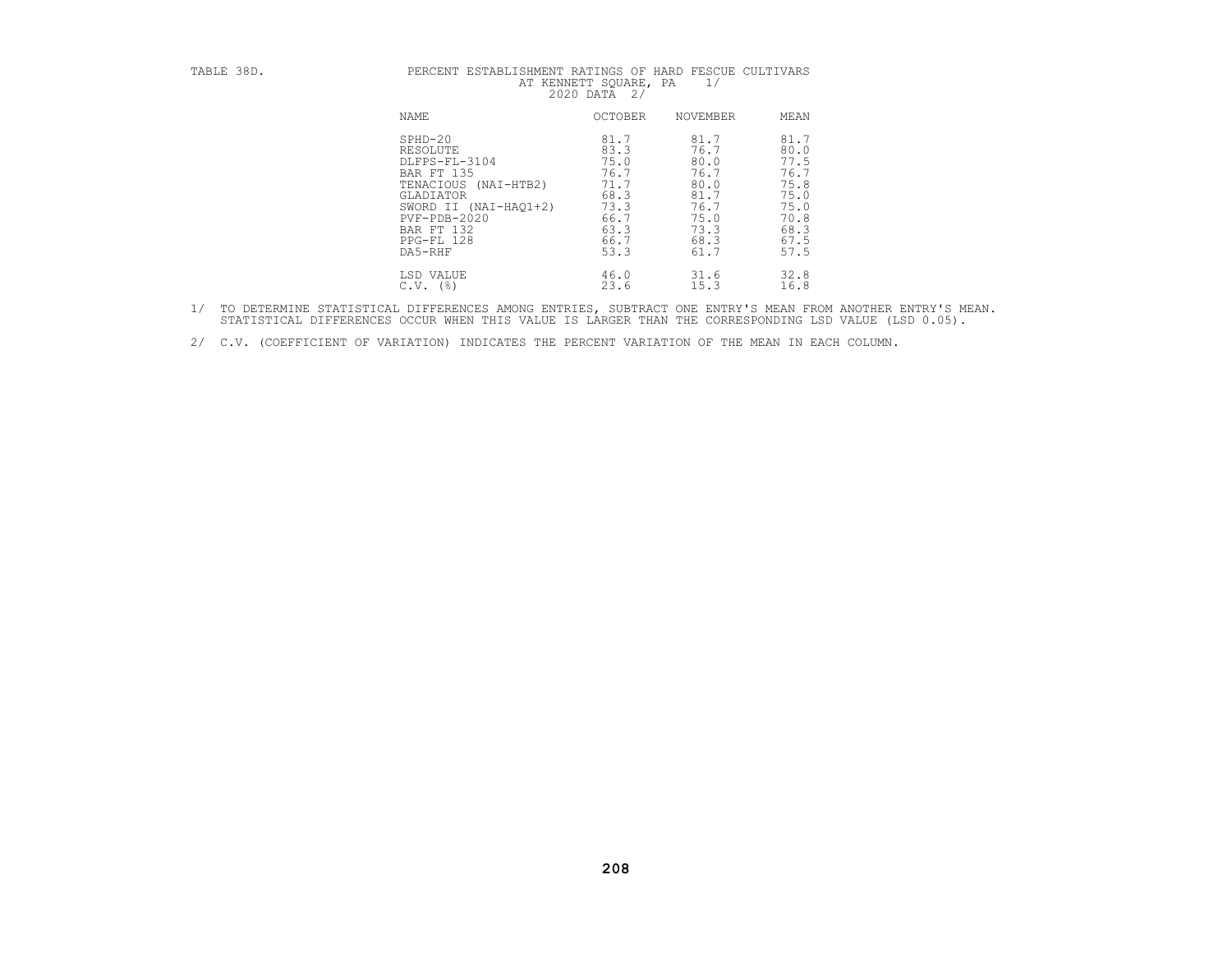TABLE 38D. PERCENT ESTABLISHMENT RATINGS OF HARD FESCUE CULTIVARS AT KENNETT SQUARE, PA 1/ 2020 DATA 2/

| NAME | OCTOBER | NOVEMBER | MEAN |
|---|---|---|---|
| SPHD-20 | 81.7 | 81.7 | 81.7 |
| RESOLUTE | 83.3 | 76.7 | 80.0 |
| DLFPS-FL-3104 | 75.0 | 80.0 | 77.5 |
| BAR FT 135 | 76.7 | 76.7 | 76.7 |
| TENACIOUS (NAI-HTB2) | 71.7 | 80.0 | 75.8 |
| GLADIATOR | 68.3 | 81.7 | 75.0 |
| SWORD II (NAI-HAQ1+2) | 73.3 | 76.7 | 75.0 |
| PVF-PDB-2020 | 66.7 | 75.0 | 70.8 |
| BAR FT 132 | 63.3 | 73.3 | 68.3 |
| PPG-FL 128 | 66.7 | 68.3 | 67.5 |
| DA5-RHF | 53.3 | 61.7 | 57.5 |
| LSD VALUE | 46.0 | 31.6 | 32.8 |
| C.V. (%) | 23.6 | 15.3 | 16.8 |

1/ TO DETERMINE STATISTICAL DIFFERENCES AMONG ENTRIES, SUBTRACT ONE ENTRY'S MEAN FROM ANOTHER ENTRY'S MEAN. STATISTICAL DIFFERENCES OCCUR WHEN THIS VALUE IS LARGER THAN THE CORRESPONDING LSD VALUE (LSD 0.05).

2/ C.V. (COEFFICIENT OF VARIATION) INDICATES THE PERCENT VARIATION OF THE MEAN IN EACH COLUMN.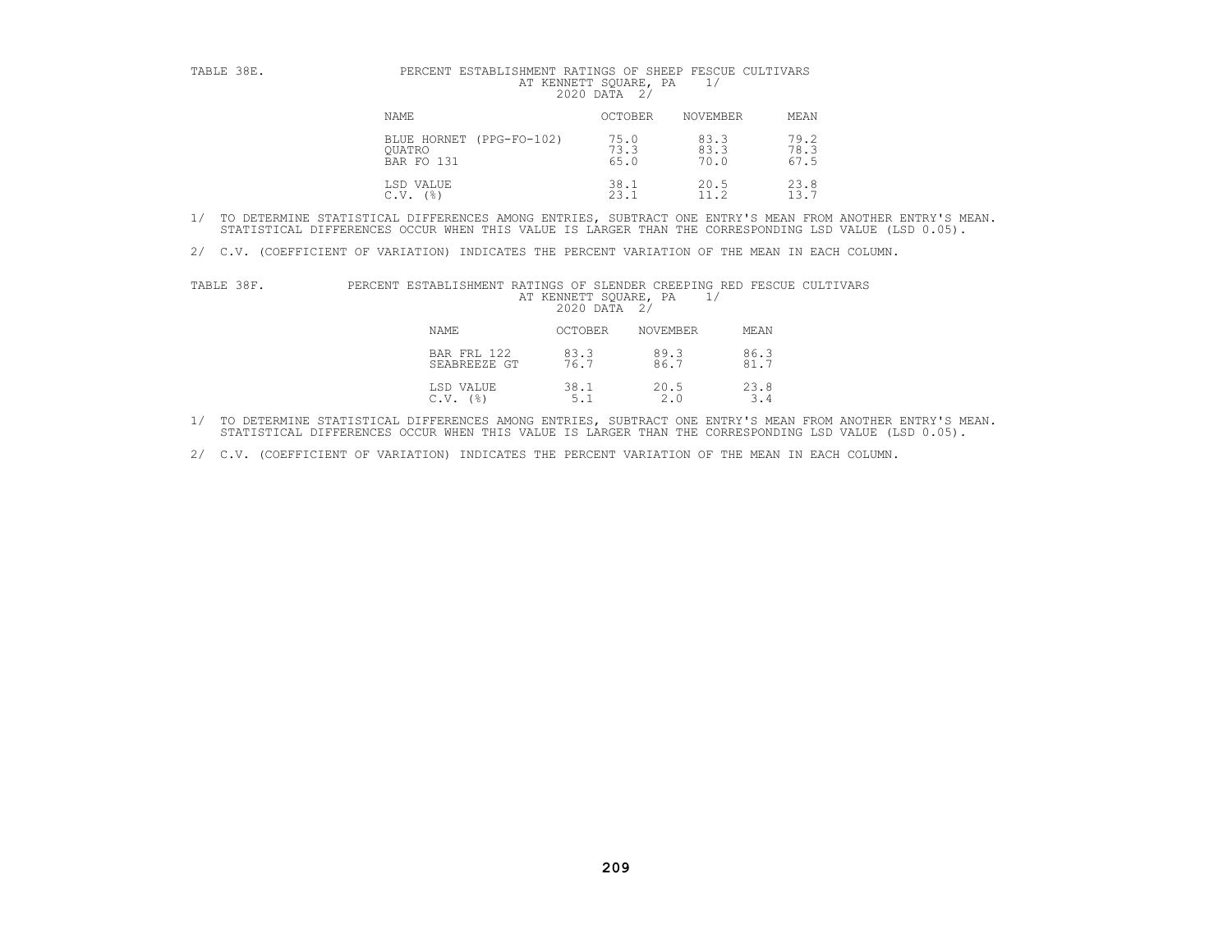TABLE 38E. PERCENT ESTABLISHMENT RATINGS OF SHEEP FESCUE CULTIVARS AT KENNETT SQUARE, PA 1/ 2020 DATA 2/

| NAME | OCTOBER | NOVEMBER | MEAN |
|---|---|---|---|
| BLUE HORNET (PPG-FO-102) | 75.0 | 83.3 | 79.2 |
| QUATRO | 73.3 | 83.3 | 78.3 |
| BAR FO 131 | 65.0 | 70.0 | 67.5 |
| LSD VALUE | 38.1 | 20.5 | 23.8 |
| C.V. (%) | 23.1 | 11.2 | 13.7 |

1/ TO DETERMINE STATISTICAL DIFFERENCES AMONG ENTRIES, SUBTRACT ONE ENTRY'S MEAN FROM ANOTHER ENTRY'S MEAN. STATISTICAL DIFFERENCES OCCUR WHEN THIS VALUE IS LARGER THAN THE CORRESPONDING LSD VALUE (LSD 0.05).

2/ C.V. (COEFFICIENT OF VARIATION) INDICATES THE PERCENT VARIATION OF THE MEAN IN EACH COLUMN.

TABLE 38F. PERCENT ESTABLISHMENT RATINGS OF SLENDER CREEPING RED FESCUE CULTIVARS AT KENNETT SQUARE, PA 1/ 2020 DATA 2/

| NAME | OCTOBER | NOVEMBER | MEAN |
|---|---|---|---|
| BAR FRL 122 | 83.3 | 89.3 | 86.3 |
| SEABREEZE GT | 76.7 | 86.7 | 81.7 |
| LSD VALUE | 38.1 | 20.5 | 23.8 |
| C.V. (%) | 5.1 | 2.0 | 3.4 |

1/ TO DETERMINE STATISTICAL DIFFERENCES AMONG ENTRIES, SUBTRACT ONE ENTRY'S MEAN FROM ANOTHER ENTRY'S MEAN. STATISTICAL DIFFERENCES OCCUR WHEN THIS VALUE IS LARGER THAN THE CORRESPONDING LSD VALUE (LSD 0.05).

2/ C.V. (COEFFICIENT OF VARIATION) INDICATES THE PERCENT VARIATION OF THE MEAN IN EACH COLUMN.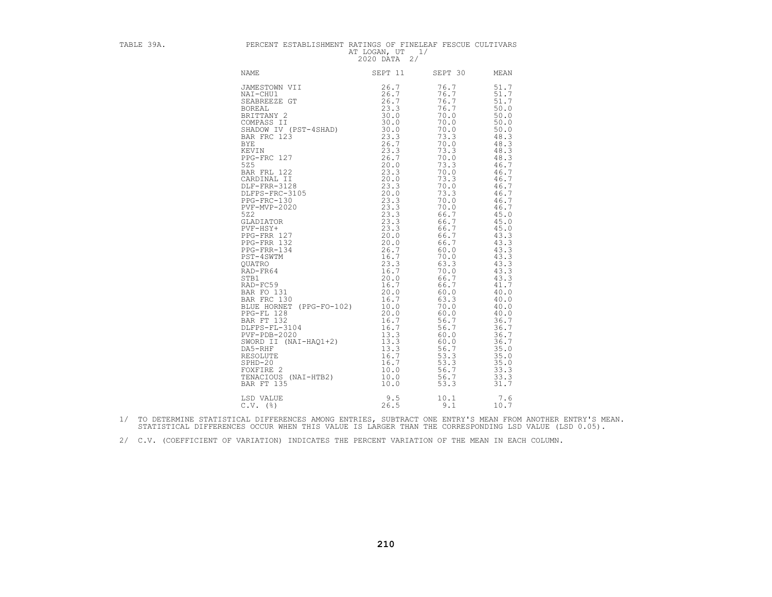TABLE 39A. PERCENT ESTABLISHMENT RATINGS OF FINELEAF FESCUE CULTIVARS AT LOGAN, UT 1/ 2020 DATA 2/

| NAME | SEPT 11 | SEPT 30 | MEAN |
|---|---|---|---|
| JAMESTOWN VII | 26.7 | 76.7 | 51.7 |
| NAI-CHU1 | 26.7 | 76.7 | 51.7 |
| SEABREEZE GT | 26.7 | 76.7 | 51.7 |
| BOREAL | 23.3 | 76.7 | 50.0 |
| BRITTANY 2 | 30.0 | 70.0 | 50.0 |
| COMPASS II | 30.0 | 70.0 | 50.0 |
| SHADOW IV (PST-4SHAD) | 30.0 | 70.0 | 50.0 |
| BAR FRC 123 | 23.3 | 73.3 | 48.3 |
| BYE | 26.7 | 70.0 | 48.3 |
| KEVIN | 23.3 | 73.3 | 48.3 |
| PPG-FRC 127 | 26.7 | 70.0 | 48.3 |
| 5Z5 | 20.0 | 73.3 | 46.7 |
| BAR FRL 122 | 23.3 | 70.0 | 46.7 |
| CARDINAL II | 20.0 | 73.3 | 46.7 |
| DLF-FRR-3128 | 23.3 | 70.0 | 46.7 |
| DLFPS-FRC-3105 | 20.0 | 73.3 | 46.7 |
| PPG-FRC-130 | 23.3 | 70.0 | 46.7 |
| PVF-MVP-2020 | 23.3 | 70.0 | 46.7 |
| 5Z2 | 23.3 | 66.7 | 45.0 |
| GLADIATOR | 23.3 | 66.7 | 45.0 |
| PVF-HSY+ | 23.3 | 66.7 | 45.0 |
| PPG-FRR 127 | 20.0 | 66.7 | 43.3 |
| PPG-FRR 132 | 20.0 | 66.7 | 43.3 |
| PPG-FRR-134 | 26.7 | 60.0 | 43.3 |
| PST-4SWTM | 16.7 | 70.0 | 43.3 |
| QUATRO | 23.3 | 63.3 | 43.3 |
| RAD-FR64 | 16.7 | 70.0 | 43.3 |
| STB1 | 20.0 | 66.7 | 43.3 |
| RAD-FC59 | 16.7 | 66.7 | 41.7 |
| BAR FO 131 | 20.0 | 60.0 | 40.0 |
| BAR FRC 130 | 16.7 | 63.3 | 40.0 |
| BLUE HORNET (PPG-FO-102) | 10.0 | 70.0 | 40.0 |
| PPG-FL 128 | 20.0 | 60.0 | 40.0 |
| BAR FT 132 | 16.7 | 56.7 | 36.7 |
| DLFPS-FL-3104 | 16.7 | 56.7 | 36.7 |
| PVF-PDB-2020 | 13.3 | 60.0 | 36.7 |
| SWORD II (NAI-HAQ1+2) | 13.3 | 60.0 | 36.7 |
| DA5-RHF | 13.3 | 56.7 | 35.0 |
| RESOLUTE | 16.7 | 53.3 | 35.0 |
| SPHD-20 | 16.7 | 53.3 | 35.0 |
| FOXFIRE 2 | 10.0 | 56.7 | 33.3 |
| TENACIOUS (NAI-HTB2) | 10.0 | 56.7 | 33.3 |
| BAR FT 135 | 10.0 | 53.3 | 31.7 |
| LSD VALUE | 9.5 | 10.1 | 7.6 |
| C.V. (%) | 26.5 | 9.1 | 10.7 |

1/ TO DETERMINE STATISTICAL DIFFERENCES AMONG ENTRIES, SUBTRACT ONE ENTRY'S MEAN FROM ANOTHER ENTRY'S MEAN. STATISTICAL DIFFERENCES OCCUR WHEN THIS VALUE IS LARGER THAN THE CORRESPONDING LSD VALUE (LSD 0.05).

2/ C.V. (COEFFICIENT OF VARIATION) INDICATES THE PERCENT VARIATION OF THE MEAN IN EACH COLUMN.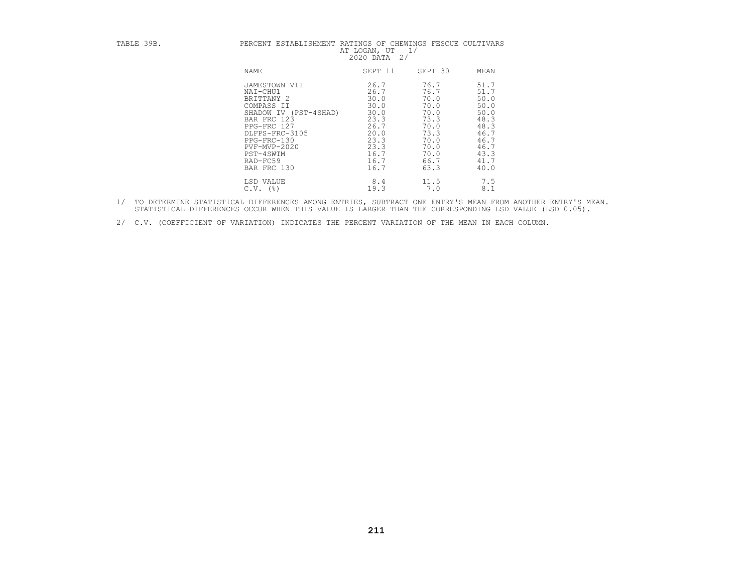TABLE 39B. PERCENT ESTABLISHMENT RATINGS OF CHEWINGS FESCUE CULTIVARS AT LOGAN, UT 1/ 2020 DATA 2/

| NAME | SEPT 11 | SEPT 30 | MEAN |
|---|---|---|---|
| JAMESTOWN VII | 26.7 | 76.7 | 51.7 |
| NAI-CHU1 | 26.7 | 76.7 | 51.7 |
| BRITTANY 2 | 30.0 | 70.0 | 50.0 |
| COMPASS II | 30.0 | 70.0 | 50.0 |
| SHADOW IV (PST-4SHAD) | 30.0 | 70.0 | 50.0 |
| BAR FRC 123 | 23.3 | 73.3 | 48.3 |
| PPG-FRC 127 | 26.7 | 70.0 | 48.3 |
| DLFPS-FRC-3105 | 20.0 | 73.3 | 46.7 |
| PPG-FRC-130 | 23.3 | 70.0 | 46.7 |
| PVF-MVP-2020 | 23.3 | 70.0 | 46.7 |
| PST-4SWTM | 16.7 | 70.0 | 43.3 |
| RAD-FC59 | 16.7 | 66.7 | 41.7 |
| BAR FRC 130 | 16.7 | 63.3 | 40.0 |
| LSD VALUE | 8.4 | 11.5 | 7.5 |
| C.V. (%) | 19.3 | 7.0 | 8.1 |

1/ TO DETERMINE STATISTICAL DIFFERENCES AMONG ENTRIES, SUBTRACT ONE ENTRY'S MEAN FROM ANOTHER ENTRY'S MEAN. STATISTICAL DIFFERENCES OCCUR WHEN THIS VALUE IS LARGER THAN THE CORRESPONDING LSD VALUE (LSD 0.05).

2/ C.V. (COEFFICIENT OF VARIATION) INDICATES THE PERCENT VARIATION OF THE MEAN IN EACH COLUMN.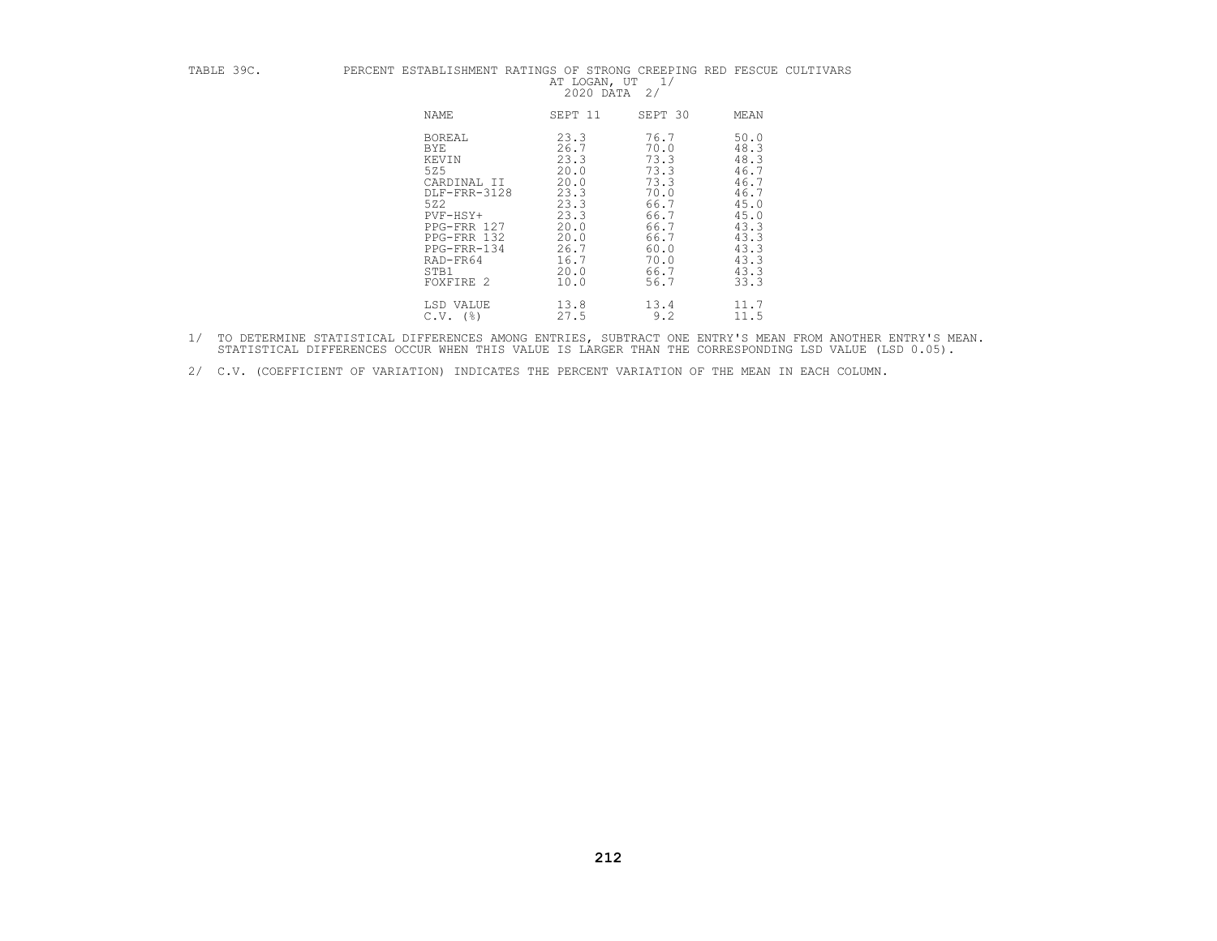TABLE 39C. PERCENT ESTABLISHMENT RATINGS OF STRONG CREEPING RED FESCUE CULTIVARS AT LOGAN, UT 1/ 2020 DATA 2/

| NAME | SEPT 11 | SEPT 30 | MEAN |
|---|---|---|---|
| BOREAL | 23.3 | 76.7 | 50.0 |
| BYE | 26.7 | 70.0 | 48.3 |
| KEVIN | 23.3 | 73.3 | 48.3 |
| 5Z5 | 20.0 | 73.3 | 46.7 |
| CARDINAL II | 20.0 | 73.3 | 46.7 |
| DLF-FRR-3128 | 23.3 | 70.0 | 46.7 |
| 5Z2 | 23.3 | 66.7 | 45.0 |
| PVF-HSY+ | 23.3 | 66.7 | 45.0 |
| PPG-FRR 127 | 20.0 | 66.7 | 43.3 |
| PPG-FRR 132 | 20.0 | 66.7 | 43.3 |
| PPG-FRR-134 | 26.7 | 60.0 | 43.3 |
| RAD-FR64 | 16.7 | 70.0 | 43.3 |
| STB1 | 20.0 | 66.7 | 43.3 |
| FOXFIRE 2 | 10.0 | 56.7 | 33.3 |
| LSD VALUE | 13.8 | 13.4 | 11.7 |
| C.V. (%) | 27.5 | 9.2 | 11.5 |

1/ TO DETERMINE STATISTICAL DIFFERENCES AMONG ENTRIES, SUBTRACT ONE ENTRY'S MEAN FROM ANOTHER ENTRY'S MEAN. STATISTICAL DIFFERENCES OCCUR WHEN THIS VALUE IS LARGER THAN THE CORRESPONDING LSD VALUE (LSD 0.05).

2/ C.V. (COEFFICIENT OF VARIATION) INDICATES THE PERCENT VARIATION OF THE MEAN IN EACH COLUMN.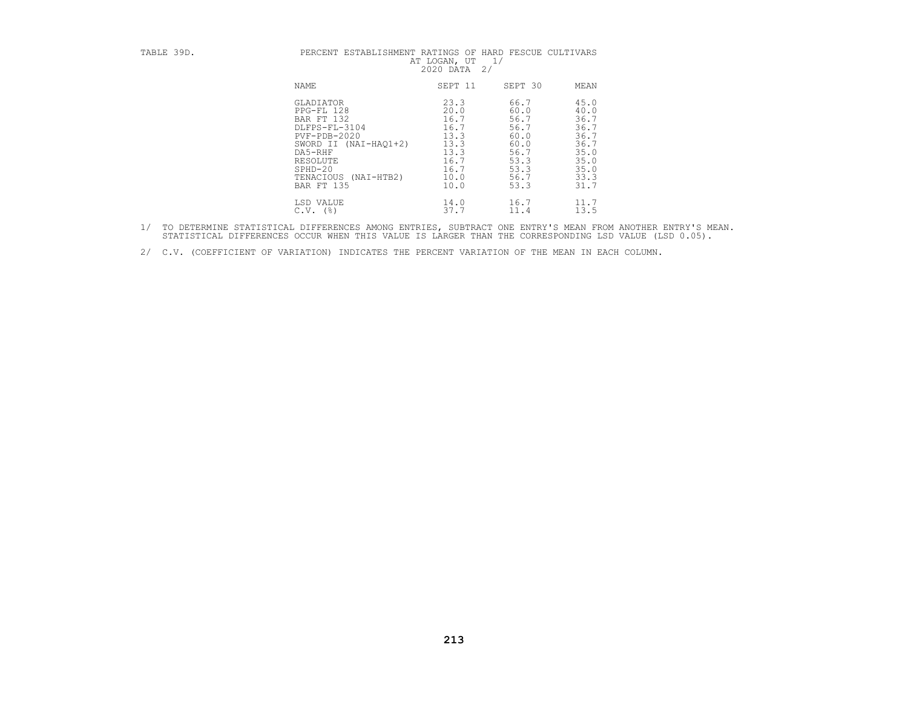TABLE 39D. PERCENT ESTABLISHMENT RATINGS OF HARD FESCUE CULTIVARS AT LOGAN, UT 1/ 2020 DATA 2/

| NAME | SEPT 11 | SEPT 30 | MEAN |
|---|---|---|---|
| GLADIATOR | 23.3 | 66.7 | 45.0 |
| PPG-FL 128 | 20.0 | 60.0 | 40.0 |
| BAR FT 132 | 16.7 | 56.7 | 36.7 |
| DLFPS-FL-3104 | 16.7 | 56.7 | 36.7 |
| PVF-PDB-2020 | 13.3 | 60.0 | 36.7 |
| SWORD II (NAI-HAQ1+2) | 13.3 | 60.0 | 36.7 |
| DA5-RHF | 13.3 | 56.7 | 35.0 |
| RESOLUTE | 16.7 | 53.3 | 35.0 |
| SPHD-20 | 16.7 | 53.3 | 35.0 |
| TENACIOUS (NAI-HTB2) | 10.0 | 56.7 | 33.3 |
| BAR FT 135 | 10.0 | 53.3 | 31.7 |
| LSD VALUE | 14.0 | 16.7 | 11.7 |
| C.V. (%) | 37.7 | 11.4 | 13.5 |

1/ TO DETERMINE STATISTICAL DIFFERENCES AMONG ENTRIES, SUBTRACT ONE ENTRY'S MEAN FROM ANOTHER ENTRY'S MEAN. STATISTICAL DIFFERENCES OCCUR WHEN THIS VALUE IS LARGER THAN THE CORRESPONDING LSD VALUE (LSD 0.05).

2/ C.V. (COEFFICIENT OF VARIATION) INDICATES THE PERCENT VARIATION OF THE MEAN IN EACH COLUMN.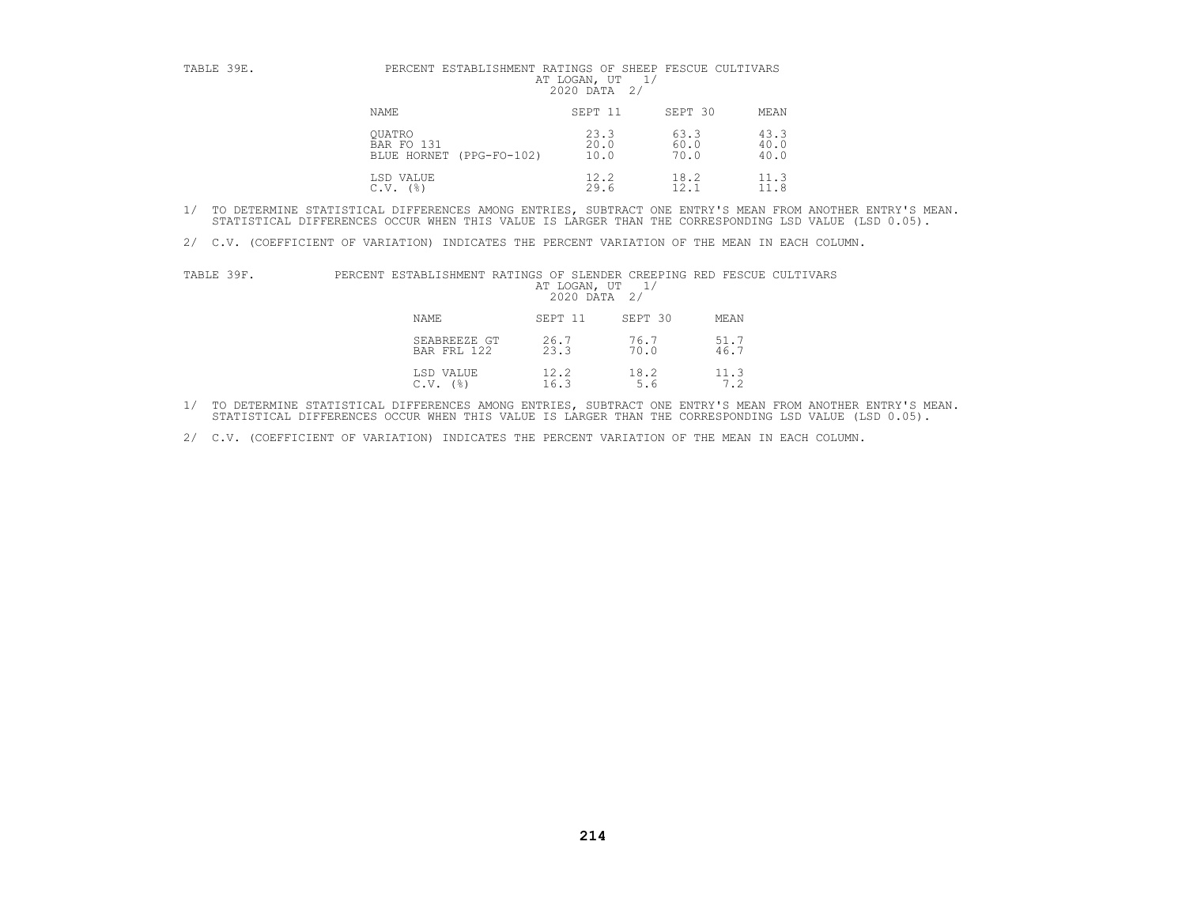TABLE 39E. PERCENT ESTABLISHMENT RATINGS OF SHEEP FESCUE CULTIVARS AT LOGAN, UT 1/ 2020 DATA 2/

| NAME | SEPT 11 | SEPT 30 | MEAN |
|---|---|---|---|
| QUATRO | 23.3 | 63.3 | 43.3 |
| BAR FO 131 | 20.0 | 60.0 | 40.0 |
| BLUE HORNET (PPG-FO-102) | 10.0 | 70.0 | 40.0 |
| LSD VALUE | 12.2 | 18.2 | 11.3 |
| C.V. (%) | 29.6 | 12.1 | 11.8 |

1/ TO DETERMINE STATISTICAL DIFFERENCES AMONG ENTRIES, SUBTRACT ONE ENTRY'S MEAN FROM ANOTHER ENTRY'S MEAN. STATISTICAL DIFFERENCES OCCUR WHEN THIS VALUE IS LARGER THAN THE CORRESPONDING LSD VALUE (LSD 0.05).

2/ C.V. (COEFFICIENT OF VARIATION) INDICATES THE PERCENT VARIATION OF THE MEAN IN EACH COLUMN.

TABLE 39F. PERCENT ESTABLISHMENT RATINGS OF SLENDER CREEPING RED FESCUE CULTIVARS AT LOGAN, UT 1/ 2020 DATA 2/

| NAME | SEPT 11 | SEPT 30 | MEAN |
|---|---|---|---|
| SEABREEZE GT | 26.7 | 76.7 | 51.7 |
| BAR FRL 122 | 23.3 | 70.0 | 46.7 |
| LSD VALUE | 12.2 | 18.2 | 11.3 |
| C.V. (%) | 16.3 | 5.6 | 7.2 |

1/ TO DETERMINE STATISTICAL DIFFERENCES AMONG ENTRIES, SUBTRACT ONE ENTRY'S MEAN FROM ANOTHER ENTRY'S MEAN. STATISTICAL DIFFERENCES OCCUR WHEN THIS VALUE IS LARGER THAN THE CORRESPONDING LSD VALUE (LSD 0.05).

2/ C.V. (COEFFICIENT OF VARIATION) INDICATES THE PERCENT VARIATION OF THE MEAN IN EACH COLUMN.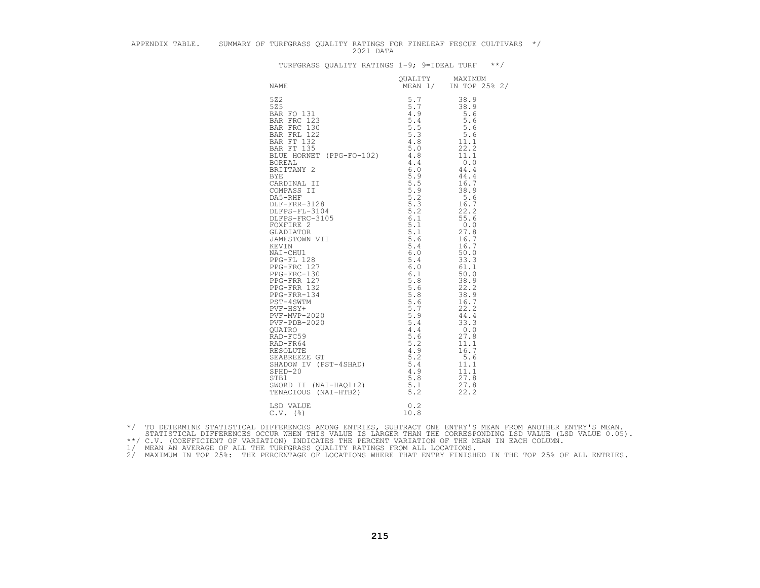APPENDIX TABLE. SUMMARY OF TURFGRASS QUALITY RATINGS FOR FINELEAF FESCUE CULTIVARS */
2021 DATA

TURFGRASS QUALITY RATINGS 1-9; 9=IDEAL TURF **/

| NAME | QUALITY MEAN 1/ | MAXIMUM IN TOP 25% 2/ |
|---|---|---|
| 5Z2 | 5.7 | 38.9 |
| 5Z5 | 5.7 | 38.9 |
| BAR FO 131 | 4.9 | 5.6 |
| BAR FRC 123 | 5.4 | 5.6 |
| BAR FRC 130 | 5.5 | 5.6 |
| BAR FRL 122 | 5.3 | 5.6 |
| BAR FT 132 | 4.8 | 11.1 |
| BAR FT 135 | 5.0 | 22.2 |
| BLUE HORNET (PPG-FO-102) | 4.8 | 11.1 |
| BOREAL | 4.4 | 0.0 |
| BRITTANY 2 | 6.0 | 44.4 |
| BYE | 5.9 | 44.4 |
| CARDINAL II | 5.5 | 16.7 |
| COMPASS II | 5.9 | 38.9 |
| DA5-RHF | 5.2 | 5.6 |
| DLF-FRR-3128 | 5.3 | 16.7 |
| DLFPS-FL-3104 | 5.2 | 22.2 |
| DLFPS-FRC-3105 | 6.1 | 55.6 |
| FOXFIRE 2 | 5.1 | 0.0 |
| GLADIATOR | 5.1 | 27.8 |
| JAMESTOWN VII | 5.6 | 16.7 |
| KEVIN | 5.4 | 16.7 |
| NAI-CHU1 | 6.0 | 50.0 |
| PPG-FL 128 | 5.4 | 33.3 |
| PPG-FRC 127 | 6.0 | 61.1 |
| PPG-FRC-130 | 6.1 | 50.0 |
| PPG-FRR 127 | 5.8 | 38.9 |
| PPG-FRR 132 | 5.6 | 22.2 |
| PPG-FRR-134 | 5.8 | 38.9 |
| PST-4SWTM | 5.6 | 16.7 |
| PVF-HSY+ | 5.7 | 22.2 |
| PVF-MVP-2020 | 5.9 | 44.4 |
| PVF-PDB-2020 | 5.4 | 33.3 |
| QUATRO | 4.4 | 0.0 |
| RAD-FC59 | 5.6 | 27.8 |
| RAD-FR64 | 5.2 | 11.1 |
| RESOLUTE | 4.9 | 16.7 |
| SEABREEZE GT | 5.2 | 5.6 |
| SHADOW IV (PST-4SHAD) | 5.4 | 11.1 |
| SPHD-20 | 4.9 | 11.1 |
| STB1 | 5.8 | 27.8 |
| SWORD II (NAI-HAQ1+2) | 5.1 | 27.8 |
| TENACIOUS (NAI-HTB2) | 5.2 | 22.2 |
| LSD VALUE | 0.2 | |
| C.V. (%) | 10.8 | |

*/ TO DETERMINE STATISTICAL DIFFERENCES AMONG ENTRIES, SUBTRACT ONE ENTRY'S MEAN FROM ANOTHER ENTRY'S MEAN. STATISTICAL DIFFERENCES OCCUR WHEN THIS VALUE IS LARGER THAN THE CORRESPONDING LSD VALUE (LSD VALUE 0.05).

**/ C.V. (COEFFICIENT OF VARIATION) INDICATES THE PERCENT VARIATION OF THE MEAN IN EACH COLUMN.

1/ MEAN AN AVERAGE OF ALL THE TURFGRASS QUALITY RATINGS FROM ALL LOCATIONS.

2/ MAXIMUM IN TOP 25%: THE PERCENTAGE OF LOCATIONS WHERE THAT ENTRY FINISHED IN THE TOP 25% OF ALL ENTRIES.